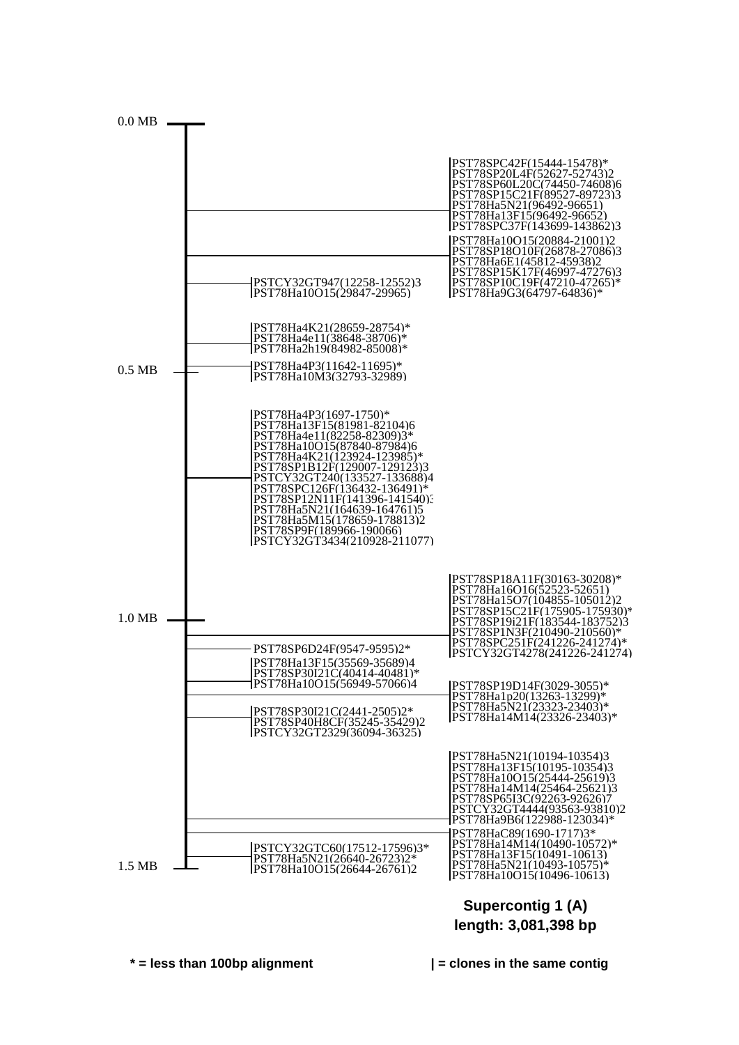0.0 MB

PST78SPC42F(15444-15478)*
PST78SP20L4F(52627-52743)2
PST78SP60L20C(74450-74608)6
PST78SP15C21F(89527-89723)3
PST78Ha5N21(96492-96651)
PST78Ha13F15(96492-96652)
PST78SPC37F(143699-143862)3

PST78Ha10O15(20884-21001)2
PST78SP18O10F(26878-27086)3
PST78Ha6E1(45812-45938)2
PST78SP15K17F(46997-47276)3
PST78SP10C19F(47210-47265)*
PST78Ha9G3(64797-64836)*

PSTCY32GT947(12258-12552)3
PST78Ha10O15(29847-29965)

PST78Ha4K21(28659-28754)*
PST78Ha4e11(38648-38706)*
PST78Ha2h19(84982-85008)*

PST78Ha4P3(11642-11695)*
PST78Ha10M3(32793-32989)

0.5 MB

PST78Ha4P3(1697-1750)*
PST78Ha13F15(81981-82104)6
PST78Ha4e11(82258-82309)3*
PST78Ha10O15(87840-87984)6
PST78Ha4K21(123924-123985)*
PST78SP1B12F(129007-129123)3
PSTCY32GT240(133527-133688)4
PST78SPC126F(136432-136491)*
PST78SP12N11F(141396-141540)3
PST78Ha5N21(164639-164761)5
PST78Ha5M15(178659-178813)2
PST78SP9F(189966-190066)
PSTCY32GT3434(210928-211077)

PST78SP18A11F(30163-30208)*
PST78Ha16O16(52523-52651)
PST78Ha15O7(104855-105012)2
PST78SP15C21F(175905-175930)*
PST78SP19i21F(183544-183752)3
PST78SP1N3F(210490-210560)*
PST78SPC251F(241226-241274)*
PSTCY32GT4278(241226-241274)

1.0 MB

PST78SP6D24F(9547-9595)2*

PST78Ha13F15(35569-35689)4
PST78SP30I21C(40414-40481)*
PST78Ha10O15(56949-57066)4

PST78SP19D14F(3029-3055)*
PST78Ha1p20(13263-13299)*
PST78Ha5N21(23323-23403)*
PST78Ha14M14(23326-23403)*

PST78SP30I21C(2441-2505)2*
PST78SP40H8CF(35245-35429)2
PSTCY32GT2329(36094-36325)

PST78Ha5N21(10194-10354)3
PST78Ha13F15(10195-10354)3
PST78Ha10O15(25444-25619)3
PST78Ha14M14(25464-25621)3
PST78SP65I3C(92263-92626)7
PSTCY32GT4444(93563-93810)2
PST78Ha9B6(122988-123034)*

PST78HaC89(1690-1717)3*
PST78Ha14M14(10490-10572)*
PST78Ha13F15(10491-10613)
PST78Ha5N21(10493-10575)*
PST78Ha10O15(10496-10613)

PSTCY32GTC60(17512-17596)3*
PST78Ha5N21(26640-26723)2*
PST78Ha10O15(26644-26761)2

1.5 MB

**Supercontig 1 (A)**
**length: 3,081,398 bp**

**\* = less than 100bp alignment** | **| = clones in the same contig**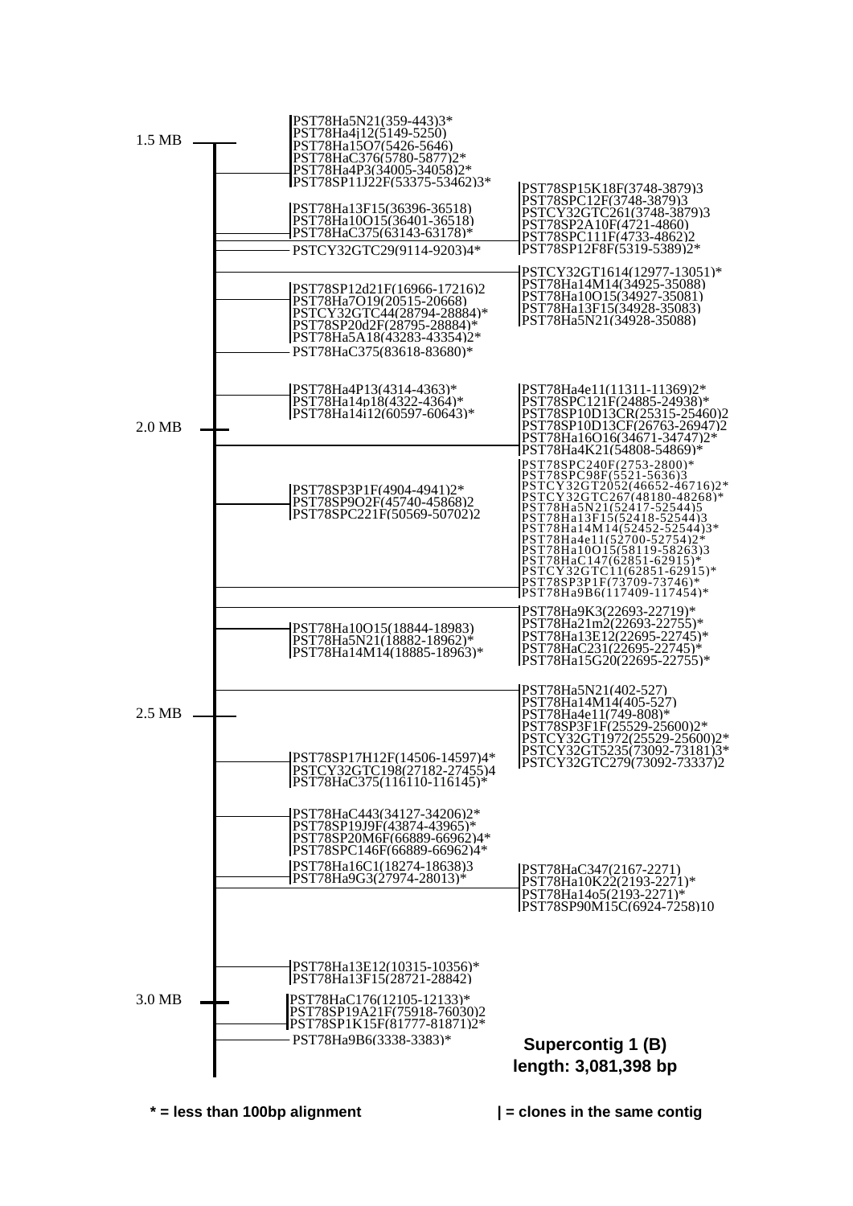1.5 MB

PST78Ha5N21(359-443)3*
PST78Ha4j12(5149-5250)
PST78Ha15O7(5426-5646)
PST78HaC376(5780-5877)2*
PST78Ha4P3(34005-34058)2*
PST78SP11J22F(53375-53462)3*

PST78SP15K18F(3748-3879)3
PST78SPC12F(3748-3879)3
PSTCY32GTC261(3748-3879)3
PST78SP2A10F(4721-4860)
PST78SPC111F(4733-4862)2
PST78SP12F8F(5319-5389)2*

PST78Ha13F15(36396-36518)
PST78Ha10O15(36401-36518)
PST78HaC375(63143-63178)*

PSTCY32GTC29(9114-9203)4*

PSTCY32GT1614(12977-13051)*
PST78Ha14M14(34925-35088)
PST78Ha10O15(34927-35081)
PST78Ha13F15(34928-35083)
PST78Ha5N21(34928-35088)

PST78SP12d21F(16966-17216)2
PST78Ha7O19(20515-20668)
PSTCY32GTC44(28794-28884)*
PST78SP20d2F(28795-28884)*
PST78Ha5A18(43283-43354)2*

PST78HaC375(83618-83680)*

PST78Ha4P13(4314-4363)*
PST78Ha14p18(4322-4364)*
PST78Ha14i12(60597-60643)*

PST78Ha4e11(11311-11369)2*
PST78SPC121F(24885-24938)*
PST78SP10D13CR(25315-25460)2
PST78SP10D13CF(26763-26947)2
PST78Ha16O16(34671-34747)2*
PST78Ha4K21(54808-54869)*

2.0 MB

PST78SPC240F(2753-2800)*
PST78SPC98F(5521-5636)3
PSTCY32GT2052(46652-46716)2*
PSTCY32GTC267(48180-48268)*
PST78Ha5N21(52417-52544)5
PST78Ha13F15(52418-52544)3
PST78Ha14M14(52452-52544)3*
PST78Ha4e11(52700-52754)2*
PST78Ha10O15(58119-58263)3
PST78HaC147(62851-62915)*
PSTCY32GTC11(62851-62915)*
PST78SP3P1F(73709-73746)*
PST78Ha9B6(117409-117454)*

PST78SP3P1F(4904-4941)2*
PST78SP9O2F(45740-45868)2
PST78SPC221F(50569-50702)2

PST78Ha9K3(22693-22719)*
PST78Ha21m2(22693-22755)*
PST78Ha13E12(22695-22745)*
PST78HaC231(22695-22745)*
PST78Ha15G20(22695-22755)*

PST78Ha10O15(18844-18983)
PST78Ha5N21(18882-18962)*
PST78Ha14M14(18885-18963)*

PST78Ha5N21(402-527)
PST78Ha14M14(405-527)
PST78Ha4e11(749-808)*
PST78SP3F1F(25529-25600)2*
PSTCY32GT1972(25529-25600)2*
PSTCY32GT5235(73092-73181)3*
PSTCY32GTC279(73092-73337)2

2.5 MB

PST78SP17H12F(14506-14597)4*
PSTCY32GTC198(27182-27455)4
PST78HaC375(116110-116145)*

PST78HaC443(34127-34206)2*
PST78SP19J9F(43874-43965)*
PST78SP20M6F(66889-66962)4*
PST78SPC146F(66889-66962)4*

PST78Ha16C1(18274-18638)3
PST78Ha9G3(27974-28013)*

PST78HaC347(2167-2271)
PST78Ha10K22(2193-2271)*
PST78Ha14o5(2193-2271)*
PST78SP90M15C(6924-7258)10

PST78Ha13E12(10315-10356)*
PST78Ha13F15(28721-28842)

3.0 MB

PST78HaC176(12105-12133)*
PST78SP19A21F(75918-76030)2
PST78SP1K15F(81777-81871)2*

PST78Ha9B6(3338-3383)*

**Supercontig 1 (B)**
**length: 3,081,398 bp**

**\* = less than 100bp alignment** | **| = clones in the same contig**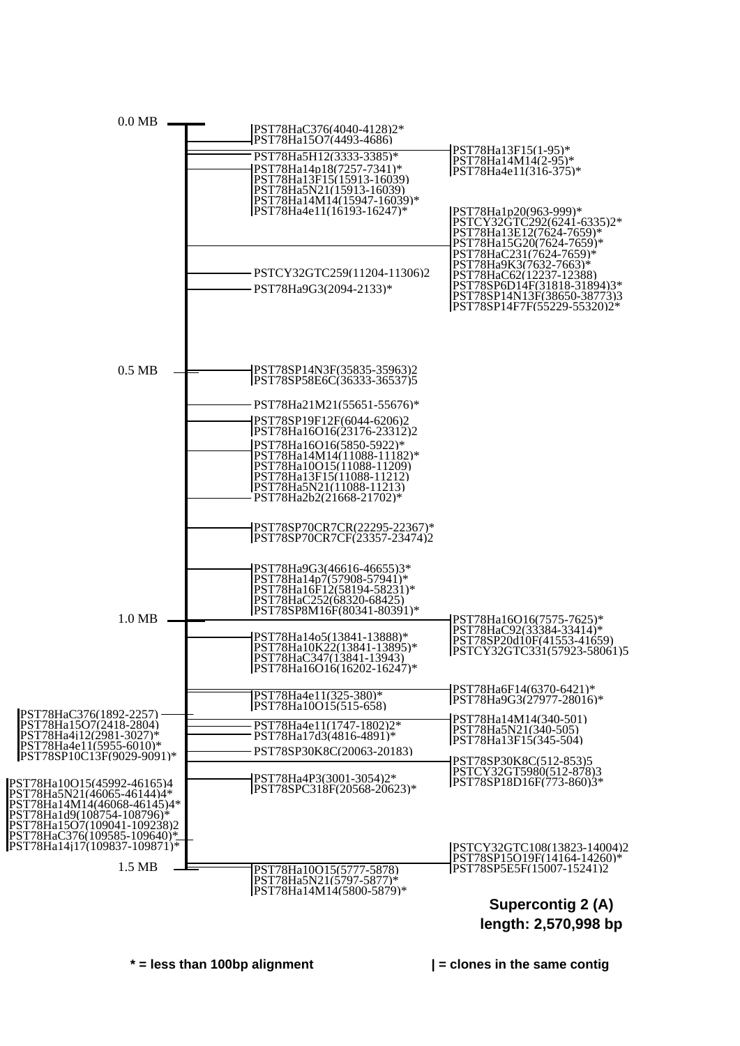0.0 MB

PST78HaC376(4040-4128)2*
PST78Ha15O7(4493-4686)

PST78Ha5H12(3333-3385)*

PST78Ha13F15(1-95)*
PST78Ha14M14(2-95)*
PST78Ha4e11(316-375)*

PST78Ha14p18(7257-7341)*
PST78Ha13F15(15913-16039)
PST78Ha5N21(15913-16039)
PST78Ha14M14(15947-16039)*
PST78Ha4e11(16193-16247)*

PST78Ha1p20(963-999)*
PSTCY32GTC292(6241-6335)2*
PST78Ha13E12(7624-7659)*
PST78Ha15G20(7624-7659)*
PST78HaC231(7624-7659)*
PST78Ha9K3(7632-7663)*
PST78HaC62(12237-12388)
PST78SP6D14F(31818-31894)3*
PST78SP14N13F(38650-38773)3
PST78SP14F7F(55229-55320)2*

PSTCY32GTC259(11204-11306)2

PST78Ha9G3(2094-2133)*

0.5 MB

PST78SP14N3F(35835-35963)2
PST78SP58E6C(36333-36537)5

PST78Ha21M21(55651-55676)*

PST78SP19F12F(6044-6206)2
PST78Ha16O16(23176-23312)2

PST78Ha16O16(5850-5922)*
PST78Ha14M14(11088-11182)*
PST78Ha10O15(11088-11209)
PST78Ha13F15(11088-11212)
PST78Ha5N21(11088-11213)

PST78Ha2b2(21668-21702)*

PST78SP70CR7CR(22295-22367)*
PST78SP70CR7CF(23357-23474)2

PST78Ha9G3(46616-46655)3*
PST78Ha14p7(57908-57941)*
PST78Ha16F12(58194-58231)*
PST78HaC252(68320-68425)
PST78SP8M16F(80341-80391)*

1.0 MB

PST78Ha16O16(7575-7625)*
PST78HaC92(33384-33414)*
PST78SP20d10F(41553-41659)
PSTCY32GTC331(57923-58061)5

PST78Ha14o5(13841-13888)*
PST78Ha10K22(13841-13895)*
PST78HaC347(13841-13943)
PST78Ha16O16(16202-16247)*

PST78Ha6F14(6370-6421)*
PST78Ha9G3(27977-28016)*

PST78Ha4e11(325-380)*
PST78Ha10O15(515-658)

PST78HaC376(1892-2257)
PST78Ha15O7(2418-2804)
PST78Ha4j12(2981-3027)*
PST78Ha4e11(5955-6010)*
PST78SP10C13F(9029-9091)*

PST78Ha14M14(340-501)
PST78Ha5N21(340-505)
PST78Ha13F15(345-504)

PST78Ha4e11(1747-1802)2*
PST78Ha17d3(4816-4891)*

PST78SP30K8C(20063-20183)

PST78SP30K8C(512-853)5
PSTCY32GT5980(512-878)3
PST78SP18D16F(773-860)3*

PST78Ha4P3(3001-3054)2*
PST78SPC318F(20568-20623)*

PST78Ha10O15(45992-46165)4
PST78Ha5N21(46065-46144)4*
PST78Ha14M14(46068-46145)4*
PST78Ha1d9(108754-108796)*
PST78Ha15O7(109041-109238)2
PST78HaC376(109585-109640)*
PST78Ha14j17(109837-109871)*

PSTCY32GTC108(13823-14004)2
PST78SP15O19F(14164-14260)*
PST78SP5E5F(15007-15241)2

1.5 MB

PST78Ha10O15(5777-5878)
PST78Ha5N21(5797-5877)*
PST78Ha14M14(5800-5879)*

**Supercontig 2 (A)**
**length: 2,570,998 bp**

**\* = less than 100bp alignment** | **| = clones in the same contig**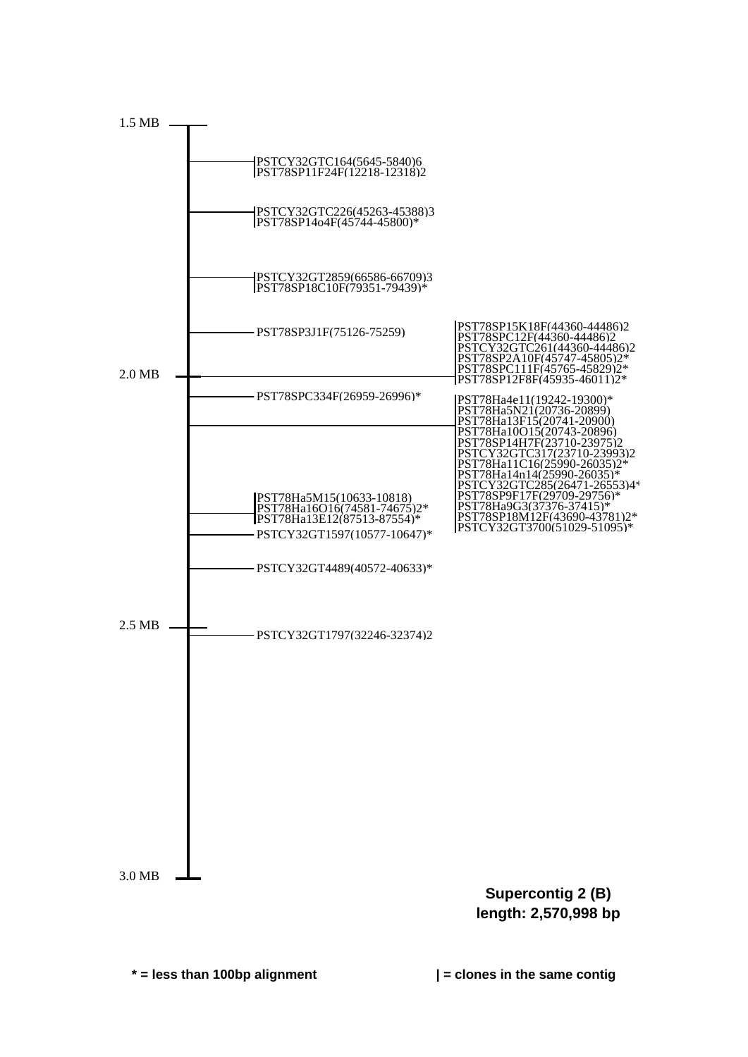1.5 MB

PSTCY32GTC164(5645-5840)6
PST78SP11F24F(12218-12318)2

PSTCY32GTC226(45263-45388)3
PST78SP14o4F(45744-45800)*

PSTCY32GT2859(66586-66709)3
PST78SP18C10F(79351-79439)*

PST78SP3J1F(75126-75259)

PST78SP15K18F(44360-44486)2
PST78SPC12F(44360-44486)2
PSTCY32GTC261(44360-44486)2
PST78SP2A10F(45747-45805)2*
PST78SPC111F(45765-45829)2*
PST78SP12F8F(45935-46011)2*

2.0 MB

PST78SPC334F(26959-26996)*

PST78Ha4e11(19242-19300)*
PST78Ha5N21(20736-20899)
PST78Ha13F15(20741-20900)
PST78Ha10O15(20743-20896)
PST78SP14H7F(23710-23975)2
PSTCY32GTC317(23710-23993)2
PST78Ha11C16(25990-26035)2*
PST78Ha14n14(25990-26035)*
PSTCY32GTC285(26471-26553)4*
PST78SP9F17F(29709-29756)*
PST78Ha9G3(37376-37415)*
PST78SP18M12F(43690-43781)2*
PSTCY32GT3700(51029-51095)*

PST78Ha5M15(10633-10818)
PST78Ha16O16(74581-74675)2*
PST78Ha13E12(87513-87554)*

PSTCY32GT1597(10577-10647)*

PSTCY32GT4489(40572-40633)*

2.5 MB

PSTCY32GT1797(32246-32374)2

3.0 MB

**Supercontig 2 (B)**
**length: 2,570,998 bp**

**\* = less than 100bp alignment**

**| = clones in the same contig**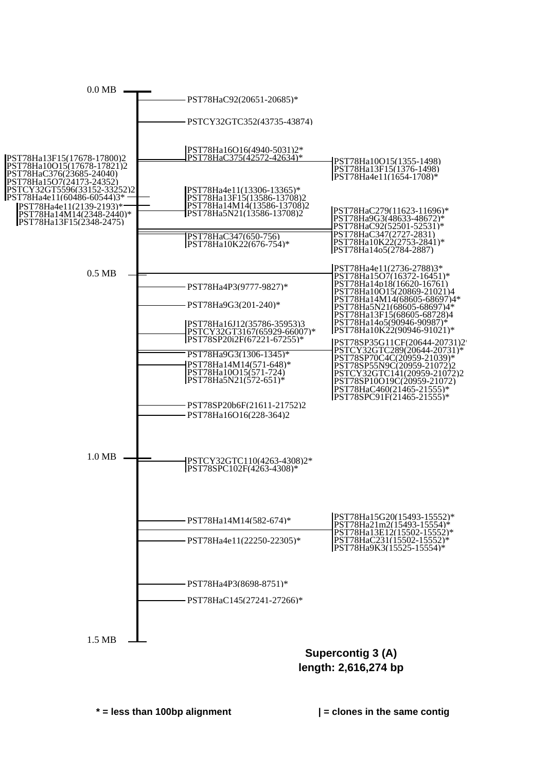0.0 MB

- PST78HaC92(20651-20685)*
- PSTCY32GTC352(43735-43874)
- PST78Ha16O16(4940-5031)2*
- PST78HaC375(42572-42634)*
- PST78Ha10O15(1355-1498)
- PST78Ha13F15(1376-1498)
- PST78Ha4e11(1654-1708)*
- PST78Ha13F15(17678-17800)2
- PST78Ha10O15(17678-17821)2
- PST78HaC376(23685-24040)
- PST78Ha15O7(24173-24352)
- PSTCY32GT5596(33152-33252)2
- PST78Ha4e11(60486-60544)3*
- PST78Ha4e11(2139-2193)*
- PST78Ha14M14(2348-2440)*
- PST78Ha13F15(2348-2475)
- PST78Ha4e11(13306-13365)*
- PST78Ha13F15(13586-13708)2
- PST78Ha14M14(13586-13708)2
- PST78Ha5N21(13586-13708)2
- PST78HaC279(11623-11696)*
- PST78Ha9G3(48633-48672)*
- PST78HaC92(52501-52531)*
- PST78HaC347(2727-2831)
- PST78Ha10K22(2753-2841)*
- PST78Ha14o5(2784-2887)
- PST78HaC347(650-756)
- PST78Ha10K22(676-754)*

0.5 MB

- PST78Ha4e11(2736-2788)3*
- PST78Ha15O7(16372-16451)*
- PST78Ha14p18(16620-16761)
- PST78Ha10O15(20869-21021)4
- PST78Ha14M14(68605-68697)4*
- PST78Ha5N21(68605-68697)4*
- PST78Ha13F15(68605-68728)4
- PST78Ha14o5(90946-90987)*
- PST78Ha10K22(90946-91021)*
- PST78Ha4P3(9777-9827)*
- PST78Ha9G3(201-240)*
- PST78Ha16J12(35786-35953)3
- PSTCY32GT3167(65929-66007)*
- PST78SP20i2F(67221-67255)*
- PST78SP35G11CF(20644-20731)2
- PSTCY32GTC289(20644-20731)*
- PST78SP70C4C(20959-21039)*
- PST78SP55N9C(20959-21072)2
- PSTCY32GTC141(20959-21072)2
- PST78SP10O19C(20959-21072)
- PST78HaC460(21465-21555)*
- PST78SPC91F(21465-21555)*
- PST78Ha9G3(1306-1345)*
- PST78Ha14M14(571-648)*
- PST78Ha10O15(571-724)
- PST78Ha5N21(572-651)*
- PST78SP20b6F(21611-21752)2
- PST78Ha16O16(228-364)2

1.0 MB

- PSTCY32GTC110(4263-4308)2*
- PST78SPC102F(4263-4308)*
- PST78Ha14M14(582-674)*
- PST78Ha15G20(15493-15552)*
- PST78Ha21m2(15493-15554)*
- PST78Ha13E12(15502-15552)*
- PST78HaC231(15502-15552)*
- PST78Ha9K3(15525-15554)*
- PST78Ha4e11(22250-22305)*
- PST78Ha4P3(8698-8751)*
- PST78HaC145(27241-27266)*

1.5 MB

**Supercontig 3 (A)**
**length: 2,616,274 bp**

**\* = less than 100bp alignment**　　　　**| = clones in the same contig**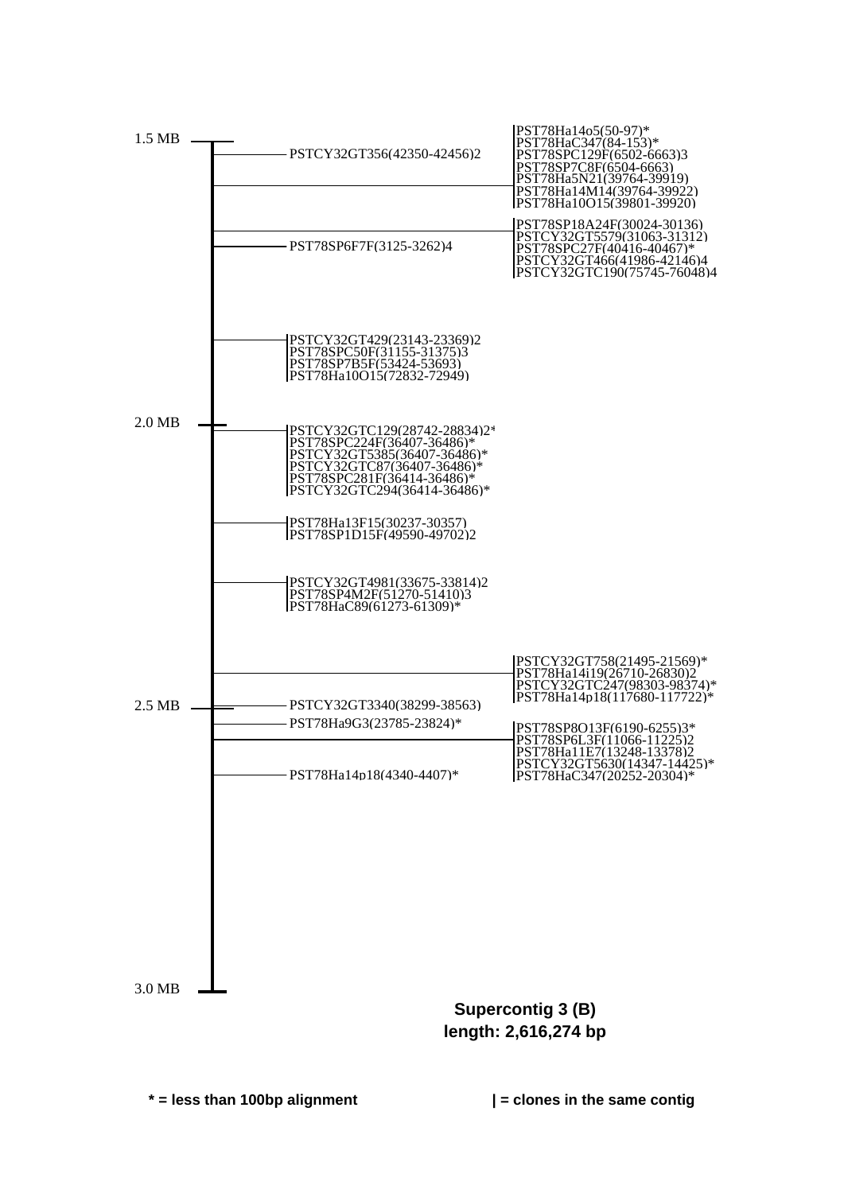1.5 MB

- PSTCY32GT356(42350-42456)2

| PST78Ha14o5(50-97)*
| PST78HaC347(84-153)*
| PST78SPC129F(6502-6663)3
| PST78SP7C8F(6504-6663)
| PST78Ha5N21(39764-39919)
| PST78Ha14M14(39764-39922)
| PST78Ha10O15(39801-39920)

| PST78SP18A24F(30024-30136)
| PSTCY32GT5579(31063-31312)
| PST78SPC27F(40416-40467)*
| PSTCY32GT466(41986-42146)4
| PSTCY32GTC190(75745-76048)4

- PST78SP6F7F(3125-3262)4

| PSTCY32GT429(23143-23369)2
| PST78SPC50F(31155-31375)3
| PST78SP7B5F(53424-53693)
| PST78Ha10O15(72832-72949)

2.0 MB

| PSTCY32GTC129(28742-28834)2*
| PST78SPC224F(36407-36486)*
| PSTCY32GT5385(36407-36486)*
| PSTCY32GTC87(36407-36486)*
| PST78SPC281F(36414-36486)*
| PSTCY32GTC294(36414-36486)*

| PST78Ha13F15(30237-30357)
| PST78SP1D15F(49590-49702)2

| PSTCY32GT4981(33675-33814)2
| PST78SP4M2F(51270-51410)3
| PST78HaC89(61273-61309)*

| PSTCY32GT758(21495-21569)*
| PST78Ha14i19(26710-26830)2
| PSTCY32GTC247(98303-98374)*
| PST78Ha14p18(117680-117722)*

2.5 MB

- PSTCY32GT3340(38299-38563)
- PST78Ha9G3(23785-23824)*

| PST78SP8O13F(6190-6255)3*
| PST78SP6L3F(11066-11225)2
| PST78Ha11E7(13248-13378)2
| PSTCY32GT5630(14347-14425)*
| PST78HaC347(20252-20304)*

- PST78Ha14p18(4340-4407)*

3.0 MB

**Supercontig 3 (B)**
**length: 2,616,274 bp**

**\* = less than 100bp alignment**

**| = clones in the same contig**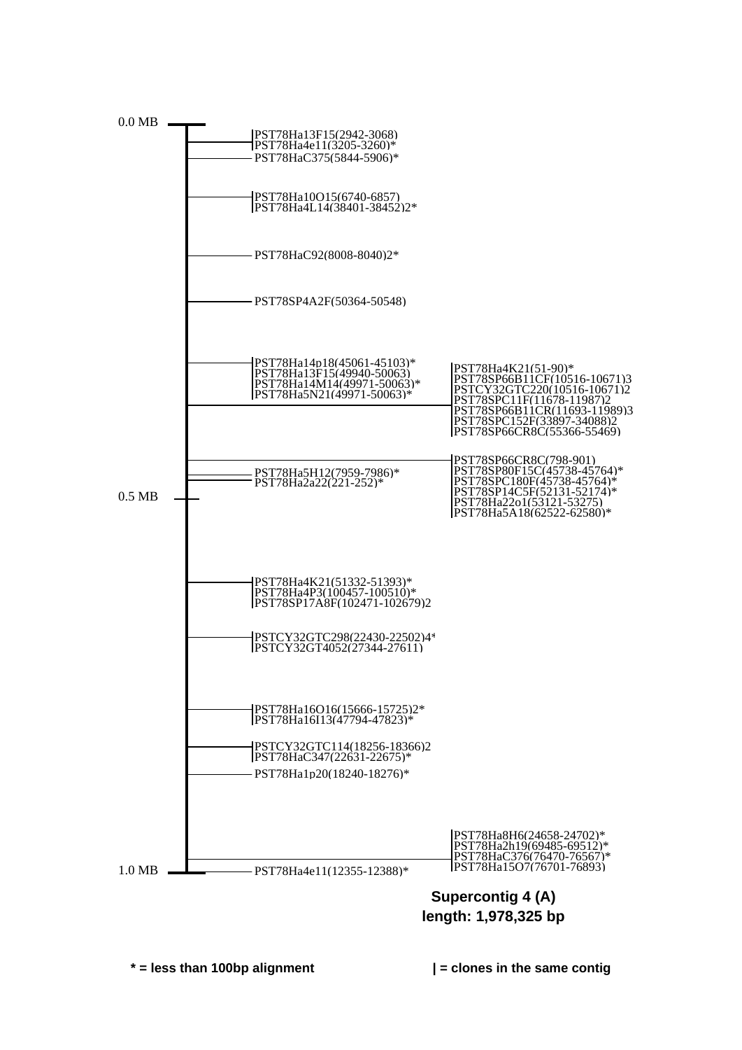0.0 MB

PST78Ha13F15(2942-3068)
PST78Ha4e11(3205-3260)*
PST78HaC375(5844-5906)*

PST78Ha10O15(6740-6857)
PST78Ha4L14(38401-38452)2*

PST78HaC92(8008-8040)2*

PST78SP4A2F(50364-50548)

PST78Ha14p18(45061-45103)*
PST78Ha13F15(49940-50063)
PST78Ha14M14(49971-50063)*
PST78Ha5N21(49971-50063)*

PST78Ha4K21(51-90)*
PST78SP66B11CF(10516-10671)3
PSTCY32GTC220(10516-10671)2
PST78SPC11F(11678-11987)2
PST78SP66B11CR(11693-11989)3
PST78SPC152F(33897-34088)2
PST78SP66CR8C(55366-55469)

PST78SP66CR8C(798-901)
PST78SP80F15C(45738-45764)*
PST78SPC180F(45738-45764)*
PST78SP14C5F(52131-52174)*
PST78Ha22o1(53121-53275)
PST78Ha5A18(62522-62580)*

PST78Ha5H12(7959-7986)*
PST78Ha2a22(221-252)*

0.5 MB

PST78Ha4K21(51332-51393)*
PST78Ha4P3(100457-100510)*
PST78SP17A8F(102471-102679)2

PSTCY32GTC298(22430-22502)4*
PSTCY32GT4052(27344-27611)

PST78Ha16O16(15666-15725)2*
PST78Ha16I13(47794-47823)*

PSTCY32GTC114(18256-18366)2
PST78HaC347(22631-22675)*

PST78Ha1p20(18240-18276)*

PST78Ha8H6(24658-24702)*
PST78Ha2h19(69485-69512)*
PST78HaC376(76470-76567)*
PST78Ha15O7(76701-76893)

1.0 MB

PST78Ha4e11(12355-12388)*

**Supercontig 4 (A)**
**length: 1,978,325 bp**

**\* = less than 100bp alignment** **| = clones in the same contig**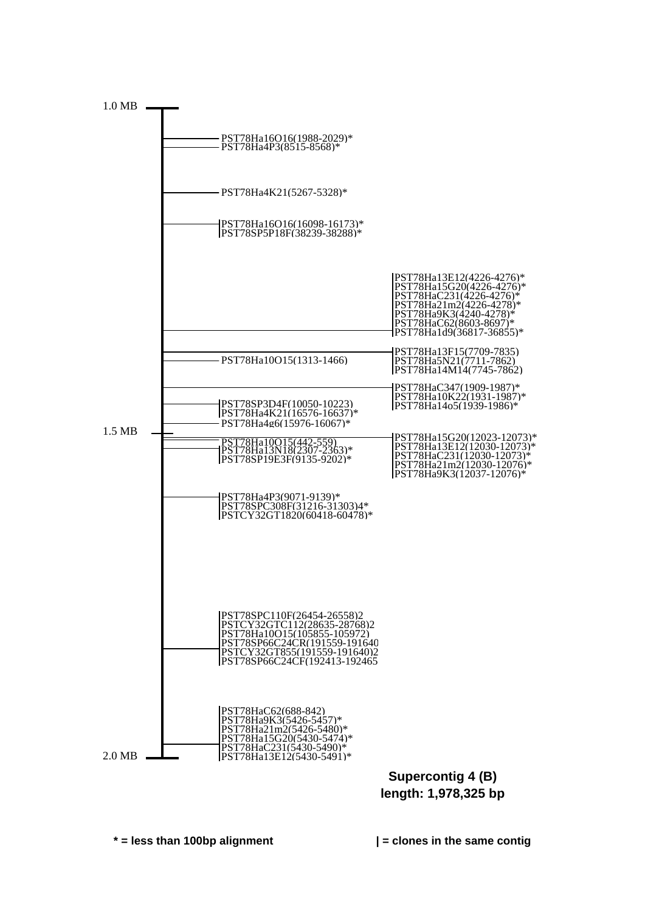1.0 MB

PST78Ha16O16(1988-2029)*
PST78Ha4P3(8515-8568)*

PST78Ha4K21(5267-5328)*

|PST78Ha16O16(16098-16173)*
|PST78SP5P18F(38239-38288)*

|PST78Ha13E12(4226-4276)*
|PST78Ha15G20(4226-4276)*
|PST78HaC231(4226-4276)*
|PST78Ha21m2(4226-4278)*
|PST78Ha9K3(4240-4278)*
|PST78HaC62(8603-8697)*
|PST78Ha1d9(36817-36855)*

|PST78Ha13F15(7709-7835)
|PST78Ha5N21(7711-7862)
|PST78Ha14M14(7745-7862)

PST78Ha10O15(1313-1466)

|PST78HaC347(1909-1987)*
|PST78Ha10K22(1931-1987)*
|PST78Ha14o5(1939-1986)*

|PST78SP3D4F(10050-10223)
|PST78Ha4K21(16576-16637)*
PST78Ha4g6(15976-16067)*

1.5 MB

|PST78Ha10O15(442-559)
|PST78Ha13N18(2307-2363)*
|PST78SP19E3F(9135-9202)*

|PST78Ha15G20(12023-12073)*
|PST78Ha13E12(12030-12073)*
|PST78HaC231(12030-12073)*
|PST78Ha21m2(12030-12076)*
|PST78Ha9K3(12037-12076)*

|PST78Ha4P3(9071-9139)*
|PST78SPC308F(31216-31303)4*
|PSTCY32GT1820(60418-60478)*

|PST78SPC110F(26454-26558)2
|PSTCY32GTC112(28635-28768)2
|PST78Ha10O15(105855-105972)
|PST78SP66C24CR(191559-191640
|PSTCY32GT855(191559-191640)2
|PST78SP66C24CF(192413-192465

|PST78HaC62(688-842)
|PST78Ha9K3(5426-5457)*
|PST78Ha21m2(5426-5480)*
|PST78Ha15G20(5430-5474)*
|PST78HaC231(5430-5490)*
|PST78Ha13E12(5430-5491)*

2.0 MB

**Supercontig 4 (B)**
**length: 1,978,325 bp**

**\* = less than 100bp alignment** **| = clones in the same contig**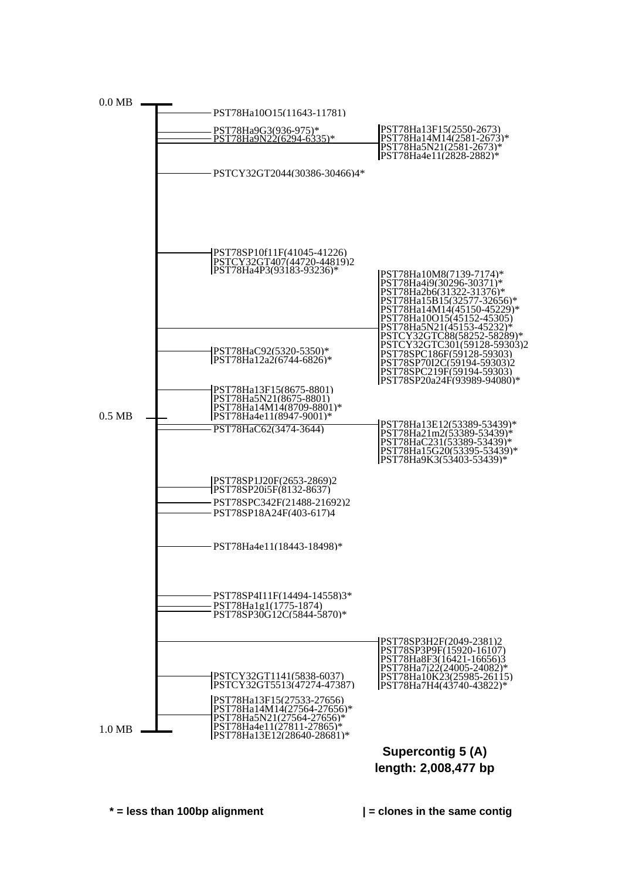0.0 MB

PST78Ha10O15(11643-11781)

PST78Ha9G3(936-975)*
PST78Ha9N22(6294-6335)*

| PST78Ha13F15(2550-2673)
| PST78Ha14M14(2581-2673)*
| PST78Ha5N21(2581-2673)*
| PST78Ha4e11(2828-2882)*

PSTCY32GT2044(30386-30466)4*

| PST78SP10f11F(41045-41226)
| PSTCY32GT407(44720-44819)2
| PST78Ha4P3(93183-93236)*

| PST78Ha10M8(7139-7174)*
| PST78Ha4i9(30296-30371)*
| PST78Ha2b6(31322-31376)*
| PST78Ha15B15(32577-32656)*
| PST78Ha14M14(45150-45229)*
| PST78Ha10O15(45152-45305)
| PST78Ha5N21(45153-45232)*
| PSTCY32GTC88(58252-58289)*
| PSTCY32GTC301(59128-59303)2
| PST78SPC186F(59128-59303)
| PST78SP70I2C(59194-59303)2
| PST78SPC219F(59194-59303)
| PST78SP20a24F(93989-94080)*

| PST78HaC92(5320-5350)*
| PST78Ha12a2(6744-6826)*

| PST78Ha13F15(8675-8801)
| PST78Ha5N21(8675-8801)
| PST78Ha14M14(8709-8801)*
| PST78Ha4e11(8947-9001)*

0.5 MB

PST78HaC62(3474-3644)

| PST78Ha13E12(53389-53439)*
| PST78Ha21m2(53389-53439)*
| PST78HaC231(53389-53439)*
| PST78Ha15G20(53395-53439)*
| PST78Ha9K3(53403-53439)*

| PST78SP1J20F(2653-2869)2
| PST78SP20i5F(8132-8637)

PST78SPC342F(21488-21692)2

PST78SP18A24F(403-617)4

PST78Ha4e11(18443-18498)*

PST78SP4I11F(14494-14558)3*
PST78Ha1g1(1775-1874)
PST78SP30G12C(5844-5870)*

| PST78SP3H2F(2049-2381)2
| PST78SP3P9F(15920-16107)
| PST78Ha8F3(16421-16656)3
| PST78Ha7j22(24005-24082)*
| PST78Ha10K23(25985-26115)
| PST78Ha7H4(43740-43822)*

| PSTCY32GT1141(5838-6037)
| PSTCY32GT5513(47274-47387)

| PST78Ha13F15(27533-27656)
| PST78Ha14M14(27564-27656)*
| PST78Ha5N21(27564-27656)*
| PST78Ha4e11(27811-27865)*
| PST78Ha13E12(28640-28681)*

1.0 MB

**Supercontig 5 (A)**
**length: 2,008,477 bp**

**\* = less than 100bp alignment**

**| = clones in the same contig**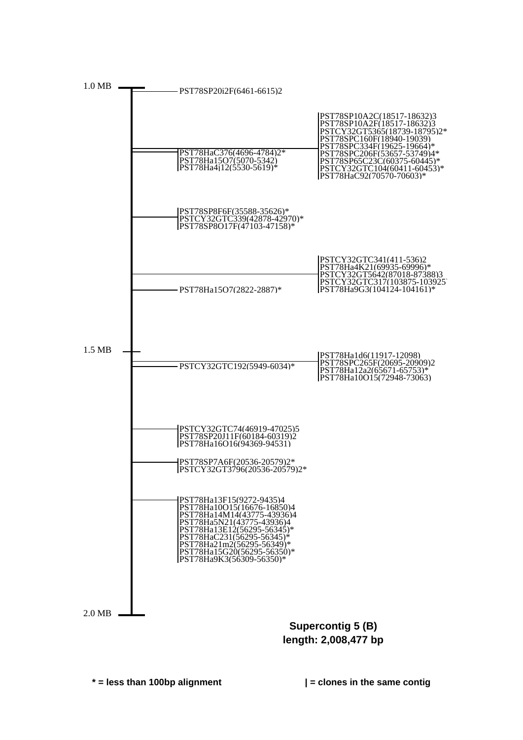1.0 MB

PST78SP20i2F(6461-6615)2

PST78HaC376(4696-4784)2*
PST78Ha15O7(5070-5342)
PST78Ha4j12(5530-5619)*

PST78SP10A2C(18517-18632)3
PST78SP10A2F(18517-18632)3
PSTCY32GT5365(18739-18795)2*
PST78SPC160F(18940-19039)
PST78SPC334F(19625-19664)*
PST78SPC206F(53657-53749)4*
PST78SP65C23C(60375-60445)*
PSTCY32GTC104(60411-60453)*
PST78HaC92(70570-70603)*

PST78SP8F6F(35588-35626)*
PSTCY32GTC339(42878-42970)*
PST78SP8O17F(47103-47158)*

PSTCY32GTC341(411-536)2
PST78Ha4K21(69935-69996)*
PSTCY32GT5642(87018-87388)3
PSTCY32GTC317(103875-103925)
PST78Ha9G3(104124-104161)*

PST78Ha15O7(2822-2887)*

1.5 MB

PST78Ha1d6(11917-12098)
PST78SPC265F(20695-20909)2
PST78Ha12a2(65671-65753)*
PST78Ha10O15(72948-73063)

PSTCY32GTC192(5949-6034)*

PSTCY32GTC74(46919-47025)5
PST78SP20J11F(60184-60319)2
PST78Ha16O16(94369-94531)

PST78SP7A6F(20536-20579)2*
PSTCY32GT3796(20536-20579)2*

PST78Ha13F15(9272-9435)4
PST78Ha10O15(16676-16850)4
PST78Ha14M14(43775-43936)4
PST78Ha5N21(43775-43936)4
PST78Ha13E12(56295-56345)*
PST78HaC231(56295-56345)*
PST78Ha21m2(56295-56349)*
PST78Ha15G20(56295-56350)*
PST78Ha9K3(56309-56350)*

2.0 MB

**Supercontig 5 (B)**
**length: 2,008,477 bp**

**\* = less than 100bp alignment**

**| = clones in the same contig**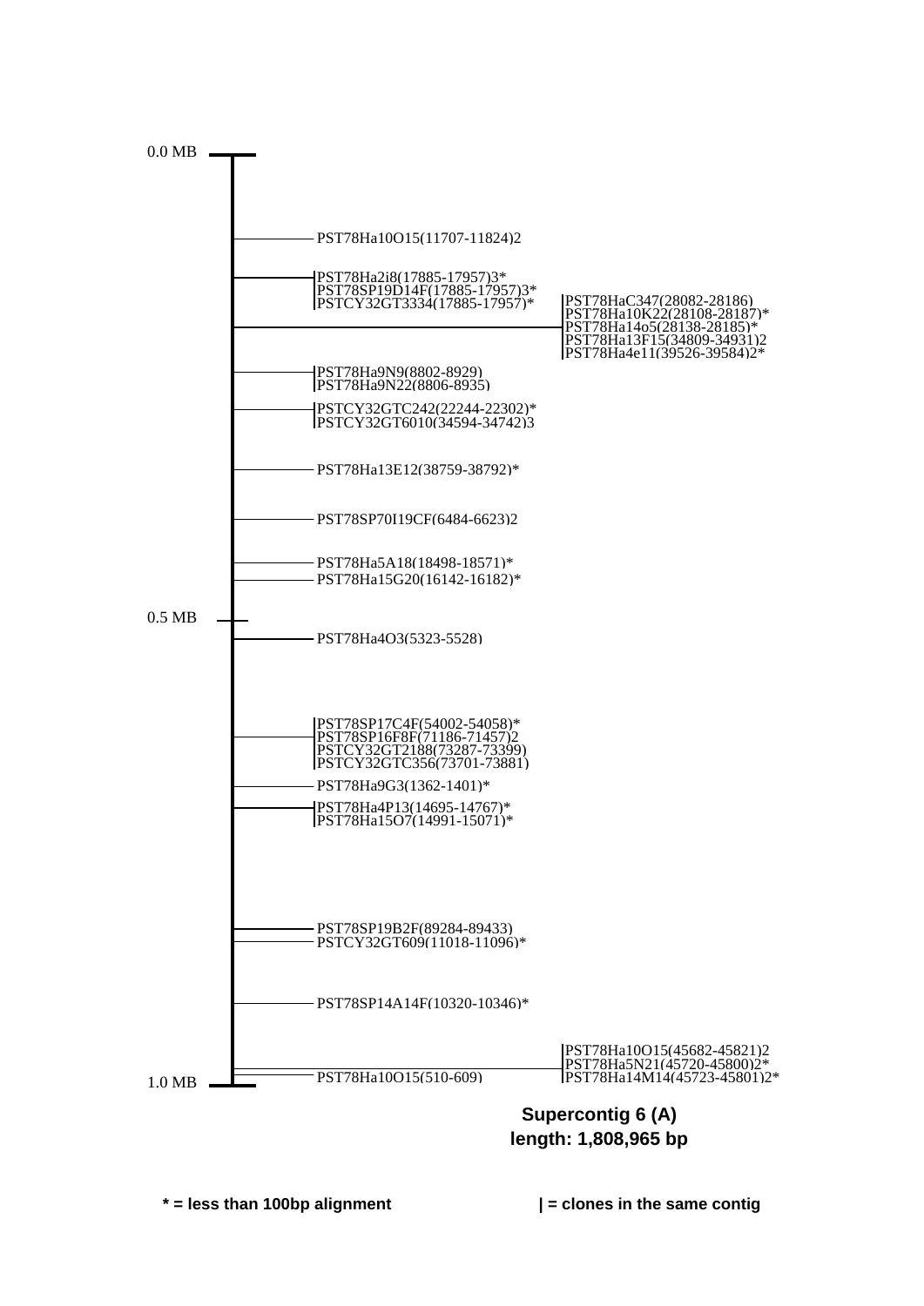0.0 MB

PST78Ha10O15(11707-11824)2

PST78Ha2i8(17885-17957)3*
PST78SP19D14F(17885-17957)3*
PSTCY32GT3334(17885-17957)*

PST78HaC347(28082-28186)
PST78Ha10K22(28108-28187)*
PST78Ha14o5(28138-28185)*
PST78Ha13F15(34809-34931)2
PST78Ha4e11(39526-39584)2*

PST78Ha9N9(8802-8929)
PST78Ha9N22(8806-8935)

PSTCY32GTC242(22244-22302)*
PSTCY32GT6010(34594-34742)3

PST78Ha13E12(38759-38792)*

PST78SP70I19CF(6484-6623)2

PST78Ha5A18(18498-18571)*
PST78Ha15G20(16142-16182)*

0.5 MB

PST78Ha4O3(5323-5528)

PST78SP17C4F(54002-54058)*
PST78SP16F8F(71186-71457)2
PSTCY32GT2188(73287-73399)
PSTCY32GTC356(73701-73881)

PST78Ha9G3(1362-1401)*

PST78Ha4P13(14695-14767)*
PST78Ha15O7(14991-15071)*

PST78SP19B2F(89284-89433)
PSTCY32GT609(11018-11096)*

PST78SP14A14F(10320-10346)*

PST78Ha10O15(45682-45821)2
PST78Ha5N21(45720-45800)2*
PST78Ha14M14(45723-45801)2*

PST78Ha10O15(510-609)

1.0 MB

**Supercontig 6 (A)**
**length: 1,808,965 bp**

**\* = less than 100bp alignment**

**| = clones in the same contig**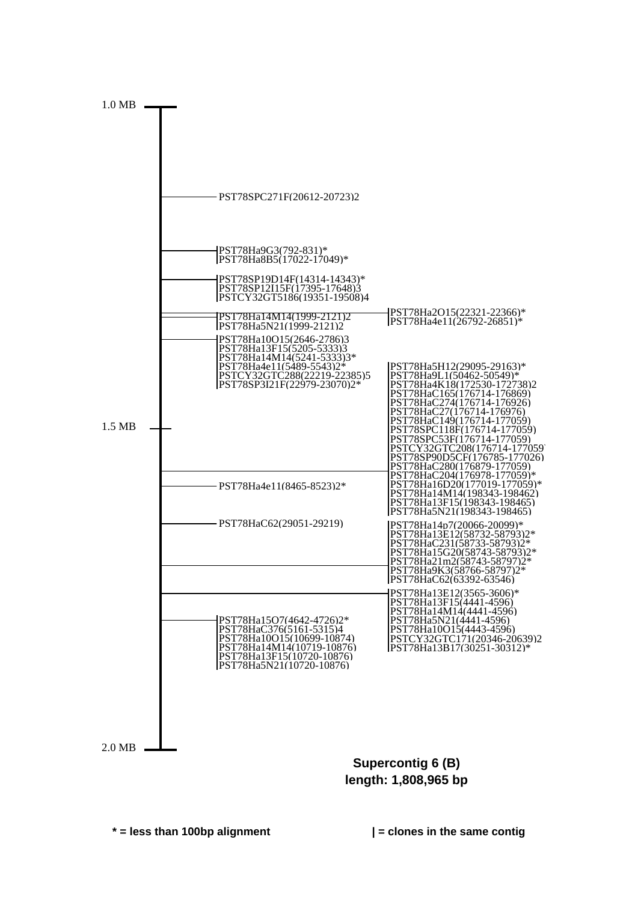1.0 MB

PST78SPC271F(20612-20723)2

PST78Ha9G3(792-831)*
PST78Ha8B5(17022-17049)*

PST78SP19D14F(14314-14343)*
PST78SP12I15F(17395-17648)3
PSTCY32GT5186(19351-19508)4

PST78Ha14M14(1999-2121)2
PST78Ha5N21(1999-2121)2

PST78Ha2O15(22321-22366)*
PST78Ha4e11(26792-26851)*

PST78Ha10O15(2646-2786)3
PST78Ha13F15(5205-5333)3
PST78Ha14M14(5241-5333)3*
PST78Ha4e11(5489-5543)2*
PSTCY32GTC288(22219-22385)5
PST78SP3I21F(22979-23070)2*

PST78Ha5H12(29095-29163)*
PST78Ha9L1(50462-50549)*
PST78Ha4K18(172530-172738)2
PST78HaC165(176714-176869)
PST78HaC274(176714-176926)
PST78HaC27(176714-176976)
PST78HaC149(176714-177059)
PST78SPC118F(176714-177059)
PST78SPC53F(176714-177059)
PSTCY32GTC208(176714-177059)
PST78SP90D5CF(176785-177026)
PST78HaC280(176879-177059)
PST78HaC204(176978-177059)*
PST78Ha16D20(177019-177059)*
PST78Ha14M14(198343-198462)
PST78Ha13F15(198343-198465)
PST78Ha5N21(198343-198465)

1.5 MB

PST78Ha4e11(8465-8523)2*

PST78HaC62(29051-29219)

PST78Ha14p7(20066-20099)*
PST78Ha13E12(58732-58793)2*
PST78HaC231(58733-58793)2*
PST78Ha15G20(58743-58793)2*
PST78Ha21m2(58743-58797)2*
PST78Ha9K3(58766-58797)2*
PST78HaC62(63392-63546)

PST78Ha13E12(3565-3606)*
PST78Ha13F15(4441-4596)
PST78Ha14M14(4441-4596)
PST78Ha5N21(4441-4596)
PST78Ha10O15(4443-4596)
PSTCY32GTC171(20346-20639)2
PST78Ha13B17(30251-30312)*

PST78Ha15O7(4642-4726)2*
PST78HaC376(5161-5315)4
PST78Ha10O15(10699-10874)
PST78Ha14M14(10719-10876)
PST78Ha13F15(10720-10876)
PST78Ha5N21(10720-10876)

2.0 MB

**Supercontig 6 (B)**
**length: 1,808,965 bp**

**\* = less than 100bp alignment** **| = clones in the same contig**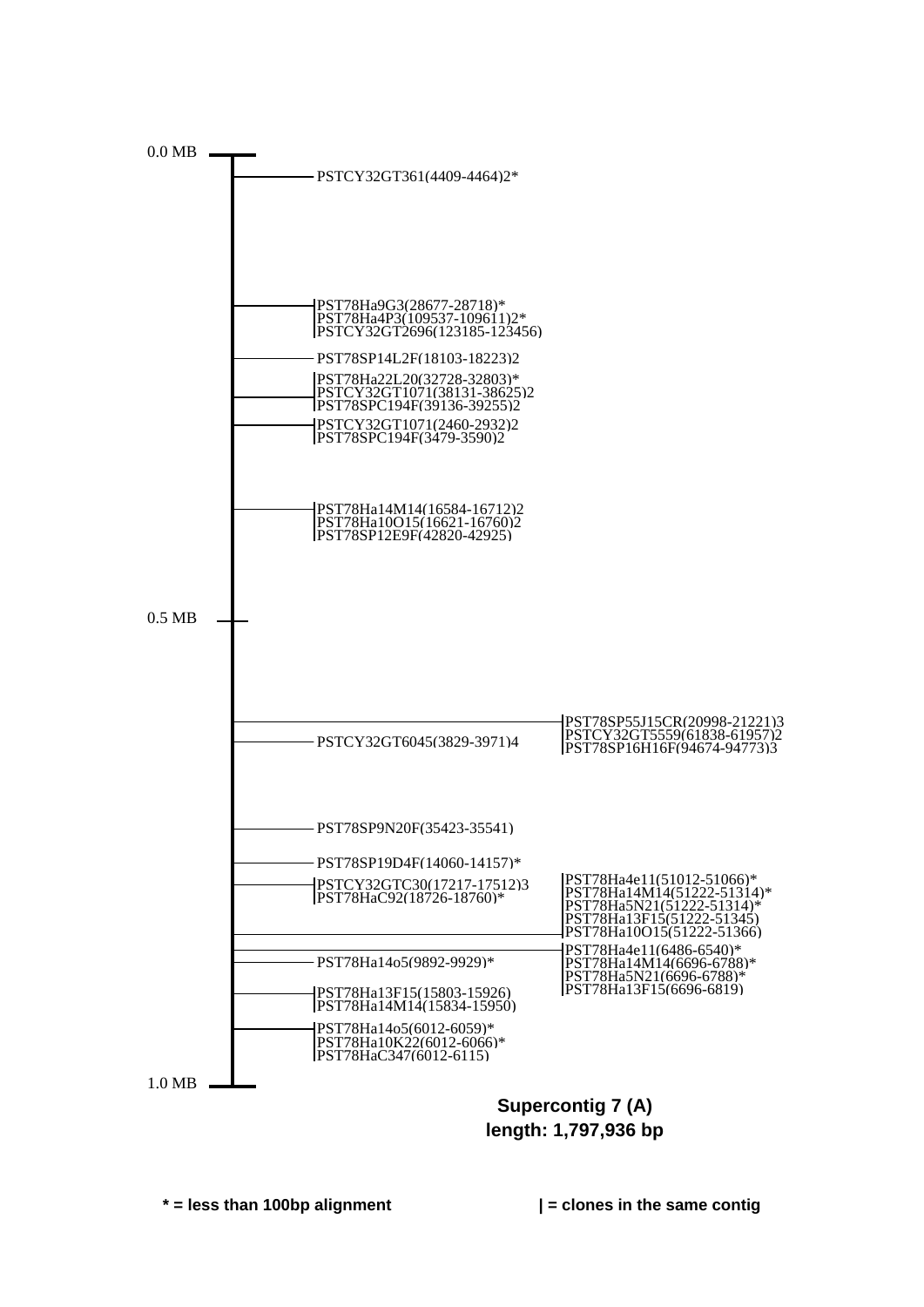0.0 MB

PSTCY32GT361(4409-4464)2*

PST78Ha9G3(28677-28718)*
PST78Ha4P3(109537-109611)2*
PSTCY32GT2696(123185-123456)

PST78SP14L2F(18103-18223)2

PST78Ha22L20(32728-32803)*
PSTCY32GT1071(38131-38625)2
PST78SPC194F(39136-39255)2

PSTCY32GT1071(2460-2932)2
PST78SPC194F(3479-3590)2

PST78Ha14M14(16584-16712)2
PST78Ha10O15(16621-16760)2
PST78SP12E9F(42820-42925)

0.5 MB

PST78SP55J15CR(20998-21221)3
PSTCY32GT5559(61838-61957)2
PST78SP16H16F(94674-94773)3

PSTCY32GT6045(3829-3971)4

PST78SP9N20F(35423-35541)

PST78SP19D4F(14060-14157)*

PSTCY32GTC30(17217-17512)3
PST78HaC92(18726-18760)*

PST78Ha4e11(51012-51066)*
PST78Ha14M14(51222-51314)*
PST78Ha5N21(51222-51314)*
PST78Ha13F15(51222-51345)
PST78Ha10O15(51222-51366)

PST78Ha4e11(6486-6540)*
PST78Ha14M14(6696-6788)*
PST78Ha5N21(6696-6788)*
PST78Ha13F15(6696-6819)

PST78Ha14o5(9892-9929)*

PST78Ha13F15(15803-15926)
PST78Ha14M14(15834-15950)

PST78Ha14o5(6012-6059)*
PST78Ha10K22(6012-6066)*
PST78HaC347(6012-6115)

1.0 MB

**Supercontig 7 (A)**
**length: 1,797,936 bp**

**\* = less than 100bp alignment**

**| = clones in the same contig**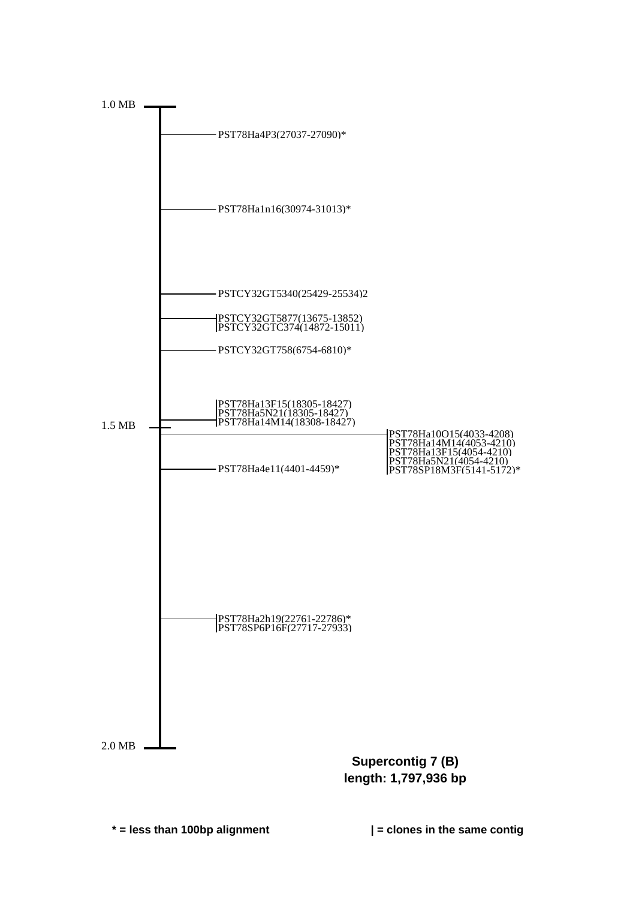1.0 MB

PST78Ha4P3(27037-27090)*

PST78Ha1n16(30974-31013)*

PSTCY32GT5340(25429-25534)2

|PSTCY32GT5877(13675-13852)
|PSTCY32GTC374(14872-15011)

PSTCY32GT758(6754-6810)*

|PST78Ha13F15(18305-18427)
|PST78Ha5N21(18305-18427)
|PST78Ha14M14(18308-18427)

1.5 MB

|PST78Ha10O15(4033-4208)
|PST78Ha14M14(4053-4210)
|PST78Ha13F15(4054-4210)
|PST78Ha5N21(4054-4210)
|PST78SP18M3F(5141-5172)*

PST78Ha4e11(4401-4459)*

|PST78Ha2h19(22761-22786)*
|PST78SP6P16F(27717-27933)

2.0 MB

**Supercontig 7 (B)**
**length: 1,797,936 bp**

**\* = less than 100bp alignment**

**| = clones in the same contig**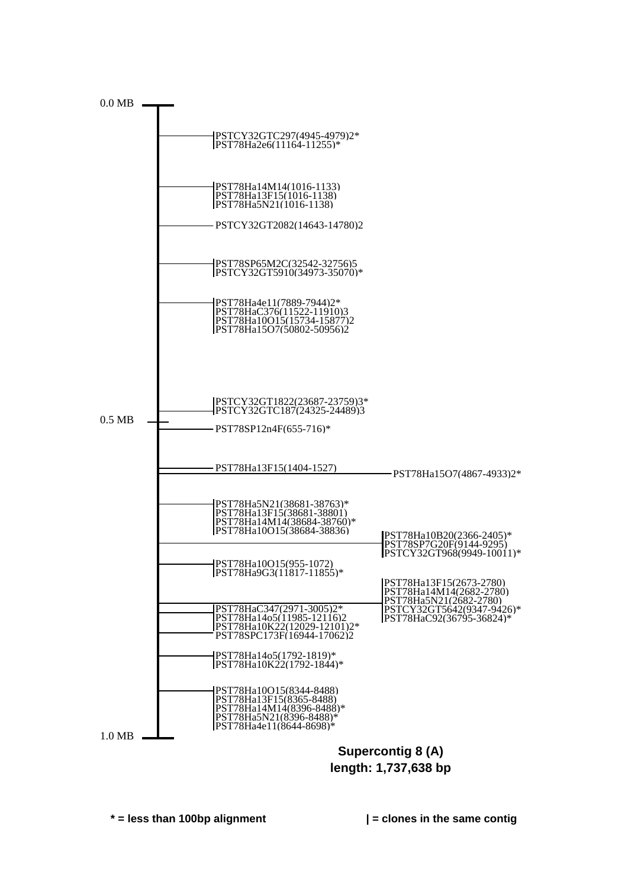0.0 MB

PSTCY32GTC297(4945-4979)2*
PST78Ha2e6(11164-11255)*

PST78Ha14M14(1016-1133)
PST78Ha13F15(1016-1138)
PST78Ha5N21(1016-1138)

PSTCY32GT2082(14643-14780)2

PST78SP65M2C(32542-32756)5
PSTCY32GT5910(34973-35070)*

PST78Ha4e11(7889-7944)2*
PST78HaC376(11522-11910)3
PST78Ha10O15(15734-15877)2
PST78Ha15O7(50802-50956)2

PSTCY32GT1822(23687-23759)3*
PSTCY32GTC187(24325-24489)3

0.5 MB

PST78SP12n4F(655-716)*

PST78Ha13F15(1404-1527)

PST78Ha15O7(4867-4933)2*

PST78Ha5N21(38681-38763)*
PST78Ha13F15(38681-38801)
PST78Ha14M14(38684-38760)*
PST78Ha10O15(38684-38836)

PST78Ha10B20(2366-2405)*
PST78SP7G20F(9144-9295)
PSTCY32GT968(9949-10011)*

PST78Ha10O15(955-1072)
PST78Ha9G3(11817-11855)*

PST78Ha13F15(2673-2780)
PST78Ha14M14(2682-2780)
PST78Ha5N21(2682-2780)
PSTCY32GT5642(9347-9426)*
PST78HaC92(36795-36824)*

PST78HaC347(2971-3005)2*
PST78Ha14o5(11985-12116)2
PST78Ha10K22(12029-12101)2*
PST78SPC173F(16944-17062)2

PST78Ha14o5(1792-1819)*
PST78Ha10K22(1792-1844)*

PST78Ha10O15(8344-8488)
PST78Ha13F15(8365-8488)
PST78Ha14M14(8396-8488)*
PST78Ha5N21(8396-8488)*
PST78Ha4e11(8644-8698)*

1.0 MB

**Supercontig 8 (A)**
**length: 1,737,638 bp**

**\* = less than 100bp alignment** **| = clones in the same contig**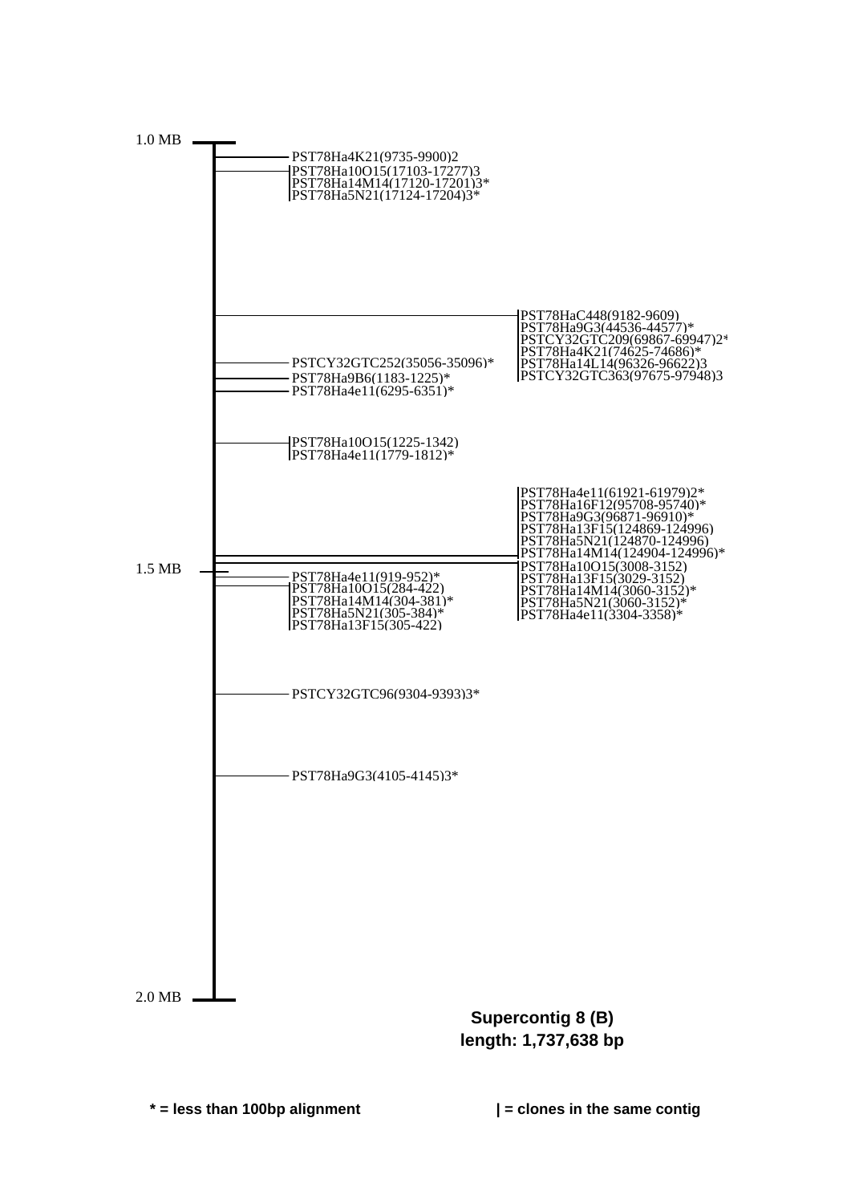1.0 MB

PST78Ha4K21(9735-9900)2

PST78Ha10O15(17103-17277)3
PST78Ha14M14(17120-17201)3*
PST78Ha5N21(17124-17204)3*

PST78HaC448(9182-9609)
PST78Ha9G3(44536-44577)*
PSTCY32GTC209(69867-69947)2*
PST78Ha4K21(74625-74686)*
PST78Ha14L14(96326-96622)3
PSTCY32GTC363(97675-97948)3

PSTCY32GTC252(35056-35096)*

PST78Ha9B6(1183-1225)*

PST78Ha4e11(6295-6351)*

PST78Ha10O15(1225-1342)
PST78Ha4e11(1779-1812)*

PST78Ha4e11(61921-61979)2*
PST78Ha16F12(95708-95740)*
PST78Ha9G3(96871-96910)*
PST78Ha13F15(124869-124996)
PST78Ha5N21(124870-124996)
PST78Ha14M14(124904-124996)*
PST78Ha10O15(3008-3152)
PST78Ha13F15(3029-3152)
PST78Ha14M14(3060-3152)*
PST78Ha5N21(3060-3152)*
PST78Ha4e11(3304-3358)*

1.5 MB

PST78Ha4e11(919-952)*
PST78Ha10O15(284-422)
PST78Ha14M14(304-381)*
PST78Ha5N21(305-384)*
PST78Ha13F15(305-422)

PSTCY32GTC96(9304-9393)3*

PST78Ha9G3(4105-4145)3*

2.0 MB

**Supercontig 8 (B)**
**length: 1,737,638 bp**

**\* = less than 100bp alignment**

**| = clones in the same contig**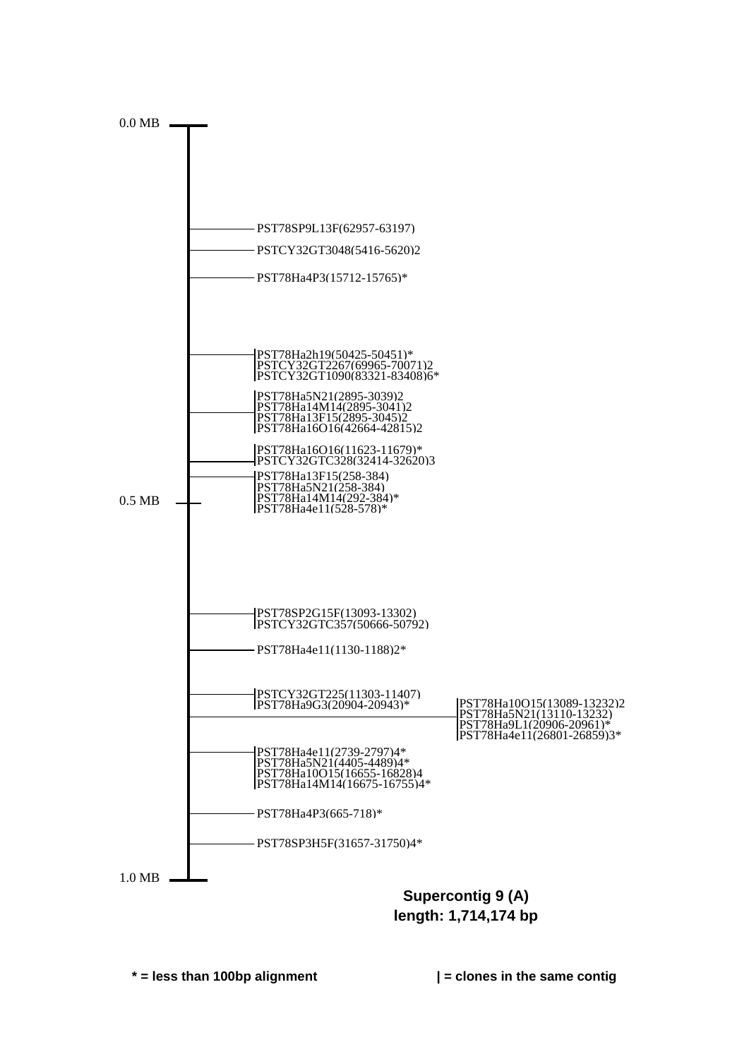0.0 MB

PST78SP9L13F(62957-63197)

PSTCY32GT3048(5416-5620)2

PST78Ha4P3(15712-15765)*

|PST78Ha2h19(50425-50451)*
|PSTCY32GT2267(69965-70071)2
|PSTCY32GT1090(83321-83408)6*

|PST78Ha5N21(2895-3039)2
|PST78Ha14M14(2895-3041)2
|PST78Ha13F15(2895-3045)2
|PST78Ha16O16(42664-42815)2

|PST78Ha16O16(11623-11679)*
|PSTCY32GTC328(32414-32620)3

|PST78Ha13F15(258-384)
|PST78Ha5N21(258-384)
|PST78Ha14M14(292-384)*
|PST78Ha4e11(528-578)*

0.5 MB

|PST78SP2G15F(13093-13302)
|PSTCY32GTC357(50666-50792)

PST78Ha4e11(1130-1188)2*

|PSTCY32GT225(11303-11407)
|PST78Ha9G3(20904-20943)*

|PST78Ha10O15(13089-13232)2
|PST78Ha5N21(13110-13232)
|PST78Ha9L1(20906-20961)*
|PST78Ha4e11(26801-26859)3*

|PST78Ha4e11(2739-2797)4*
|PST78Ha5N21(4405-4489)4*
|PST78Ha10O15(16655-16828)4
|PST78Ha14M14(16675-16755)4*

PST78Ha4P3(665-718)*

PST78SP3H5F(31657-31750)4*

1.0 MB

**Supercontig 9 (A)**
**length: 1,714,174 bp**

**\* = less than 100bp alignment**

**| = clones in the same contig**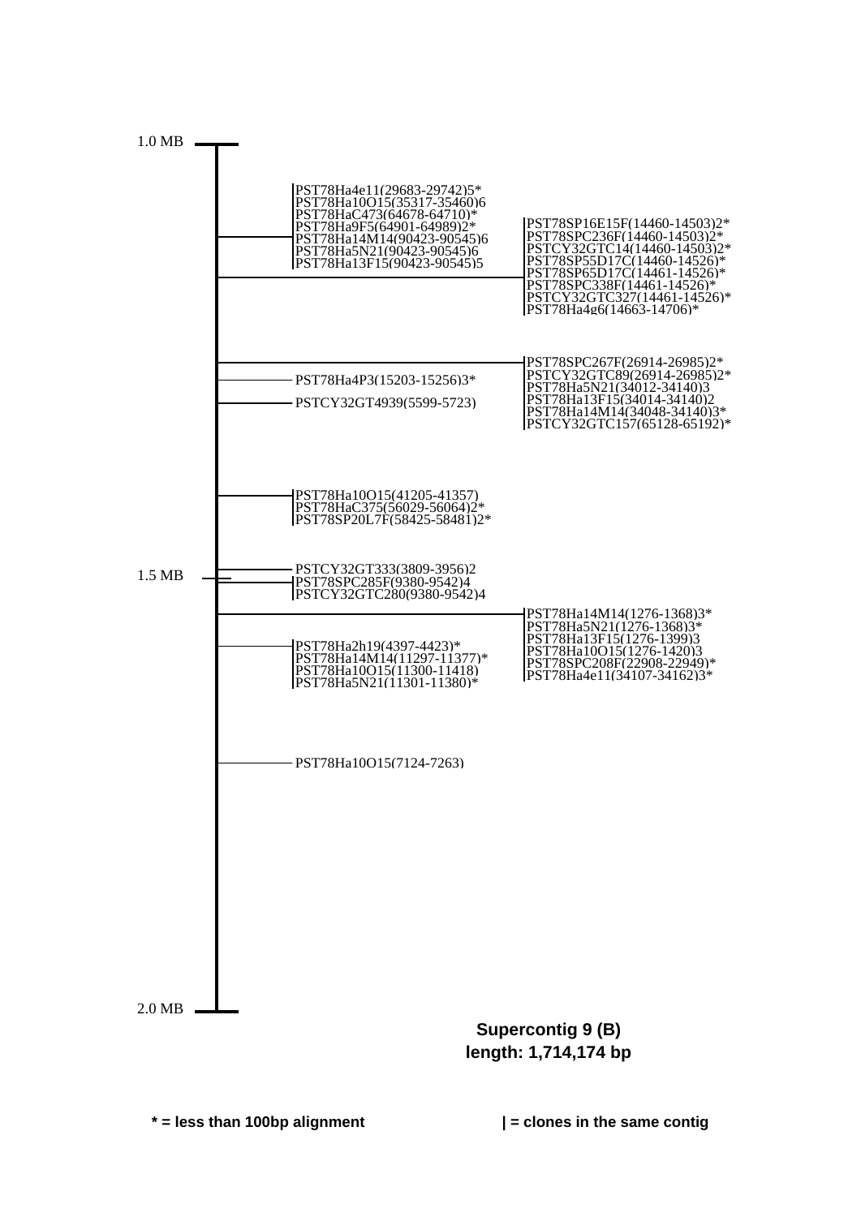1.0 MB

PST78Ha4e11(29683-29742)5*
PST78Ha10O15(35317-35460)6
PST78HaC473(64678-64710)*
PST78Ha9F5(64901-64989)2*
PST78Ha14M14(90423-90545)6
PST78Ha5N21(90423-90545)6
PST78Ha13F15(90423-90545)5

PST78SP16E15F(14460-14503)2*
PST78SPC236F(14460-14503)2*
PSTCY32GTC14(14460-14503)2*
PST78SP55D17C(14461-14526)*
PST78SP65D17C(14461-14526)*
PST78SPC338F(14461-14526)*
PSTCY32GTC327(14461-14526)*
PST78Ha4g6(14663-14706)*

PST78SPC267F(26914-26985)2*
PSTCY32GTC89(26914-26985)2*
PST78Ha5N21(34012-34140)3
PST78Ha13F15(34014-34140)2
PST78Ha14M14(34048-34140)3*
PSTCY32GTC157(65128-65192)*

PST78Ha4P3(15203-15256)3*

PSTCY32GT4939(5599-5723)

PST78Ha10O15(41205-41357)
PST78HaC375(56029-56064)2*
PST78SP20L7F(58425-58481)2*

PSTCY32GT333(3809-3956)2

1.5 MB

PST78SPC285F(9380-9542)4
PSTCY32GTC280(9380-9542)4

PST78Ha14M14(1276-1368)3*
PST78Ha5N21(1276-1368)3*
PST78Ha13F15(1276-1399)3
PST78Ha10O15(1276-1420)3
PST78SPC208F(22908-22949)*
PST78Ha4e11(34107-34162)3*

PST78Ha2h19(4397-4423)*
PST78Ha14M14(11297-11377)*
PST78Ha10O15(11300-11418)
PST78Ha5N21(11301-11380)*

PST78Ha10O15(7124-7263)

2.0 MB

**Supercontig 9 (B)**
**length: 1,714,174 bp**

**\* = less than 100bp alignment** **| = clones in the same contig**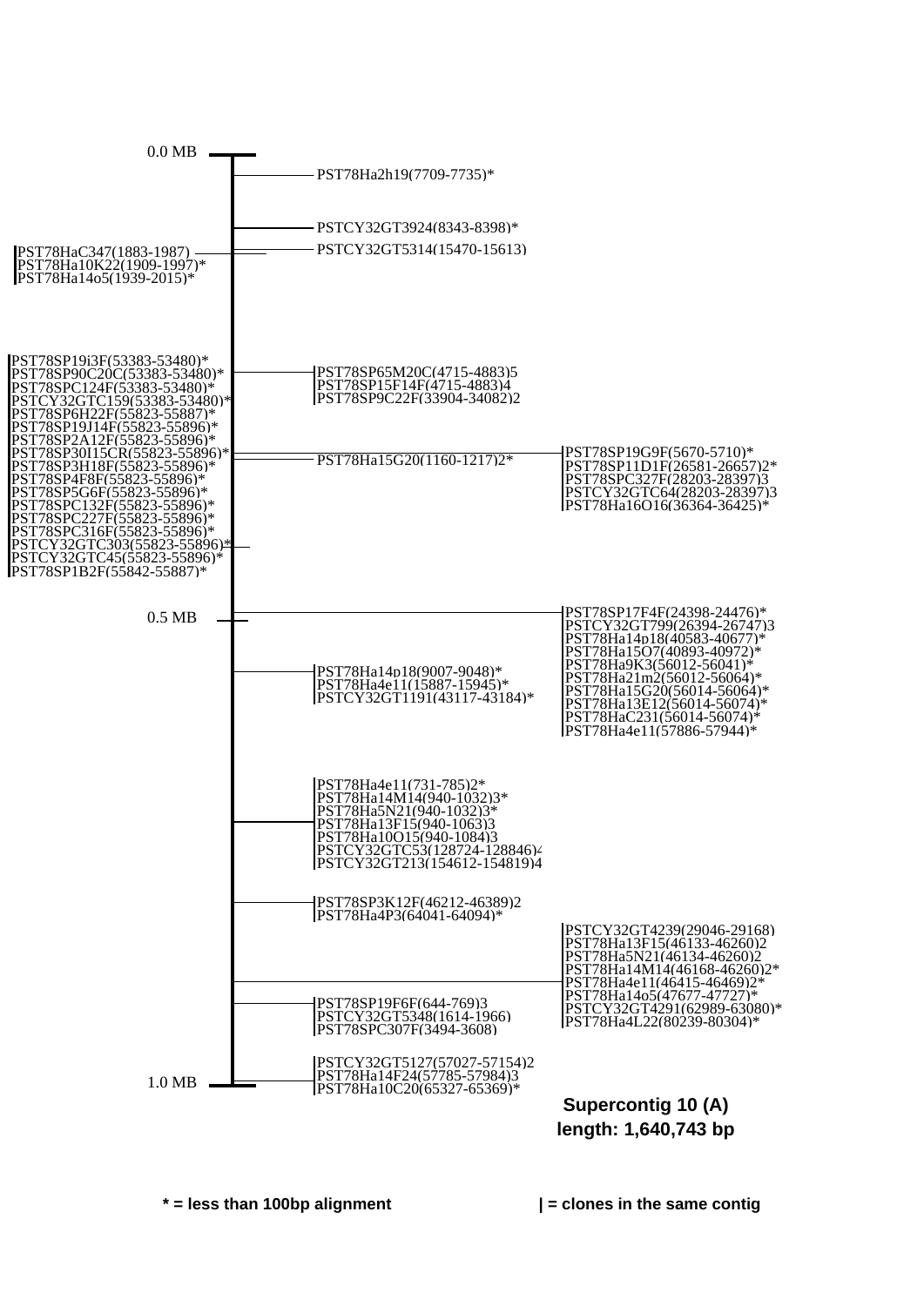0.0 MB

PST78Ha2h19(7709-7735)*

PSTCY32GT3924(8343-8398)*

PSTCY32GT5314(15470-15613)

PST78HaC347(1883-1987)
PST78Ha10K22(1909-1997)*
PST78Ha14o5(1939-2015)*

PST78SP19i3F(53383-53480)*
PST78SP90C20C(53383-53480)*
PST78SPC124F(53383-53480)*
PSTCY32GTC159(53383-53480)*
PST78SP6H22F(55823-55887)*
PST78SP19J14F(55823-55896)*
PST78SP2A12F(55823-55896)*
PST78SP30I15CR(55823-55896)*
PST78SP3H18F(55823-55896)*
PST78SP4F8F(55823-55896)*
PST78SP5G6F(55823-55896)*
PST78SPC132F(55823-55896)*
PST78SPC227F(55823-55896)*
PST78SPC316F(55823-55896)*
PSTCY32GTC303(55823-55896)*
PSTCY32GTC45(55823-55896)*
PST78SP1B2F(55842-55887)*

PST78SP65M20C(4715-4883)5
PST78SP15F14F(4715-4883)4
PST78SP9C22F(33904-34082)2

PST78Ha15G20(1160-1217)2*

PST78SP19G9F(5670-5710)*
PST78SP11D1F(26581-26657)2*
PST78SPC327F(28203-28397)3
PSTCY32GTC64(28203-28397)3
PST78Ha16O16(36364-36425)*

0.5 MB

PST78SP17F4F(24398-24476)*
PSTCY32GT799(26394-26747)3
PST78Ha14p18(40583-40677)*
PST78Ha15O7(40893-40972)*
PST78Ha9K3(56012-56041)*
PST78Ha21m2(56012-56064)*
PST78Ha15G20(56014-56064)*
PST78Ha13E12(56014-56074)*
PST78HaC231(56014-56074)*
PST78Ha4e11(57886-57944)*

PST78Ha14p18(9007-9048)*
PST78Ha4e11(15887-15945)*
PSTCY32GT1191(43117-43184)*

PST78Ha4e11(731-785)2*
PST78Ha14M14(940-1032)3*
PST78Ha5N21(940-1032)3*
PST78Ha13F15(940-1063)3
PST78Ha10O15(940-1084)3
PSTCY32GTC53(128724-128846)4
PSTCY32GT213(154612-154819)4

PST78SP3K12F(46212-46389)2
PST78Ha4P3(64041-64094)*

PSTCY32GT4239(29046-29168)
PST78Ha13F15(46133-46260)2
PST78Ha5N21(46134-46260)2
PST78Ha14M14(46168-46260)2*
PST78Ha4e11(46415-46469)2*
PST78Ha14o5(47677-47727)*
PSTCY32GT4291(62989-63080)*
PST78Ha4L22(80239-80304)*

PST78SP19F6F(644-769)3
PSTCY32GT5348(1614-1966)
PST78SPC307F(3494-3608)

PSTCY32GT5127(57027-57154)2
PST78Ha14F24(57785-57984)3
PST78Ha10C20(65327-65369)*

1.0 MB

**Supercontig 10 (A)**
**length: 1,640,743 bp**

**\* = less than 100bp alignment** **| = clones in the same contig**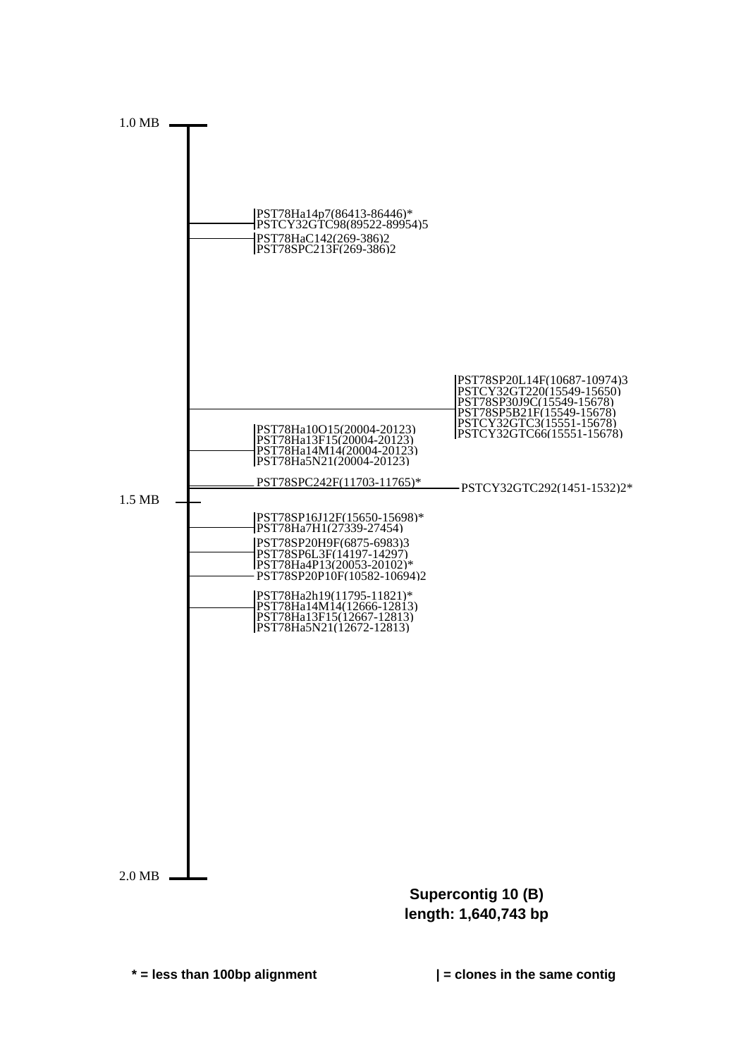1.0 MB

PST78Ha14p7(86413-86446)*
PSTCY32GTC98(89522-89954)5
PST78HaC142(269-386)2
PST78SPC213F(269-386)2

PST78SP20L14F(10687-10974)3
PSTCY32GT220(15549-15650)
PST78SP30J9C(15549-15678)
PST78SP5B21F(15549-15678)
PSTCY32GTC3(15551-15678)
PSTCY32GTC66(15551-15678)

PST78Ha10O15(20004-20123)
PST78Ha13F15(20004-20123)
PST78Ha14M14(20004-20123)
PST78Ha5N21(20004-20123)

PST78SPC242F(11703-11765)*

PSTCY32GTC292(1451-1532)2*

1.5 MB

PST78SP16J12F(15650-15698)*
PST78Ha7H1(27339-27454)
PST78SP20H9F(6875-6983)3
PST78SP6L3F(14197-14297)
PST78Ha4P13(20053-20102)*
PST78SP20P10F(10582-10694)2

PST78Ha2h19(11795-11821)*
PST78Ha14M14(12666-12813)
PST78Ha13F15(12667-12813)
PST78Ha5N21(12672-12813)

2.0 MB

**Supercontig 10 (B)**
**length: 1,640,743 bp**

**\* = less than 100bp alignment**

**| = clones in the same contig**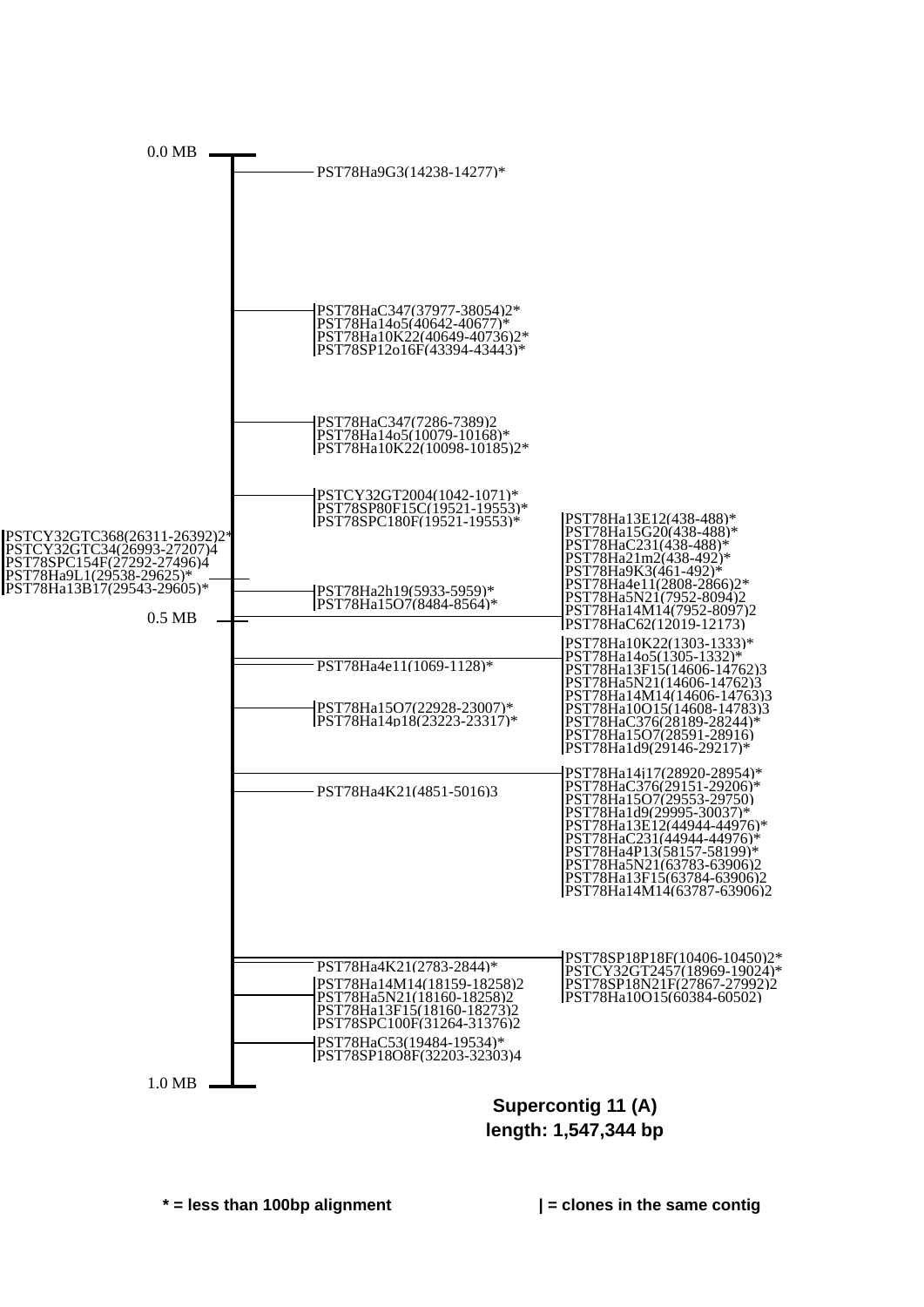0.0 MB

PST78Ha9G3(14238-14277)*

PST78HaC347(37977-38054)2*
PST78Ha14o5(40642-40677)*
PST78Ha10K22(40649-40736)2*
PST78SP12o16F(43394-43443)*

PST78HaC347(7286-7389)2
PST78Ha14o5(10079-10168)*
PST78Ha10K22(10098-10185)2*

PSTCY32GT2004(1042-1071)*
PST78SP80F15C(19521-19553)*
PST78SPC180F(19521-19553)*

PSTCY32GTC368(26311-26392)2*
PSTCY32GTC34(26993-27207)4
PST78SPC154F(27292-27496)4
PST78Ha9L1(29538-29625)*
PST78Ha13B17(29543-29605)*

PST78Ha2h19(5933-5959)*
PST78Ha15O7(8484-8564)*

PST78Ha13E12(438-488)*
PST78Ha15G20(438-488)*
PST78HaC231(438-488)*
PST78Ha21m2(438-492)*
PST78Ha9K3(461-492)*
PST78Ha4e11(2808-2866)2*
PST78Ha5N21(7952-8094)2
PST78Ha14M14(7952-8097)2
PST78HaC62(12019-12173)

0.5 MB

PST78Ha10K22(1303-1333)*
PST78Ha14o5(1305-1332)*
PST78Ha13F15(14606-14762)3
PST78Ha5N21(14606-14762)3
PST78Ha14M14(14606-14763)3
PST78Ha10O15(14608-14783)3
PST78HaC376(28189-28244)*
PST78Ha15O7(28591-28916)
PST78Ha1d9(29146-29217)*

PST78Ha4e11(1069-1128)*

PST78Ha15O7(22928-23007)*
PST78Ha14p18(23223-23317)*

PST78Ha14j17(28920-28954)*
PST78HaC376(29151-29206)*
PST78Ha15O7(29553-29750)
PST78Ha1d9(29995-30037)*
PST78Ha13E12(44944-44976)*
PST78HaC231(44944-44976)*
PST78Ha4P13(58157-58199)*
PST78Ha5N21(63783-63906)2
PST78Ha13F15(63784-63906)2
PST78Ha14M14(63787-63906)2

PST78Ha4K21(4851-5016)3

PST78SP18P18F(10406-10450)2*
PSTCY32GT2457(18969-19024)*
PST78SP18N21F(27867-27992)2
PST78Ha10O15(60384-60502)

PST78Ha4K21(2783-2844)*

PST78Ha14M14(18159-18258)2
PST78Ha5N21(18160-18258)2
PST78Ha13F15(18160-18273)2
PST78SPC100F(31264-31376)2

PST78HaC53(19484-19534)*
PST78SP18O8F(32203-32303)4

1.0 MB

**Supercontig 11 (A)**
**length: 1,547,344 bp**

**\* = less than 100bp alignment** **| = clones in the same contig**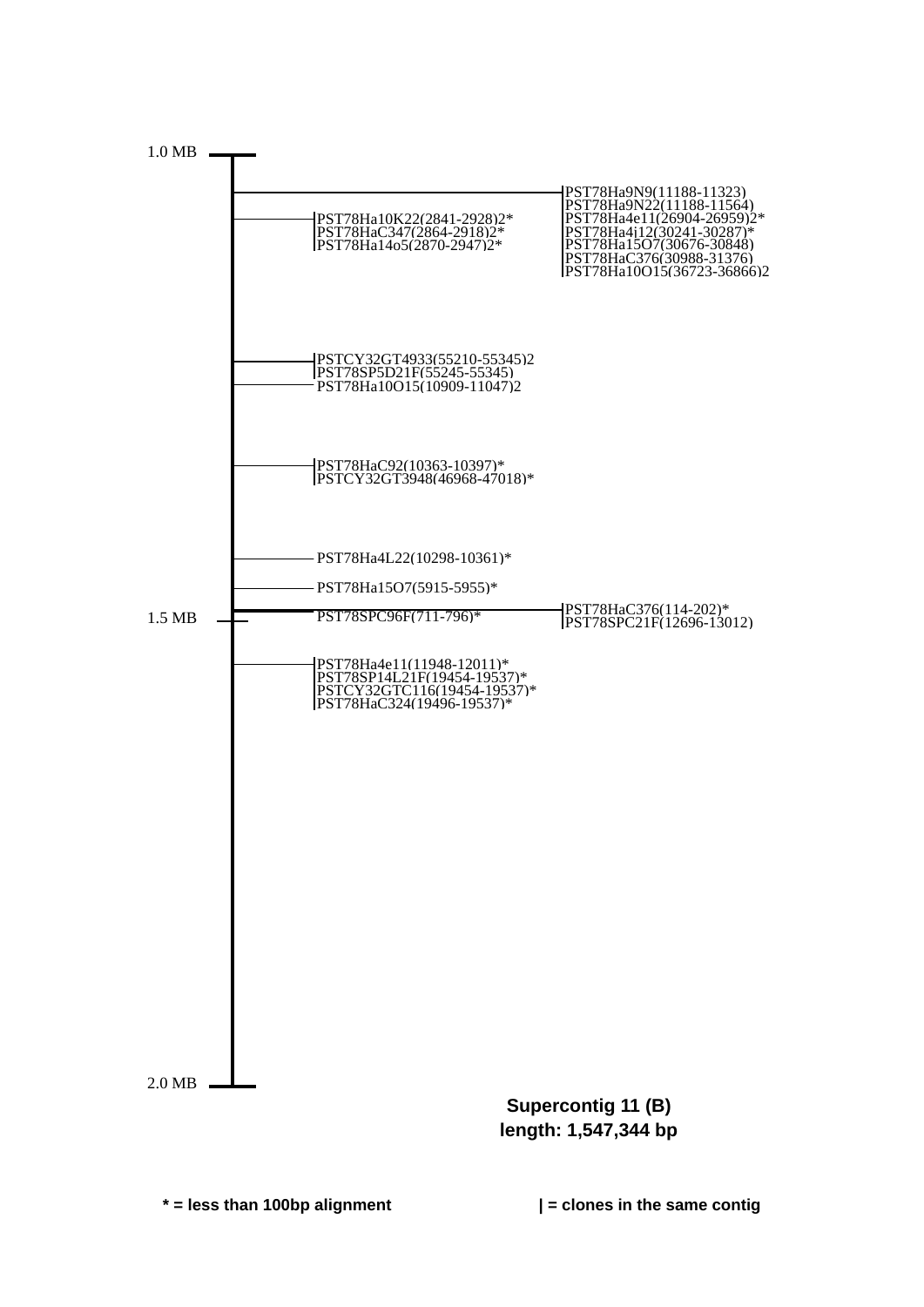1.0 MB

PST78Ha9N9(11188-11323)
PST78Ha9N22(11188-11564)
PST78Ha4e11(26904-26959)2*
PST78Ha4j12(30241-30287)*
PST78Ha15O7(30676-30848)
PST78HaC376(30988-31376)
PST78Ha10O15(36723-36866)2

PST78Ha10K22(2841-2928)2*
PST78HaC347(2864-2918)2*
PST78Ha14o5(2870-2947)2*

PSTCY32GT4933(55210-55345)2
PST78SP5D21F(55245-55345)
PST78Ha10O15(10909-11047)2

PST78HaC92(10363-10397)*
PSTCY32GT3948(46968-47018)*

PST78Ha4L22(10298-10361)*

PST78Ha15O7(5915-5955)*

PST78SPC96F(711-796)*

PST78HaC376(114-202)*
PST78SPC21F(12696-13012)

1.5 MB

PST78Ha4e11(11948-12011)*
PST78SP14L21F(19454-19537)*
PSTCY32GTC116(19454-19537)*
PST78HaC324(19496-19537)*

2.0 MB

**Supercontig 11 (B)**
**length: 1,547,344 bp**

**\* = less than 100bp alignment** **| = clones in the same contig**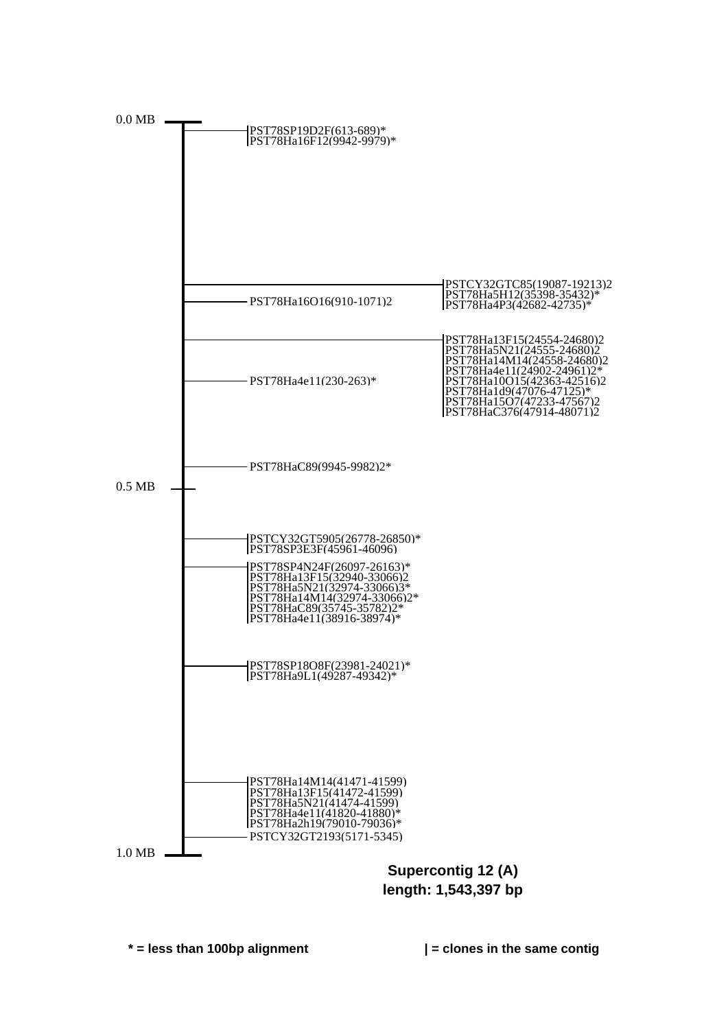0.0 MB

- PST78SP19D2F(613-689)*
- PST78Ha16F12(9942-9979)*

- PSTCY32GTC85(19087-19213)2
- PST78Ha5H12(35398-35432)*
- PST78Ha4P3(42682-42735)*

- PST78Ha16O16(910-1071)2

- PST78Ha13F15(24554-24680)2
- PST78Ha5N21(24555-24680)2
- PST78Ha14M14(24558-24680)2
- PST78Ha4e11(24902-24961)2*
- PST78Ha10O15(42363-42516)2
- PST78Ha1d9(47076-47125)*
- PST78Ha15O7(47233-47567)2
- PST78HaC376(47914-48071)2

- PST78Ha4e11(230-263)*

- PST78HaC89(9945-9982)2*

0.5 MB

- PSTCY32GT5905(26778-26850)*
- PST78SP3E3F(45961-46096)

- PST78SP4N24F(26097-26163)*
- PST78Ha13F15(32940-33066)2
- PST78Ha5N21(32974-33066)3*
- PST78Ha14M14(32974-33066)2*
- PST78HaC89(35745-35782)2*
- PST78Ha4e11(38916-38974)*

- PST78SP18O8F(23981-24021)*
- PST78Ha9L1(49287-49342)*

- PST78Ha14M14(41471-41599)
- PST78Ha13F15(41472-41599)
- PST78Ha5N21(41474-41599)
- PST78Ha4e11(41820-41880)*
- PST78Ha2h19(79010-79036)*

- PSTCY32GT2193(5171-5345)

1.0 MB

**Supercontig 12 (A)**
**length: 1,543,397 bp**

**\* = less than 100bp alignment** **| = clones in the same contig**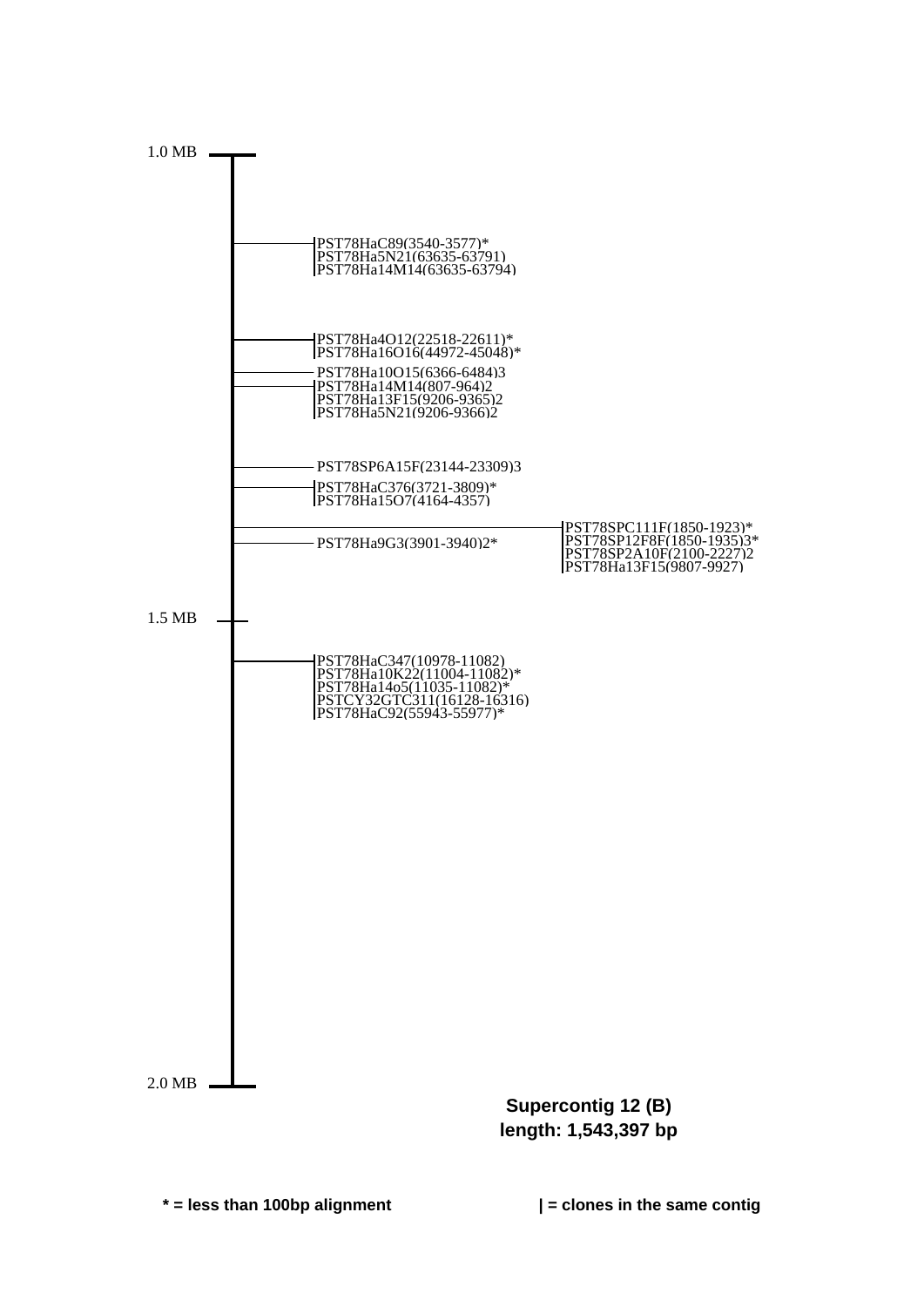1.0 MB

PST78HaC89(3540-3577)*
PST78Ha5N21(63635-63791)
PST78Ha14M14(63635-63794)

PST78Ha4O12(22518-22611)*
PST78Ha16O16(44972-45048)*

PST78Ha10O15(6366-6484)3

PST78Ha14M14(807-964)2
PST78Ha13F15(9206-9365)2
PST78Ha5N21(9206-9366)2

PST78SP6A15F(23144-23309)3

PST78HaC376(3721-3809)*
PST78Ha15O7(4164-4357)

PST78SPC111F(1850-1923)*
PST78SP12F8F(1850-1935)3*
PST78SP2A10F(2100-2227)2
PST78Ha13F15(9807-9927)

PST78Ha9G3(3901-3940)2*

1.5 MB

PST78HaC347(10978-11082)
PST78Ha10K22(11004-11082)*
PST78Ha14o5(11035-11082)*
PSTCY32GTC311(16128-16316)
PST78HaC92(55943-55977)*

2.0 MB

**Supercontig 12 (B)**
**length: 1,543,397 bp**

**\* = less than 100bp alignment**

**| = clones in the same contig**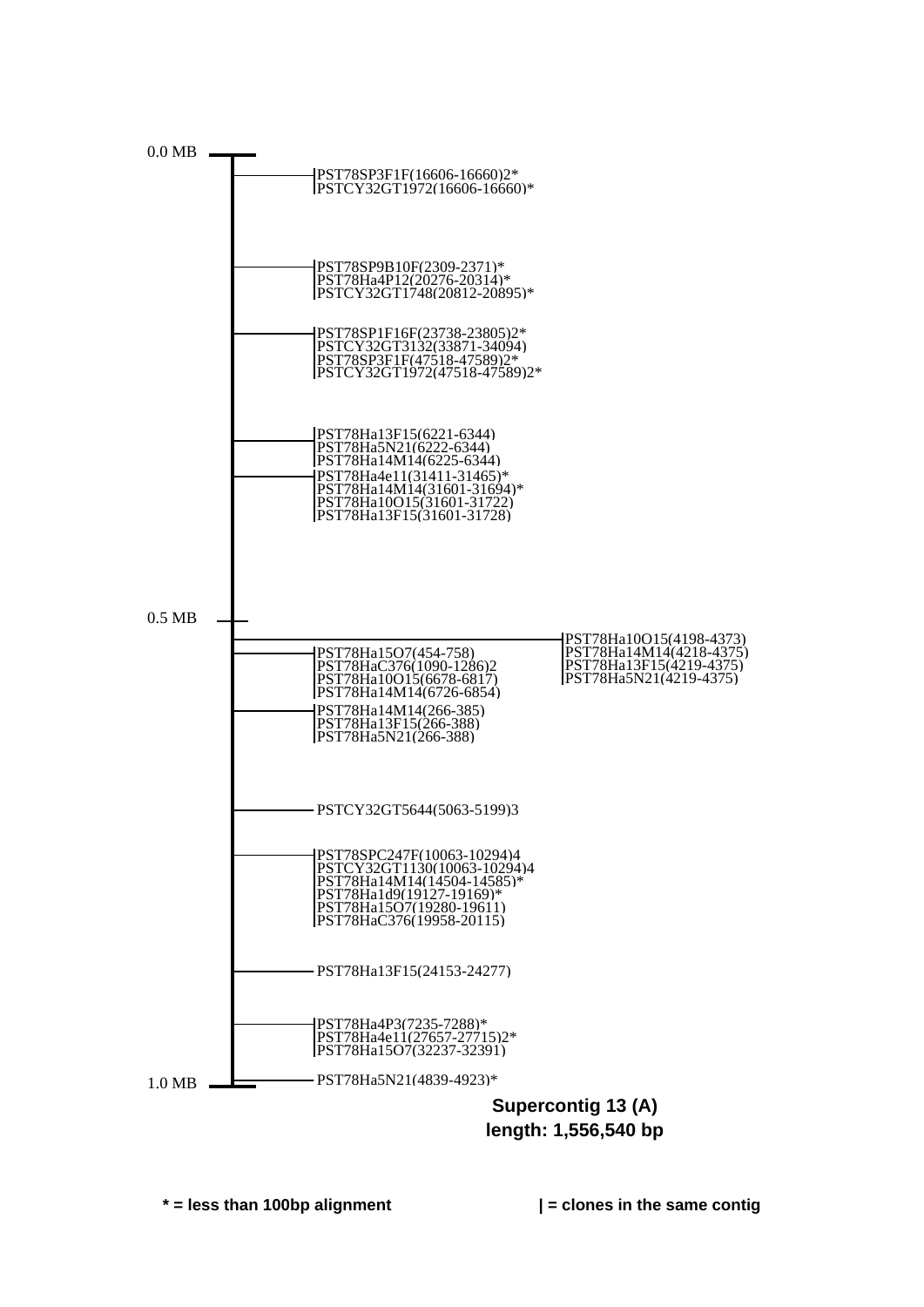0.0 MB

PST78SP3F1F(16606-16660)2*
PSTCY32GT1972(16606-16660)*

PST78SP9B10F(2309-2371)*
PST78Ha4P12(20276-20314)*
PSTCY32GT1748(20812-20895)*

PST78SP1F16F(23738-23805)2*
PSTCY32GT3132(33871-34094)
PST78SP3F1F(47518-47589)2*
PSTCY32GT1972(47518-47589)2*

PST78Ha13F15(6221-6344)
PST78Ha5N21(6222-6344)
PST78Ha14M14(6225-6344)

PST78Ha4e11(31411-31465)*
PST78Ha14M14(31601-31694)*
PST78Ha10O15(31601-31722)
PST78Ha13F15(31601-31728)

0.5 MB

PST78Ha10O15(4198-4373)
PST78Ha14M14(4218-4375)
PST78Ha13F15(4219-4375)
PST78Ha5N21(4219-4375)

PST78Ha15O7(454-758)
PST78HaC376(1090-1286)2
PST78Ha10O15(6678-6817)
PST78Ha14M14(6726-6854)

PST78Ha14M14(266-385)
PST78Ha13F15(266-388)
PST78Ha5N21(266-388)

PSTCY32GT5644(5063-5199)3

PST78SPC247F(10063-10294)4
PSTCY32GT1130(10063-10294)4
PST78Ha14M14(14504-14585)*
PST78Ha1d9(19127-19169)*
PST78Ha15O7(19280-19611)
PST78HaC376(19958-20115)

PST78Ha13F15(24153-24277)

PST78Ha4P3(7235-7288)*
PST78Ha4e11(27657-27715)2*
PST78Ha15O7(32237-32391)

PST78Ha5N21(4839-4923)*

1.0 MB

**Supercontig 13 (A)**
**length: 1,556,540 bp**

**\* = less than 100bp alignment** **| = clones in the same contig**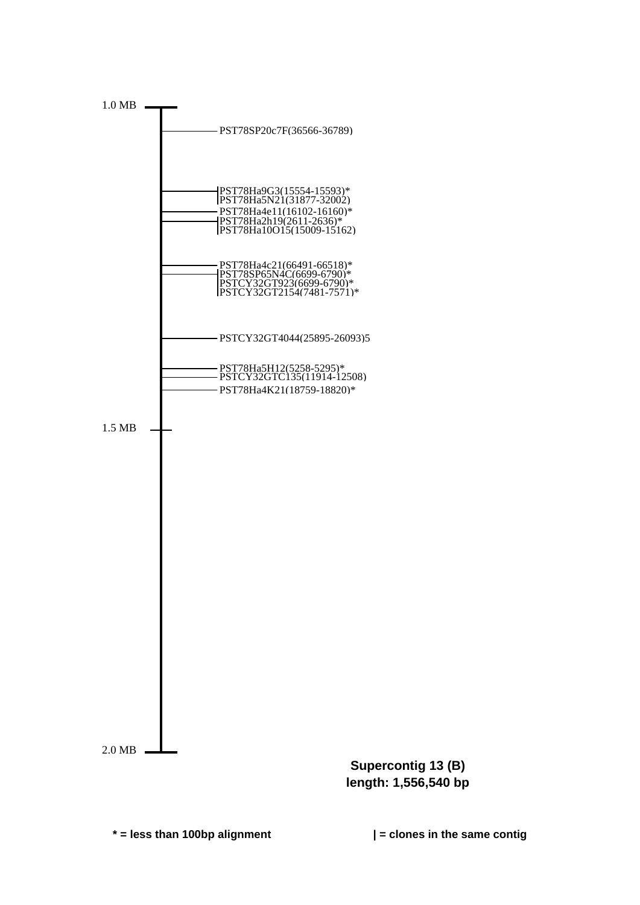1.0 MB

PST78SP20c7F(36566-36789)

PST78Ha9G3(15554-15593)*
PST78Ha5N21(31877-32002)
PST78Ha4e11(16102-16160)*
PST78Ha2h19(2611-2636)*
PST78Ha10O15(15009-15162)

PST78Ha4c21(66491-66518)*
PST78SP65N4C(6699-6790)*
PSTCY32GT923(6699-6790)*
PSTCY32GT2154(7481-7571)*

PSTCY32GT4044(25895-26093)5

PST78Ha5H12(5258-5295)*
PSTCY32GTC135(11914-12508)
PST78Ha4K21(18759-18820)*

1.5 MB

2.0 MB

**Supercontig 13 (B)**
**length: 1,556,540 bp**

**\* = less than 100bp alignment**

**| = clones in the same contig**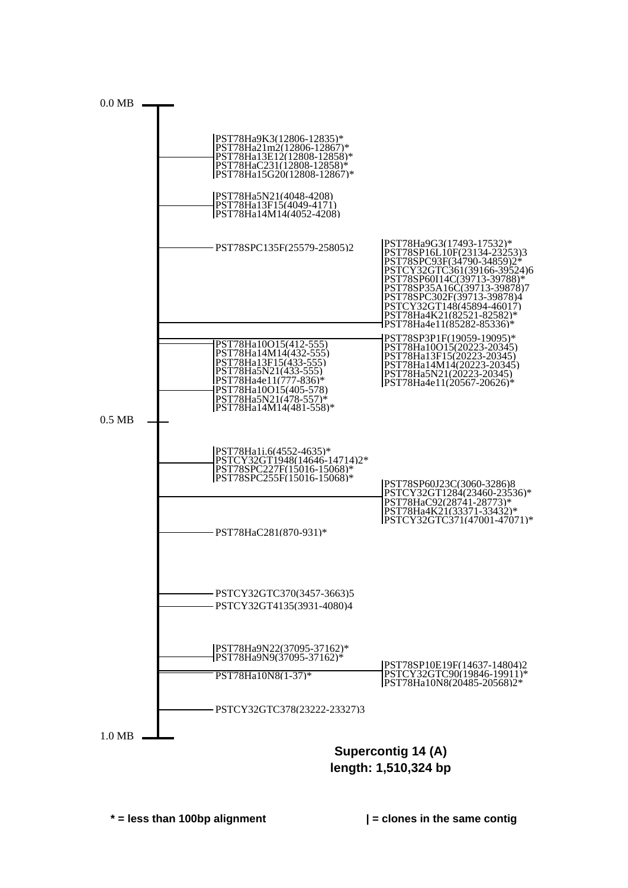0.0 MB

PST78Ha9K3(12806-12835)*
PST78Ha21m2(12806-12867)*
PST78Ha13E12(12808-12858)*
PST78HaC231(12808-12858)*
PST78Ha15G20(12808-12867)*

PST78Ha5N21(4048-4208)
PST78Ha13F15(4049-4171)
PST78Ha14M14(4052-4208)

PST78SPC135F(25579-25805)2

PST78Ha9G3(17493-17532)*
PST78SP16L10F(23134-23253)3
PST78SPC93F(34790-34859)2*
PSTCY32GTC361(39166-39524)6
PST78SP60I14C(39713-39788)*
PST78SP35A16C(39713-39878)7
PST78SPC302F(39713-39878)4
PSTCY32GT148(45894-46017)
PST78Ha4K21(82521-82582)*
PST78Ha4e11(85282-85336)*

PST78SP3P1F(19059-19095)*
PST78Ha10O15(20223-20345)
PST78Ha13F15(20223-20345)
PST78Ha14M14(20223-20345)
PST78Ha5N21(20223-20345)
PST78Ha4e11(20567-20626)*

PST78Ha10O15(412-555)
PST78Ha14M14(432-555)
PST78Ha13F15(433-555)
PST78Ha5N21(433-555)
PST78Ha4e11(777-836)*

PST78Ha10O15(405-578)
PST78Ha5N21(478-557)*
PST78Ha14M14(481-558)*

0.5 MB

PST78Ha1i.6(4552-4635)*
PSTCY32GT1948(14646-14714)2*
PST78SPC227F(15016-15068)*
PST78SPC255F(15016-15068)*

PST78SP60J23C(3060-3286)8
PSTCY32GT1284(23460-23536)*
PST78HaC92(28741-28773)*
PST78Ha4K21(33371-33432)*
PSTCY32GTC371(47001-47071)*

PST78HaC281(870-931)*

PSTCY32GTC370(3457-3663)5

PSTCY32GT4135(3931-4080)4

PST78Ha9N22(37095-37162)*
PST78Ha9N9(37095-37162)*

PST78SP10E19F(14637-14804)2
PSTCY32GTC90(19846-19911)*
PST78Ha10N8(20485-20568)2*

PST78Ha10N8(1-37)*

PSTCY32GTC378(23222-23327)3

1.0 MB

**Supercontig 14 (A)**
**length: 1,510,324 bp**

**\* = less than 100bp alignment** **| = clones in the same contig**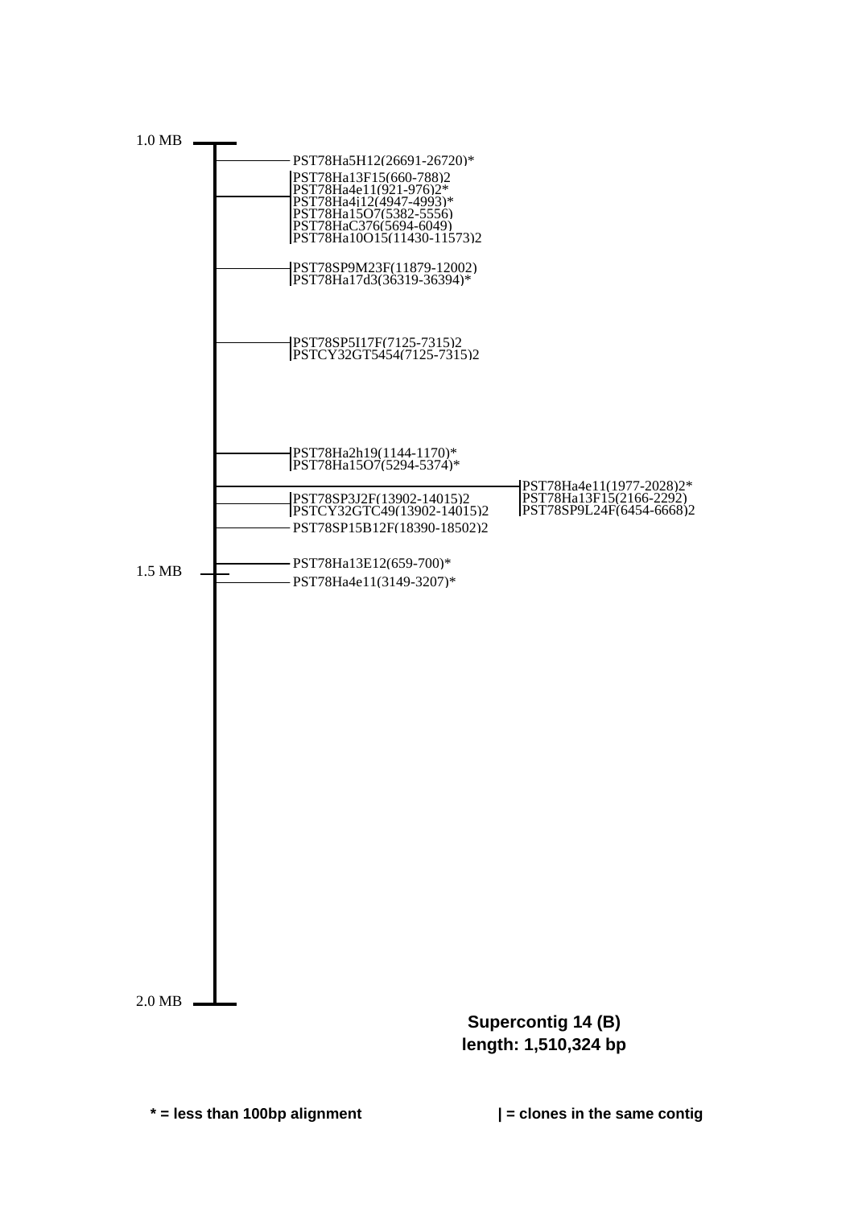1.0 MB

- PST78Ha5H12(26691-26720)*
- PST78Ha13F15(660-788)2
  PST78Ha4e11(921-976)2*
  PST78Ha4j12(4947-4993)*
  PST78Ha15O7(5382-5556)
  PST78HaC376(5694-6049)
  PST78Ha10O15(11430-11573)2
- PST78SP9M23F(11879-12002)
  PST78Ha17d3(36319-36394)*
- PST78SP5I17F(7125-7315)2
  PSTCY32GT5454(7125-7315)2
- PST78Ha2h19(1144-1170)*
  PST78Ha15O7(5294-5374)*
- PST78Ha4e11(1977-2028)2*
  PST78Ha13F15(2166-2292)
  PST78SP9L24F(6454-6668)2
- PST78SP3J2F(13902-14015)2
  PSTCY32GTC49(13902-14015)2
- PST78SP15B12F(18390-18502)2
- PST78Ha13E12(659-700)*

1.5 MB

- PST78Ha4e11(3149-3207)*

2.0 MB

**Supercontig 14 (B)**
**length: 1,510,324 bp**

**\* = less than 100bp alignment**

**| = clones in the same contig**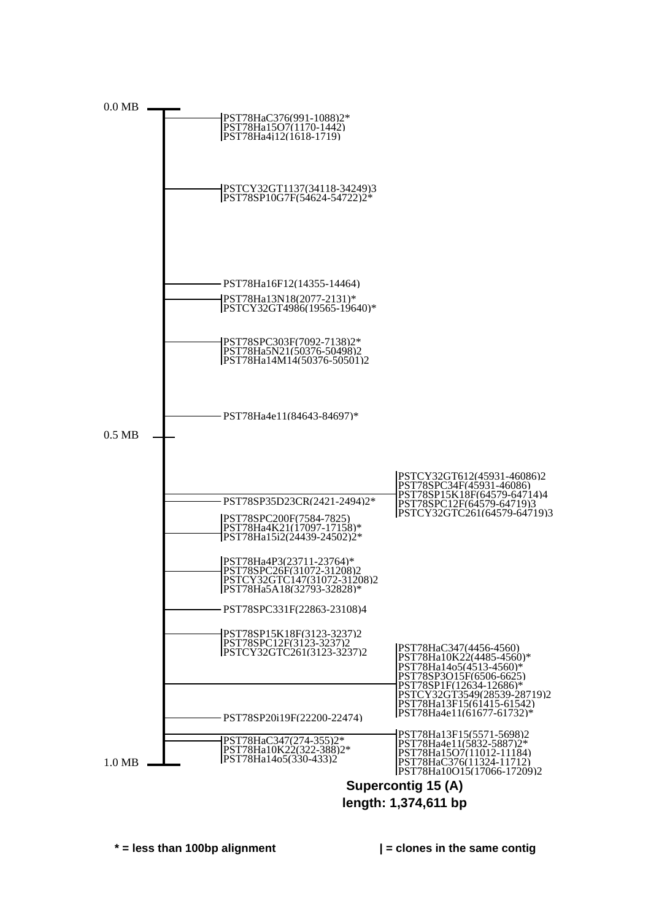0.0 MB

PST78HaC376(991-1088)2*
PST78Ha15O7(1170-1442)
PST78Ha4j12(1618-1719)

PSTCY32GT1137(34118-34249)3
PST78SP10G7F(54624-54722)2*

PST78Ha16F12(14355-14464)

PST78Ha13N18(2077-2131)*
PSTCY32GT4986(19565-19640)*

PST78SPC303F(7092-7138)2*
PST78Ha5N21(50376-50498)2
PST78Ha14M14(50376-50501)2

PST78Ha4e11(84643-84697)*

0.5 MB

PSTCY32GT612(45931-46086)2
PST78SPC34F(45931-46086)
PST78SP15K18F(64579-64714)4
PST78SPC12F(64579-64719)3
PSTCY32GTC261(64579-64719)3

PST78SP35D23CR(2421-2494)2*

PST78SPC200F(7584-7825)
PST78Ha4K21(17097-17158)*
PST78Ha15i2(24439-24502)2*

PST78Ha4P3(23711-23764)*
PST78SPC26F(31072-31208)2
PSTCY32GTC147(31072-31208)2
PST78Ha5A18(32793-32828)*

PST78SPC331F(22863-23108)4

PST78SP15K18F(3123-3237)2
PST78SPC12F(3123-3237)2
PSTCY32GTC261(3123-3237)2

PST78HaC347(4456-4560)
PST78Ha10K22(4485-4560)*
PST78Ha14o5(4513-4560)*
PST78SP3O15F(6506-6625)
PST78SP1F(12634-12686)*
PSTCY32GT3549(28539-28719)2
PST78Ha13F15(61415-61542)
PST78Ha4e11(61677-61732)*

PST78SP20i19F(22200-22474)

PST78HaC347(274-355)2*
PST78Ha10K22(322-388)2*
PST78Ha14o5(330-433)2

PST78Ha13F15(5571-5698)2
PST78Ha4e11(5832-5887)2*
PST78Ha15O7(11012-11184)
PST78HaC376(11324-11712)
PST78Ha10O15(17066-17209)2

1.0 MB

**Supercontig 15 (A)**
**length: 1,374,611 bp**

**\* = less than 100bp alignment** **| = clones in the same contig**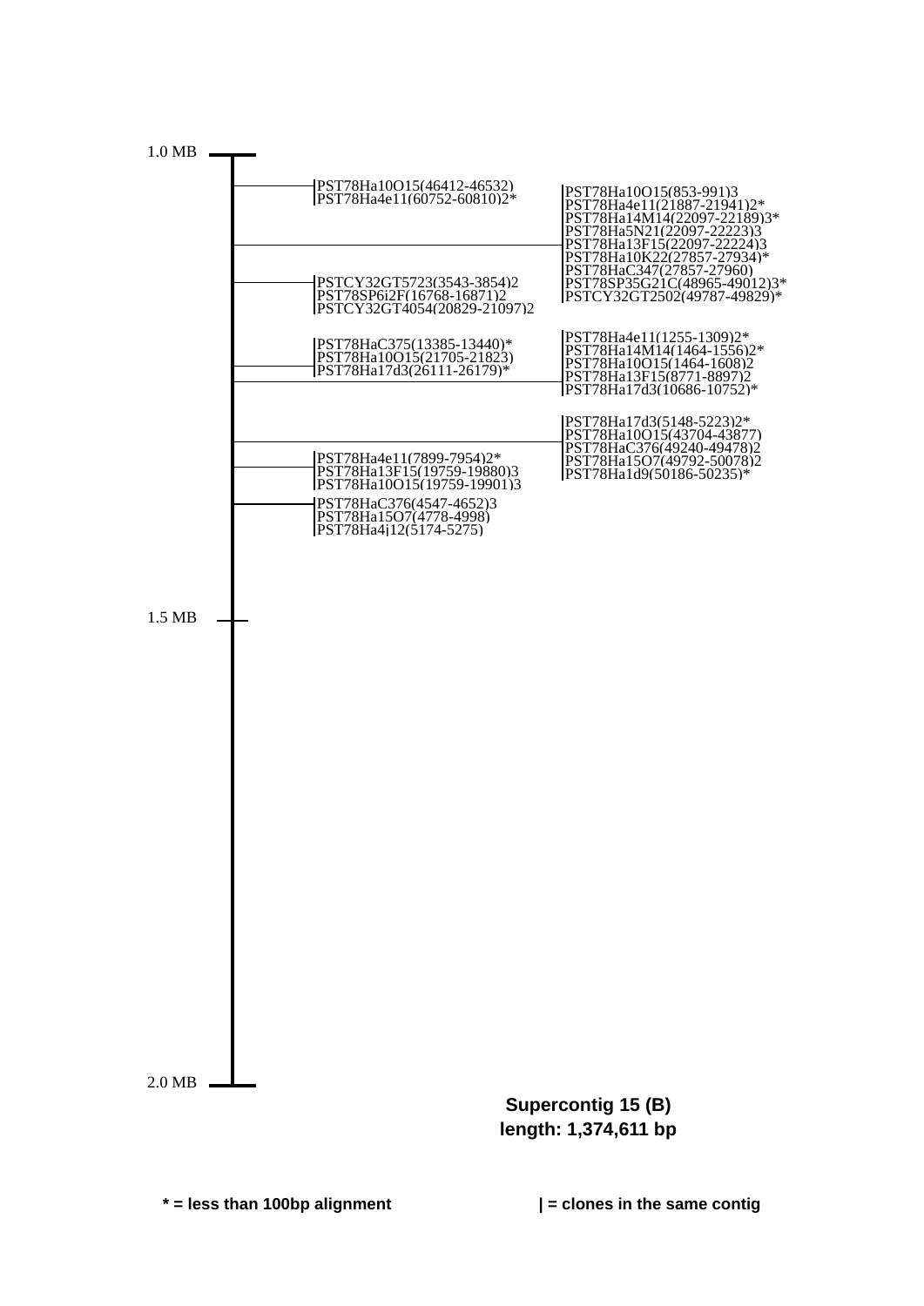1.0 MB

PST78Ha10O15(46412-46532)
PST78Ha4e11(60752-60810)2*

PST78Ha10O15(853-991)3
PST78Ha4e11(21887-21941)2*
PST78Ha14M14(22097-22189)3*
PST78Ha5N21(22097-22223)3
PST78Ha13F15(22097-22224)3
PST78Ha10K22(27857-27934)*
PST78HaC347(27857-27960)
PST78SP35G21C(48965-49012)3*
PSTCY32GT2502(49787-49829)*

PSTCY32GT5723(3543-3854)2
PST78SP6i2F(16768-16871)2
PSTCY32GT4054(20829-21097)2

PST78HaC375(13385-13440)*
PST78Ha10O15(21705-21823)
PST78Ha17d3(26111-26179)*

PST78Ha4e11(1255-1309)2*
PST78Ha14M14(1464-1556)2*
PST78Ha10O15(1464-1608)2
PST78Ha13F15(8771-8897)2
PST78Ha17d3(10686-10752)*

PST78Ha17d3(5148-5223)2*
PST78Ha10O15(43704-43877)
PST78HaC376(49240-49478)2
PST78Ha15O7(49792-50078)2
PST78Ha1d9(50186-50235)*

PST78Ha4e11(7899-7954)2*
PST78Ha13F15(19759-19880)3
PST78Ha10O15(19759-19901)3

PST78HaC376(4547-4652)3
PST78Ha15O7(4778-4998)
PST78Ha4j12(5174-5275)

1.5 MB

2.0 MB

**Supercontig 15 (B)**
**length: 1,374,611 bp**

**\* = less than 100bp alignment** **| = clones in the same contig**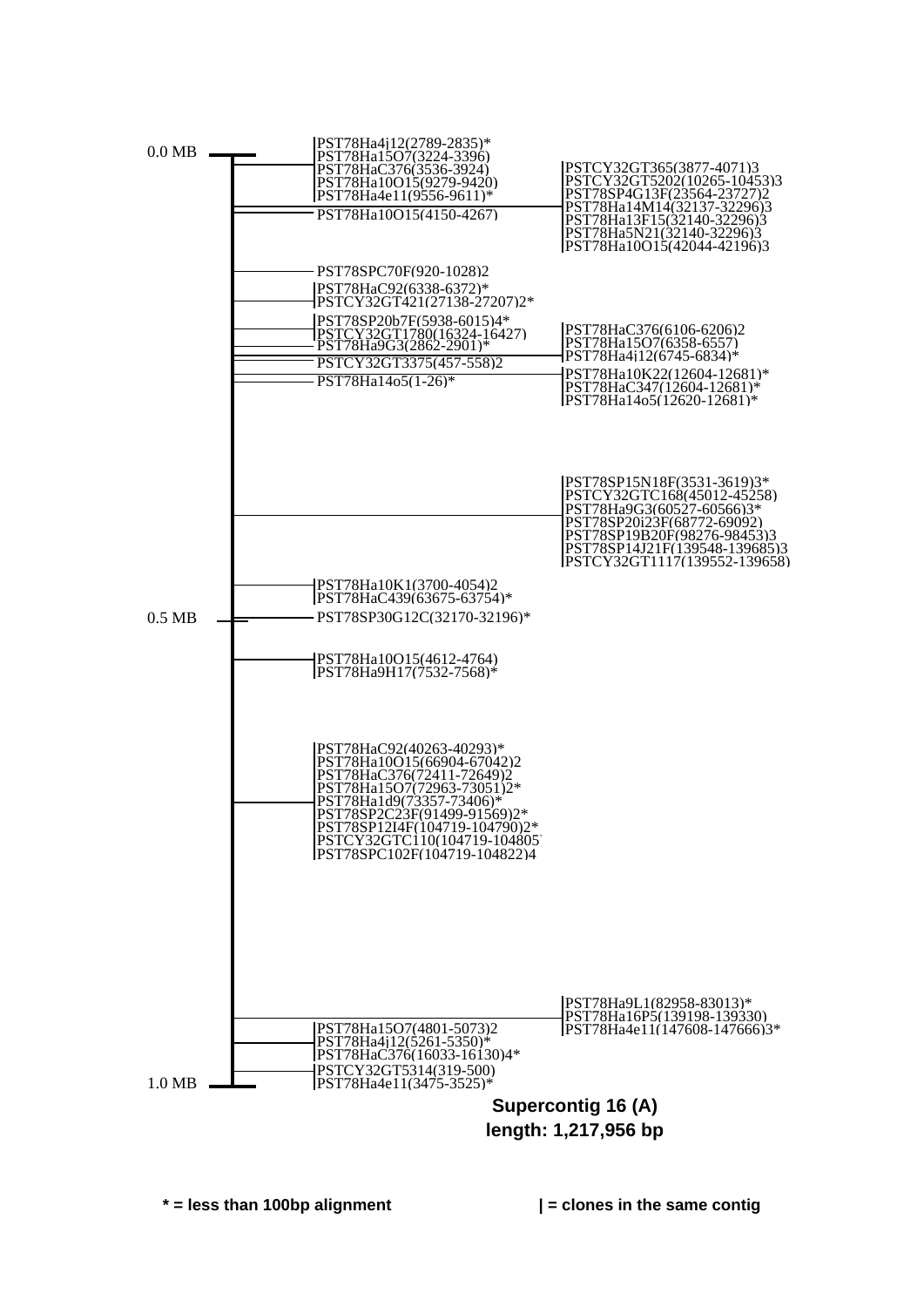0.0 MB

PST78Ha4j12(2789-2835)*
PST78Ha15O7(3224-3396)
PST78HaC376(3536-3924)
PST78Ha10O15(9279-9420)
PST78Ha4e11(9556-9611)*

PST78Ha10O15(4150-4267)

PSTCY32GT365(3877-4071)3
PSTCY32GT5202(10265-10453)3
PST78SP4G13F(23564-23727)2
PST78Ha14M14(32137-32296)3
PST78Ha13F15(32140-32296)3
PST78Ha5N21(32140-32296)3
PST78Ha10O15(42044-42196)3

PST78SPC70F(920-1028)2

PST78HaC92(6338-6372)*
PSTCY32GT421(27138-27207)2*

PST78SP20b7F(5938-6015)4*
PSTCY32GT1780(16324-16427)
PST78Ha9G3(2862-2901)*

PSTCY32GT3375(457-558)2

PST78Ha14o5(1-26)*

PST78HaC376(6106-6206)2
PST78Ha15O7(6358-6557)
PST78Ha4j12(6745-6834)*

PST78Ha10K22(12604-12681)*
PST78HaC347(12604-12681)*
PST78Ha14o5(12620-12681)*

PST78SP15N18F(3531-3619)3*
PSTCY32GTC168(45012-45258)
PST78Ha9G3(60527-60566)3*
PST78SP20i23F(68772-69092)
PST78SP19B20F(98276-98453)3
PST78SP14J21F(139548-139685)3
PSTCY32GT1117(139552-139658)

PST78Ha10K1(3700-4054)2
PST78HaC439(63675-63754)*

0.5 MB

PST78SP30G12C(32170-32196)*

PST78Ha10O15(4612-4764)
PST78Ha9H17(7532-7568)*

PST78HaC92(40263-40293)*
PST78Ha10O15(66904-67042)2
PST78HaC376(72411-72649)2
PST78Ha15O7(72963-73051)2*
PST78Ha1d9(73357-73406)*
PST78SP2C23F(91499-91569)2*
PST78SP12I4F(104719-104790)2*
PSTCY32GTC110(104719-104805)
PST78SPC102F(104719-104822)4

PST78Ha9L1(82958-83013)*
PST78Ha16P5(139198-139330)
PST78Ha4e11(147608-147666)3*

PST78Ha15O7(4801-5073)2
PST78Ha4j12(5261-5350)*
PST78HaC376(16033-16130)4*

PSTCY32GT5314(319-500)
PST78Ha4e11(3475-3525)*

1.0 MB

**Supercontig 16 (A)**
**length: 1,217,956 bp**

**\* = less than 100bp alignment** **| = clones in the same contig**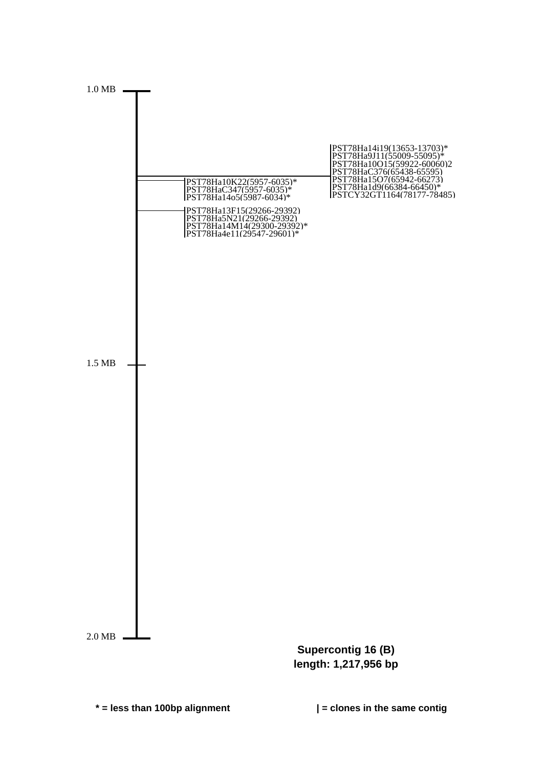1.0 MB

PST78Ha14i19(13653-13703)*
PST78Ha9J11(55009-55095)*
PST78Ha10O15(59922-60060)2
PST78HaC376(65438-65595)
PST78Ha15O7(65942-66273)
PST78Ha1d9(66384-66450)*
PSTCY32GT1164(78177-78485)

PST78Ha10K22(5957-6035)*
PST78HaC347(5957-6035)*
PST78Ha14o5(5987-6034)*

PST78Ha13F15(29266-29392)
PST78Ha5N21(29266-29392)
PST78Ha14M14(29300-29392)*
PST78Ha4e11(29547-29601)*

1.5 MB

2.0 MB

**Supercontig 16 (B)**
**length: 1,217,956 bp**

**\* = less than 100bp alignment**

**| = clones in the same contig**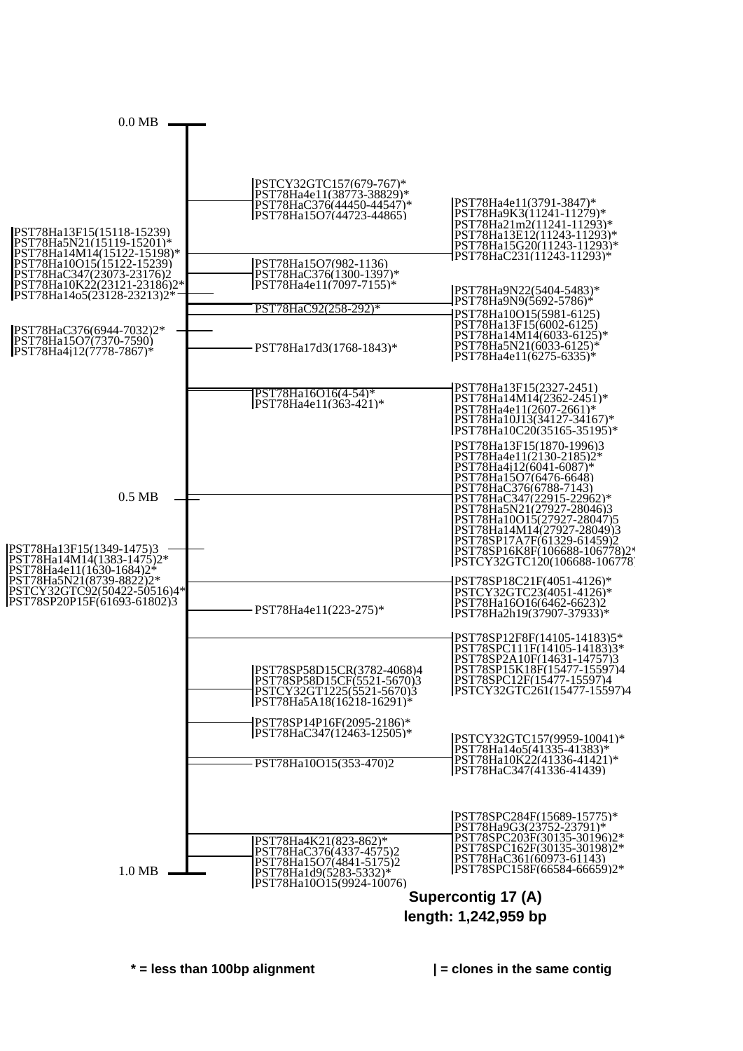0.0 MB

PSTCY32GTC157(679-767)*
PST78Ha4e11(38773-38829)*
PST78HaC376(44450-44547)*
PST78Ha15O7(44723-44865)

PST78Ha4e11(3791-3847)*
PST78Ha9K3(11241-11279)*
PST78Ha21m2(11241-11293)*
PST78Ha13E12(11243-11293)*
PST78Ha15G20(11243-11293)*
PST78HaC231(11243-11293)*

PST78Ha13F15(15118-15239)
PST78Ha5N21(15119-15201)*
PST78Ha14M14(15122-15198)*
PST78Ha10O15(15122-15239)
PST78HaC347(23073-23176)2
PST78Ha10K22(23121-23186)2*
PST78Ha14o5(23128-23213)2*

PST78Ha15O7(982-1136)
PST78HaC376(1300-1397)*
PST78Ha4e11(7097-7155)*

PST78Ha9N22(5404-5483)*
PST78Ha9N9(5692-5786)*

PST78HaC92(258-292)*

PST78Ha10O15(5981-6125)
PST78Ha13F15(6002-6125)
PST78Ha14M14(6033-6125)*
PST78Ha5N21(6033-6125)*
PST78Ha4e11(6275-6335)*

PST78HaC376(6944-7032)2*
PST78Ha15O7(7370-7590)
PST78Ha4j12(7778-7867)*

PST78Ha17d3(1768-1843)*

PST78Ha16O16(4-54)*
PST78Ha4e11(363-421)*

PST78Ha13F15(2327-2451)
PST78Ha14M14(2362-2451)*
PST78Ha4e11(2607-2661)*
PST78Ha10J13(34127-34167)*
PST78Ha10C20(35165-35195)*

PST78Ha13F15(1870-1996)3
PST78Ha4e11(2130-2185)2*
PST78Ha4j12(6041-6087)*
PST78Ha15O7(6476-6648)
PST78HaC376(6788-7143)
PST78HaC347(22915-22962)*
PST78Ha5N21(27927-28046)3
PST78Ha10O15(27927-28047)5
PST78Ha14M14(27927-28049)3
PST78SP17A7F(61329-61459)2
PST78SP16K8F(106688-106778)2*
PSTCY32GTC120(106688-106778)

0.5 MB

PST78Ha13F15(1349-1475)3
PST78Ha14M14(1383-1475)2*
PST78Ha4e11(1630-1684)2*
PST78Ha5N21(8739-8822)2*
PSTCY32GTC92(50422-50516)4*
PST78SP20P15F(61693-61802)3

PST78SP18C21F(4051-4126)*
PSTCY32GTC23(4051-4126)*
PST78Ha16O16(6462-6623)2
PST78Ha2h19(37907-37933)*

PST78Ha4e11(223-275)*

PST78SP12F8F(14105-14183)5*
PST78SPC111F(14105-14183)3*
PST78SP2A10F(14631-14757)3
PST78SP15K18F(15477-15597)4
PST78SPC12F(15477-15597)4
PSTCY32GTC261(15477-15597)4

PST78SP58D15CR(3782-4068)4
PST78SP58D15CF(5521-5670)3
PSTCY32GT1225(5521-5670)3
PST78Ha5A18(16218-16291)*

PST78SP14P16F(2095-2186)*
PST78HaC347(12463-12505)*

PSTCY32GTC157(9959-10041)*
PST78Ha14o5(41335-41383)*
PST78Ha10K22(41336-41421)*
PST78HaC347(41336-41439)

PST78Ha10O15(353-470)2

PST78SPC284F(15689-15775)*
PST78Ha9G3(23752-23791)*
PST78SPC203F(30135-30196)2*
PST78SPC162F(30135-30198)2*
PST78HaC361(60973-61143)
PST78SPC158F(66584-66659)2*

PST78Ha4K21(823-862)*
PST78HaC376(4337-4575)2
PST78Ha15O7(4841-5175)2
PST78Ha1d9(5283-5332)*
PST78Ha10O15(9924-10076)

1.0 MB

**Supercontig 17 (A)**
**length: 1,242,959 bp**

**\* = less than 100bp alignment** **| = clones in the same contig**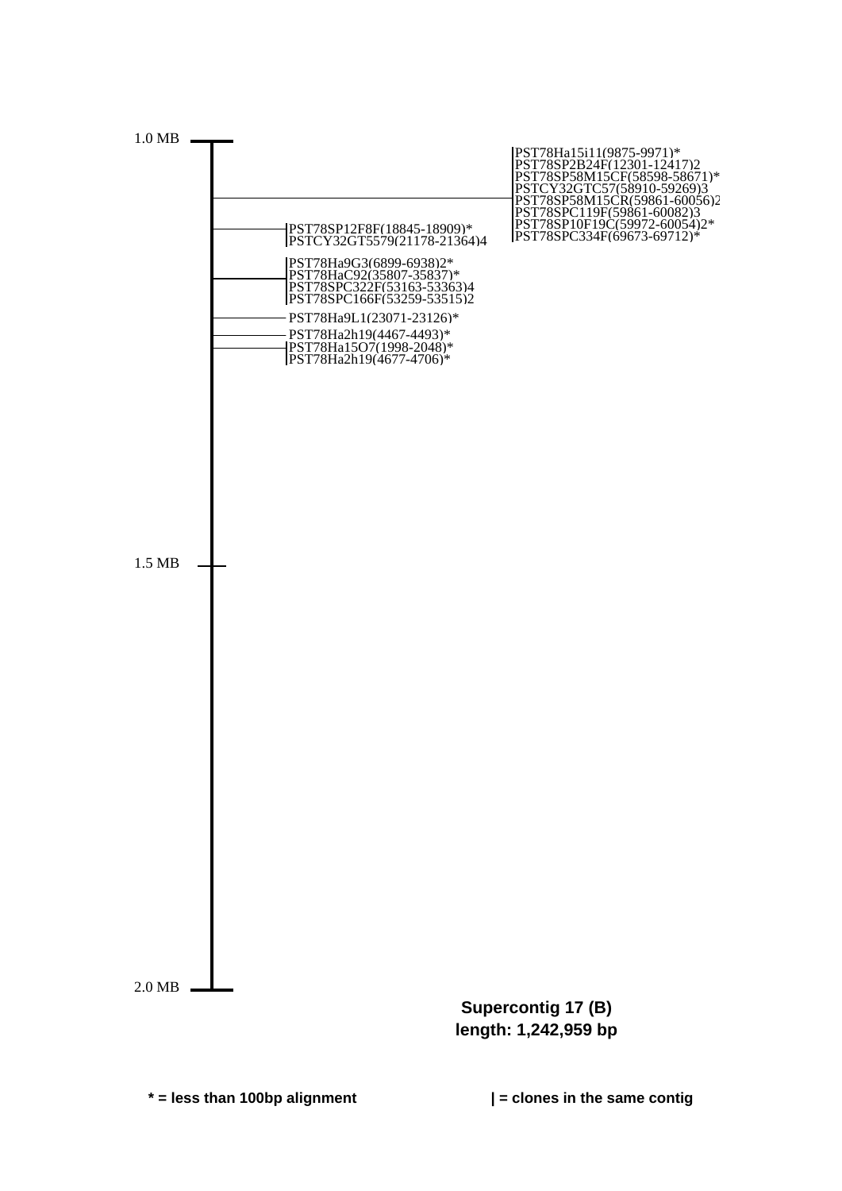1.0 MB

PST78Ha15i11(9875-9971)*
PST78SP2B24F(12301-12417)2
PST78SP58M15CF(58598-58671)*
PSTCY32GTC57(58910-59269)3
PST78SP58M15CR(59861-60056)2
PST78SPC119F(59861-60082)3
PST78SP10F19C(59972-60054)2*
PST78SPC334F(69673-69712)*

PST78SP12F8F(18845-18909)*
PSTCY32GT5579(21178-21364)4

PST78Ha9G3(6899-6938)2*
PST78HaC92(35807-35837)*
PST78SPC322F(53163-53363)4
PST78SPC166F(53259-53515)2

PST78Ha9L1(23071-23126)*

PST78Ha2h19(4467-4493)*

PST78Ha15O7(1998-2048)*
PST78Ha2h19(4677-4706)*

1.5 MB

2.0 MB

**Supercontig 17 (B)**
**length: 1,242,959 bp**

**\* = less than 100bp alignment**

**| = clones in the same contig**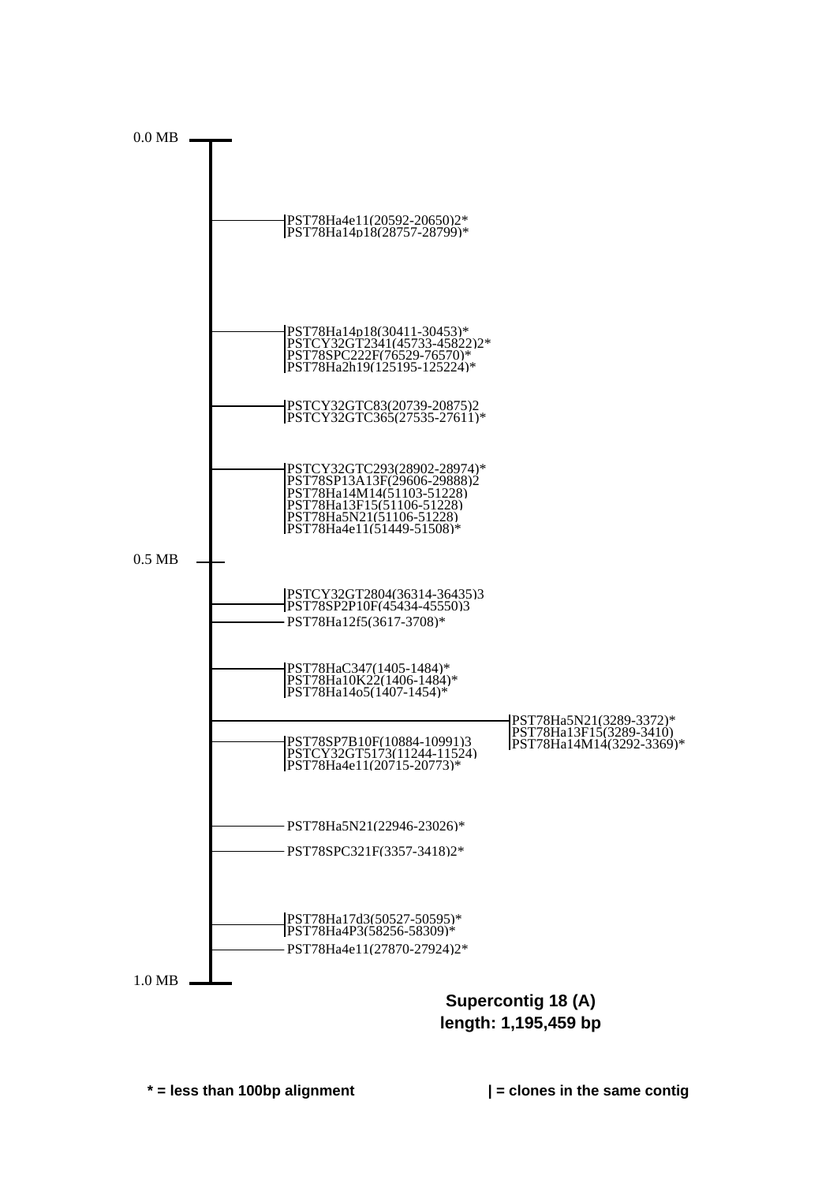0.0 MB

PST78Ha4e11(20592-20650)2*
PST78Ha14p18(28757-28799)*

PST78Ha14p18(30411-30453)*
PSTCY32GT2341(45733-45822)2*
PST78SPC222F(76529-76570)*
PST78Ha2h19(125195-125224)*

PSTCY32GTC83(20739-20875)2
PSTCY32GTC365(27535-27611)*

PSTCY32GTC293(28902-28974)*
PST78SP13A13F(29606-29888)2
PST78Ha14M14(51103-51228)
PST78Ha13F15(51106-51228)
PST78Ha5N21(51106-51228)
PST78Ha4e11(51449-51508)*

0.5 MB

PSTCY32GT2804(36314-36435)3
PST78SP2P10F(45434-45550)3

PST78Ha12f5(3617-3708)*

PST78HaC347(1405-1484)*
PST78Ha10K22(1406-1484)*
PST78Ha14o5(1407-1454)*

PST78Ha5N21(3289-3372)*
PST78Ha13F15(3289-3410)
PST78Ha14M14(3292-3369)*

PST78SP7B10F(10884-10991)3
PSTCY32GT5173(11244-11524)
PST78Ha4e11(20715-20773)*

PST78Ha5N21(22946-23026)*

PST78SPC321F(3357-3418)2*

PST78Ha17d3(50527-50595)*
PST78Ha4P3(58256-58309)*

PST78Ha4e11(27870-27924)2*

1.0 MB

**Supercontig 18 (A)**
**length: 1,195,459 bp**

**\* = less than 100bp alignment** **| = clones in the same contig**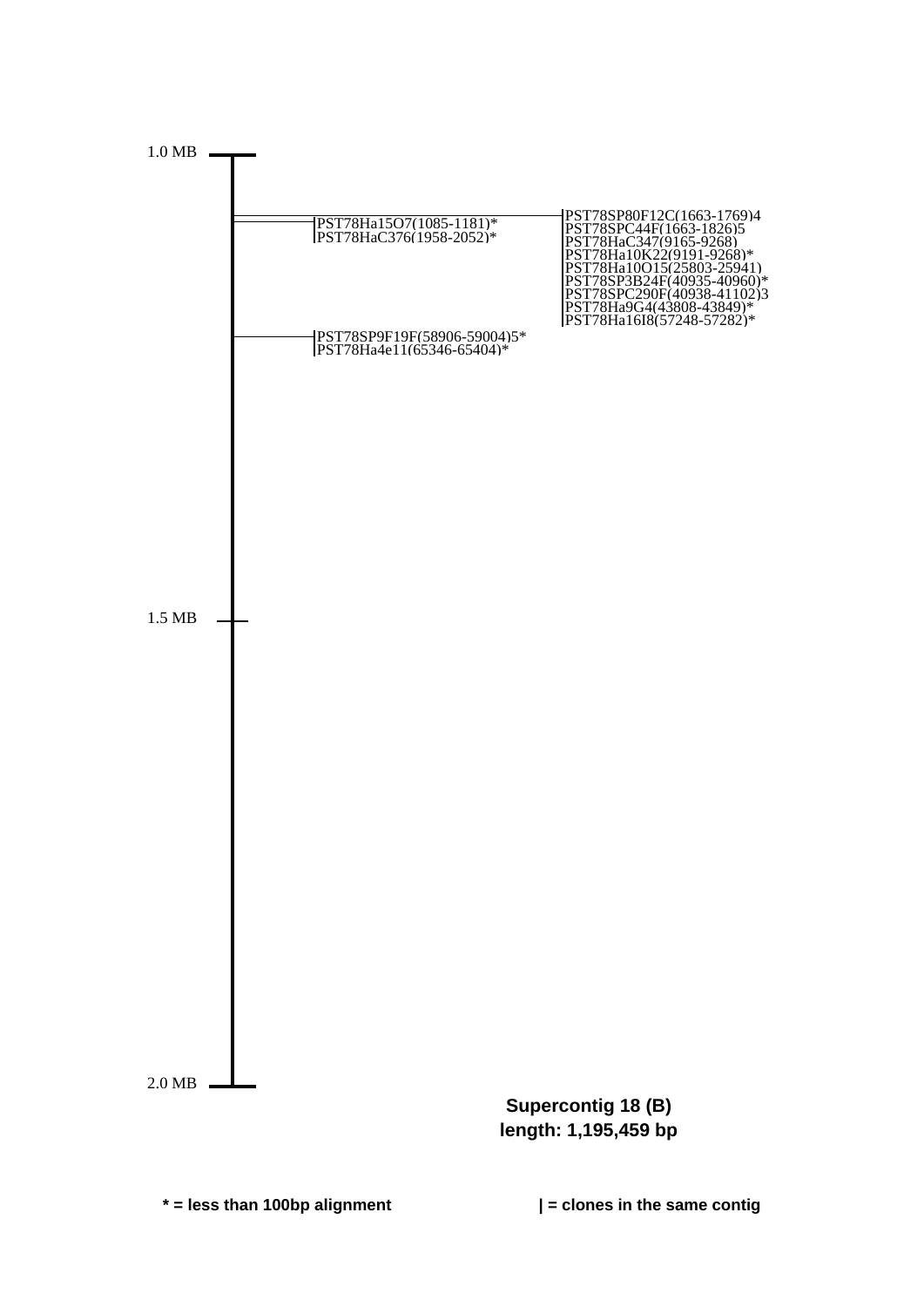1.0 MB

PST78Ha15O7(1085-1181)*
PST78HaC376(1958-2052)*

PST78SP80F12C(1663-1769)4
PST78SPC44F(1663-1826)5
PST78HaC347(9165-9268)
PST78Ha10K22(9191-9268)*
PST78Ha10O15(25803-25941)
PST78SP3B24F(40935-40960)*
PST78SPC290F(40938-41102)3
PST78Ha9G4(43808-43849)*
PST78Ha16I8(57248-57282)*

PST78SP9F19F(58906-59004)5*
PST78Ha4e11(65346-65404)*

1.5 MB

2.0 MB

**Supercontig 18 (B)**
**length: 1,195,459 bp**

**\* = less than 100bp alignment**

**| = clones in the same contig**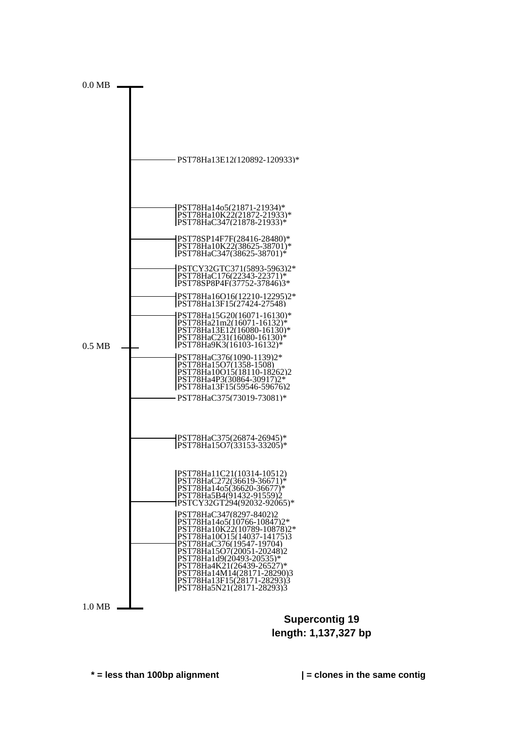0.0 MB

PST78Ha13E12(120892-120933)*

PST78Ha14o5(21871-21934)*
PST78Ha10K22(21872-21933)*
PST78HaC347(21878-21933)*

PST78SP14F7F(28416-28480)*
PST78Ha10K22(38625-38701)*
PST78HaC347(38625-38701)*

PSTCY32GTC371(5893-5963)2*
PST78HaC176(22343-22371)*
PST78SP8P4F(37752-37846)3*

PST78Ha16O16(12210-12295)2*
PST78Ha13F15(27424-27548)

PST78Ha15G20(16071-16130)*
PST78Ha21m2(16071-16132)*
PST78Ha13E12(16080-16130)*
PST78HaC231(16080-16130)*
PST78Ha9K3(16103-16132)*

0.5 MB

PST78HaC376(1090-1139)2*
PST78Ha15O7(1358-1508)
PST78Ha10O15(18110-18262)2
PST78Ha4P3(30864-30917)2*
PST78Ha13F15(59546-59676)2

PST78HaC375(73019-73081)*

PST78HaC375(26874-26945)*
PST78Ha15O7(33153-33205)*

PST78Ha11C21(10314-10512)
PST78HaC272(36619-36671)*
PST78Ha14o5(36620-36677)*
PST78Ha5B4(91432-91559)2
PSTCY32GT294(92032-92065)*

PST78HaC347(8297-8402)2
PST78Ha14o5(10766-10847)2*
PST78Ha10K22(10789-10878)2*
PST78Ha10O15(14037-14175)3
PST78HaC376(19547-19704)
PST78Ha15O7(20051-20248)2
PST78Ha1d9(20493-20535)*
PST78Ha4K21(26439-26527)*
PST78Ha14M14(28171-28290)3
PST78Ha13F15(28171-28293)3
PST78Ha5N21(28171-28293)3

1.0 MB

**Supercontig 19**
**length: 1,137,327 bp**

**\* = less than 100bp alignment** **| = clones in the same contig**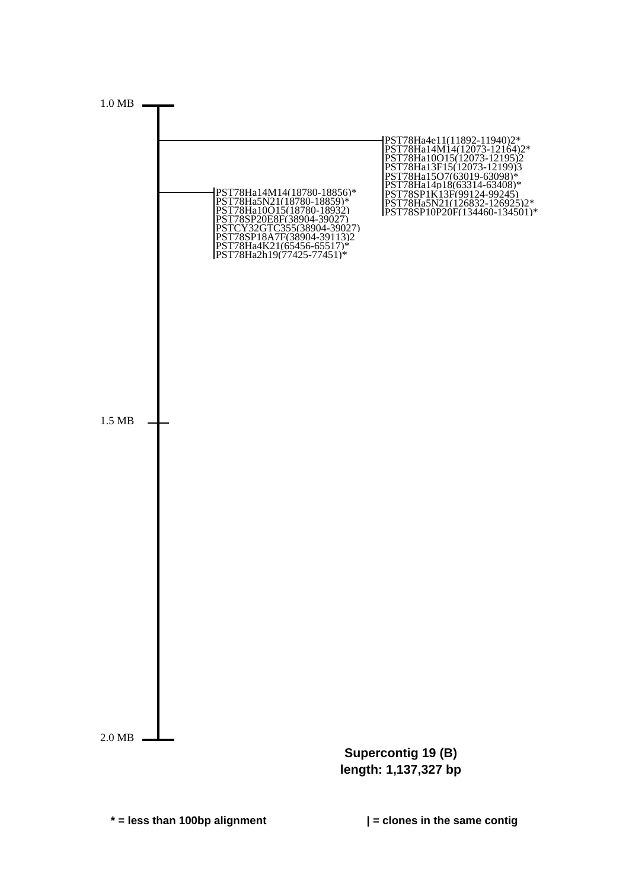1.0 MB

PST78Ha4e11(11892-11940)2*
PST78Ha14M14(12073-12164)2*
PST78Ha10O15(12073-12195)2
PST78Ha13F15(12073-12199)3
PST78Ha15O7(63019-63098)*
PST78Ha14p18(63314-63408)*
PST78SP1K13F(99124-99245)
PST78Ha5N21(126832-126925)2*
PST78SP10P20F(134460-134501)*

PST78Ha14M14(18780-18856)*
PST78Ha5N21(18780-18859)*
PST78Ha10O15(18780-18932)
PST78SP20E8F(38904-39027)
PSTCY32GTC355(38904-39027)
PST78SP18A7F(38904-39113)2
PST78Ha4K21(65456-65517)*
PST78Ha2h19(77425-77451)*

1.5 MB

2.0 MB

**Supercontig 19 (B)**
**length: 1,137,327 bp**

**\* = less than 100bp alignment**

**| = clones in the same contig**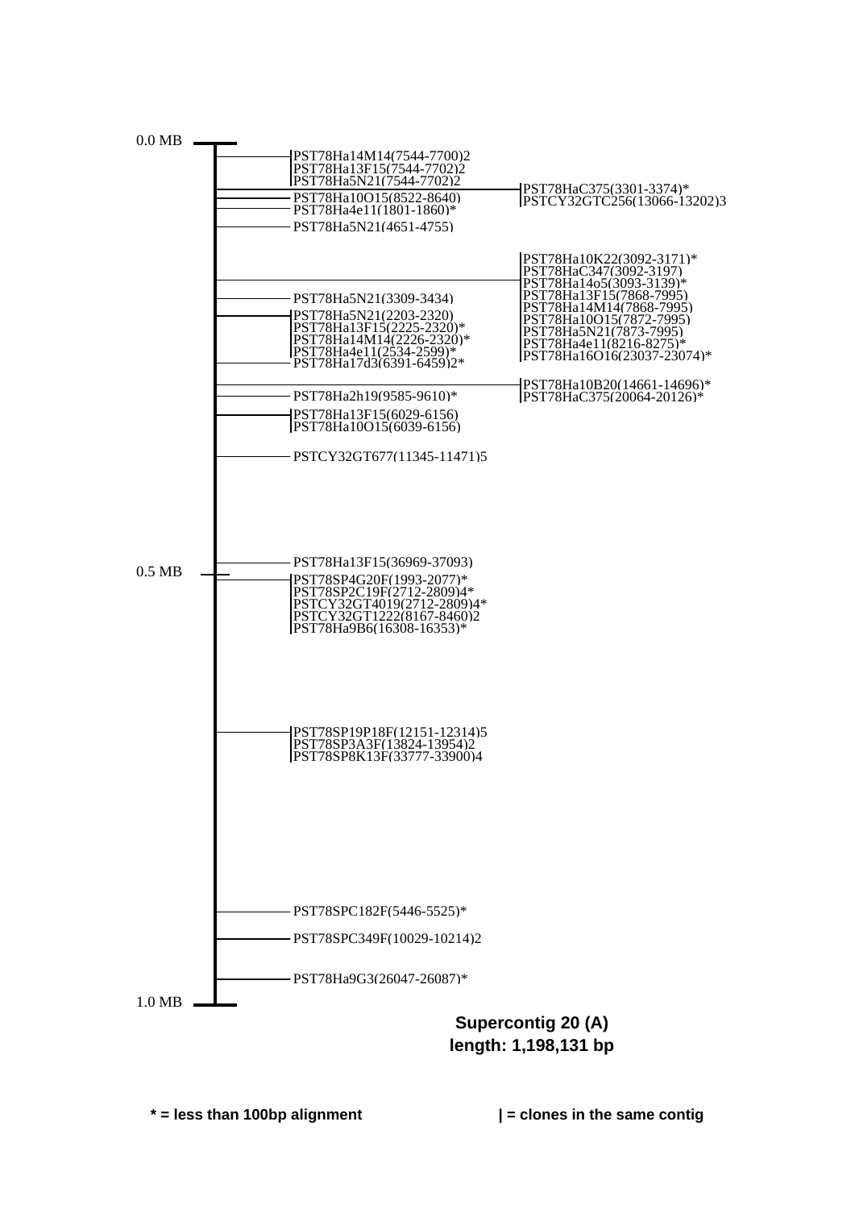0.0 MB

PST78Ha14M14(7544-7700)2
PST78Ha13F15(7544-7702)2
PST78Ha5N21(7544-7702)2

PST78HaC375(3301-3374)*
PSTCY32GTC256(13066-13202)3

PST78Ha10O15(8522-8640)
PST78Ha4e11(1801-1860)*
PST78Ha5N21(4651-4755)

PST78Ha10K22(3092-3171)*
PST78HaC347(3092-3197)
PST78Ha14o5(3093-3139)*
PST78Ha13F15(7868-7995)
PST78Ha14M14(7868-7995)
PST78Ha10O15(7872-7995)
PST78Ha5N21(7873-7995)
PST78Ha4e11(8216-8275)*
PST78Ha16O16(23037-23074)*

PST78Ha5N21(3309-3434)

PST78Ha5N21(2203-2320)
PST78Ha13F15(2225-2320)*
PST78Ha14M14(2226-2320)*
PST78Ha4e11(2534-2599)*
PST78Ha17d3(6391-6459)2*

PST78Ha10B20(14661-14696)*
PST78HaC375(20064-20126)*

PST78Ha2h19(9585-9610)*

PST78Ha13F15(6029-6156)
PST78Ha10O15(6039-6156)

PSTCY32GT677(11345-11471)5

PST78Ha13F15(36969-37093)

0.5 MB

PST78SP4G20F(1993-2077)*
PST78SP2C19F(2712-2809)4*
PSTCY32GT4019(2712-2809)4*
PSTCY32GT1222(8167-8460)2
PST78Ha9B6(16308-16353)*

PST78SP19P18F(12151-12314)5
PST78SP3A3F(13824-13954)2
PST78SP8K13F(33777-33900)4

PST78SPC182F(5446-5525)*

PST78SPC349F(10029-10214)2

PST78Ha9G3(26047-26087)*

1.0 MB

**Supercontig 20 (A)**
**length: 1,198,131 bp**

**\* = less than 100bp alignment** **| = clones in the same contig**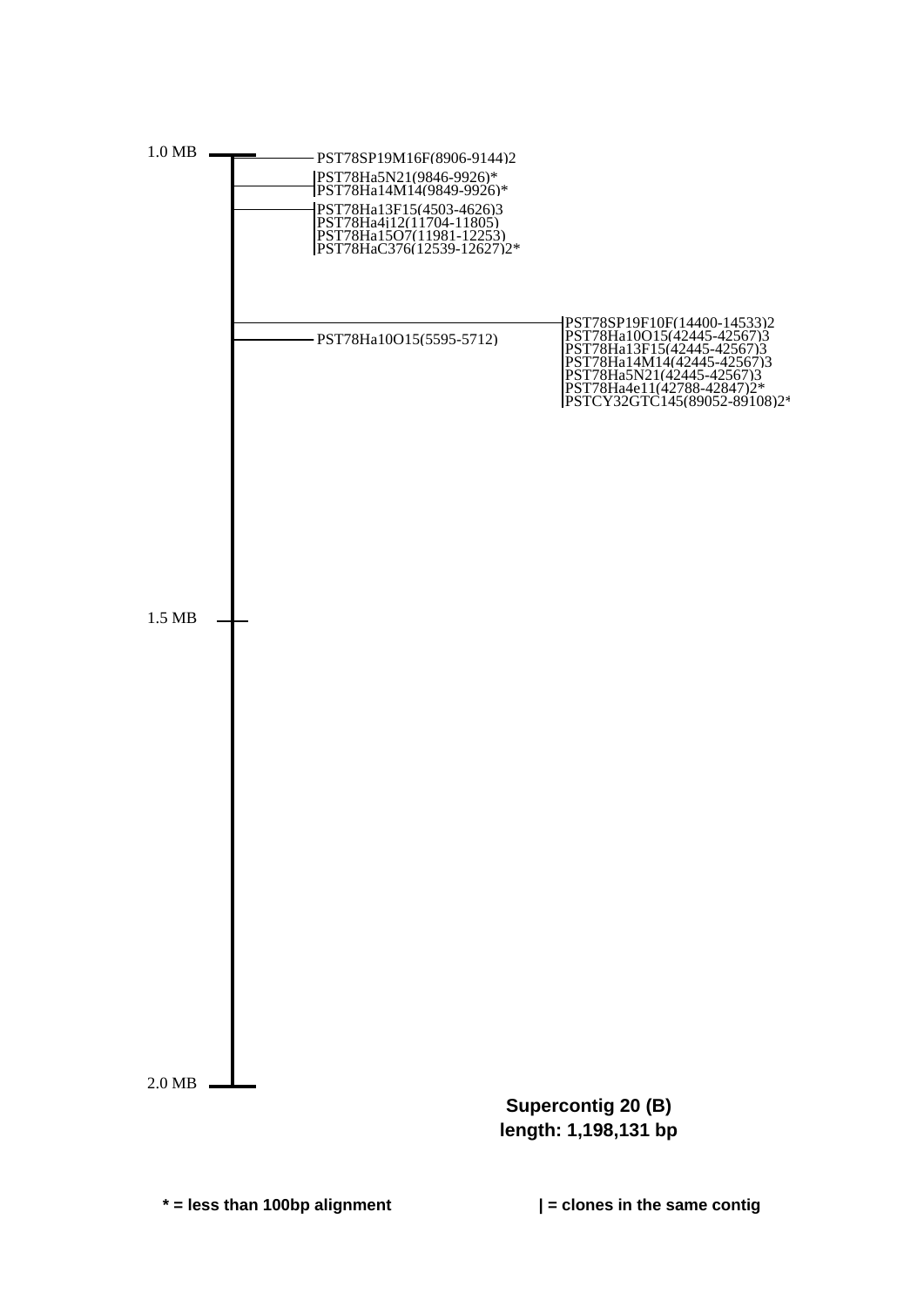1.0 MB

PST78SP19M16F(8906-9144)2

PST78Ha5N21(9846-9926)*
PST78Ha14M14(9849-9926)*

PST78Ha13F15(4503-4626)3
PST78Ha4j12(11704-11805)
PST78Ha15O7(11981-12253)
PST78HaC376(12539-12627)2*

PST78SP19F10F(14400-14533)2
PST78Ha10O15(42445-42567)3
PST78Ha13F15(42445-42567)3
PST78Ha14M14(42445-42567)3
PST78Ha5N21(42445-42567)3
PST78Ha4e11(42788-42847)2*
PSTCY32GTC145(89052-89108)2*

PST78Ha10O15(5595-5712)

1.5 MB

2.0 MB

**Supercontig 20 (B)**
**length: 1,198,131 bp**

**\* = less than 100bp alignment**

**| = clones in the same contig**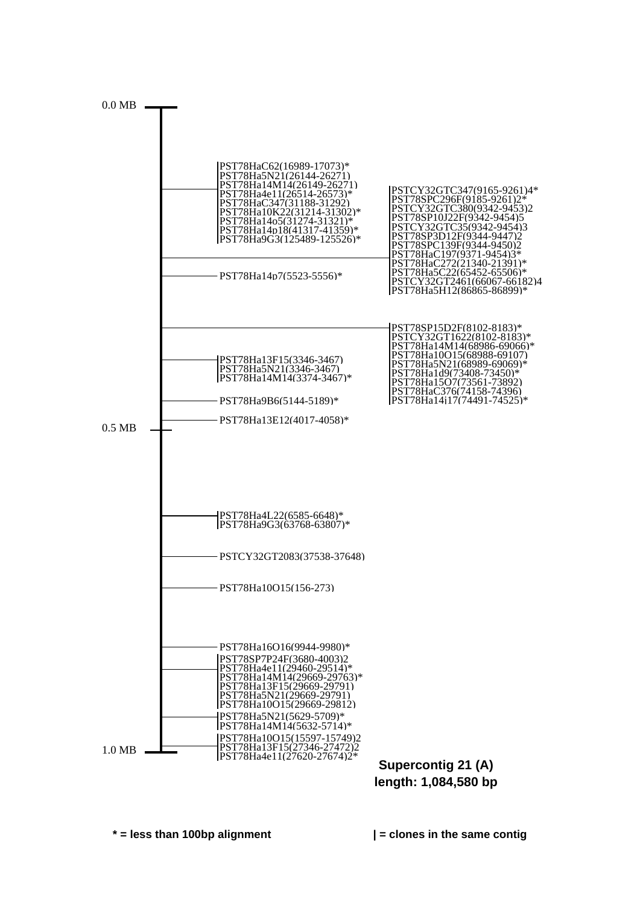0.0 MB

PST78HaC62(16989-17073)*
PST78Ha5N21(26144-26271)
PST78Ha14M14(26149-26271)
PST78Ha4e11(26514-26573)*
PST78HaC347(31188-31292)
PST78Ha10K22(31214-31302)*
PST78Ha14o5(31274-31321)*
PST78Ha14p18(41317-41359)*
PST78Ha9G3(125489-125526)*

PSTCY32GTC347(9165-9261)4*
PST78SPC296F(9185-9261)2*
PSTCY32GTC380(9342-9453)2
PST78SP10J22F(9342-9454)5
PSTCY32GTC35(9342-9454)3
PST78SP3D12F(9344-9447)2
PST78SPC139F(9344-9450)2
PST78HaC197(9371-9454)3*
PST78HaC272(21340-21391)*
PST78Ha5C22(65452-65506)*
PSTCY32GT2461(66067-66182)4
PST78Ha5H12(86865-86899)*

PST78Ha14p7(5523-5556)*

PST78SP15D2F(8102-8183)*
PSTCY32GT1622(8102-8183)*
PST78Ha14M14(68986-69066)*
PST78Ha10O15(68988-69107)
PST78Ha5N21(68989-69069)*
PST78Ha1d9(73408-73450)*
PST78Ha15O7(73561-73892)
PST78HaC376(74158-74396)
PST78Ha14j17(74491-74525)*

PST78Ha13F15(3346-3467)
PST78Ha5N21(3346-3467)
PST78Ha14M14(3374-3467)*

PST78Ha9B6(5144-5189)*

PST78Ha13E12(4017-4058)*

0.5 MB

PST78Ha4L22(6585-6648)*
PST78Ha9G3(63768-63807)*

PSTCY32GT2083(37538-37648)

PST78Ha10O15(156-273)

PST78Ha16O16(9944-9980)*

PST78SP7P24F(3680-4003)2
PST78Ha4e11(29460-29514)*
PST78Ha14M14(29669-29763)*
PST78Ha13F15(29669-29791)
PST78Ha5N21(29669-29791)
PST78Ha10O15(29669-29812)

PST78Ha5N21(5629-5709)*
PST78Ha14M14(5632-5714)*

PST78Ha10O15(15597-15749)2
PST78Ha13F15(27346-27472)2
PST78Ha4e11(27620-27674)2*

1.0 MB

**Supercontig 21 (A)**
**length: 1,084,580 bp**

**\* = less than 100bp alignment** **| = clones in the same contig**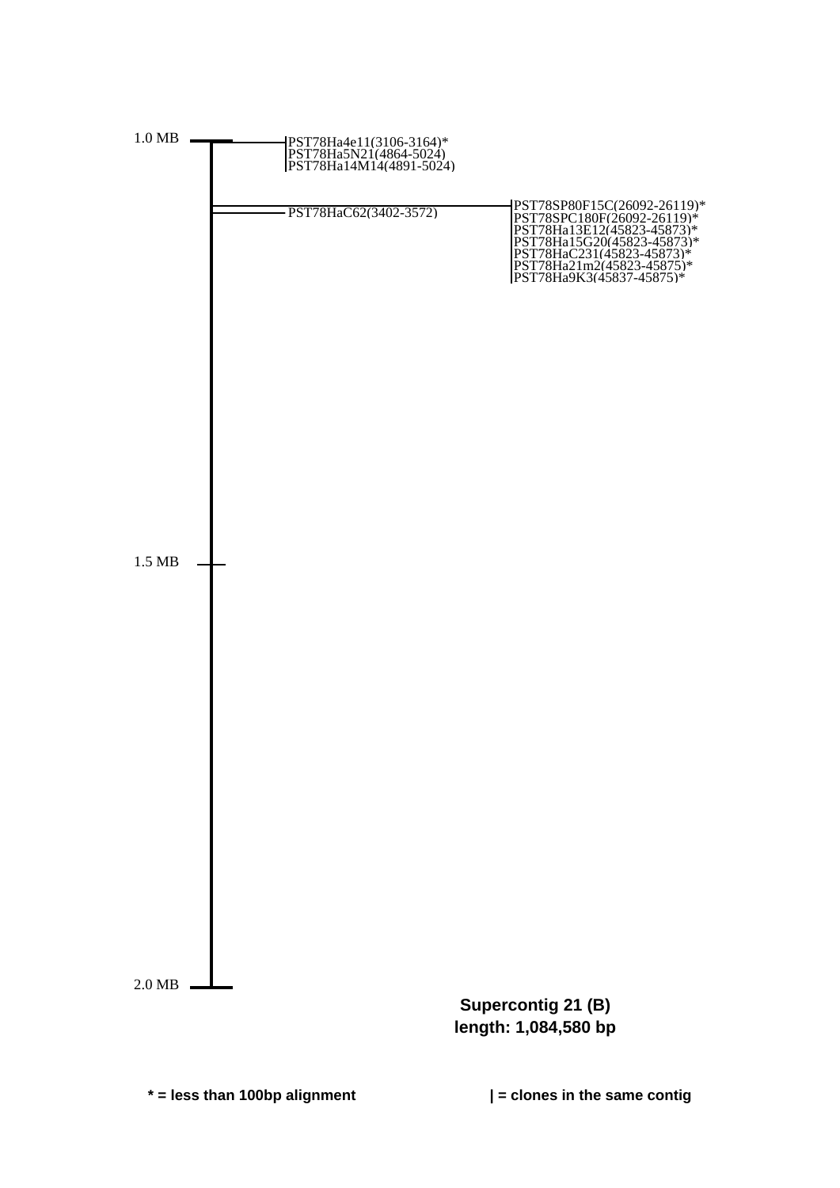1.0 MB

PST78Ha4e11(3106-3164)*
PST78Ha5N21(4864-5024)
PST78Ha14M14(4891-5024)

PST78HaC62(3402-3572)

PST78SP80F15C(26092-26119)*
PST78SPC180F(26092-26119)*
PST78Ha13E12(45823-45873)*
PST78Ha15G20(45823-45873)*
PST78HaC231(45823-45873)*
PST78Ha21m2(45823-45875)*
PST78Ha9K3(45837-45875)*

1.5 MB

2.0 MB

**Supercontig 21 (B)**
**length: 1,084,580 bp**

**\* = less than 100bp alignment**

**| = clones in the same contig**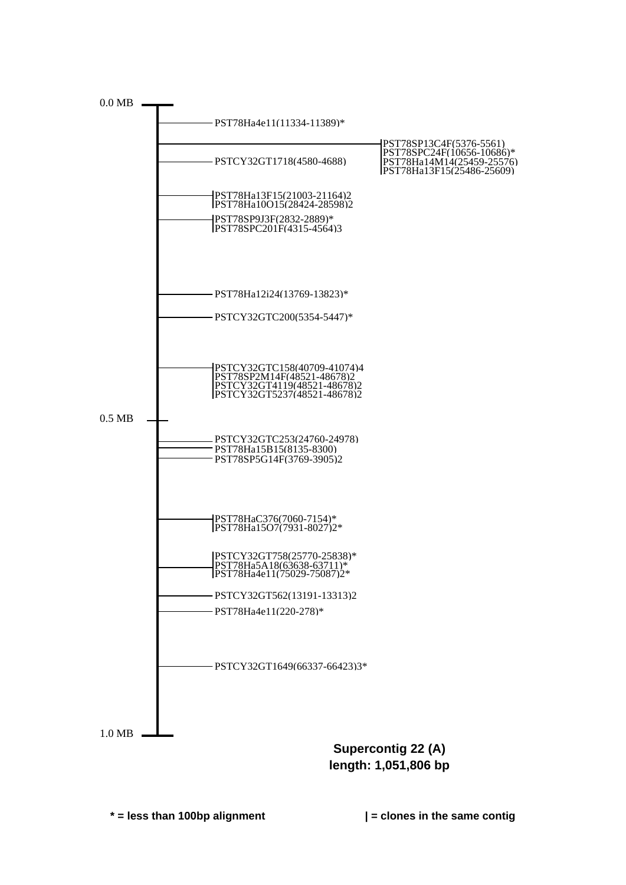0.0 MB

PST78Ha4e11(11334-11389)*

PST78SP13C4F(5376-5561)
PST78SPC24F(10656-10686)*
PST78Ha14M14(25459-25576)
PST78Ha13F15(25486-25609)

PSTCY32GT1718(4580-4688)

PST78Ha13F15(21003-21164)2
PST78Ha10O15(28424-28598)2

PST78SP9J3F(2832-2889)*
PST78SPC201F(4315-4564)3

PST78Ha12i24(13769-13823)*

PSTCY32GTC200(5354-5447)*

PSTCY32GTC158(40709-41074)4
PST78SP2M14F(48521-48678)2
PSTCY32GT4119(48521-48678)2
PSTCY32GT5237(48521-48678)2

0.5 MB

PSTCY32GTC253(24760-24978)
PST78Ha15B15(8135-8300)
PST78SP5G14F(3769-3905)2

PST78HaC376(7060-7154)*
PST78Ha15O7(7931-8027)2*

PSTCY32GT758(25770-25838)*
PST78Ha5A18(63638-63711)*
PST78Ha4e11(75029-75087)2*

PSTCY32GT562(13191-13313)2

PST78Ha4e11(220-278)*

PSTCY32GT1649(66337-66423)3*

1.0 MB

**Supercontig 22 (A)**
**length: 1,051,806 bp**

**\* = less than 100bp alignment**

**| = clones in the same contig**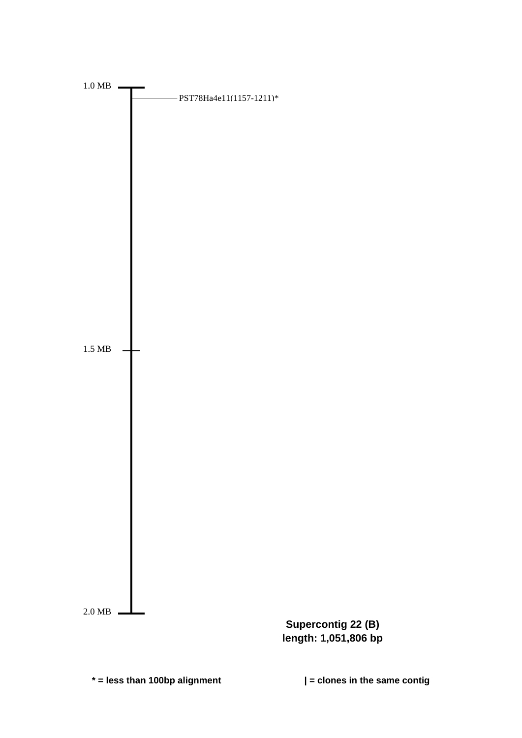1.0 MB

PST78Ha4e11(1157-1211)*

1.5 MB

2.0 MB

**Supercontig 22 (B)**
**length: 1,051,806 bp**

**\* = less than 100bp alignment**

**| = clones in the same contig**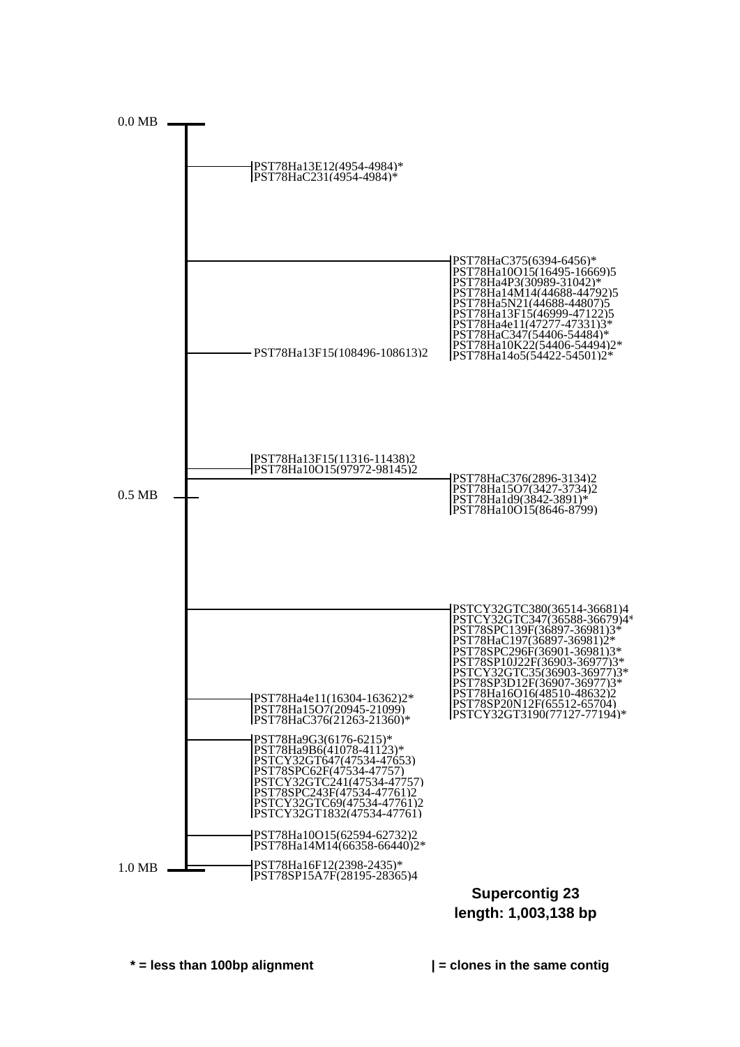0.0 MB

PST78Ha13E12(4954-4984)*
PST78HaC231(4954-4984)*

PST78HaC375(6394-6456)*
PST78Ha10O15(16495-16669)5
PST78Ha4P3(30989-31042)*
PST78Ha14M14(44688-44792)5
PST78Ha5N21(44688-44807)5
PST78Ha13F15(46999-47122)5
PST78Ha4e11(47277-47331)3*
PST78HaC347(54406-54484)*
PST78Ha10K22(54406-54494)2*
PST78Ha14o5(54422-54501)2*

PST78Ha13F15(108496-108613)2

PST78Ha13F15(11316-11438)2
PST78Ha10O15(97972-98145)2

PST78HaC376(2896-3134)2
PST78Ha15O7(3427-3734)2
PST78Ha1d9(3842-3891)*
PST78Ha10O15(8646-8799)

0.5 MB

PSTCY32GTC380(36514-36681)4
PSTCY32GTC347(36588-36679)4*
PST78SPC139F(36897-36981)3*
PST78HaC197(36897-36981)2*
PST78SPC296F(36901-36981)3*
PST78SP10J22F(36903-36977)3*
PSTCY32GTC35(36903-36977)3*
PST78SP3D12F(36907-36977)3*
PST78Ha16O16(48510-48632)2
PST78SP20N12F(65512-65704)
PSTCY32GT3190(77127-77194)*

PST78Ha4e11(16304-16362)2*
PST78Ha15O7(20945-21099)
PST78HaC376(21263-21360)*

PST78Ha9G3(6176-6215)*
PST78Ha9B6(41078-41123)*
PSTCY32GT647(47534-47653)
PST78SPC62F(47534-47757)
PSTCY32GTC241(47534-47757)
PST78SPC243F(47534-47761)2
PSTCY32GTC69(47534-47761)2
PSTCY32GT1832(47534-47761)

PST78Ha10O15(62594-62732)2
PST78Ha14M14(66358-66440)2*

1.0 MB

PST78Ha16F12(2398-2435)*
PST78SP15A7F(28195-28365)4

**Supercontig 23**
**length: 1,003,138 bp**

**\* = less than 100bp alignment**

**| = clones in the same contig**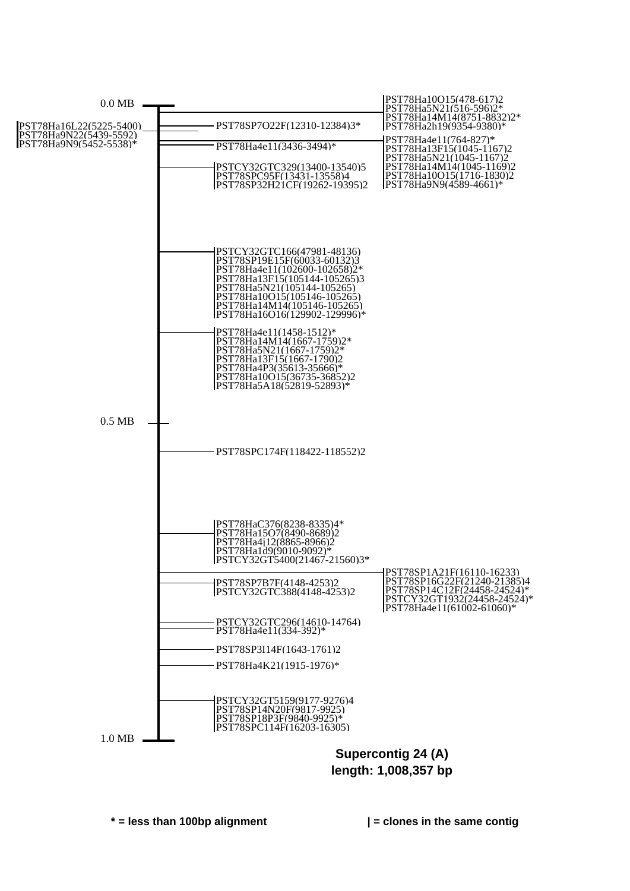0.0 MB

PST78Ha16L22(5225-5400)
PST78Ha9N22(5439-5592)
PST78Ha9N9(5452-5538)*

PST78SP7O22F(12310-12384)3*

PST78Ha4e11(3436-3494)*

PST78Ha10O15(478-617)2
PST78Ha5N21(516-596)2*
PST78Ha14M14(8751-8832)2*
PST78Ha2h19(9354-9380)*

PST78Ha4e11(764-827)*
PST78Ha13F15(1045-1167)2
PST78Ha5N21(1045-1167)2
PST78Ha14M14(1045-1169)2
PST78Ha10O15(1716-1830)2
PST78Ha9N9(4589-4661)*

PSTCY32GTC329(13400-13540)5
PST78SPC95F(13431-13558)4
PST78SP32H21CF(19262-19395)2

PSTCY32GTC166(47981-48136)
PST78SP19E15F(60033-60132)3
PST78Ha4e11(102600-102658)2*
PST78Ha13F15(105144-105265)3
PST78Ha5N21(105144-105265)
PST78Ha10O15(105146-105265)
PST78Ha14M14(105146-105265)
PST78Ha16O16(129902-129996)*

PST78Ha4e11(1458-1512)*
PST78Ha14M14(1667-1759)2*
PST78Ha5N21(1667-1759)2*
PST78Ha13F15(1667-1790)2
PST78Ha4P3(35613-35666)*
PST78Ha10O15(36735-36852)2
PST78Ha5A18(52819-52893)*

0.5 MB

PST78SPC174F(118422-118552)2

PST78HaC376(8238-8335)4*
PST78Ha15O7(8490-8689)2
PST78Ha4j12(8865-8966)2
PST78Ha1d9(9010-9092)*
PSTCY32GT5400(21467-21560)3*

PST78SP1A21F(16110-16233)
PST78SP16G22F(21240-21385)4
PST78SP14C12F(24458-24524)*
PSTCY32GT1932(24458-24524)*
PST78Ha4e11(61002-61060)*

PST78SP7B7F(4148-4253)2
PSTCY32GTC388(4148-4253)2

PSTCY32GTC296(14610-14764)
PST78Ha4e11(334-392)*

PST78SP3I14F(1643-1761)2

PST78Ha4K21(1915-1976)*

PSTCY32GT5159(9177-9276)4
PST78SP14N20F(9817-9925)
PST78SP18P3F(9840-9925)*
PST78SPC114F(16203-16305)

1.0 MB

**Supercontig 24 (A)**
**length: 1,008,357 bp**

**\* = less than 100bp alignment** **| = clones in the same contig**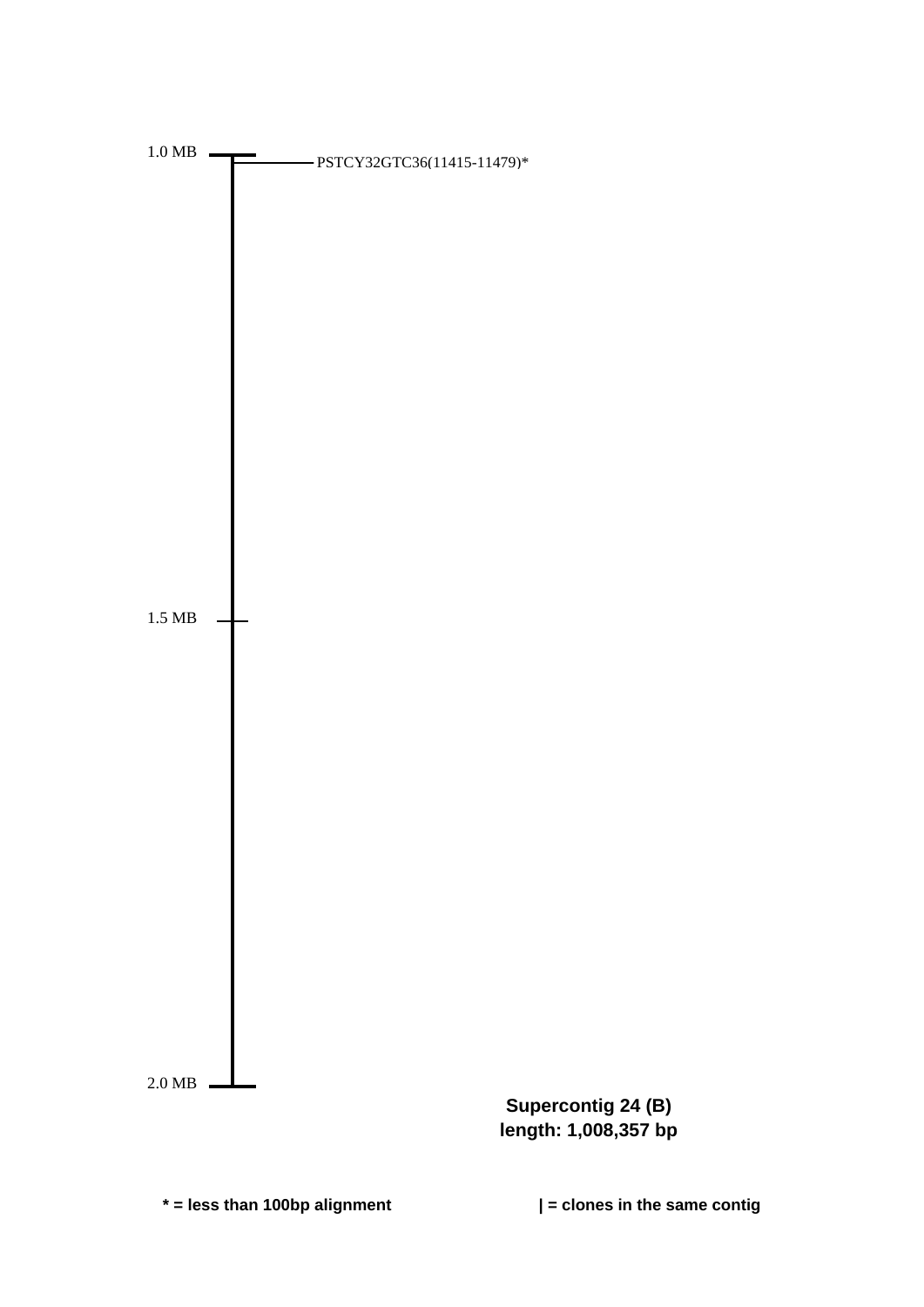1.0 MB

PSTCY32GTC36(11415-11479)*

1.5 MB

2.0 MB

**Supercontig 24 (B)**
**length: 1,008,357 bp**

**\* = less than 100bp alignment**

**| = clones in the same contig**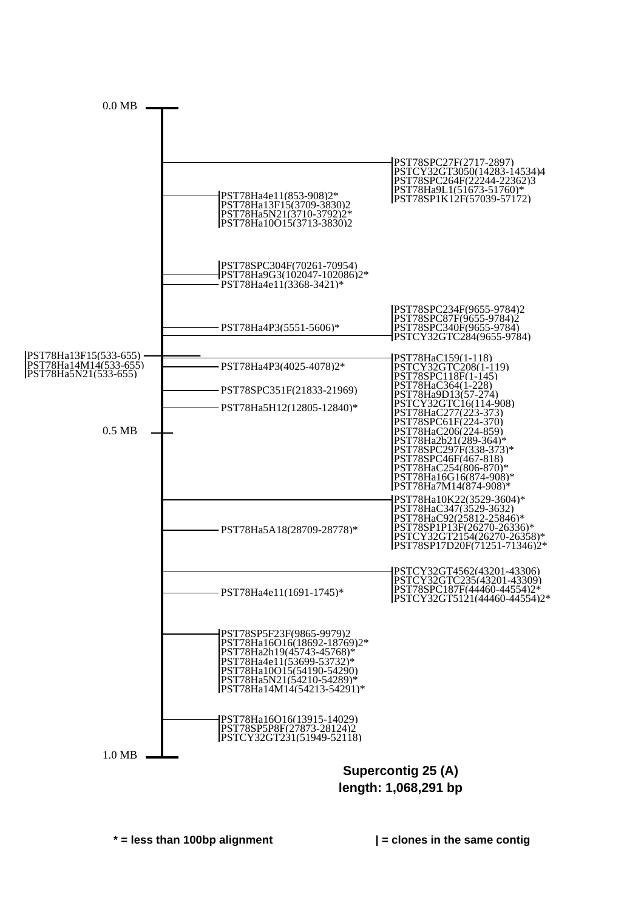0.0 MB

PST78SPC27F(2717-2897)
PSTCY32GT3050(14283-14534)4
PST78SPC264F(22244-22362)3
PST78Ha9L1(51673-51760)*
PST78SP1K12F(57039-57172)

PST78Ha4e11(853-908)2*
PST78Ha13F15(3709-3830)2
PST78Ha5N21(3710-3792)2*
PST78Ha10O15(3713-3830)2

PST78SPC304F(70261-70954)
PST78Ha9G3(102047-102086)2*
PST78Ha4e11(3368-3421)*

PST78SPC234F(9655-9784)2
PST78SPC87F(9655-9784)2
PST78SPC340F(9655-9784)
PSTCY32GTC284(9655-9784)

PST78Ha4P3(5551-5606)*

PST78Ha13F15(533-655)
PST78Ha14M14(533-655)
PST78Ha5N21(533-655)

PST78HaC159(1-118)
PSTCY32GTC208(1-119)
PST78SPC118F(1-145)
PST78HaC364(1-228)
PST78Ha9D13(57-274)
PSTCY32GTC16(114-908)
PST78HaC277(223-373)
PST78SPC61F(224-370)
PST78HaC206(224-859)
PST78Ha2b21(289-364)*
PST78SPC297F(338-373)*
PST78SPC46F(467-818)
PST78HaC254(806-870)*
PST78Ha16G16(874-908)*
PST78Ha7M14(874-908)*

PST78Ha4P3(4025-4078)2*
PST78SPC351F(21833-21969)
PST78Ha5H12(12805-12840)*

0.5 MB

PST78Ha10K22(3529-3604)*
PST78HaC347(3529-3632)
PST78HaC92(25812-25846)*
PST78SP1P13F(26270-26336)*
PSTCY32GT2154(26270-26358)*
PST78SP17D20F(71251-71346)2*

PST78Ha5A18(28709-28778)*

PSTCY32GT4562(43201-43306)
PSTCY32GTC235(43201-43309)
PST78SPC187F(44460-44554)2*
PSTCY32GT5121(44460-44554)2*

PST78Ha4e11(1691-1745)*

PST78SP5F23F(9865-9979)2
PST78Ha16O16(18692-18769)2*
PST78Ha2h19(45743-45768)*
PST78Ha4e11(53699-53732)*
PST78Ha10O15(54190-54290)
PST78Ha5N21(54210-54289)*
PST78Ha14M14(54213-54291)*

PST78Ha16O16(13915-14029)
PST78SP5P8F(27873-28124)2
PSTCY32GT231(51949-52118)

1.0 MB

**Supercontig 25 (A)**
**length: 1,068,291 bp**

**\* = less than 100bp alignment** **| = clones in the same contig**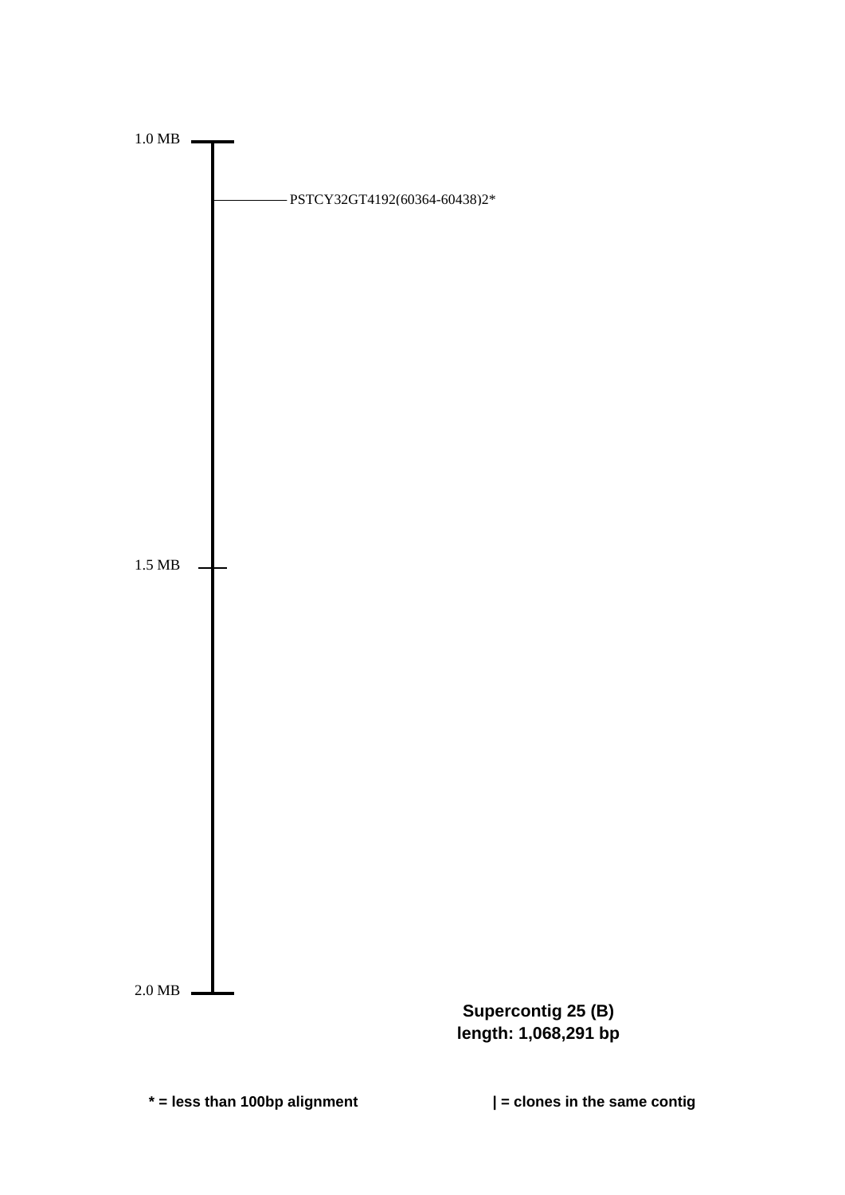1.0 MB

PSTCY32GT4192(60364-60438)2*

1.5 MB

2.0 MB

**Supercontig 25 (B)**
**length: 1,068,291 bp**

**\* = less than 100bp alignment**

**| = clones in the same contig**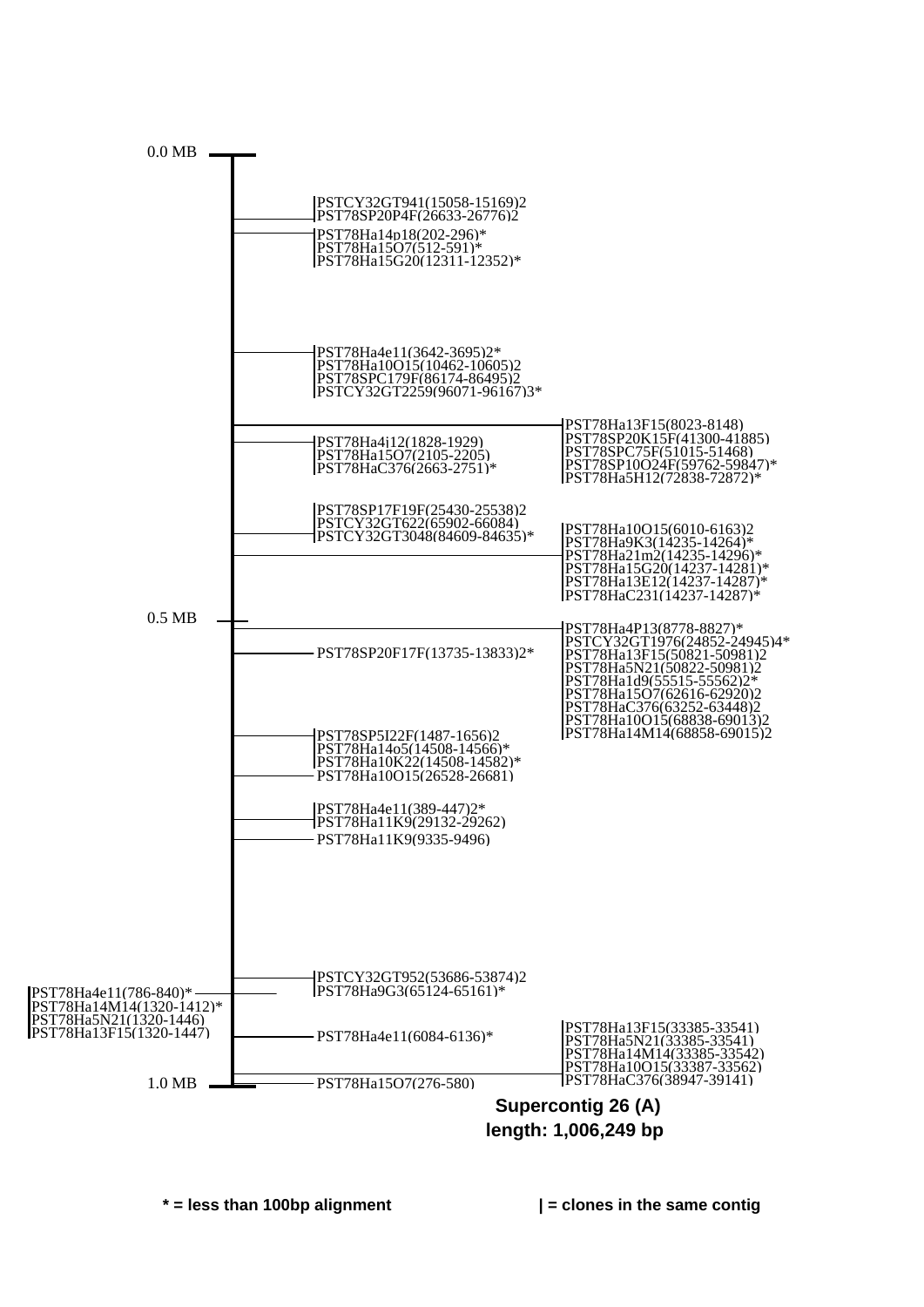0.0 MB

PSTCY32GT941(15058-15169)2
PST78SP20P4F(26633-26776)2

PST78Ha14p18(202-296)*
PST78Ha15O7(512-591)*
PST78Ha15G20(12311-12352)*

PST78Ha4e11(3642-3695)2*
PST78Ha10O15(10462-10605)2
PST78SPC179F(86174-86495)2
PSTCY32GT2259(96071-96167)3*

PST78Ha13F15(8023-8148)
PST78SP20K15F(41300-41885)
PST78SPC75F(51015-51468)
PST78SP10O24F(59762-59847)*
PST78Ha5H12(72838-72872)*

PST78Ha4j12(1828-1929)
PST78Ha15O7(2105-2205)
PST78HaC376(2663-2751)*

PST78SP17F19F(25430-25538)2
PSTCY32GT622(65902-66084)
PSTCY32GT3048(84609-84635)*

PST78Ha10O15(6010-6163)2
PST78Ha9K3(14235-14264)*
PST78Ha21m2(14235-14296)*
PST78Ha15G20(14237-14281)*
PST78Ha13E12(14237-14287)*
PST78HaC231(14237-14287)*

0.5 MB

PST78Ha4P13(8778-8827)*
PSTCY32GT1976(24852-24945)4*
PST78Ha13F15(50821-50981)2
PST78Ha5N21(50822-50981)2
PST78Ha1d9(55515-55562)2*
PST78Ha15O7(62616-62920)2
PST78HaC376(63252-63448)2
PST78Ha10O15(68838-69013)2
PST78Ha14M14(68858-69015)2

PST78SP20F17F(13735-13833)2*

PST78SP5I22F(1487-1656)2
PST78Ha14o5(14508-14566)*
PST78Ha10K22(14508-14582)*
PST78Ha10O15(26528-26681)

PST78Ha4e11(389-447)2*
PST78Ha11K9(29132-29262)

PST78Ha11K9(9335-9496)

PSTCY32GT952(53686-53874)2
PST78Ha9G3(65124-65161)*

PST78Ha4e11(786-840)*
PST78Ha14M14(1320-1412)*
PST78Ha5N21(1320-1446)
PST78Ha13F15(1320-1447)

PST78Ha4e11(6084-6136)*

PST78Ha13F15(33385-33541)
PST78Ha5N21(33385-33541)
PST78Ha14M14(33385-33542)
PST78Ha10O15(33387-33562)
PST78HaC376(38947-39141)

1.0 MB

PST78Ha15O7(276-580)

**Supercontig 26 (A)**
**length: 1,006,249 bp**

**\* = less than 100bp alignment** **| = clones in the same contig**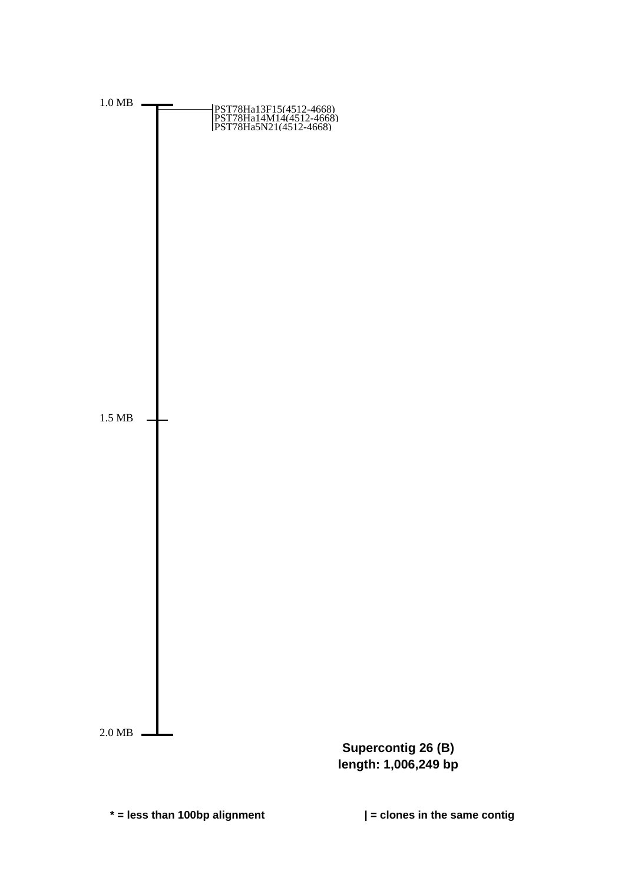1.0 MB

PST78Ha13F15(4512-4668)
PST78Ha14M14(4512-4668)
PST78Ha5N21(4512-4668)

1.5 MB

2.0 MB

**Supercontig 26 (B)**
**length: 1,006,249 bp**

**\* = less than 100bp alignment**

**| = clones in the same contig**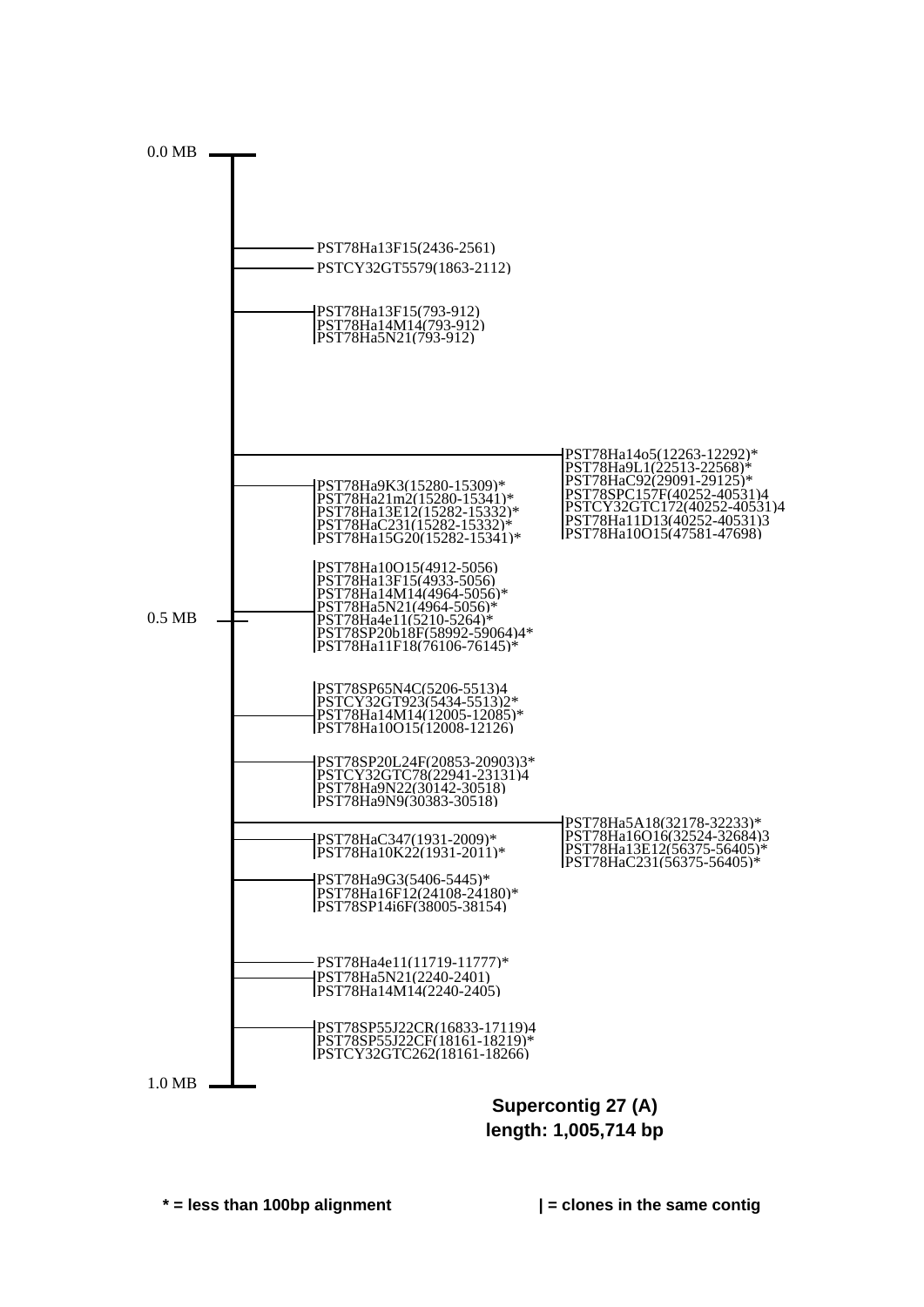0.0 MB

PST78Ha13F15(2436-2561)
PSTCY32GT5579(1863-2112)

PST78Ha13F15(793-912)
PST78Ha14M14(793-912)
PST78Ha5N21(793-912)

PST78Ha14o5(12263-12292)*
PST78Ha9L1(22513-22568)*
PST78HaC92(29091-29125)*
PST78SPC157F(40252-40531)4
PSTCY32GTC172(40252-40531)4
PST78Ha11D13(40252-40531)3
PST78Ha10O15(47581-47698)

PST78Ha9K3(15280-15309)*
PST78Ha21m2(15280-15341)*
PST78Ha13E12(15282-15332)*
PST78HaC231(15282-15332)*
PST78Ha15G20(15282-15341)*

PST78Ha10O15(4912-5056)
PST78Ha13F15(4933-5056)
PST78Ha14M14(4964-5056)*
PST78Ha5N21(4964-5056)*
PST78Ha4e11(5210-5264)*
PST78SP20b18F(58992-59064)4*
PST78Ha11F18(76106-76145)*

0.5 MB

PST78SP65N4C(5206-5513)4
PSTCY32GT923(5434-5513)2*
PST78Ha14M14(12005-12085)*
PST78Ha10O15(12008-12126)

PST78SP20L24F(20853-20903)3*
PSTCY32GTC78(22941-23131)4
PST78Ha9N22(30142-30518)
PST78Ha9N9(30383-30518)

PST78Ha5A18(32178-32233)*
PST78Ha16O16(32524-32684)3
PST78Ha13E12(56375-56405)*
PST78HaC231(56375-56405)*

PST78HaC347(1931-2009)*
PST78Ha10K22(1931-2011)*

PST78Ha9G3(5406-5445)*
PST78Ha16F12(24108-24180)*
PST78SP14i6F(38005-38154)

PST78Ha4e11(11719-11777)*
PST78Ha5N21(2240-2401)
PST78Ha14M14(2240-2405)

PST78SP55J22CR(16833-17119)4
PST78SP55J22CF(18161-18219)*
PSTCY32GTC262(18161-18266)

1.0 MB

**Supercontig 27 (A)**
**length: 1,005,714 bp**

**\* = less than 100bp alignment** **| = clones in the same contig**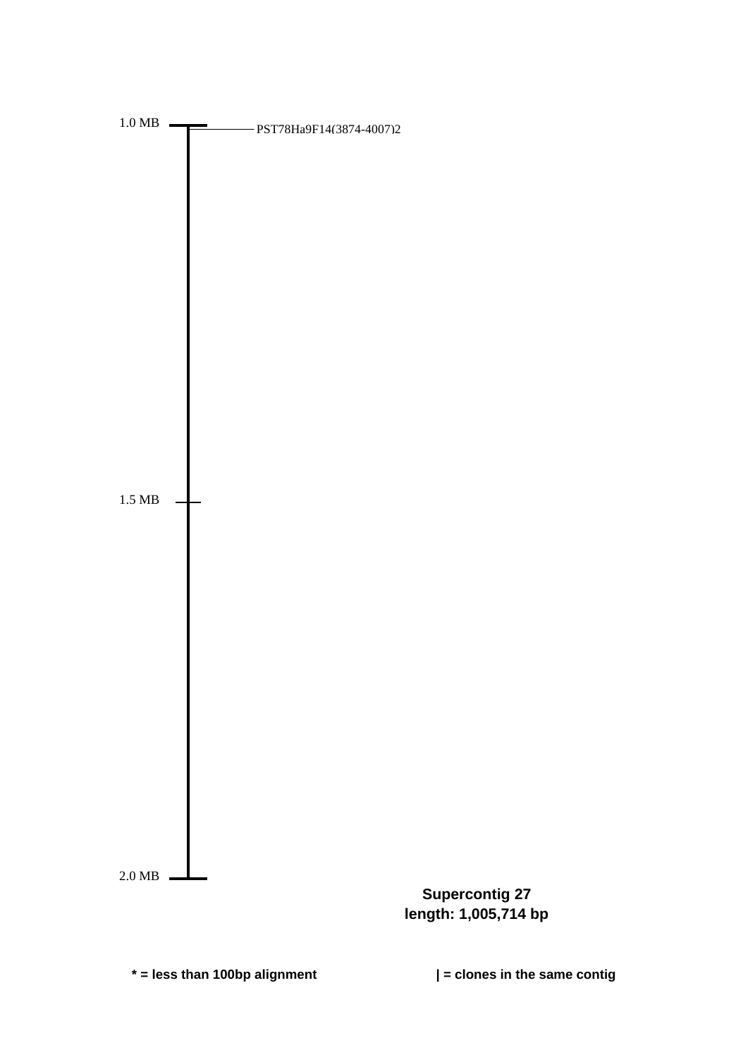1.0 MB

PST78Ha9F14(3874-4007)2

1.5 MB

2.0 MB

**Supercontig 27**
**length: 1,005,714 bp**

**\* = less than 100bp alignment**

**| = clones in the same contig**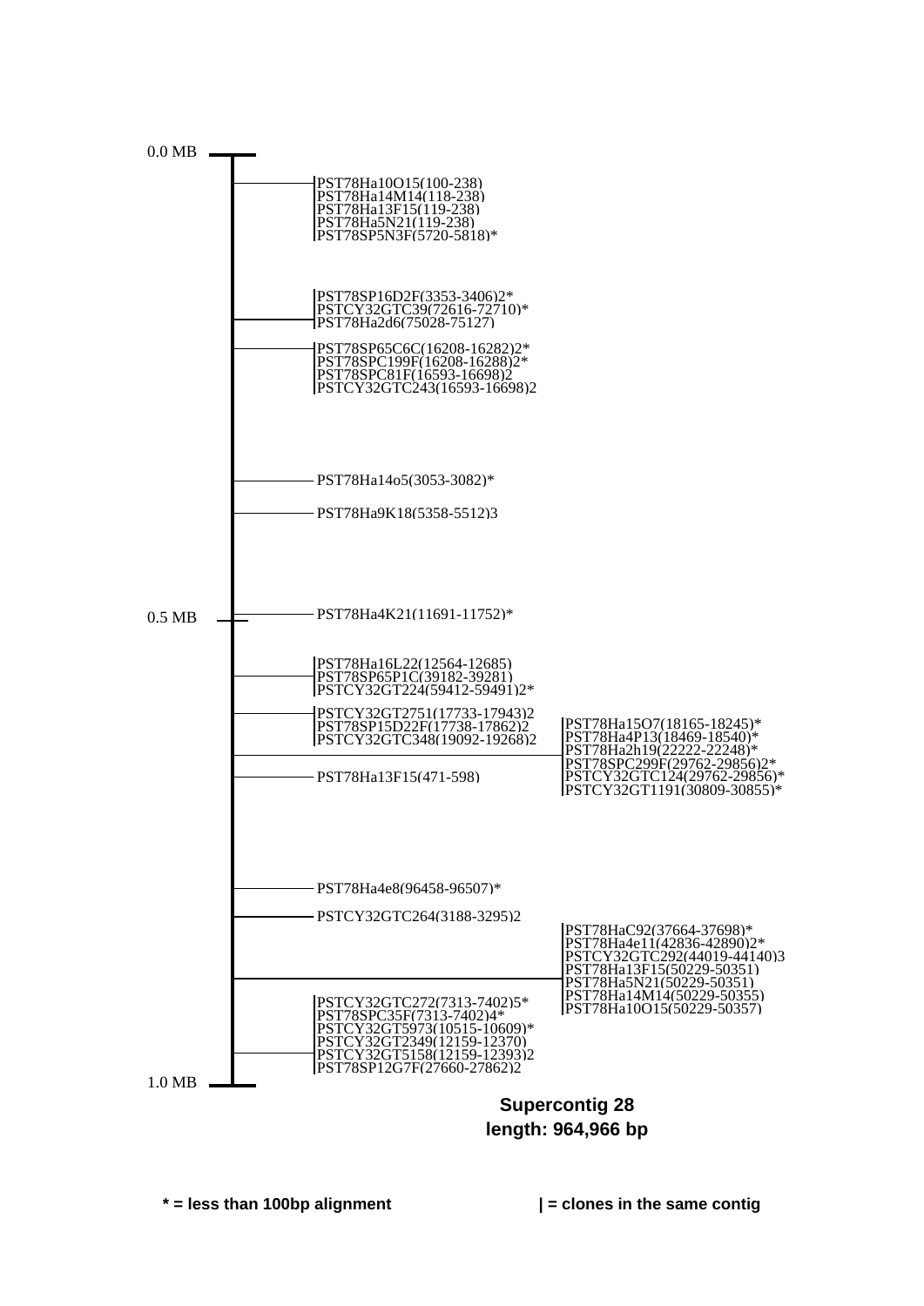0.0 MB

PST78Ha10O15(100-238)
PST78Ha14M14(118-238)
PST78Ha13F15(119-238)
PST78Ha5N21(119-238)
PST78SP5N3F(5720-5818)*

PST78SP16D2F(3353-3406)2*
PSTCY32GTC39(72616-72710)*
PST78Ha2d6(75028-75127)

PST78SP65C6C(16208-16282)2*
PST78SPC199F(16208-16288)2*
PST78SPC81F(16593-16698)2
PSTCY32GTC243(16593-16698)2

PST78Ha14o5(3053-3082)*

PST78Ha9K18(5358-5512)3

0.5 MB

PST78Ha4K21(11691-11752)*

PST78Ha16L22(12564-12685)
PST78SP65P1C(39182-39281)
PSTCY32GT224(59412-59491)2*

PSTCY32GT2751(17733-17943)2
PST78SP15D22F(17738-17862)2
PSTCY32GTC348(19092-19268)2

PST78Ha15O7(18165-18245)*
PST78Ha4P13(18469-18540)*
PST78Ha2h19(22222-22248)*
PST78SPC299F(29762-29856)2*
PSTCY32GTC124(29762-29856)*
PSTCY32GT1191(30809-30855)*

PST78Ha13F15(471-598)

PST78Ha4e8(96458-96507)*

PSTCY32GTC264(3188-3295)2

PST78HaC92(37664-37698)*
PST78Ha4e11(42836-42890)2*
PSTCY32GTC292(44019-44140)3
PST78Ha13F15(50229-50351)
PST78Ha5N21(50229-50351)
PST78Ha14M14(50229-50355)
PST78Ha10O15(50229-50357)

PSTCY32GTC272(7313-7402)5*
PST78SPC35F(7313-7402)4*
PSTCY32GT5973(10515-10609)*
PSTCY32GT2349(12159-12370)
PSTCY32GT5158(12159-12393)2
PST78SP12G7F(27660-27862)2

1.0 MB

**Supercontig 28**
**length: 964,966 bp**

**\* = less than 100bp alignment** **| = clones in the same contig**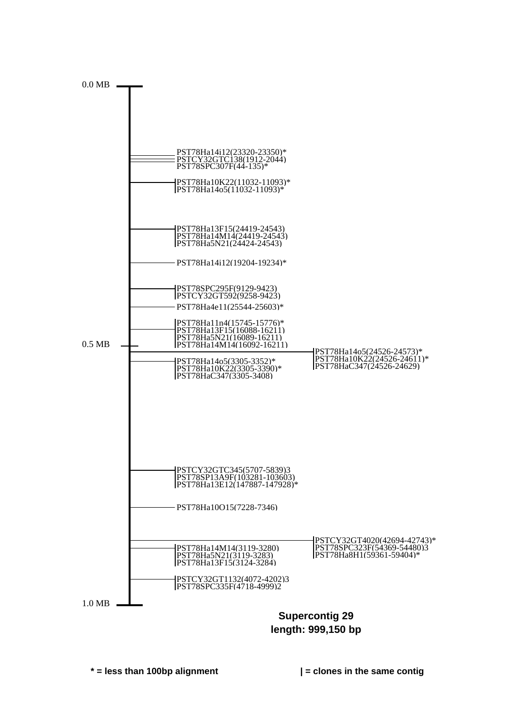0.0 MB

PST78Ha14i12(23320-23350)*
PSTCY32GTC138(1912-2044)
PST78SPC307F(44-135)*

PST78Ha10K22(11032-11093)*
PST78Ha14o5(11032-11093)*

PST78Ha13F15(24419-24543)
PST78Ha14M14(24419-24543)
PST78Ha5N21(24424-24543)

PST78Ha14i12(19204-19234)*

PST78SPC295F(9129-9423)
PSTCY32GT592(9258-9423)

PST78Ha4e11(25544-25603)*

PST78Ha11n4(15745-15776)*
PST78Ha13F15(16088-16211)
PST78Ha5N21(16089-16211)
PST78Ha14M14(16092-16211)

0.5 MB

PST78Ha14o5(24526-24573)*
PST78Ha10K22(24526-24611)*
PST78HaC347(24526-24629)

PST78Ha14o5(3305-3352)*
PST78Ha10K22(3305-3390)*
PST78HaC347(3305-3408)

PSTCY32GTC345(5707-5839)3
PST78SP13A9F(103281-103603)
PST78Ha13E12(147887-147928)*

PST78Ha10O15(7228-7346)

PSTCY32GT4020(42694-42743)*
PST78SPC323F(54369-54480)3
PST78Ha8H1(59361-59404)*

PST78Ha14M14(3119-3280)
PST78Ha5N21(3119-3283)
PST78Ha13F15(3124-3284)

PSTCY32GT1132(4072-4202)3
PST78SPC335F(4718-4999)2

1.0 MB

**Supercontig 29**
**length: 999,150 bp**

**\* = less than 100bp alignment** **| = clones in the same contig**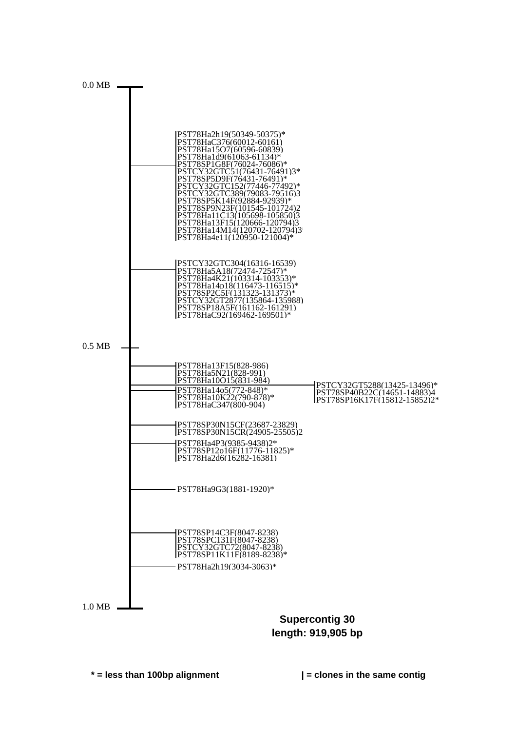0.0 MB

PST78Ha2h19(50349-50375)*
PST78HaC376(60012-60161)
PST78Ha15O7(60596-60839)
PST78Ha1d9(61063-61134)*
PST78SP1G8F(76024-76086)*
PSTCY32GTC51(76431-76491)3*
PST78SP5D9F(76431-76491)*
PSTCY32GTC152(77446-77492)*
PSTCY32GTC389(79083-79516)3
PST78SP5K14F(92884-92939)*
PST78SP9N23F(101545-101724)2
PST78Ha11C13(105698-105850)3
PST78Ha13F15(120666-120794)3
PST78Ha14M14(120702-120794)3
PST78Ha4e11(120950-121004)*

PSTCY32GTC304(16316-16539)
PST78Ha5A18(72474-72547)*
PST78Ha4K21(103314-103353)*
PST78Ha14p18(116473-116515)*
PST78SP2C5F(131323-131373)*
PSTCY32GT2877(135864-135988)
PST78SP18A5F(161162-161291)
PST78HaC92(169462-169501)*

0.5 MB

PST78Ha13F15(828-986)
PST78Ha5N21(828-991)
PST78Ha10O15(831-984)

PSTCY32GT5288(13425-13496)*
PST78SP40B22C(14651-14883)4
PST78SP16K17F(15812-15852)2*

PST78Ha14o5(772-848)*
PST78Ha10K22(790-878)*
PST78HaC347(800-904)

PST78SP30N15CF(23687-23829)
PST78SP30N15CR(24905-25505)2

PST78Ha4P3(9385-9438)2*
PST78SP12o16F(11776-11825)*
PST78Ha2d6(16282-16381)

PST78Ha9G3(1881-1920)*

PST78SP14C3F(8047-8238)
PST78SPC131F(8047-8238)
PSTCY32GTC72(8047-8238)
PST78SP11K11F(8189-8238)*

PST78Ha2h19(3034-3063)*

1.0 MB

**Supercontig 30**
**length: 919,905 bp**

**\* = less than 100bp alignment**

**| = clones in the same contig**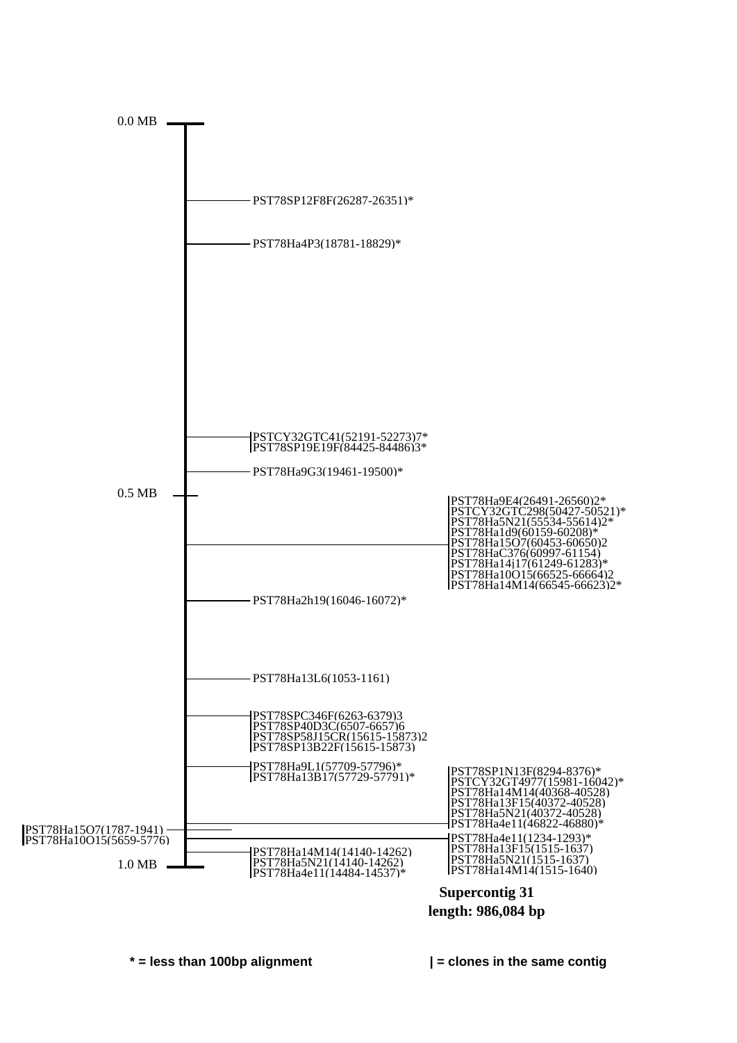0.0 MB

PST78SP12F8F(26287-26351)*

PST78Ha4P3(18781-18829)*

PSTCY32GTC41(52191-52273)7*
PST78SP19E19F(84425-84486)3*

PST78Ha9G3(19461-19500)*

0.5 MB

PST78Ha9E4(26491-26560)2*
PSTCY32GTC298(50427-50521)*
PST78Ha5N21(55534-55614)2*
PST78Ha1d9(60159-60208)*
PST78Ha15O7(60453-60650)2
PST78HaC376(60997-61154)
PST78Ha14j17(61249-61283)*
PST78Ha10O15(66525-66664)2
PST78Ha14M14(66545-66623)2*

PST78Ha2h19(16046-16072)*

PST78Ha13L6(1053-1161)

PST78SPC346F(6263-6379)3
PST78SP40D3C(6507-6657)6
PST78SP58J15CR(15615-15873)2
PST78SP13B22F(15615-15873)

PST78Ha9L1(57709-57796)*
PST78Ha13B17(57729-57791)*

PST78SP1N13F(8294-8376)*
PSTCY32GT4977(15981-16042)*
PST78Ha14M14(40368-40528)
PST78Ha13F15(40372-40528)
PST78Ha5N21(40372-40528)
PST78Ha4e11(46822-46880)*

PST78Ha15O7(1787-1941)
PST78Ha10O15(5659-5776)

PST78Ha4e11(1234-1293)*
PST78Ha13F15(1515-1637)
PST78Ha5N21(1515-1637)
PST78Ha14M14(1515-1640)

PST78Ha14M14(14140-14262)
PST78Ha5N21(14140-14262)
PST78Ha4e11(14484-14537)*

1.0 MB

**Supercontig 31**
**length: 986,084 bp**

**\* = less than 100bp alignment**

**| = clones in the same contig**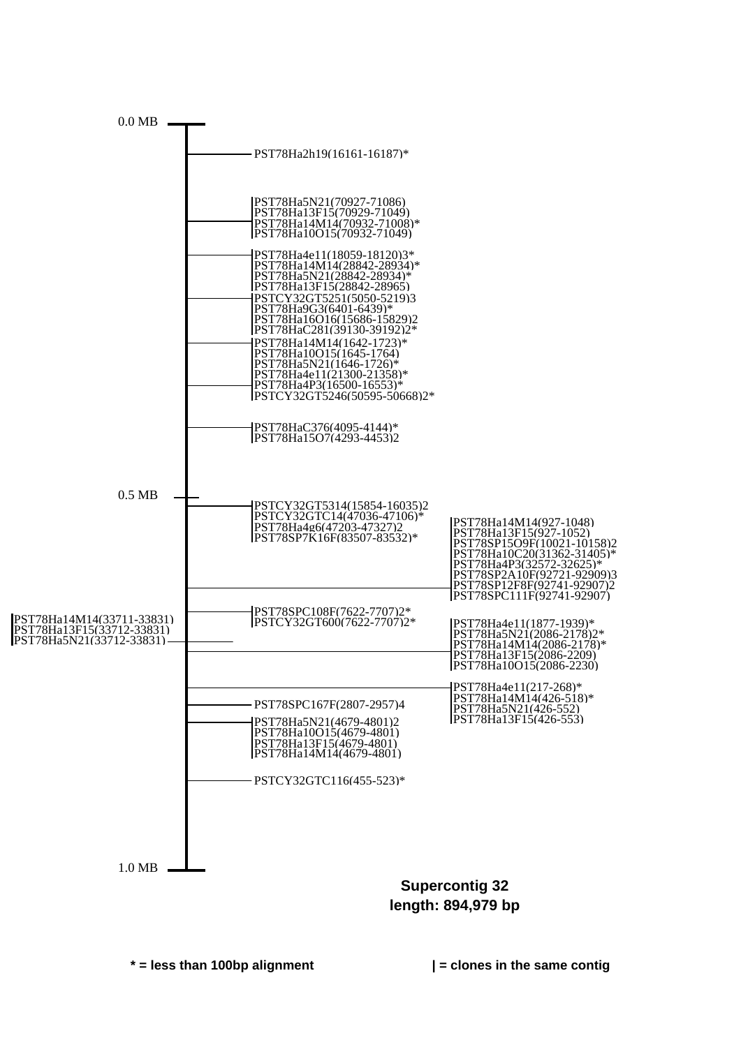0.0 MB

PST78Ha2h19(16161-16187)*

PST78Ha5N21(70927-71086)
PST78Ha13F15(70929-71049)
PST78Ha14M14(70932-71008)*
PST78Ha10O15(70932-71049)

PST78Ha4e11(18059-18120)3*
PST78Ha14M14(28842-28934)*
PST78Ha5N21(28842-28934)*
PST78Ha13F15(28842-28965)

PSTCY32GT5251(5050-5219)3
PST78Ha9G3(6401-6439)*
PST78Ha16O16(15686-15829)2
PST78HaC281(39130-39192)2*

PST78Ha14M14(1642-1723)*
PST78Ha10O15(1645-1764)
PST78Ha5N21(1646-1726)*
PST78Ha4e11(21300-21358)*

PST78Ha4P3(16500-16553)*
PSTCY32GT5246(50595-50668)2*

PST78HaC376(4095-4144)*
PST78Ha15O7(4293-4453)2

0.5 MB

PSTCY32GT5314(15854-16035)2
PSTCY32GTC14(47036-47106)*
PST78Ha4g6(47203-47327)2
PST78SP7K16F(83507-83532)*

PST78Ha14M14(927-1048)
PST78Ha13F15(927-1052)
PST78SP15O9F(10021-10158)2
PST78Ha10C20(31362-31405)*
PST78Ha4P3(32572-32625)*
PST78SP2A10F(92721-92909)3
PST78SP12F8F(92741-92907)2
PST78SPC111F(92741-92907)

PST78SPC108F(7622-7707)2*
PSTCY32GT600(7622-7707)2*

PST78Ha14M14(33711-33831)
PST78Ha13F15(33712-33831)
PST78Ha5N21(33712-33831)

PST78Ha4e11(1877-1939)*
PST78Ha5N21(2086-2178)2*
PST78Ha14M14(2086-2178)*
PST78Ha13F15(2086-2209)
PST78Ha10O15(2086-2230)

PST78Ha4e11(217-268)*
PST78Ha14M14(426-518)*
PST78Ha5N21(426-552)
PST78Ha13F15(426-553)

PST78SPC167F(2807-2957)4

PST78Ha5N21(4679-4801)2
PST78Ha10O15(4679-4801)
PST78Ha13F15(4679-4801)
PST78Ha14M14(4679-4801)

PSTCY32GTC116(455-523)*

1.0 MB

**Supercontig 32**
**length: 894,979 bp**

**\* = less than 100bp alignment** **| = clones in the same contig**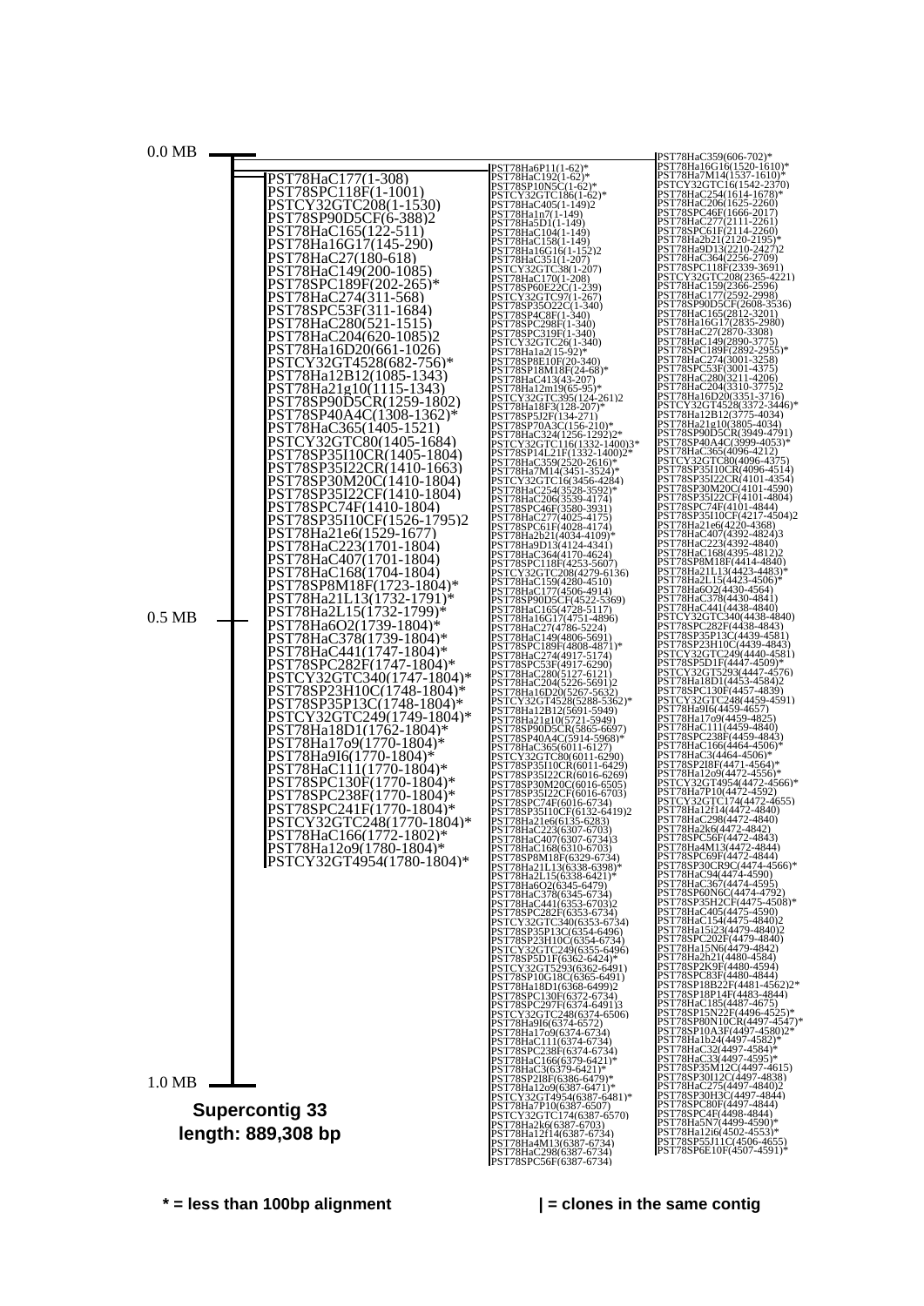0.0 MB

0.5 MB

1.0 MB

**Supercontig 33**
**length: 889,308 bp**

PST78HaC177(1-308)
PST78SPC118F(1-1001)
PSTCY32GTC208(1-1530)
PST78SP90D5CF(6-388)2
PST78HaC165(122-511)
PST78Ha16G17(145-290)
PST78HaC27(180-618)
PST78HaC149(200-1085)
PST78SPC189F(202-265)*
PST78HaC274(311-568)
PST78SPC53F(311-1684)
PST78HaC280(521-1515)
PST78HaC204(620-1085)2
PST78Ha16D20(661-1026)
PSTCY32GT4528(682-756)*
PST78Ha12B12(1085-1343)
PST78Ha21g10(1115-1343)
PST78SP90D5CR(1259-1802)
PST78SP40A4C(1308-1362)*
PST78HaC365(1405-1521)
PSTCY32GTC80(1405-1684)
PST78SP35I10CR(1405-1804)
PST78SP35I22CR(1410-1663)
PST78SP30M20C(1410-1804)
PST78SP35I22CF(1410-1804)
PST78SPC74F(1410-1804)
PST78SP35I10CF(1526-1795)2
PST78Ha21e6(1529-1677)
PST78HaC223(1701-1804)
PST78HaC407(1701-1804)
PST78HaC168(1704-1804)
PST78SP8M18F(1723-1804)*
PST78Ha21L13(1732-1791)*
PST78Ha2L15(1732-1799)*
PST78Ha6O2(1739-1804)*
PST78HaC378(1739-1804)*
PST78HaC441(1747-1804)*
PST78SPC282F(1747-1804)*
PSTCY32GTC340(1747-1804)*
PST78SP23H10C(1748-1804)*
PST78SP35P13C(1748-1804)*
PSTCY32GTC249(1749-1804)*
PST78Ha18D1(1762-1804)*
PST78Ha17o9(1770-1804)*
PST78Ha9I6(1770-1804)*
PST78HaC111(1770-1804)*
PST78SPC130F(1770-1804)*
PST78SPC238F(1770-1804)*
PST78SPC241F(1770-1804)*
PSTCY32GTC248(1770-1804)*
PST78HaC166(1772-1802)*
PST78Ha12o9(1780-1804)*
PSTCY32GT4954(1780-1804)*

PST78Ha6P11(1-62)*
PST78HaC192(1-62)*
PST78SP10N5C(1-62)*
PSTCY32GTC186(1-62)*
PST78HaC405(1-149)2
PST78Ha1n7(1-149)
PST78Ha5D1(1-149)
PST78HaC104(1-149)
PST78HaC158(1-149)
PST78Ha16G16(1-152)2
PST78HaC351(1-207)
PSTCY32GTC38(1-207)
PST78HaC170(1-208)
PST78SP60E22C(1-239)
PSTCY32GTC97(1-267)
PST78SP35O22C(1-340)
PST78SP4C8F(1-340)
PST78SPC298F(1-340)
PST78SPC319F(1-340)
PSTCY32GTC26(1-340)
PST78Ha1a2(15-92)*
PST78SP8E10F(20-340)
PST78SP18M18F(24-68)*
PST78HaC413(43-207)
PST78Ha12m19(65-95)*
PSTCY32GTC395(124-261)2
PST78Ha18F3(128-207)*
PST78SP5J2F(134-271)
PST78SP70A3C(156-210)*
PST78HaC324(1256-1292)2*
PSTCY32GTC116(1332-1400)3*
PST78SP14L21F(1332-1400)2*
PST78HaC359(2520-2616)*
PST78Ha7M14(3451-3524)*
PSTCY32GTC16(3456-4284)
PST78HaC254(3528-3592)*
PST78HaC206(3539-4174)
PST78SPC46F(3580-3931)
PST78HaC277(4025-4175)
PST78SPC61F(4028-4174)
PST78Ha2b21(4034-4109)*
PST78Ha9D13(4124-4341)
PST78HaC364(4170-4624)
PST78SPC118F(4253-5607)
PSTCY32GTC208(4279-6136)
PST78HaC159(4280-4510)
PST78HaC177(4506-4914)
PST78SP90D5CF(4522-5369)
PST78HaC165(4728-5117)
PST78Ha16G17(4751-4896)
PST78HaC27(4786-5224)
PST78HaC149(4806-5691)
PST78SPC189F(4808-4871)*
PST78HaC274(4917-5174)
PST78SPC53F(4917-6290)
PST78HaC280(5127-6121)
PST78HaC204(5226-5691)2
PST78Ha16D20(5267-5632)
PSTCY32GT4528(5288-5362)*
PST78Ha12B12(5691-5949)
PST78Ha21g10(5721-5949)
PST78SP90D5CR(5865-6697)
PST78SP40A4C(5914-5968)*
PST78HaC365(6011-6127)
PSTCY32GTC80(6011-6290)
PST78SP35I10CR(6011-6429)
PST78SP35I22CR(6016-6269)
PST78SP30M20C(6016-6505)
PST78SP35I22CF(6016-6703)
PST78SPC74F(6016-6734)
PST78SP35I10CF(6132-6419)2
PST78Ha21e6(6135-6283)
PST78HaC223(6307-6703)
PST78HaC407(6307-6734)3
PST78HaC168(6310-6703)
PST78SP8M18F(6329-6734)
PST78Ha21L13(6338-6398)*
PST78Ha2L15(6338-6421)*
PST78Ha6O2(6345-6479)
PST78HaC378(6345-6734)
PST78HaC441(6353-6703)2
PST78SPC282F(6353-6734)
PSTCY32GTC340(6353-6734)
PST78SP35P13C(6354-6496)
PST78SP23H10C(6354-6734)
PSTCY32GTC249(6355-6496)
PST78SP5D1F(6362-6424)*
PSTCY32GT5293(6362-6491)
PST78SP10G18C(6365-6491)
PST78Ha18D1(6368-6499)2
PST78SPC130F(6372-6734)
PST78SPC297F(6374-6491)3
PSTCY32GTC248(6374-6506)
PST78Ha9I6(6374-6572)
PST78Ha17o9(6374-6734)
PST78HaC111(6374-6734)
PST78SPC238F(6374-6734)
PST78HaC166(6379-6421)*
PST78HaC3(6379-6421)*
PST78SP2I8F(6386-6479)*
PST78Ha12o9(6387-6471)*
PSTCY32GT4954(6387-6481)*
PST78Ha7P10(6387-6507)
PSTCY32GTC174(6387-6570)
PST78Ha2k6(6387-6703)
PST78Ha12f14(6387-6734)
PST78Ha4M13(6387-6734)
PST78HaC298(6387-6734)
PST78SPC56F(6387-6734)

PST78HaC359(606-702)*
PST78Ha16G16(1520-1610)*
PST78Ha7M14(1537-1610)*
PSTCY32GTC16(1542-2370)
PST78HaC254(1614-1678)*
PST78HaC206(1625-2260)
PST78SPC46F(1666-2017)
PST78HaC277(2111-2261)
PST78SPC61F(2114-2260)
PST78Ha2b21(2120-2195)*
PST78Ha9D13(2210-2427)2
PST78HaC364(2256-2709)
PST78SPC118F(2339-3691)
PSTCY32GTC208(2365-4221)
PST78HaC159(2366-2596)
PST78HaC177(2592-2998)
PST78SP90D5CF(2608-3536)
PST78HaC165(2812-3201)
PST78Ha16G17(2835-2980)
PST78HaC27(2870-3308)
PST78HaC149(2890-3775)
PST78SPC189F(2892-2955)*
PST78HaC274(3001-3258)
PST78SPC53F(3001-4375)
PST78HaC280(3211-4206)
PST78HaC204(3310-3775)2
PST78Ha16D20(3351-3716)
PSTCY32GT4528(3372-3446)*
PST78Ha12B12(3775-4034)
PST78Ha21g10(3805-4034)
PST78SP90D5CR(3949-4791)
PST78SP40A4C(3999-4053)*
PST78HaC365(4096-4212)
PSTCY32GTC80(4096-4375)
PST78SP35I10CR(4096-4514)
PST78SP35I22CR(4101-4354)
PST78SP30M20C(4101-4590)
PST78SP35I22CF(4101-4804)
PST78SPC74F(4101-4844)
PST78SP35I10CF(4217-4504)2
PST78Ha21e6(4220-4368)
PST78HaC407(4392-4824)3
PST78HaC223(4392-4840)
PST78HaC168(4395-4812)2
PST78SP8M18F(4414-4840)
PST78Ha21L13(4423-4483)*
PST78Ha2L15(4423-4506)*
PST78Ha6O2(4430-4564)
PST78HaC378(4430-4841)
PST78HaC441(4438-4840)
PSTCY32GTC340(4438-4840)
PST78SPC282F(4438-4843)
PST78SP35P13C(4439-4581)
PST78SP23H10C(4439-4843)
PSTCY32GTC249(4440-4581)
PST78SP5D1F(4447-4509)*
PSTCY32GT5293(4447-4576)
PST78Ha18D1(4453-4584)2
PST78SPC130F(4457-4839)
PSTCY32GTC248(4459-4591)
PST78Ha9I6(4459-4657)
PST78Ha17o9(4459-4825)
PST78HaC111(4459-4840)
PST78SPC238F(4459-4843)
PST78HaC166(4464-4506)*
PST78HaC3(4464-4506)*
PST78SP2I8F(4471-4564)*
PST78Ha12o9(4472-4556)*
PSTCY32GT4954(4472-4566)*
PST78Ha7P10(4472-4592)
PSTCY32GTC174(4472-4655)
PST78Ha12f14(4472-4840)
PST78HaC298(4472-4840)
PST78Ha2k6(4472-4842)
PST78SPC56F(4472-4843)
PST78Ha4M13(4472-4844)
PST78SPC69F(4472-4844)
PST78SP30CR9C(4474-4566)*
PST78HaC94(4474-4590)
PST78HaC367(4474-4595)
PST78SP60N6C(4474-4792)
PST78SP35H2CF(4475-4508)*
PST78HaC405(4475-4590)
PST78HaC154(4475-4840)2
PST78Ha15i23(4479-4840)2
PST78SPC202F(4479-4840)
PST78Ha15N6(4479-4842)
PST78Ha2h21(4480-4584)
PST78SP2K9F(4480-4594)
PST78SPC83F(4480-4844)
PST78SP18B22F(4481-4562)2*
PST78SP18P14F(4483-4844)
PST78HaC185(4487-4675)
PST78SP15N22F(4496-4525)*
PST78SP80N10CR(4497-4547)*
PST78SP10A3F(4497-4580)2*
PST78Ha1b24(4497-4582)*
PST78HaC32(4497-4584)*
PST78HaC33(4497-4595)*
PST78SP35M12C(4497-4615)
PST78SP30I12C(4497-4838)
PST78HaC275(4497-4840)2
PST78SP30H3C(4497-4844)
PST78SPC80F(4497-4844)
PST78SPC4F(4498-4844)
PST78Ha5N7(4499-4590)*
PST78Ha12i6(4502-4553)*
PST78SP55J11C(4506-4655)
PST78SP6E10F(4507-4591)*

**\* = less than 100bp alignment**

**| = clones in the same contig**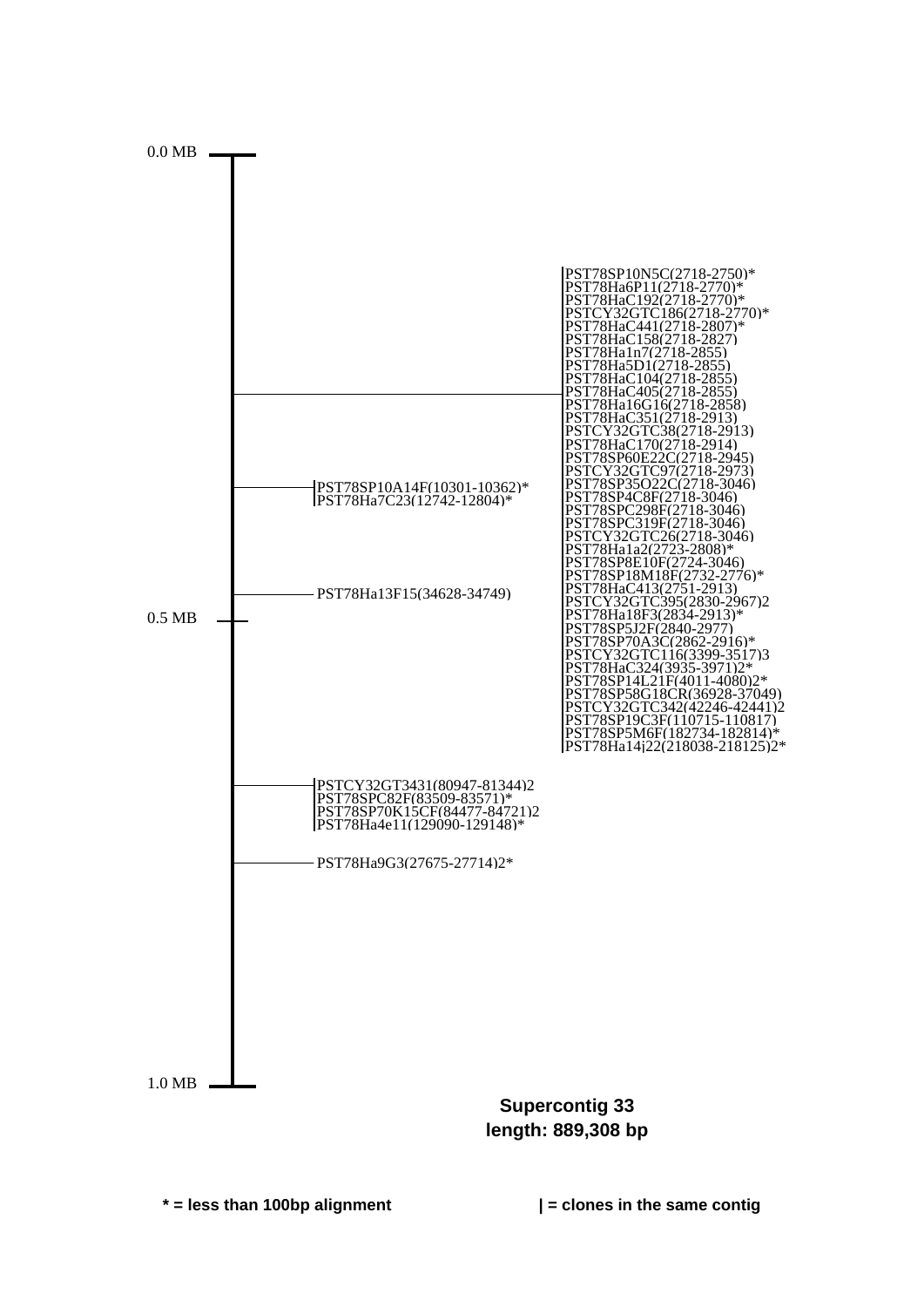0.0 MB

PST78SP10N5C(2718-2750)*
PST78Ha6P11(2718-2770)*
PST78HaC192(2718-2770)*
PSTCY32GTC186(2718-2770)*
PST78HaC441(2718-2807)*
PST78HaC158(2718-2827)
PST78Ha1n7(2718-2855)
PST78Ha5D1(2718-2855)
PST78HaC104(2718-2855)
PST78HaC405(2718-2855)
PST78Ha16G16(2718-2858)
PST78HaC351(2718-2913)
PSTCY32GTC38(2718-2913)
PST78HaC170(2718-2914)
PST78SP60E22C(2718-2945)
PSTCY32GTC97(2718-2973)
PST78SP35O22C(2718-3046)
PST78SP4C8F(2718-3046)
PST78SPC298F(2718-3046)
PST78SPC319F(2718-3046)
PSTCY32GTC26(2718-3046)
PST78Ha1a2(2723-2808)*
PST78SP8E10F(2724-3046)
PST78SP18M18F(2732-2776)*
PST78HaC413(2751-2913)
PSTCY32GTC395(2830-2967)2
PST78Ha18F3(2834-2913)*
PST78SP5J2F(2840-2977)
PST78SP70A3C(2862-2916)*
PSTCY32GTC116(3399-3517)3
PST78HaC324(3935-3971)2*
PST78SP14L21F(4011-4080)2*
PST78SP58G18CR(36928-37049)
PSTCY32GTC342(42246-42441)2
PST78SP19C3F(110715-110817)
PST78SP5M6F(182734-182814)*
PST78Ha14j22(218038-218125)2*

PST78SP10A14F(10301-10362)*
PST78Ha7C23(12742-12804)*

PST78Ha13F15(34628-34749)

0.5 MB

PSTCY32GT3431(80947-81344)2
PST78SPC82F(83509-83571)*
PST78SP70K15CF(84477-84721)2
PST78Ha4e11(129090-129148)*

PST78Ha9G3(27675-27714)2*

1.0 MB

**Supercontig 33**
**length: 889,308 bp**

**\* = less than 100bp alignment**

**| = clones in the same contig**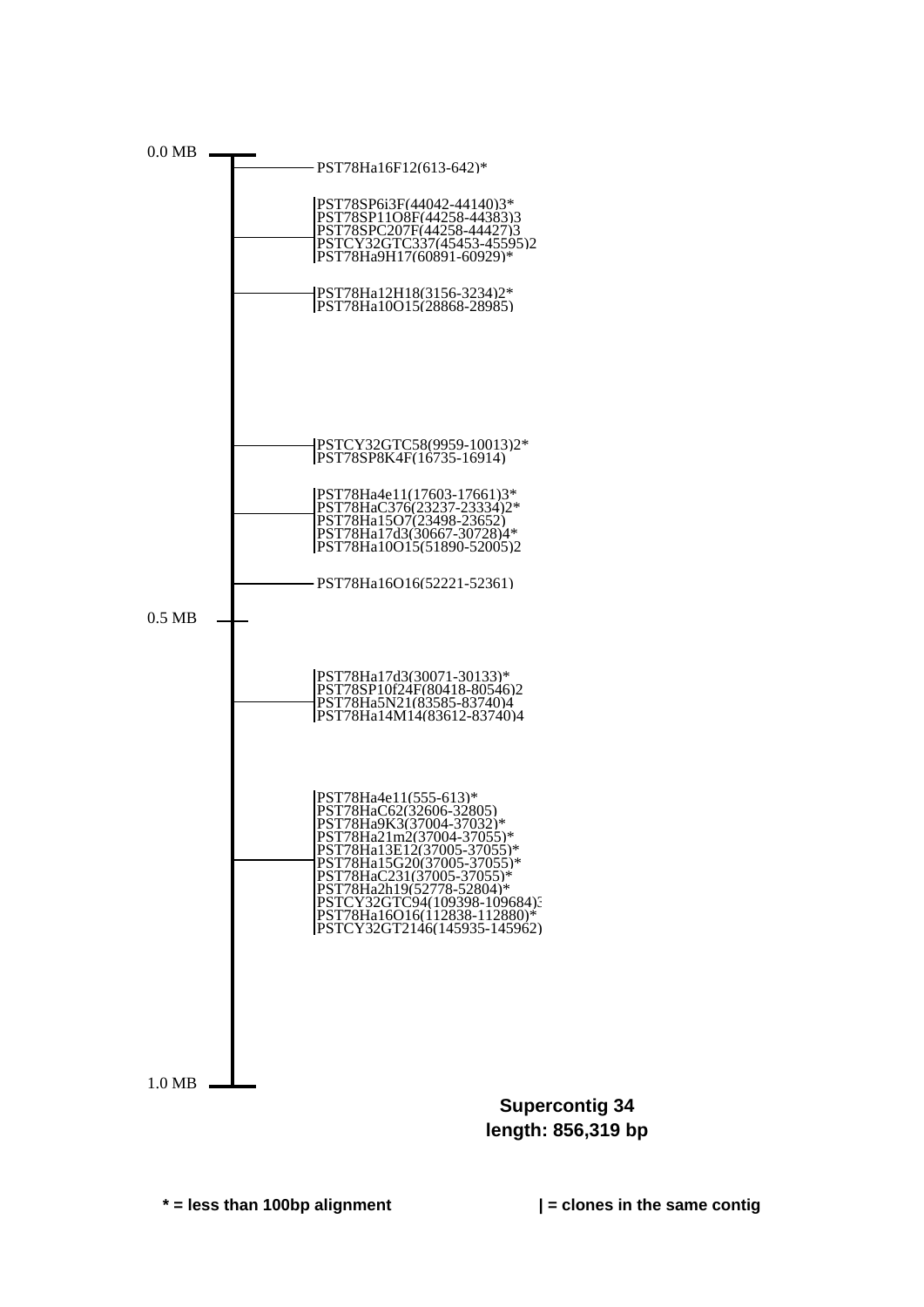0.0 MB

PST78Ha16F12(613-642)*

PST78SP6i3F(44042-44140)3*
PST78SP11O8F(44258-44383)3
PST78SPC207F(44258-44427)3
PSTCY32GTC337(45453-45595)2
PST78Ha9H17(60891-60929)*

PST78Ha12H18(3156-3234)2*
PST78Ha10O15(28868-28985)

PSTCY32GTC58(9959-10013)2*
PST78SP8K4F(16735-16914)

PST78Ha4e11(17603-17661)3*
PST78HaC376(23237-23334)2*
PST78Ha15O7(23498-23652)
PST78Ha17d3(30667-30728)4*
PST78Ha10O15(51890-52005)2

PST78Ha16O16(52221-52361)

0.5 MB

PST78Ha17d3(30071-30133)*
PST78SP10f24F(80418-80546)2
PST78Ha5N21(83585-83740)4
PST78Ha14M14(83612-83740)4

PST78Ha4e11(555-613)*
PST78HaC62(32606-32805)
PST78Ha9K3(37004-37032)*
PST78Ha21m2(37004-37055)*
PST78Ha13E12(37005-37055)*
PST78Ha15G20(37005-37055)*
PST78HaC231(37005-37055)*
PST78Ha2h19(52778-52804)*
PSTCY32GTC94(109398-109684)3
PST78Ha16O16(112838-112880)*
PSTCY32GT2146(145935-145962)

1.0 MB

**Supercontig 34**
**length: 856,319 bp**

**\* = less than 100bp alignment** **| = clones in the same contig**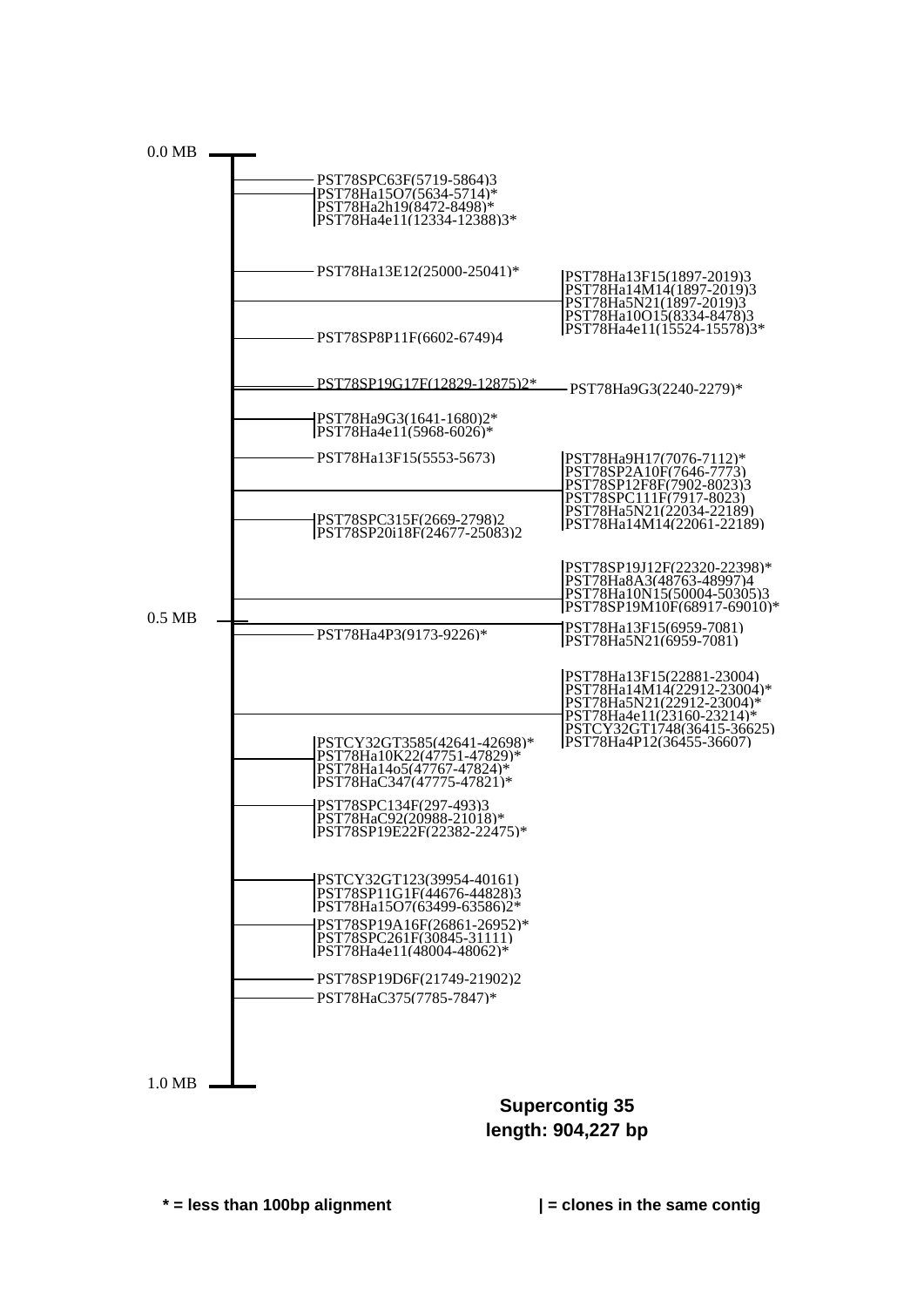0.0 MB

PST78SPC63F(5719-5864)3
PST78Ha15O7(5634-5714)*
PST78Ha2h19(8472-8498)*
PST78Ha4e11(12334-12388)3*

PST78Ha13E12(25000-25041)*

PST78Ha13F15(1897-2019)3
PST78Ha14M14(1897-2019)3
PST78Ha5N21(1897-2019)3
PST78Ha10O15(8334-8478)3
PST78Ha4e11(15524-15578)3*

PST78SP8P11F(6602-6749)4

PST78SP19G17F(12829-12875)2*

PST78Ha9G3(2240-2279)*

PST78Ha9G3(1641-1680)2*
PST78Ha4e11(5968-6026)*

PST78Ha13F15(5553-5673)

PST78Ha9H17(7076-7112)*
PST78SP2A10F(7646-7773)
PST78SP12F8F(7902-8023)3
PST78SPC111F(7917-8023)
PST78Ha5N21(22034-22189)
PST78Ha14M14(22061-22189)

PST78SPC315F(2669-2798)2
PST78SP20i18F(24677-25083)2

PST78SP19J12F(22320-22398)*
PST78Ha8A3(48763-48997)4
PST78Ha10N15(50004-50305)3
PST78SP19M10F(68917-69010)*

0.5 MB

PST78Ha13F15(6959-7081)
PST78Ha5N21(6959-7081)

PST78Ha4P3(9173-9226)*

PST78Ha13F15(22881-23004)
PST78Ha14M14(22912-23004)*
PST78Ha5N21(22912-23004)*
PST78Ha4e11(23160-23214)*
PSTCY32GT1748(36415-36625)
PST78Ha4P12(36455-36607)

PSTCY32GT3585(42641-42698)*
PST78Ha10K22(47751-47829)*
PST78Ha14o5(47767-47824)*
PST78HaC347(47775-47821)*

PST78SPC134F(297-493)3
PST78HaC92(20988-21018)*
PST78SP19E22F(22382-22475)*

PSTCY32GT123(39954-40161)
PST78SP11G1F(44676-44828)3
PST78Ha15O7(63499-63586)2*

PST78SP19A16F(26861-26952)*
PST78SPC261F(30845-31111)
PST78Ha4e11(48004-48062)*

PST78SP19D6F(21749-21902)2

PST78HaC375(7785-7847)*

1.0 MB

**Supercontig 35**
**length: 904,227 bp**

**\* = less than 100bp alignment**

**| = clones in the same contig**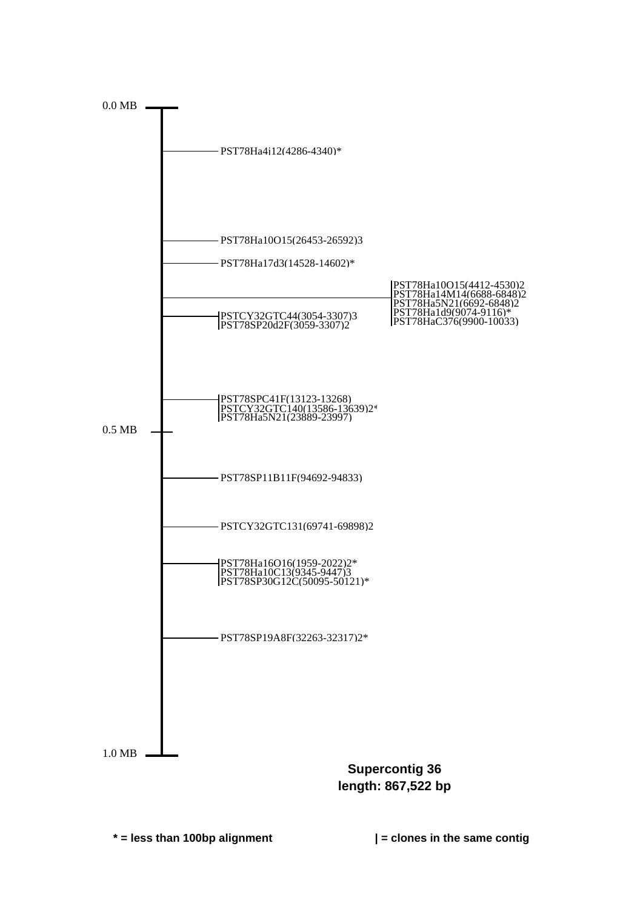0.0 MB

PST78Ha4j12(4286-4340)*

PST78Ha10O15(26453-26592)3

PST78Ha17d3(14528-14602)*

|PST78Ha10O15(4412-4530)2
|PST78Ha14M14(6688-6848)2
|PST78Ha5N21(6692-6848)2
|PST78Ha1d9(9074-9116)*
|PST78HaC376(9900-10033)

|PSTCY32GTC44(3054-3307)3
|PST78SP20d2F(3059-3307)2

|PST78SPC41F(13123-13268)
|PSTCY32GTC140(13586-13639)2*
|PST78Ha5N21(23889-23997)

0.5 MB

PST78SP11B11F(94692-94833)

PSTCY32GTC131(69741-69898)2

|PST78Ha16O16(1959-2022)2*
|PST78Ha10C13(9345-9447)3
|PST78SP30G12C(50095-50121)*

PST78SP19A8F(32263-32317)2*

1.0 MB

**Supercontig 36**
**length: 867,522 bp**

**\* = less than 100bp alignment**

**| = clones in the same contig**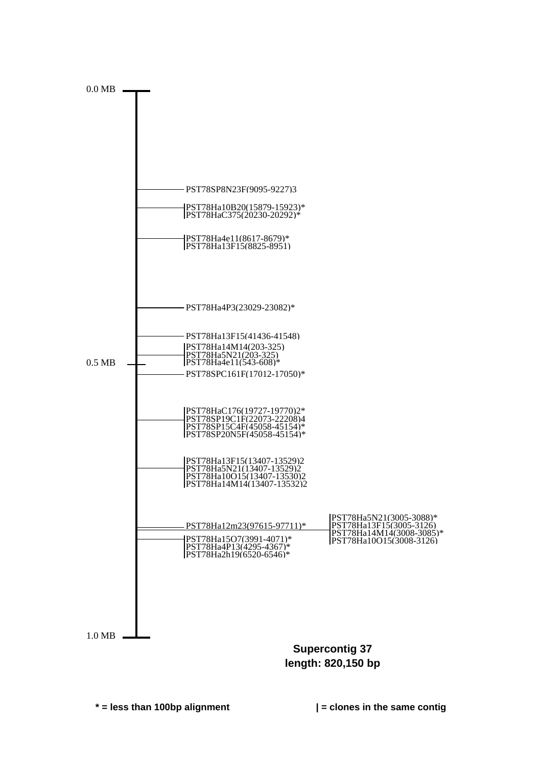0.0 MB

PST78SP8N23F(9095-9227)3

|PST78Ha10B20(15879-15923)*
|PST78HaC375(20230-20292)*

|PST78Ha4e11(8617-8679)*
|PST78Ha13F15(8825-8951)

PST78Ha4P3(23029-23082)*

PST78Ha13F15(41436-41548)

|PST78Ha14M14(203-325)
|PST78Ha5N21(203-325)
|PST78Ha4e11(543-608)*

0.5 MB

PST78SPC161F(17012-17050)*

|PST78HaC176(19727-19770)2*
|PST78SP19C1F(22073-22208)4
|PST78SP15C4F(45058-45154)*
|PST78SP20N5F(45058-45154)*

|PST78Ha13F15(13407-13529)2
|PST78Ha5N21(13407-13529)2
|PST78Ha10O15(13407-13530)2
|PST78Ha14M14(13407-13532)2

PST78Ha12m23(97615-97711)*

|PST78Ha5N21(3005-3088)*
|PST78Ha13F15(3005-3126)
|PST78Ha14M14(3008-3085)*
|PST78Ha10O15(3008-3126)

|PST78Ha15O7(3991-4071)*
|PST78Ha4P13(4295-4367)*
|PST78Ha2h19(6520-6546)*

1.0 MB

**Supercontig 37**
**length: 820,150 bp**

**\* = less than 100bp alignment**

**| = clones in the same contig**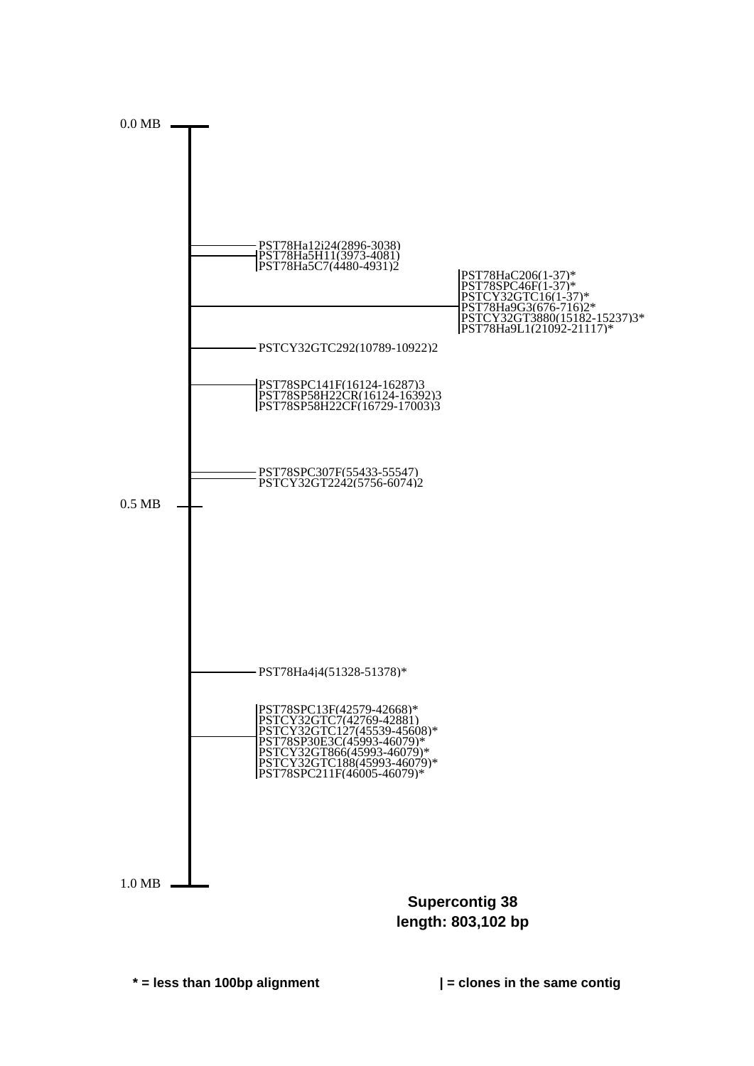0.0 MB

PST78Ha12i24(2896-3038)
PST78Ha5H11(3973-4081)
PST78Ha5C7(4480-4931)2

PST78HaC206(1-37)*
PST78SPC46F(1-37)*
PSTCY32GTC16(1-37)*
PST78Ha9G3(676-716)2*
PSTCY32GT3880(15182-15237)3*
PST78Ha9L1(21092-21117)*

PSTCY32GTC292(10789-10922)2

PST78SPC141F(16124-16287)3
PST78SP58H22CR(16124-16392)3
PST78SP58H22CF(16729-17003)3

PST78SPC307F(55433-55547)
PSTCY32GT2242(5756-6074)2

0.5 MB

PST78Ha4j4(51328-51378)*

PST78SPC13F(42579-42668)*
PSTCY32GTC7(42769-42881)
PSTCY32GTC127(45539-45608)*
PST78SP30E3C(45993-46079)*
PSTCY32GT866(45993-46079)*
PSTCY32GTC188(45993-46079)*
PST78SPC211F(46005-46079)*

1.0 MB

**Supercontig 38**
**length: 803,102 bp**

**\* = less than 100bp alignment**

**| = clones in the same contig**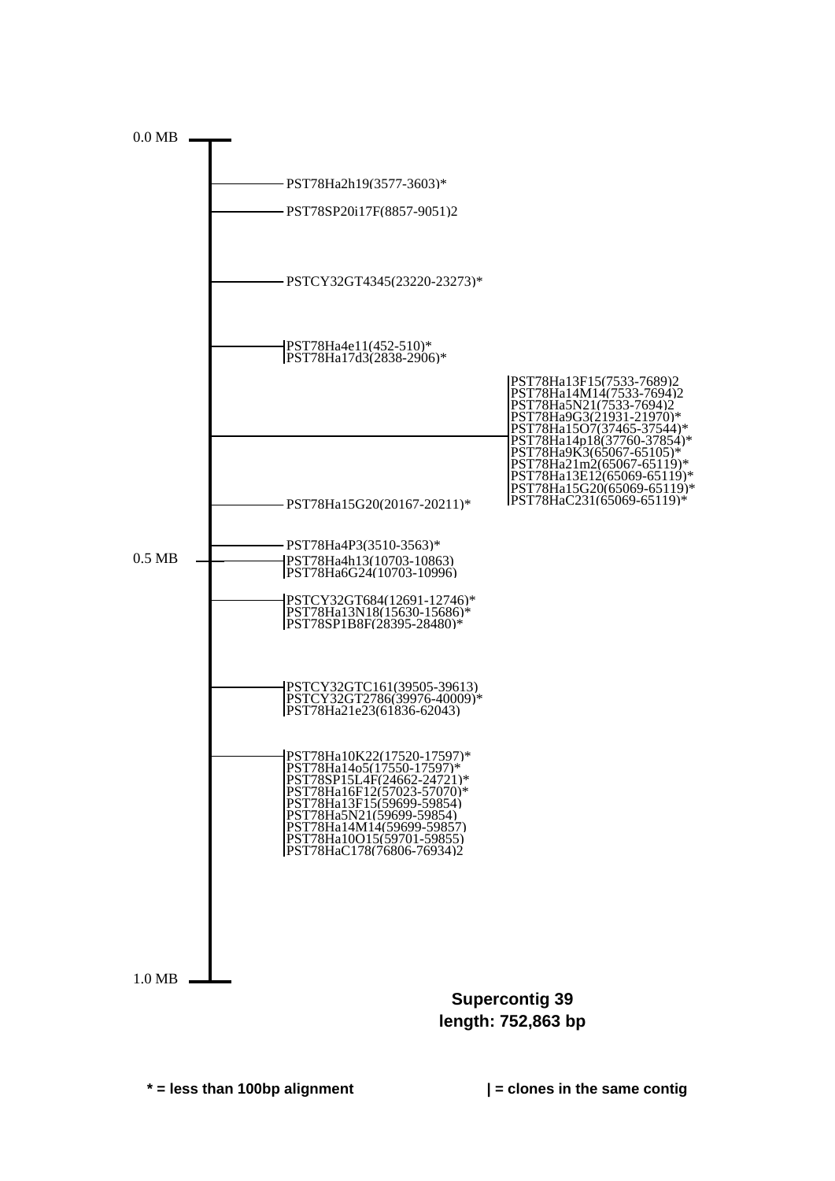0.0 MB

PST78Ha2h19(3577-3603)*

PST78SP20i17F(8857-9051)2

PSTCY32GT4345(23220-23273)*

PST78Ha4e11(452-510)*
PST78Ha17d3(2838-2906)*

PST78Ha13F15(7533-7689)2
PST78Ha14M14(7533-7694)2
PST78Ha5N21(7533-7694)2
PST78Ha9G3(21931-21970)*
PST78Ha15O7(37465-37544)*
PST78Ha14p18(37760-37854)*
PST78Ha9K3(65067-65105)*
PST78Ha21m2(65067-65119)*
PST78Ha13E12(65069-65119)*
PST78Ha15G20(65069-65119)*
PST78HaC231(65069-65119)*

PST78Ha15G20(20167-20211)*

PST78Ha4P3(3510-3563)*

0.5 MB

PST78Ha4h13(10703-10863)
PST78Ha6G24(10703-10996)

PSTCY32GT684(12691-12746)*
PST78Ha13N18(15630-15686)*
PST78SP1B8F(28395-28480)*

PSTCY32GTC161(39505-39613)
PSTCY32GT2786(39976-40009)*
PST78Ha21e23(61836-62043)

PST78Ha10K22(17520-17597)*
PST78Ha14o5(17550-17597)*
PST78SP15L4F(24662-24721)*
PST78Ha16F12(57023-57070)*
PST78Ha13F15(59699-59854)
PST78Ha5N21(59699-59854)
PST78Ha14M14(59699-59857)
PST78Ha10O15(59701-59855)
PST78HaC178(76806-76934)2

1.0 MB

**Supercontig 39**
**length: 752,863 bp**

**\* = less than 100bp alignment**

**| = clones in the same contig**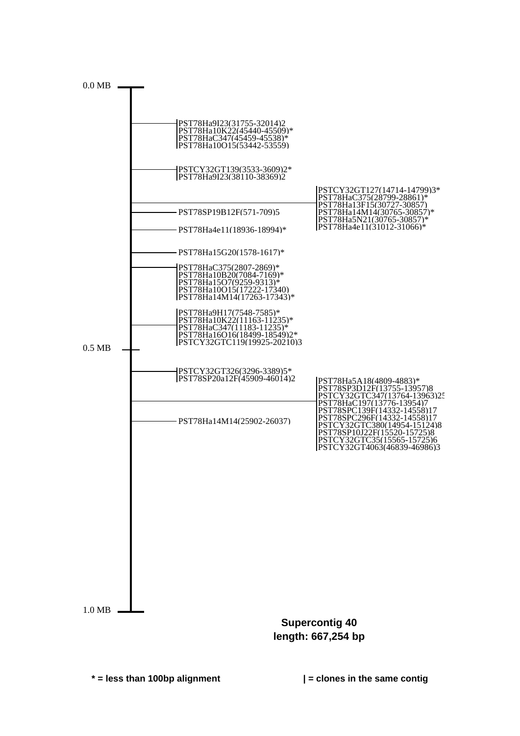0.0 MB

PST78Ha9I23(31755-32014)2
PST78Ha10K22(45440-45509)*
PST78HaC347(45459-45538)*
PST78Ha10O15(53442-53559)

PSTCY32GT139(3533-3609)2*
PST78Ha9I23(38110-38369)2

PSTCY32GT127(14714-14799)3*
PST78HaC375(28799-28861)*
PST78Ha13F15(30727-30857)
PST78Ha14M14(30765-30857)*
PST78Ha5N21(30765-30857)*
PST78Ha4e11(31012-31066)*

PST78SP19B12F(571-709)5

PST78Ha4e11(18936-18994)*

PST78Ha15G20(1578-1617)*

PST78HaC375(2807-2869)*
PST78Ha10B20(7084-7169)*
PST78Ha15O7(9259-9313)*
PST78Ha10O15(17222-17340)
PST78Ha14M14(17263-17343)*

PST78Ha9H17(7548-7585)*
PST78Ha10K22(11163-11235)*
PST78HaC347(11183-11235)*
PST78Ha16O16(18499-18549)2*
PSTCY32GTC119(19925-20210)3

0.5 MB

PSTCY32GT326(3296-3389)5*
PST78SP20a12F(45909-46014)2

PST78Ha5A18(4809-4883)*
PST78SP3D12F(13755-13957)8
PSTCY32GTC347(13764-13963)25
PST78HaC197(13776-13954)7
PST78SPC139F(14332-14558)17
PST78SPC296F(14332-14558)17
PSTCY32GTC380(14954-15124)8
PST78SP10J22F(15520-15725)8
PSTCY32GTC35(15565-15725)6
PSTCY32GT4063(46839-46986)3

PST78Ha14M14(25902-26037)

1.0 MB

**Supercontig 40**
**length: 667,254 bp**

**\* = less than 100bp alignment**

**| = clones in the same contig**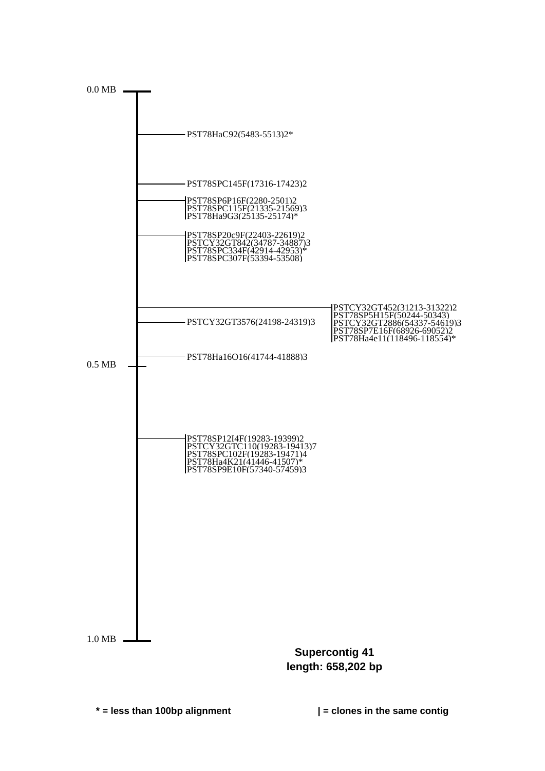0.0 MB

PST78HaC92(5483-5513)2*

PST78SPC145F(17316-17423)2

|PST78SP6P16F(2280-2501)2
|PST78SPC115F(21335-21569)3
|PST78Ha9G3(25135-25174)*

|PST78SP20c9F(22403-22619)2
|PSTCY32GT842(34787-34887)3
|PST78SPC334F(42914-42953)*
|PST78SPC307F(53394-53508)

|PSTCY32GT452(31213-31322)2
|PST78SP5H15F(50244-50343)
|PSTCY32GT2886(54337-54619)3
|PST78SP7E16F(68926-69052)2
|PST78Ha4e11(118496-118554)*

PSTCY32GT3576(24198-24319)3

PST78Ha16O16(41744-41888)3

0.5 MB

|PST78SP12I4F(19283-19399)2
|PSTCY32GTC110(19283-19413)7
|PST78SPC102F(19283-19471)4
|PST78Ha4K21(41446-41507)*
|PST78SP9E10F(57340-57459)3

1.0 MB

**Supercontig 41**
**length: 658,202 bp**

**\* = less than 100bp alignment**

**| = clones in the same contig**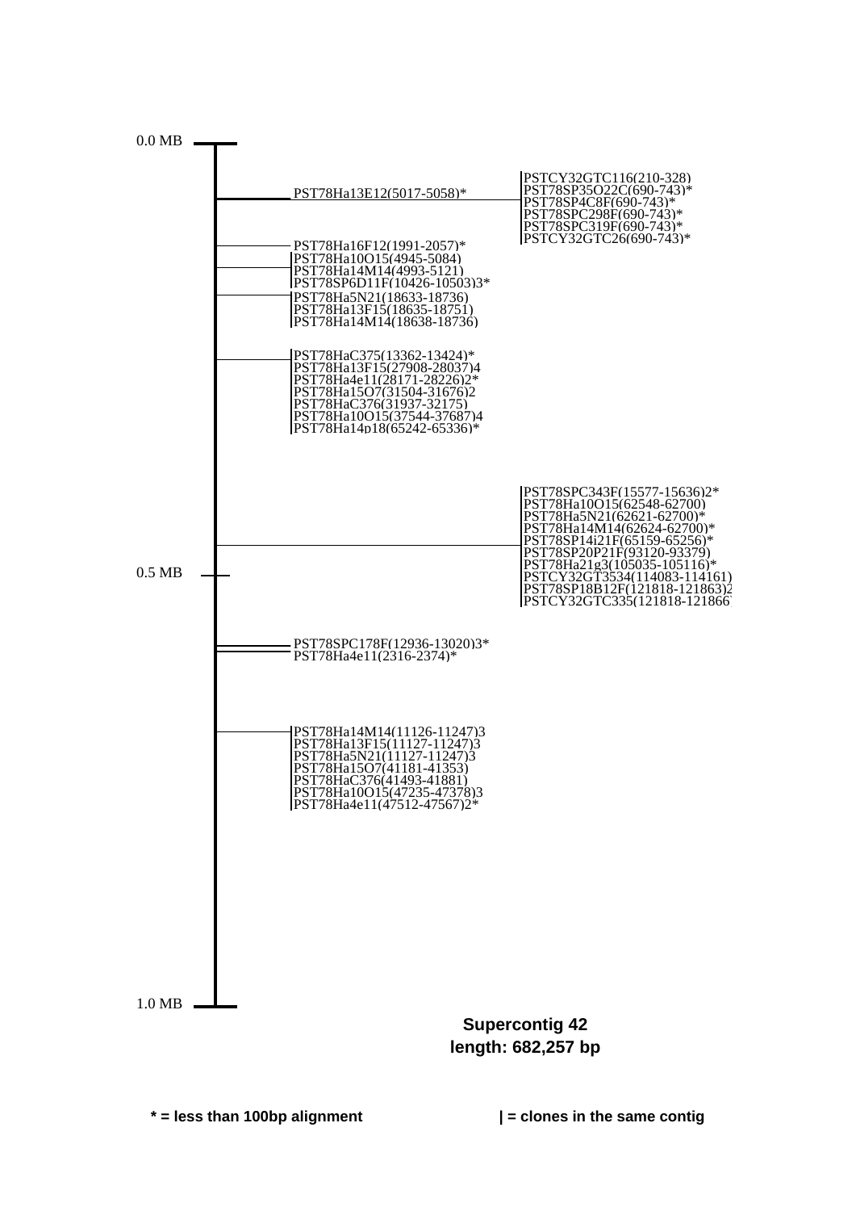0.0 MB

PST78Ha13E12(5017-5058)*

PSTCY32GTC116(210-328)
PST78SP35O22C(690-743)*
PST78SP4C8F(690-743)*
PST78SPC298F(690-743)*
PST78SPC319F(690-743)*
PSTCY32GTC26(690-743)*

PST78Ha16F12(1991-2057)*
PST78Ha10O15(4945-5084)
PST78Ha14M14(4993-5121)
PST78SP6D11F(10426-10503)3*
PST78Ha5N21(18633-18736)
PST78Ha13F15(18635-18751)
PST78Ha14M14(18638-18736)

PST78HaC375(13362-13424)*
PST78Ha13F15(27908-28037)4
PST78Ha4e11(28171-28226)2*
PST78Ha15O7(31504-31676)2
PST78HaC376(31937-32175)
PST78Ha10O15(37544-37687)4
PST78Ha14p18(65242-65336)*

PST78SPC343F(15577-15636)2*
PST78Ha10O15(62548-62700)
PST78Ha5N21(62621-62700)*
PST78Ha14M14(62624-62700)*
PST78SP14i21F(65159-65256)*
PST78SP20P21F(93120-93379)
PST78Ha21g3(105035-105116)*
PSTCY32GT3534(114083-114161)
PST78SP18B12F(121818-121863)2
PSTCY32GTC335(121818-121866)

0.5 MB

PST78SPC178F(12936-13020)3*
PST78Ha4e11(2316-2374)*

PST78Ha14M14(11126-11247)3
PST78Ha13F15(11127-11247)3
PST78Ha5N21(11127-11247)3
PST78Ha15O7(41181-41353)
PST78HaC376(41493-41881)
PST78Ha10O15(47235-47378)3
PST78Ha4e11(47512-47567)2*

1.0 MB

**Supercontig 42**
**length: 682,257 bp**

**\* = less than 100bp alignment** **| = clones in the same contig**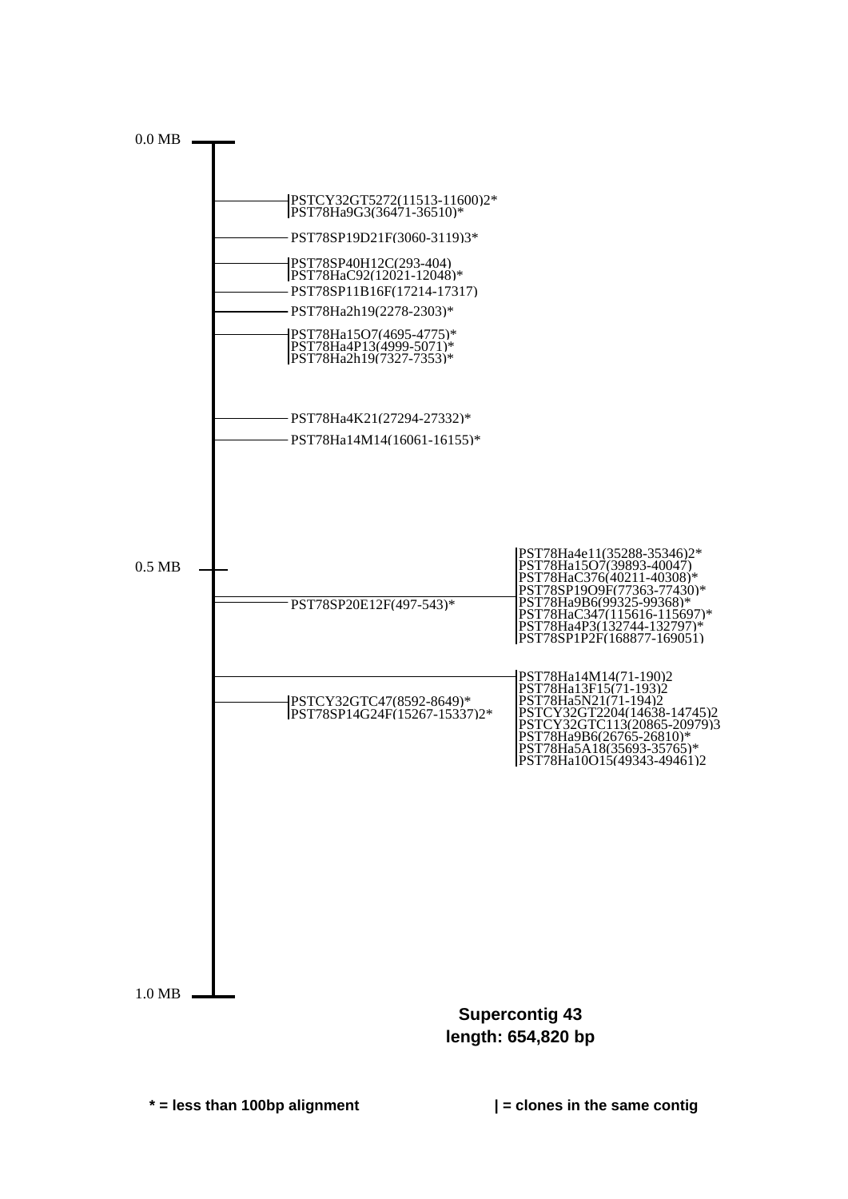0.0 MB

PSTCY32GT5272(11513-11600)2*
PST78Ha9G3(36471-36510)*

PST78SP19D21F(3060-3119)3*

PST78SP40H12C(293-404)
PST78HaC92(12021-12048)*

PST78SP11B16F(17214-17317)

PST78Ha2h19(2278-2303)*

PST78Ha15O7(4695-4775)*
PST78Ha4P13(4999-5071)*
PST78Ha2h19(7327-7353)*

PST78Ha4K21(27294-27332)*

PST78Ha14M14(16061-16155)*

0.5 MB

PST78Ha4e11(35288-35346)2*
PST78Ha15O7(39893-40047)
PST78HaC376(40211-40308)*
PST78SP19O9F(77363-77430)*
PST78Ha9B6(99325-99368)*
PST78HaC347(115616-115697)*
PST78Ha4P3(132744-132797)*
PST78SP1P2F(168877-169051)

PST78SP20E12F(497-543)*

PST78Ha14M14(71-190)2
PST78Ha13F15(71-193)2
PST78Ha5N21(71-194)2
PSTCY32GT2204(14638-14745)2
PSTCY32GTC113(20865-20979)3
PST78Ha9B6(26765-26810)*
PST78Ha5A18(35693-35765)*
PST78Ha10O15(49343-49461)2

PSTCY32GTC47(8592-8649)*
PST78SP14G24F(15267-15337)2*

1.0 MB

**Supercontig 43**
**length: 654,820 bp**

**\* = less than 100bp alignment** **| = clones in the same contig**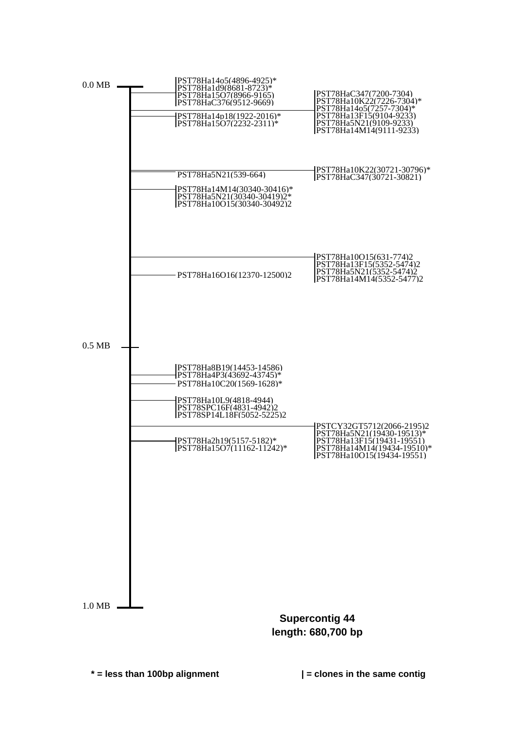0.0 MB

PST78Ha14o5(4896-4925)*
PST78Ha1d9(8681-8723)*
PST78Ha15O7(8966-9165)
PST78HaC376(9512-9669)

PST78HaC347(7200-7304)
PST78Ha10K22(7226-7304)*
PST78Ha14o5(7257-7304)*
PST78Ha13F15(9104-9233)
PST78Ha5N21(9109-9233)
PST78Ha14M14(9111-9233)

PST78Ha14p18(1922-2016)*
PST78Ha15O7(2232-2311)*

PST78Ha10K22(30721-30796)*
PST78HaC347(30721-30821)

PST78Ha5N21(539-664)

PST78Ha14M14(30340-30416)*
PST78Ha5N21(30340-30419)2*
PST78Ha10O15(30340-30492)2

PST78Ha10O15(631-774)2
PST78Ha13F15(5352-5474)2
PST78Ha5N21(5352-5474)2
PST78Ha14M14(5352-5477)2

PST78Ha16O16(12370-12500)2

0.5 MB

PST78Ha8B19(14453-14586)
PST78Ha4P3(43692-43745)*

PST78Ha10C20(1569-1628)*

PST78Ha10L9(4818-4944)
PST78SPC16F(4831-4942)2
PST78SP14L18F(5052-5225)2

PSTCY32GT5712(2066-2195)2
PST78Ha5N21(19430-19513)*
PST78Ha13F15(19431-19551)
PST78Ha14M14(19434-19510)*
PST78Ha10O15(19434-19551)

PST78Ha2h19(5157-5182)*
PST78Ha15O7(11162-11242)*

1.0 MB

**Supercontig 44**
**length: 680,700 bp**

**\* = less than 100bp alignment** **| = clones in the same contig**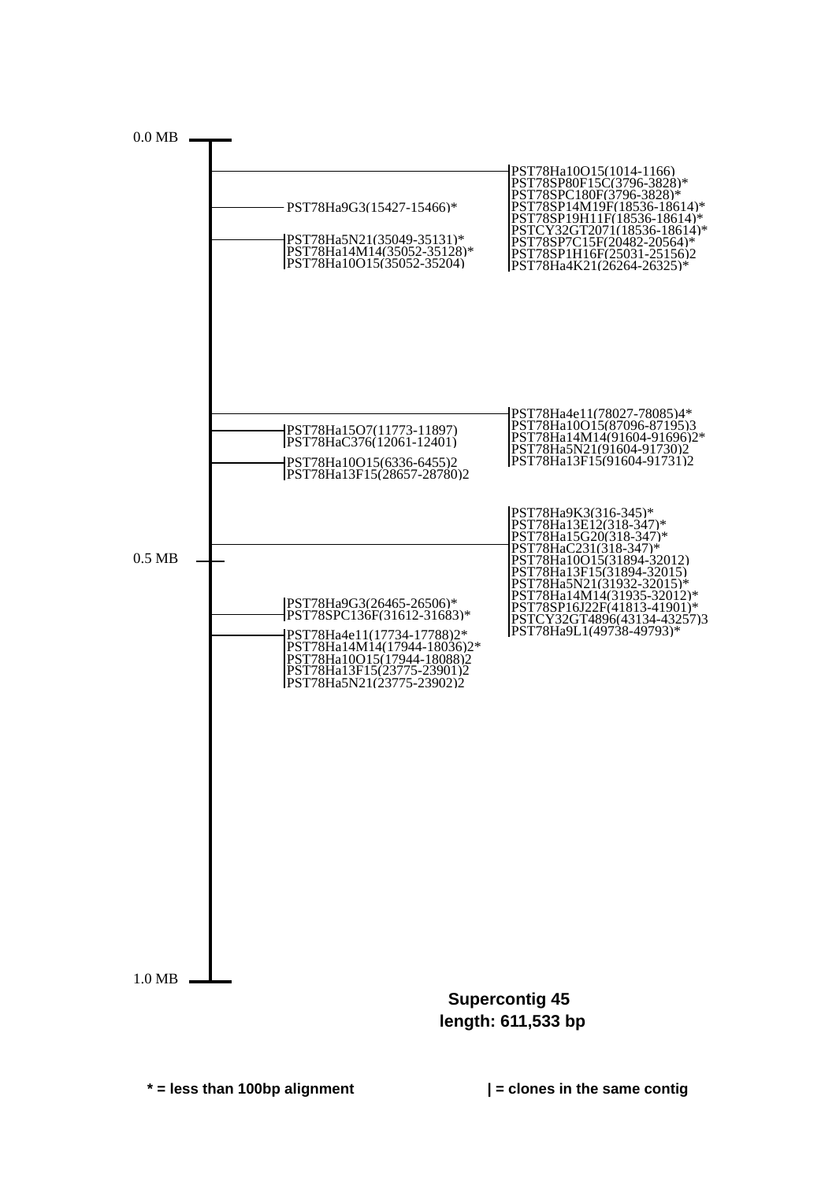0.0 MB

PST78Ha10O15(1014-1166)
PST78SP80F15C(3796-3828)*
PST78SPC180F(3796-3828)*
PST78SP14M19F(18536-18614)*
PST78SP19H11F(18536-18614)*
PSTCY32GT2071(18536-18614)*
PST78SP7C15F(20482-20564)*
PST78SP1H16F(25031-25156)2
PST78Ha4K21(26264-26325)*

PST78Ha9G3(15427-15466)*

PST78Ha5N21(35049-35131)*
PST78Ha14M14(35052-35128)*
PST78Ha10O15(35052-35204)

PST78Ha4e11(78027-78085)4*
PST78Ha10O15(87096-87195)3
PST78Ha14M14(91604-91696)2*
PST78Ha5N21(91604-91730)2
PST78Ha13F15(91604-91731)2

PST78Ha15O7(11773-11897)
PST78HaC376(12061-12401)

PST78Ha10O15(6336-6455)2
PST78Ha13F15(28657-28780)2

PST78Ha9K3(316-345)*
PST78Ha13E12(318-347)*
PST78Ha15G20(318-347)*
PST78HaC231(318-347)*
PST78Ha10O15(31894-32012)
PST78Ha13F15(31894-32015)
PST78Ha5N21(31932-32015)*
PST78Ha14M14(31935-32012)*
PST78SP16J22F(41813-41901)*
PSTCY32GT4896(43134-43257)3
PST78Ha9L1(49738-49793)*

0.5 MB

PST78Ha9G3(26465-26506)*
PST78SPC136F(31612-31683)*

PST78Ha4e11(17734-17788)2*
PST78Ha14M14(17944-18036)2*
PST78Ha10O15(17944-18088)2
PST78Ha13F15(23775-23901)2
PST78Ha5N21(23775-23902)2

1.0 MB

**Supercontig 45**
**length: 611,533 bp**

**\* = less than 100bp alignment**

**| = clones in the same contig**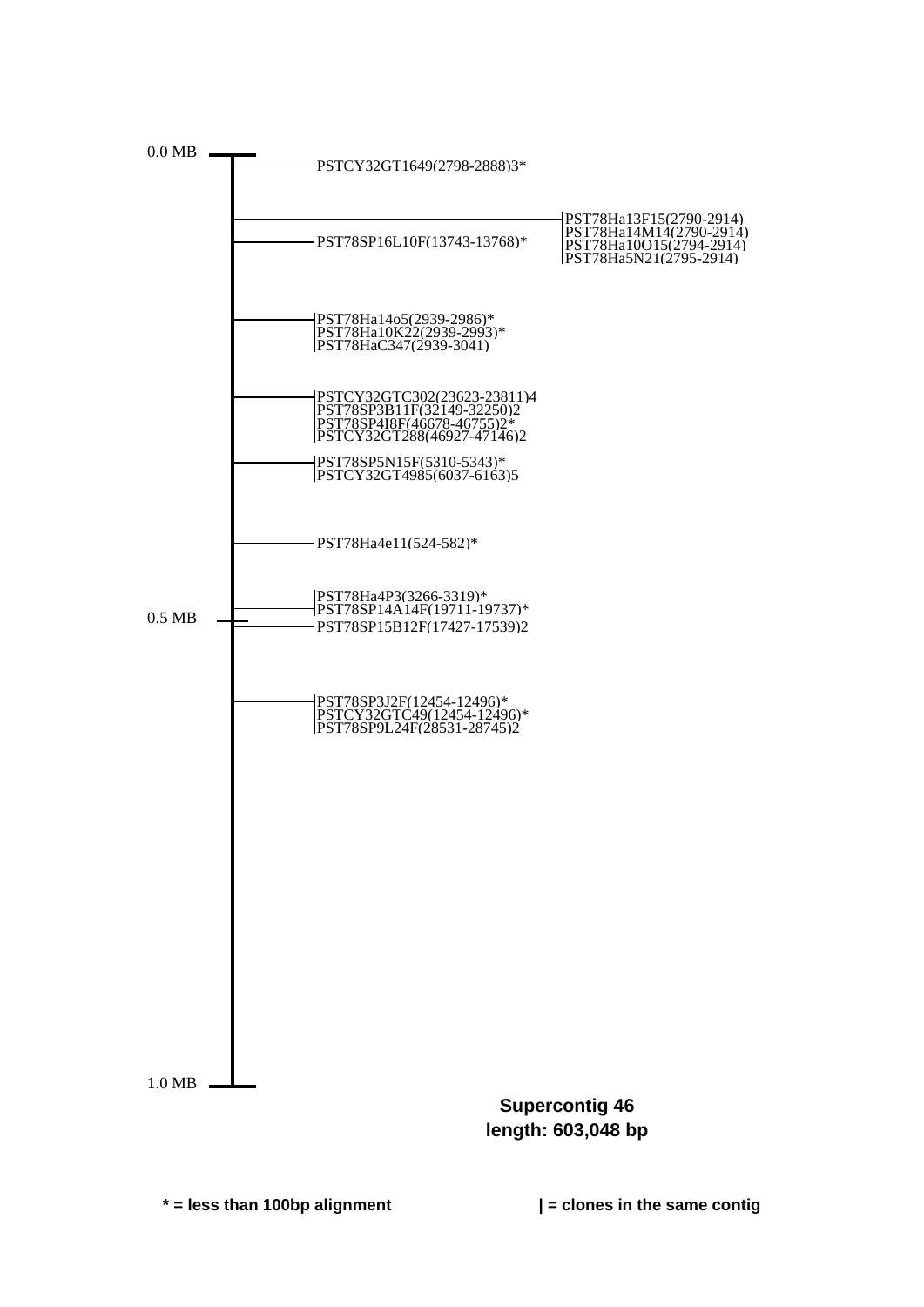0.0 MB

PSTCY32GT1649(2798-2888)3*

PST78Ha13F15(2790-2914)
PST78Ha14M14(2790-2914)
PST78Ha10O15(2794-2914)
PST78Ha5N21(2795-2914)

PST78SP16L10F(13743-13768)*

PST78Ha14o5(2939-2986)*
PST78Ha10K22(2939-2993)*
PST78HaC347(2939-3041)

PSTCY32GTC302(23623-23811)4
PST78SP3B11F(32149-32250)2
PST78SP4I8F(46678-46755)2*
PSTCY32GT288(46927-47146)2

PST78SP5N15F(5310-5343)*
PSTCY32GT4985(6037-6163)5

PST78Ha4e11(524-582)*

PST78Ha4P3(3266-3319)*
PST78SP14A14F(19711-19737)*

0.5 MB

PST78SP15B12F(17427-17539)2

PST78SP3J2F(12454-12496)*
PSTCY32GTC49(12454-12496)*
PST78SP9L24F(28531-28745)2

1.0 MB

**Supercontig 46**
**length: 603,048 bp**

**\* = less than 100bp alignment**

**| = clones in the same contig**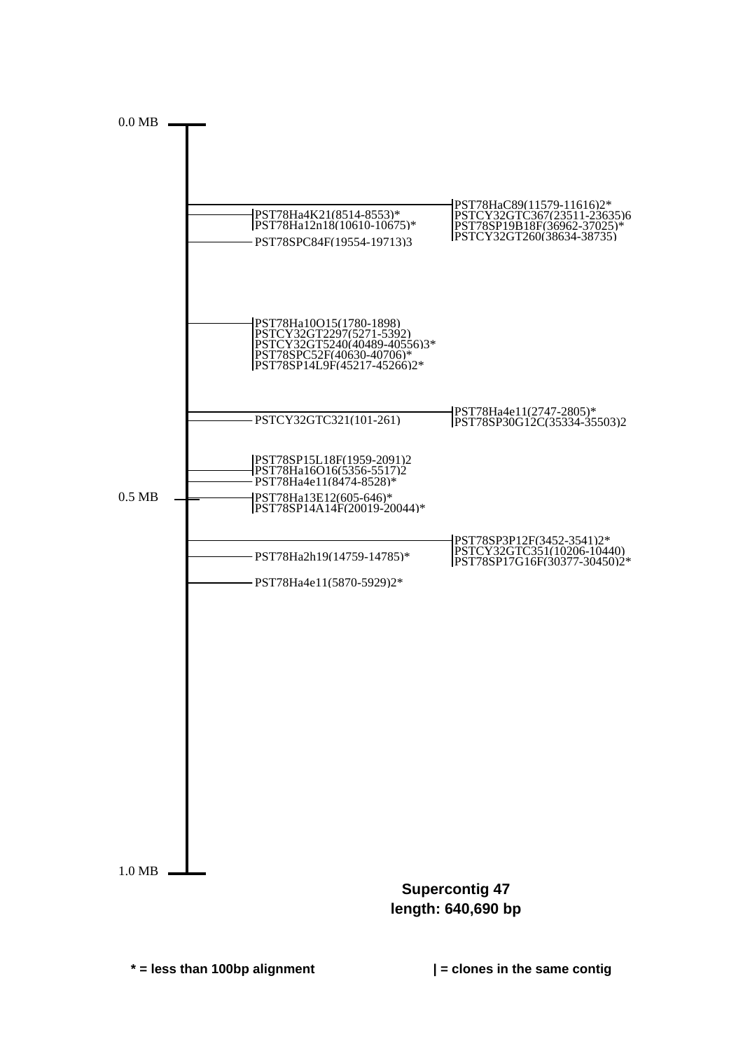0.0 MB

PST78HaC89(11579-11616)2*
PSTCY32GTC367(23511-23635)6
PST78SP19B18F(36962-37025)*
PSTCY32GT260(38634-38735)

PST78Ha4K21(8514-8553)*
PST78Ha12n18(10610-10675)*

PST78SPC84F(19554-19713)3

PST78Ha10O15(1780-1898)
PSTCY32GT2297(5271-5392)
PSTCY32GT5240(40489-40556)3*
PST78SPC52F(40630-40706)*
PST78SP14L9F(45217-45266)2*

PST78Ha4e11(2747-2805)*
PST78SP30G12C(35334-35503)2

PSTCY32GTC321(101-261)

PST78SP15L18F(1959-2091)2
PST78Ha16O16(5356-5517)2
PST78Ha4e11(8474-8528)*

0.5 MB

PST78Ha13E12(605-646)*
PST78SP14A14F(20019-20044)*

PST78SP3P12F(3452-3541)2*
PSTCY32GTC351(10206-10440)
PST78SP17G16F(30377-30450)2*

PST78Ha2h19(14759-14785)*

PST78Ha4e11(5870-5929)2*

1.0 MB

**Supercontig 47**
**length: 640,690 bp**

**\* = less than 100bp alignment**

**| = clones in the same contig**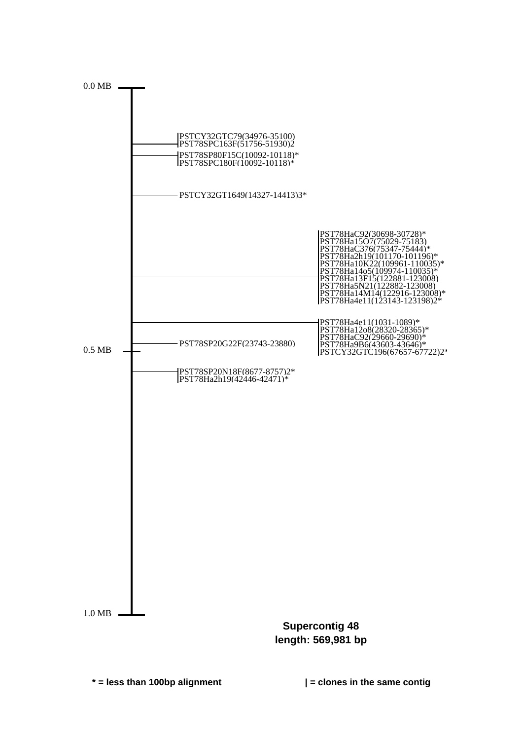0.0 MB

PSTCY32GTC79(34976-35100)
PST78SPC163F(51756-51930)2

PST78SP80F15C(10092-10118)*
PST78SPC180F(10092-10118)*

PSTCY32GT1649(14327-14413)3*

PST78HaC92(30698-30728)*
PST78Ha15O7(75029-75183)
PST78HaC376(75347-75444)*
PST78Ha2h19(101170-101196)*
PST78Ha10K22(109961-110035)*
PST78Ha14o5(109974-110035)*
PST78Ha13F15(122881-123008)
PST78Ha5N21(122882-123008)
PST78Ha14M14(122916-123008)*
PST78Ha4e11(123143-123198)2*

PST78Ha4e11(1031-1089)*
PST78Ha12o8(28320-28365)*
PST78HaC92(29660-29690)*
PST78Ha9B6(43603-43646)*
PSTCY32GTC196(67657-67722)2*

PST78SP20G22F(23743-23880)

0.5 MB

PST78SP20N18F(8677-8757)2*
PST78Ha2h19(42446-42471)*

1.0 MB

**Supercontig 48**
**length: 569,981 bp**

**\* = less than 100bp alignment**

**| = clones in the same contig**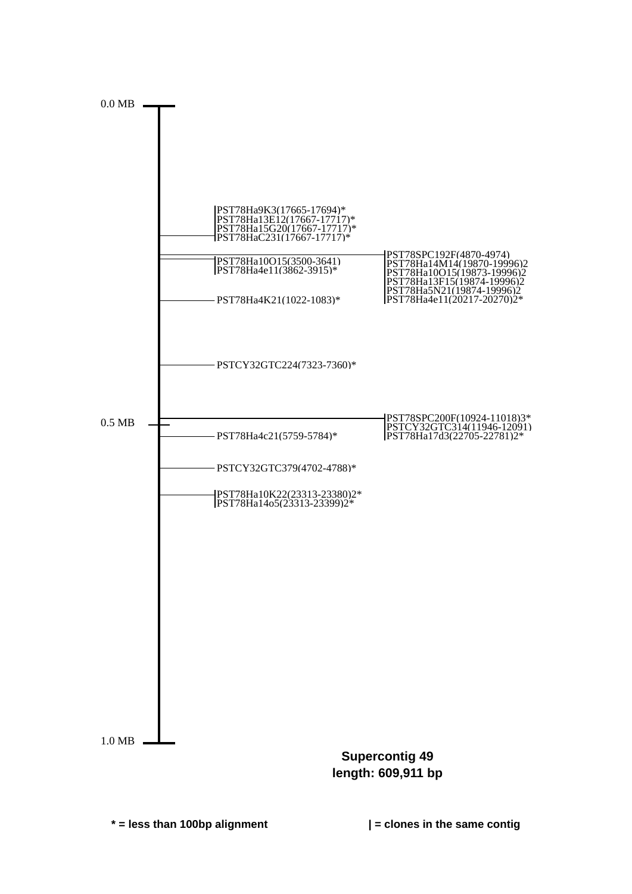0.0 MB

PST78Ha9K3(17665-17694)*
PST78Ha13E12(17667-17717)*
PST78Ha15G20(17667-17717)*
PST78HaC231(17667-17717)*

PST78SPC192F(4870-4974)
PST78Ha14M14(19870-19996)2
PST78Ha10O15(19873-19996)2
PST78Ha13F15(19874-19996)2
PST78Ha5N21(19874-19996)2
PST78Ha4e11(20217-20270)2*

PST78Ha10O15(3500-3641)
PST78Ha4e11(3862-3915)*

PST78Ha4K21(1022-1083)*

PSTCY32GTC224(7323-7360)*

0.5 MB

PST78SPC200F(10924-11018)3*
PSTCY32GTC314(11946-12091)
PST78Ha17d3(22705-22781)2*

PST78Ha4c21(5759-5784)*

PSTCY32GTC379(4702-4788)*

PST78Ha10K22(23313-23380)2*
PST78Ha14o5(23313-23399)2*

1.0 MB

**Supercontig 49**
**length: 609,911 bp**

**\* = less than 100bp alignment**

**| = clones in the same contig**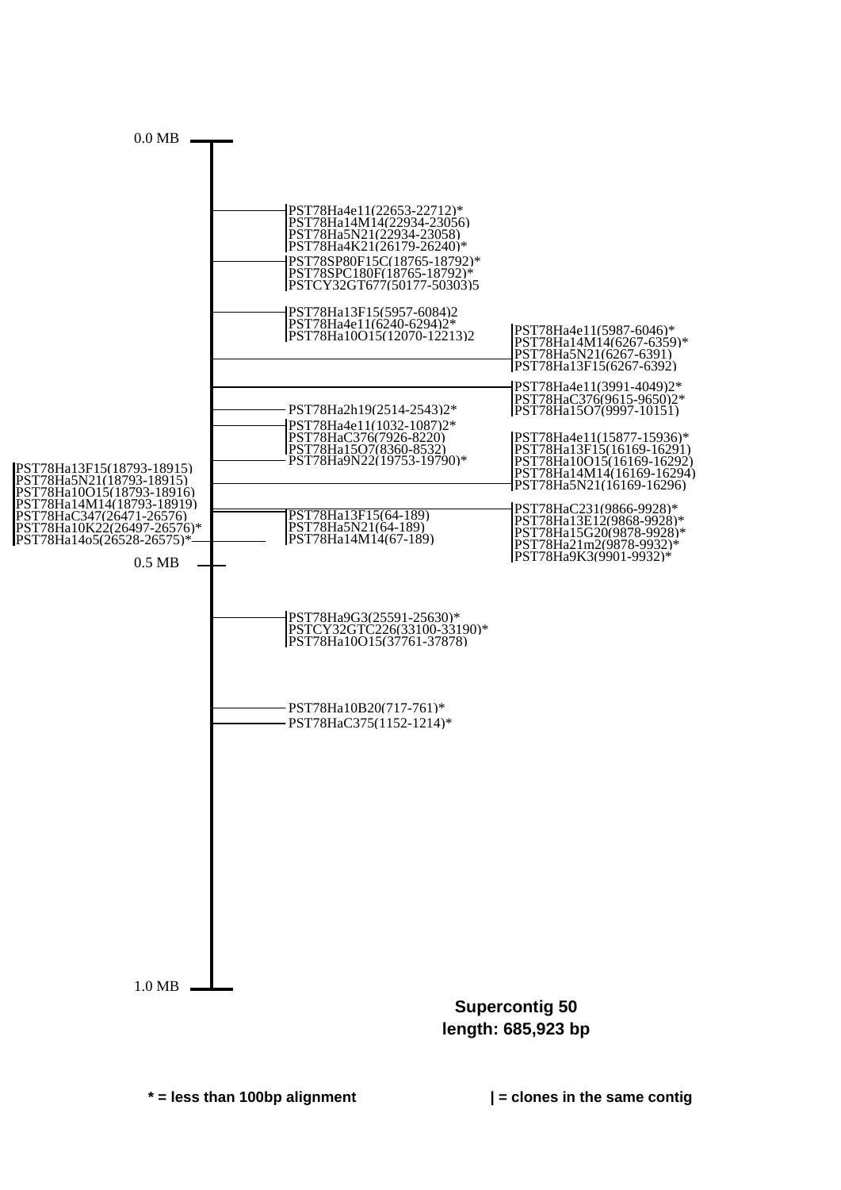0.0 MB

PST78Ha4e11(22653-22712)*
PST78Ha14M14(22934-23056)
PST78Ha5N21(22934-23058)
PST78Ha4K21(26179-26240)*

PST78SP80F15C(18765-18792)*
PST78SPC180F(18765-18792)*
PSTCY32GT677(50177-50303)5

PST78Ha13F15(5957-6084)2
PST78Ha4e11(6240-6294)2*
PST78Ha10O15(12070-12213)2

PST78Ha4e11(5987-6046)*
PST78Ha14M14(6267-6359)*
PST78Ha5N21(6267-6391)
PST78Ha13F15(6267-6392)

PST78Ha4e11(3991-4049)2*
PST78HaC376(9615-9650)2*
PST78Ha15O7(9997-10151)

PST78Ha2h19(2514-2543)2*

PST78Ha4e11(1032-1087)2*
PST78HaC376(7926-8220)
PST78Ha15O7(8360-8532)

PST78Ha9N22(19753-19790)*

PST78Ha4e11(15877-15936)*
PST78Ha13F15(16169-16291)
PST78Ha10O15(16169-16292)
PST78Ha14M14(16169-16294)
PST78Ha5N21(16169-16296)

PST78Ha13F15(18793-18915)
PST78Ha5N21(18793-18915)
PST78Ha10O15(18793-18916)
PST78Ha14M14(18793-18919)
PST78HaC347(26471-26576)
PST78Ha10K22(26497-26576)*
PST78Ha14o5(26528-26575)*

PST78HaC231(9866-9928)*
PST78Ha13E12(9868-9928)*
PST78Ha15G20(9878-9928)*
PST78Ha21m2(9878-9932)*
PST78Ha9K3(9901-9932)*

PST78Ha13F15(64-189)
PST78Ha5N21(64-189)
PST78Ha14M14(67-189)

0.5 MB

PST78Ha9G3(25591-25630)*
PSTCY32GTC226(33100-33190)*
PST78Ha10O15(37761-37878)

PST78Ha10B20(717-761)*

PST78HaC375(1152-1214)*

1.0 MB

**Supercontig 50**
**length: 685,923 bp**

**\* = less than 100bp alignment**

**| = clones in the same contig**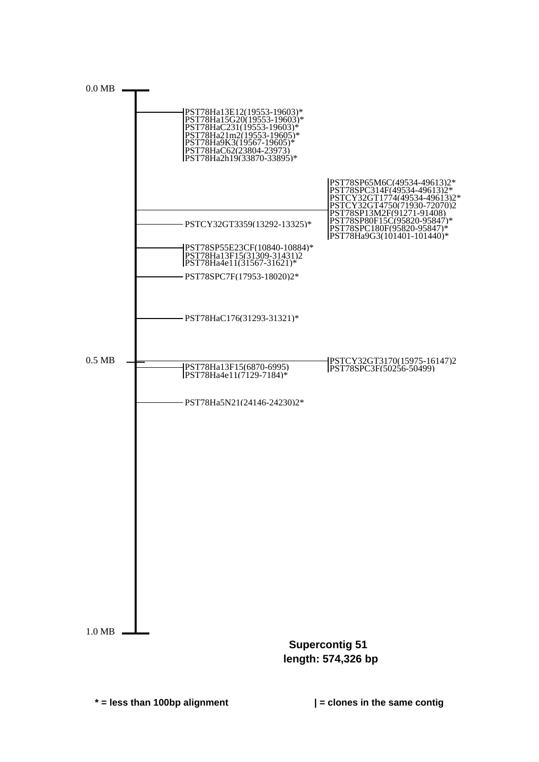0.0 MB

PST78Ha13E12(19553-19603)*
PST78Ha15G20(19553-19603)*
PST78HaC231(19553-19603)*
PST78Ha21m2(19553-19605)*
PST78Ha9K3(19567-19605)*
PST78HaC62(23804-23973)
PST78Ha2h19(33870-33895)*

PST78SP65M6C(49534-49613)2*
PST78SPC314F(49534-49613)2*
PSTCY32GT1774(49534-49613)2*
PSTCY32GT4750(71930-72070)2
PST78SP13M2F(91271-91408)
PST78SP80F15C(95820-95847)*
PST78SPC180F(95820-95847)*
PST78Ha9G3(101401-101440)*

PSTCY32GT3359(13292-13325)*

PST78SP55E23CF(10840-10884)*
PST78Ha13F15(31309-31431)2
PST78Ha4e11(31567-31621)*

PST78SPC7F(17953-18020)2*

PST78HaC176(31293-31321)*

0.5 MB

PSTCY32GT3170(15975-16147)2
PST78SPC3F(50256-50499)

PST78Ha13F15(6870-6995)
PST78Ha4e11(7129-7184)*

PST78Ha5N21(24146-24230)2*

1.0 MB

**Supercontig 51**
**length: 574,326 bp**

**\* = less than 100bp alignment**

**| = clones in the same contig**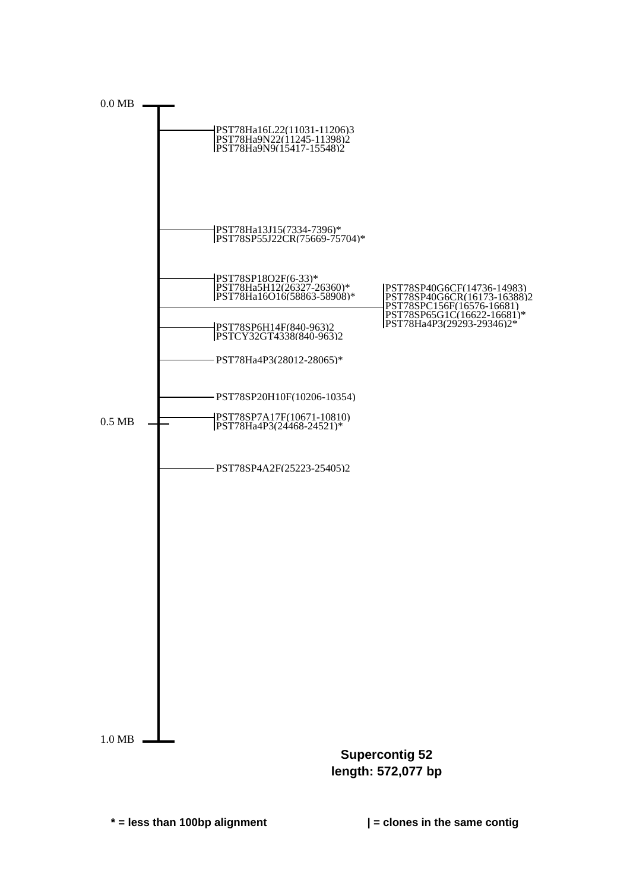0.0 MB

PST78Ha16L22(11031-11206)3
PST78Ha9N22(11245-11398)2
PST78Ha9N9(15417-15548)2

PST78Ha13J15(7334-7396)*
PST78SP55J22CR(75669-75704)*

PST78SP18O2F(6-33)*
PST78Ha5H12(26327-26360)*
PST78Ha16O16(58863-58908)*

PST78SP40G6CF(14736-14983)
PST78SP40G6CR(16173-16388)2
PST78SPC156F(16576-16681)
PST78SP65G1C(16622-16681)*
PST78Ha4P3(29293-29346)2*

PST78SP6H14F(840-963)2
PSTCY32GT4338(840-963)2

PST78Ha4P3(28012-28065)*

PST78SP20H10F(10206-10354)

0.5 MB

PST78SP7A17F(10671-10810)
PST78Ha4P3(24468-24521)*

PST78SP4A2F(25223-25405)2

1.0 MB

**Supercontig 52**
**length: 572,077 bp**

**\* = less than 100bp alignment**

**| = clones in the same contig**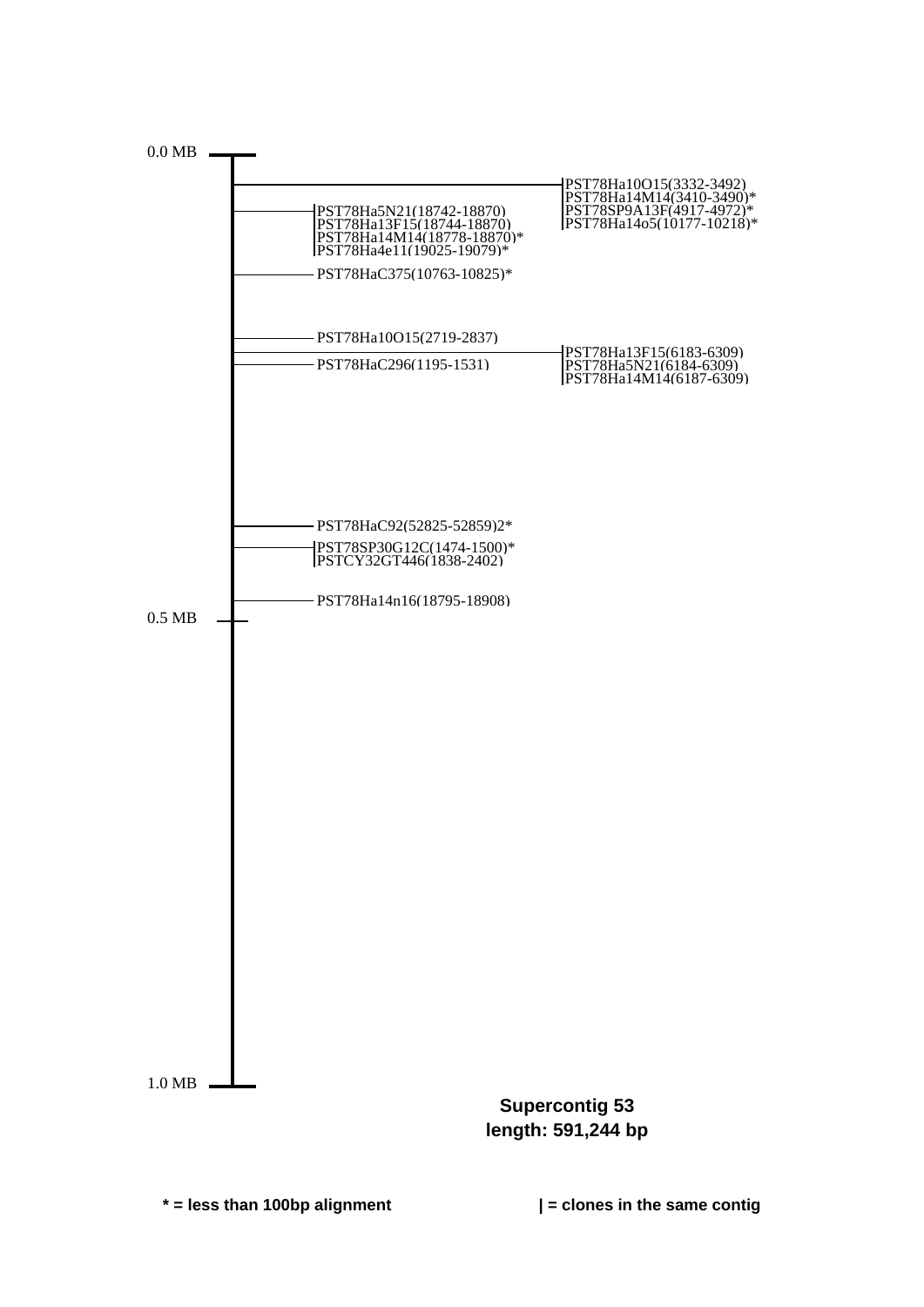0.0 MB

PST78Ha10O15(3332-3492)
PST78Ha14M14(3410-3490)*
PST78SP9A13F(4917-4972)*
PST78Ha14o5(10177-10218)*

PST78Ha5N21(18742-18870)
PST78Ha13F15(18744-18870)
PST78Ha14M14(18778-18870)*
PST78Ha4e11(19025-19079)*

PST78HaC375(10763-10825)*

PST78Ha10O15(2719-2837)

PST78Ha13F15(6183-6309)
PST78Ha5N21(6184-6309)
PST78Ha14M14(6187-6309)

PST78HaC296(1195-1531)

PST78HaC92(52825-52859)2*

PST78SP30G12C(1474-1500)*
PSTCY32GT446(1838-2402)

PST78Ha14n16(18795-18908)

0.5 MB

1.0 MB

**Supercontig 53**
**length: 591,244 bp**

**\* = less than 100bp alignment**

**| = clones in the same contig**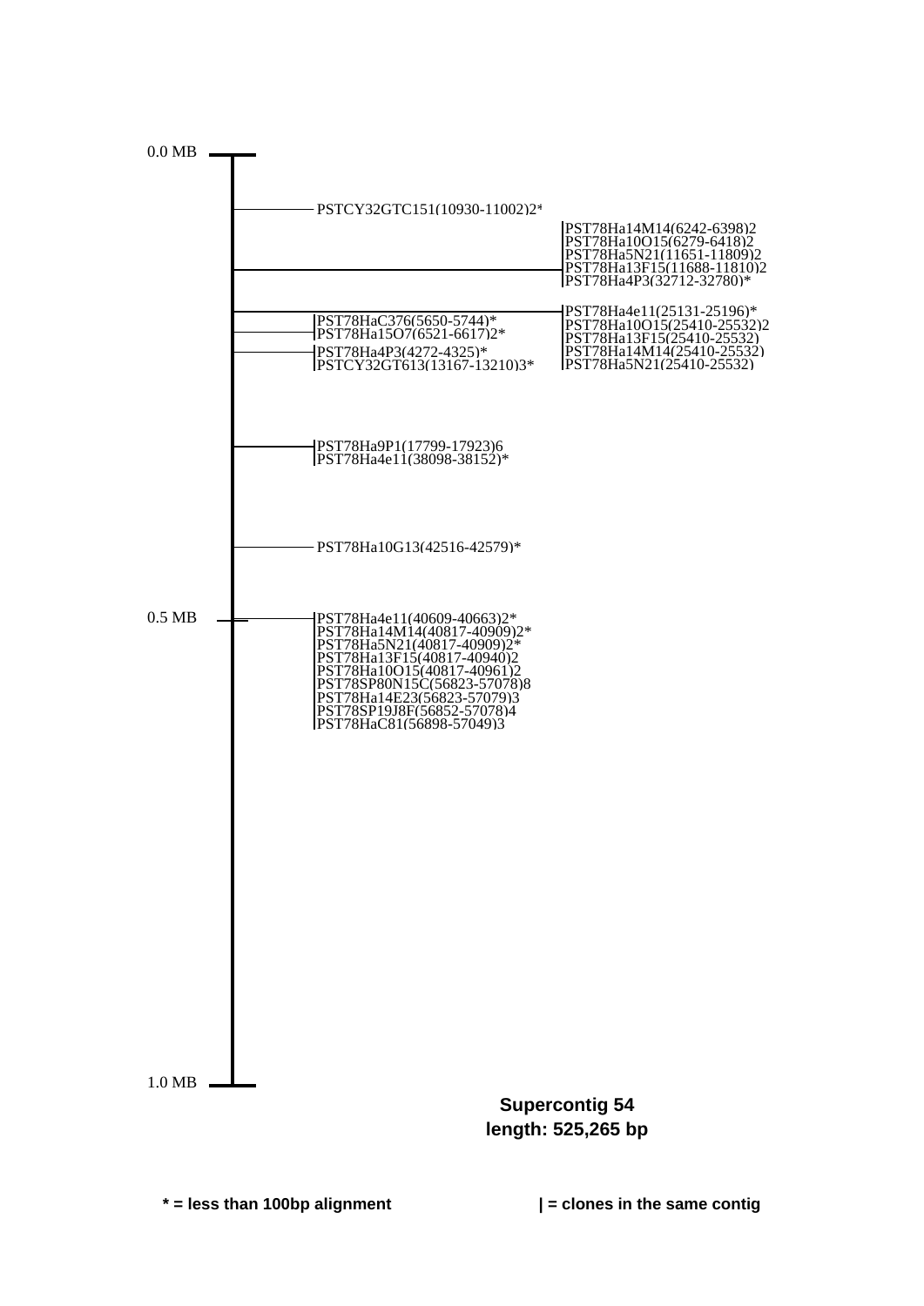0.0 MB

PSTCY32GTC151(10930-11002)2*

PST78Ha14M14(6242-6398)2
PST78Ha10O15(6279-6418)2
PST78Ha5N21(11651-11809)2
PST78Ha13F15(11688-11810)2
PST78Ha4P3(32712-32780)*

PST78Ha4e11(25131-25196)*
PST78Ha10O15(25410-25532)2
PST78Ha13F15(25410-25532)
PST78Ha14M14(25410-25532)
PST78Ha5N21(25410-25532)

PST78HaC376(5650-5744)*
PST78Ha15O7(6521-6617)2*
PST78Ha4P3(4272-4325)*
PSTCY32GT613(13167-13210)3*

PST78Ha9P1(17799-17923)6
PST78Ha4e11(38098-38152)*

PST78Ha10G13(42516-42579)*

0.5 MB

PST78Ha4e11(40609-40663)2*
PST78Ha14M14(40817-40909)2*
PST78Ha5N21(40817-40909)2*
PST78Ha13F15(40817-40940)2
PST78Ha10O15(40817-40961)2
PST78SP80N15C(56823-57078)8
PST78Ha14E23(56823-57079)3
PST78SP19J8F(56852-57078)4
PST78HaC81(56898-57049)3

1.0 MB

**Supercontig 54**
**length: 525,265 bp**

**\* = less than 100bp alignment** **| = clones in the same contig**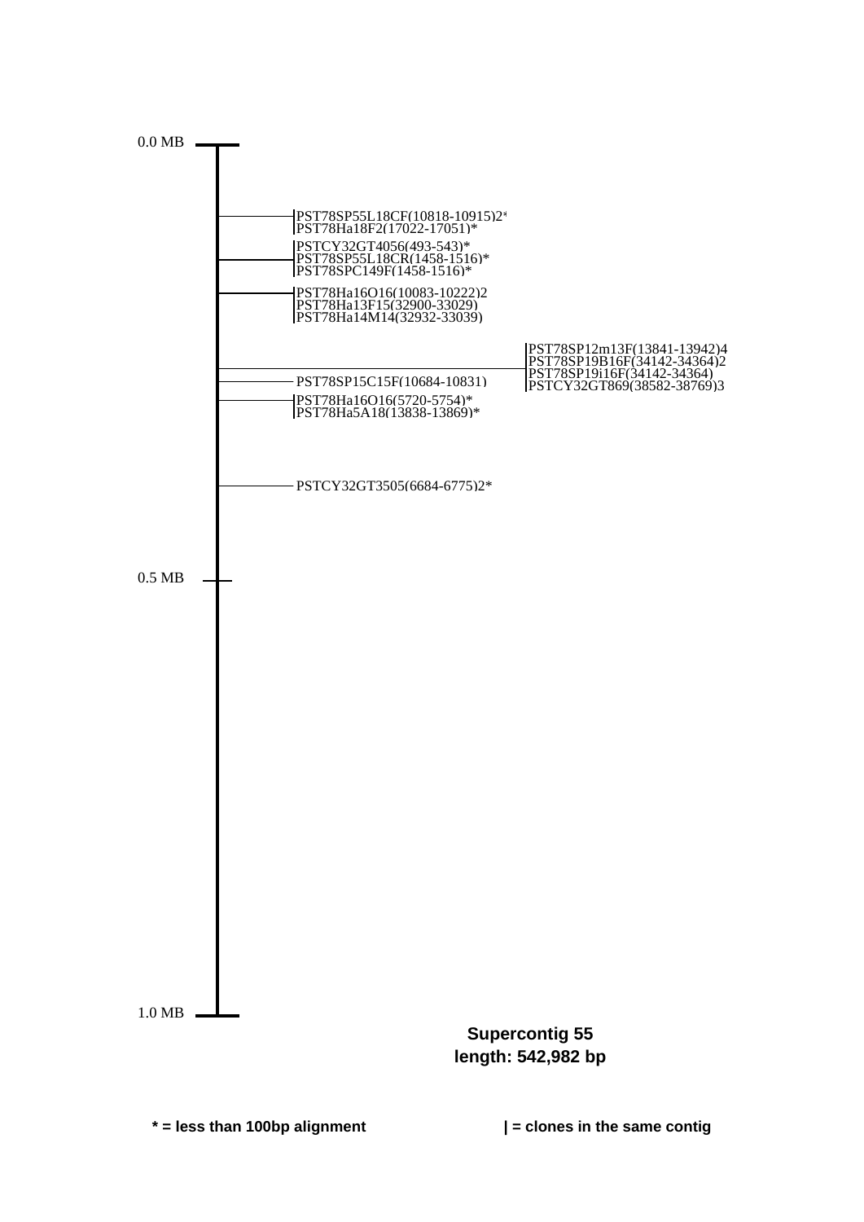0.0 MB

PST78SP55L18CF(10818-10915)2*
PST78Ha18F2(17022-17051)*

PSTCY32GT4056(493-543)*
PST78SP55L18CR(1458-1516)*
PST78SPC149F(1458-1516)*

PST78Ha16O16(10083-10222)2
PST78Ha13F15(32900-33029)
PST78Ha14M14(32932-33039)

PST78SP12m13F(13841-13942)4
PST78SP19B16F(34142-34364)2
PST78SP19i16F(34142-34364)
PSTCY32GT869(38582-38769)3

PST78SP15C15F(10684-10831)

PST78Ha16O16(5720-5754)*
PST78Ha5A18(13838-13869)*

PSTCY32GT3505(6684-6775)2*

0.5 MB

1.0 MB

**Supercontig 55**
**length: 542,982 bp**

**\* = less than 100bp alignment**

**| = clones in the same contig**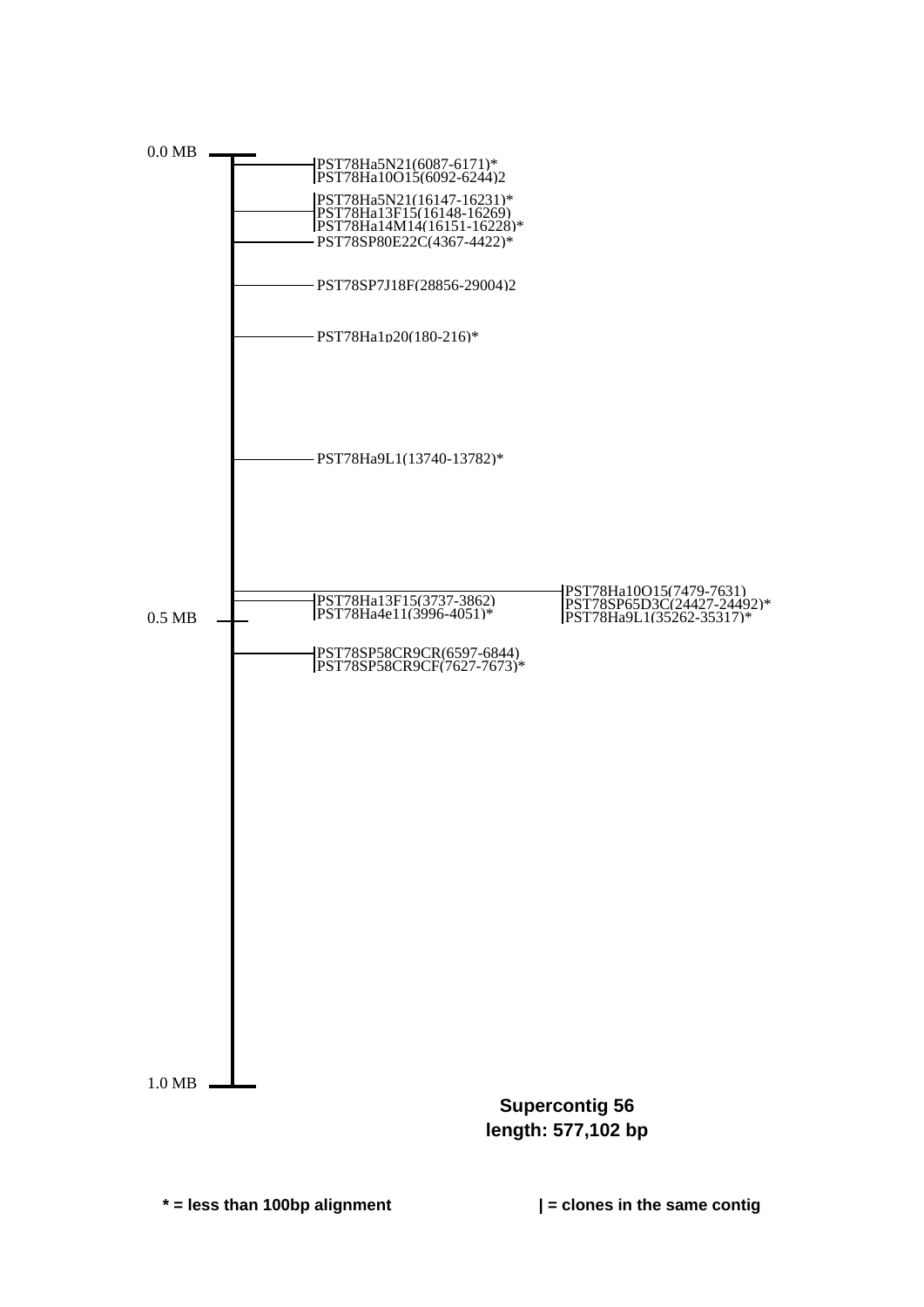0.0 MB

PST78Ha5N21(6087-6171)*
PST78Ha10O15(6092-6244)2

PST78Ha5N21(16147-16231)*
PST78Ha13F15(16148-16269)
PST78Ha14M14(16151-16228)*

PST78SP80E22C(4367-4422)*

PST78SP7J18F(28856-29004)2

PST78Ha1p20(180-216)*

PST78Ha9L1(13740-13782)*

PST78Ha10O15(7479-7631)
PST78SP65D3C(24427-24492)*
PST78Ha9L1(35262-35317)*

PST78Ha13F15(3737-3862)
PST78Ha4e11(3996-4051)*

0.5 MB

PST78SP58CR9CR(6597-6844)
PST78SP58CR9CF(7627-7673)*

1.0 MB

**Supercontig 56**
**length: 577,102 bp**

**\* = less than 100bp alignment**

**| = clones in the same contig**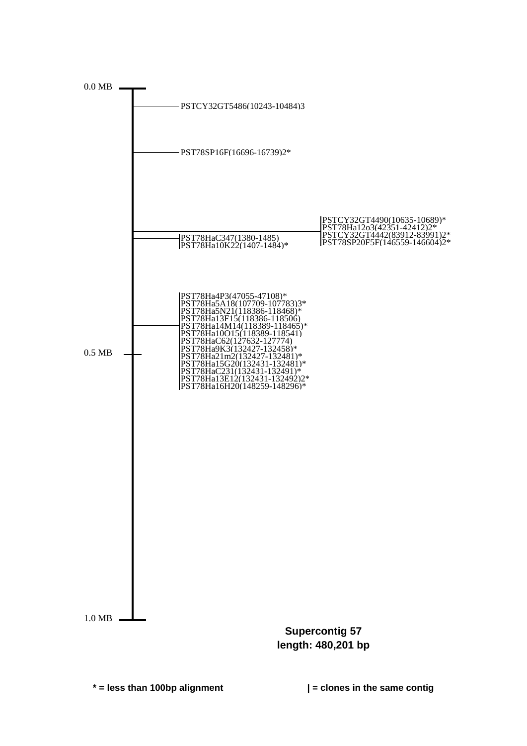0.0 MB

PSTCY32GT5486(10243-10484)3

PST78SP16F(16696-16739)2*

PSTCY32GT4490(10635-10689)*
PST78Ha12o3(42351-42412)2*
PSTCY32GT4442(83912-83991)2*
PST78SP20F5F(146559-146604)2*

PST78HaC347(1380-1485)
PST78Ha10K22(1407-1484)*

PST78Ha4P3(47055-47108)*
PST78Ha5A18(107709-107783)3*
PST78Ha5N21(118386-118468)*
PST78Ha13F15(118386-118506)
PST78Ha14M14(118389-118465)*
PST78Ha10O15(118389-118541)
PST78HaC62(127632-127774)
PST78Ha9K3(132427-132458)*
PST78Ha21m2(132427-132481)*
PST78Ha15G20(132431-132481)*
PST78HaC231(132431-132491)*
PST78Ha13E12(132431-132492)2*
PST78Ha16H20(148259-148296)*

0.5 MB

1.0 MB

**Supercontig 57**
**length: 480,201 bp**

**\* = less than 100bp alignment**

**| = clones in the same contig**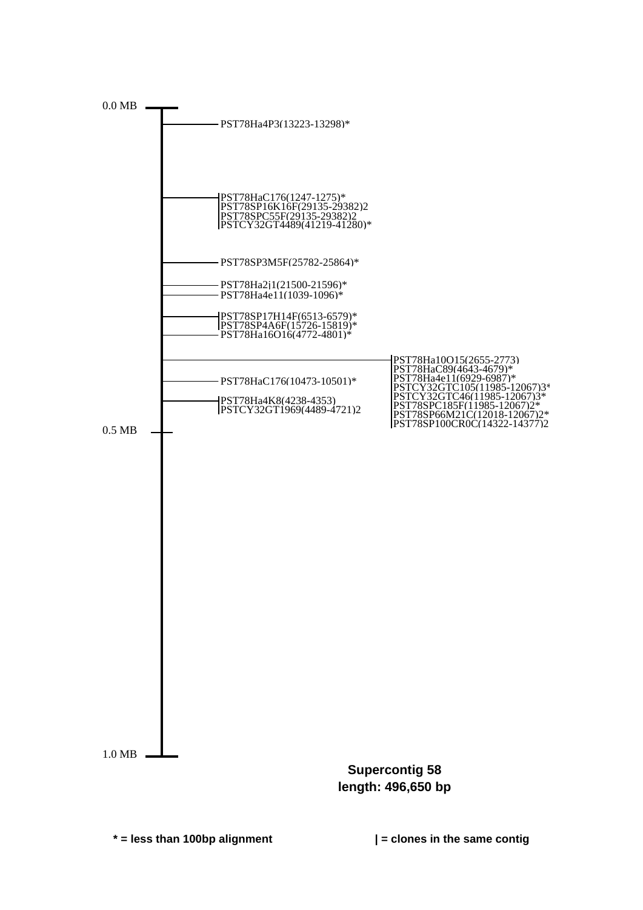0.0 MB

PST78Ha4P3(13223-13298)*

PST78HaC176(1247-1275)*
PST78SP16K16F(29135-29382)2
PST78SPC55F(29135-29382)2
PSTCY32GT4489(41219-41280)*

PST78SP3M5F(25782-25864)*

PST78Ha2j1(21500-21596)*
PST78Ha4e11(1039-1096)*

PST78SP17H14F(6513-6579)*
PST78SP4A6F(15726-15819)*
PST78Ha16O16(4772-4801)*

PST78Ha10O15(2655-2773)
PST78HaC89(4643-4679)*
PST78Ha4e11(6929-6987)*
PSTCY32GTC105(11985-12067)3*
PSTCY32GTC46(11985-12067)3*
PST78SPC185F(11985-12067)2*
PST78SP66M21C(12018-12067)2*
PST78SP100CR0C(14322-14377)2

PST78HaC176(10473-10501)*

PST78Ha4K8(4238-4353)
PSTCY32GT1969(4489-4721)2

0.5 MB

1.0 MB

**Supercontig 58**
**length: 496,650 bp**

**\* = less than 100bp alignment**

**| = clones in the same contig**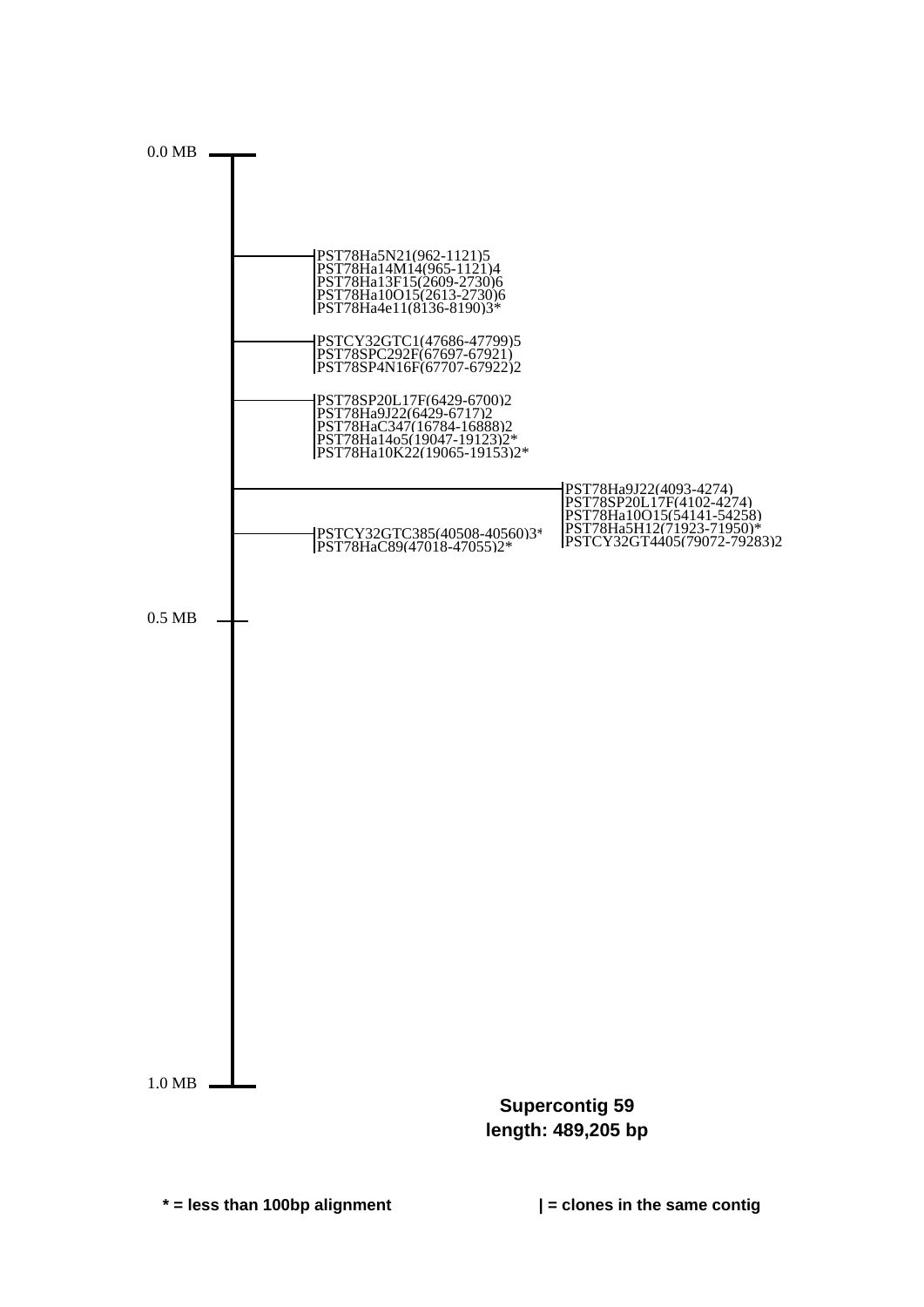0.0 MB

PST78Ha5N21(962-1121)5
PST78Ha14M14(965-1121)4
PST78Ha13F15(2609-2730)6
PST78Ha10O15(2613-2730)6
PST78Ha4e11(8136-8190)3*

PSTCY32GTC1(47686-47799)5
PST78SPC292F(67697-67921)
PST78SP4N16F(67707-67922)2

PST78SP20L17F(6429-6700)2
PST78Ha9J22(6429-6717)2
PST78HaC347(16784-16888)2
PST78Ha14o5(19047-19123)2*
PST78Ha10K22(19065-19153)2*

PST78Ha9J22(4093-4274)
PST78SP20L17F(4102-4274)
PST78Ha10O15(54141-54258)
PST78Ha5H12(71923-71950)*
PSTCY32GT4405(79072-79283)2

PSTCY32GTC385(40508-40560)3*
PST78HaC89(47018-47055)2*

0.5 MB

1.0 MB

**Supercontig 59**
**length: 489,205 bp**

**\* = less than 100bp alignment** **| = clones in the same contig**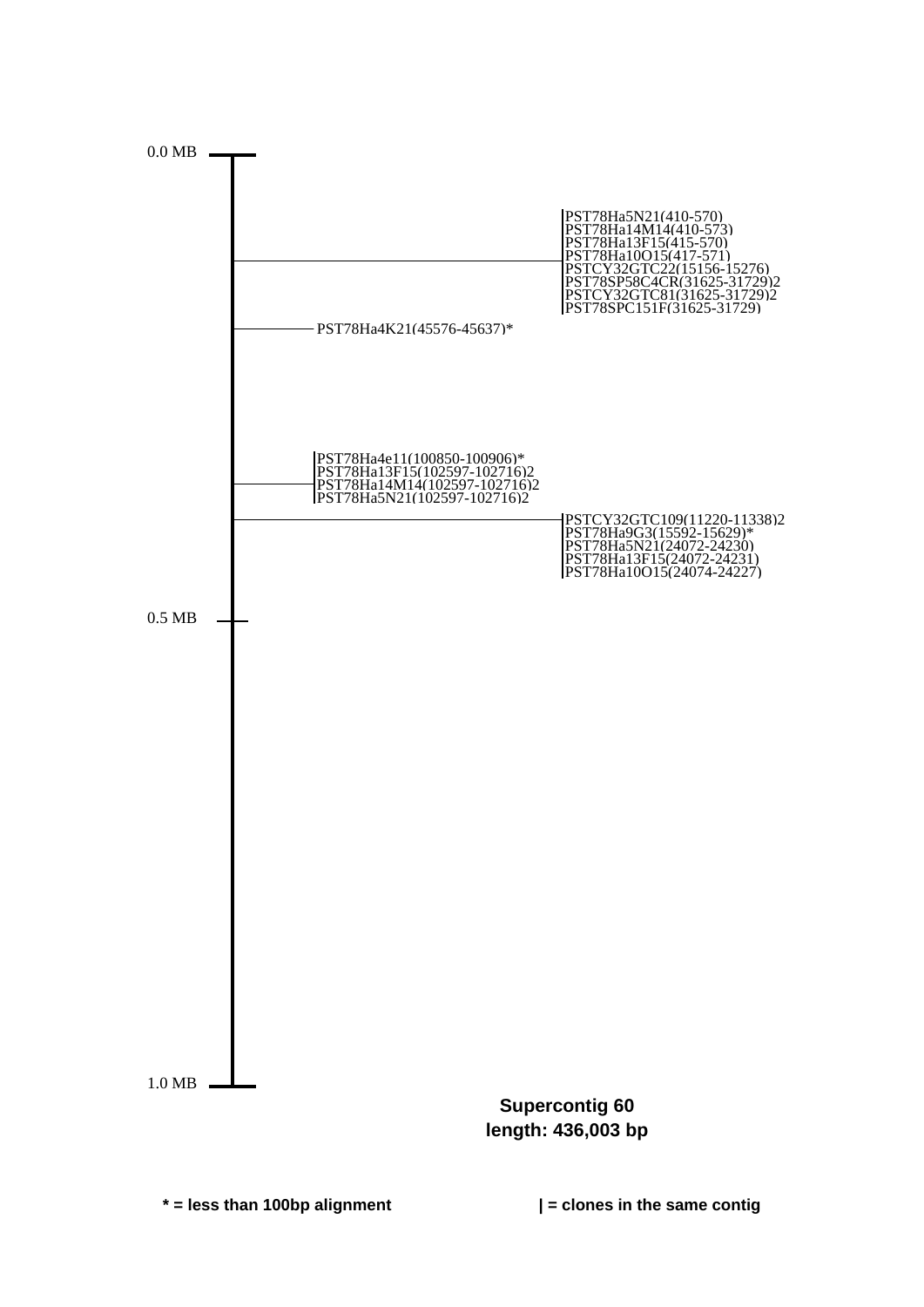0.0 MB

PST78Ha5N21(410-570)
PST78Ha14M14(410-573)
PST78Ha13F15(415-570)
PST78Ha10O15(417-571)
PSTCY32GTC22(15156-15276)
PST78SP58C4CR(31625-31729)2
PSTCY32GTC81(31625-31729)2
PST78SPC151F(31625-31729)

PST78Ha4K21(45576-45637)*

PST78Ha4e11(100850-100906)*
PST78Ha13F15(102597-102716)2
PST78Ha14M14(102597-102716)2
PST78Ha5N21(102597-102716)2

PSTCY32GTC109(11220-11338)2
PST78Ha9G3(15592-15629)*
PST78Ha5N21(24072-24230)
PST78Ha13F15(24072-24231)
PST78Ha10O15(24074-24227)

0.5 MB

1.0 MB

**Supercontig 60**
**length: 436,003 bp**

**\* = less than 100bp alignment**

**| = clones in the same contig**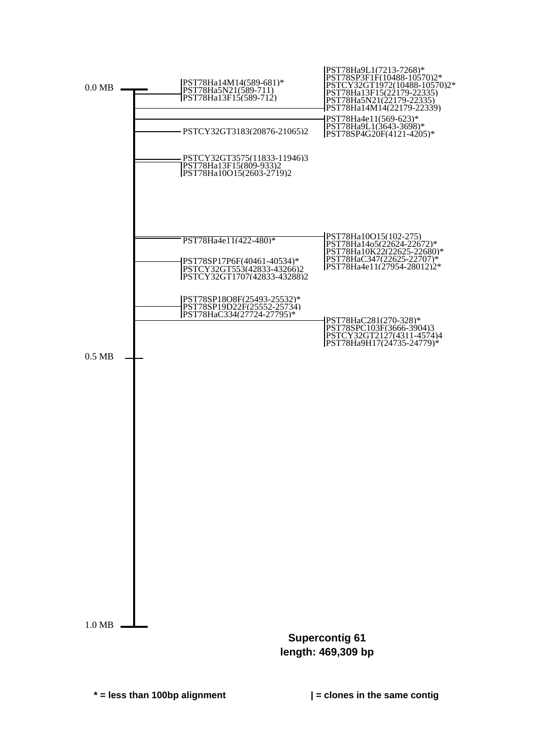0.0 MB

PST78Ha14M14(589-681)*
PST78Ha5N21(589-711)
PST78Ha13F15(589-712)

PST78Ha9L1(7213-7268)*
PST78SP3F1F(10488-10570)2*
PSTCY32GT1972(10488-10570)2*
PST78Ha13F15(22179-22335)
PST78Ha5N21(22179-22335)
PST78Ha14M14(22179-22339)

PST78Ha4e11(569-623)*
PST78Ha9L1(3643-3698)*
PST78SP4G20F(4121-4205)*

PSTCY32GT3183(20876-21065)2

PSTCY32GT3575(11833-11946)3
PST78Ha13F15(809-933)2
PST78Ha10O15(2603-2719)2

PST78Ha4e11(422-480)*

PST78Ha10O15(102-275)
PST78Ha14o5(22624-22672)*
PST78Ha10K22(22625-22680)*
PST78HaC347(22625-22707)*
PST78Ha4e11(27954-28012)2*

PST78SP17P6F(40461-40534)*
PSTCY32GT553(42833-43266)2
PSTCY32GT1707(42833-43288)2

PST78SP18O8F(25493-25532)*
PST78SP19D22F(25552-25734)
PST78HaC334(27724-27795)*

PST78HaC281(270-328)*
PST78SPC103F(3666-3904)3
PSTCY32GT2127(4311-4574)4
PST78Ha9H17(24735-24779)*

0.5 MB

1.0 MB

**Supercontig 61**
**length: 469,309 bp**

**\* = less than 100bp alignment**

**| = clones in the same contig**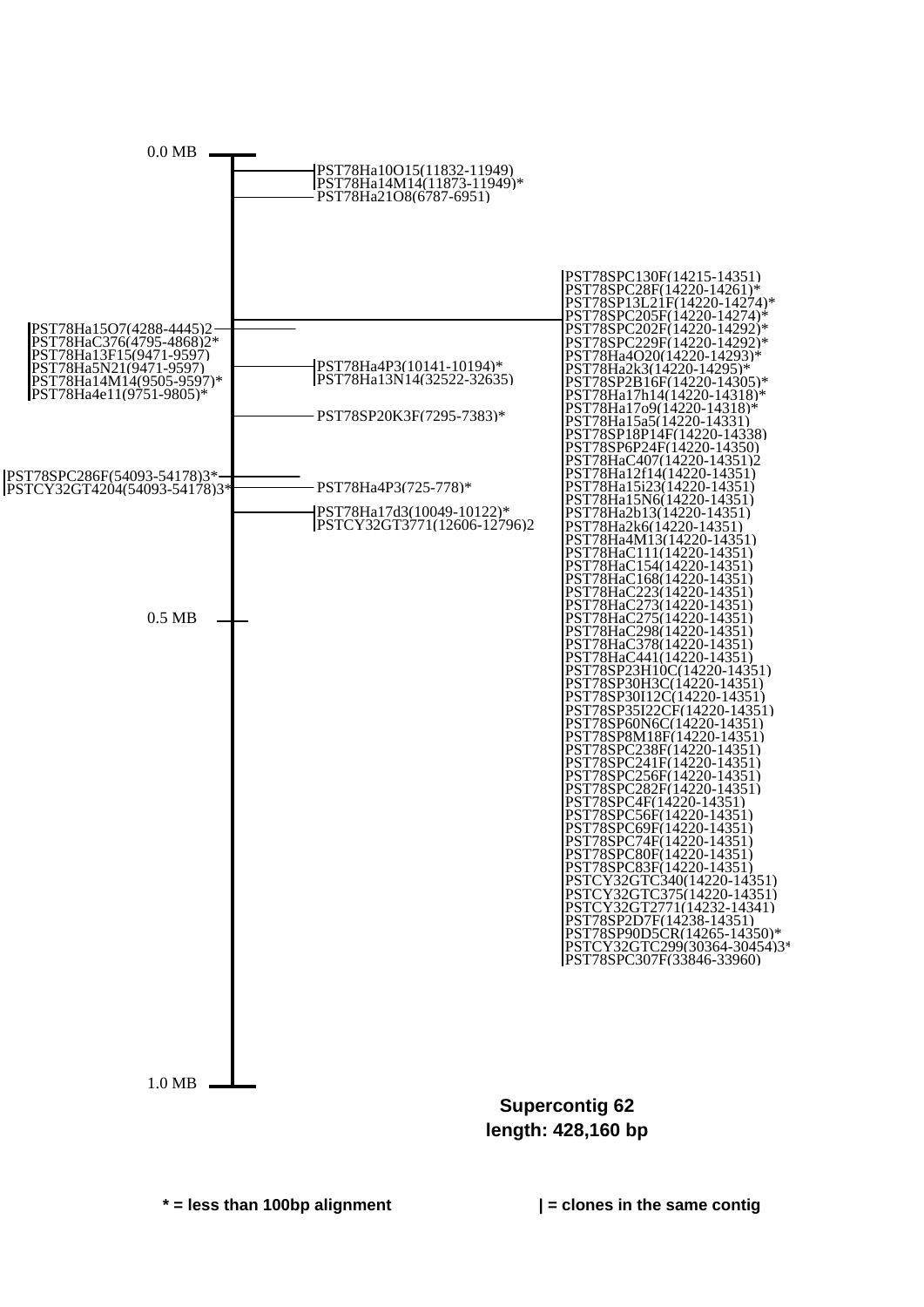0.0 MB

PST78Ha10O15(11832-11949)
PST78Ha14M14(11873-11949)*
PST78Ha21O8(6787-6951)

PST78SPC130F(14215-14351)
PST78SPC28F(14220-14261)*
PST78SP13L21F(14220-14274)*
PST78SPC205F(14220-14274)*
PST78SPC202F(14220-14292)*
PST78SPC229F(14220-14292)*
PST78Ha4O20(14220-14293)*
PST78Ha2k3(14220-14295)*
PST78SP2B16F(14220-14305)*
PST78Ha17h14(14220-14318)*
PST78Ha17o9(14220-14318)*
PST78Ha15a5(14220-14331)
PST78SP18P14F(14220-14338)
PST78SP6P24F(14220-14350)
PST78HaC407(14220-14351)2
PST78Ha12f14(14220-14351)
PST78Ha15i23(14220-14351)
PST78Ha15N6(14220-14351)
PST78Ha2b13(14220-14351)
PST78Ha2k6(14220-14351)
PST78Ha4M13(14220-14351)
PST78HaC111(14220-14351)
PST78HaC154(14220-14351)
PST78HaC168(14220-14351)
PST78HaC223(14220-14351)
PST78HaC273(14220-14351)
PST78HaC275(14220-14351)
PST78HaC298(14220-14351)
PST78HaC378(14220-14351)
PST78HaC441(14220-14351)
PST78SP23H10C(14220-14351)
PST78SP30H3C(14220-14351)
PST78SP30I12C(14220-14351)
PST78SP35I22CF(14220-14351)
PST78SP60N6C(14220-14351)
PST78SP8M18F(14220-14351)
PST78SPC238F(14220-14351)
PST78SPC241F(14220-14351)
PST78SPC256F(14220-14351)
PST78SPC282F(14220-14351)
PST78SPC4F(14220-14351)
PST78SPC56F(14220-14351)
PST78SPC69F(14220-14351)
PST78SPC74F(14220-14351)
PST78SPC80F(14220-14351)
PST78SPC83F(14220-14351)
PSTCY32GTC340(14220-14351)
PSTCY32GTC375(14220-14351)
PSTCY32GT2771(14232-14341)
PST78SP2D7F(14238-14351)
PST78SP90D5CR(14265-14350)*
PSTCY32GTC299(30364-30454)3*
PST78SPC307F(33846-33960)

PST78Ha15O7(4288-4445)2
PST78HaC376(4795-4868)2*
PST78Ha13F15(9471-9597)
PST78Ha5N21(9471-9597)
PST78Ha14M14(9505-9597)*
PST78Ha4e11(9751-9805)*

PST78Ha4P3(10141-10194)*
PST78Ha13N14(32522-32635)

PST78SP20K3F(7295-7383)*

PST78SPC286F(54093-54178)3*
PSTCY32GT4204(54093-54178)3*

PST78Ha4P3(725-778)*

PST78Ha17d3(10049-10122)*
PSTCY32GT3771(12606-12796)2

0.5 MB

1.0 MB

**Supercontig 62**
**length: 428,160 bp**

**\* = less than 100bp alignment** **| = clones in the same contig**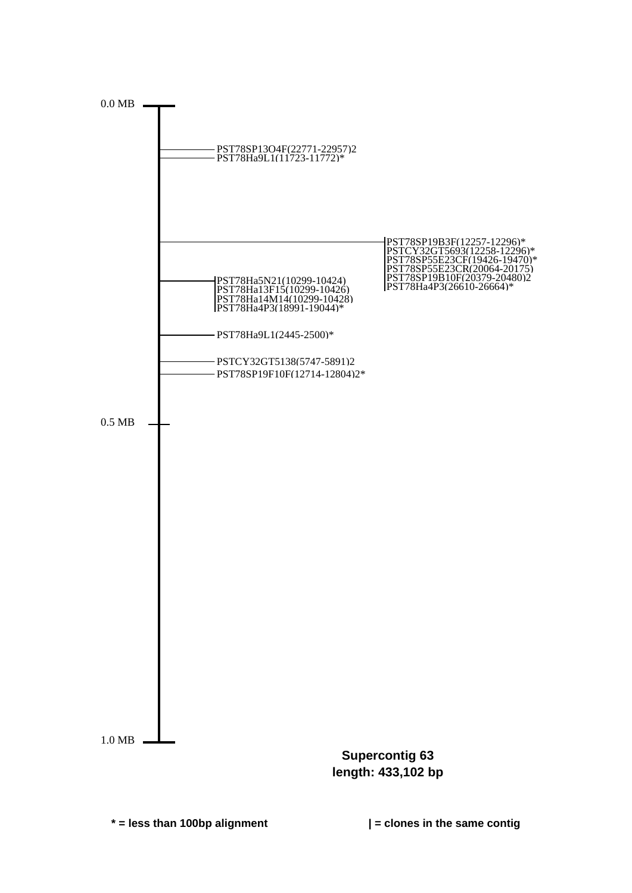0.0 MB

PST78SP13O4F(22771-22957)2
PST78Ha9L1(11723-11772)*

PST78SP19B3F(12257-12296)*
PSTCY32GT5693(12258-12296)*
PST78SP55E23CF(19426-19470)*
PST78SP55E23CR(20064-20175)
PST78SP19B10F(20379-20480)2
PST78Ha4P3(26610-26664)*

PST78Ha5N21(10299-10424)
PST78Ha13F15(10299-10426)
PST78Ha14M14(10299-10428)
PST78Ha4P3(18991-19044)*

PST78Ha9L1(2445-2500)*

PSTCY32GT5138(5747-5891)2
PST78SP19F10F(12714-12804)2*

0.5 MB

1.0 MB

**Supercontig 63**
**length: 433,102 bp**

**\* = less than 100bp alignment**

**| = clones in the same contig**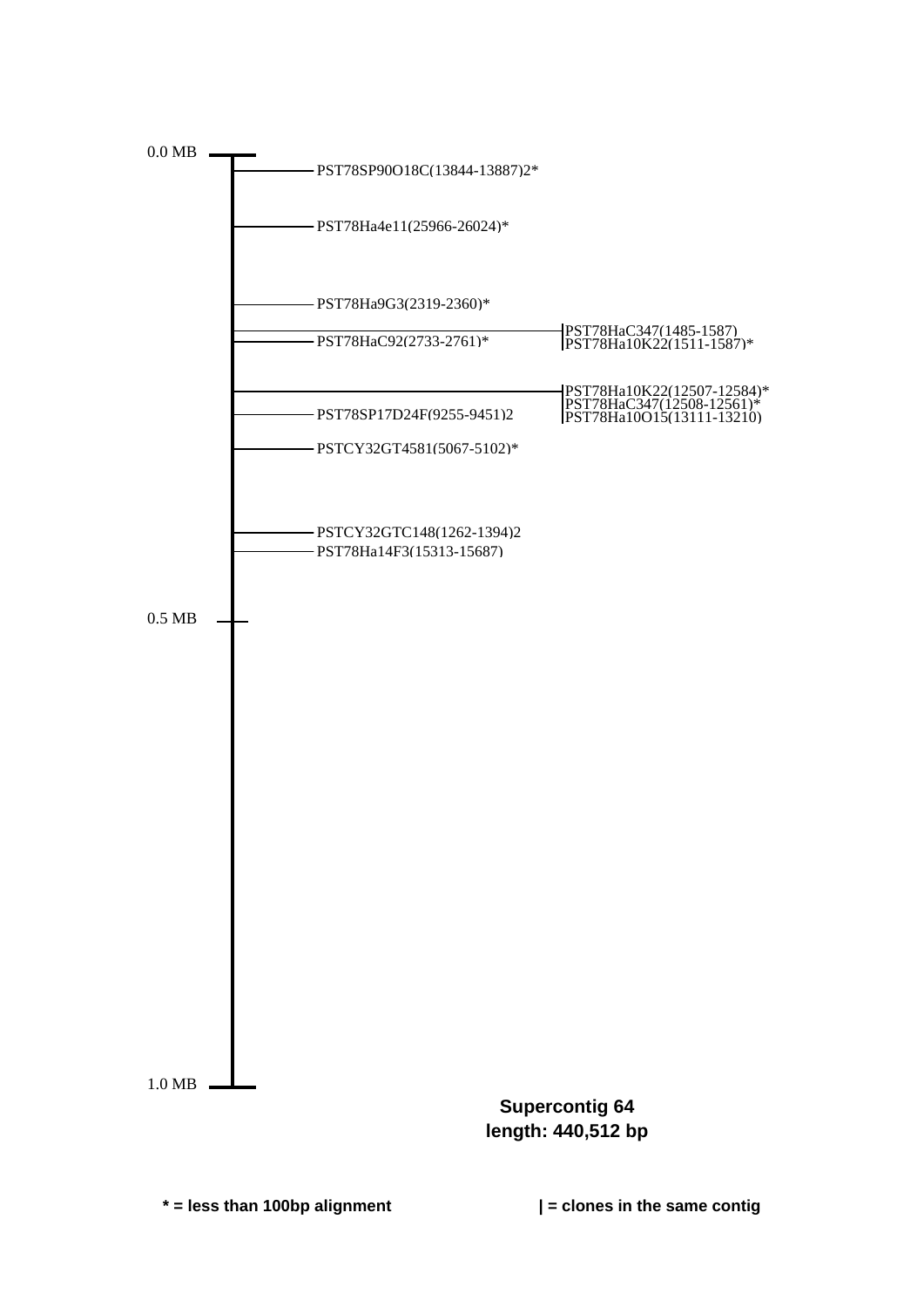0.0 MB

PST78SP90O18C(13844-13887)2*

PST78Ha4e11(25966-26024)*

PST78Ha9G3(2319-2360)*

PST78HaC92(2733-2761)*

PST78HaC347(1485-1587)
PST78Ha10K22(1511-1587)*

PST78Ha10K22(12507-12584)*
PST78HaC347(12508-12561)*
PST78Ha10O15(13111-13210)

PST78SP17D24F(9255-9451)2

PSTCY32GT4581(5067-5102)*

PSTCY32GTC148(1262-1394)2

PST78Ha14F3(15313-15687)

0.5 MB

1.0 MB

**Supercontig 64**
**length: 440,512 bp**

**\* = less than 100bp alignment**

**| = clones in the same contig**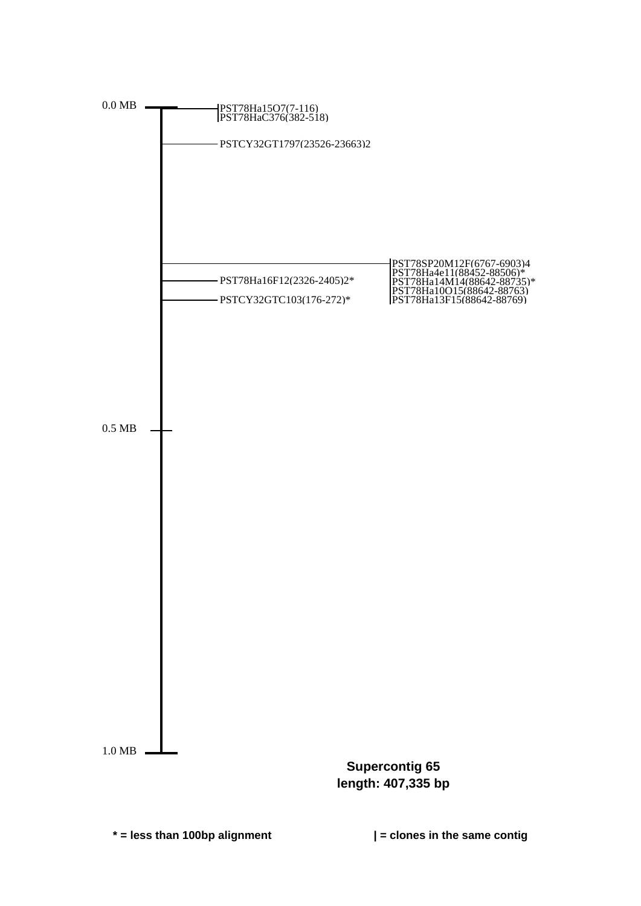0.0 MB

PST78Ha15O7(7-116)
PST78HaC376(382-518)

PSTCY32GT1797(23526-23663)2

PST78SP20M12F(6767-6903)4
PST78Ha4e11(88452-88506)*
PST78Ha14M14(88642-88735)*
PST78Ha10O15(88642-88763)
PST78Ha13F15(88642-88769)

PST78Ha16F12(2326-2405)2*

PSTCY32GTC103(176-272)*

0.5 MB

1.0 MB

**Supercontig 65**
**length: 407,335 bp**

**\* = less than 100bp alignment**

**| = clones in the same contig**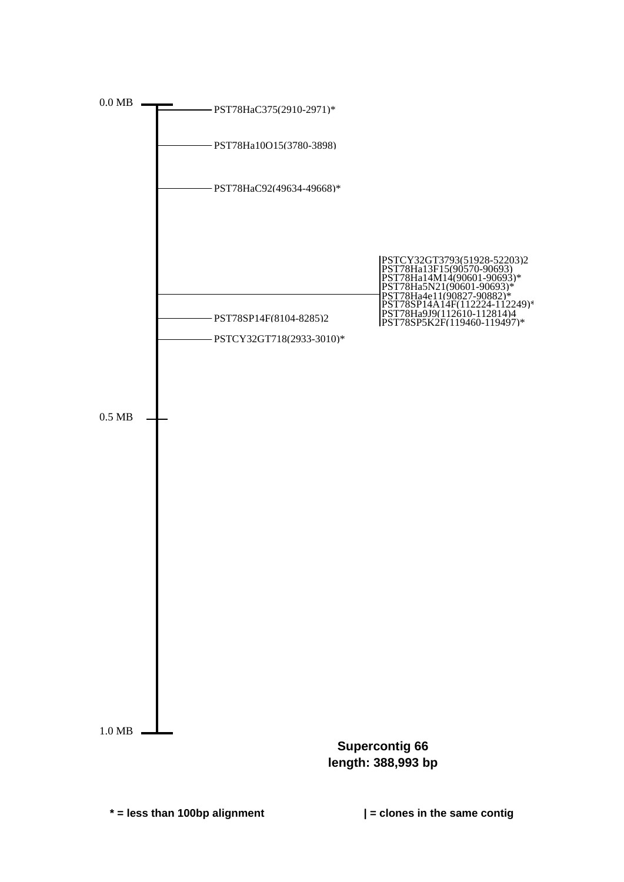0.0 MB

PST78HaC375(2910-2971)*

PST78Ha10O15(3780-3898)

PST78HaC92(49634-49668)*

|PSTCY32GT3793(51928-52203)2
|PST78Ha13F15(90570-90693)
|PST78Ha14M14(90601-90693)*
|PST78Ha5N21(90601-90693)*
|PST78Ha4e11(90827-90882)*
|PST78SP14A14F(112224-112249)*
|PST78Ha9J9(112610-112814)4
|PST78SP5K2F(119460-119497)*

PST78SP14F(8104-8285)2

PSTCY32GT718(2933-3010)*

0.5 MB

1.0 MB

**Supercontig 66**
**length: 388,993 bp**

**\* = less than 100bp alignment**

**| = clones in the same contig**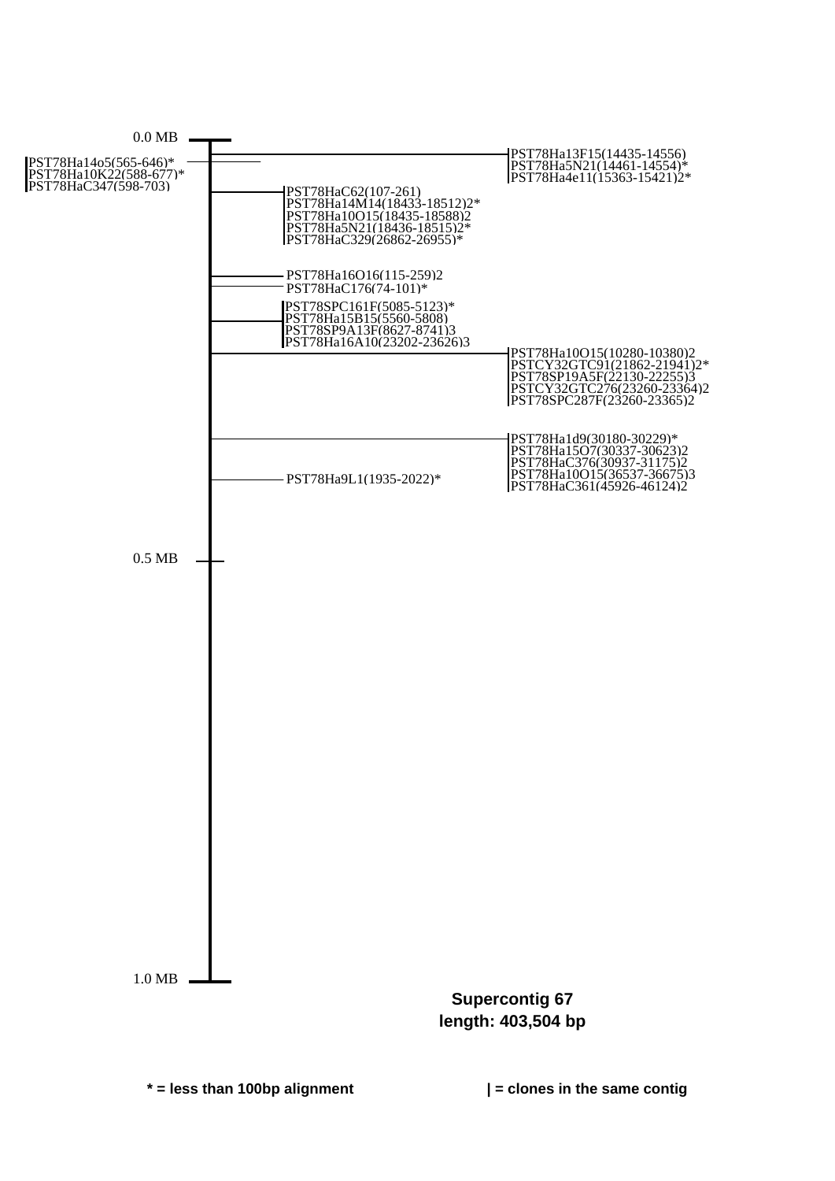0.0 MB

PST78Ha14o5(565-646)*
PST78Ha10K22(588-677)*
PST78HaC347(598-703)

PST78Ha13F15(14435-14556)
PST78Ha5N21(14461-14554)*
PST78Ha4e11(15363-15421)2*

PST78HaC62(107-261)
PST78Ha14M14(18433-18512)2*
PST78Ha10O15(18435-18588)2
PST78Ha5N21(18436-18515)2*
PST78HaC329(26862-26955)*

PST78Ha16O16(115-259)2
PST78HaC176(74-101)*

PST78SPC161F(5085-5123)*
PST78Ha15B15(5560-5808)
PST78SP9A13F(8627-8741)3
PST78Ha16A10(23202-23626)3

PST78Ha10O15(10280-10380)2
PSTCY32GTC91(21862-21941)2*
PST78SP19A5F(22130-22255)3
PSTCY32GTC276(23260-23364)2
PST78SPC287F(23260-23365)2

PST78Ha1d9(30180-30229)*
PST78Ha15O7(30337-30623)2
PST78HaC376(30937-31175)2
PST78Ha10O15(36537-36675)3
PST78HaC361(45926-46124)2

PST78Ha9L1(1935-2022)*

0.5 MB

1.0 MB

**Supercontig 67**
**length: 403,504 bp**

**\* = less than 100bp alignment**

**| = clones in the same contig**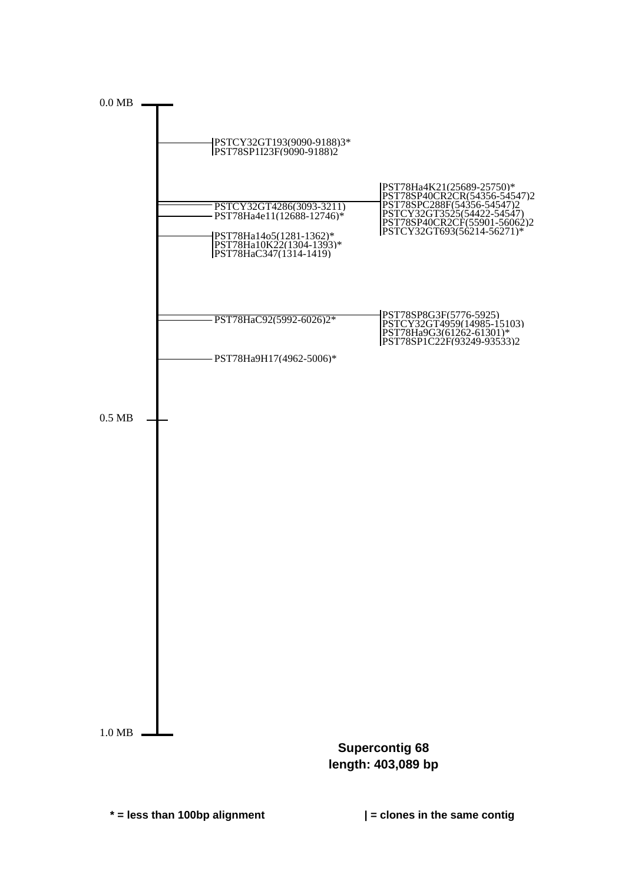0.0 MB

PSTCY32GT193(9090-9188)3*
PST78SP1I23F(9090-9188)2

PST78Ha4K21(25689-25750)*
PST78SP40CR2CR(54356-54547)2
PST78SPC288F(54356-54547)2
PSTCY32GT3525(54422-54547)
PST78SP40CR2CF(55901-56062)2
PSTCY32GT693(56214-56271)*

PSTCY32GT4286(3093-3211)
PST78Ha4e11(12688-12746)*

PST78Ha14o5(1281-1362)*
PST78Ha10K22(1304-1393)*
PST78HaC347(1314-1419)

PST78HaC92(5992-6026)2*

PST78SP8G3F(5776-5925)
PSTCY32GT4959(14985-15103)
PST78Ha9G3(61262-61301)*
PST78SP1C22F(93249-93533)2

PST78Ha9H17(4962-5006)*

0.5 MB

1.0 MB

**Supercontig 68**
**length: 403,089 bp**

**\* = less than 100bp alignment**

**| = clones in the same contig**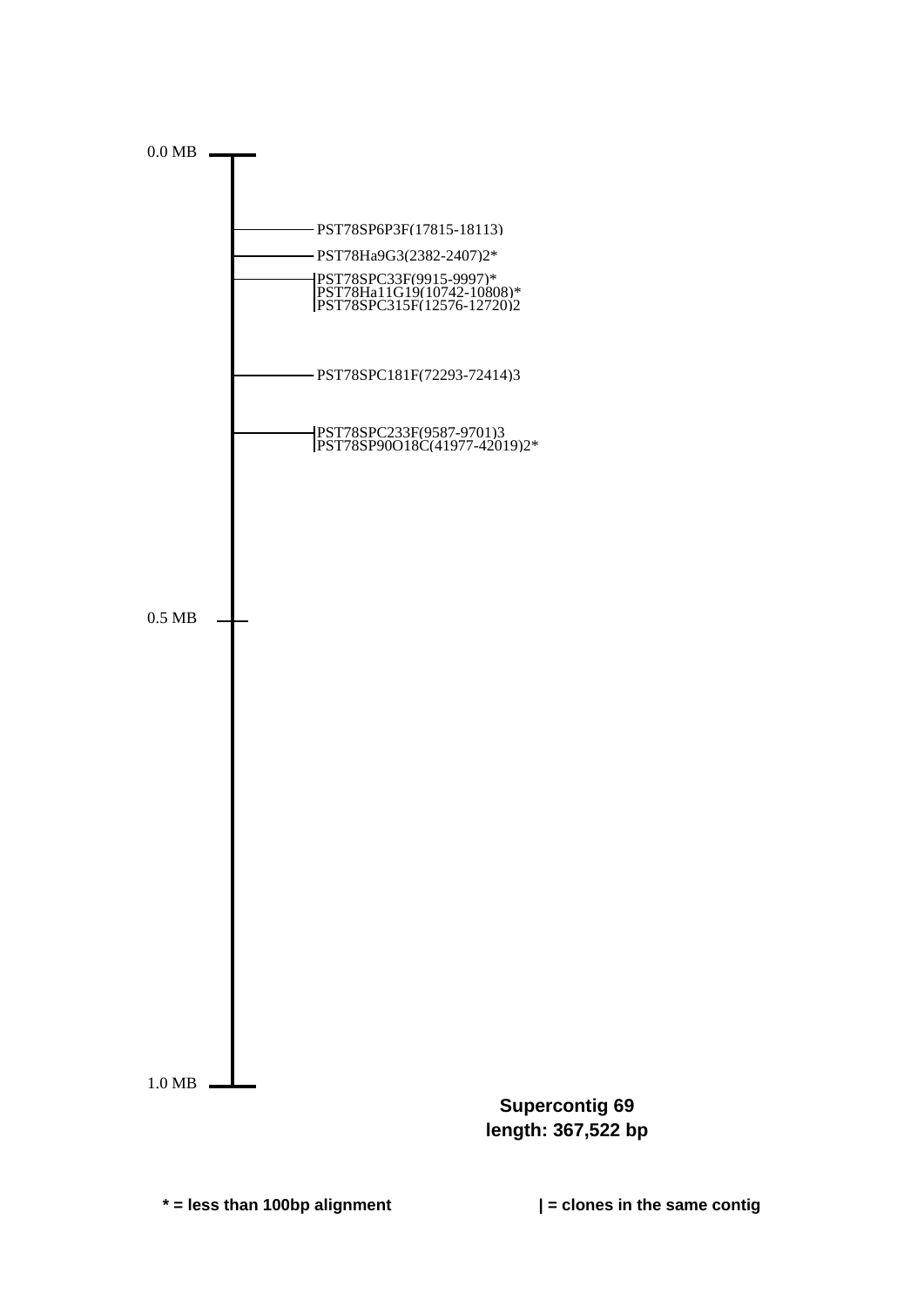0.0 MB

PST78SP6P3F(17815-18113)

PST78Ha9G3(2382-2407)2*

|PST78SPC33F(9915-9997)*
|PST78Ha11G19(10742-10808)*
|PST78SPC315F(12576-12720)2

PST78SPC181F(72293-72414)3

|PST78SPC233F(9587-9701)3
|PST78SP90O18C(41977-42019)2*

0.5 MB

1.0 MB

**Supercontig 69**
**length: 367,522 bp**

**\* = less than 100bp alignment**

**| = clones in the same contig**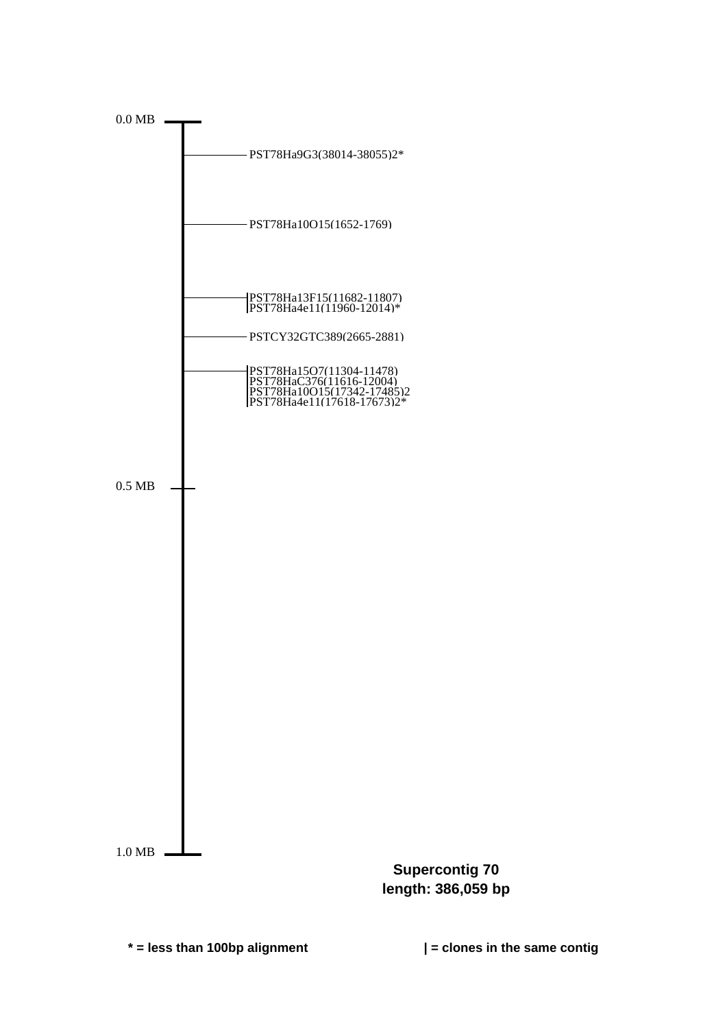0.0 MB

PST78Ha9G3(38014-38055)2*

PST78Ha10O15(1652-1769)

|PST78Ha13F15(11682-11807)
|PST78Ha4e11(11960-12014)*

PSTCY32GTC389(2665-2881)

|PST78Ha15O7(11304-11478)
|PST78HaC376(11616-12004)
|PST78Ha10O15(17342-17485)2
|PST78Ha4e11(17618-17673)2*

0.5 MB

1.0 MB

**Supercontig 70**
**length: 386,059 bp**

**\* = less than 100bp alignment**

**| = clones in the same contig**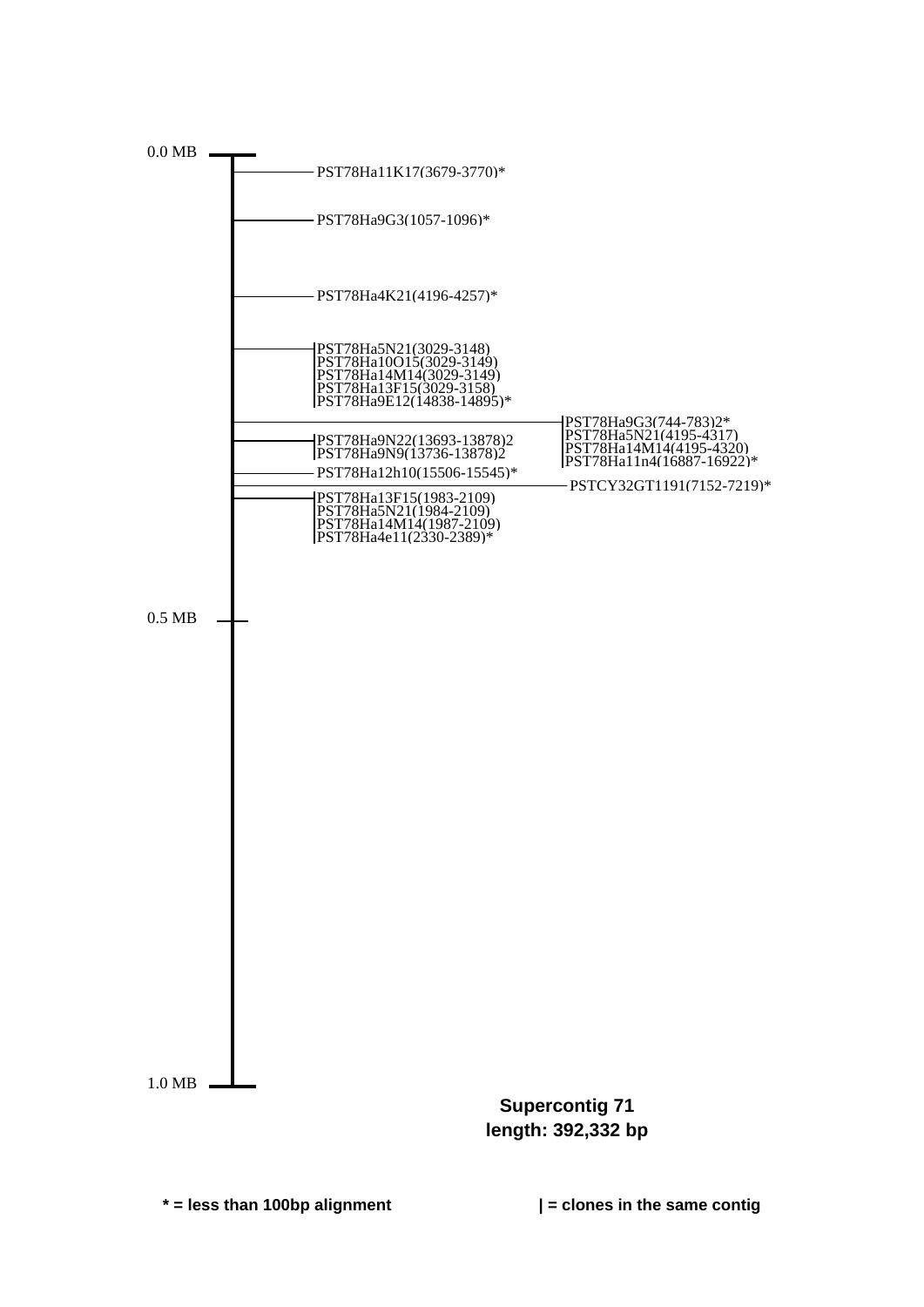0.0 MB

PST78Ha11K17(3679-3770)*

PST78Ha9G3(1057-1096)*

PST78Ha4K21(4196-4257)*

|PST78Ha5N21(3029-3148)
|PST78Ha10O15(3029-3149)
|PST78Ha14M14(3029-3149)
|PST78Ha13F15(3029-3158)
|PST78Ha9E12(14838-14895)*

|PST78Ha9G3(744-783)2*
|PST78Ha5N21(4195-4317)
|PST78Ha14M14(4195-4320)
|PST78Ha11n4(16887-16922)*

|PST78Ha9N22(13693-13878)2
|PST78Ha9N9(13736-13878)2

PST78Ha12h10(15506-15545)*

PSTCY32GT1191(7152-7219)*

|PST78Ha13F15(1983-2109)
|PST78Ha5N21(1984-2109)
|PST78Ha14M14(1987-2109)
|PST78Ha4e11(2330-2389)*

0.5 MB

1.0 MB

**Supercontig 71**
**length: 392,332 bp**

**\* = less than 100bp alignment**

**| = clones in the same contig**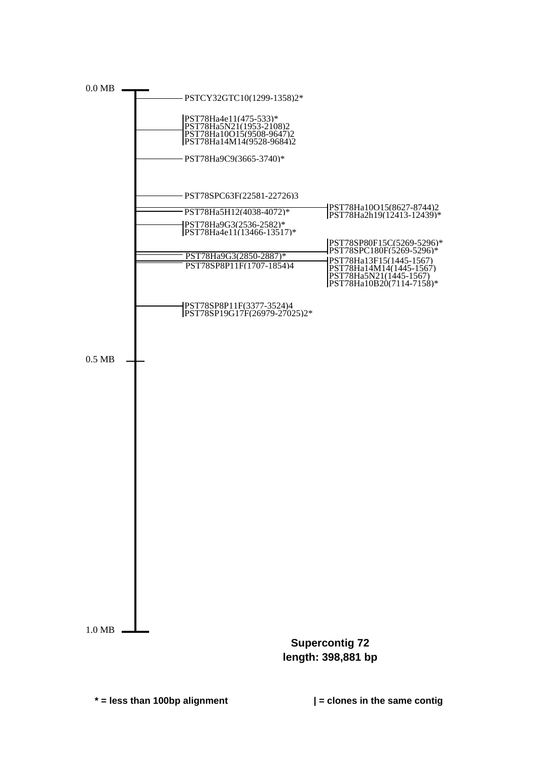0.0 MB

PSTCY32GTC10(1299-1358)2*

PST78Ha4e11(475-533)*
PST78Ha5N21(1953-2108)2
PST78Ha10O15(9508-9647)2
PST78Ha14M14(9528-9684)2

PST78Ha9C9(3665-3740)*

PST78SPC63F(22581-22726)3

PST78Ha5H12(4038-4072)*

PST78Ha10O15(8627-8744)2
PST78Ha2h19(12413-12439)*

PST78Ha9G3(2536-2582)*
PST78Ha4e11(13466-13517)*

PST78SP80F15C(5269-5296)*
PST78SPC180F(5269-5296)*

PST78Ha9G3(2850-2887)*

PST78SP8P11F(1707-1854)4

PST78Ha13F15(1445-1567)
PST78Ha14M14(1445-1567)
PST78Ha5N21(1445-1567)
PST78Ha10B20(7114-7158)*

PST78SP8P11F(3377-3524)4
PST78SP19G17F(26979-27025)2*

0.5 MB

1.0 MB

**Supercontig 72**
**length: 398,881 bp**

**\* = less than 100bp alignment**

**| = clones in the same contig**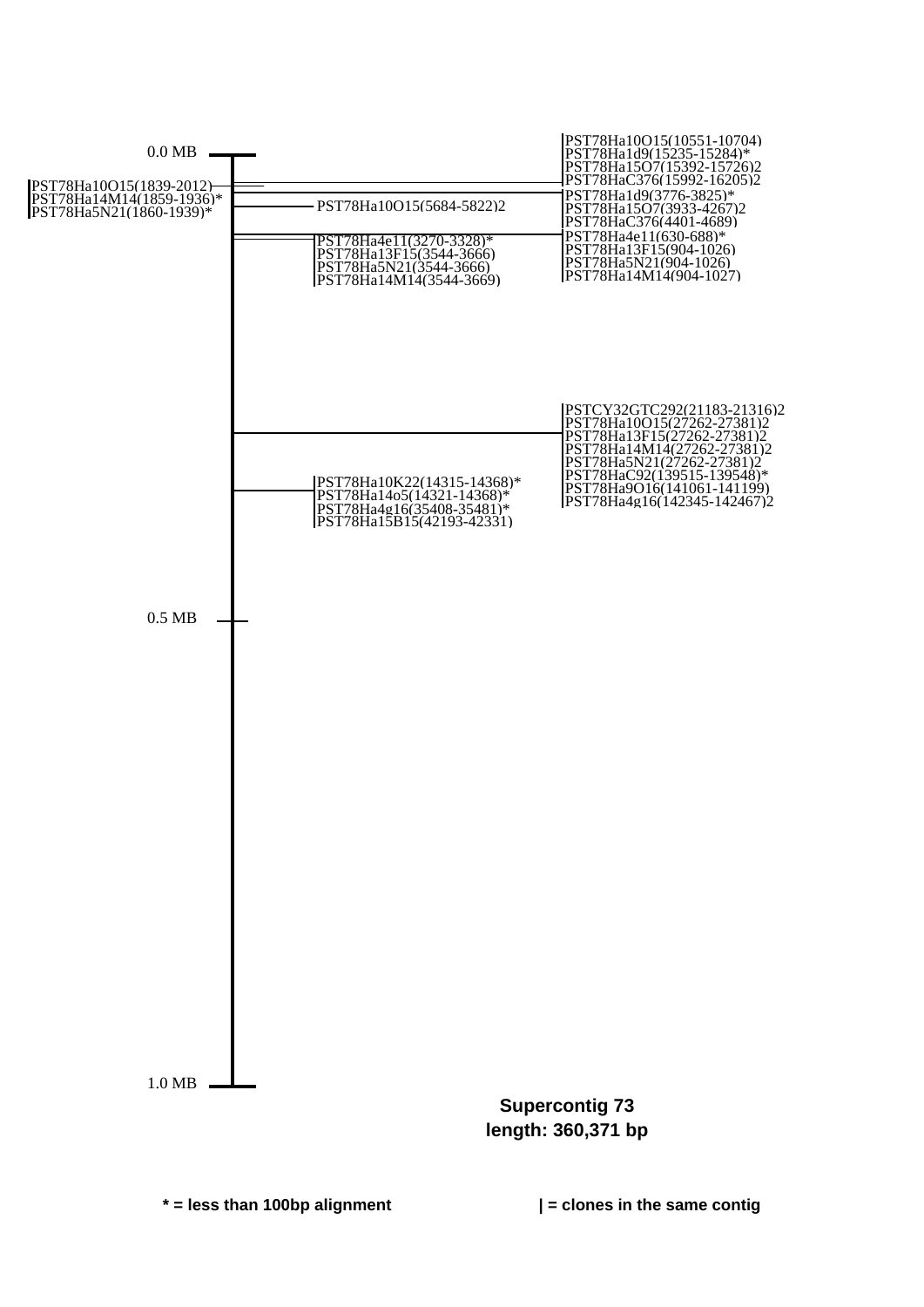0.0 MB

PST78Ha10O15(1839-2012)
PST78Ha14M14(1859-1936)*
PST78Ha5N21(1860-1939)*

PST78Ha10O15(5684-5822)2

PST78Ha4e11(3270-3328)*
PST78Ha13F15(3544-3666)
PST78Ha5N21(3544-3666)
PST78Ha14M14(3544-3669)

PST78Ha10O15(10551-10704)
PST78Ha1d9(15235-15284)*
PST78Ha15O7(15392-15726)2
PST78HaC376(15992-16205)2
PST78Ha1d9(3776-3825)*
PST78Ha15O7(3933-4267)2
PST78HaC376(4401-4689)
PST78Ha4e11(630-688)*
PST78Ha13F15(904-1026)
PST78Ha5N21(904-1026)
PST78Ha14M14(904-1027)

PSTCY32GTC292(21183-21316)2
PST78Ha10O15(27262-27381)2
PST78Ha13F15(27262-27381)2
PST78Ha14M14(27262-27381)2
PST78Ha5N21(27262-27381)2
PST78HaC92(139515-139548)*
PST78Ha9O16(141061-141199)
PST78Ha4g16(142345-142467)2

PST78Ha10K22(14315-14368)*
PST78Ha14o5(14321-14368)*
PST78Ha4g16(35408-35481)*
PST78Ha15B15(42193-42331)

0.5 MB

1.0 MB

**Supercontig 73**
**length: 360,371 bp**

**\* = less than 100bp alignment** **| = clones in the same contig**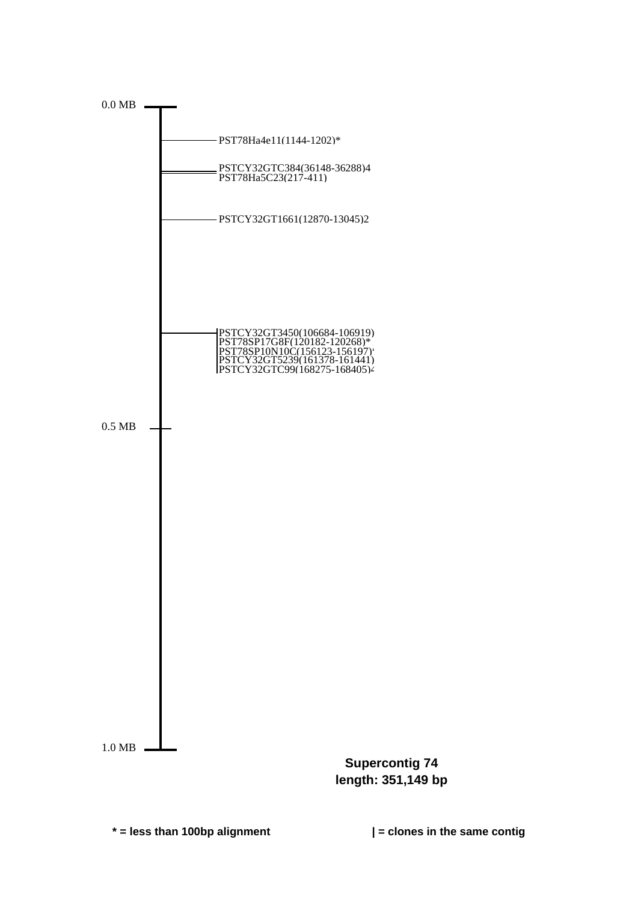0.0 MB

PST78Ha4e11(1144-1202)*

PSTCY32GTC384(36148-36288)4
PST78Ha5C23(217-411)

PSTCY32GT1661(12870-13045)2

PSTCY32GT3450(106684-106919)
PST78SP17G8F(120182-120268)*
PST78SP10N10C(156123-156197)
PSTCY32GT5239(161378-161441)
PSTCY32GTC99(168275-168405)4

0.5 MB

1.0 MB

**Supercontig 74**
**length: 351,149 bp**

**\* = less than 100bp alignment**

**| = clones in the same contig**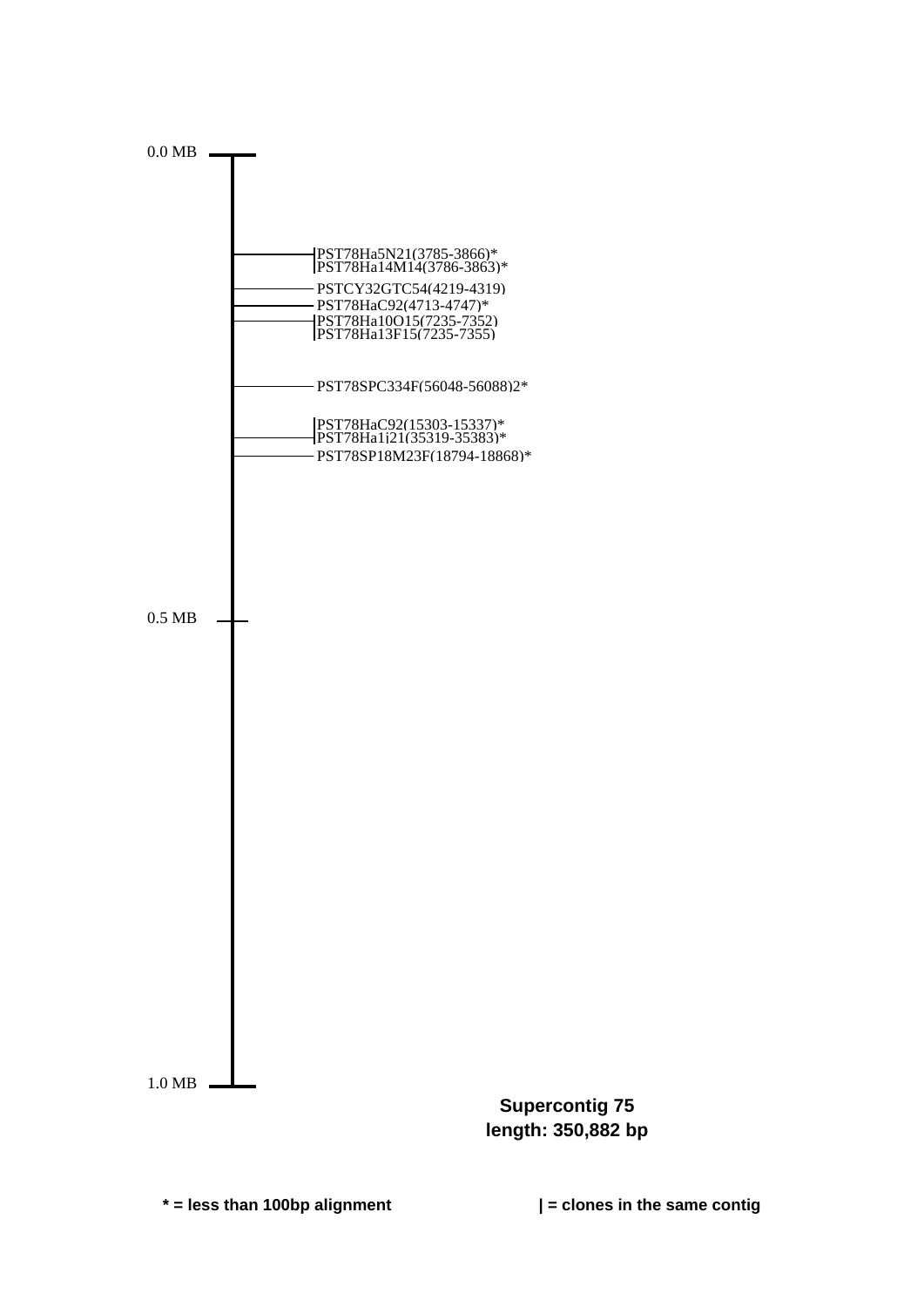0.0 MB

PST78Ha5N21(3785-3866)*
PST78Ha14M14(3786-3863)*
PSTCY32GTC54(4219-4319)
PST78HaC92(4713-4747)*
PST78Ha10O15(7235-7352)
PST78Ha13F15(7235-7355)

PST78SPC334F(56048-56088)2*

PST78HaC92(15303-15337)*
PST78Ha1j21(35319-35383)*
PST78SP18M23F(18794-18868)*

0.5 MB

1.0 MB

**Supercontig 75**
**length: 350,882 bp**

**\* = less than 100bp alignment**

**| = clones in the same contig**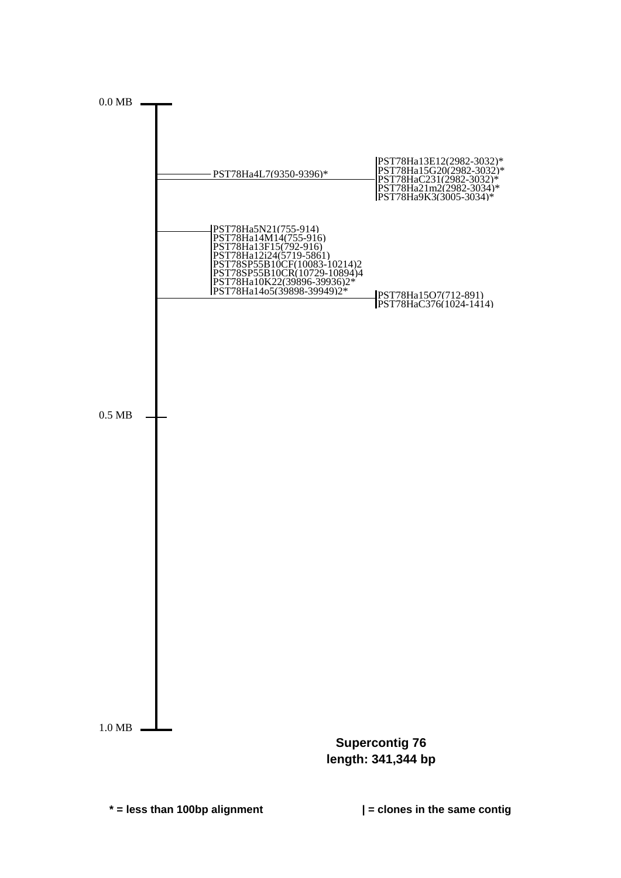0.0 MB

PST78Ha4L7(9350-9396)*

PST78Ha13E12(2982-3032)*
PST78Ha15G20(2982-3032)*
PST78HaC231(2982-3032)*
PST78Ha21m2(2982-3034)*
PST78Ha9K3(3005-3034)*

PST78Ha5N21(755-914)
PST78Ha14M14(755-916)
PST78Ha13F15(792-916)
PST78Ha12i24(5719-5861)
PST78SP55B10CF(10083-10214)2
PST78SP55B10CR(10729-10894)4
PST78Ha10K22(39896-39936)2*
PST78Ha14o5(39898-39949)2*

PST78Ha15O7(712-891)
PST78HaC376(1024-1414)

0.5 MB

1.0 MB

**Supercontig 76**
**length: 341,344 bp**

**\* = less than 100bp alignment**

**| = clones in the same contig**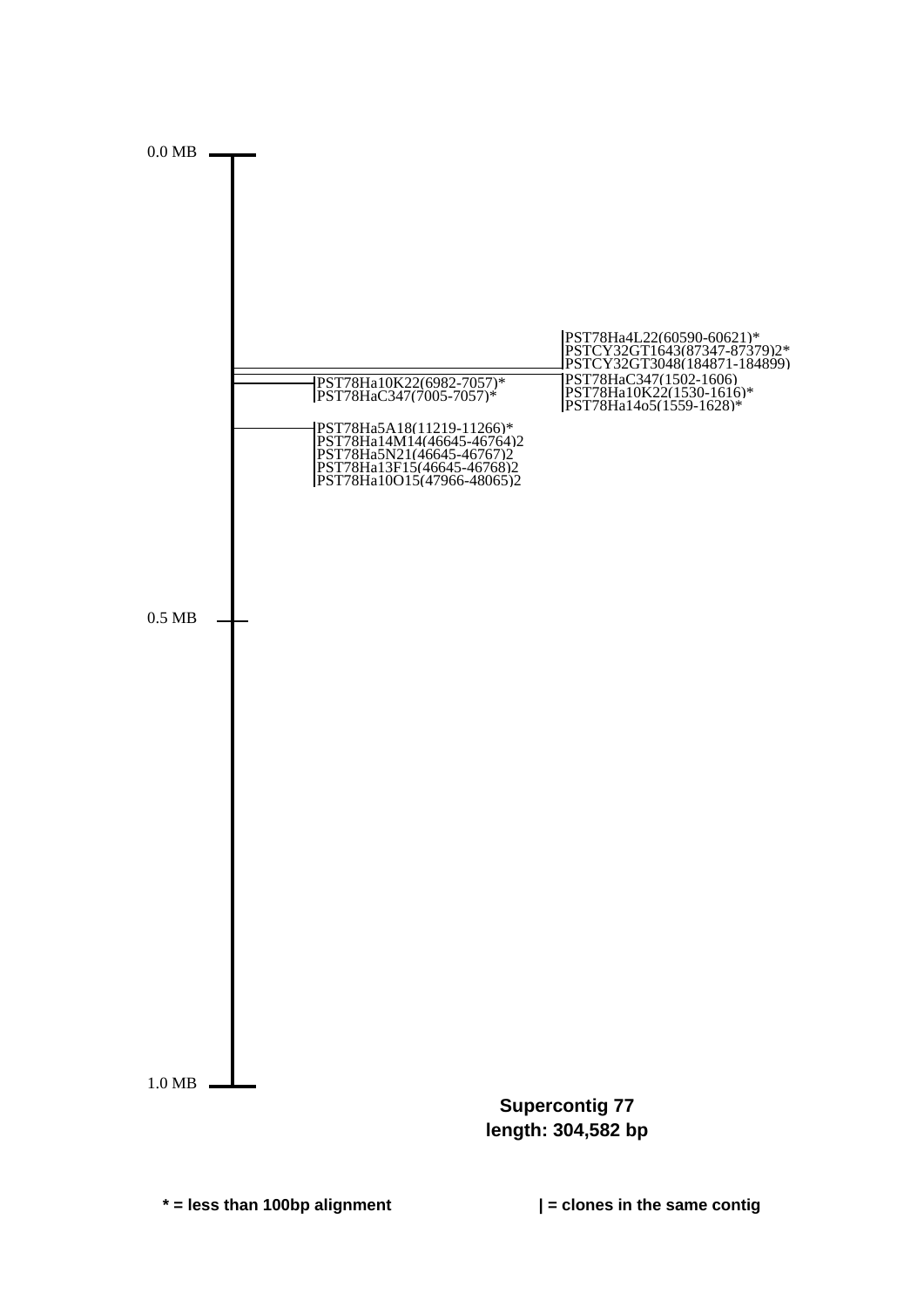0.0 MB

PST78Ha4L22(60590-60621)*
PSTCY32GT1643(87347-87379)2*
PSTCY32GT3048(184871-184899)
PST78HaC347(1502-1606)
PST78Ha10K22(1530-1616)*
PST78Ha14o5(1559-1628)*

PST78Ha10K22(6982-7057)*
PST78HaC347(7005-7057)*

PST78Ha5A18(11219-11266)*
PST78Ha14M14(46645-46764)2
PST78Ha5N21(46645-46767)2
PST78Ha13F15(46645-46768)2
PST78Ha10O15(47966-48065)2

0.5 MB

1.0 MB

**Supercontig 77**
**length: 304,582 bp**

**\* = less than 100bp alignment**

**| = clones in the same contig**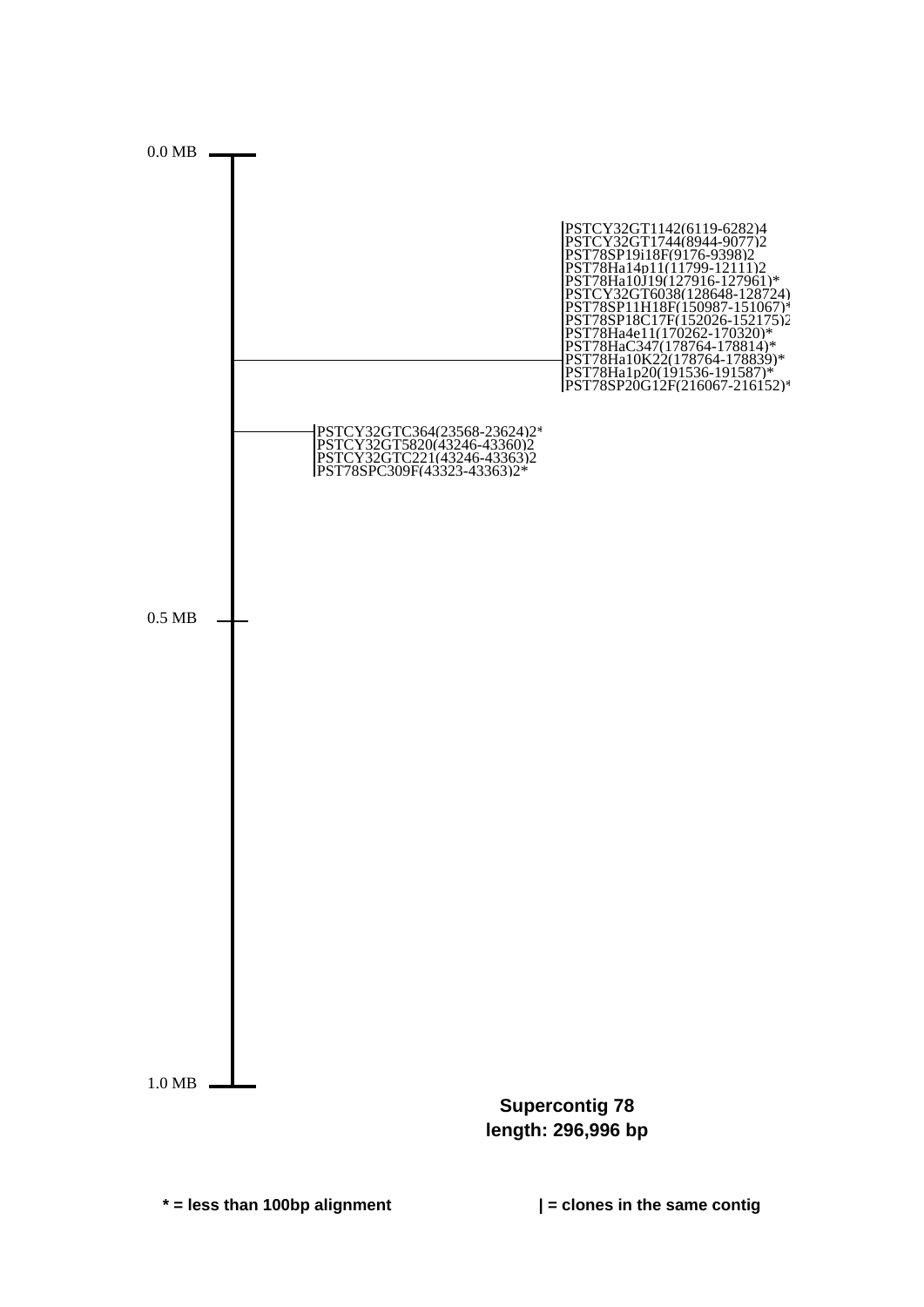0.0 MB

PSTCY32GT1142(6119-6282)4
PSTCY32GT1744(8944-9077)2
PST78SP19i18F(9176-9398)2
PST78Ha14p11(11799-12111)2
PST78Ha10J19(127916-127961)*
PSTCY32GT6038(128648-128724)
PST78SP11H18F(150987-151067)*
PST78SP18C17F(152026-152175)2
PST78Ha4e11(170262-170320)*
PST78HaC347(178764-178814)*
PST78Ha10K22(178764-178839)*
PST78Ha1p20(191536-191587)*
PST78SP20G12F(216067-216152)*

PSTCY32GTC364(23568-23624)2*
PSTCY32GT5820(43246-43360)2
PSTCY32GTC221(43246-43363)2
PST78SPC309F(43323-43363)2*

0.5 MB

1.0 MB

**Supercontig 78**
**length: 296,996 bp**

**\* = less than 100bp alignment**

**| = clones in the same contig**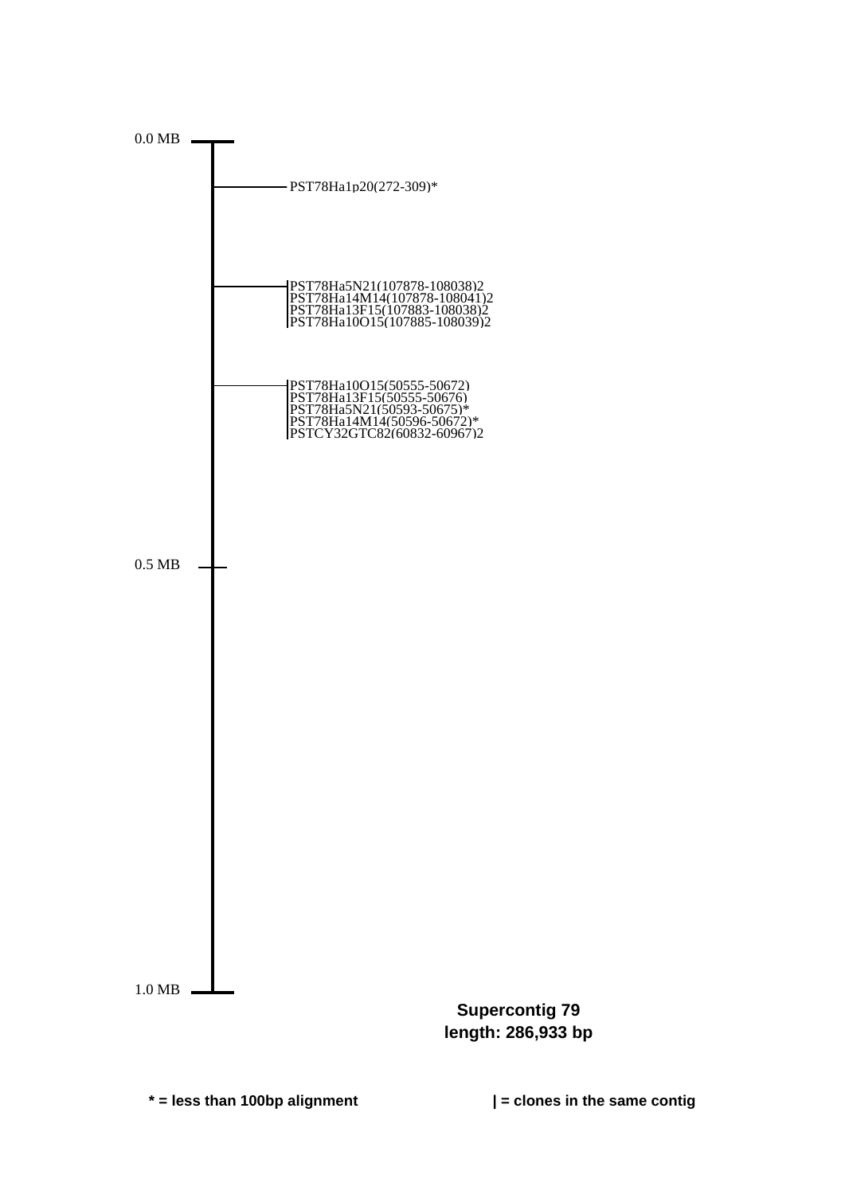0.0 MB

PST78Ha1p20(272-309)*

PST78Ha5N21(107878-108038)2
PST78Ha14M14(107878-108041)2
PST78Ha13F15(107883-108038)2
PST78Ha10O15(107885-108039)2

PST78Ha10O15(50555-50672)
PST78Ha13F15(50555-50676)
PST78Ha5N21(50593-50675)*
PST78Ha14M14(50596-50672)*
PSTCY32GTC82(60832-60967)2

0.5 MB

1.0 MB

**Supercontig 79**
**length: 286,933 bp**

**\* = less than 100bp alignment**

**| = clones in the same contig**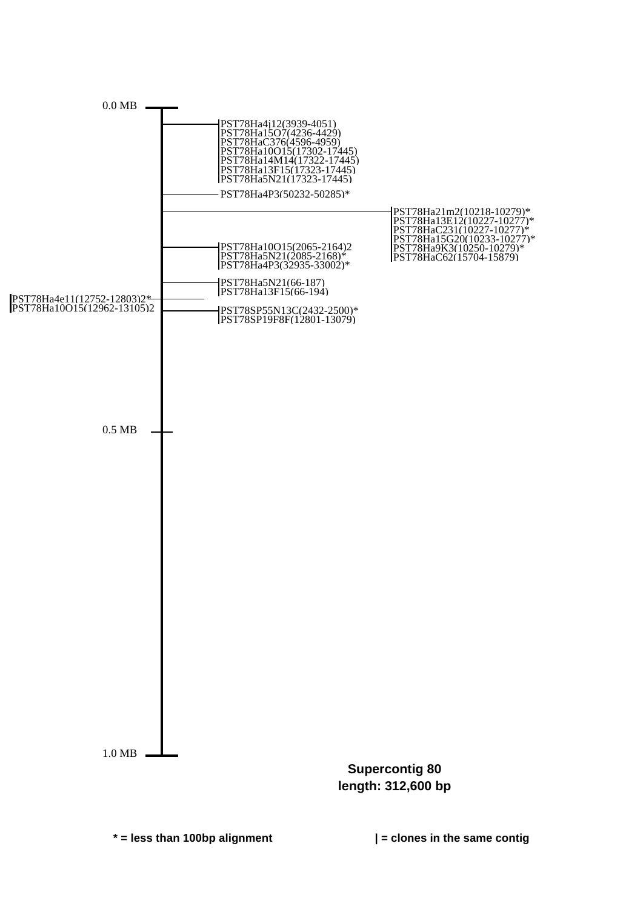0.0 MB

PST78Ha4j12(3939-4051)
PST78Ha15O7(4236-4429)
PST78HaC376(4596-4959)
PST78Ha10O15(17302-17445)
PST78Ha14M14(17322-17445)
PST78Ha13F15(17323-17445)
PST78Ha5N21(17323-17445)

PST78Ha4P3(50232-50285)*

PST78Ha21m2(10218-10279)*
PST78Ha13E12(10227-10277)*
PST78HaC231(10227-10277)*
PST78Ha15G20(10233-10277)*
PST78Ha9K3(10250-10279)*
PST78HaC62(15704-15879)

PST78Ha10O15(2065-2164)2
PST78Ha5N21(2085-2168)*
PST78Ha4P3(32935-33002)*

PST78Ha5N21(66-187)
PST78Ha13F15(66-194)

PST78Ha4e11(12752-12803)2*
PST78Ha10O15(12962-13105)2

PST78SP55N13C(2432-2500)*
PST78SP19F8F(12801-13079)

0.5 MB

1.0 MB

**Supercontig 80**
**length: 312,600 bp**

**\* = less than 100bp alignment**

**| = clones in the same contig**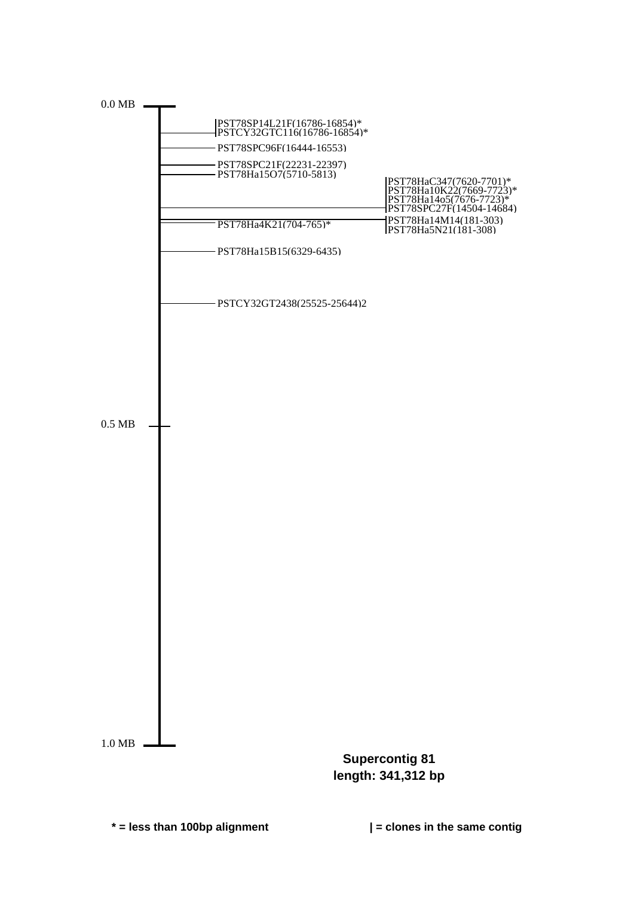0.0 MB

PST78SP14L21F(16786-16854)*
PSTCY32GTC116(16786-16854)*
PST78SPC96F(16444-16553)
PST78SPC21F(22231-22397)
PST78Ha15O7(5710-5813)
PST78HaC347(7620-7701)*
PST78Ha10K22(7669-7723)*
PST78Ha14o5(7676-7723)*
PST78SPC27F(14504-14684)
PST78Ha4K21(704-765)*
PST78Ha14M14(181-303)
PST78Ha5N21(181-308)
PST78Ha15B15(6329-6435)
PSTCY32GT2438(25525-25644)2

0.5 MB

1.0 MB

**Supercontig 81**
**length: 341,312 bp**

**\* = less than 100bp alignment**

**| = clones in the same contig**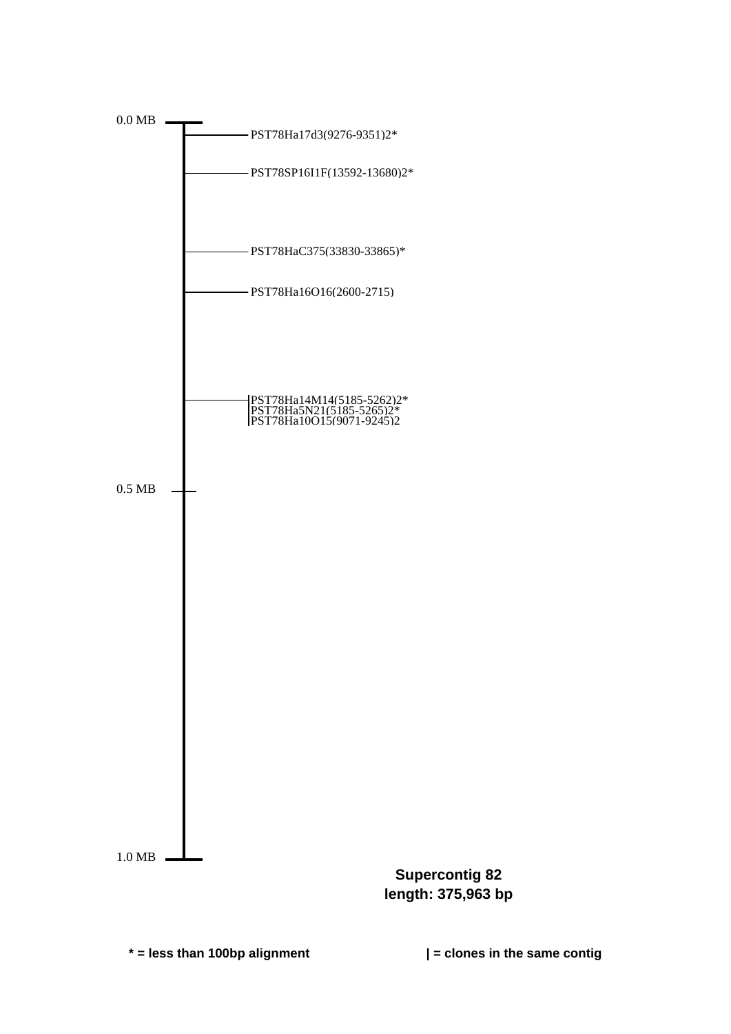0.0 MB

- PST78Ha17d3(9276-9351)2*
- PST78SP16I1F(13592-13680)2*
- PST78HaC375(33830-33865)*
- PST78Ha16O16(2600-2715)
- |PST78Ha14M14(5185-5262)2*
  |PST78Ha5N21(5185-5265)2*
  |PST78Ha10O15(9071-9245)2

0.5 MB

1.0 MB

**Supercontig 82**
**length: 375,963 bp**

**\* = less than 100bp alignment**

**| = clones in the same contig**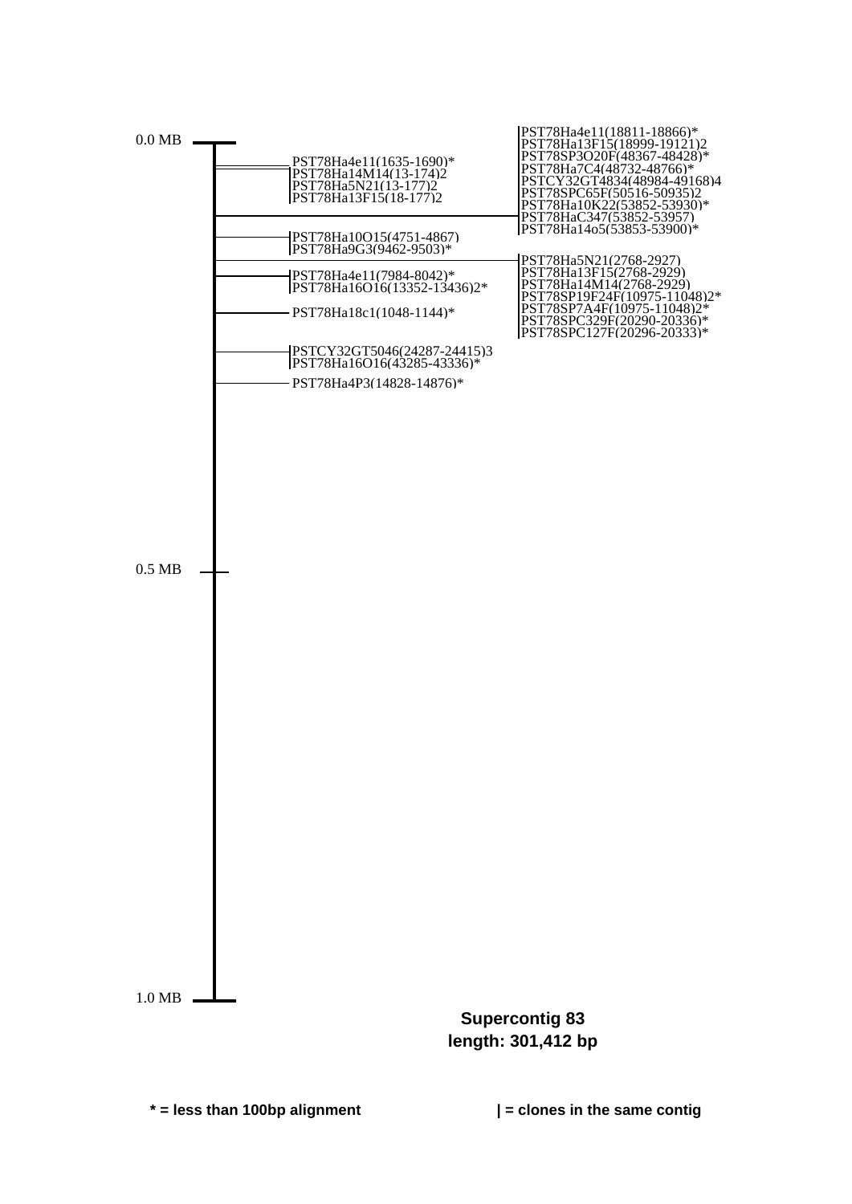0.0 MB

PST78Ha4e11(1635-1690)*
PST78Ha14M14(13-174)2
PST78Ha5N21(13-177)2
PST78Ha13F15(18-177)2

PST78Ha4e11(18811-18866)*
PST78Ha13F15(18999-19121)2
PST78SP3O20F(48367-48428)*
PST78Ha7C4(48732-48766)*
PSTCY32GT4834(48984-49168)4
PST78SPC65F(50516-50935)2
PST78Ha10K22(53852-53930)*
PST78HaC347(53852-53957)
PST78Ha14o5(53853-53900)*

PST78Ha10O15(4751-4867)
PST78Ha9G3(9462-9503)*

PST78Ha5N21(2768-2927)
PST78Ha13F15(2768-2929)
PST78Ha14M14(2768-2929)
PST78SP19F24F(10975-11048)2*
PST78SP7A4F(10975-11048)2*
PST78SPC329F(20290-20336)*
PST78SPC127F(20296-20333)*

PST78Ha4e11(7984-8042)*
PST78Ha16O16(13352-13436)2*

PST78Ha18c1(1048-1144)*

PSTCY32GT5046(24287-24415)3
PST78Ha16O16(43285-43336)*

PST78Ha4P3(14828-14876)*

0.5 MB

1.0 MB

**Supercontig 83**
**length: 301,412 bp**

**\* = less than 100bp alignment** **| = clones in the same contig**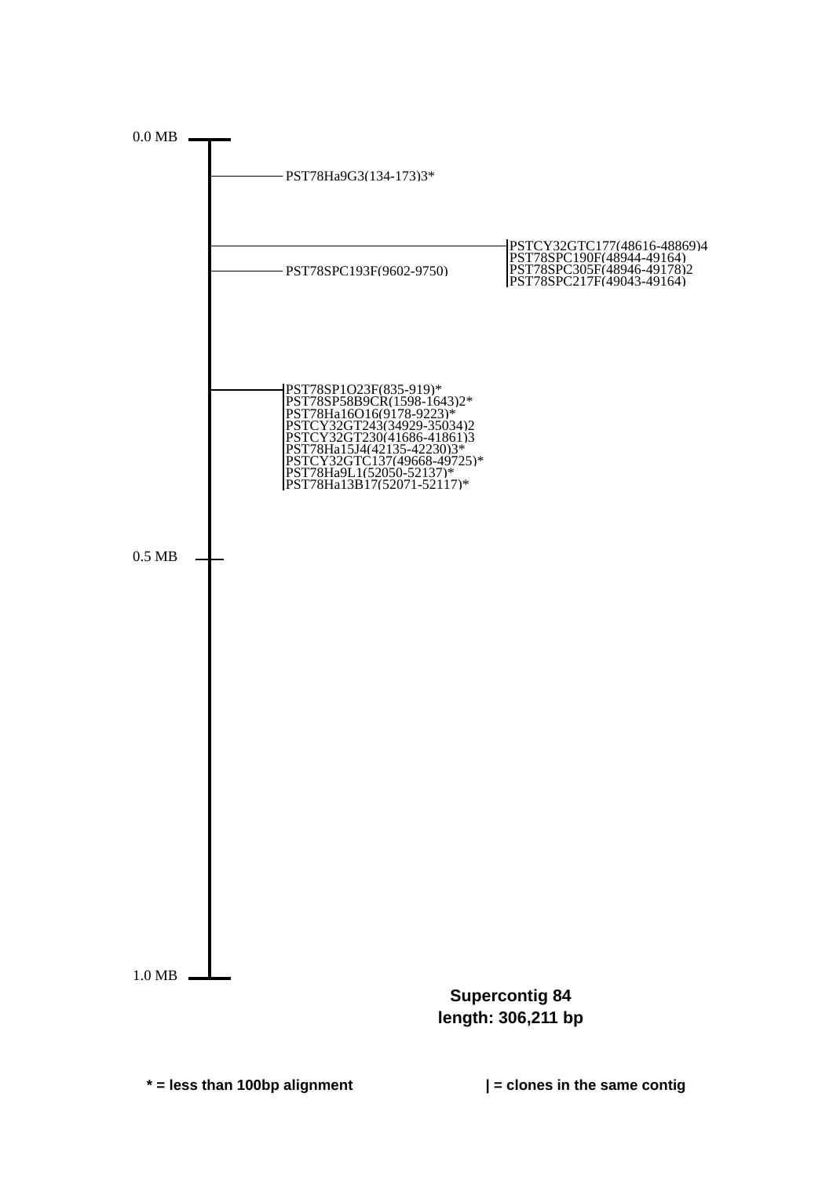0.0 MB

PST78Ha9G3(134-173)3*

PSTCY32GTC177(48616-48869)4
PST78SPC190F(48944-49164)
PST78SPC305F(48946-49178)2
PST78SPC217F(49043-49164)

PST78SPC193F(9602-9750)

PST78SP1O23F(835-919)*
PST78SP58B9CR(1598-1643)2*
PST78Ha16O16(9178-9223)*
PSTCY32GT243(34929-35034)2
PSTCY32GT230(41686-41861)3
PST78Ha15J4(42135-42230)3*
PSTCY32GTC137(49668-49725)*
PST78Ha9L1(52050-52137)*
PST78Ha13B17(52071-52117)*

0.5 MB

1.0 MB

**Supercontig 84**
**length: 306,211 bp**

**\* = less than 100bp alignment**

**| = clones in the same contig**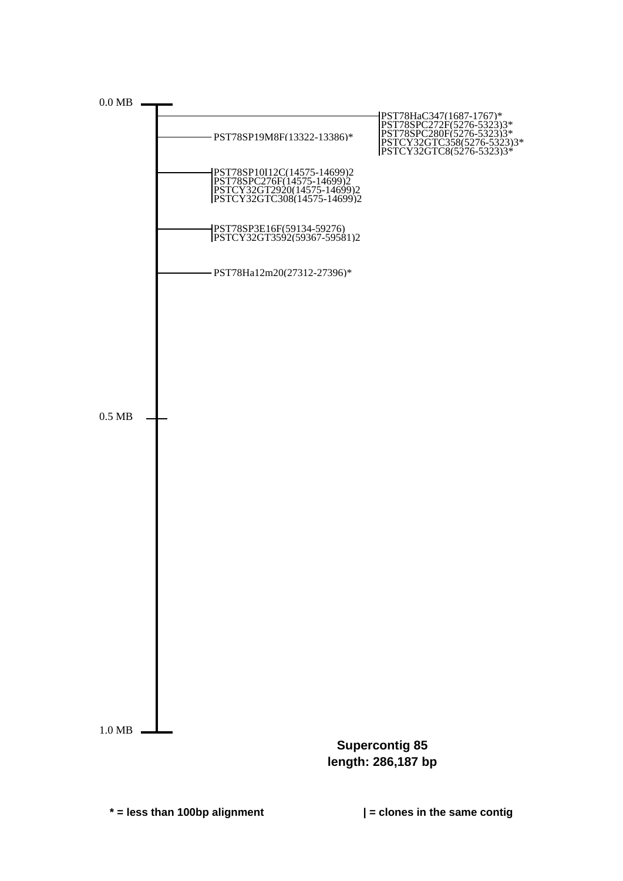0.0 MB

PST78HaC347(1687-1767)*
PST78SPC272F(5276-5323)3*
PST78SPC280F(5276-5323)3*
PSTCY32GTC358(5276-5323)3*
PSTCY32GTC8(5276-5323)3*

PST78SP19M8F(13322-13386)*

PST78SP10I12C(14575-14699)2
PST78SPC276F(14575-14699)2
PSTCY32GT2920(14575-14699)2
PSTCY32GTC308(14575-14699)2

PST78SP3E16F(59134-59276)
PSTCY32GT3592(59367-59581)2

PST78Ha12m20(27312-27396)*

0.5 MB

1.0 MB

**Supercontig 85**
**length: 286,187 bp**

**\* = less than 100bp alignment**

**| = clones in the same contig**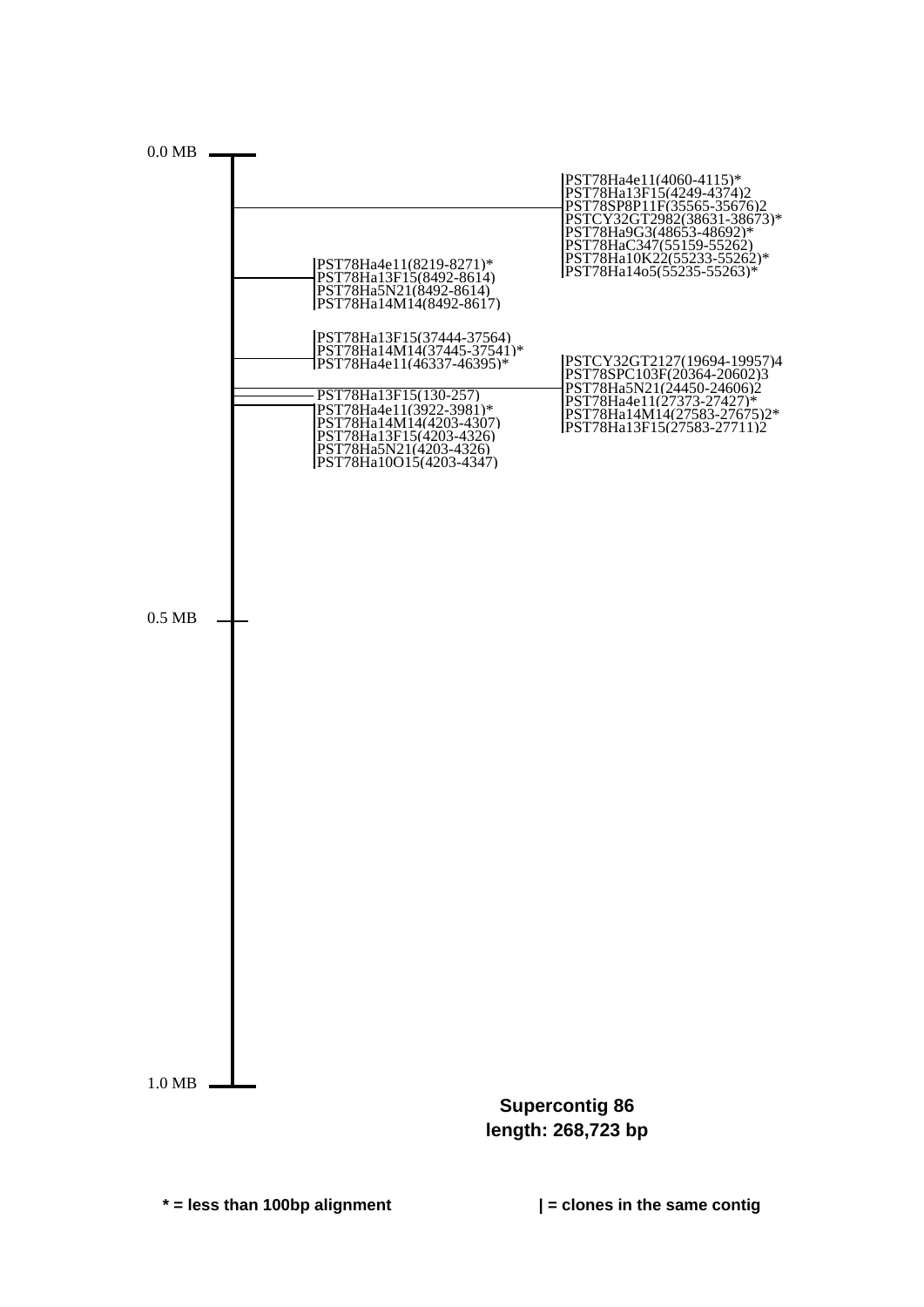0.0 MB

PST78Ha4e11(4060-4115)*
PST78Ha13F15(4249-4374)2
PST78SP8P11F(35565-35676)2
PSTCY32GT2982(38631-38673)*
PST78Ha9G3(48653-48692)*
PST78HaC347(55159-55262)
PST78Ha10K22(55233-55262)*
PST78Ha14o5(55235-55263)*

PST78Ha4e11(8219-8271)*
PST78Ha13F15(8492-8614)
PST78Ha5N21(8492-8614)
PST78Ha14M14(8492-8617)

PST78Ha13F15(37444-37564)
PST78Ha14M14(37445-37541)*
PST78Ha4e11(46337-46395)*

PSTCY32GT2127(19694-19957)4
PST78SPC103F(20364-20602)3
PST78Ha5N21(24450-24606)2
PST78Ha4e11(27373-27427)*
PST78Ha14M14(27583-27675)2*
PST78Ha13F15(27583-27711)2

PST78Ha13F15(130-257)

PST78Ha4e11(3922-3981)*
PST78Ha14M14(4203-4307)
PST78Ha13F15(4203-4326)
PST78Ha5N21(4203-4326)
PST78Ha10O15(4203-4347)

0.5 MB

1.0 MB

**Supercontig 86**
**length: 268,723 bp**

**\* = less than 100bp alignment**

**| = clones in the same contig**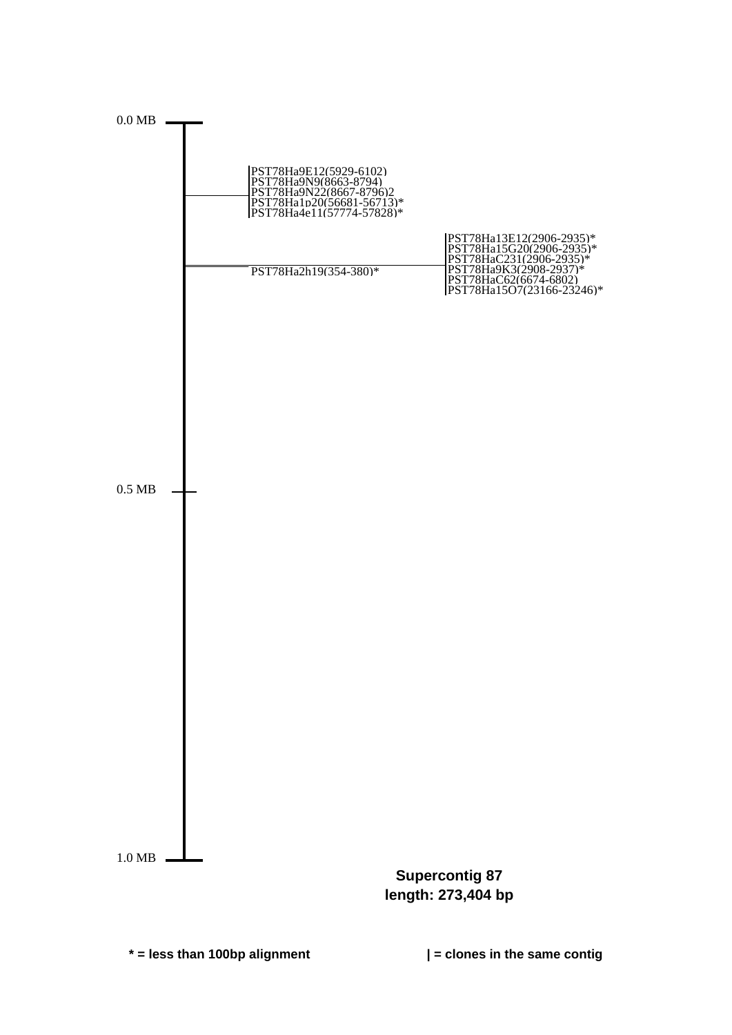0.0 MB

PST78Ha9E12(5929-6102)
PST78Ha9N9(8663-8794)
PST78Ha9N22(8667-8796)2
PST78Ha1p20(56681-56713)*
PST78Ha4e11(57774-57828)*

PST78Ha13E12(2906-2935)*
PST78Ha15G20(2906-2935)*
PST78HaC231(2906-2935)*
PST78Ha9K3(2908-2937)*
PST78HaC62(6674-6802)
PST78Ha15O7(23166-23246)*

PST78Ha2h19(354-380)*

0.5 MB

1.0 MB

**Supercontig 87**
**length: 273,404 bp**

**\* = less than 100bp alignment**

**| = clones in the same contig**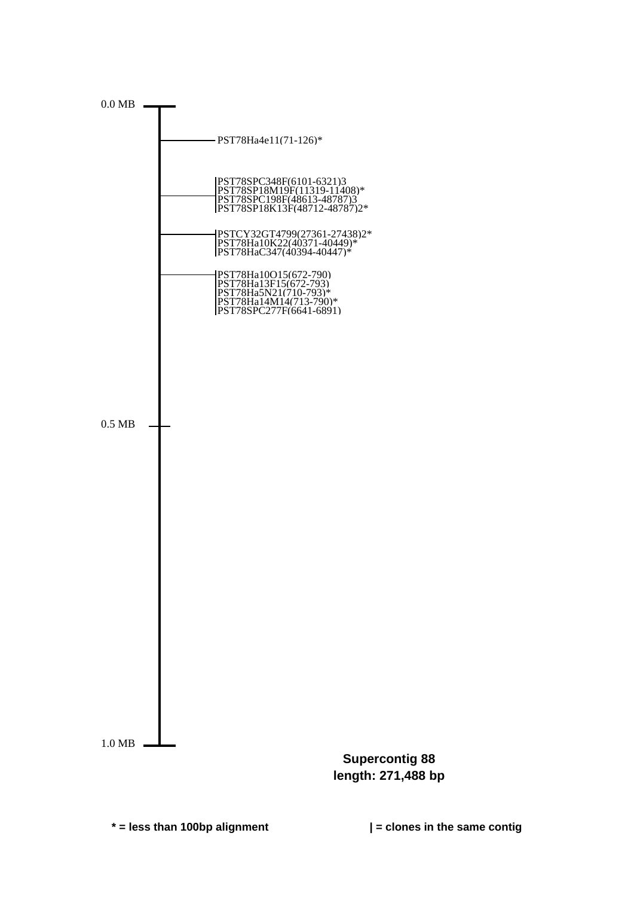0.0 MB

PST78Ha4e11(71-126)*

PST78SPC348F(6101-6321)3
PST78SP18M19F(11319-11408)*
PST78SPC198F(48613-48787)3
PST78SP18K13F(48712-48787)2*

PSTCY32GT4799(27361-27438)2*
PST78Ha10K22(40371-40449)*
PST78HaC347(40394-40447)*

PST78Ha10O15(672-790)
PST78Ha13F15(672-793)
PST78Ha5N21(710-793)*
PST78Ha14M14(713-790)*
PST78SPC277F(6641-6891)

0.5 MB

1.0 MB

**Supercontig 88**
**length: 271,488 bp**

**\* = less than 100bp alignment**

**| = clones in the same contig**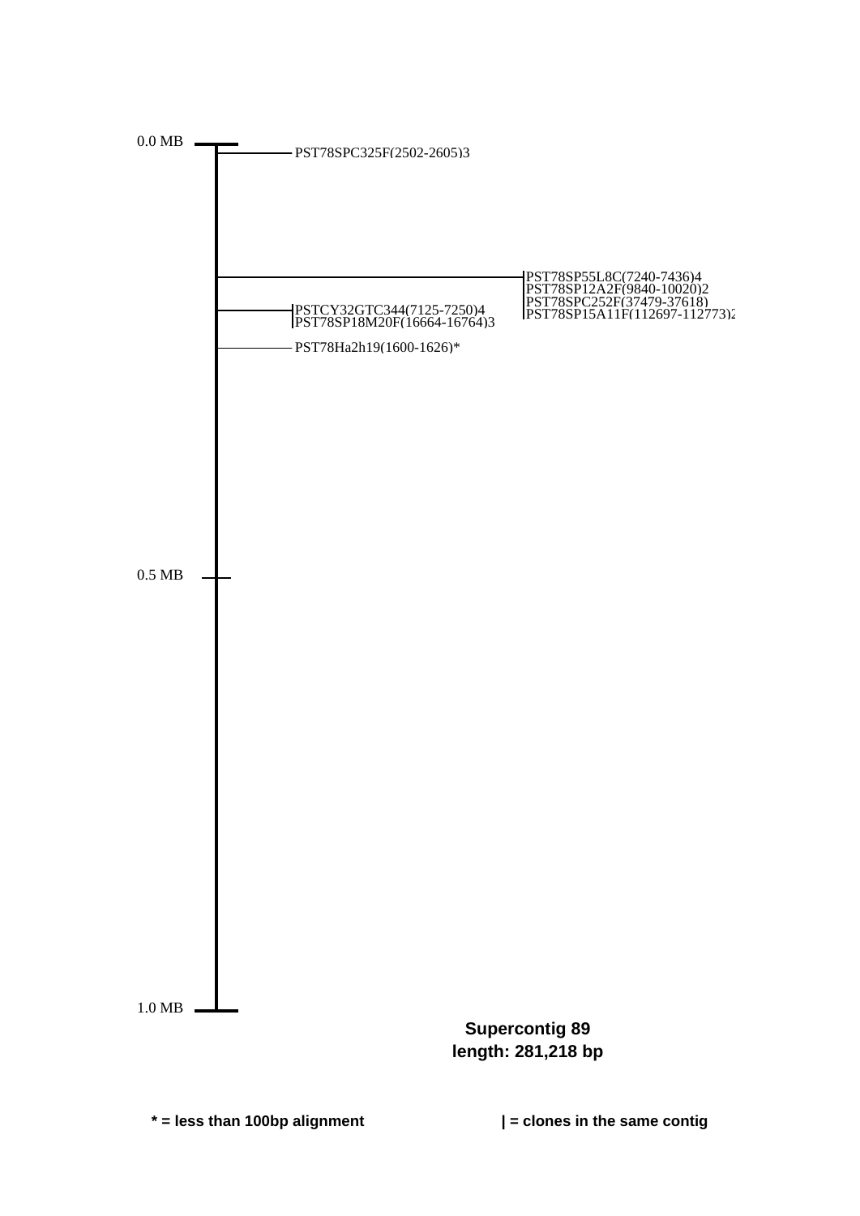0.0 MB

PST78SPC325F(2502-2605)3

PST78SP55L8C(7240-7436)4
PST78SP12A2F(9840-10020)2
PST78SPC252F(37479-37618)
PST78SP15A11F(112697-112773)2

PSTCY32GTC344(7125-7250)4
PST78SP18M20F(16664-16764)3

PST78Ha2h19(1600-1626)*

0.5 MB

1.0 MB

**Supercontig 89**
**length: 281,218 bp**

**\* = less than 100bp alignment**

**| = clones in the same contig**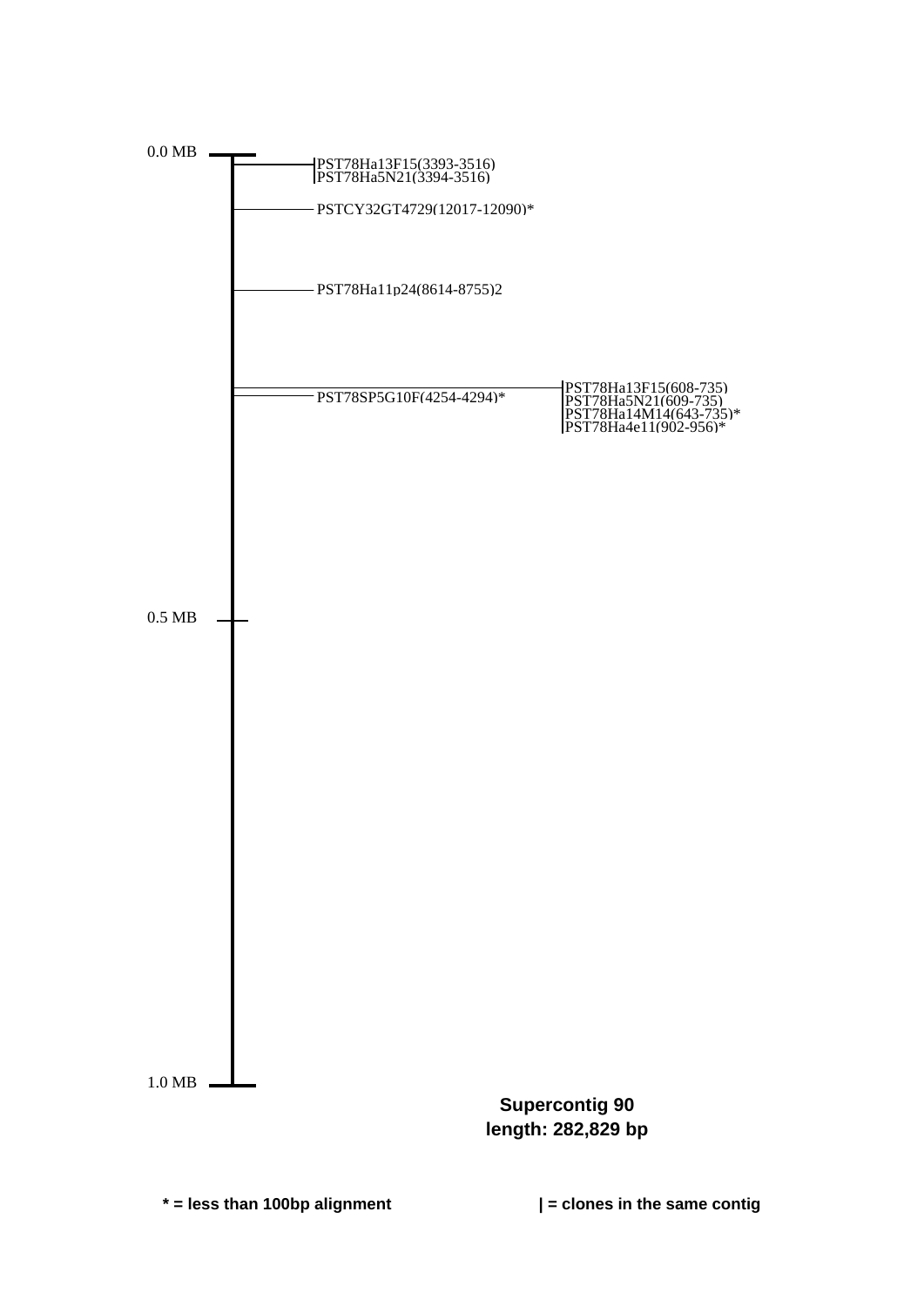0.0 MB

PST78Ha13F15(3393-3516)
PST78Ha5N21(3394-3516)

PSTCY32GT4729(12017-12090)*

PST78Ha11p24(8614-8755)2

PST78SP5G10F(4254-4294)*

PST78Ha13F15(608-735)
PST78Ha5N21(609-735)
PST78Ha14M14(643-735)*
PST78Ha4e11(902-956)*

0.5 MB

1.0 MB

**Supercontig 90**
**length: 282,829 bp**

**\* = less than 100bp alignment**

**| = clones in the same contig**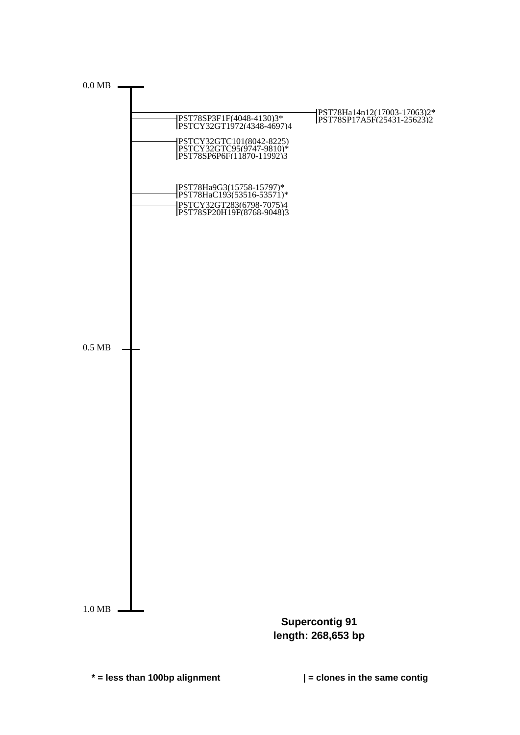0.0 MB

PST78Ha14n12(17003-17063)2*
PST78SP17A5F(25431-25623)2

PST78SP3F1F(4048-4130)3*
PSTCY32GT1972(4348-4697)4

PSTCY32GTC101(8042-8225)
PSTCY32GTC95(9747-9810)*
PST78SP6P6F(11870-11992)3

PST78Ha9G3(15758-15797)*
PST78HaC193(53516-53571)*

PSTCY32GT283(6798-7075)4
PST78SP20H19F(8768-9048)3

0.5 MB

1.0 MB

**Supercontig 91**
**length: 268,653 bp**

**\* = less than 100bp alignment**

**| = clones in the same contig**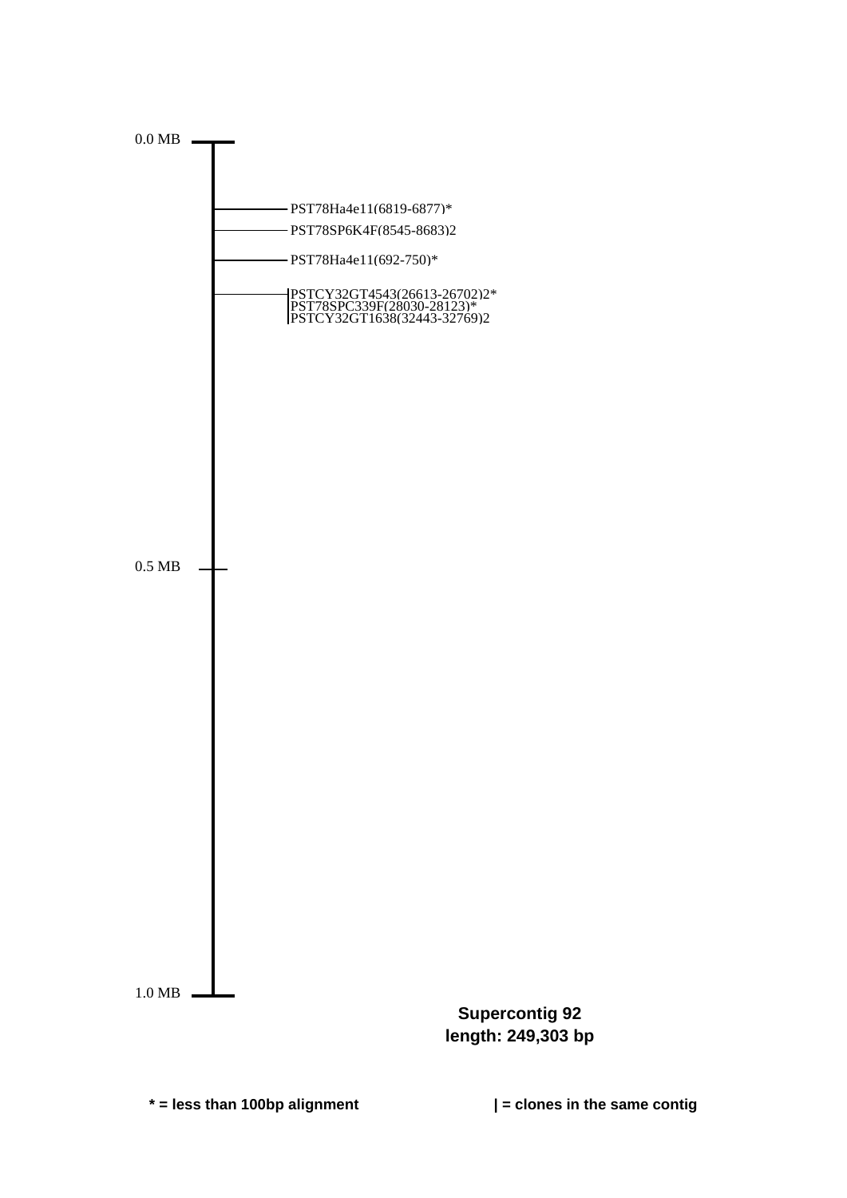0.0 MB

PST78Ha4e11(6819-6877)*

PST78SP6K4F(8545-8683)2

PST78Ha4e11(692-750)*

|PSTCY32GT4543(26613-26702)2*
|PST78SPC339F(28030-28123)*
|PSTCY32GT1638(32443-32769)2

0.5 MB

1.0 MB

**Supercontig 92**
**length: 249,303 bp**

**\* = less than 100bp alignment**

**| = clones in the same contig**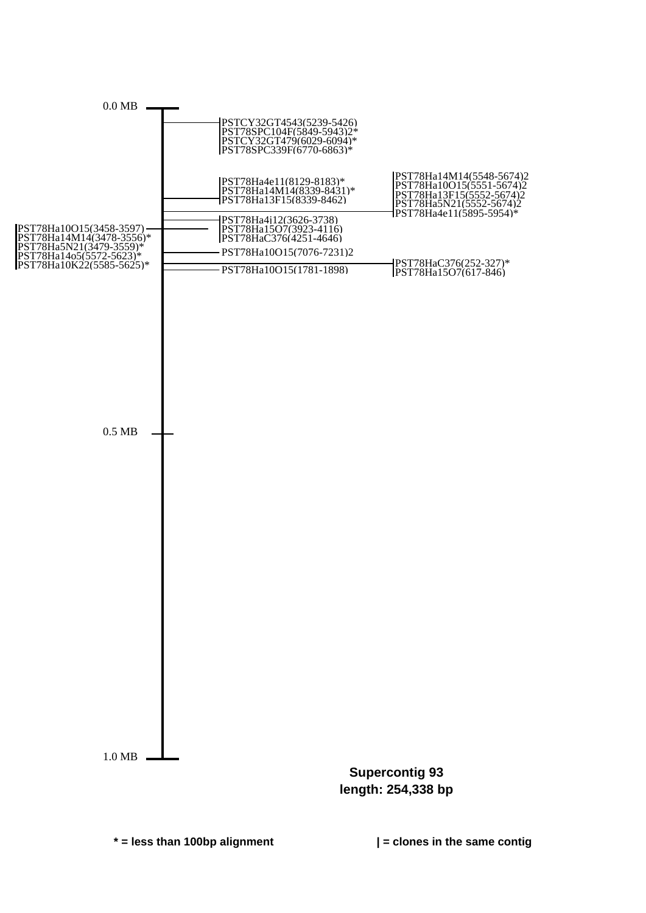0.0 MB

PSTCY32GT4543(5239-5426)
PST78SPC104F(5849-5943)2*
PSTCY32GT479(6029-6094)*
PST78SPC339F(6770-6863)*

PST78Ha4e11(8129-8183)*
PST78Ha14M14(8339-8431)*
PST78Ha13F15(8339-8462)

PST78Ha14M14(5548-5674)2
PST78Ha10O15(5551-5674)2
PST78Ha13F15(5552-5674)2
PST78Ha5N21(5552-5674)2
PST78Ha4e11(5895-5954)*

PST78Ha4j12(3626-3738)
PST78Ha15O7(3923-4116)
PST78HaC376(4251-4646)

PST78Ha10O15(3458-3597)
PST78Ha14M14(3478-3556)*
PST78Ha5N21(3479-3559)*
PST78Ha14o5(5572-5623)*
PST78Ha10K22(5585-5625)*

PST78Ha10O15(7076-7231)2

PST78HaC376(252-327)*
PST78Ha15O7(617-846)

PST78Ha10O15(1781-1898)

0.5 MB

1.0 MB

**Supercontig 93**
**length: 254,338 bp**

**\* = less than 100bp alignment**

**| = clones in the same contig**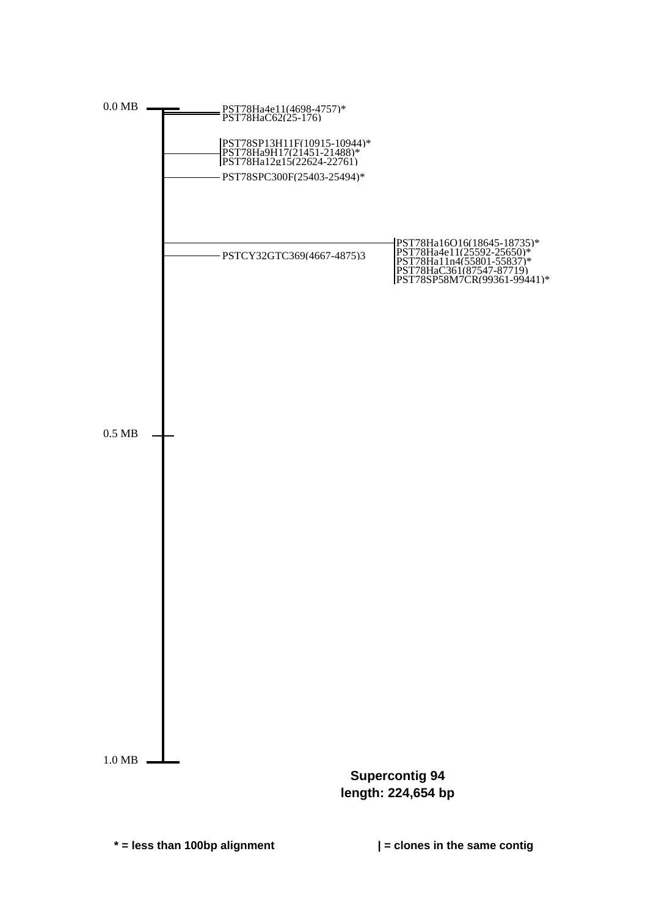0.0 MB

PST78Ha4e11(4698-4757)*
PST78HaC62(25-176)

PST78SP13H11F(10915-10944)*
PST78Ha9H17(21451-21488)*
PST78Ha12g15(22624-22761)

PST78SPC300F(25403-25494)*

PST78Ha16O16(18645-18735)*
PST78Ha4e11(25592-25650)*
PST78Ha11n4(55801-55837)*
PST78HaC361(87547-87719)
PST78SP58M7CR(99361-99441)*

PSTCY32GTC369(4667-4875)3

0.5 MB

1.0 MB

**Supercontig 94**
**length: 224,654 bp**

**\* = less than 100bp alignment** **| = clones in the same contig**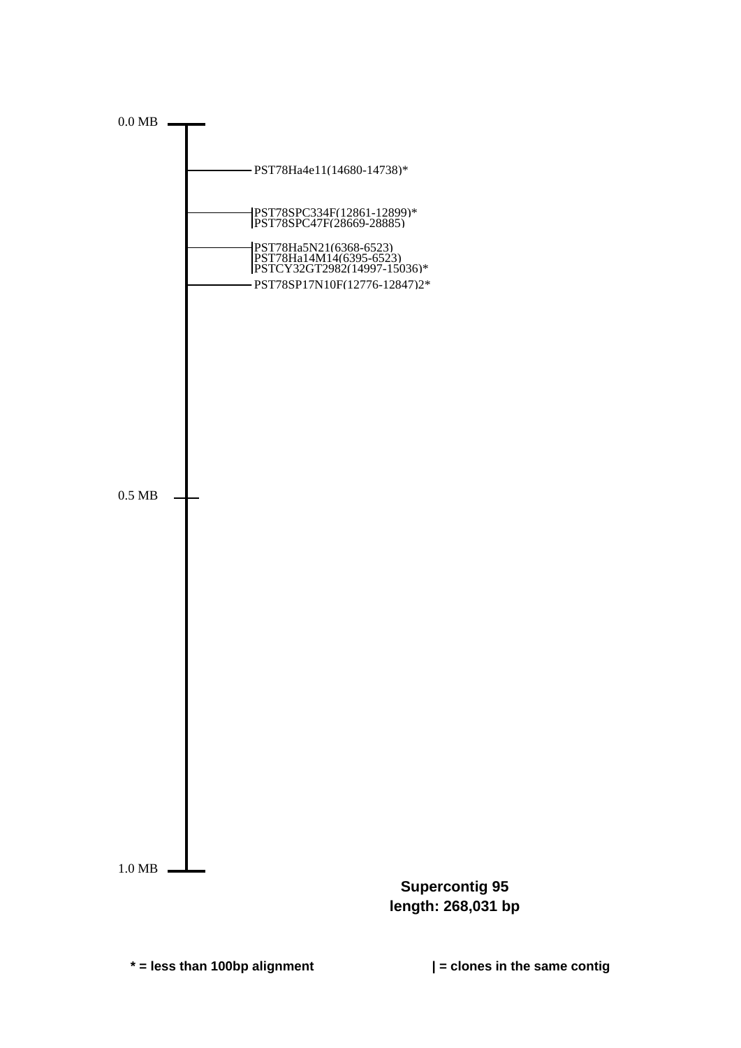0.0 MB

PST78Ha4e11(14680-14738)*

|PST78SPC334F(12861-12899)*
|PST78SPC47F(28669-28885)

|PST78Ha5N21(6368-6523)
|PST78Ha14M14(6395-6523)
|PSTCY32GT2982(14997-15036)*

PST78SP17N10F(12776-12847)2*

0.5 MB

1.0 MB

**Supercontig 95**
**length: 268,031 bp**

**\* = less than 100bp alignment**

**| = clones in the same contig**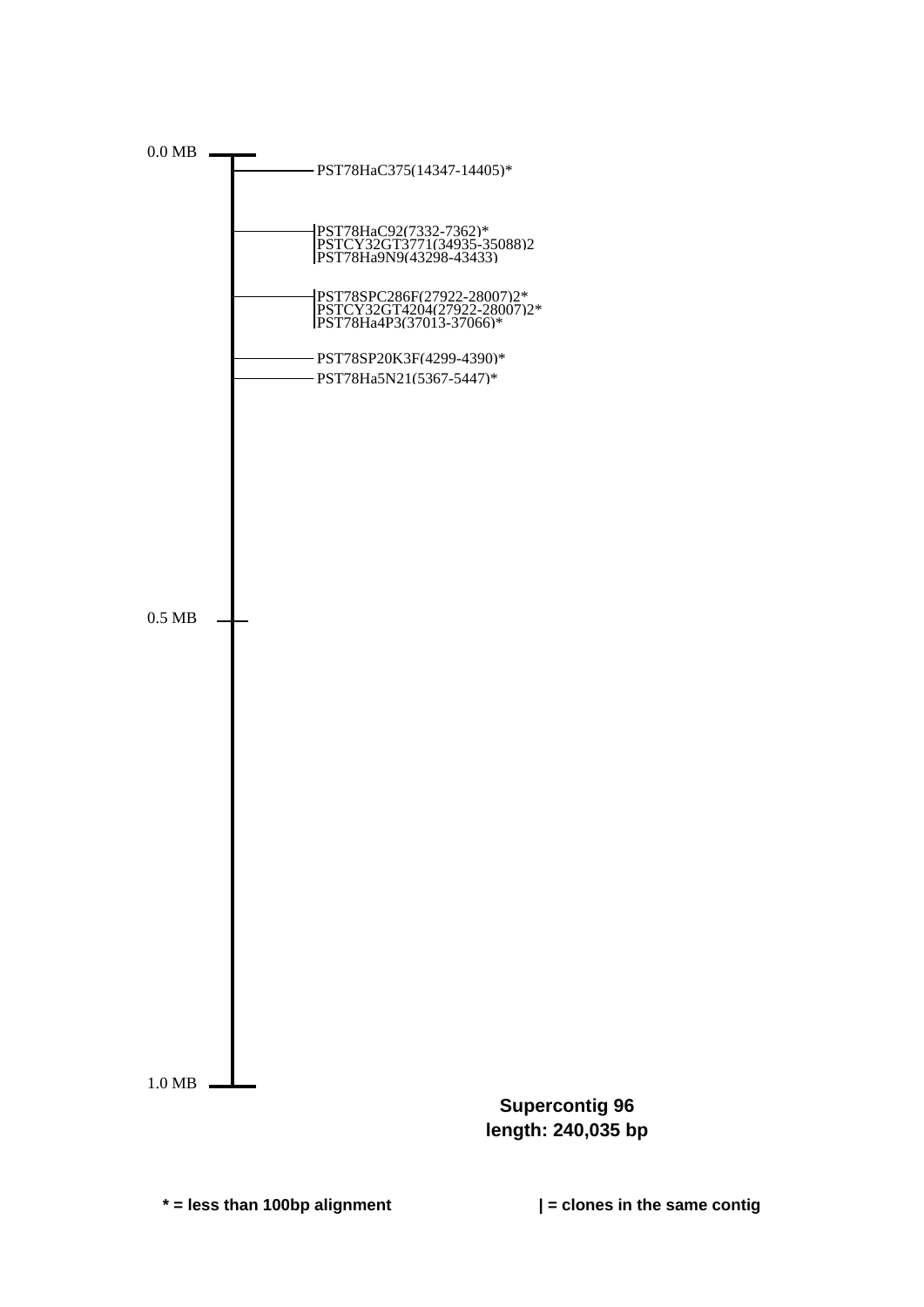0.0 MB

PST78HaC375(14347-14405)*

|PST78HaC92(7332-7362)*
|PSTCY32GT3771(34935-35088)2
|PST78Ha9N9(43298-43433)

|PST78SPC286F(27922-28007)2*
|PSTCY32GT4204(27922-28007)2*
|PST78Ha4P3(37013-37066)*

PST78SP20K3F(4299-4390)*

PST78Ha5N21(5367-5447)*

0.5 MB

1.0 MB

**Supercontig 96**
**length: 240,035 bp**

**\* = less than 100bp alignment**

**| = clones in the same contig**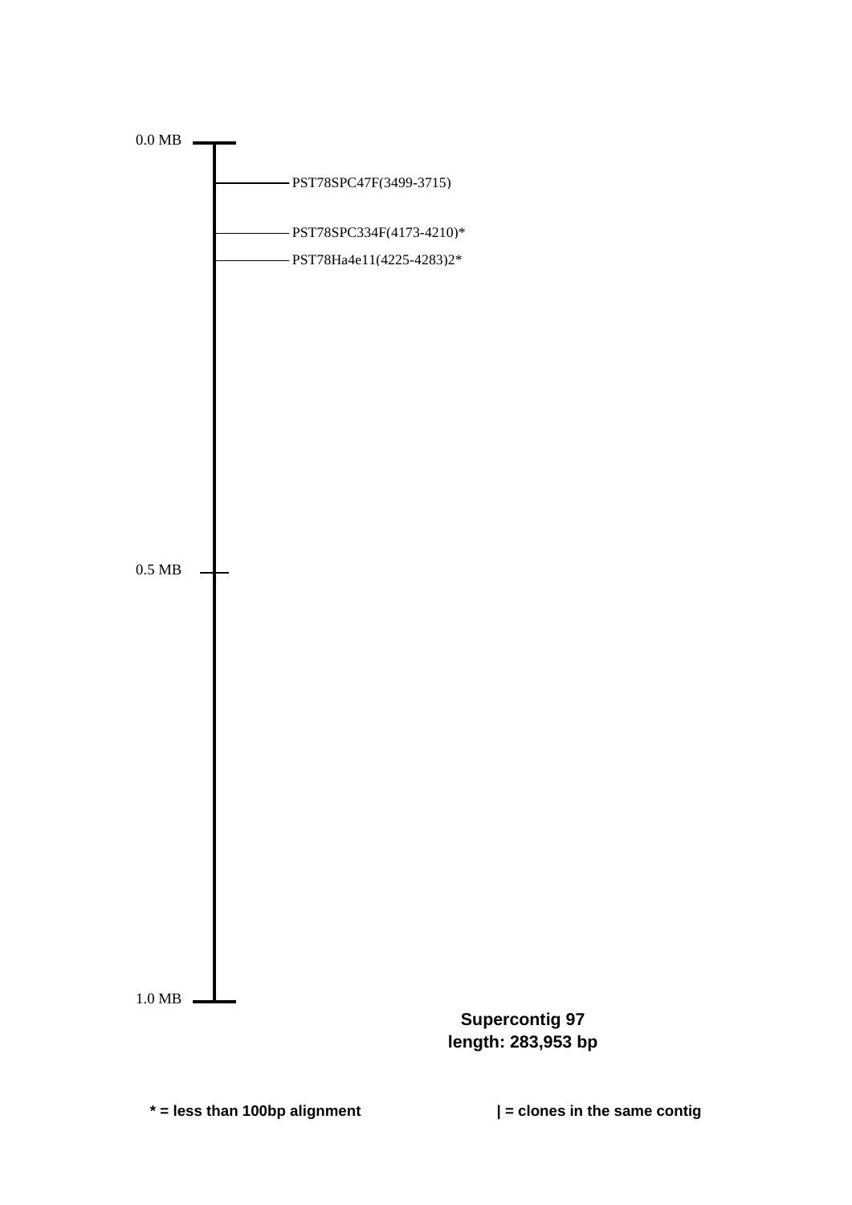0.0 MB

PST78SPC47F(3499-3715)

PST78SPC334F(4173-4210)*

PST78Ha4e11(4225-4283)2*

0.5 MB

1.0 MB

**Supercontig 97**
**length: 283,953 bp**

**\* = less than 100bp alignment**

**| = clones in the same contig**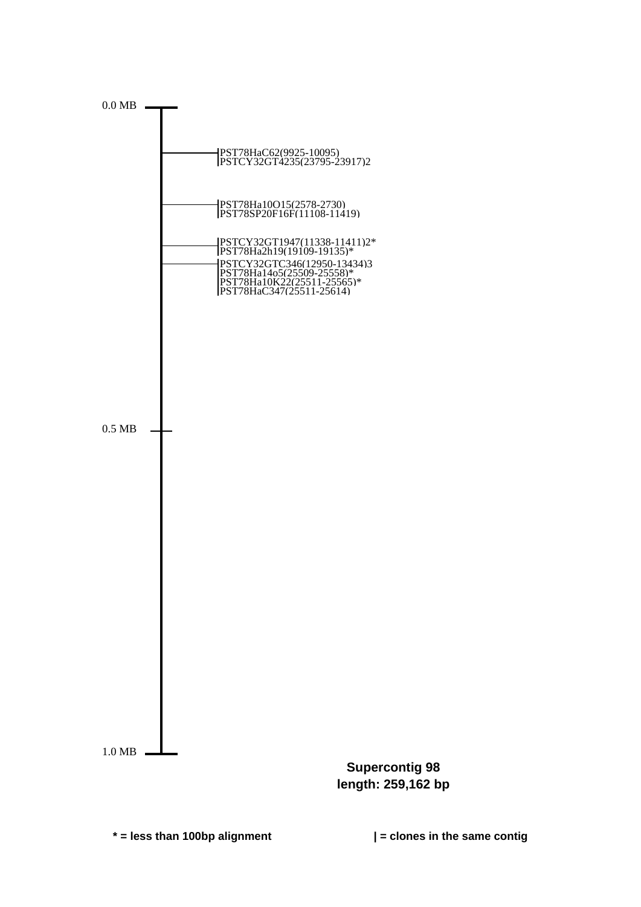0.0 MB

PST78HaC62(9925-10095)
PSTCY32GT4235(23795-23917)2

PST78Ha10O15(2578-2730)
PST78SP20F16F(11108-11419)

PSTCY32GT1947(11338-11411)2*
PST78Ha2h19(19109-19135)*

PSTCY32GTC346(12950-13434)3
PST78Ha14o5(25509-25558)*
PST78Ha10K22(25511-25565)*
PST78HaC347(25511-25614)

0.5 MB

1.0 MB

**Supercontig 98**
**length: 259,162 bp**

**\* = less than 100bp alignment**

**| = clones in the same contig**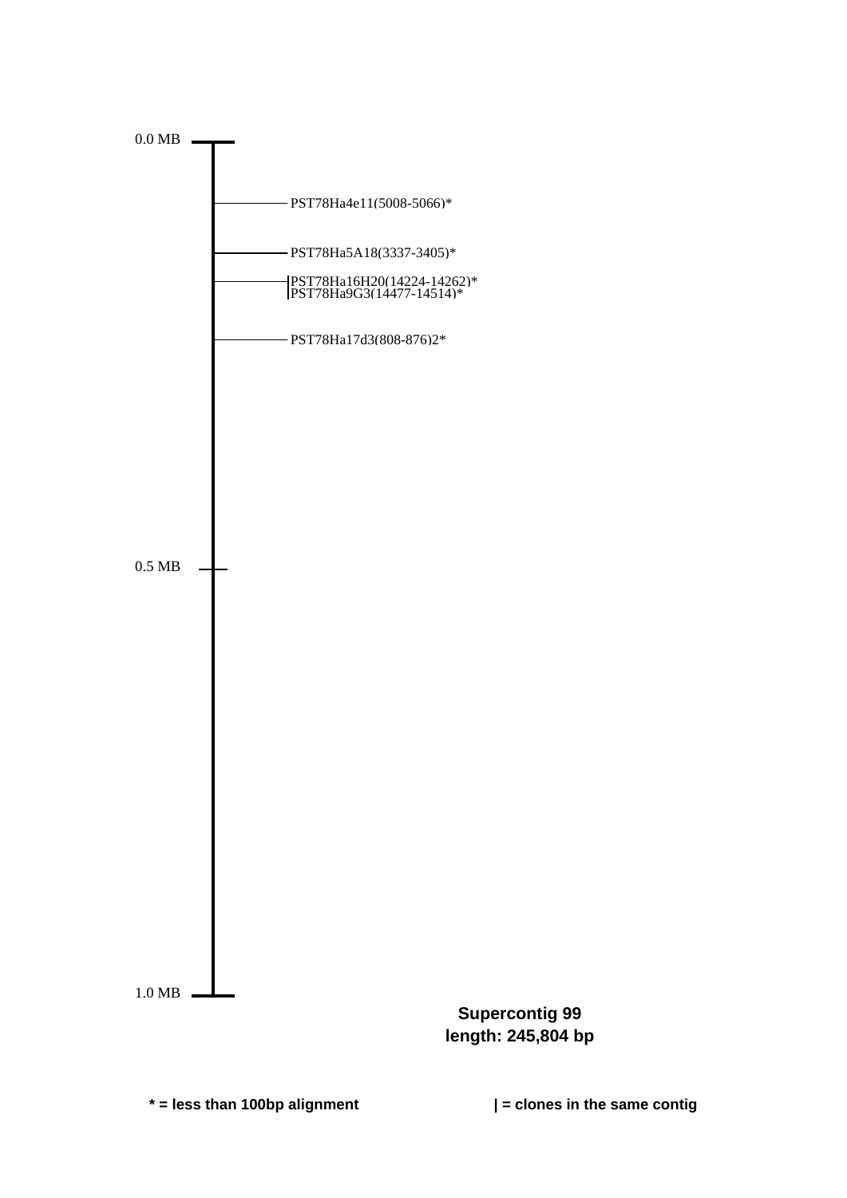0.0 MB

PST78Ha4e11(5008-5066)*

PST78Ha5A18(3337-3405)*

|PST78Ha16H20(14224-14262)*
|PST78Ha9G3(14477-14514)*

PST78Ha17d3(808-876)2*

0.5 MB

1.0 MB

**Supercontig 99**
**length: 245,804 bp**

**\* = less than 100bp alignment**

**| = clones in the same contig**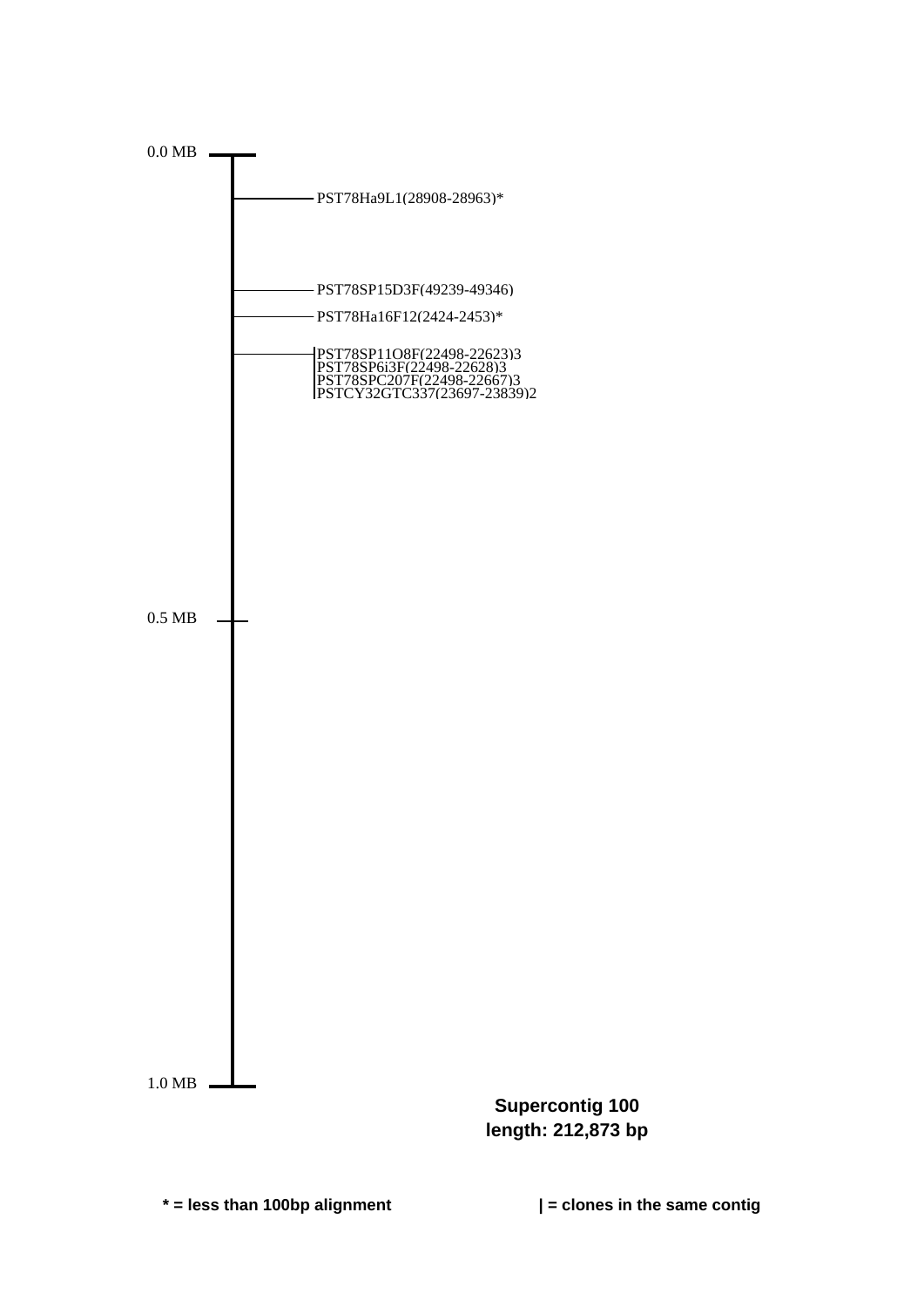0.0 MB

PST78Ha9L1(28908-28963)*

PST78SP15D3F(49239-49346)

PST78Ha16F12(2424-2453)*

|PST78SP11O8F(22498-22623)3
|PST78SP6i3F(22498-22628)3
|PST78SPC207F(22498-22667)3
|PSTCY32GTC337(23697-23839)2

0.5 MB

1.0 MB

**Supercontig 100**
**length: 212,873 bp**

**\* = less than 100bp alignment**

**| = clones in the same contig**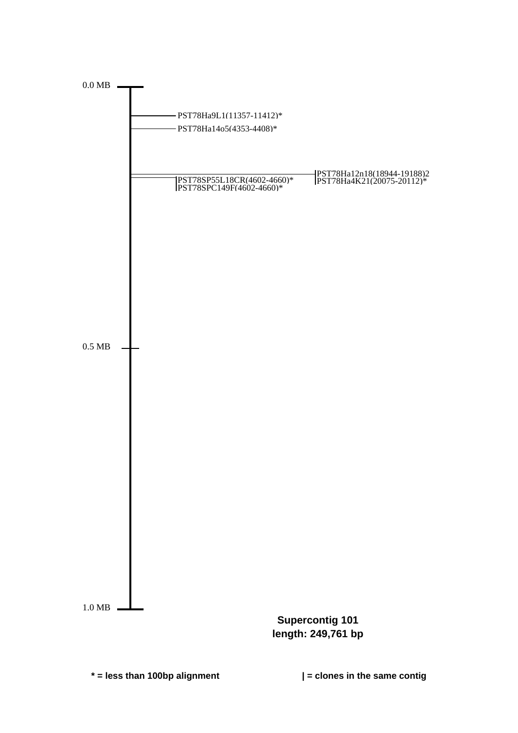0.0 MB

PST78Ha9L1(11357-11412)*

PST78Ha14o5(4353-4408)*

PST78Ha12n18(18944-19188)2
PST78Ha4K21(20075-20112)*

PST78SP55L18CR(4602-4660)*
PST78SPC149F(4602-4660)*

0.5 MB

1.0 MB

**Supercontig 101**
**length: 249,761 bp**

**\* = less than 100bp alignment**

**| = clones in the same contig**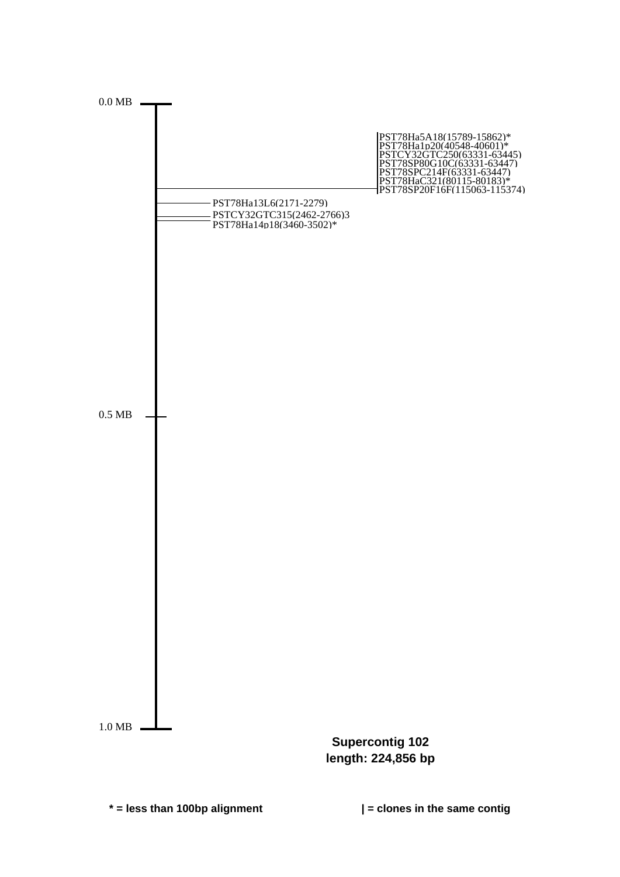0.0 MB

PST78Ha5A18(15789-15862)*
PST78Ha1p20(40548-40601)*
PSTCY32GTC250(63331-63445)
PST78SP80G10C(63331-63447)
PST78SPC214F(63331-63447)
PST78HaC321(80115-80183)*
PST78SP20F16F(115063-115374)

PST78Ha13L6(2171-2279)
PSTCY32GTC315(2462-2766)3
PST78Ha14p18(3460-3502)*

0.5 MB

1.0 MB

**Supercontig 102**
**length: 224,856 bp**

**\* = less than 100bp alignment**

**| = clones in the same contig**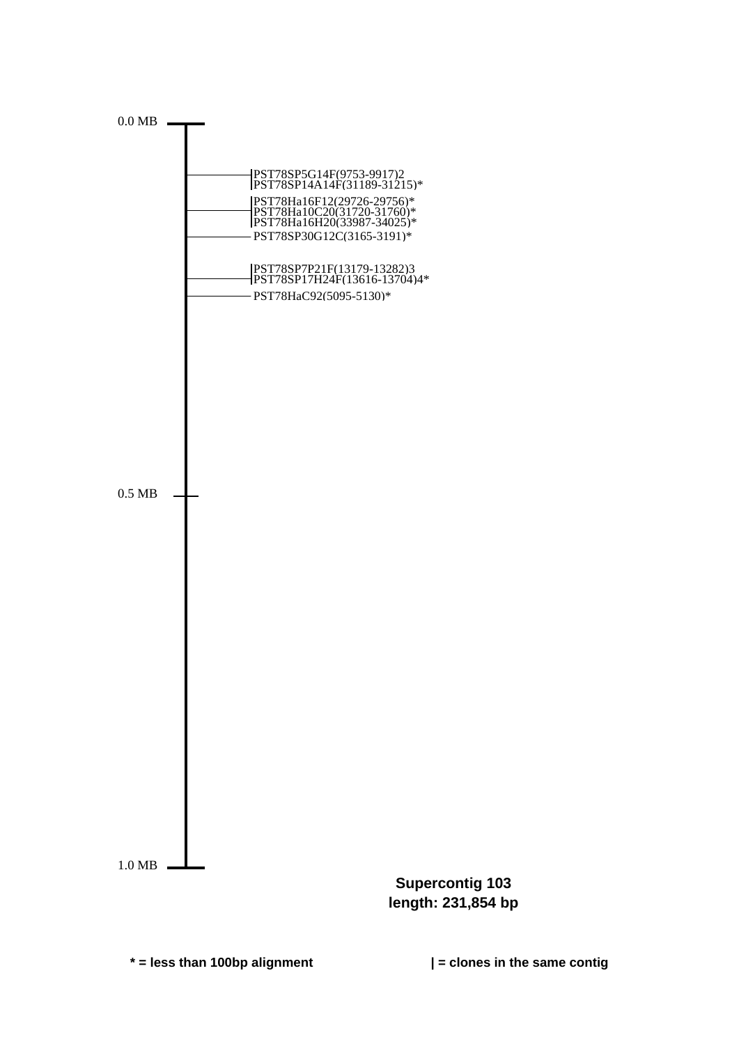0.0 MB

PST78SP5G14F(9753-9917)2
PST78SP14A14F(31189-31215)*

PST78Ha16F12(29726-29756)*
PST78Ha10C20(31720-31760)*
PST78Ha16H20(33987-34025)*

PST78SP30G12C(3165-3191)*

PST78SP7P21F(13179-13282)3
PST78SP17H24F(13616-13704)4*

PST78HaC92(5095-5130)*

0.5 MB

1.0 MB

**Supercontig 103**
**length: 231,854 bp**

**\* = less than 100bp alignment**

**| = clones in the same contig**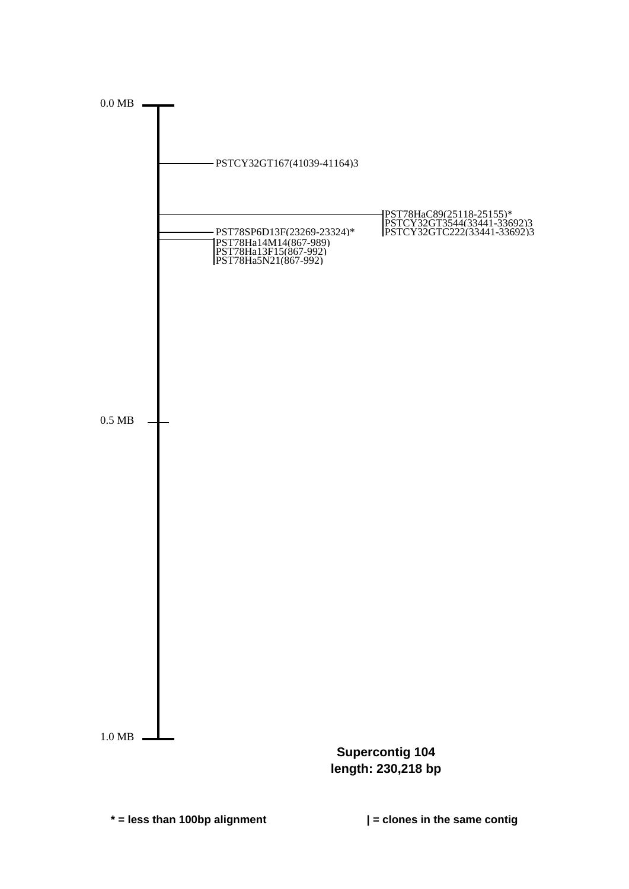0.0 MB

PSTCY32GT167(41039-41164)3

PST78HaC89(25118-25155)*
PSTCY32GT3544(33441-33692)3
PSTCY32GTC222(33441-33692)3

PST78SP6D13F(23269-23324)*

PST78Ha14M14(867-989)
PST78Ha13F15(867-992)
PST78Ha5N21(867-992)

0.5 MB

1.0 MB

**Supercontig 104**
**length: 230,218 bp**

**\* = less than 100bp alignment**

**| = clones in the same contig**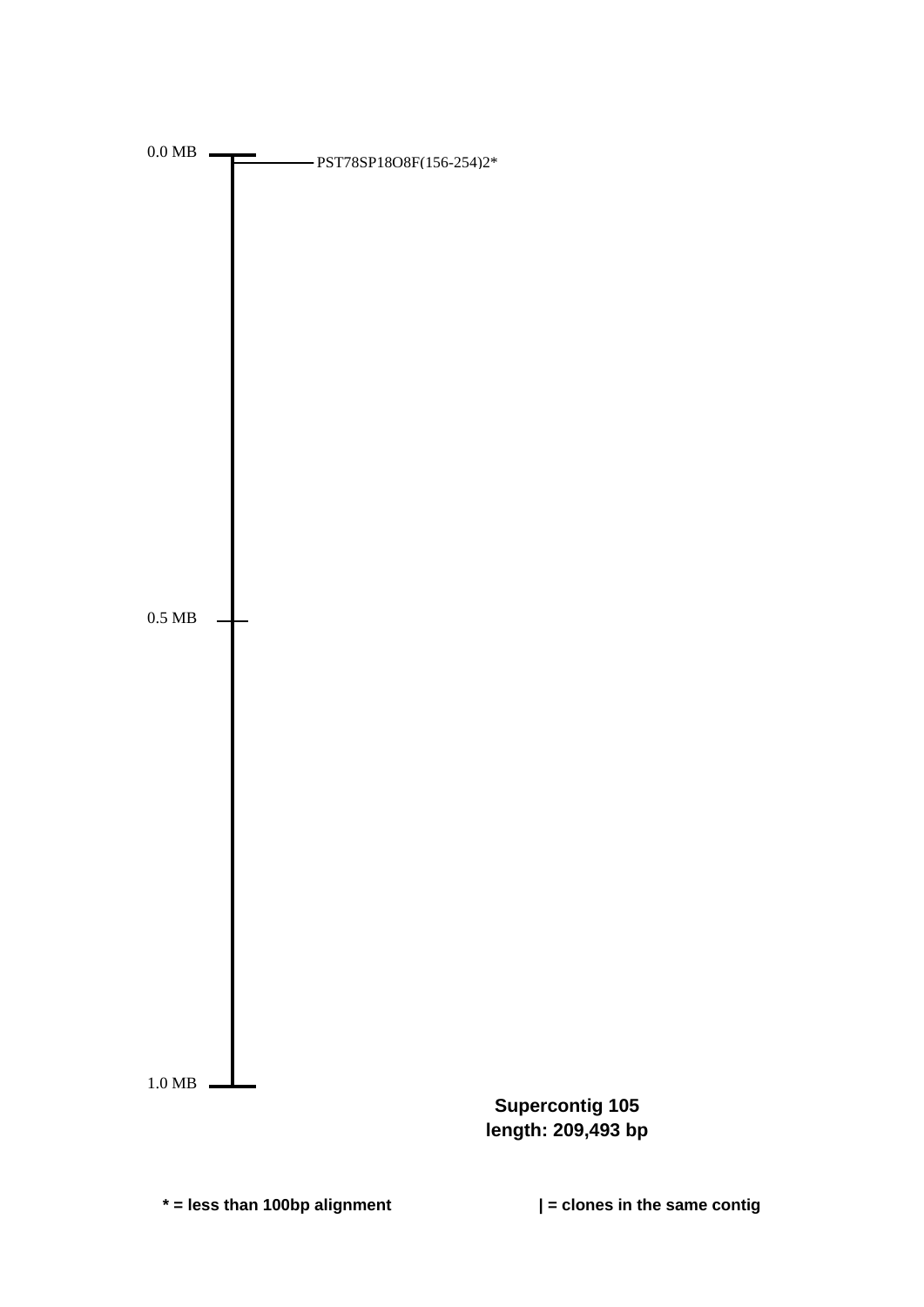0.0 MB

PST78SP18O8F(156-254)2*

0.5 MB

1.0 MB

**Supercontig 105**
**length: 209,493 bp**

**\* = less than 100bp alignment**

**| = clones in the same contig**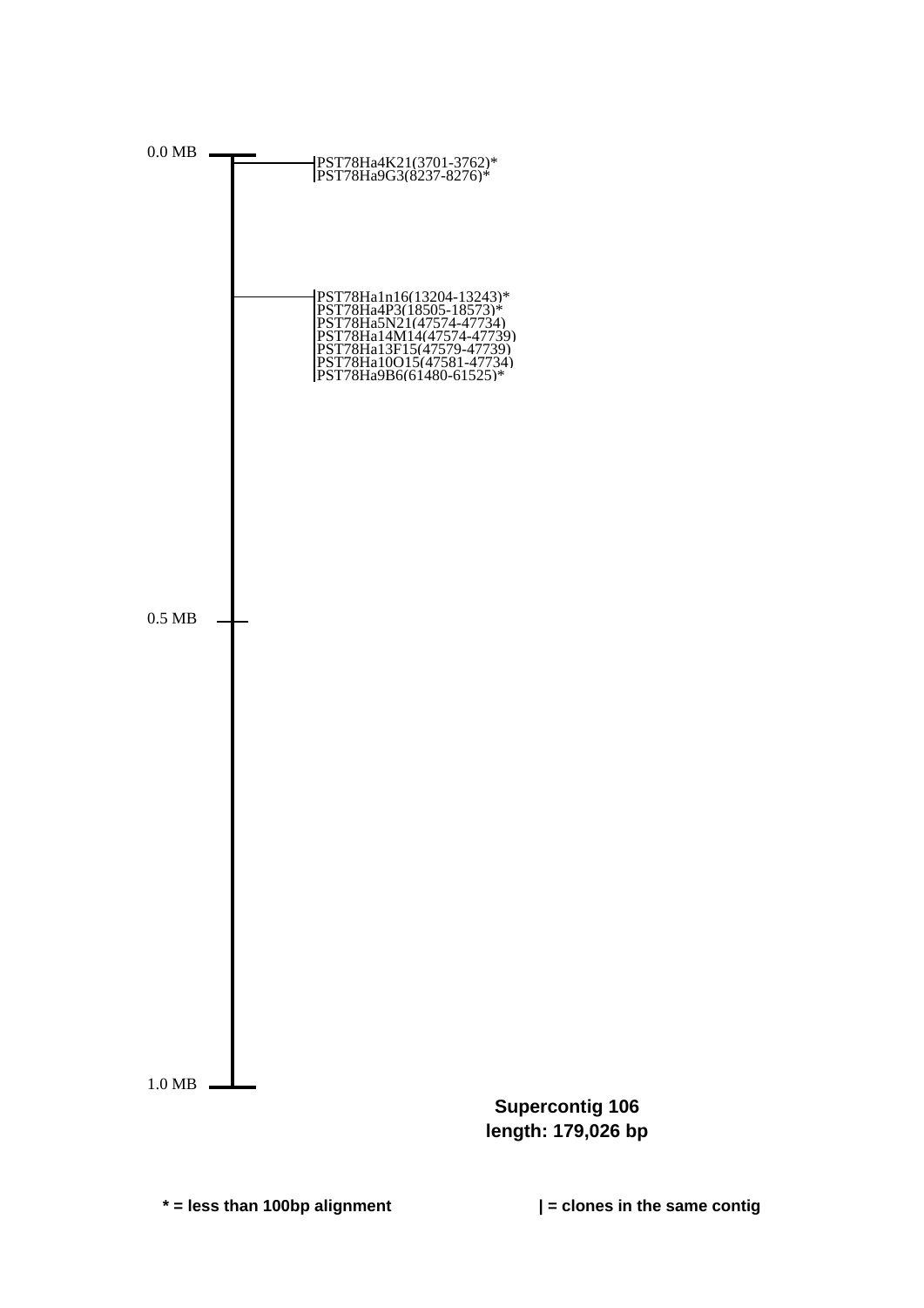0.0 MB

PST78Ha4K21(3701-3762)*
PST78Ha9G3(8237-8276)*

PST78Ha1n16(13204-13243)*
PST78Ha4P3(18505-18573)*
PST78Ha5N21(47574-47734)
PST78Ha14M14(47574-47739)
PST78Ha13F15(47579-47739)
PST78Ha10O15(47581-47734)
PST78Ha9B6(61480-61525)*

0.5 MB

1.0 MB

**Supercontig 106**
**length: 179,026 bp**

**\* = less than 100bp alignment**

**| = clones in the same contig**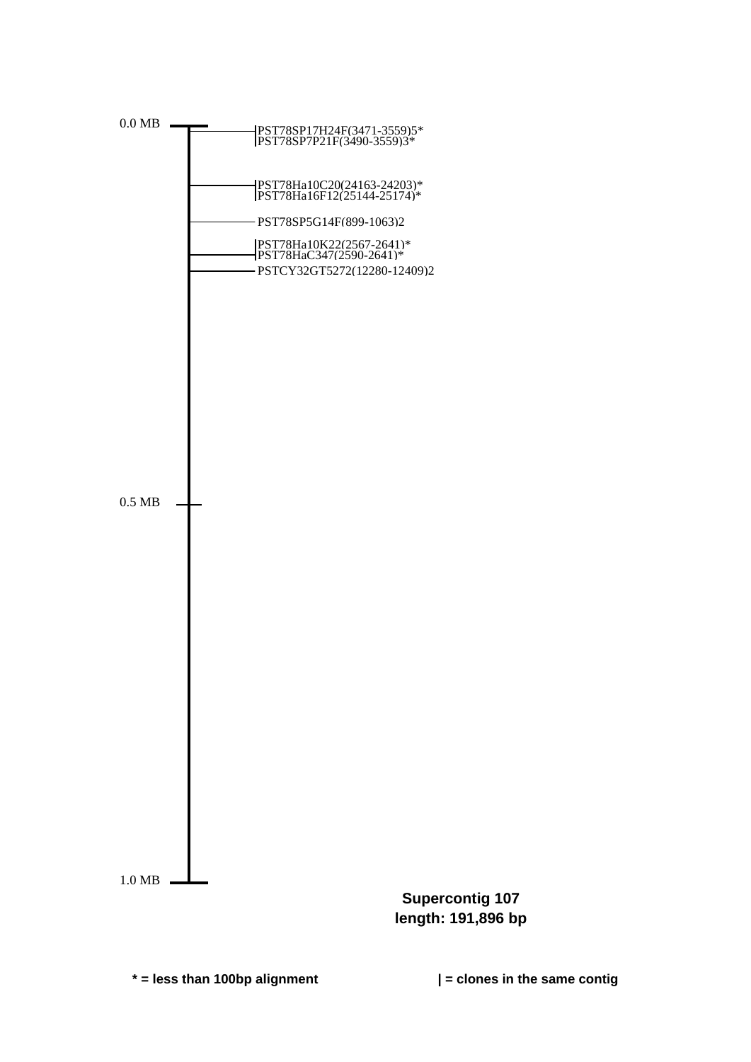0.0 MB

PST78SP17H24F(3471-3559)5*
PST78SP7P21F(3490-3559)3*

PST78Ha10C20(24163-24203)*
PST78Ha16F12(25144-25174)*

PST78SP5G14F(899-1063)2

PST78Ha10K22(2567-2641)*
PST78HaC347(2590-2641)*
PSTCY32GT5272(12280-12409)2

0.5 MB

1.0 MB

**Supercontig 107**
**length: 191,896 bp**

**\* = less than 100bp alignment**

**| = clones in the same contig**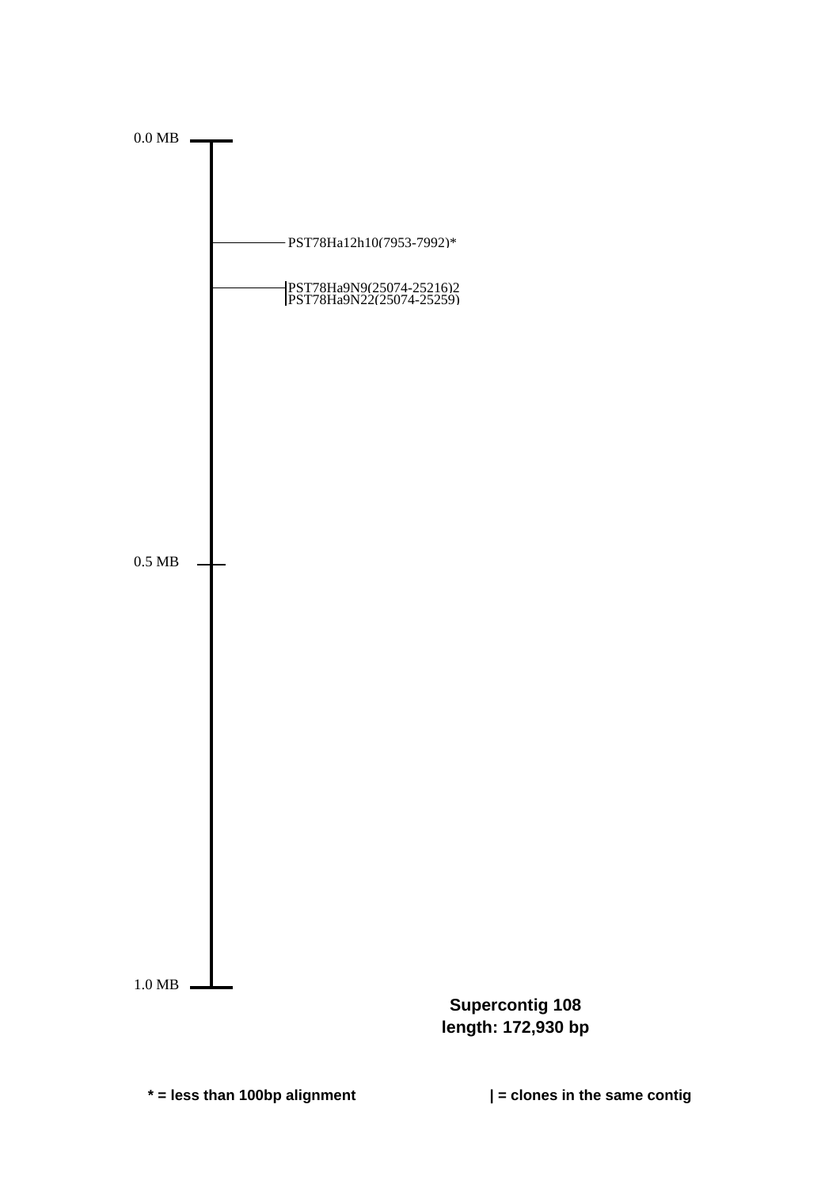0.0 MB

PST78Ha12h10(7953-7992)*

PST78Ha9N9(25074-25216)2
PST78Ha9N22(25074-25259)

0.5 MB

1.0 MB

**Supercontig 108**
**length: 172,930 bp**

**\* = less than 100bp alignment**

**| = clones in the same contig**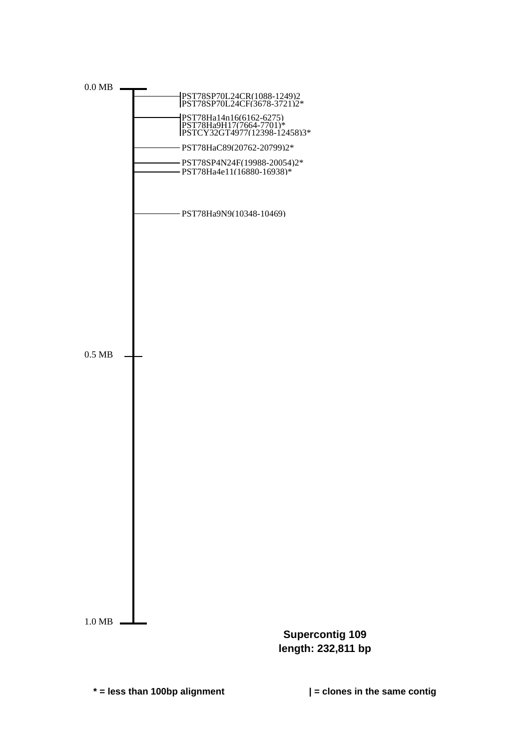0.0 MB

PST78SP70L24CR(1088-1249)2
PST78SP70L24CF(3678-3721)2*

PST78Ha14n16(6162-6275)
PST78Ha9H17(7664-7701)*
PSTCY32GT4977(12398-12458)3*

PST78HaC89(20762-20799)2*

PST78SP4N24F(19988-20054)2*
PST78Ha4e11(16880-16938)*

PST78Ha9N9(10348-10469)

0.5 MB

1.0 MB

**Supercontig 109**
**length: 232,811 bp**

**\* = less than 100bp alignment**

**| = clones in the same contig**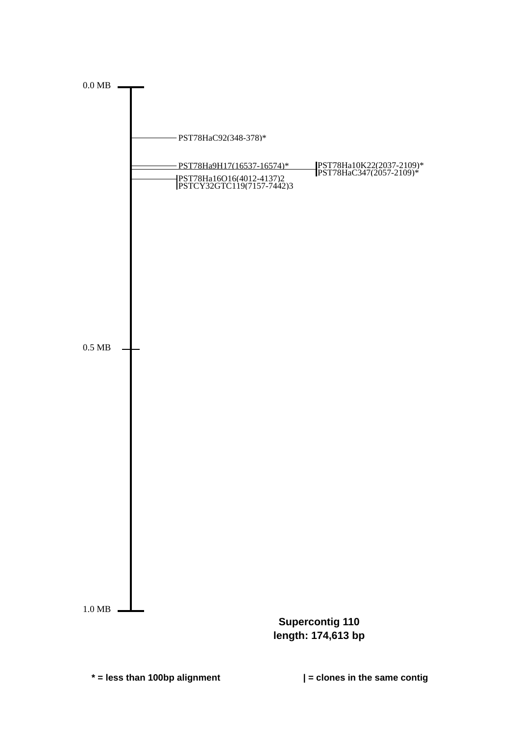0.0 MB

PST78HaC92(348-378)*

PST78Ha9H17(16537-16574)*

PST78Ha10K22(2037-2109)*
PST78HaC347(2057-2109)*

PST78Ha16O16(4012-4137)2
PSTCY32GTC119(7157-7442)3

0.5 MB

1.0 MB

**Supercontig 110**
**length: 174,613 bp**

**\* = less than 100bp alignment**

**| = clones in the same contig**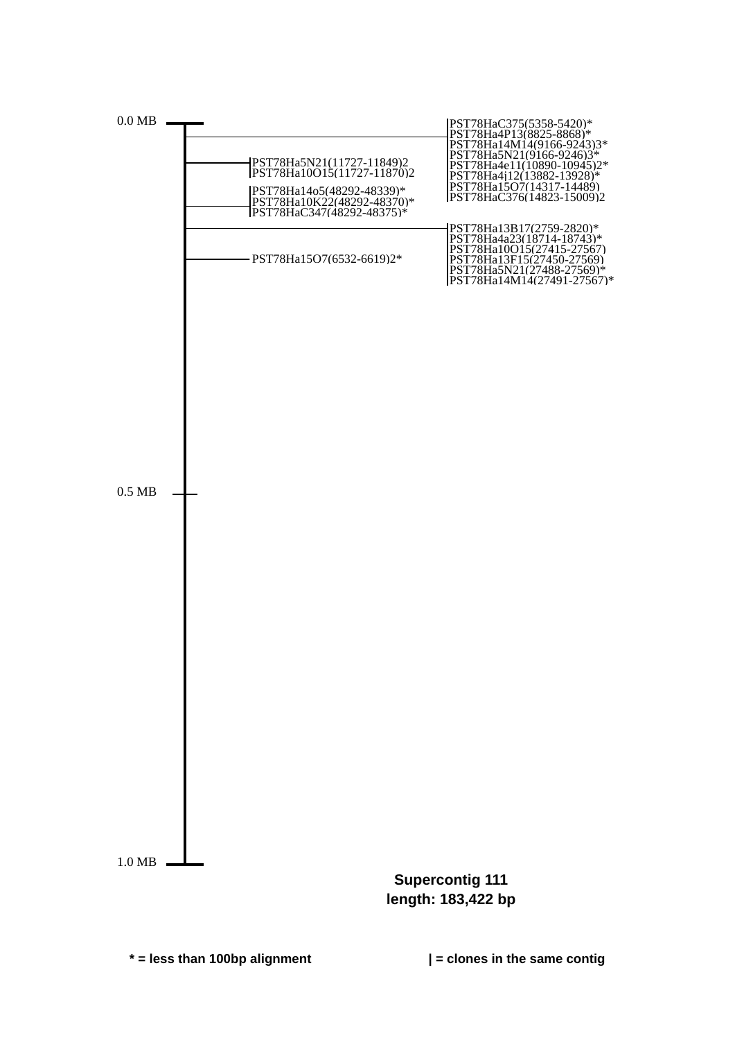0.0 MB

PST78HaC375(5358-5420)*
PST78Ha4P13(8825-8868)*
PST78Ha14M14(9166-9243)3*
PST78Ha5N21(9166-9246)3*
PST78Ha4e11(10890-10945)2*
PST78Ha4j12(13882-13928)*
PST78Ha15O7(14317-14489)
PST78HaC376(14823-15009)2

PST78Ha5N21(11727-11849)2
PST78Ha10O15(11727-11870)2

PST78Ha14o5(48292-48339)*
PST78Ha10K22(48292-48370)*
PST78HaC347(48292-48375)*

PST78Ha13B17(2759-2820)*
PST78Ha4a23(18714-18743)*
PST78Ha10O15(27415-27567)
PST78Ha13F15(27450-27569)
PST78Ha5N21(27488-27569)*
PST78Ha14M14(27491-27567)*

PST78Ha15O7(6532-6619)2*

0.5 MB

1.0 MB

**Supercontig 111**
**length: 183,422 bp**

**\* = less than 100bp alignment**

**| = clones in the same contig**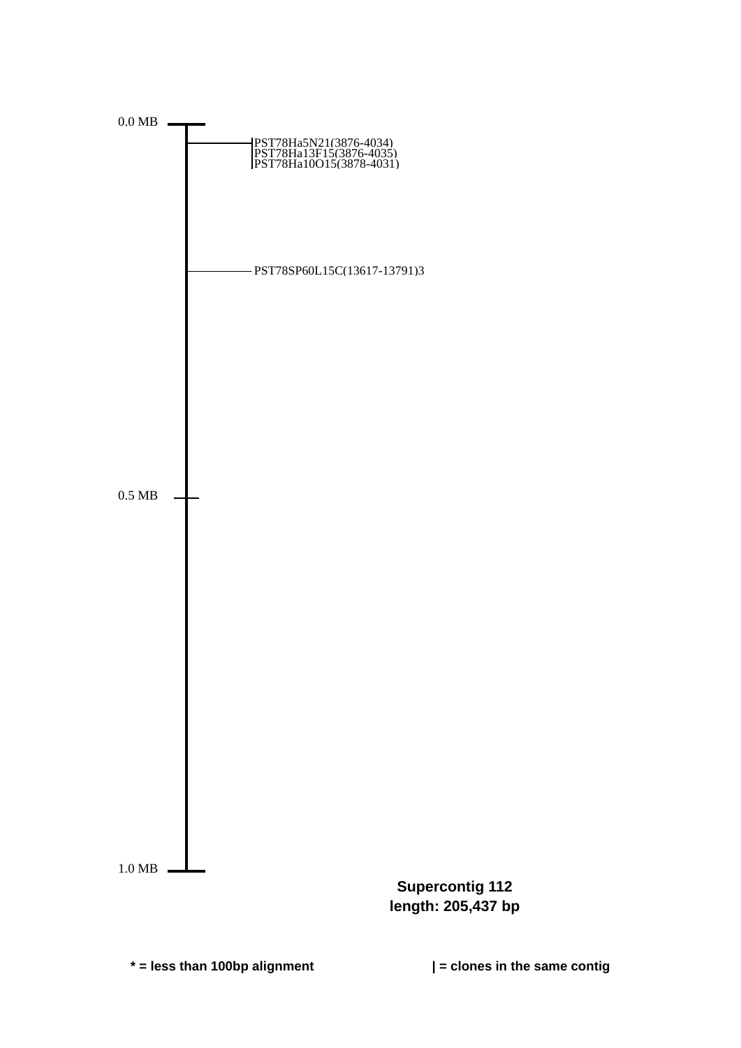0.0 MB

PST78Ha5N21(3876-4034)
PST78Ha13F15(3876-4035)
PST78Ha10O15(3878-4031)

PST78SP60L15C(13617-13791)3

0.5 MB

1.0 MB

**Supercontig 112**
**length: 205,437 bp**

**\* = less than 100bp alignment**

**| = clones in the same contig**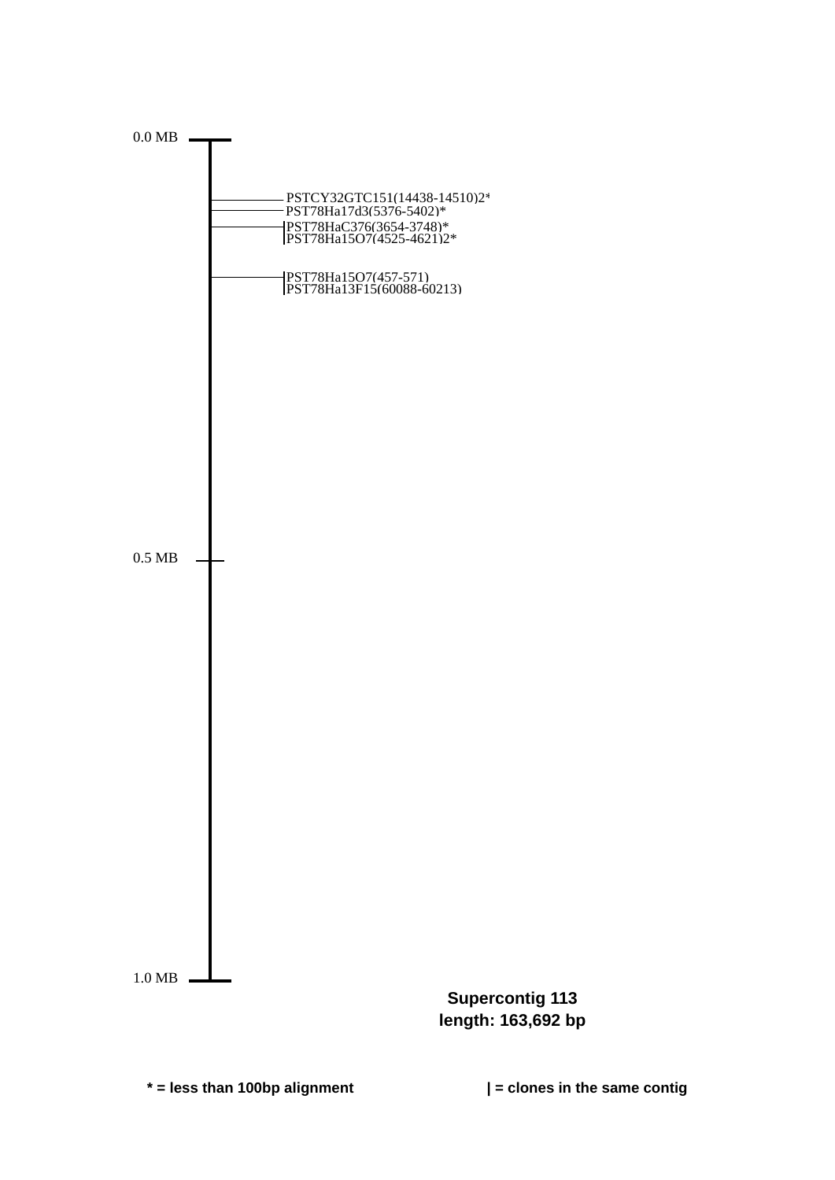0.0 MB

PSTCY32GTC151(14438-14510)2*
PST78Ha17d3(5376-5402)*
|PST78HaC376(3654-3748)*
|PST78Ha15O7(4525-4621)2*

|PST78Ha15O7(457-571)
|PST78Ha13F15(60088-60213)

0.5 MB

1.0 MB

**Supercontig 113**
**length: 163,692 bp**

**\* = less than 100bp alignment** **| = clones in the same contig**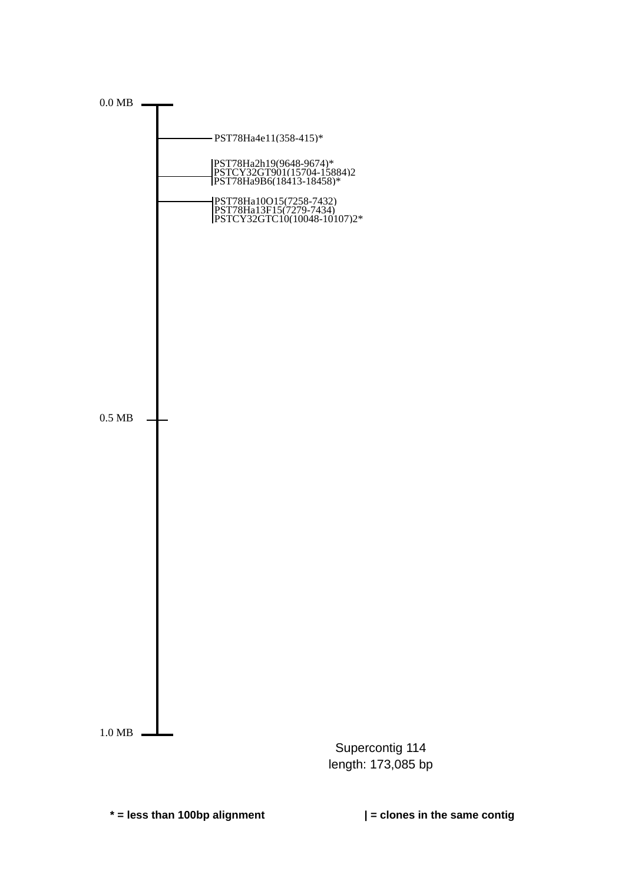0.0 MB

PST78Ha4e11(358-415)*

PST78Ha2h19(9648-9674)*
PSTCY32GT901(15704-15884)2
PST78Ha9B6(18413-18458)*

PST78Ha10O15(7258-7432)
PST78Ha13F15(7279-7434)
PSTCY32GTC10(10048-10107)2*

0.5 MB

1.0 MB

Supercontig 114
length: 173,085 bp

**\* = less than 100bp alignment**

**| = clones in the same contig**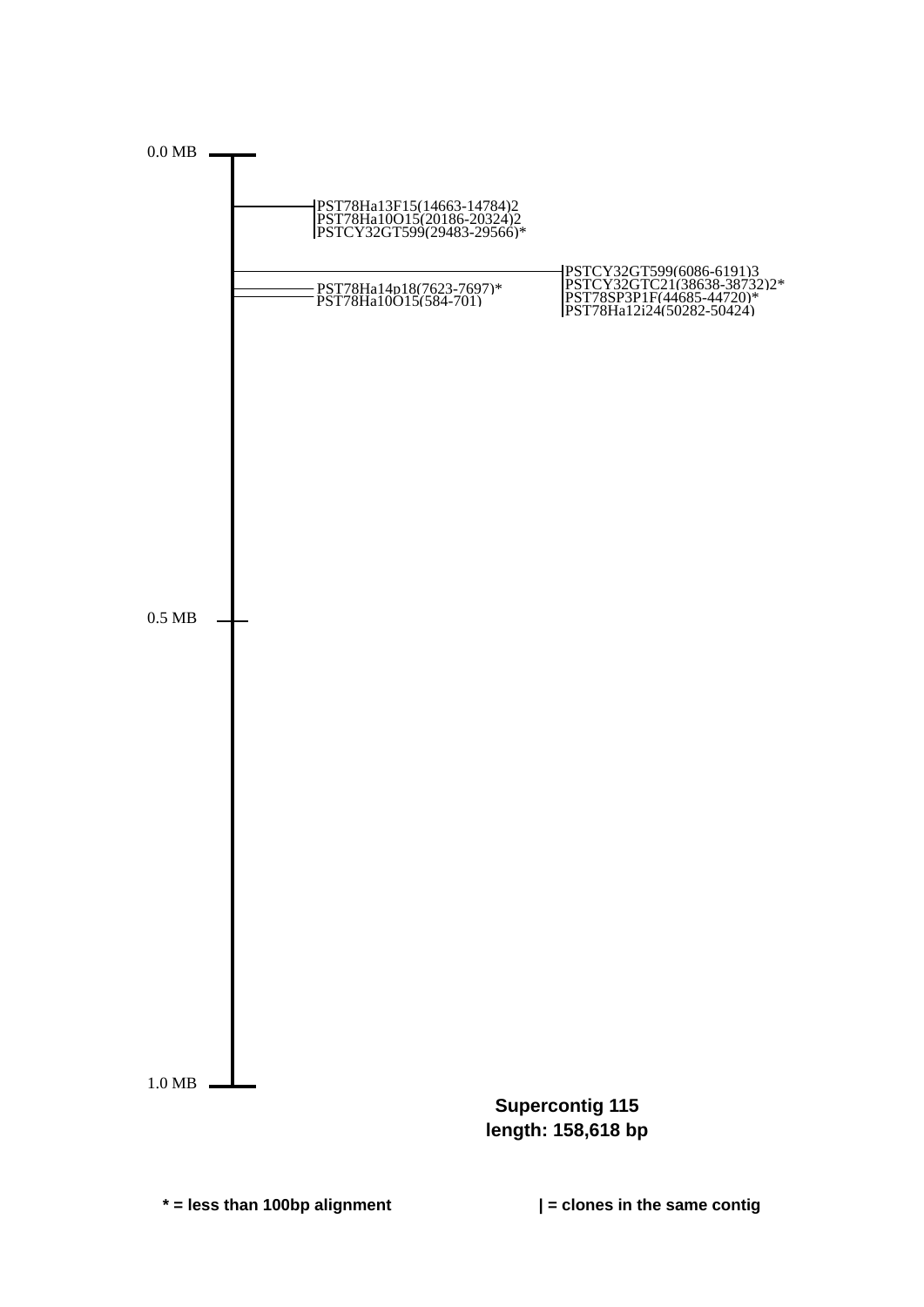0.0 MB

PST78Ha13F15(14663-14784)2
PST78Ha10O15(20186-20324)2
PSTCY32GT599(29483-29566)*

PSTCY32GT599(6086-6191)3
PSTCY32GTC21(38638-38732)2*
PST78SP3P1F(44685-44720)*
PST78Ha12i24(50282-50424)

PST78Ha14p18(7623-7697)*
PST78Ha10O15(584-701)

0.5 MB

1.0 MB

**Supercontig 115**
**length: 158,618 bp**

**\* = less than 100bp alignment**

**| = clones in the same contig**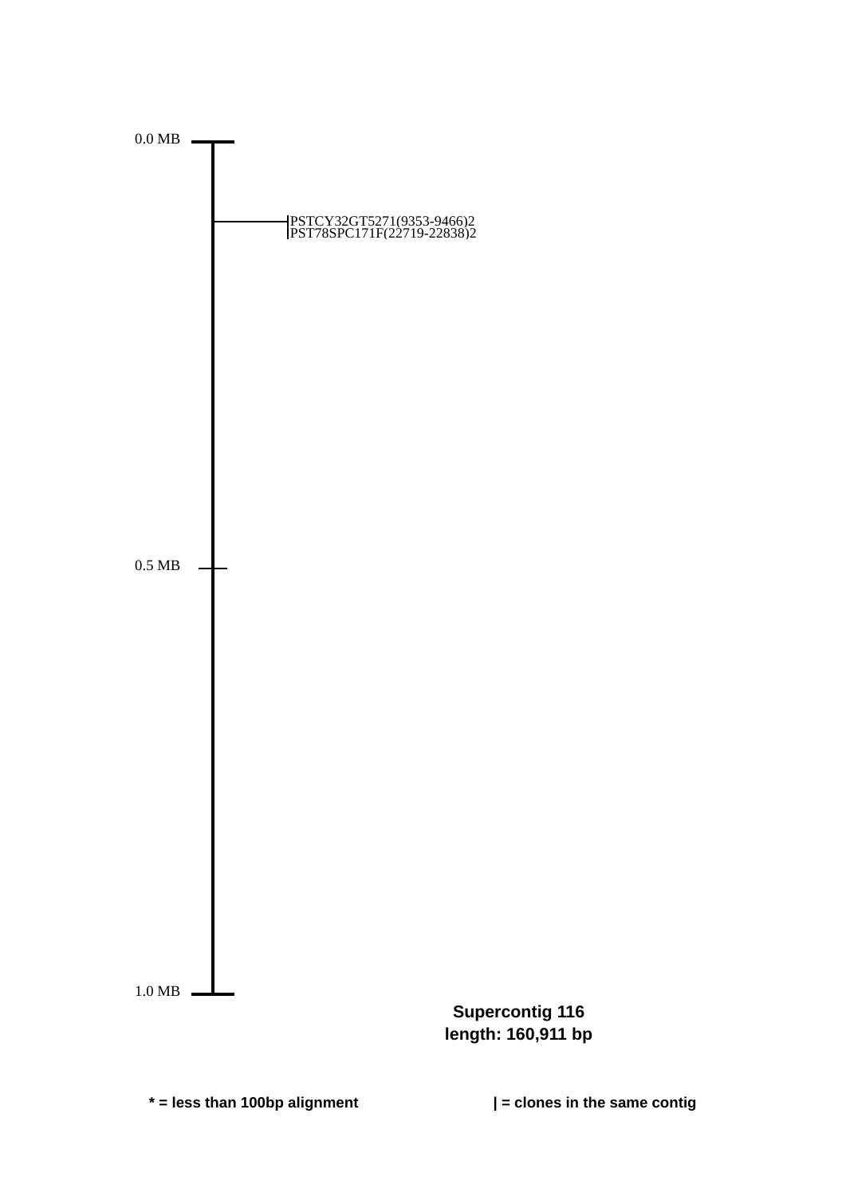0.0 MB

PSTCY32GT5271(9353-9466)2
PST78SPC171F(22719-22838)2

0.5 MB

1.0 MB

**Supercontig 116**
**length: 160,911 bp**

**\* = less than 100bp alignment**

**| = clones in the same contig**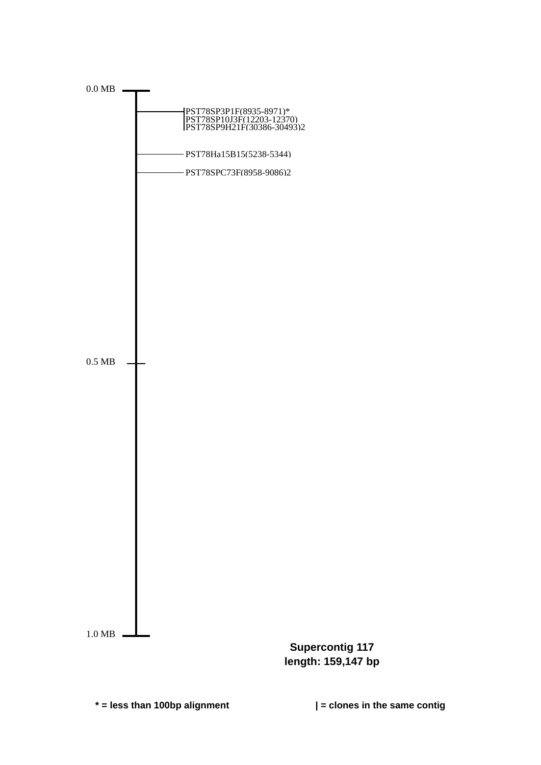0.0 MB

PST78SP3P1F(8935-8971)*
PST78SP10J3F(12203-12370)
PST78SP9H21F(30386-30493)2

PST78Ha15B15(5238-5344)

PST78SPC73F(8958-9086)2

0.5 MB

1.0 MB

**Supercontig 117**
**length: 159,147 bp**

**\* = less than 100bp alignment**

**| = clones in the same contig**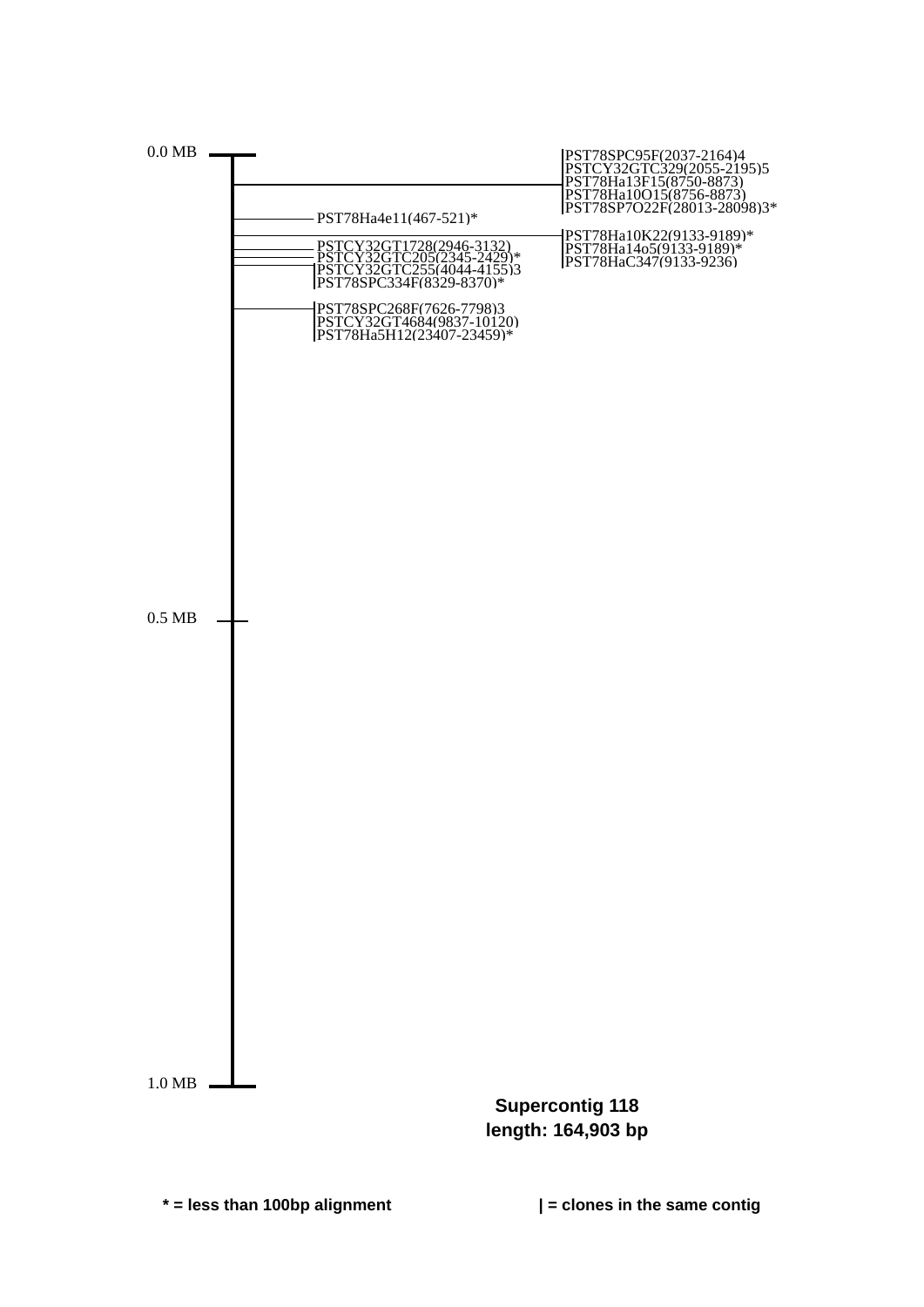0.0 MB

PST78SPC95F(2037-2164)4
PSTCY32GTC329(2055-2195)5
PST78Ha13F15(8750-8873)
PST78Ha10O15(8756-8873)
PST78SP7O22F(28013-28098)3*

PST78Ha4e11(467-521)*

PST78Ha10K22(9133-9189)*
PST78Ha14o5(9133-9189)*
PST78HaC347(9133-9236)

PSTCY32GT1728(2946-3132)
PSTCY32GTC205(2345-2429)*
PSTCY32GTC255(4044-4155)3
PST78SPC334F(8329-8370)*

PST78SPC268F(7626-7798)3
PSTCY32GT4684(9837-10120)
PST78Ha5H12(23407-23459)*

0.5 MB

1.0 MB

**Supercontig 118**
**length: 164,903 bp**

**\* = less than 100bp alignment**

**| = clones in the same contig**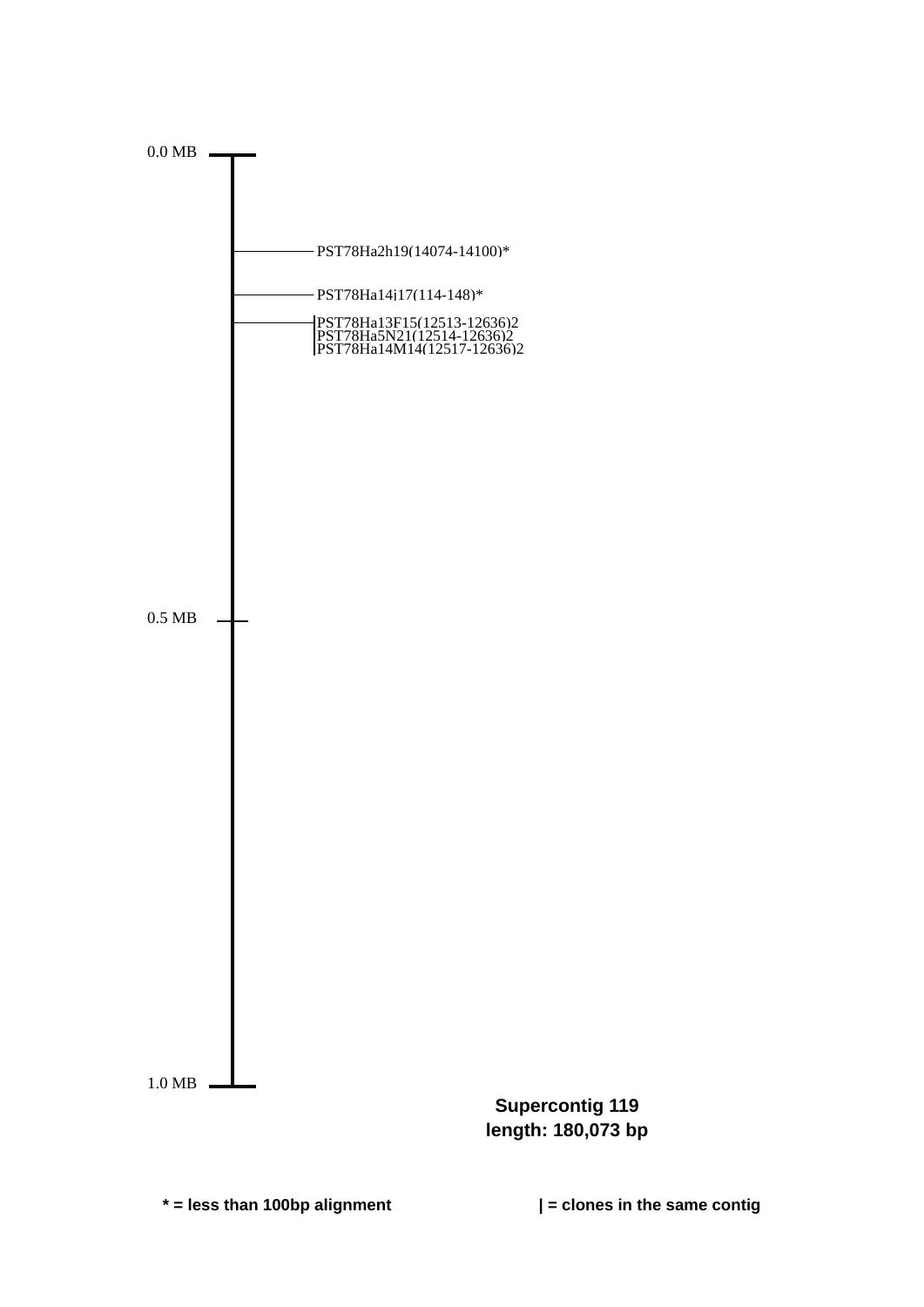0.0 MB

PST78Ha2h19(14074-14100)*

PST78Ha14j17(114-148)*

PST78Ha13F15(12513-12636)2
PST78Ha5N21(12514-12636)2
PST78Ha14M14(12517-12636)2

0.5 MB

1.0 MB

**Supercontig 119**
**length: 180,073 bp**

**\* = less than 100bp alignment**

**| = clones in the same contig**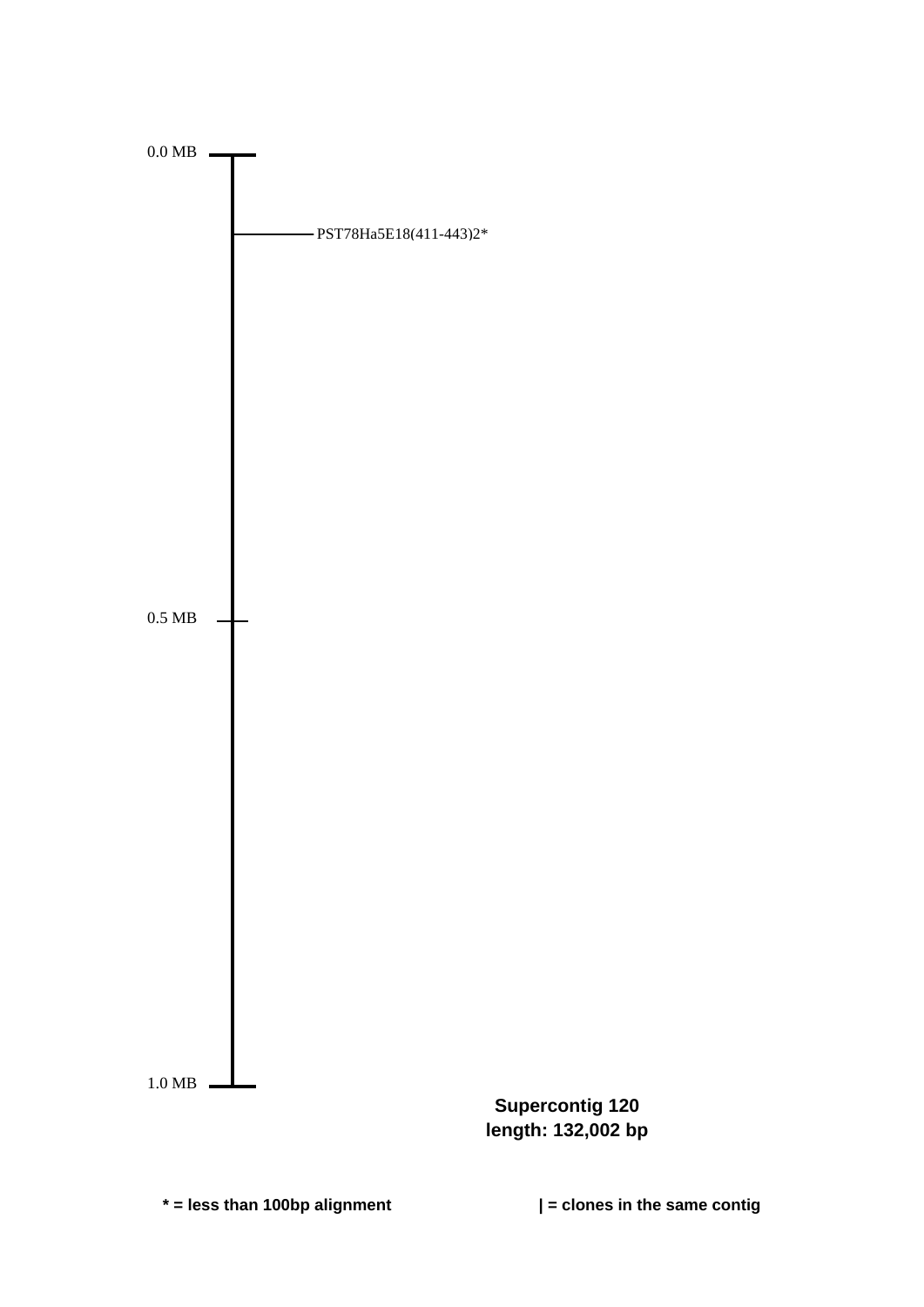0.0 MB

PST78Ha5E18(411-443)2*

0.5 MB

1.0 MB

**Supercontig 120**
**length: 132,002 bp**

**\* = less than 100bp alignment**

**| = clones in the same contig**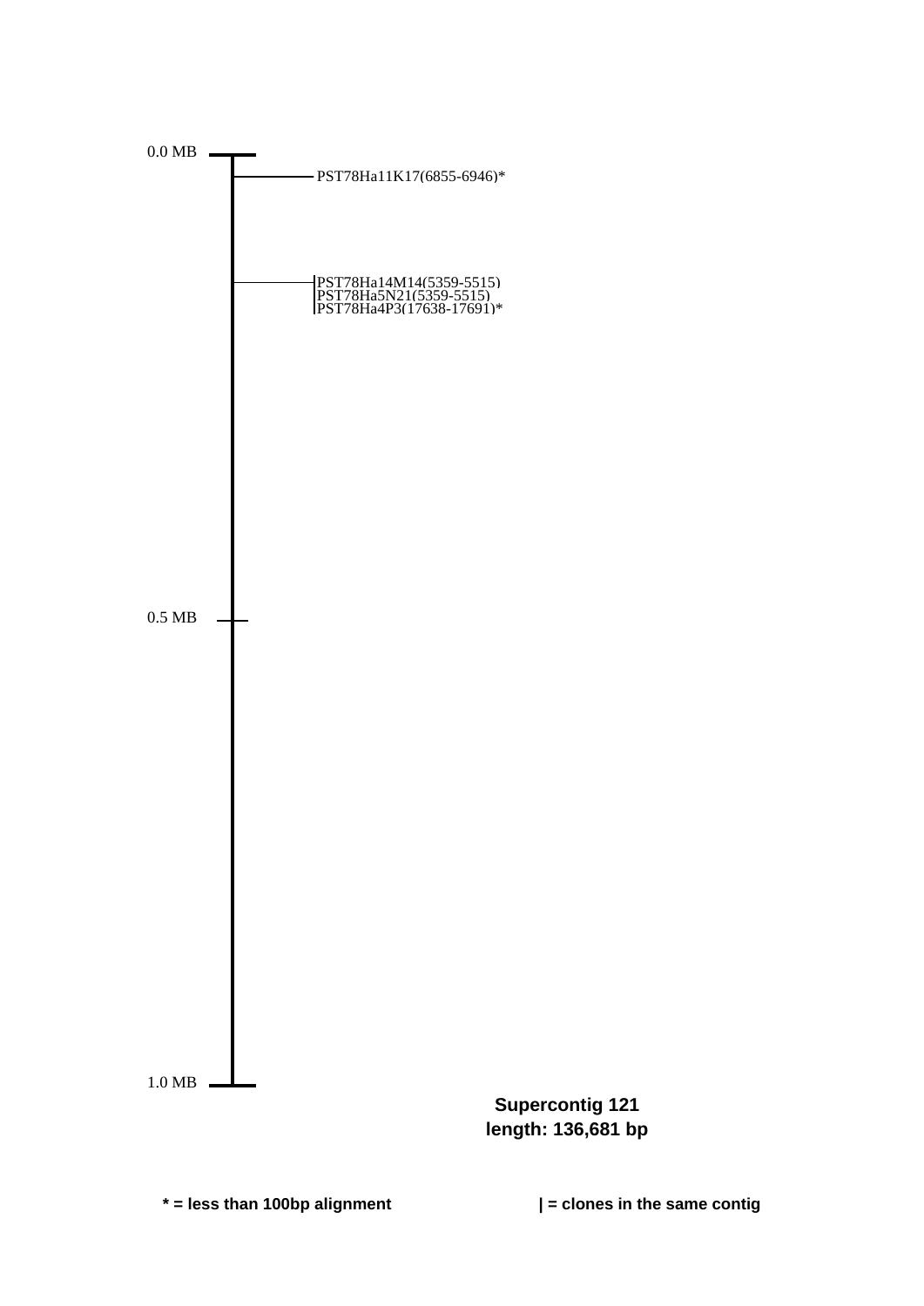0.0 MB

PST78Ha11K17(6855-6946)*

|PST78Ha14M14(5359-5515)
|PST78Ha5N21(5359-5515)
|PST78Ha4P3(17638-17691)*

0.5 MB

1.0 MB

**Supercontig 121**
**length: 136,681 bp**

**\* = less than 100bp alignment**

**| = clones in the same contig**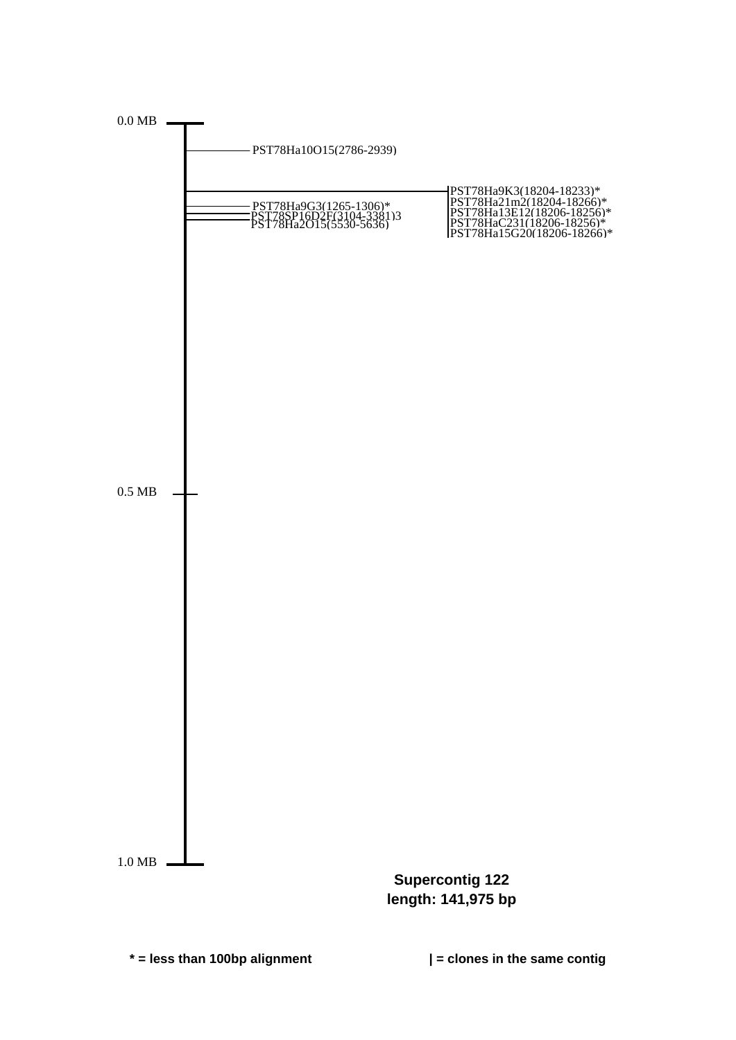0.0 MB

PST78Ha10O15(2786-2939)

PST78Ha9G3(1265-1306)*
PST78SP16D2F(3104-3381)3
PST78Ha2O15(5530-5636)

PST78Ha9K3(18204-18233)*
PST78Ha21m2(18204-18266)*
PST78Ha13E12(18206-18256)*
PST78HaC231(18206-18256)*
PST78Ha15G20(18206-18266)*

0.5 MB

1.0 MB

**Supercontig 122**
**length: 141,975 bp**

**\* = less than 100bp alignment**

**| = clones in the same contig**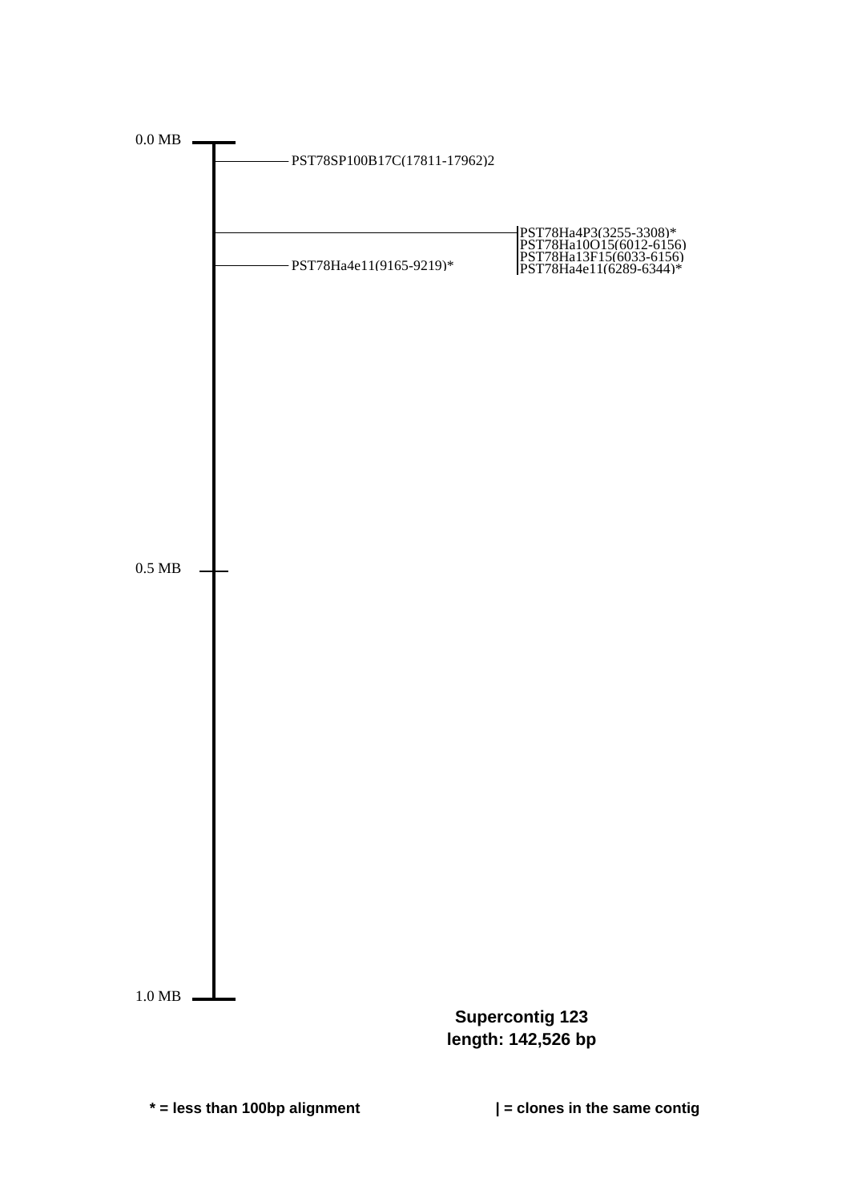0.0 MB

PST78SP100B17C(17811-17962)2

PST78Ha4P3(3255-3308)*
PST78Ha10O15(6012-6156)
PST78Ha13F15(6033-6156)
PST78Ha4e11(6289-6344)*

PST78Ha4e11(9165-9219)*

0.5 MB

1.0 MB

**Supercontig 123**
**length: 142,526 bp**

**\* = less than 100bp alignment**

**| = clones in the same contig**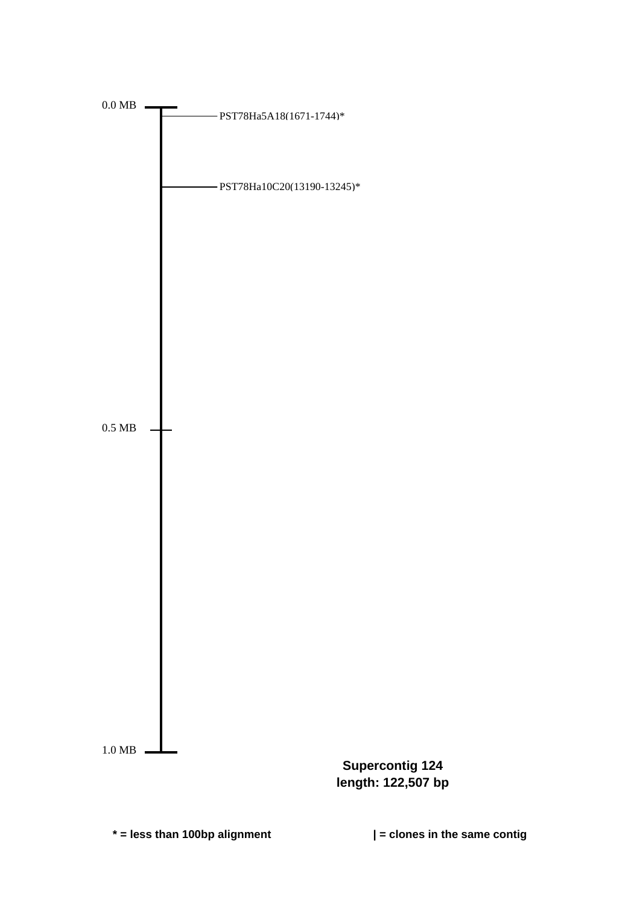0.0 MB

PST78Ha5A18(1671-1744)*

PST78Ha10C20(13190-13245)*

0.5 MB

1.0 MB

**Supercontig 124**
**length: 122,507 bp**

**\* = less than 100bp alignment**

**| = clones in the same contig**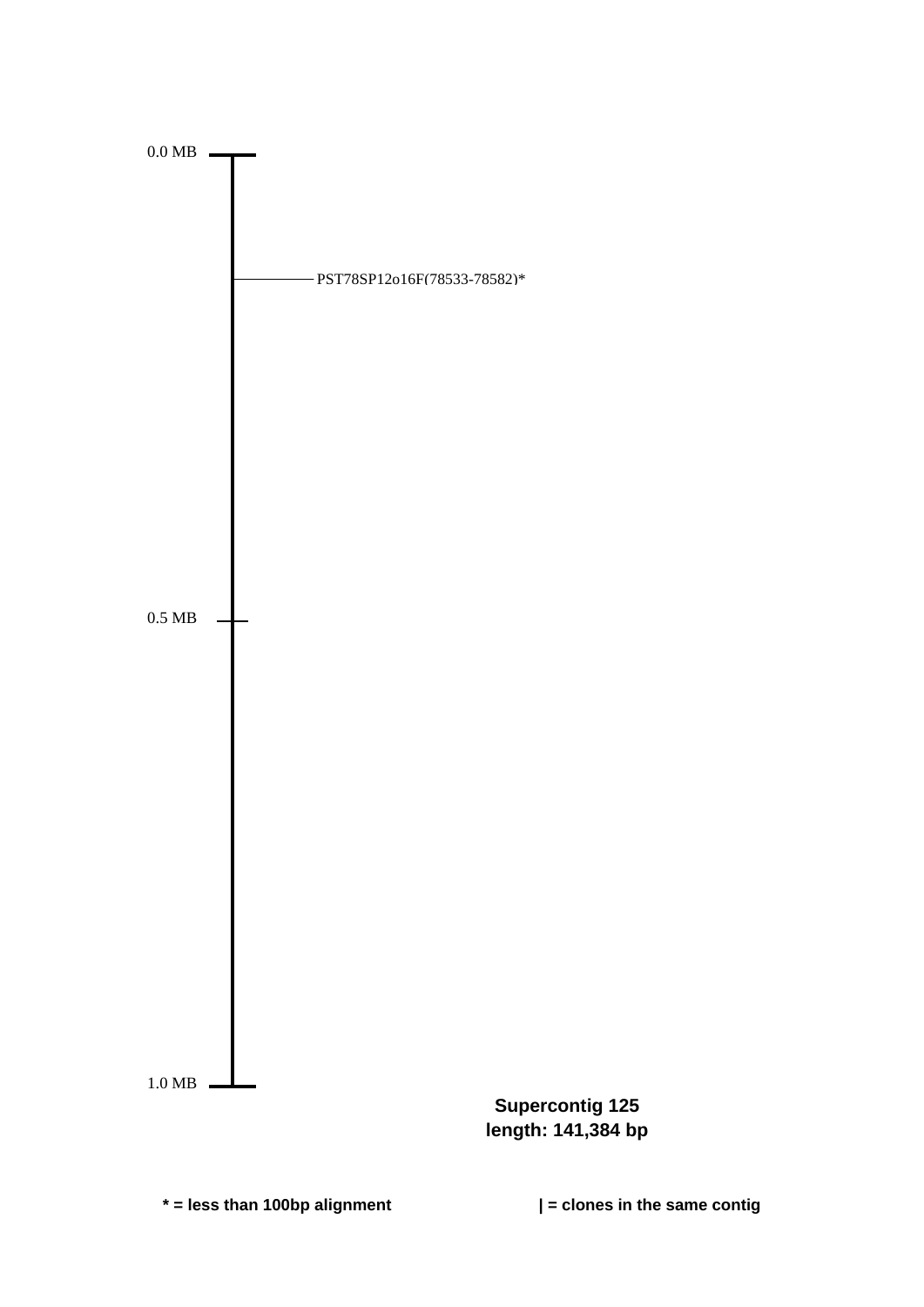0.0 MB

PST78SP12o16F(78533-78582)*

0.5 MB

1.0 MB

**Supercontig 125**
**length: 141,384 bp**

**\* = less than 100bp alignment**

**| = clones in the same contig**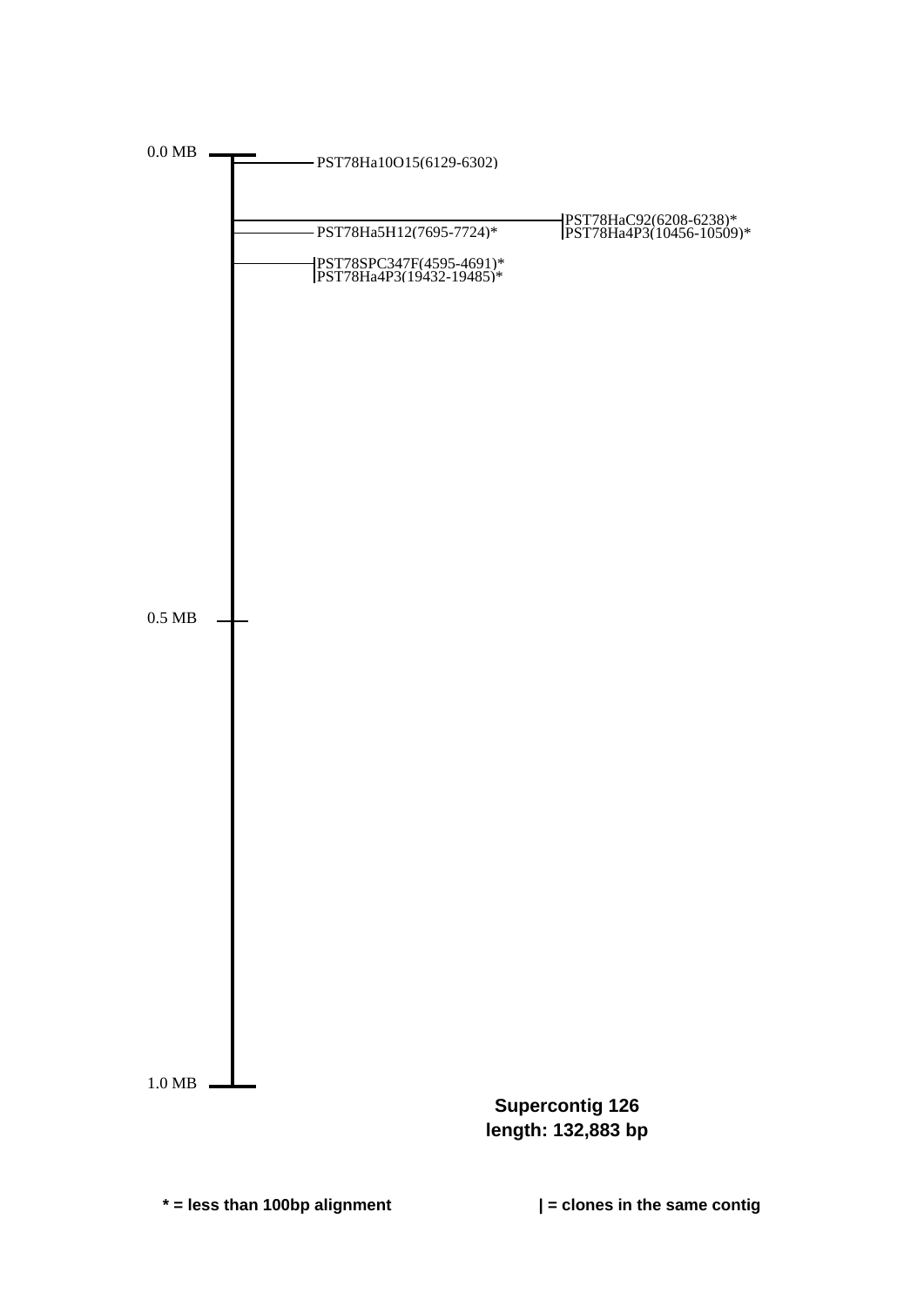0.0 MB

PST78Ha10O15(6129-6302)

PST78HaC92(6208-6238)*
PST78Ha4P3(10456-10509)*

PST78Ha5H12(7695-7724)*

PST78SPC347F(4595-4691)*
PST78Ha4P3(19432-19485)*

0.5 MB

1.0 MB

**Supercontig 126**
**length: 132,883 bp**

**\* = less than 100bp alignment**

**| = clones in the same contig**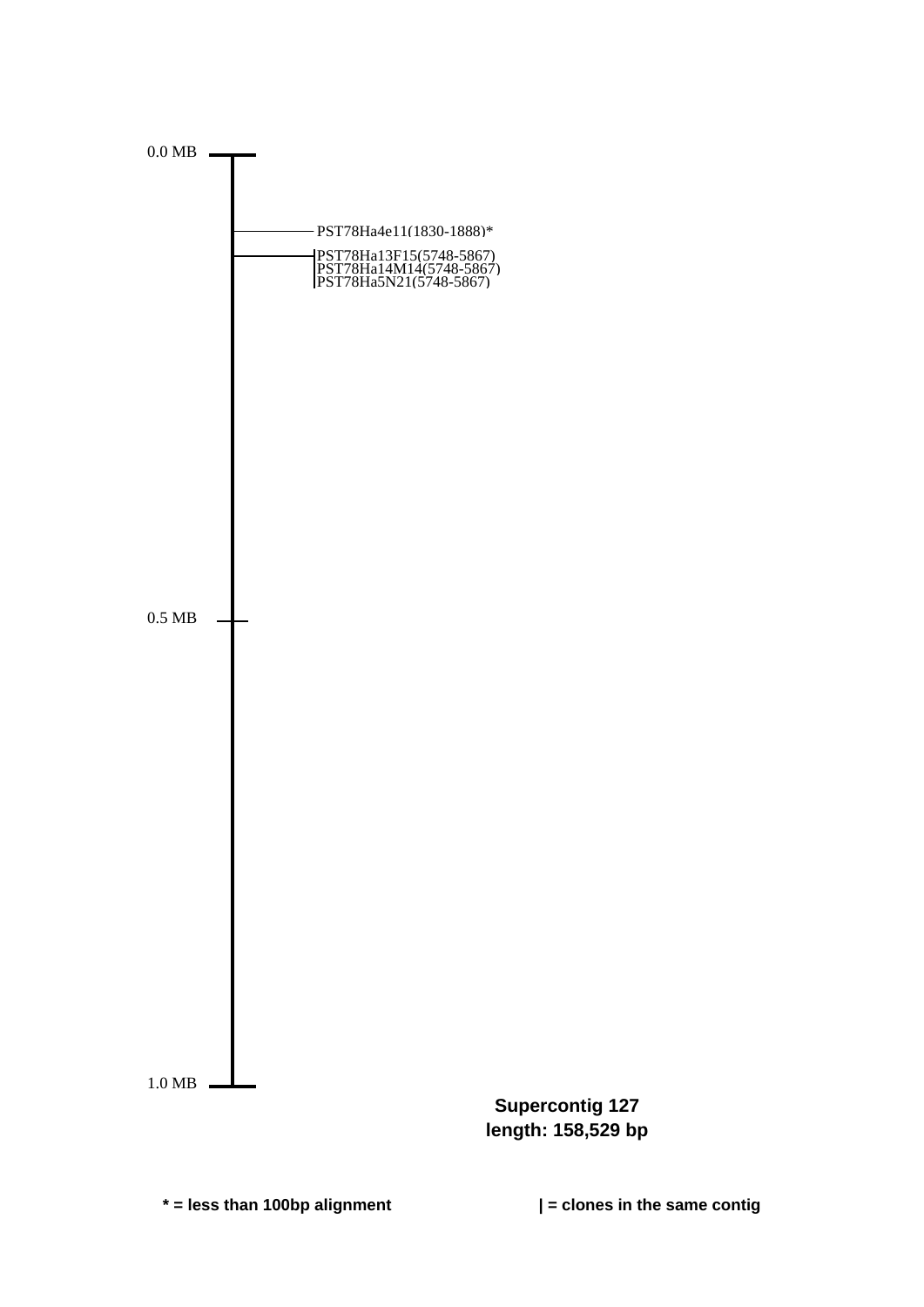0.0 MB

PST78Ha4e11(1830-1888)*

|PST78Ha13F15(5748-5867)
|PST78Ha14M14(5748-5867)
|PST78Ha5N21(5748-5867)

0.5 MB

1.0 MB

**Supercontig 127**
**length: 158,529 bp**

**\* = less than 100bp alignment**

**| = clones in the same contig**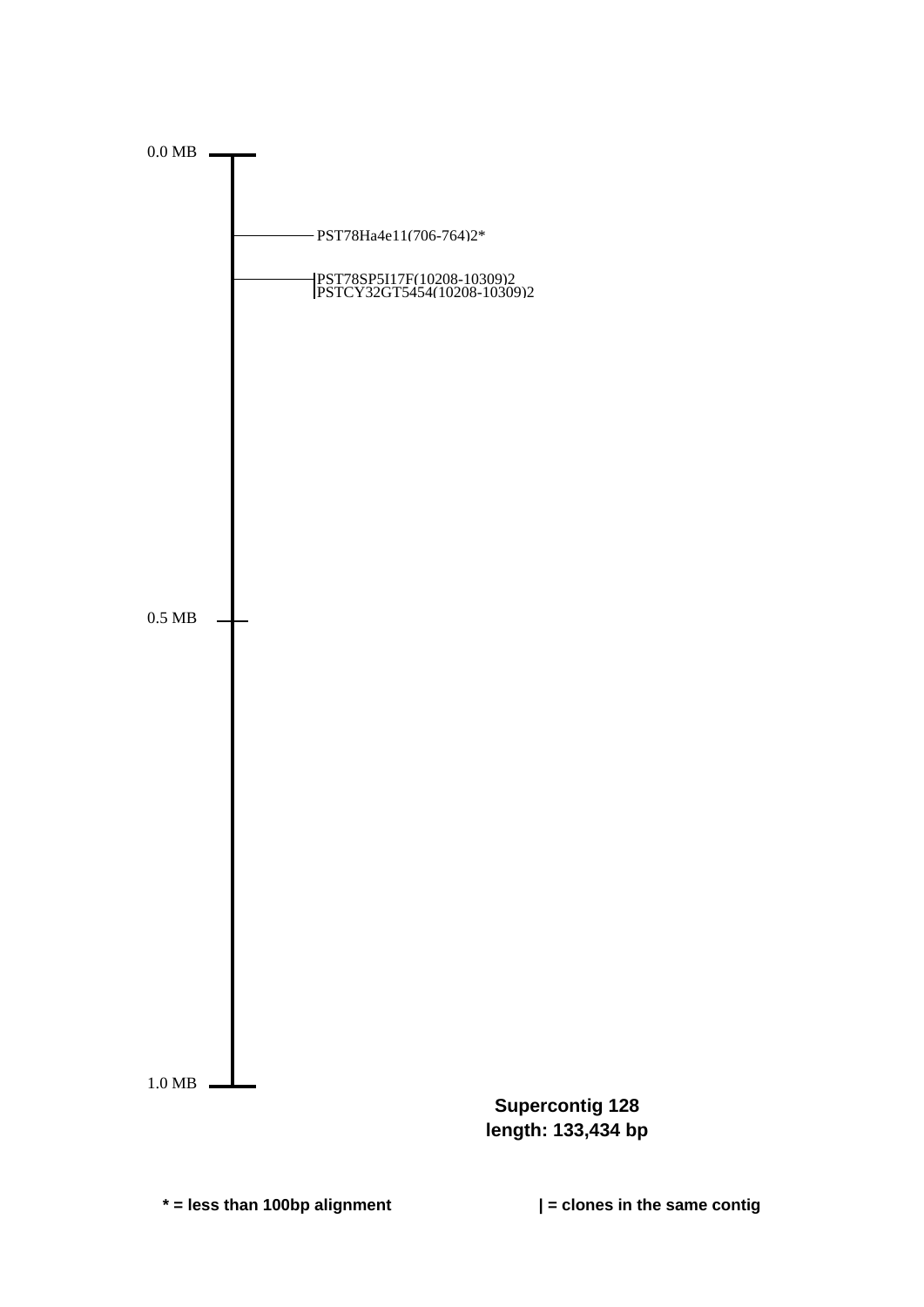0.0 MB

PST78Ha4e11(706-764)2*

|PST78SP5I17F(10208-10309)2
|PSTCY32GT5454(10208-10309)2

0.5 MB

1.0 MB

**Supercontig 128**
**length: 133,434 bp**

**\* = less than 100bp alignment**

**| = clones in the same contig**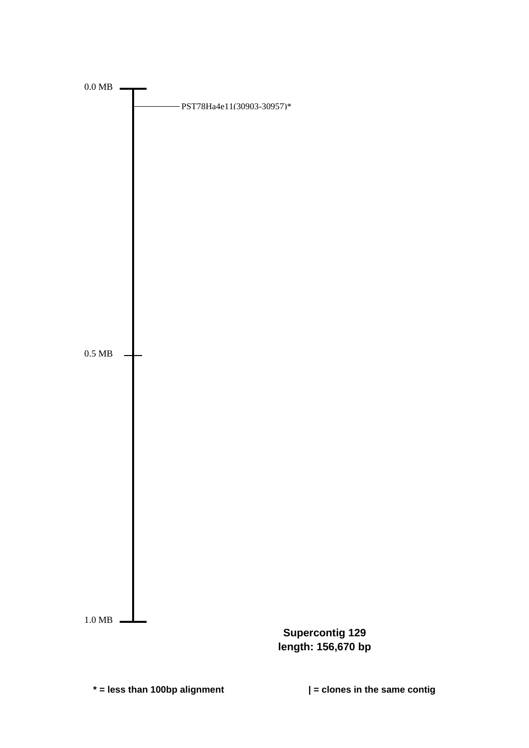0.0 MB

PST78Ha4e11(30903-30957)*

0.5 MB

1.0 MB

**Supercontig 129**
**length: 156,670 bp**

**\* = less than 100bp alignment**

**| = clones in the same contig**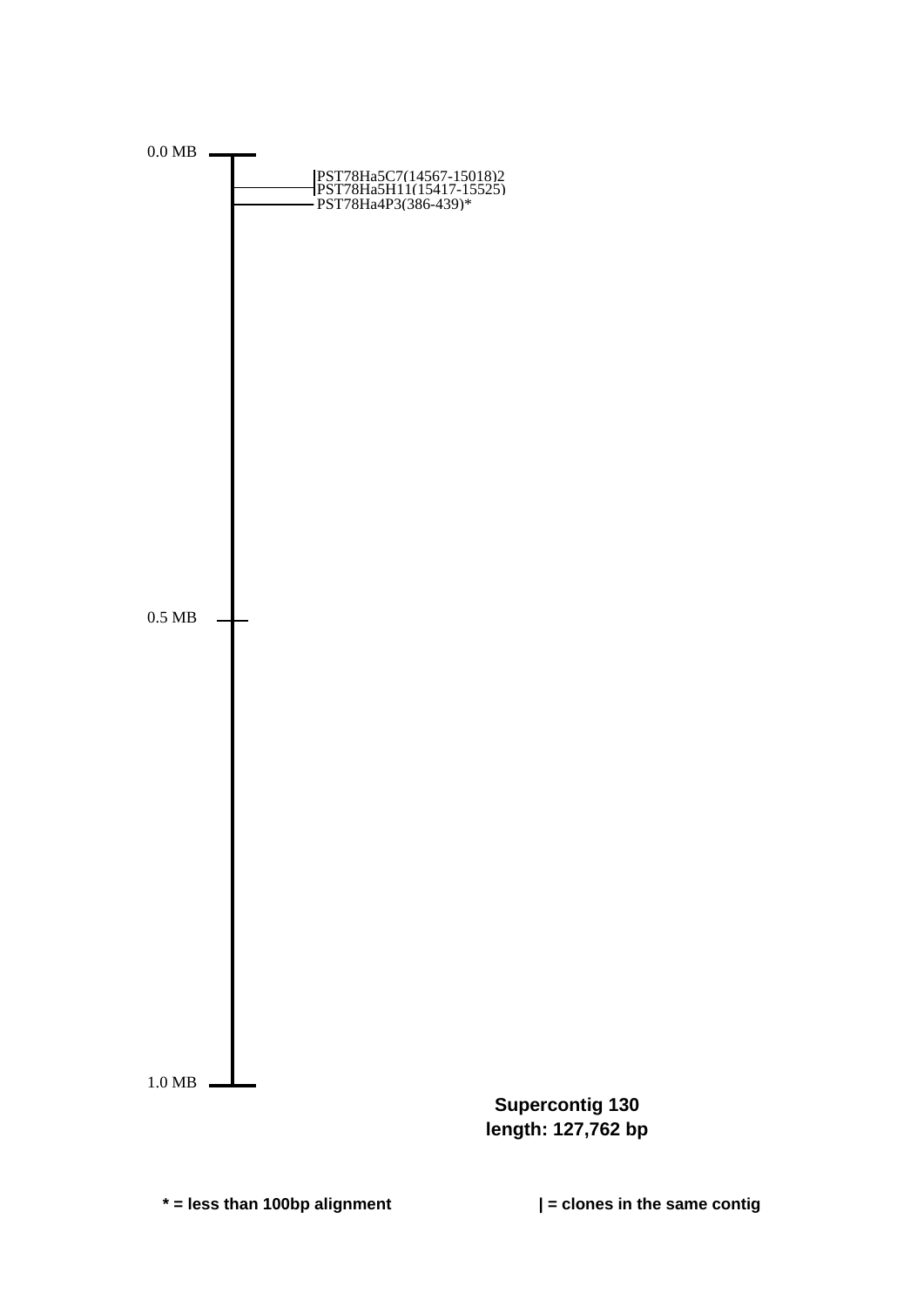0.0 MB

PST78Ha5C7(14567-15018)2
PST78Ha5H11(15417-15525)
PST78Ha4P3(386-439)*

0.5 MB

1.0 MB

**Supercontig 130**
**length: 127,762 bp**

**\* = less than 100bp alignment**

**| = clones in the same contig**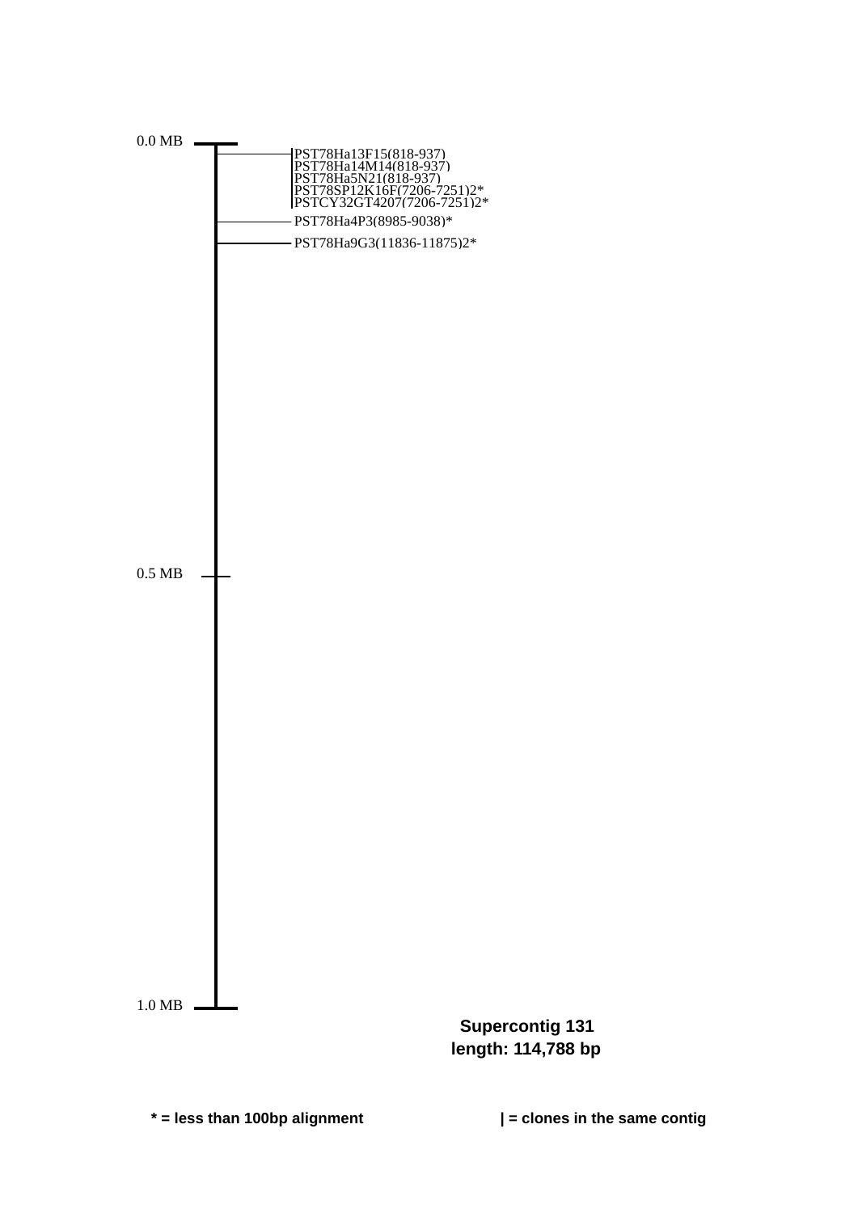0.0 MB

PST78Ha13F15(818-937)
PST78Ha14M14(818-937)
PST78Ha5N21(818-937)
PST78SP12K16F(7206-7251)2*
PSTCY32GT4207(7206-7251)2*

PST78Ha4P3(8985-9038)*

PST78Ha9G3(11836-11875)2*

0.5 MB

1.0 MB

**Supercontig 131**
**length: 114,788 bp**

**\* = less than 100bp alignment**

**| = clones in the same contig**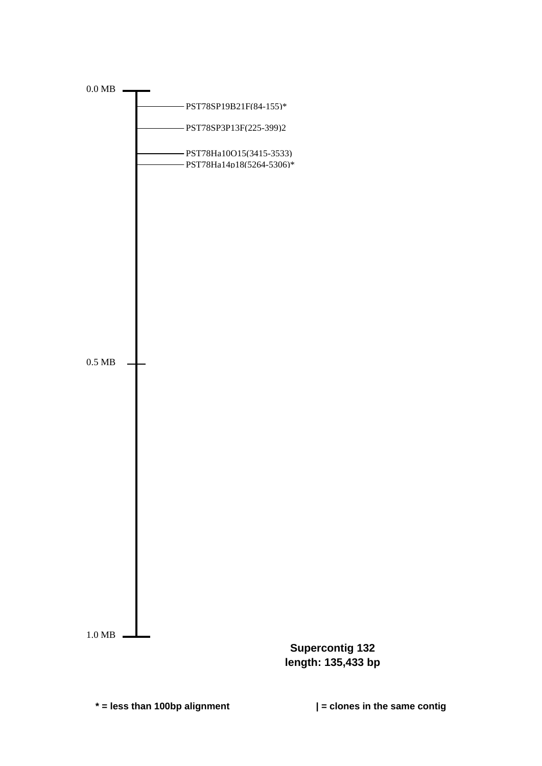0.0 MB

PST78SP19B21F(84-155)*

PST78SP3P13F(225-399)2

PST78Ha10O15(3415-3533)

PST78Ha14p18(5264-5306)*

0.5 MB

1.0 MB

**Supercontig 132**
**length: 135,433 bp**

**\* = less than 100bp alignment**

**| = clones in the same contig**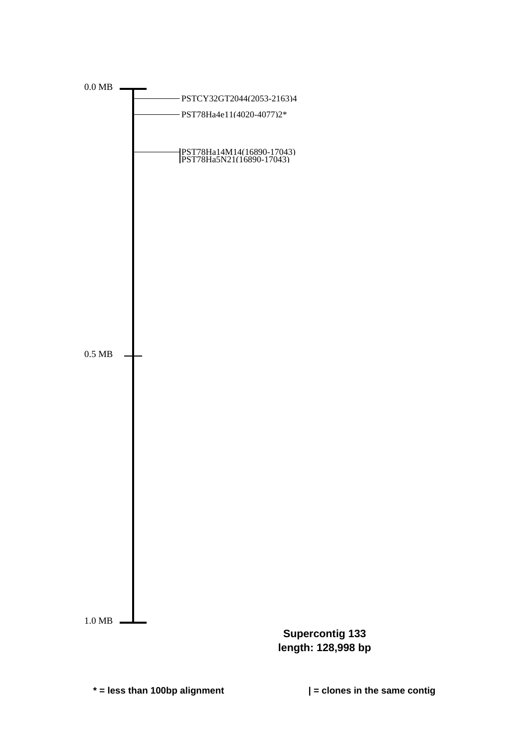0.0 MB

PSTCY32GT2044(2053-2163)4

PST78Ha4e11(4020-4077)2*

|PST78Ha14M14(16890-17043)
|PST78Ha5N21(16890-17043)

0.5 MB

1.0 MB

**Supercontig 133**
**length: 128,998 bp**

**\* = less than 100bp alignment**

**| = clones in the same contig**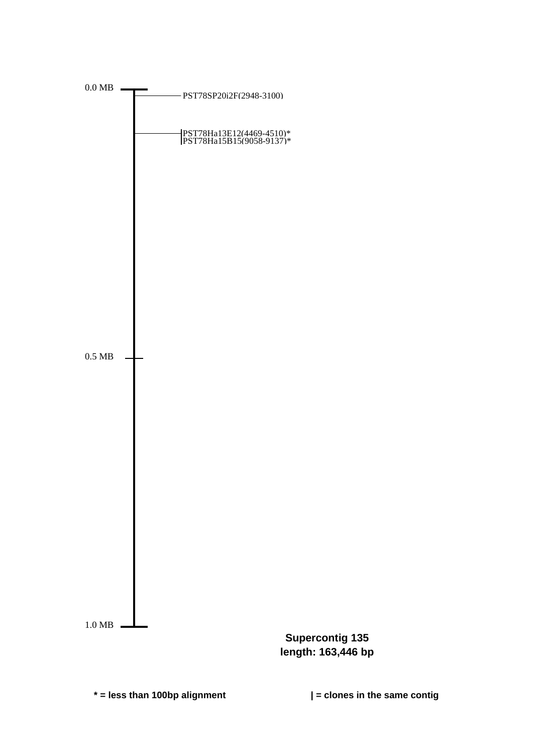0.0 MB

PST78SP20i2F(2948-3100)

|PST78Ha13E12(4469-4510)*
|PST78Ha15B15(9058-9137)*

0.5 MB

1.0 MB

**Supercontig 135**
**length: 163,446 bp**

**\* = less than 100bp alignment**

**| = clones in the same contig**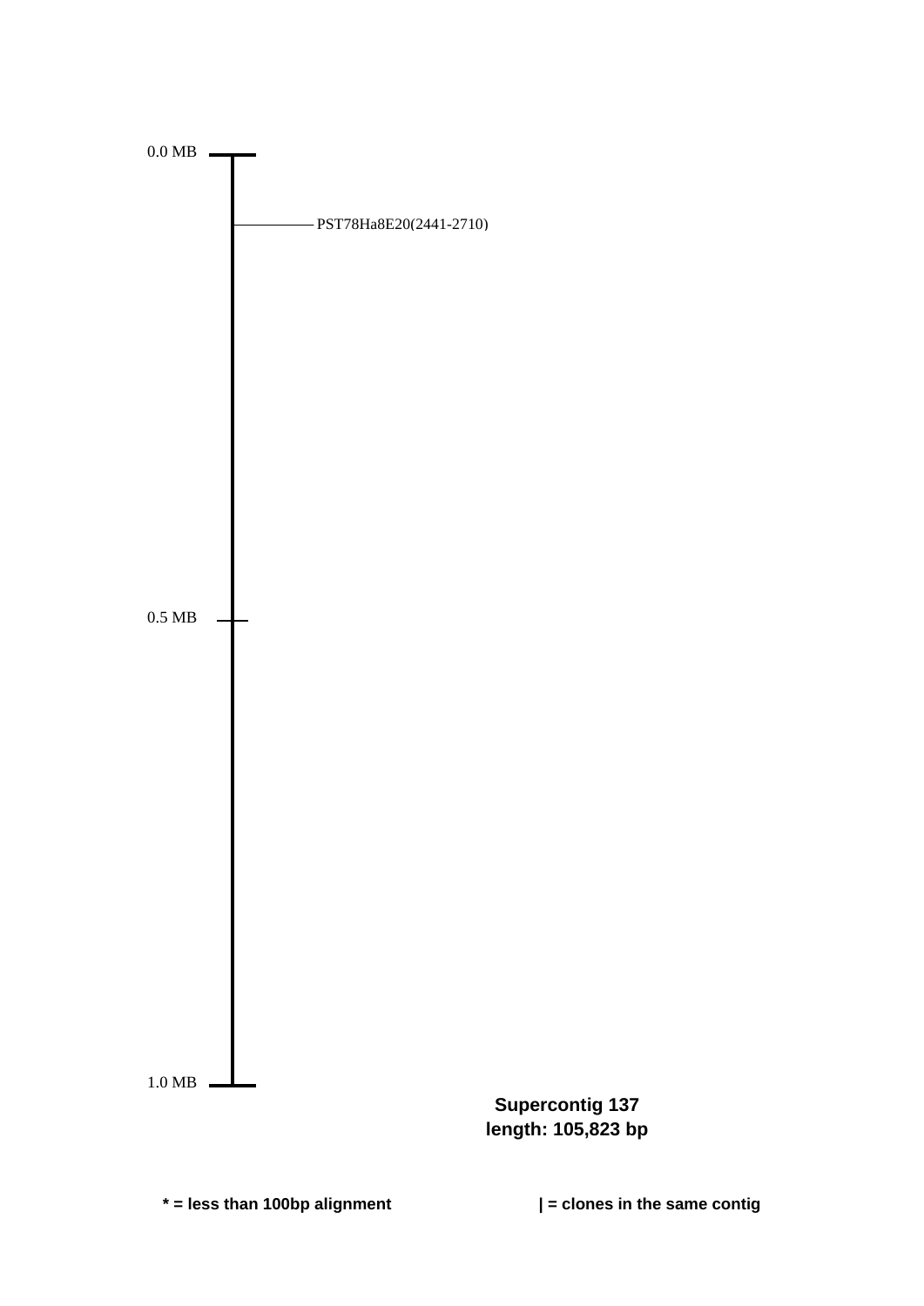0.0 MB

PST78Ha8E20(2441-2710)

0.5 MB

1.0 MB

**Supercontig 137**
**length: 105,823 bp**

**\* = less than 100bp alignment**

**| = clones in the same contig**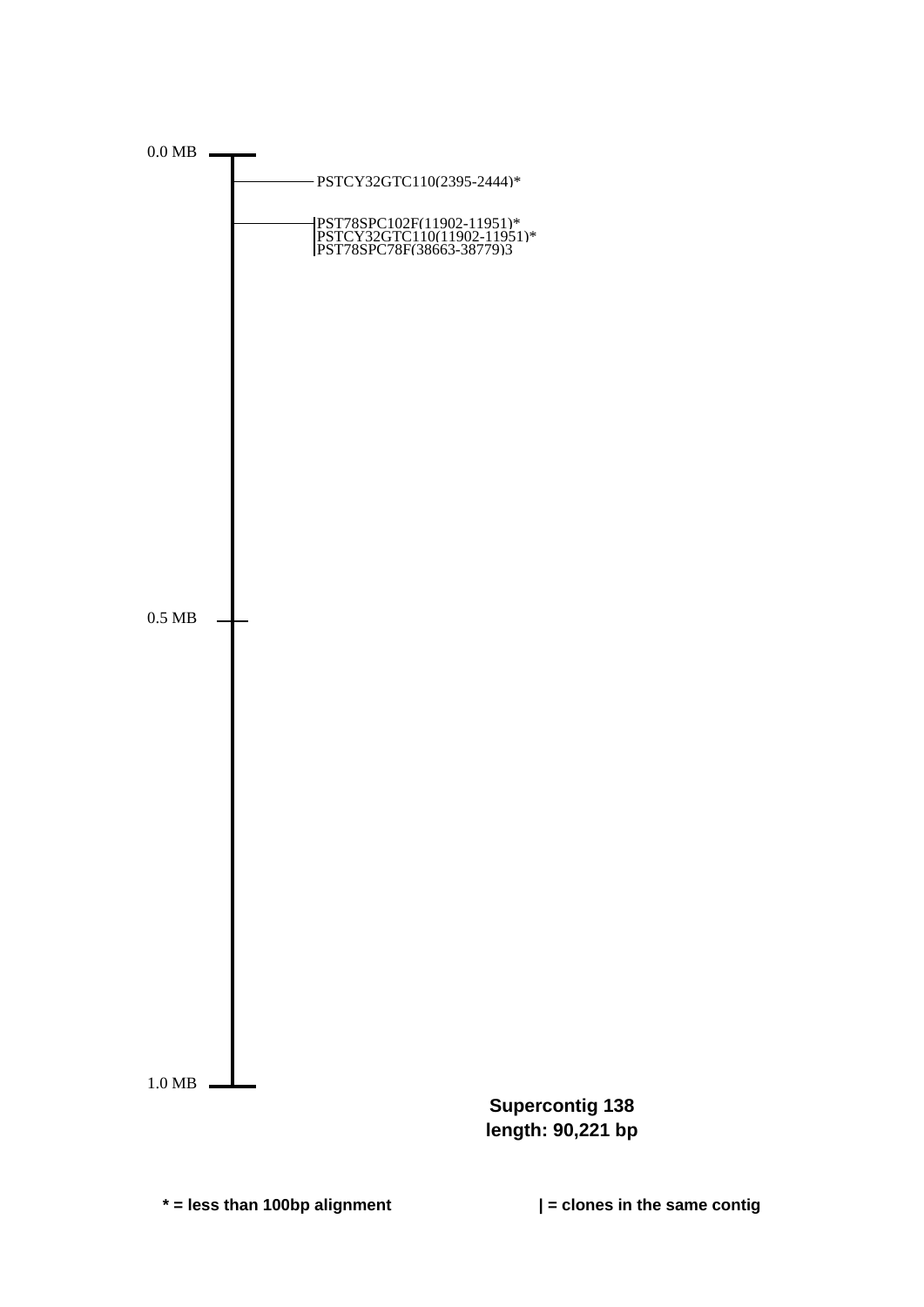0.0 MB

PSTCY32GTC110(2395-2444)*

|PST78SPC102F(11902-11951)*
|PSTCY32GTC110(11902-11951)*
|PST78SPC78F(38663-38779)3

0.5 MB

1.0 MB

**Supercontig 138**
**length: 90,221 bp**

**\* = less than 100bp alignment**

**| = clones in the same contig**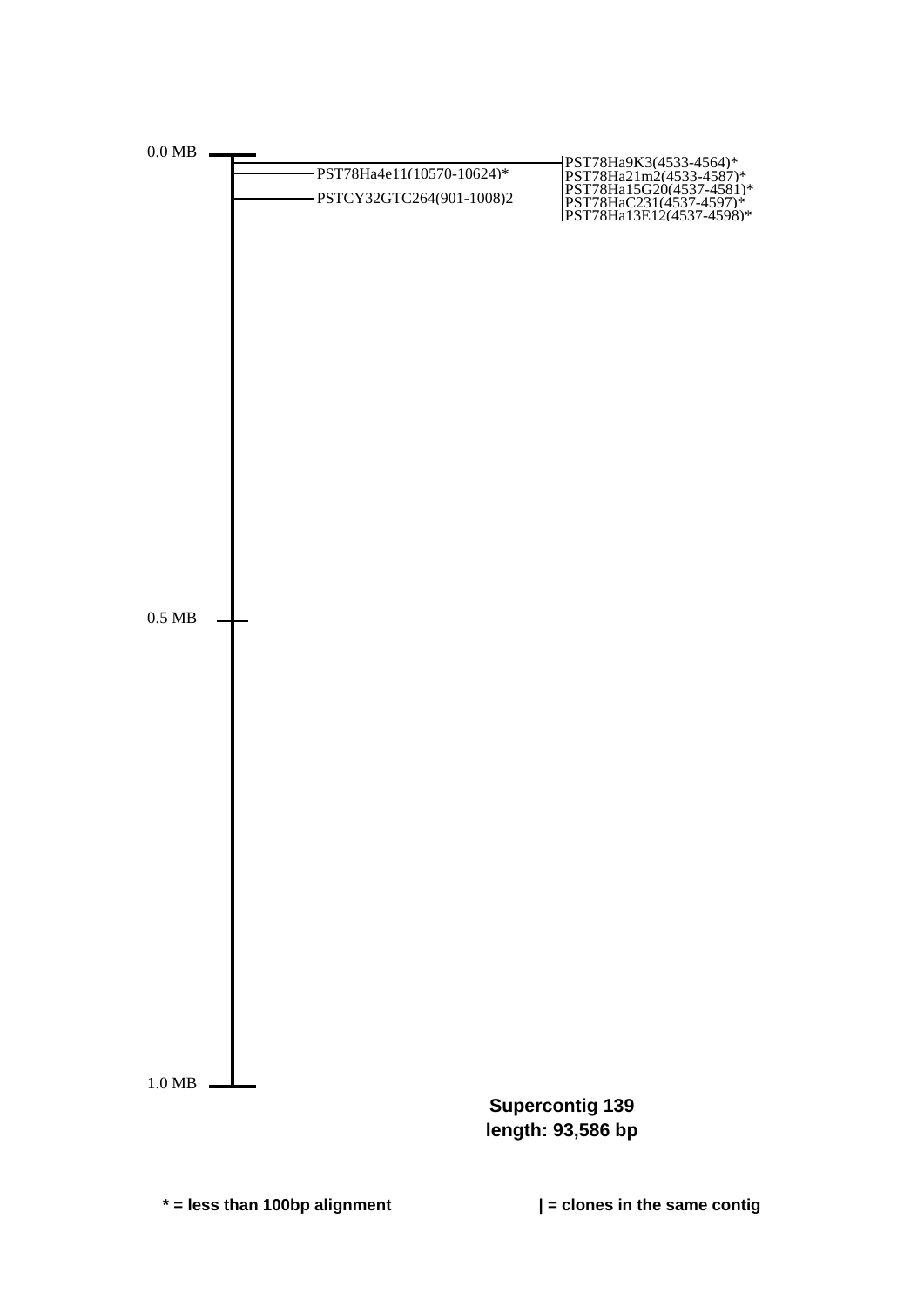0.0 MB

PST78Ha4e11(10570-10624)*

PSTCY32GTC264(901-1008)2

PST78Ha9K3(4533-4564)*
PST78Ha21m2(4533-4587)*
PST78Ha15G20(4537-4581)*
PST78HaC231(4537-4597)*
PST78Ha13E12(4537-4598)*

0.5 MB

1.0 MB

**Supercontig 139**
**length: 93,586 bp**

**\* = less than 100bp alignment**

**| = clones in the same contig**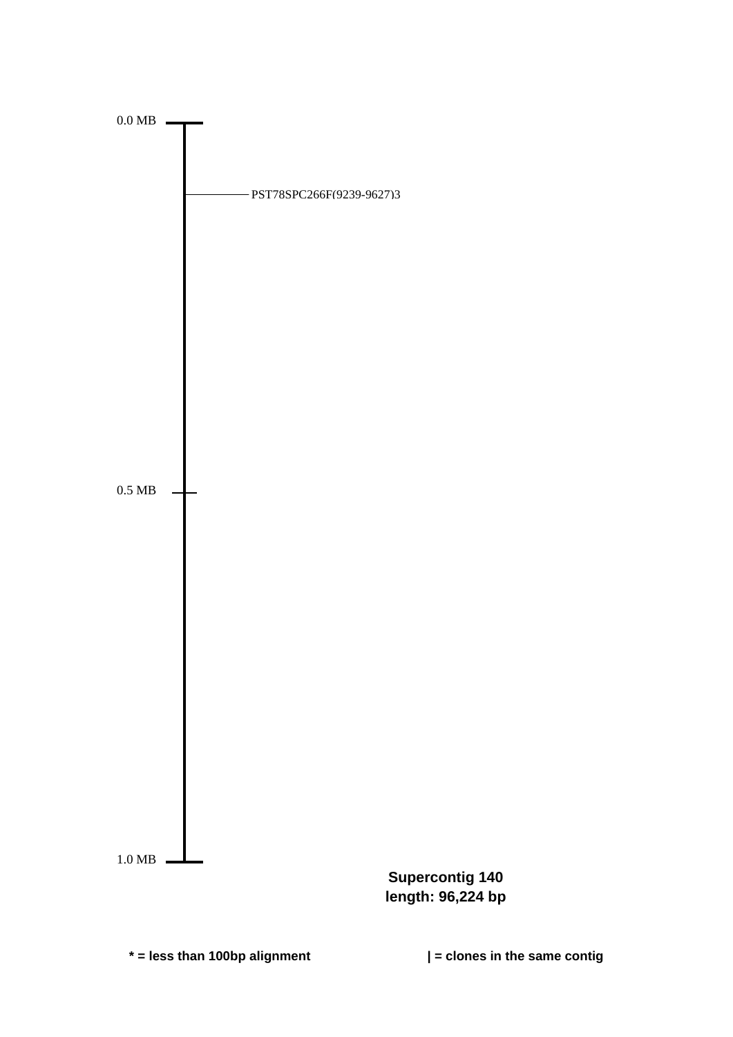0.0 MB

PST78SPC266F(9239-9627)3

0.5 MB

1.0 MB

**Supercontig 140**
**length: 96,224 bp**

**\* = less than 100bp alignment**

**| = clones in the same contig**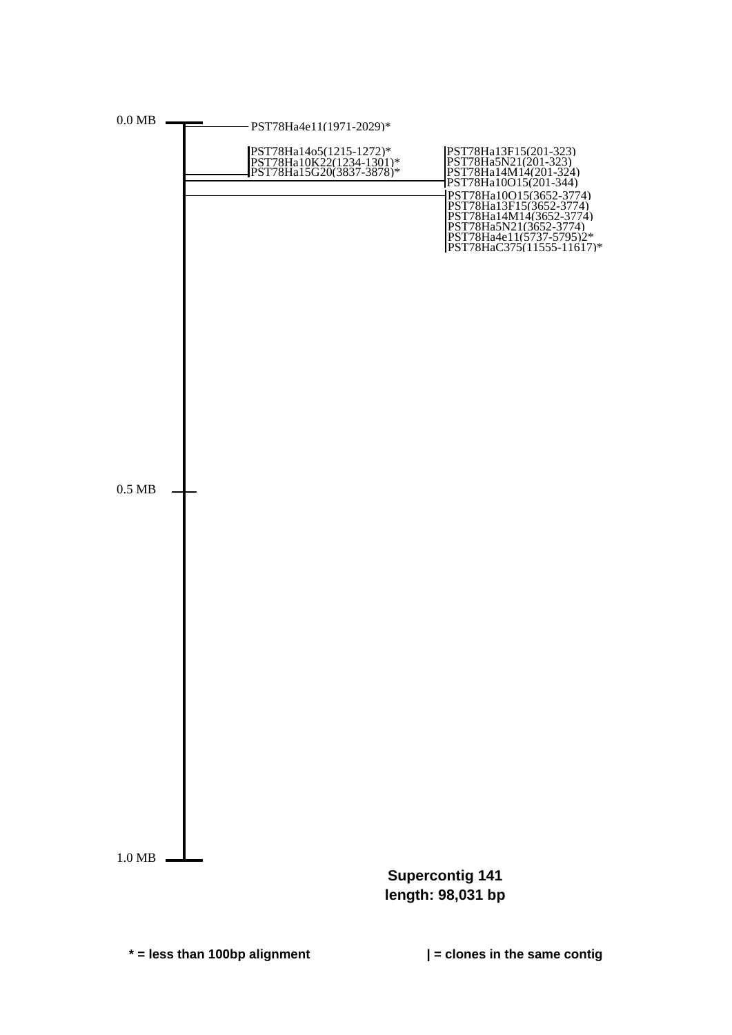0.0 MB

PST78Ha4e11(1971-2029)*

PST78Ha14o5(1215-1272)*
PST78Ha10K22(1234-1301)*
PST78Ha15G20(3837-3878)*

PST78Ha13F15(201-323)
PST78Ha5N21(201-323)
PST78Ha14M14(201-324)
PST78Ha10O15(201-344)

PST78Ha10O15(3652-3774)
PST78Ha13F15(3652-3774)
PST78Ha14M14(3652-3774)
PST78Ha5N21(3652-3774)
PST78Ha4e11(5737-5795)2*
PST78HaC375(11555-11617)*

0.5 MB

1.0 MB

**Supercontig 141**
**length: 98,031 bp**

**\* = less than 100bp alignment**

**| = clones in the same contig**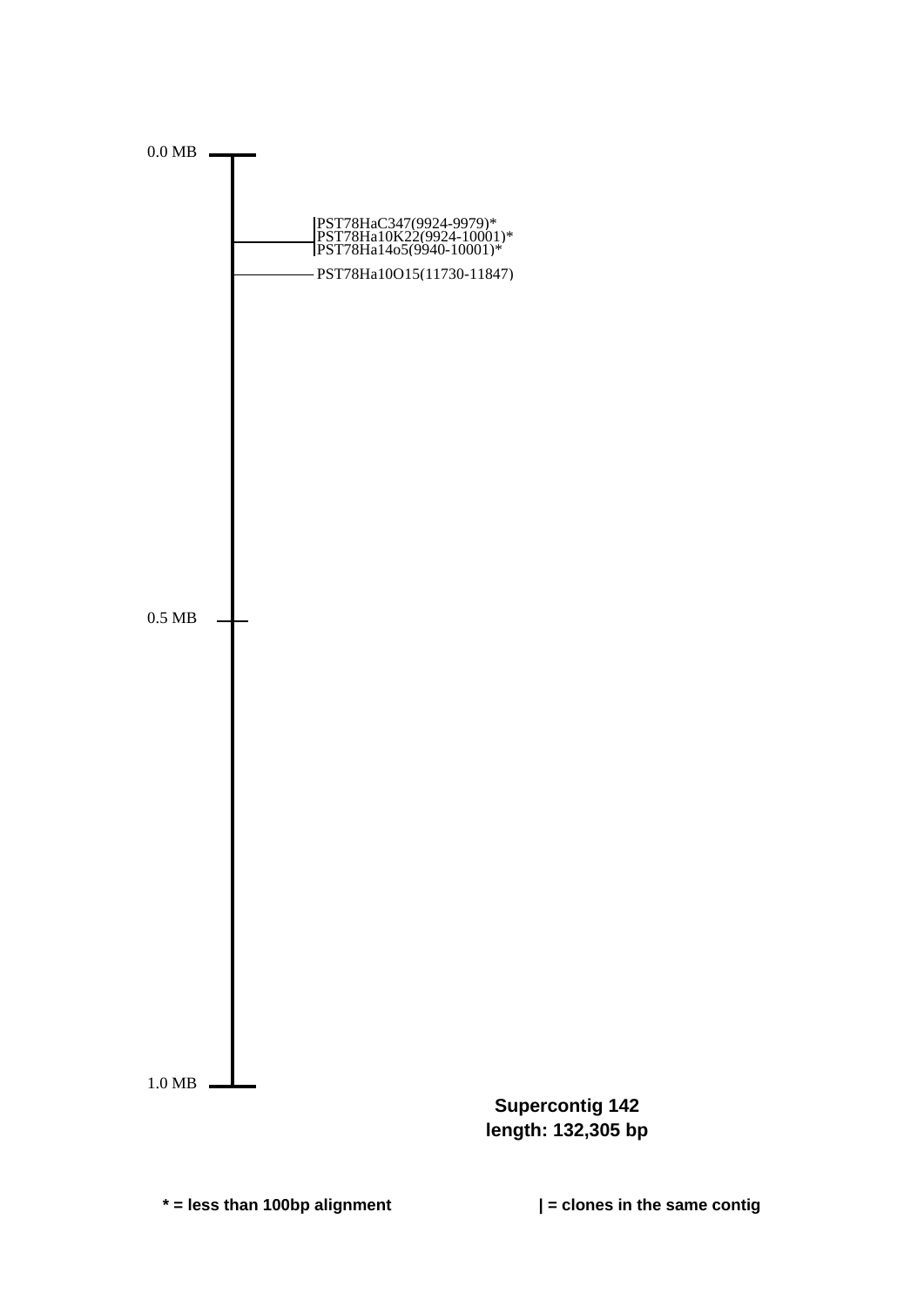0.0 MB

PST78HaC347(9924-9979)*
PST78Ha10K22(9924-10001)*
PST78Ha14o5(9940-10001)*

PST78Ha10O15(11730-11847)

0.5 MB

1.0 MB

**Supercontig 142**
**length: 132,305 bp**

**\* = less than 100bp alignment**

**| = clones in the same contig**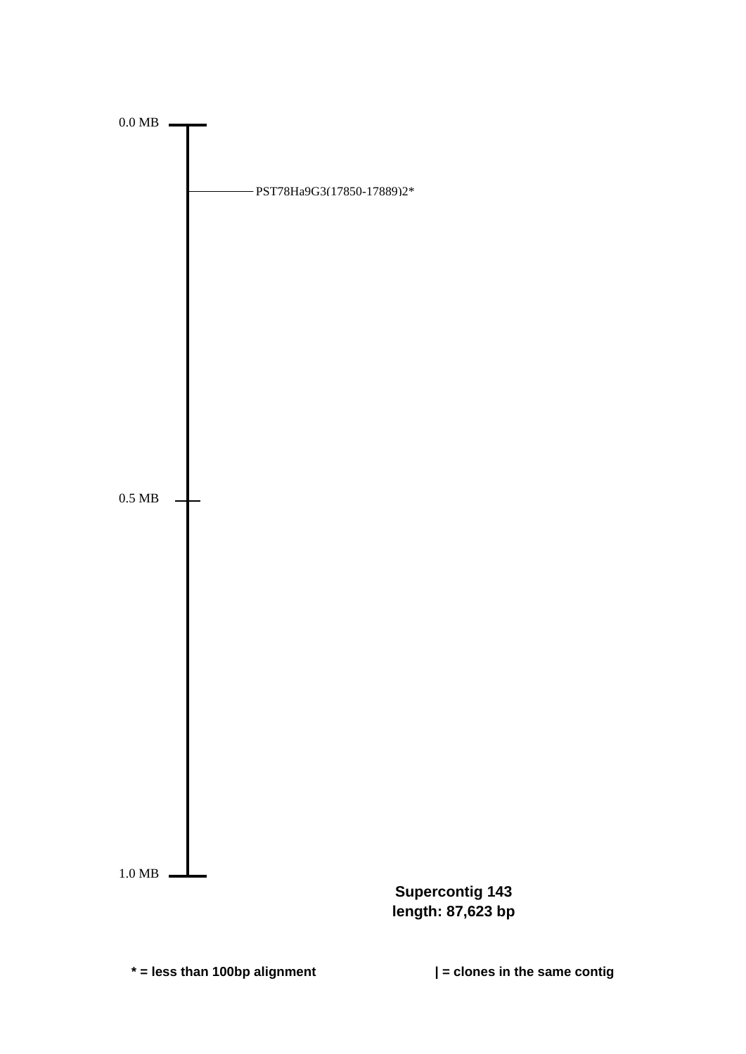0.0 MB

PST78Ha9G3(17850-17889)2*

0.5 MB

1.0 MB

**Supercontig 143**
**length: 87,623 bp**

**\* = less than 100bp alignment**

**| = clones in the same contig**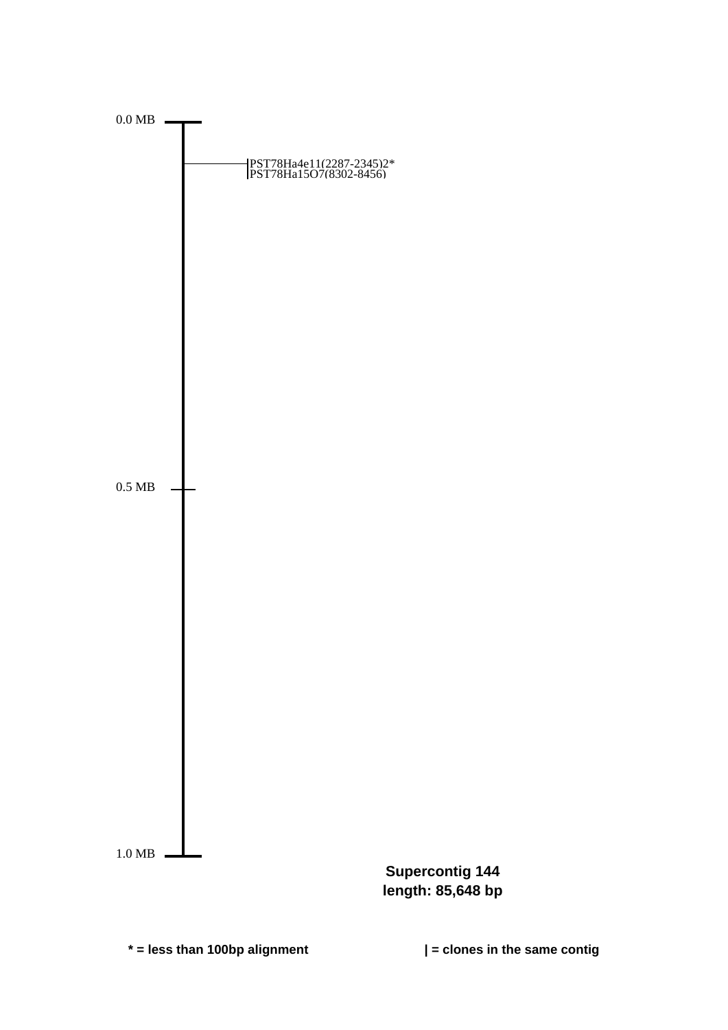0.0 MB

PST78Ha4e11(2287-2345)2*
PST78Ha15O7(8302-8456)

0.5 MB

1.0 MB

**Supercontig 144**
**length: 85,648 bp**

**\* = less than 100bp alignment**

**| = clones in the same contig**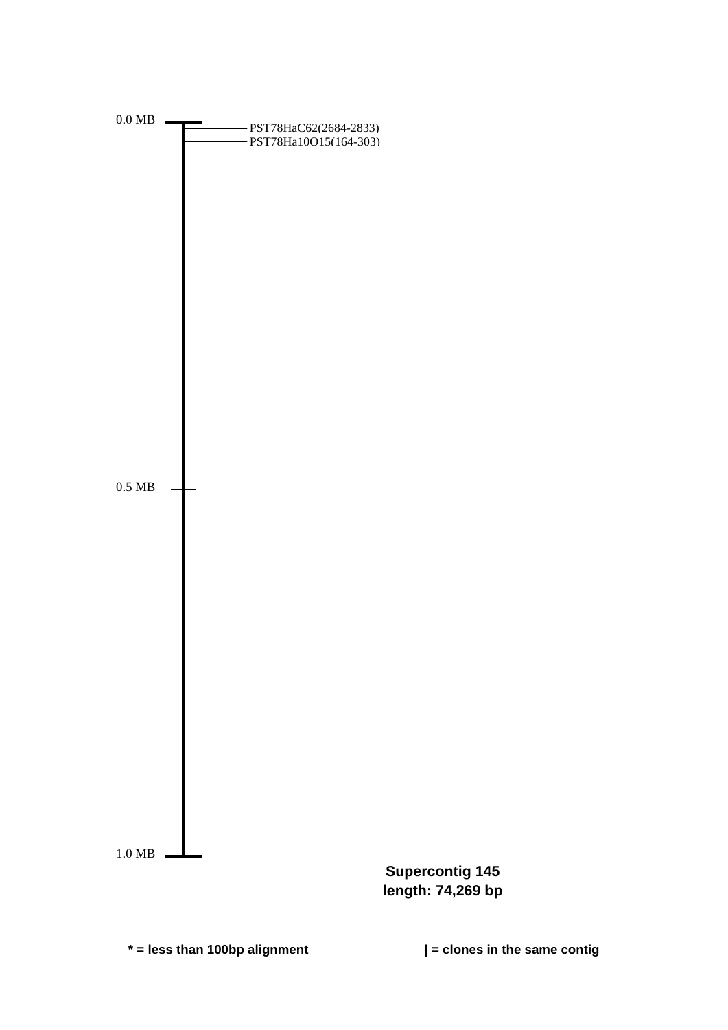0.0 MB

PST78HaC62(2684-2833)

PST78Ha10O15(164-303)

0.5 MB

1.0 MB

**Supercontig 145**
**length: 74,269 bp**

**\* = less than 100bp alignment**

**| = clones in the same contig**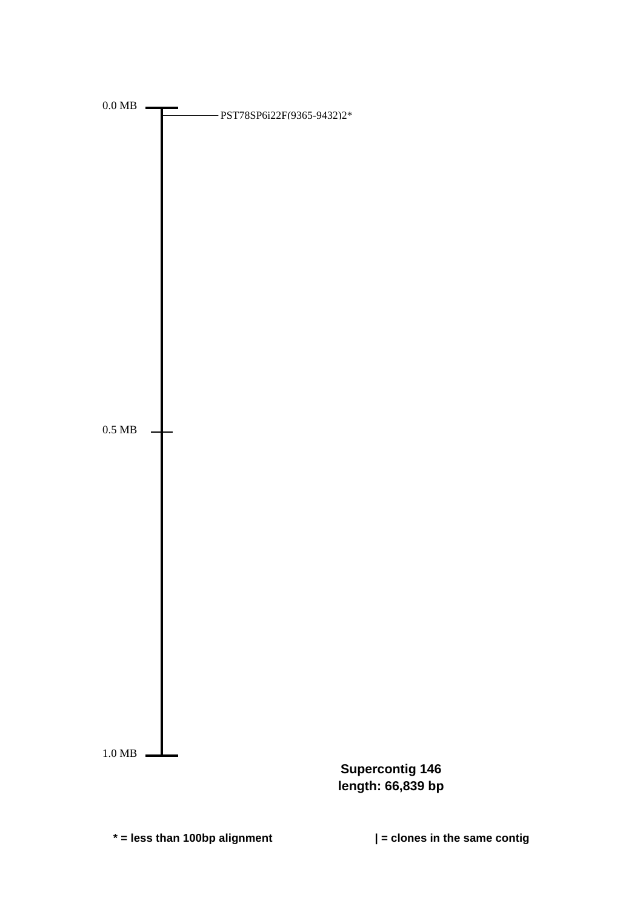0.0 MB

PST78SP6i22F(9365-9432)2*

0.5 MB

1.0 MB

**Supercontig 146**
**length: 66,839 bp**

**\* = less than 100bp alignment**

**| = clones in the same contig**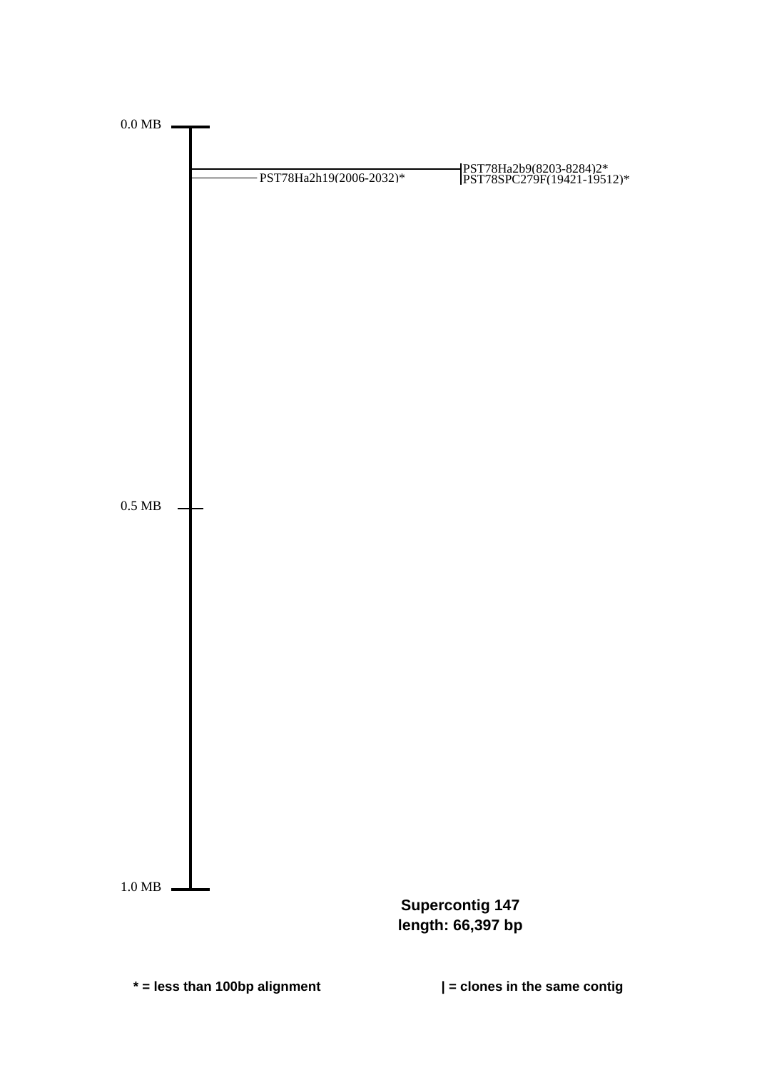0.0 MB

PST78Ha2h19(2006-2032)*

PST78Ha2b9(8203-8284)2*
PST78SPC279F(19421-19512)*

0.5 MB

1.0 MB

**Supercontig 147**
**length: 66,397 bp**

**\* = less than 100bp alignment**

**| = clones in the same contig**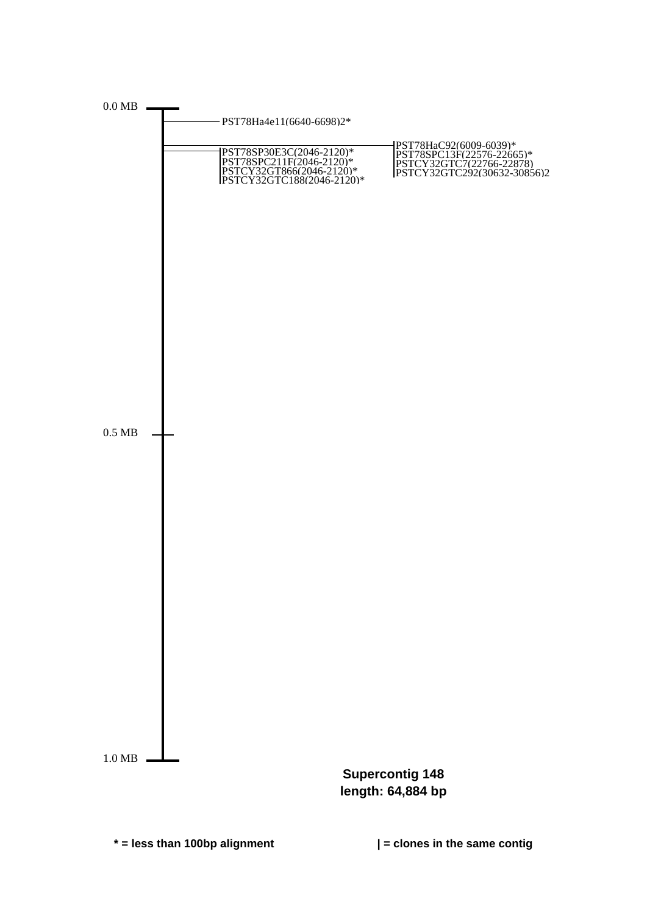0.0 MB

PST78Ha4e11(6640-6698)2*

PST78SP30E3C(2046-2120)*
PST78SPC211F(2046-2120)*
PSTCY32GT866(2046-2120)*
PSTCY32GTC188(2046-2120)*

PST78HaC92(6009-6039)*
PST78SPC13F(22576-22665)*
PSTCY32GTC7(22766-22878)
PSTCY32GTC292(30632-30856)2

0.5 MB

1.0 MB

**Supercontig 148**
**length: 64,884 bp**

**\* = less than 100bp alignment**

**| = clones in the same contig**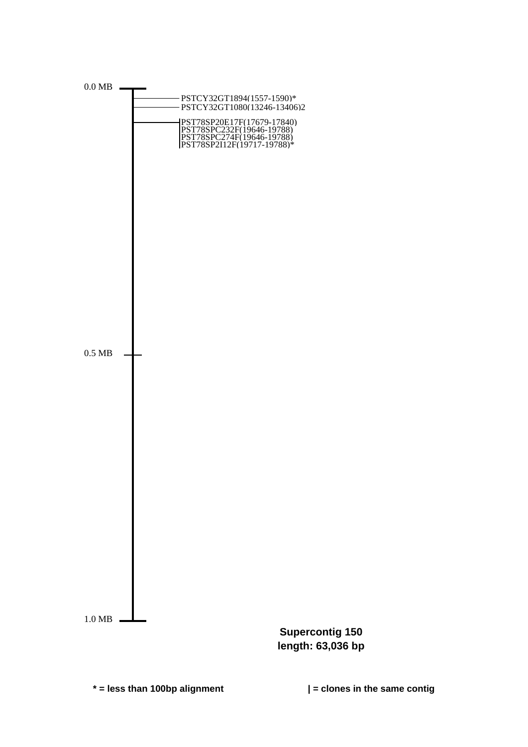0.0 MB

PSTCY32GT1894(1557-1590)*
PSTCY32GT1080(13246-13406)2

|PST78SP20E17F(17679-17840)
|PST78SPC232F(19646-19788)
|PST78SPC274F(19646-19788)
|PST78SP2I12F(19717-19788)*

0.5 MB

1.0 MB

**Supercontig 150**
**length: 63,036 bp**

**\* = less than 100bp alignment**

**| = clones in the same contig**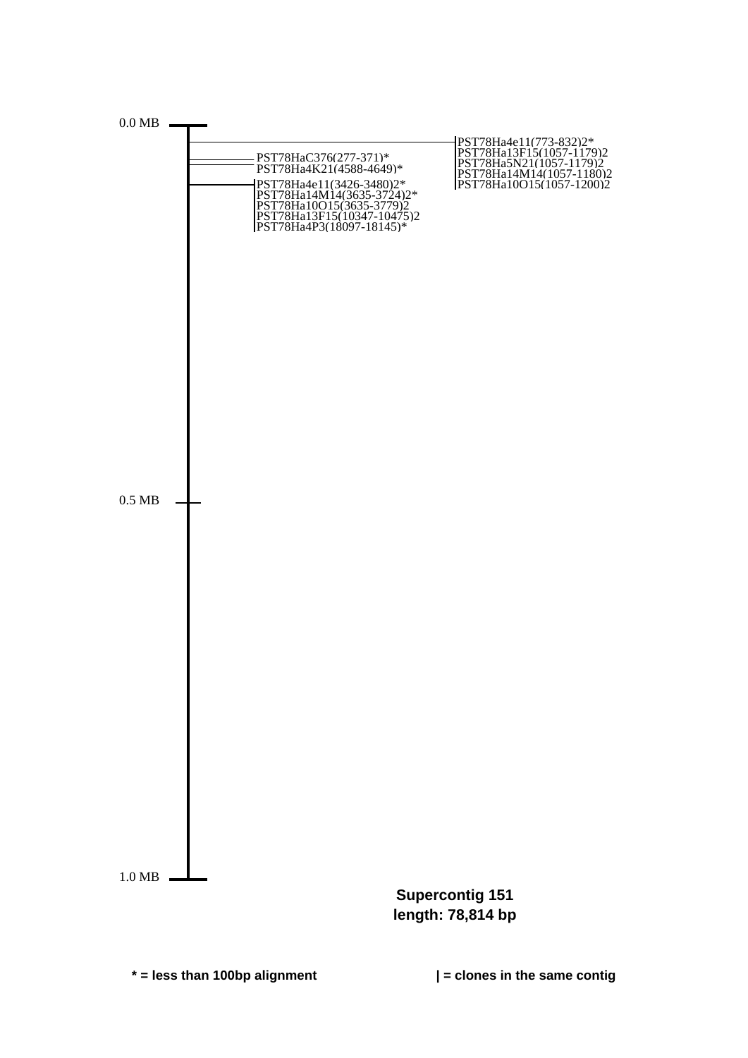0.0 MB

PST78Ha4e11(773-832)2*
PST78Ha13F15(1057-1179)2
PST78Ha5N21(1057-1179)2
PST78Ha14M14(1057-1180)2
PST78Ha10O15(1057-1200)2

PST78HaC376(277-371)*
PST78Ha4K21(4588-4649)*

PST78Ha4e11(3426-3480)2*
PST78Ha14M14(3635-3724)2*
PST78Ha10O15(3635-3779)2
PST78Ha13F15(10347-10475)2
PST78Ha4P3(18097-18145)*

0.5 MB

1.0 MB

**Supercontig 151**
**length: 78,814 bp**

**\* = less than 100bp alignment**

**| = clones in the same contig**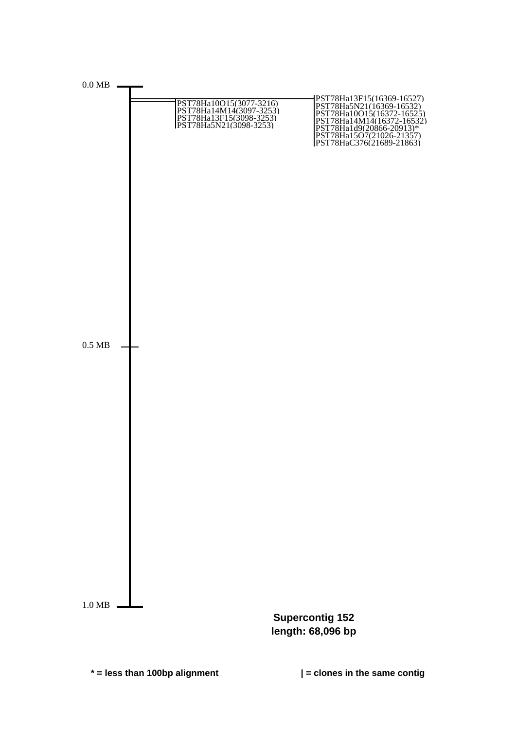0.0 MB

PST78Ha10O15(3077-3216)
PST78Ha14M14(3097-3253)
PST78Ha13F15(3098-3253)
PST78Ha5N21(3098-3253)

PST78Ha13F15(16369-16527)
PST78Ha5N21(16369-16532)
PST78Ha10O15(16372-16525)
PST78Ha14M14(16372-16532)
PST78Ha1d9(20866-20913)*
PST78Ha15O7(21026-21357)
PST78HaC376(21689-21863)

0.5 MB

1.0 MB

**Supercontig 152**
**length: 68,096 bp**

**\* = less than 100bp alignment**

**| = clones in the same contig**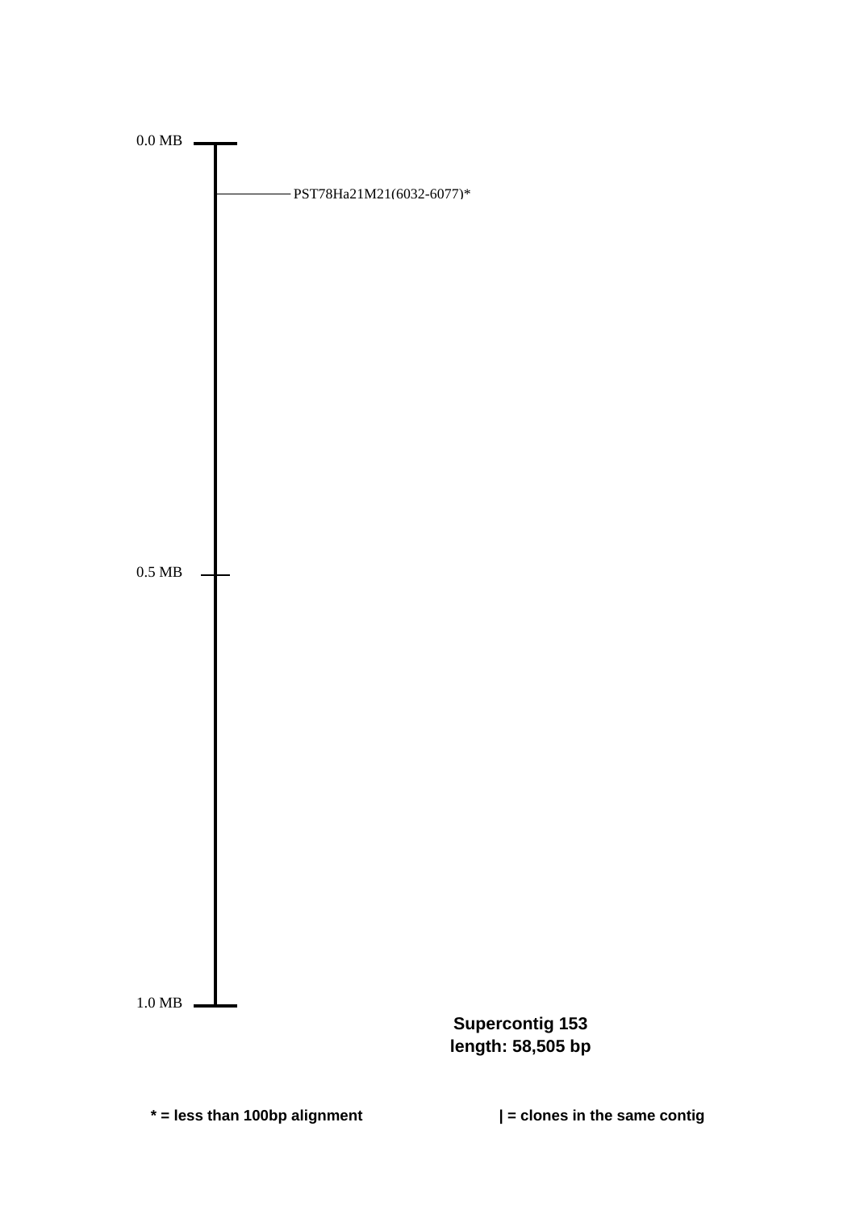0.0 MB

PST78Ha21M21(6032-6077)*

0.5 MB

1.0 MB

**Supercontig 153**
**length: 58,505 bp**

**\* = less than 100bp alignment**

**| = clones in the same contig**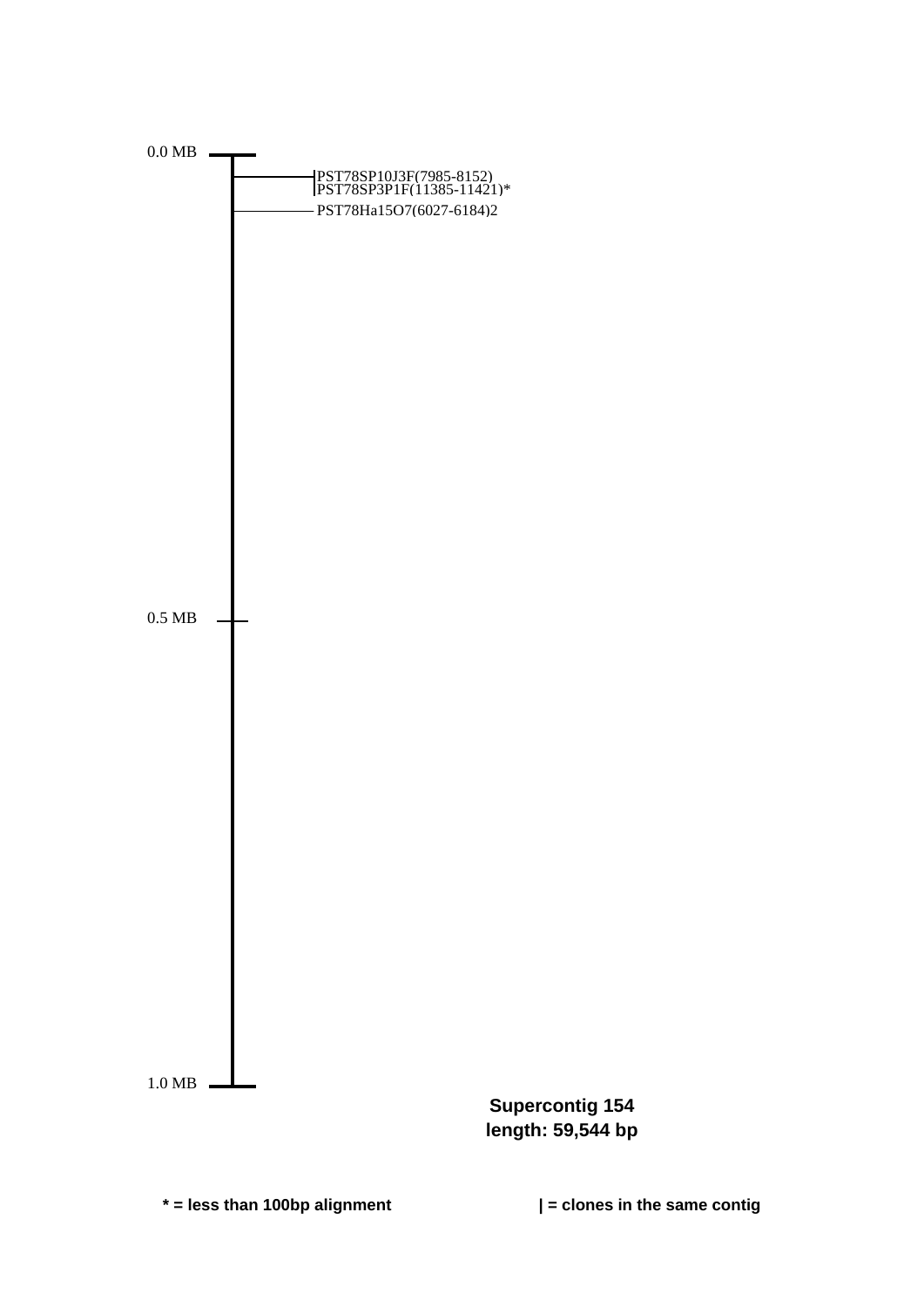0.0 MB

PST78SP10J3F(7985-8152)
PST78SP3P1F(11385-11421)*
PST78Ha15O7(6027-6184)2

0.5 MB

1.0 MB

**Supercontig 154**
**length: 59,544 bp**

**\* = less than 100bp alignment**

**| = clones in the same contig**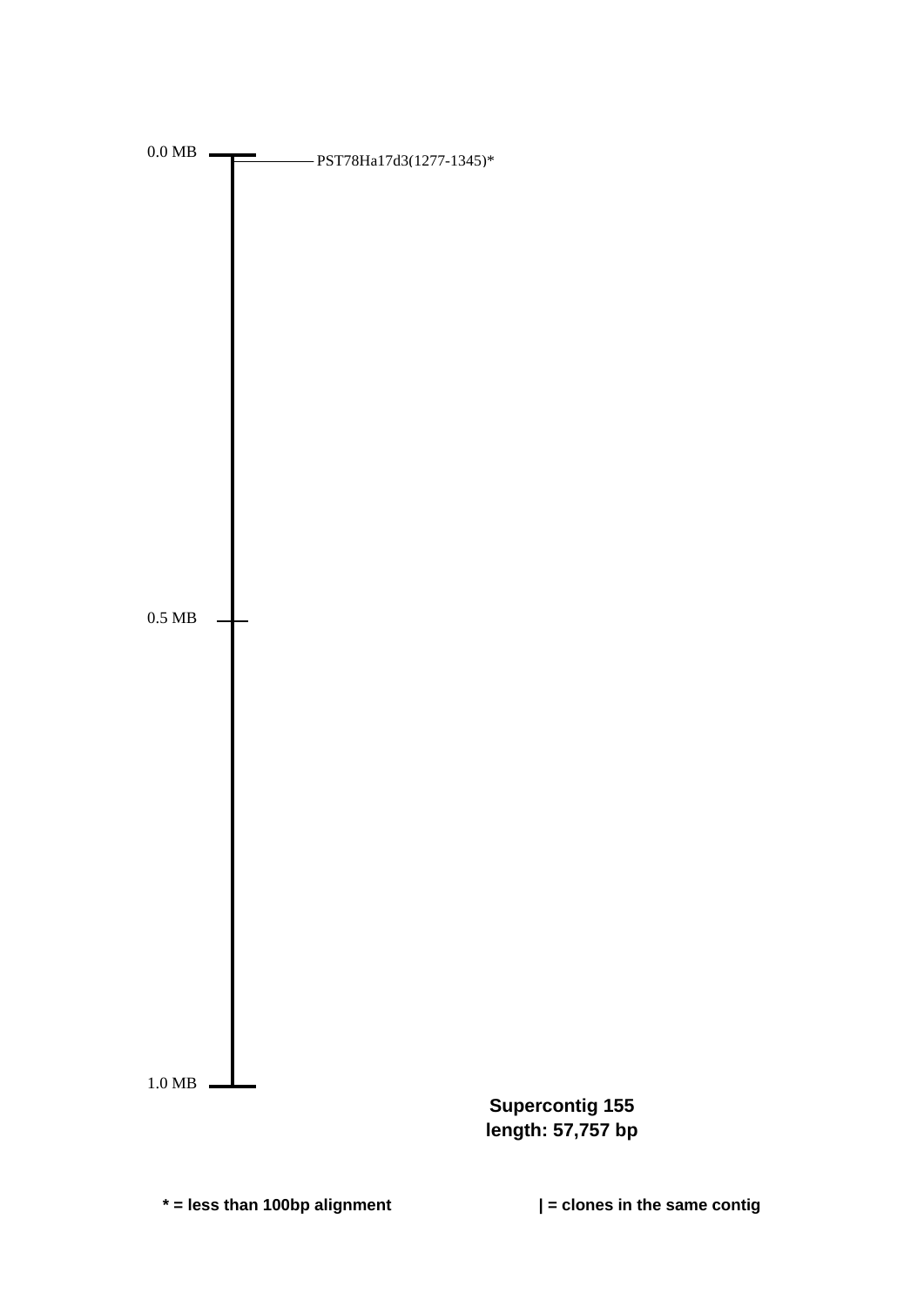0.0 MB

PST78Ha17d3(1277-1345)*

0.5 MB

1.0 MB

**Supercontig 155**
**length: 57,757 bp**

**\* = less than 100bp alignment**

**| = clones in the same contig**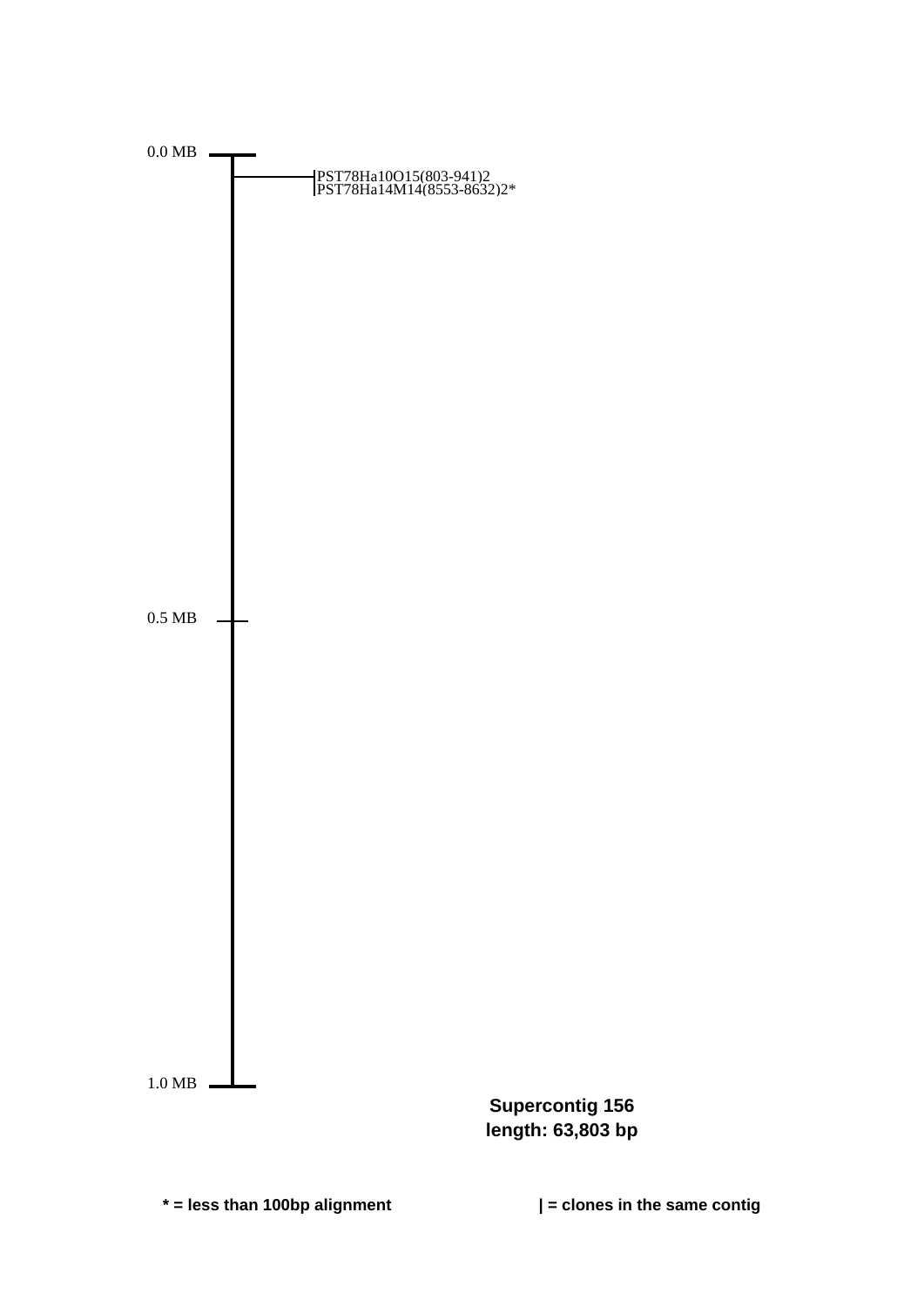0.0 MB

PST78Ha10O15(803-941)2
PST78Ha14M14(8553-8632)2*

0.5 MB

1.0 MB

**Supercontig 156**
**length: 63,803 bp**

**\* = less than 100bp alignment**

**| = clones in the same contig**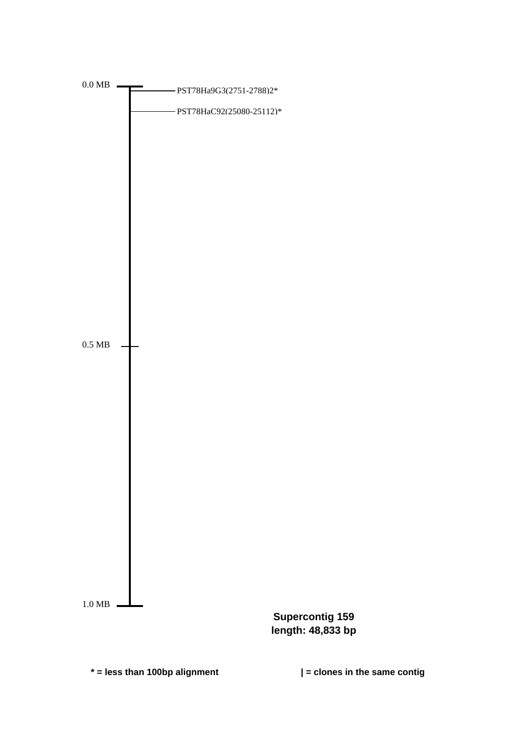0.0 MB

PST78Ha9G3(2751-2788)2*

PST78HaC92(25080-25112)*

0.5 MB

1.0 MB

**Supercontig 159**
**length: 48,833 bp**

**\* = less than 100bp alignment**

**| = clones in the same contig**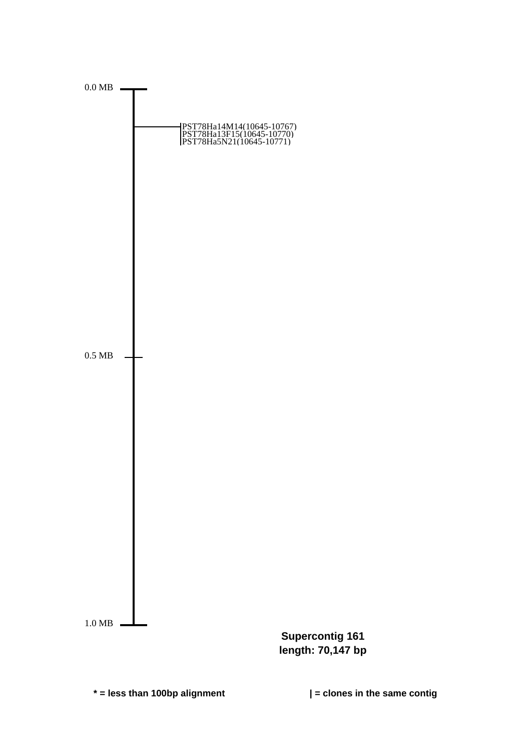0.0 MB

PST78Ha14M14(10645-10767)
PST78Ha13F15(10645-10770)
PST78Ha5N21(10645-10771)

0.5 MB

1.0 MB

**Supercontig 161**
**length: 70,147 bp**

**\* = less than 100bp alignment**

**| = clones in the same contig**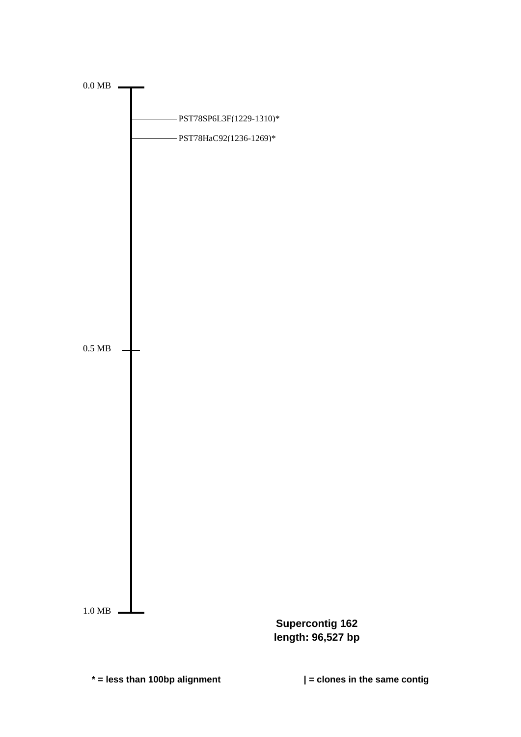0.0 MB

PST78SP6L3F(1229-1310)*

PST78HaC92(1236-1269)*

0.5 MB

1.0 MB

**Supercontig 162**
**length: 96,527 bp**

**\* = less than 100bp alignment**

**| = clones in the same contig**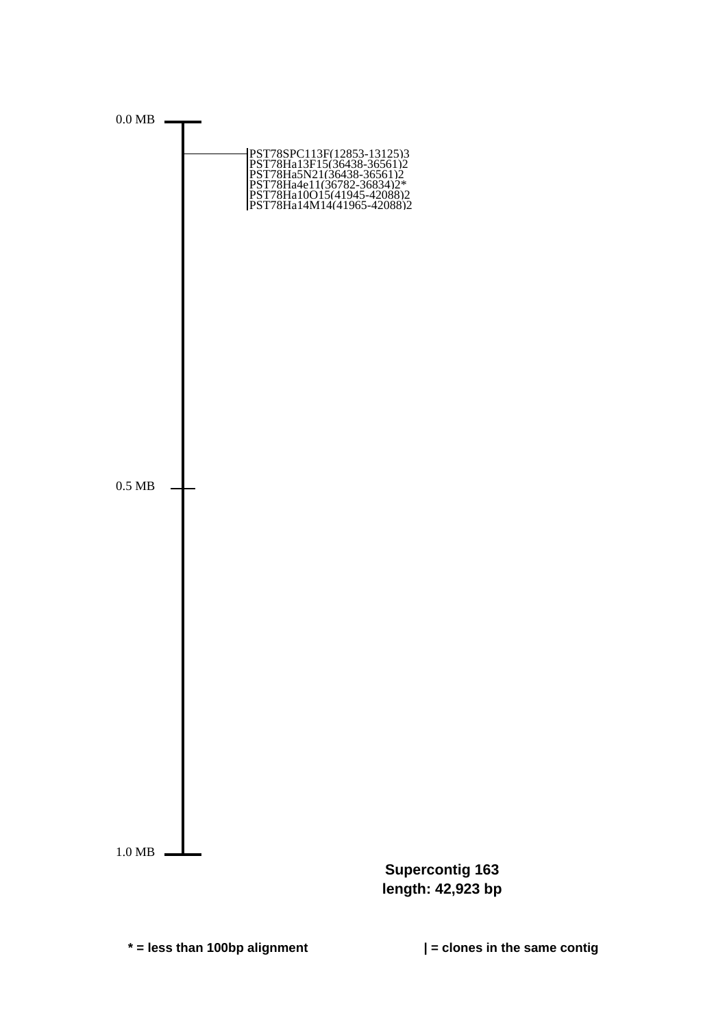0.0 MB

PST78SPC113F(12853-13125)3
PST78Ha13F15(36438-36561)2
PST78Ha5N21(36438-36561)2
PST78Ha4e11(36782-36834)2*
PST78Ha10O15(41945-42088)2
PST78Ha14M14(41965-42088)2

0.5 MB

1.0 MB

**Supercontig 163**
**length: 42,923 bp**

**\* = less than 100bp alignment**

**| = clones in the same contig**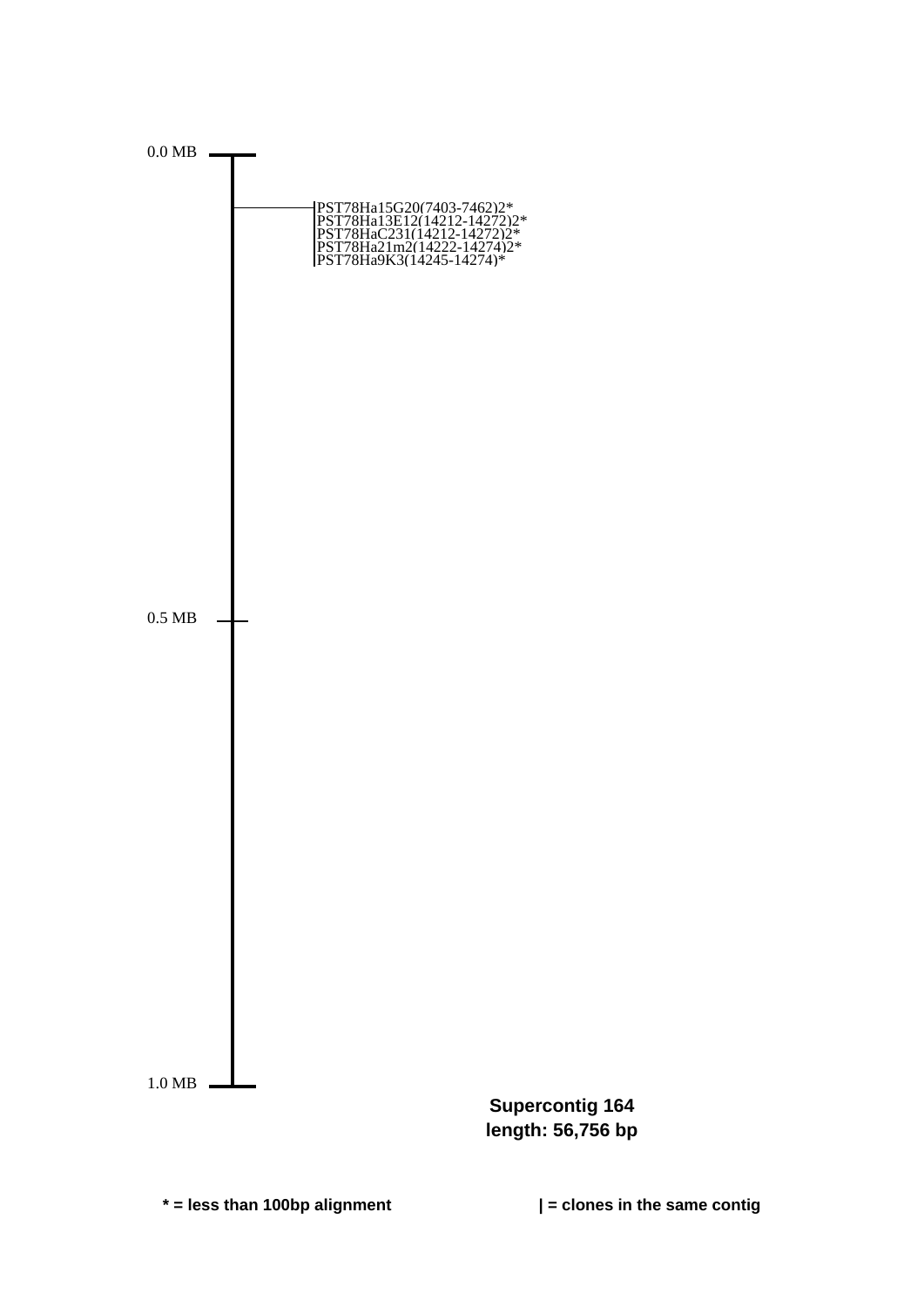0.0 MB

PST78Ha15G20(7403-7462)2*
PST78Ha13E12(14212-14272)2*
PST78HaC231(14212-14272)2*
PST78Ha21m2(14222-14274)2*
PST78Ha9K3(14245-14274)*

0.5 MB

1.0 MB

**Supercontig 164**
**length: 56,756 bp**

**\* = less than 100bp alignment**

**| = clones in the same contig**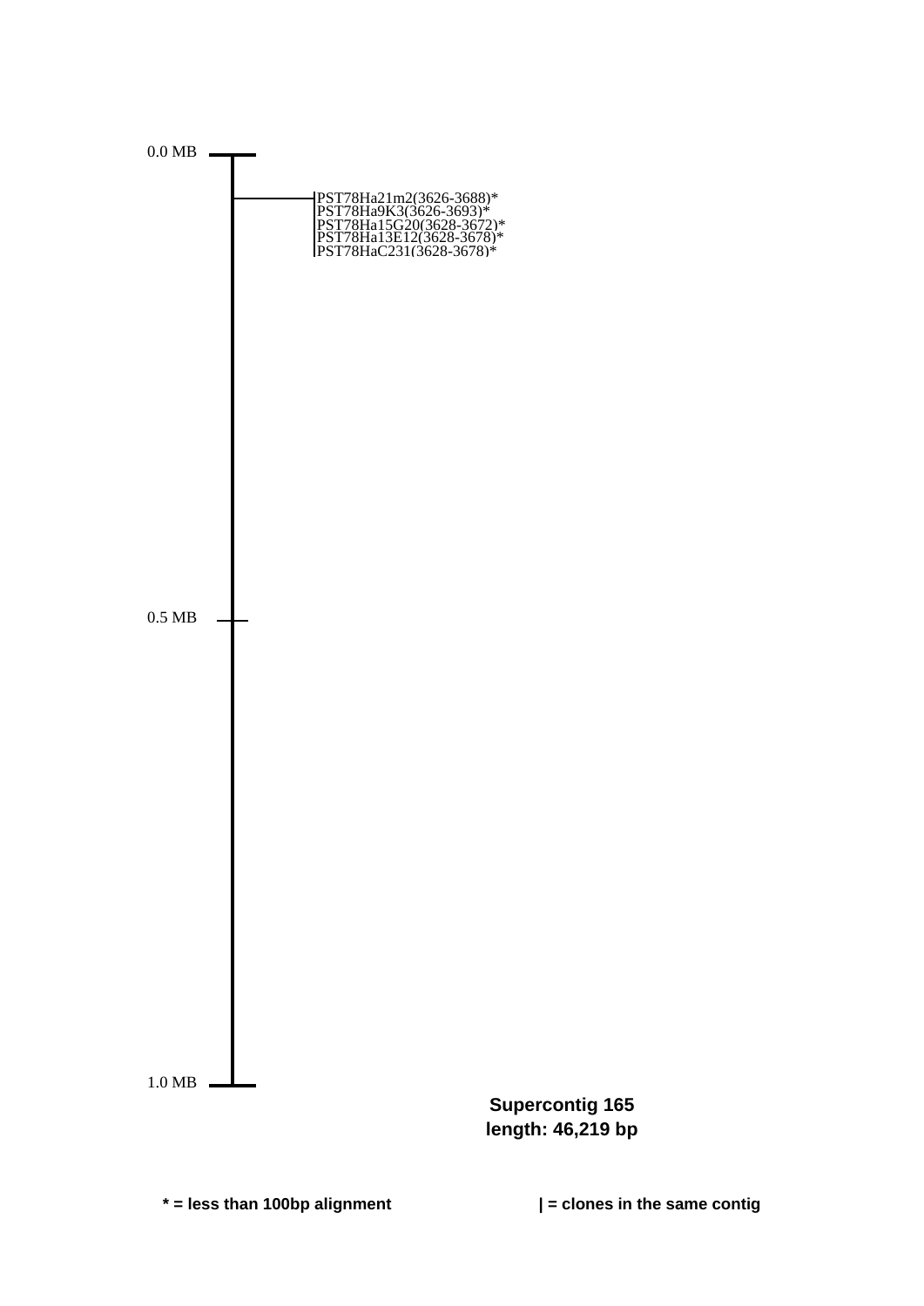0.0 MB

PST78Ha21m2(3626-3688)*
PST78Ha9K3(3626-3693)*
PST78Ha15G20(3628-3672)*
PST78Ha13E12(3628-3678)*
PST78HaC231(3628-3678)*

0.5 MB

1.0 MB

**Supercontig 165**
**length: 46,219 bp**

**\* = less than 100bp alignment**

**| = clones in the same contig**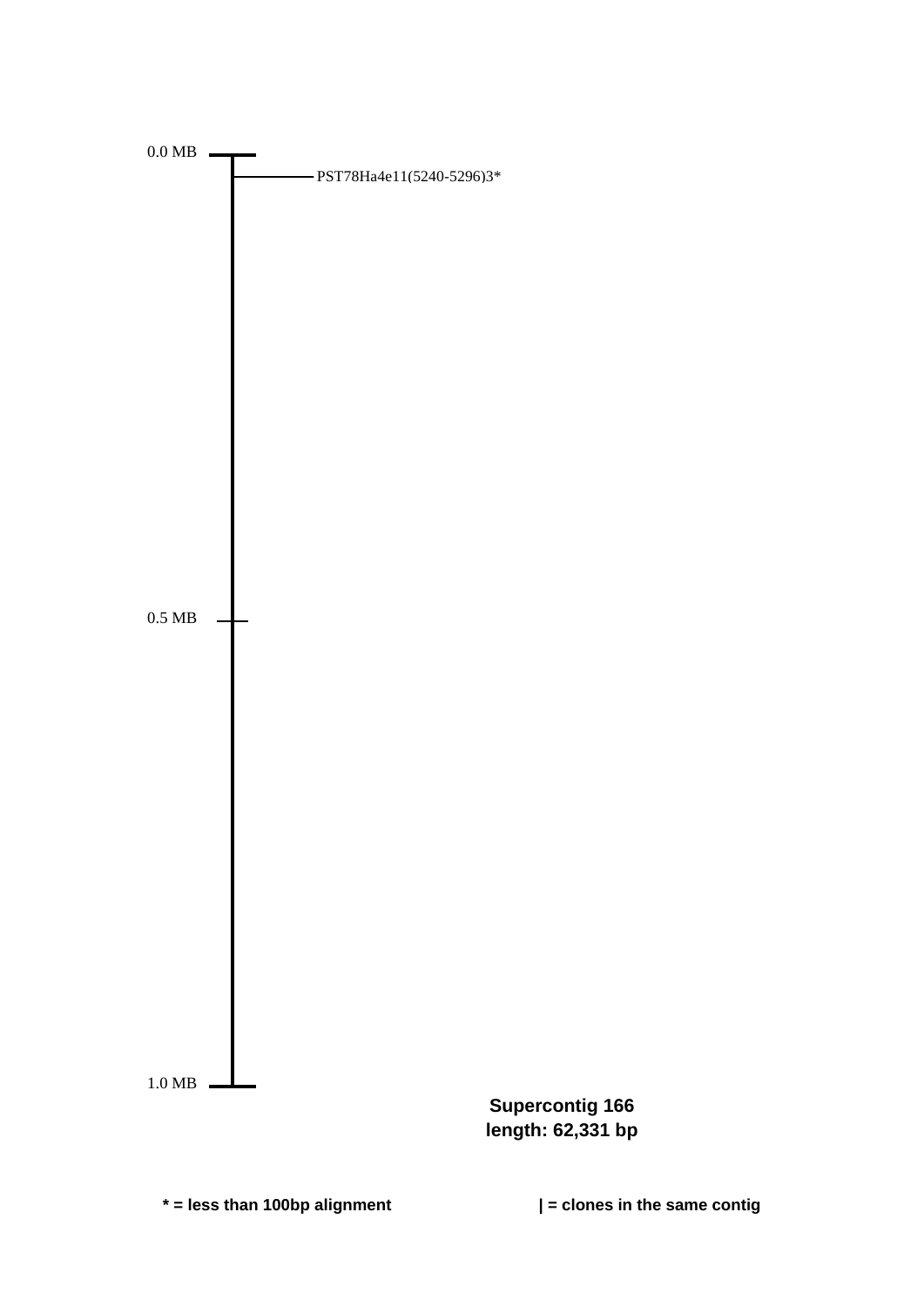0.0 MB

PST78Ha4e11(5240-5296)3*

0.5 MB

1.0 MB

**Supercontig 166**
**length: 62,331 bp**

**\* = less than 100bp alignment**

**| = clones in the same contig**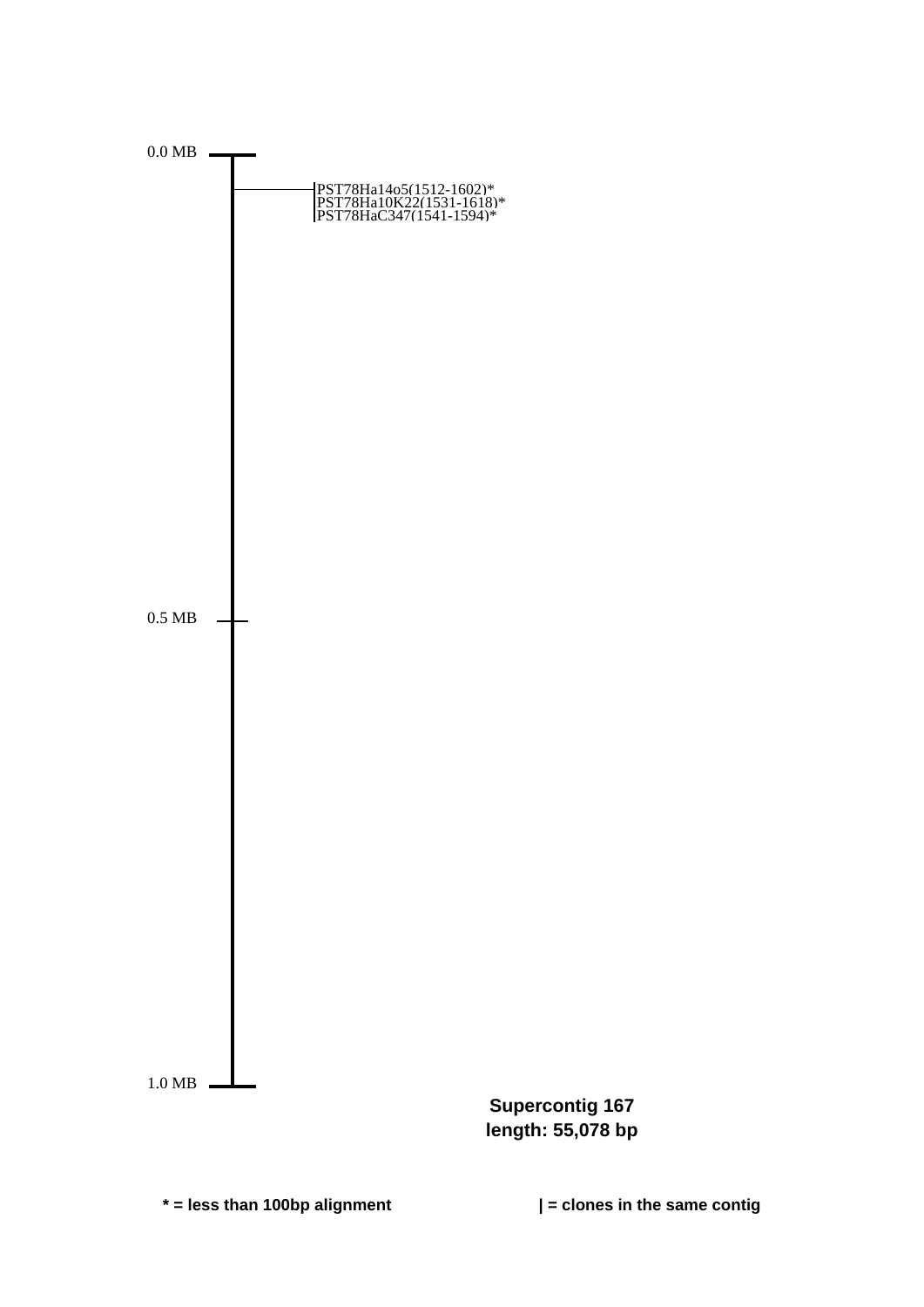0.0 MB

PST78Ha14o5(1512-1602)*
PST78Ha10K22(1531-1618)*
PST78HaC347(1541-1594)*

0.5 MB

1.0 MB

**Supercontig 167**
**length: 55,078 bp**

**\* = less than 100bp alignment**

**| = clones in the same contig**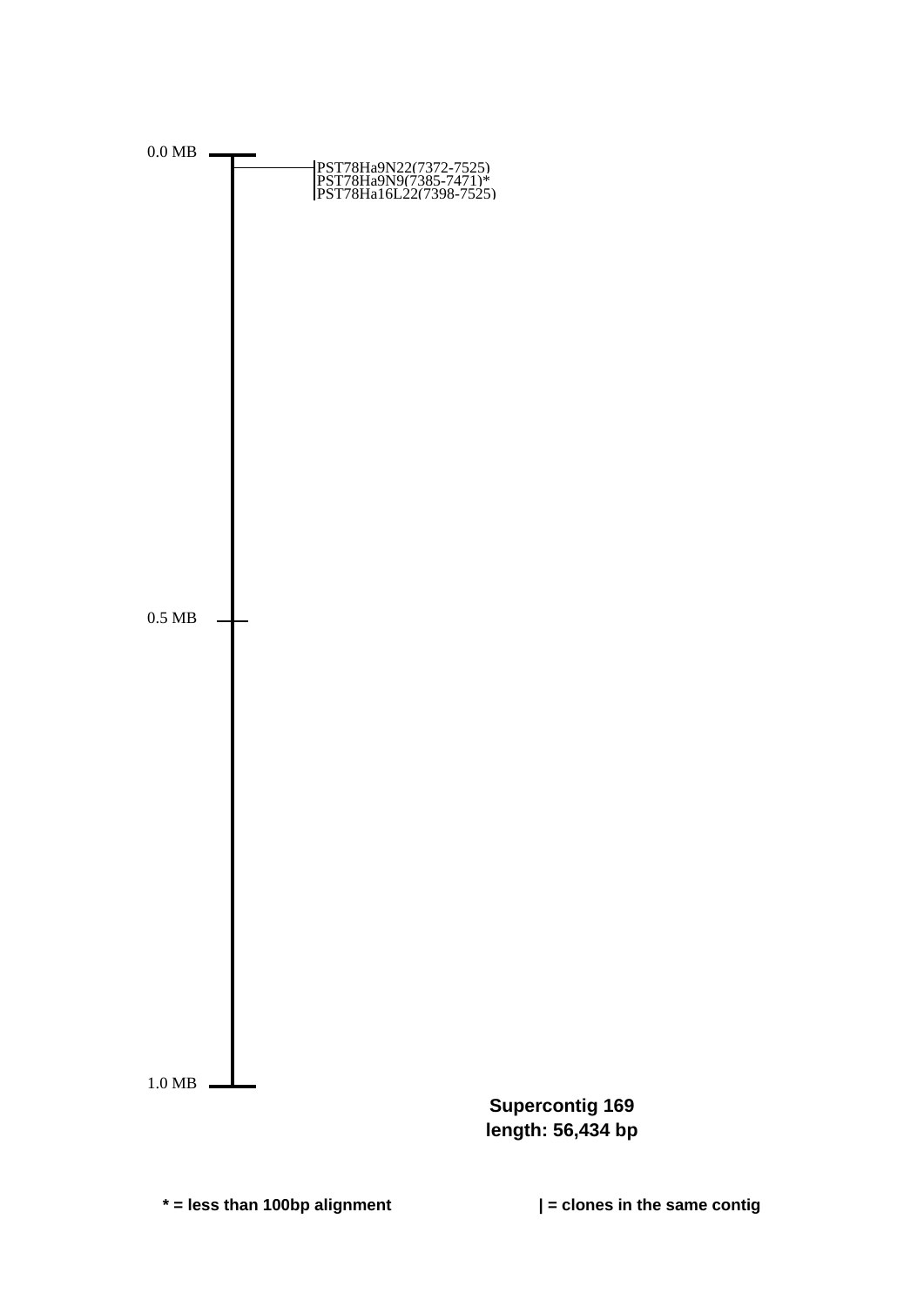0.0 MB

PST78Ha9N22(7372-7525)
PST78Ha9N9(7385-7471)*
PST78Ha16L22(7398-7525)

0.5 MB

1.0 MB

**Supercontig 169**
**length: 56,434 bp**

**\* = less than 100bp alignment**

**| = clones in the same contig**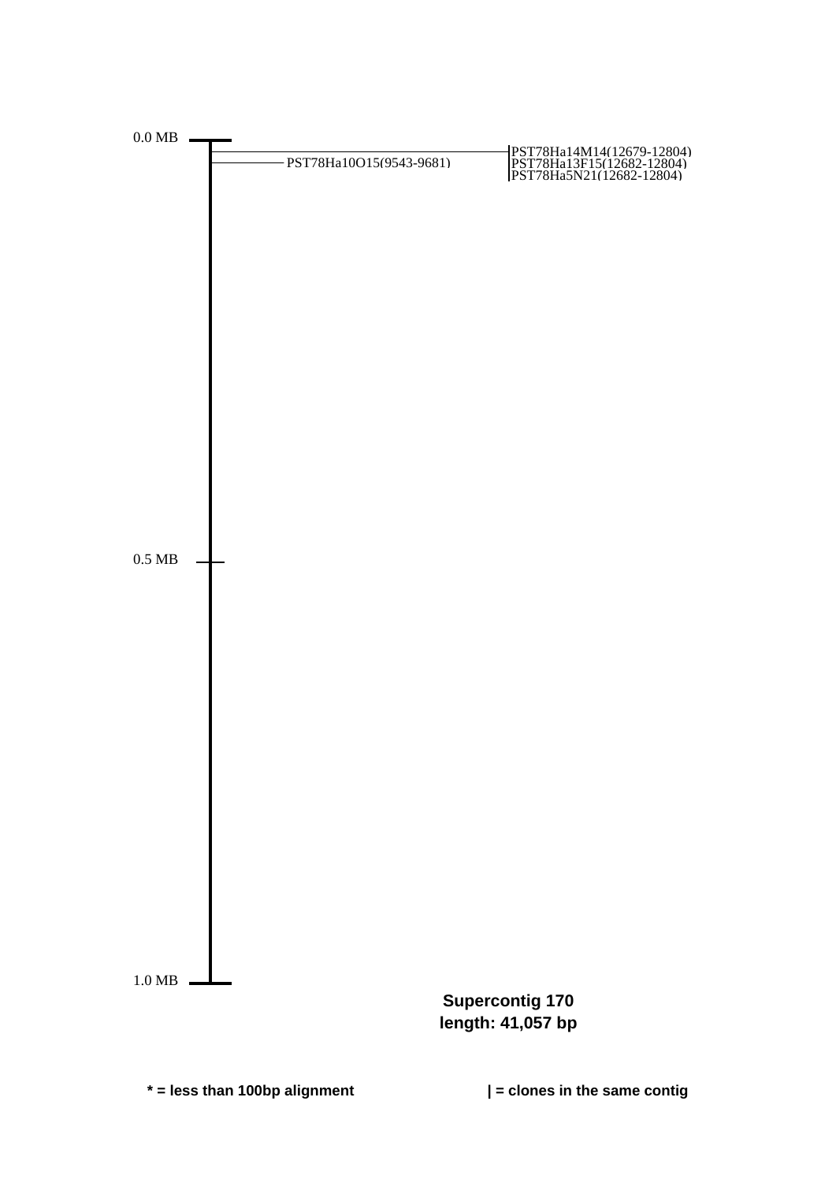0.0 MB

PST78Ha10O15(9543-9681)

PST78Ha14M14(12679-12804)
PST78Ha13F15(12682-12804)
PST78Ha5N21(12682-12804)

0.5 MB

1.0 MB

**Supercontig 170**
**length: 41,057 bp**

**\* = less than 100bp alignment**

**| = clones in the same contig**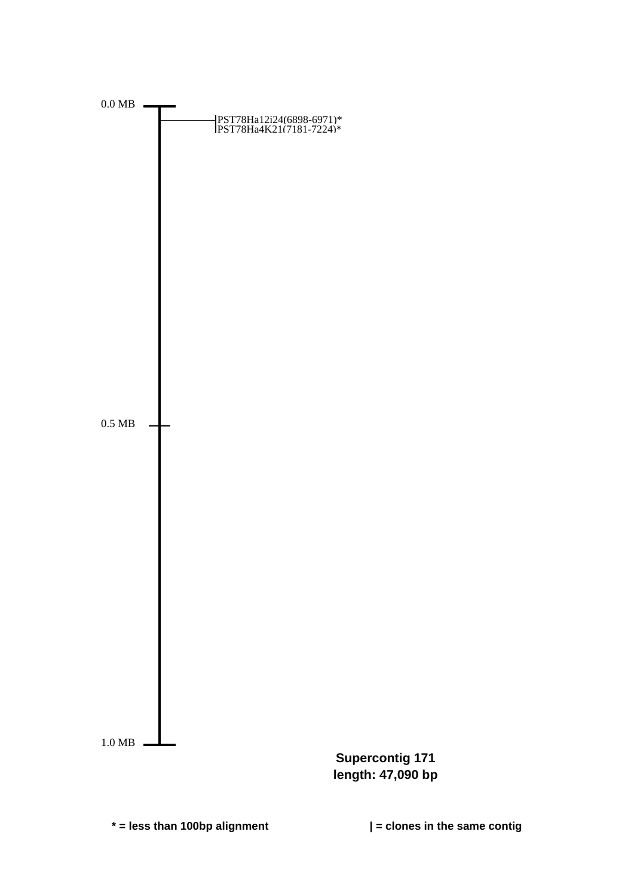0.0 MB

PST78Ha12i24(6898-6971)*
PST78Ha4K21(7181-7224)*

0.5 MB

1.0 MB

**Supercontig 171**
**length: 47,090 bp**

**\* = less than 100bp alignment**

**| = clones in the same contig**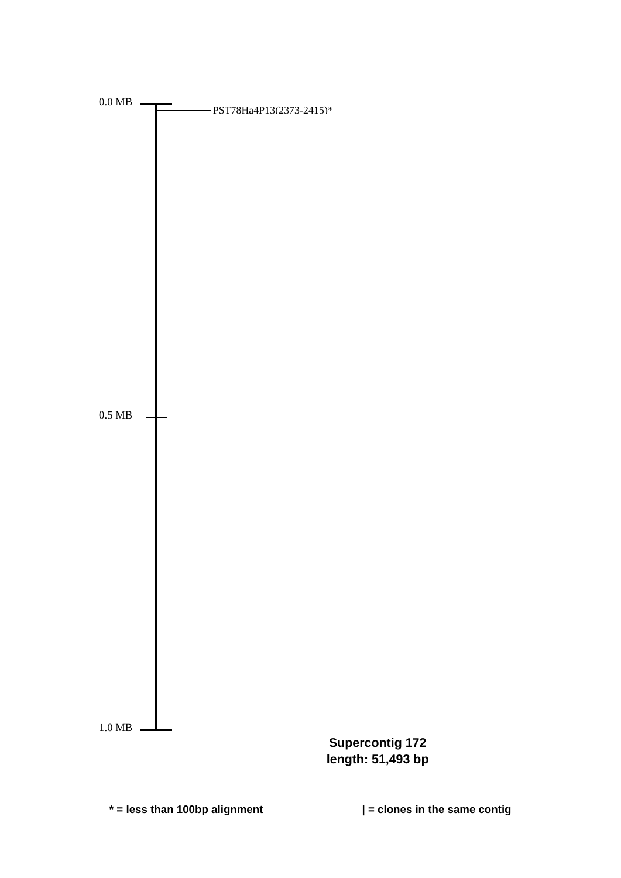0.0 MB

PST78Ha4P13(2373-2415)*

0.5 MB

1.0 MB

**Supercontig 172**
**length: 51,493 bp**

**\* = less than 100bp alignment**

**| = clones in the same contig**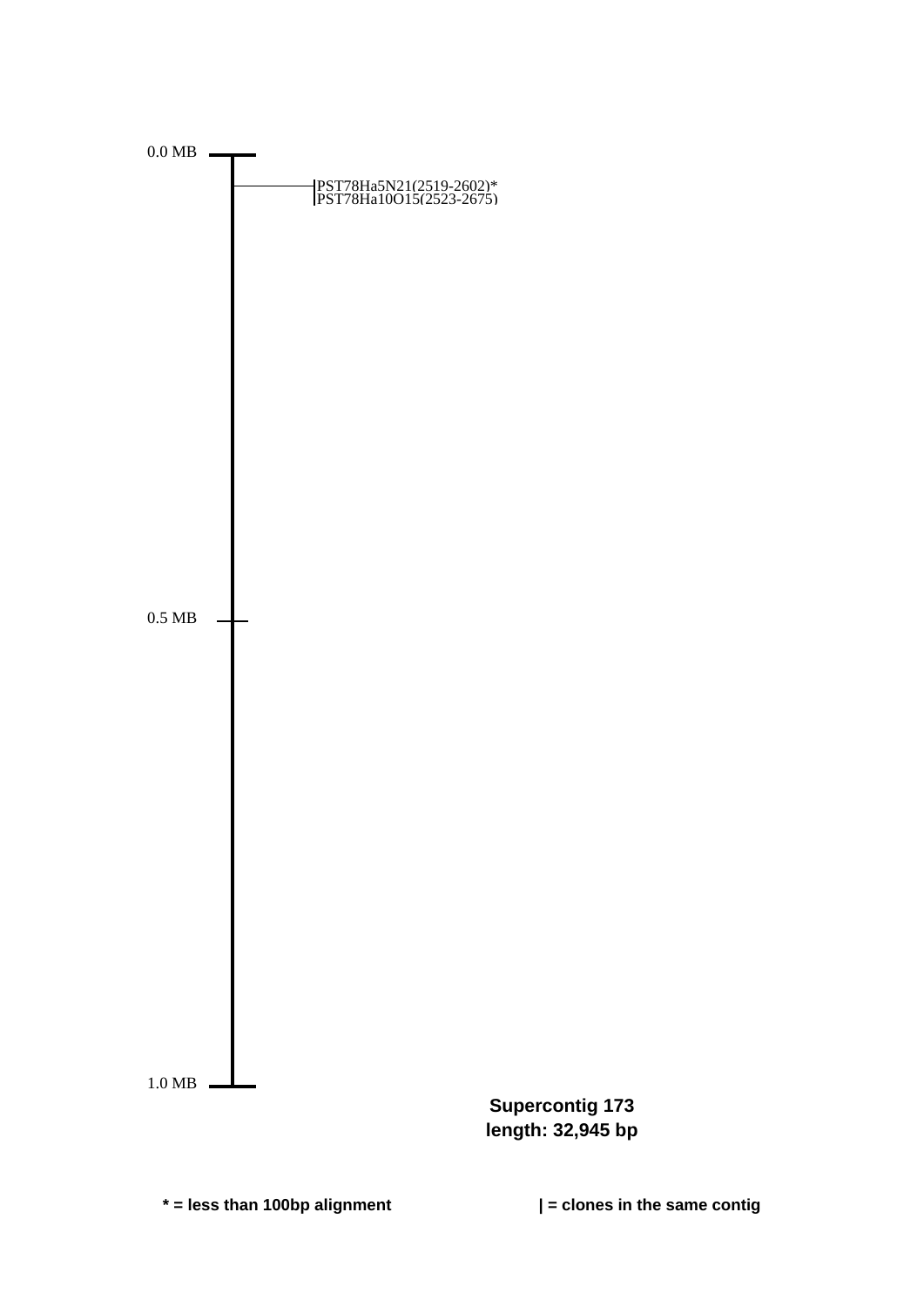0.0 MB

PST78Ha5N21(2519-2602)*
PST78Ha10O15(2523-2675)

0.5 MB

1.0 MB

**Supercontig 173**
**length: 32,945 bp**

**\* = less than 100bp alignment**

**| = clones in the same contig**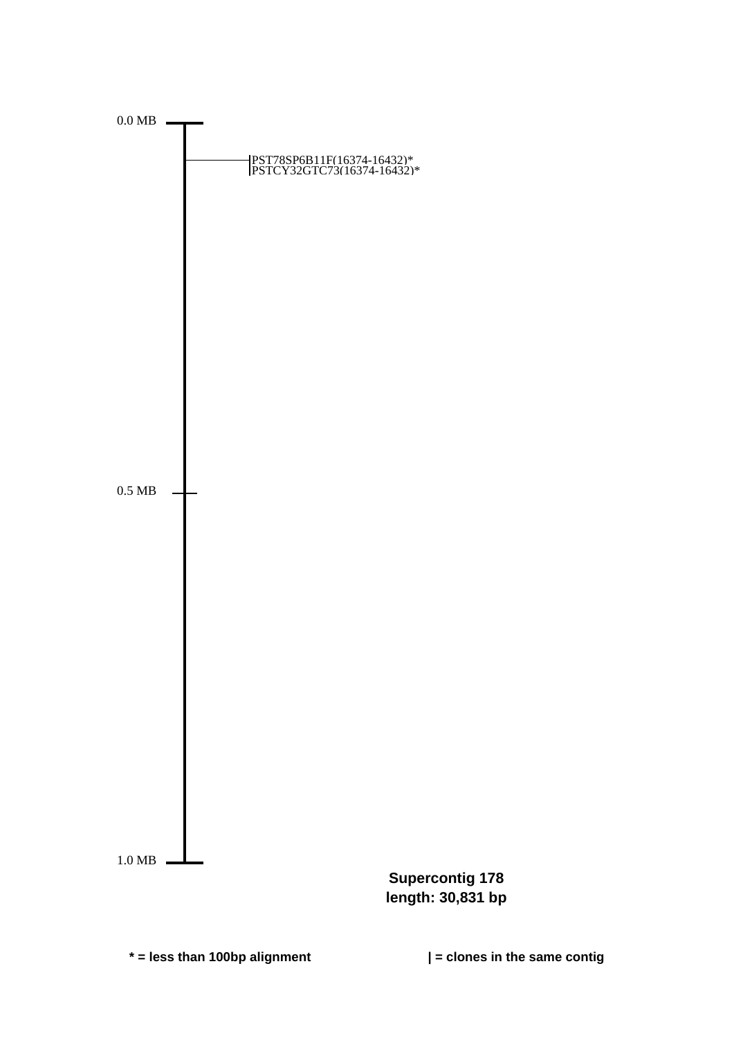0.0 MB

PST78SP6B11F(16374-16432)*
PSTCY32GTC73(16374-16432)*

0.5 MB

1.0 MB

**Supercontig 178**
**length: 30,831 bp**

**\* = less than 100bp alignment**

**| = clones in the same contig**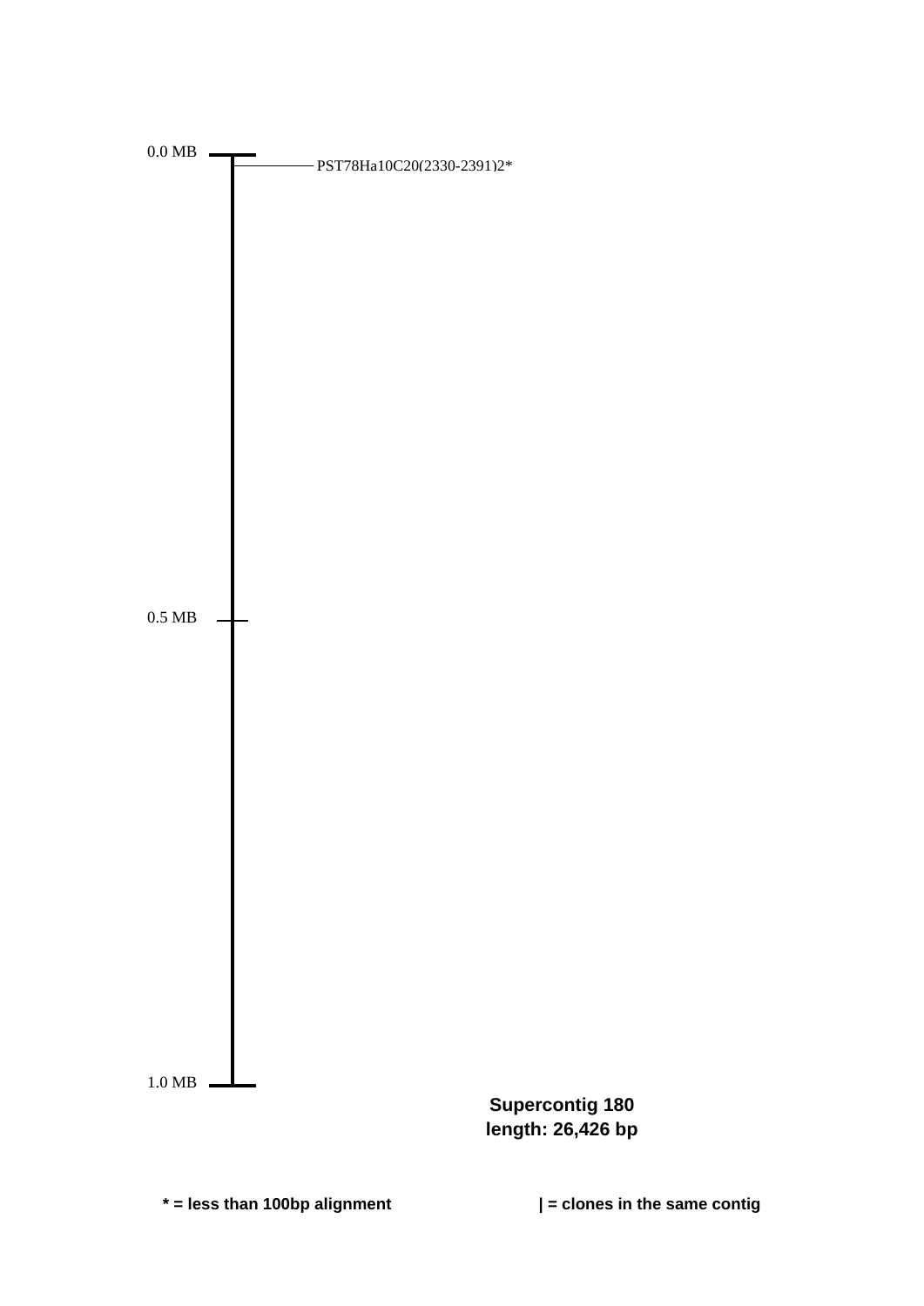0.0 MB

PST78Ha10C20(2330-2391)2*

0.5 MB

1.0 MB

**Supercontig 180**
**length: 26,426 bp**

**\* = less than 100bp alignment**

**| = clones in the same contig**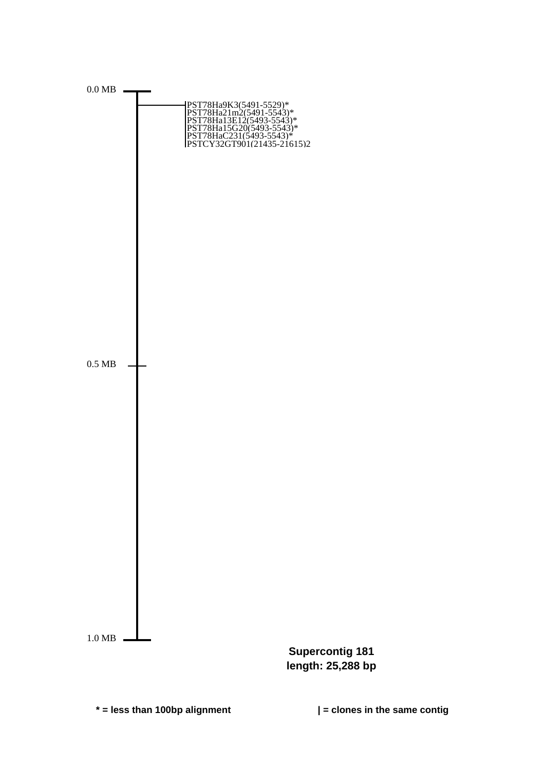0.0 MB

PST78Ha9K3(5491-5529)*
PST78Ha21m2(5491-5543)*
PST78Ha13E12(5493-5543)*
PST78Ha15G20(5493-5543)*
PST78HaC231(5493-5543)*
PSTCY32GT901(21435-21615)2

0.5 MB

1.0 MB

**Supercontig 181**
**length: 25,288 bp**

**\* = less than 100bp alignment**

**| = clones in the same contig**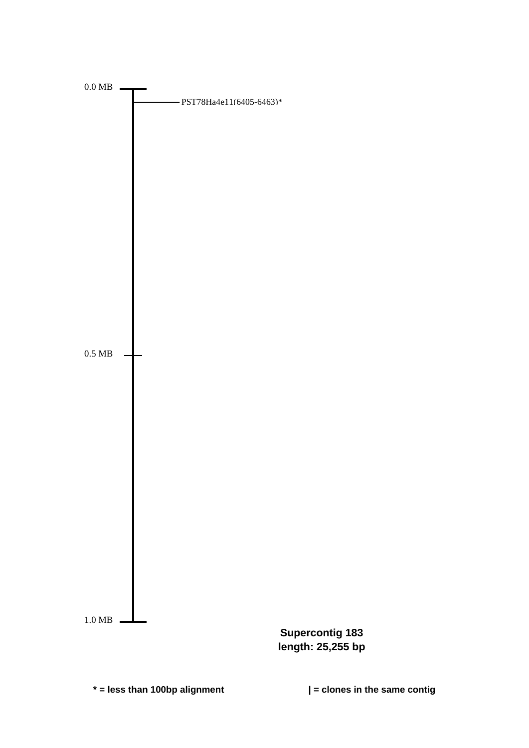0.0 MB

PST78Ha4e11(6405-6463)*

0.5 MB

1.0 MB

**Supercontig 183**
**length: 25,255 bp**

**\* = less than 100bp alignment**

**| = clones in the same contig**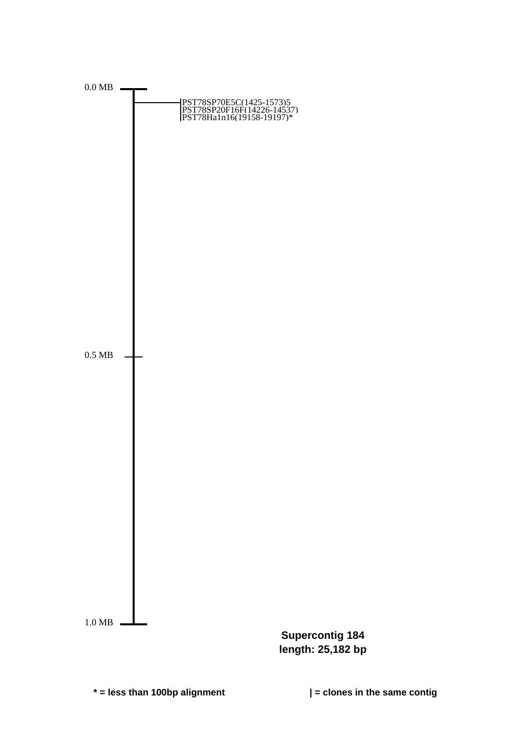0.0 MB

PST78SP70E5C(1425-1573)5
PST78SP20F16F(14226-14537)
PST78Ha1n16(19158-19197)*

0.5 MB

1.0 MB

**Supercontig 184**
**length: 25,182 bp**

**\* = less than 100bp alignment**

**| = clones in the same contig**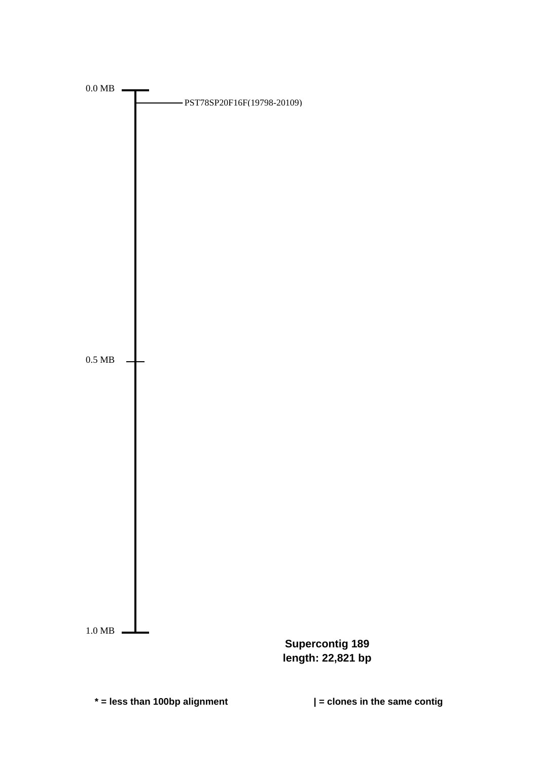0.0 MB

PST78SP20F16F(19798-20109)

0.5 MB

1.0 MB

**Supercontig 189**
**length: 22,821 bp**

**\* = less than 100bp alignment**

**| = clones in the same contig**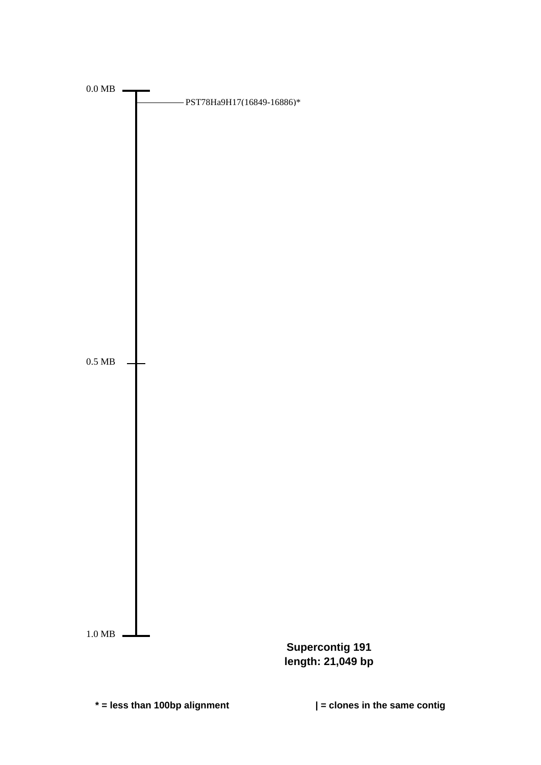0.0 MB

PST78Ha9H17(16849-16886)*

0.5 MB

1.0 MB

**Supercontig 191**
**length: 21,049 bp**

**\* = less than 100bp alignment**

**| = clones in the same contig**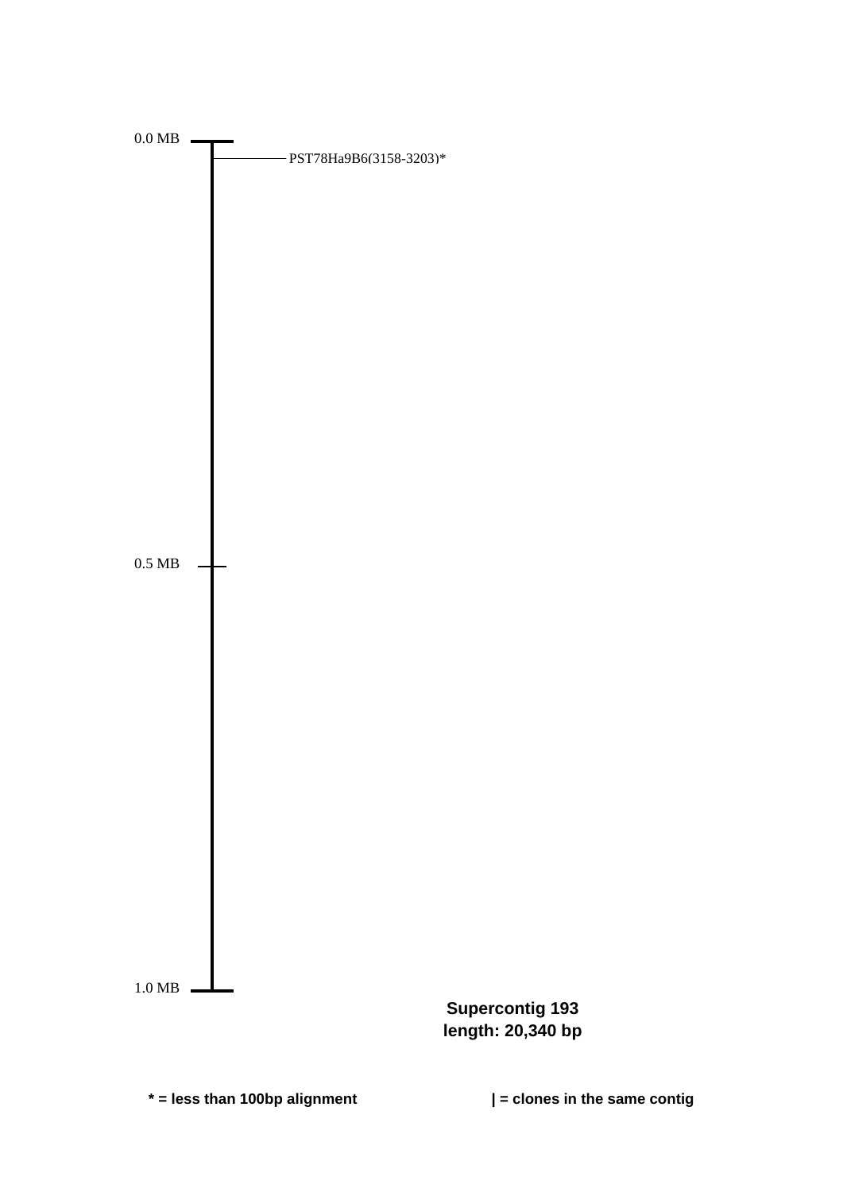0.0 MB

PST78Ha9B6(3158-3203)*

0.5 MB

1.0 MB

**Supercontig 193**
**length: 20,340 bp**

**\* = less than 100bp alignment**

**| = clones in the same contig**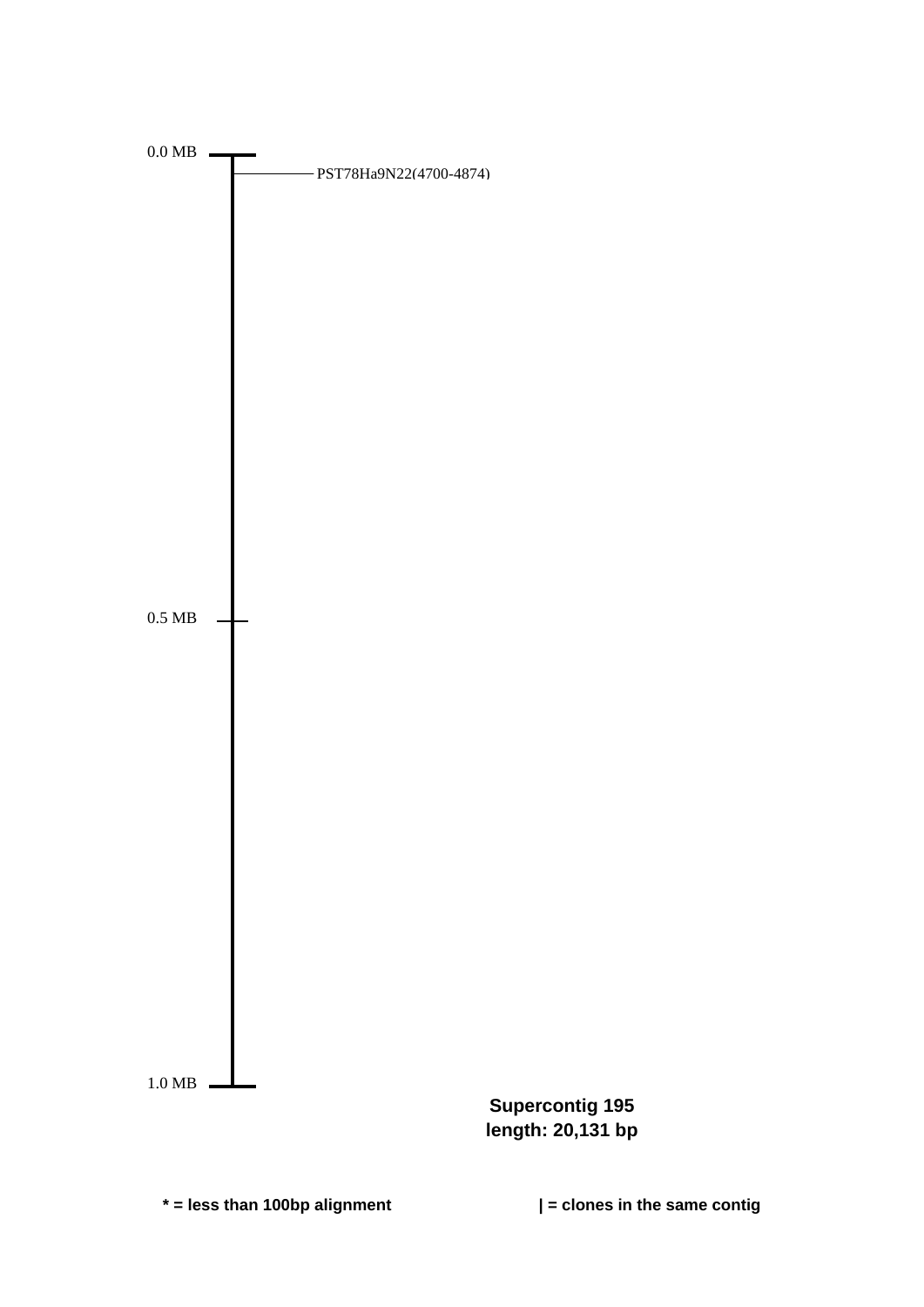0.0 MB

PST78Ha9N22(4700-4874)

0.5 MB

1.0 MB

**Supercontig 195**
**length: 20,131 bp**

**\* = less than 100bp alignment**

**| = clones in the same contig**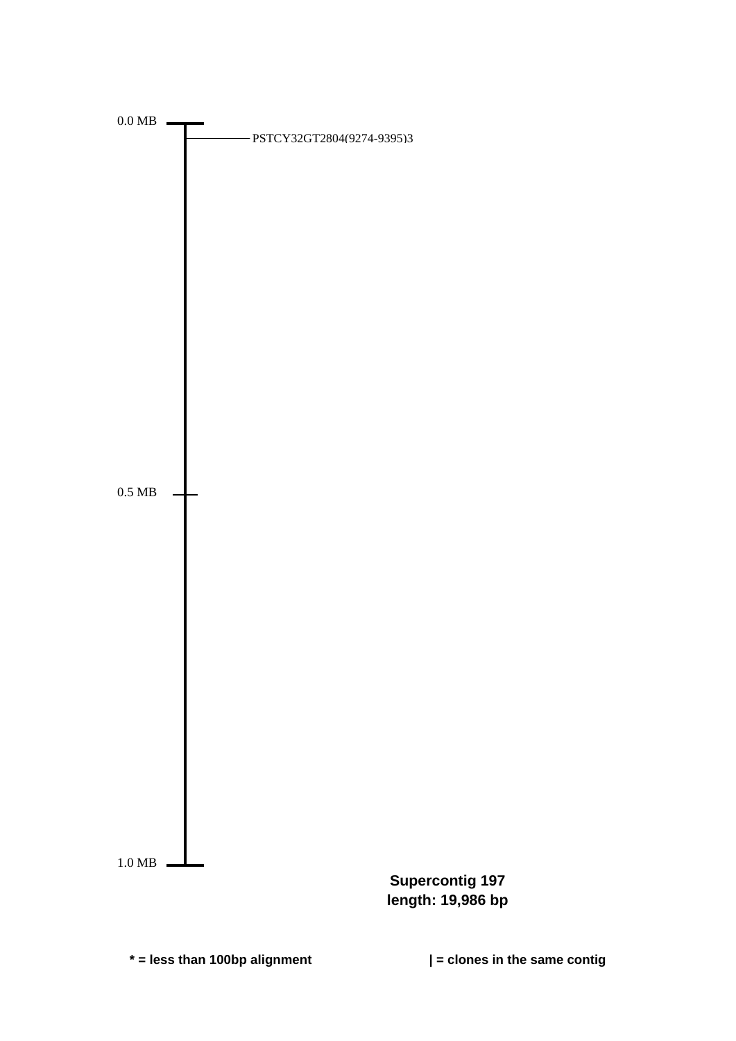0.0 MB

PSTCY32GT2804(9274-9395)3

0.5 MB

1.0 MB

**Supercontig 197**
**length: 19,986 bp**

**\* = less than 100bp alignment**

**| = clones in the same contig**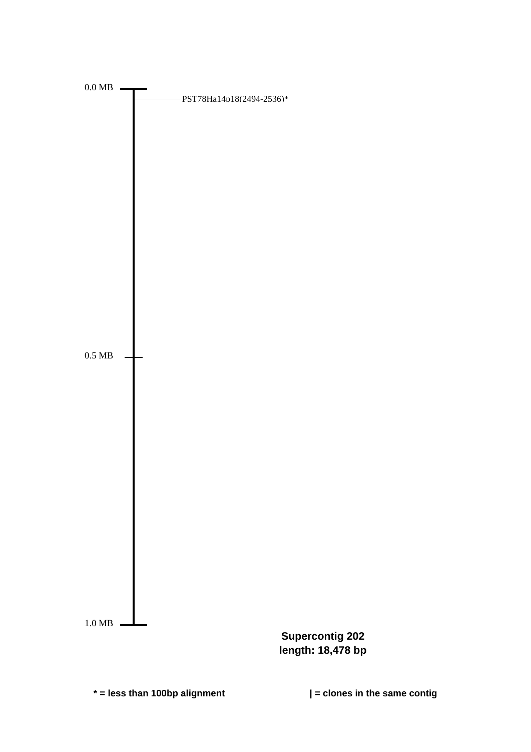0.0 MB

PST78Ha14p18(2494-2536)*

0.5 MB

1.0 MB

**Supercontig 202**
**length: 18,478 bp**

**\* = less than 100bp alignment**

**| = clones in the same contig**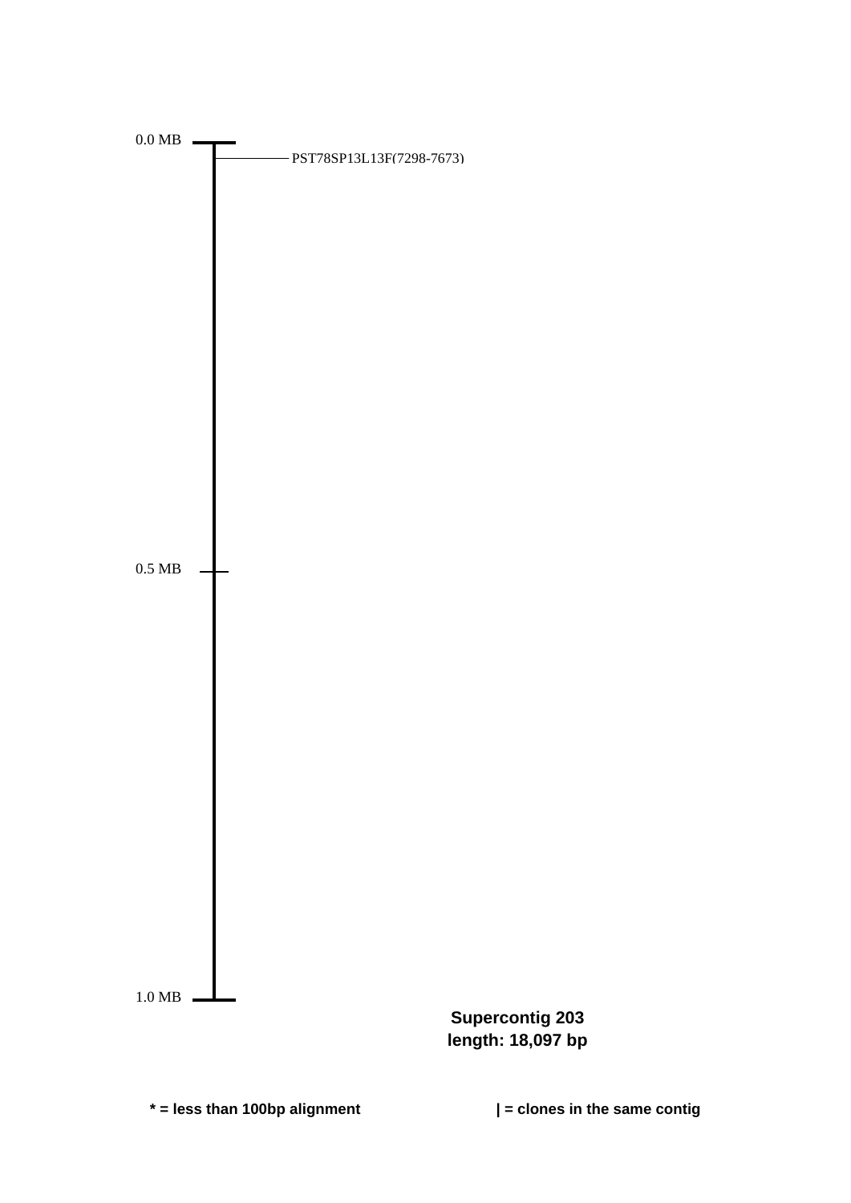0.0 MB

PST78SP13L13F(7298-7673)

0.5 MB

1.0 MB

**Supercontig 203**
**length: 18,097 bp**

**\* = less than 100bp alignment**

**| = clones in the same contig**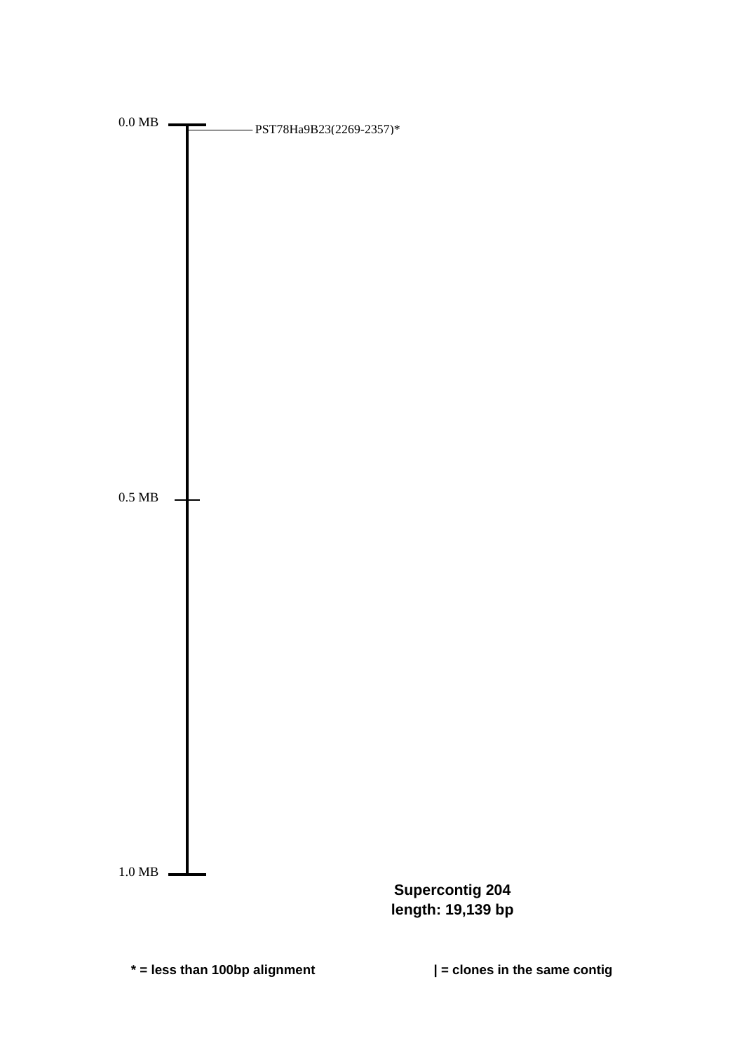0.0 MB

PST78Ha9B23(2269-2357)*

0.5 MB

1.0 MB

**Supercontig 204**
**length: 19,139 bp**

**\* = less than 100bp alignment**

**| = clones in the same contig**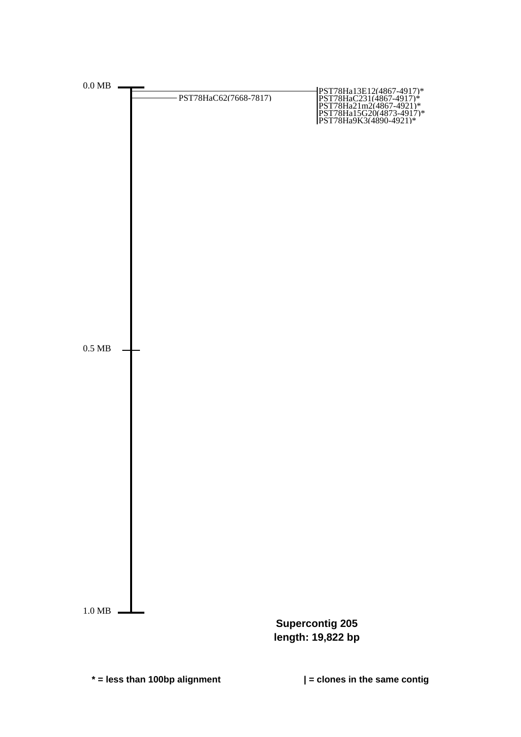0.0 MB

PST78HaC62(7668-7817)

PST78Ha13E12(4867-4917)*
PST78HaC231(4867-4917)*
PST78Ha21m2(4867-4921)*
PST78Ha15G20(4873-4917)*
PST78Ha9K3(4890-4921)*

0.5 MB

1.0 MB

**Supercontig 205**
**length: 19,822 bp**

**\* = less than 100bp alignment**

**| = clones in the same contig**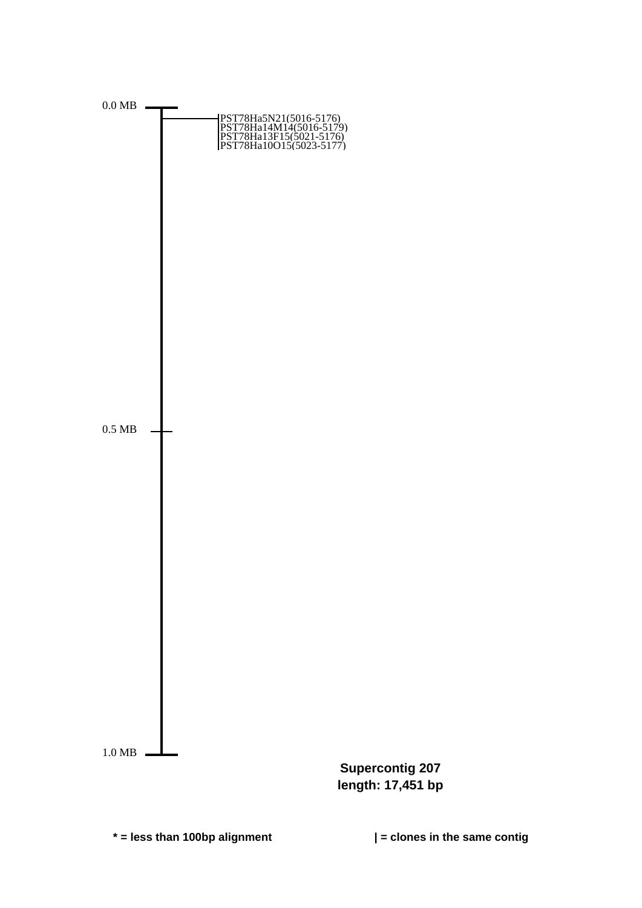0.0 MB

PST78Ha5N21(5016-5176)
PST78Ha14M14(5016-5179)
PST78Ha13F15(5021-5176)
PST78Ha10O15(5023-5177)

0.5 MB

1.0 MB

**Supercontig 207**
**length: 17,451 bp**

**\* = less than 100bp alignment**

**| = clones in the same contig**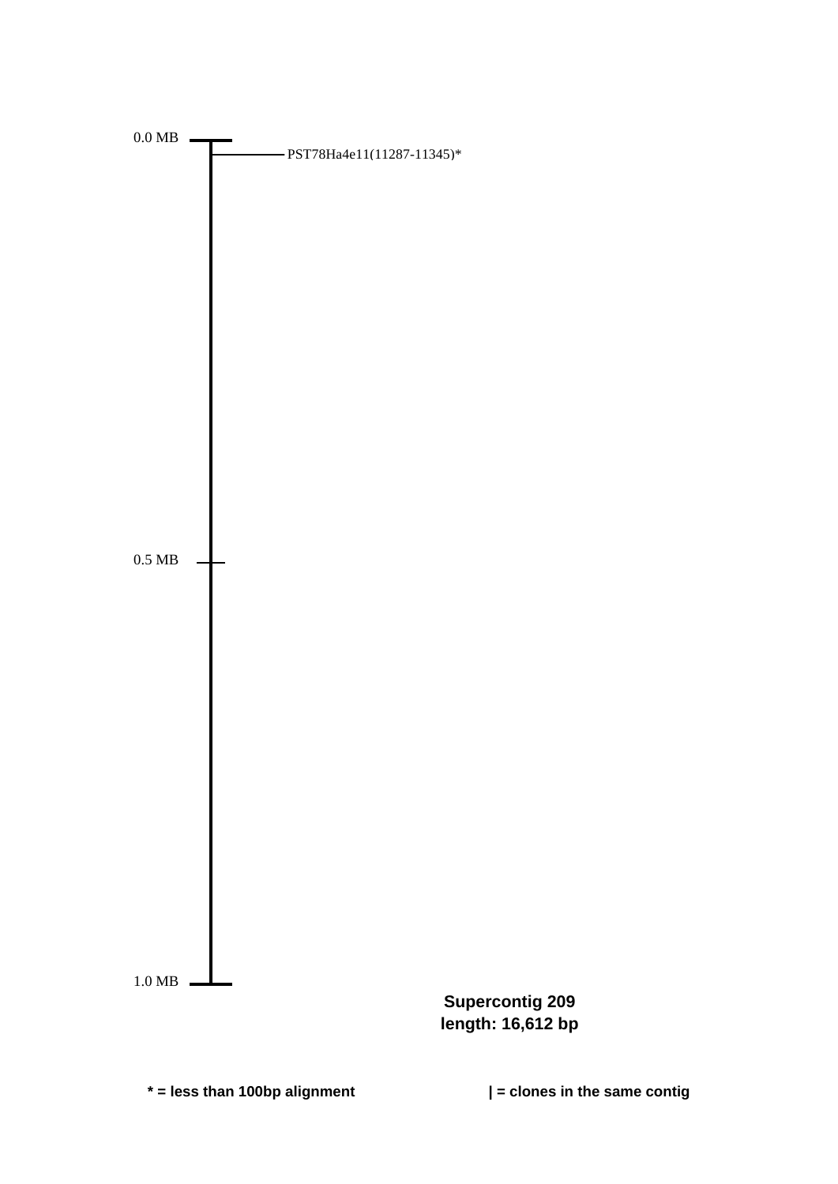0.0 MB

PST78Ha4e11(11287-11345)*

0.5 MB

1.0 MB

**Supercontig 209**
**length: 16,612 bp**

**\* = less than 100bp alignment**

**| = clones in the same contig**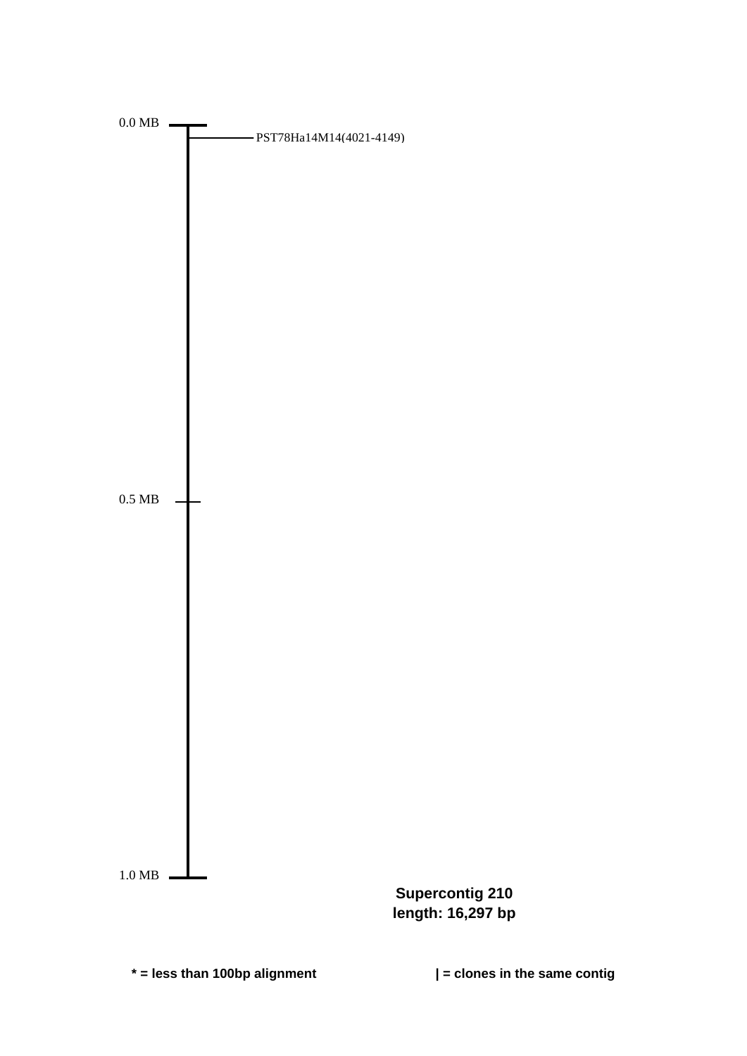0.0 MB

PST78Ha14M14(4021-4149)

0.5 MB

1.0 MB

**Supercontig 210**
**length: 16,297 bp**

**\* = less than 100bp alignment**

**| = clones in the same contig**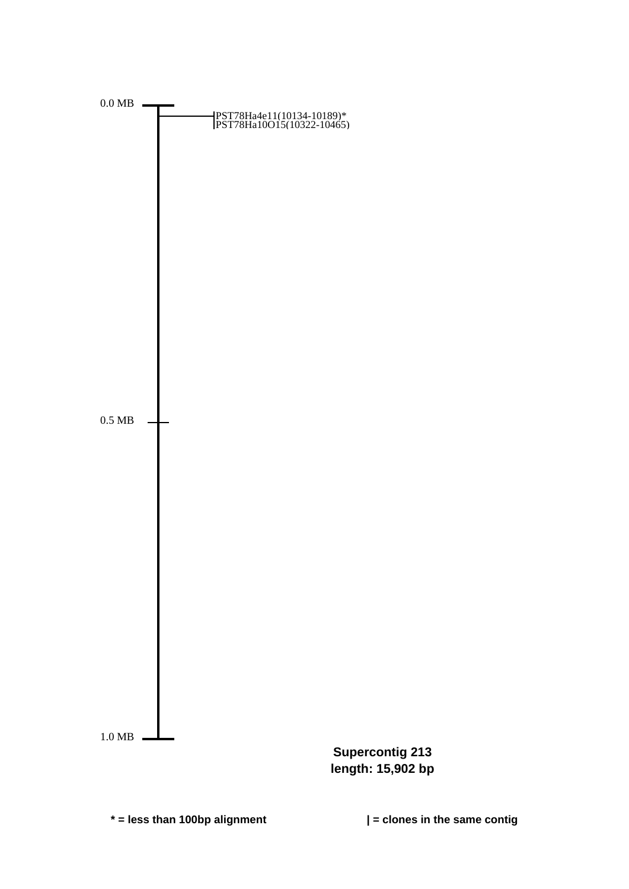0.0 MB

PST78Ha4e11(10134-10189)*
PST78Ha10O15(10322-10465)

0.5 MB

1.0 MB

**Supercontig 213**
**length: 15,902 bp**

**\* = less than 100bp alignment**

**| = clones in the same contig**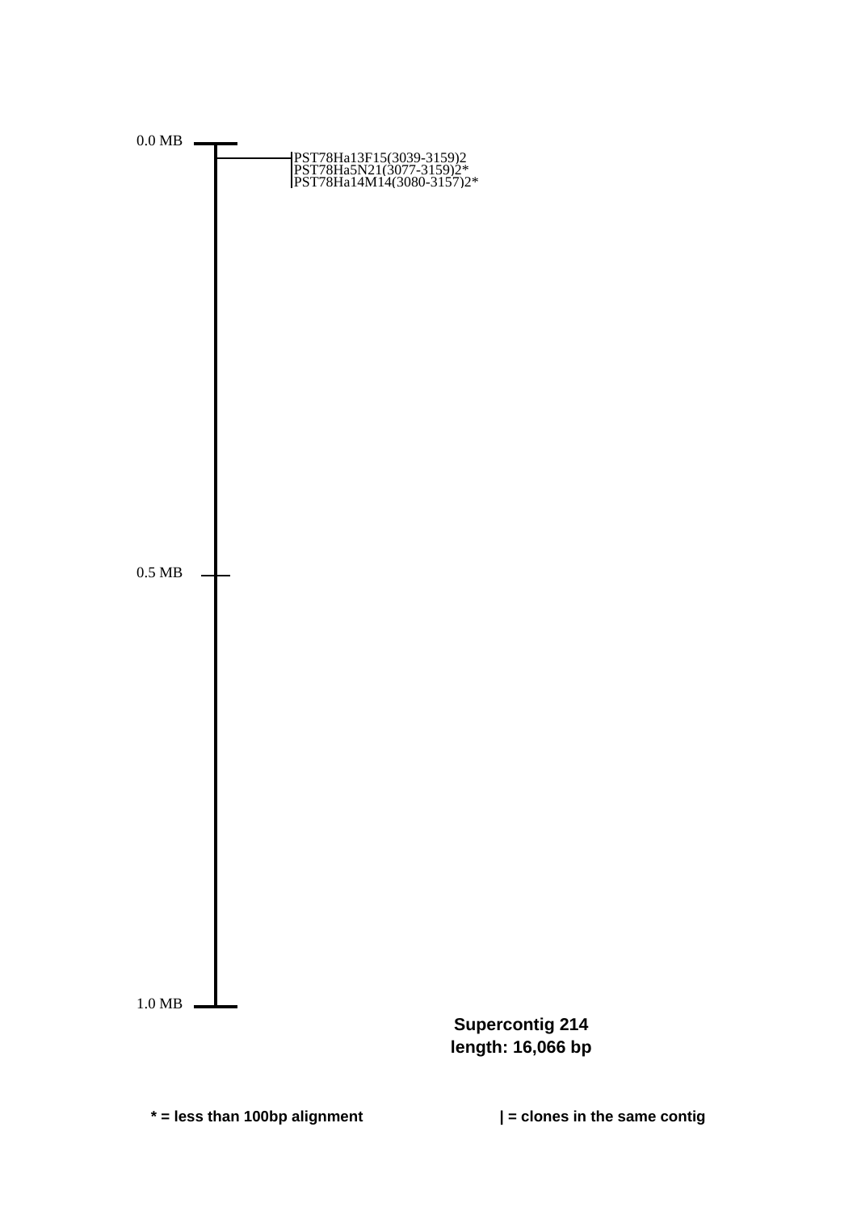0.0 MB

PST78Ha13F15(3039-3159)2
PST78Ha5N21(3077-3159)2*
PST78Ha14M14(3080-3157)2*

0.5 MB

1.0 MB

**Supercontig 214**
**length: 16,066 bp**

**\* = less than 100bp alignment**

**| = clones in the same contig**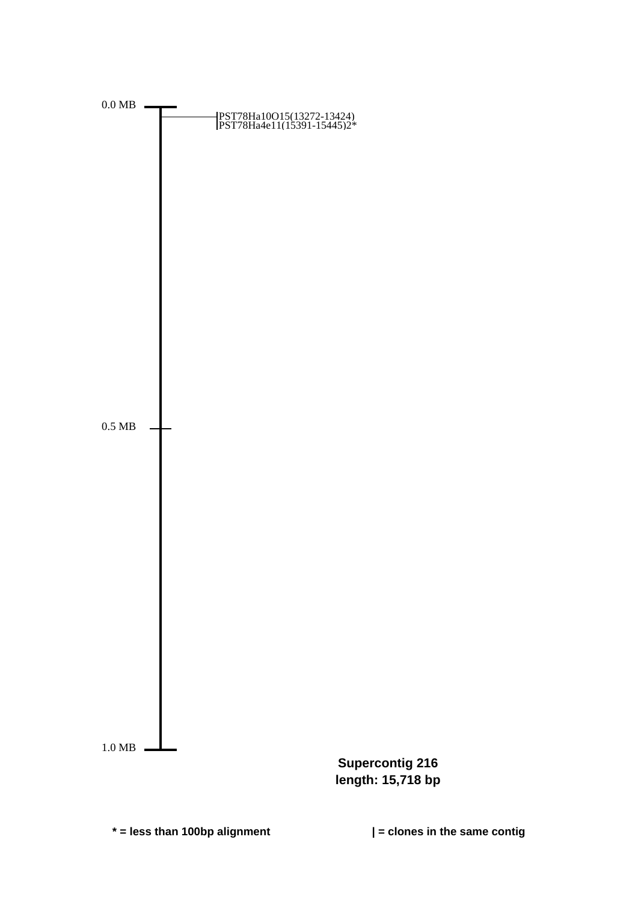0.0 MB

PST78Ha10O15(13272-13424)
PST78Ha4e11(15391-15445)2*

0.5 MB

1.0 MB

**Supercontig 216**
**length: 15,718 bp**

**\* = less than 100bp alignment**

**| = clones in the same contig**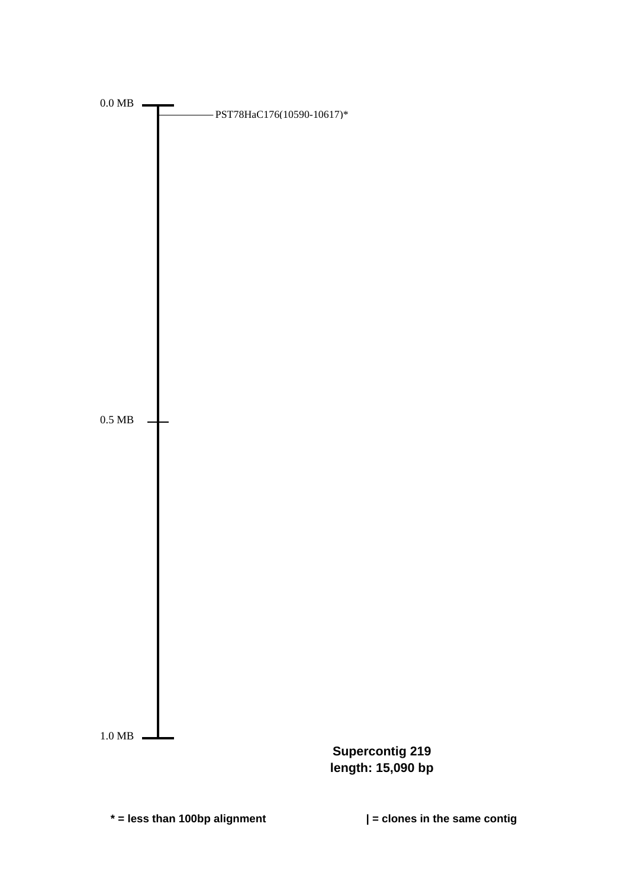0.0 MB

PST78HaC176(10590-10617)*

0.5 MB

1.0 MB

**Supercontig 219**
**length: 15,090 bp**

**\* = less than 100bp alignment**

**| = clones in the same contig**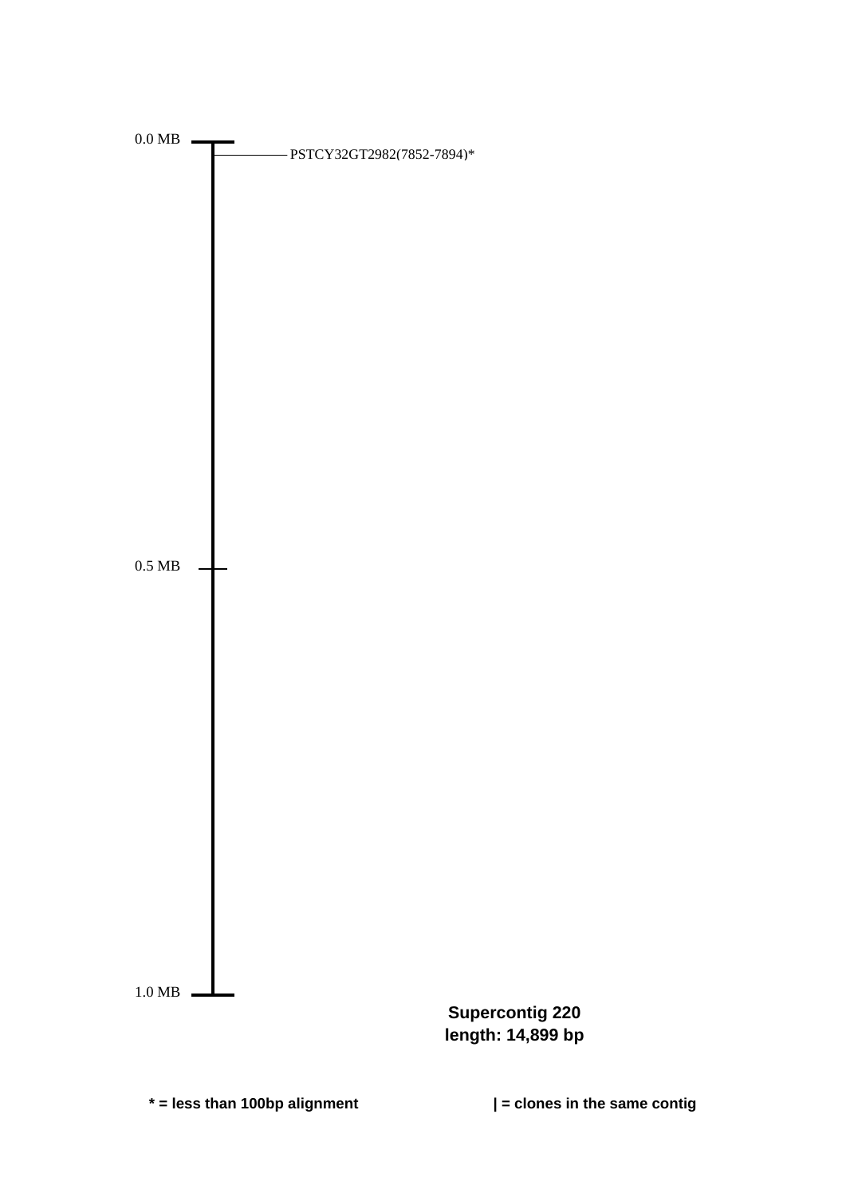0.0 MB

PSTCY32GT2982(7852-7894)*

0.5 MB

1.0 MB

**Supercontig 220**
**length: 14,899 bp**

**\* = less than 100bp alignment**

**| = clones in the same contig**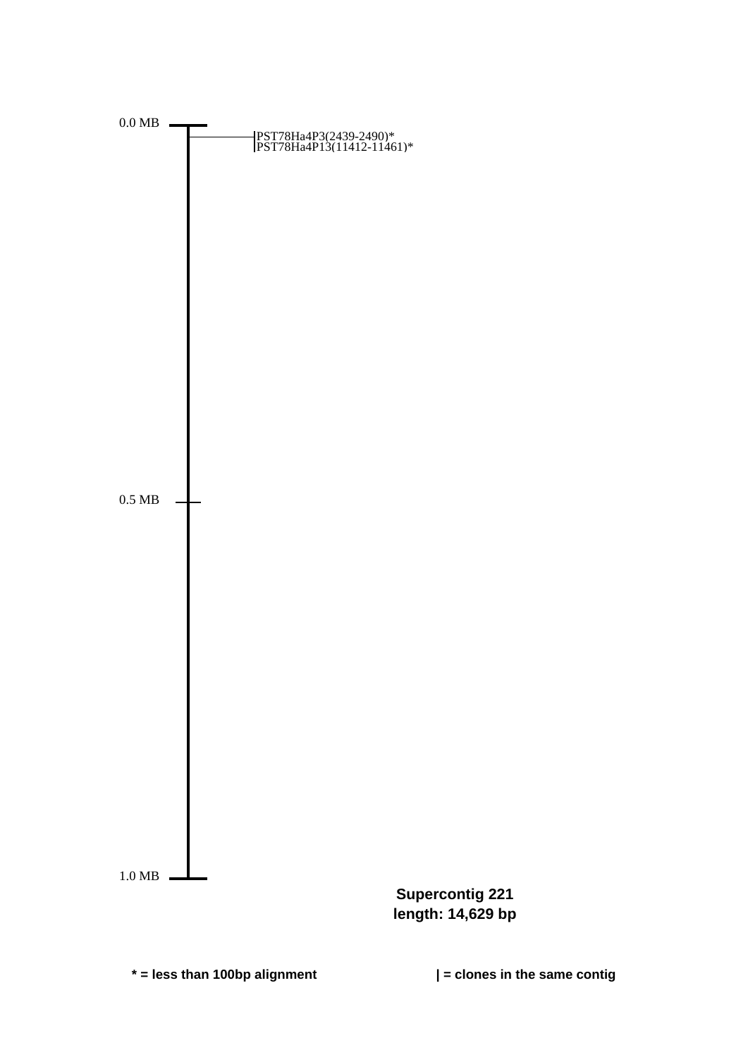0.0 MB

PST78Ha4P3(2439-2490)*
PST78Ha4P13(11412-11461)*

0.5 MB

1.0 MB

**Supercontig 221**
**length: 14,629 bp**

**\* = less than 100bp alignment**

**| = clones in the same contig**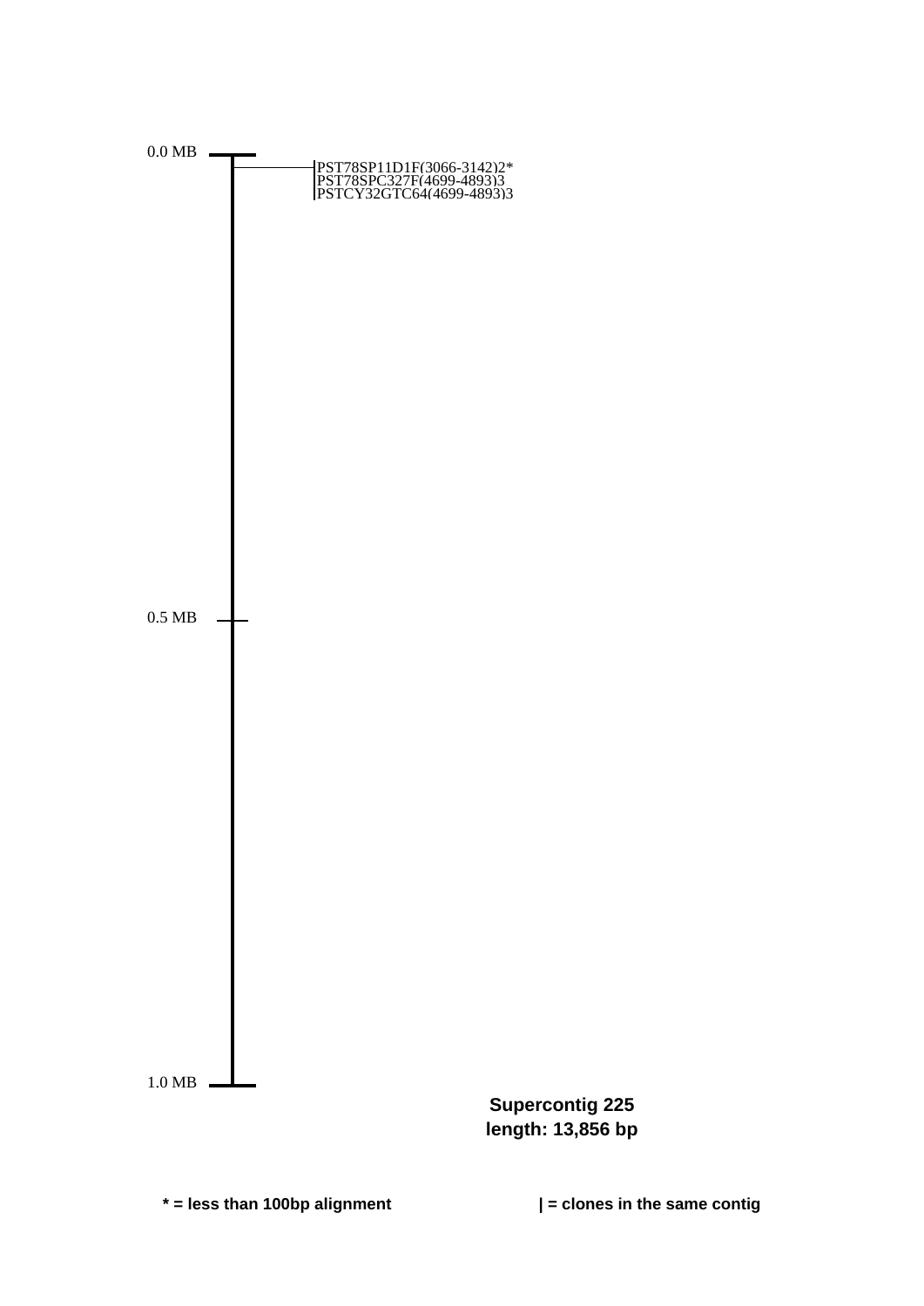0.0 MB

PST78SP11D1F(3066-3142)2*
PST78SPC327F(4699-4893)3
PSTCY32GTC64(4699-4893)3

0.5 MB

1.0 MB

**Supercontig 225**
**length: 13,856 bp**

**\* = less than 100bp alignment**

**| = clones in the same contig**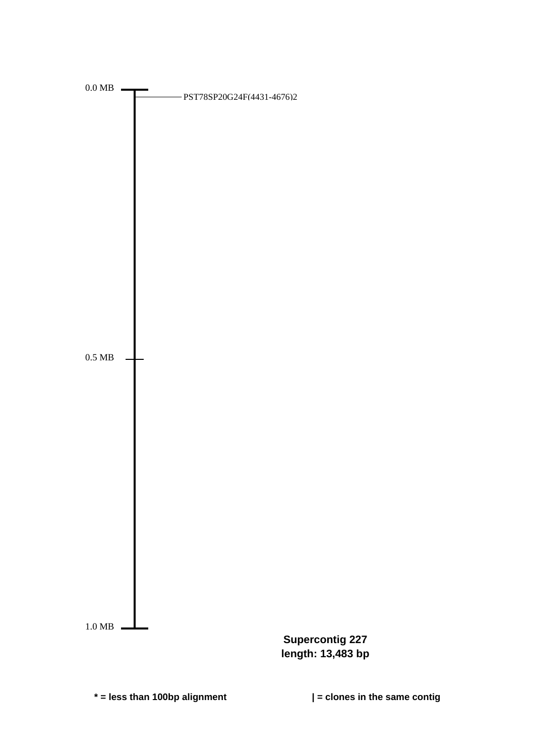0.0 MB

PST78SP20G24F(4431-4676)2

0.5 MB

1.0 MB

**Supercontig 227**
**length: 13,483 bp**

**\* = less than 100bp alignment**

**| = clones in the same contig**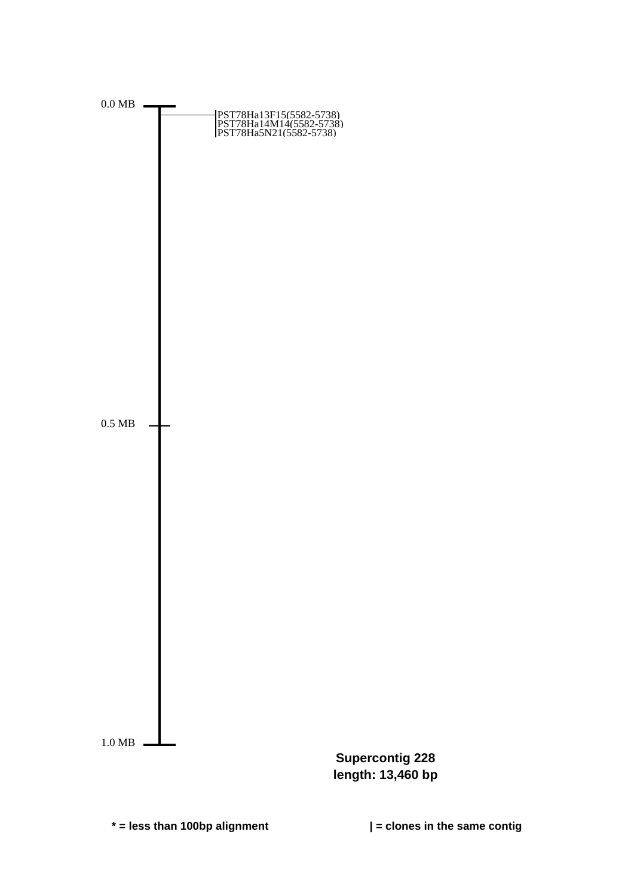0.0 MB

PST78Ha13F15(5582-5738)
PST78Ha14M14(5582-5738)
PST78Ha5N21(5582-5738)

0.5 MB

1.0 MB

**Supercontig 228**
**length: 13,460 bp**

**\* = less than 100bp alignment**

**| = clones in the same contig**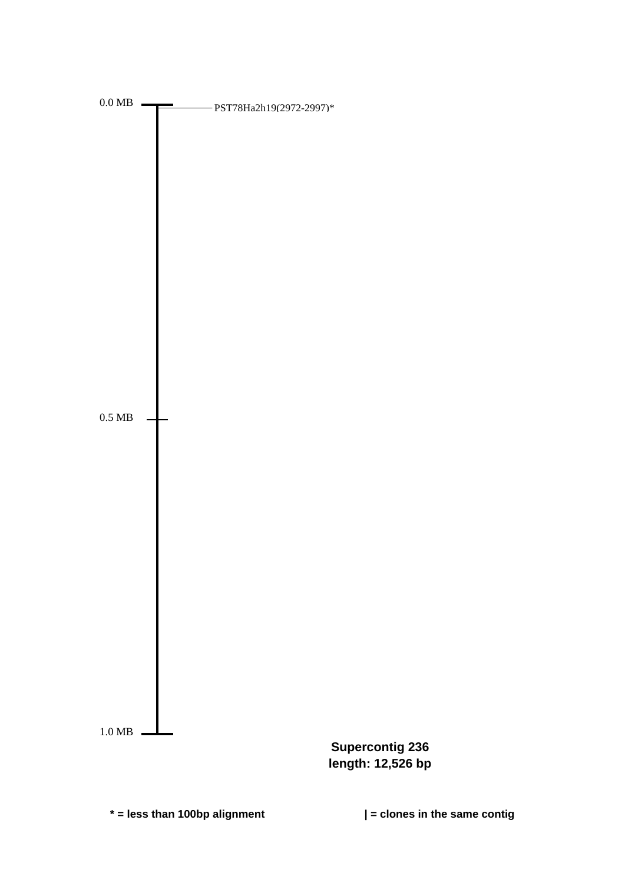0.0 MB

PST78Ha2h19(2972-2997)*

0.5 MB

1.0 MB

**Supercontig 236**
**length: 12,526 bp**

**\* = less than 100bp alignment**

**| = clones in the same contig**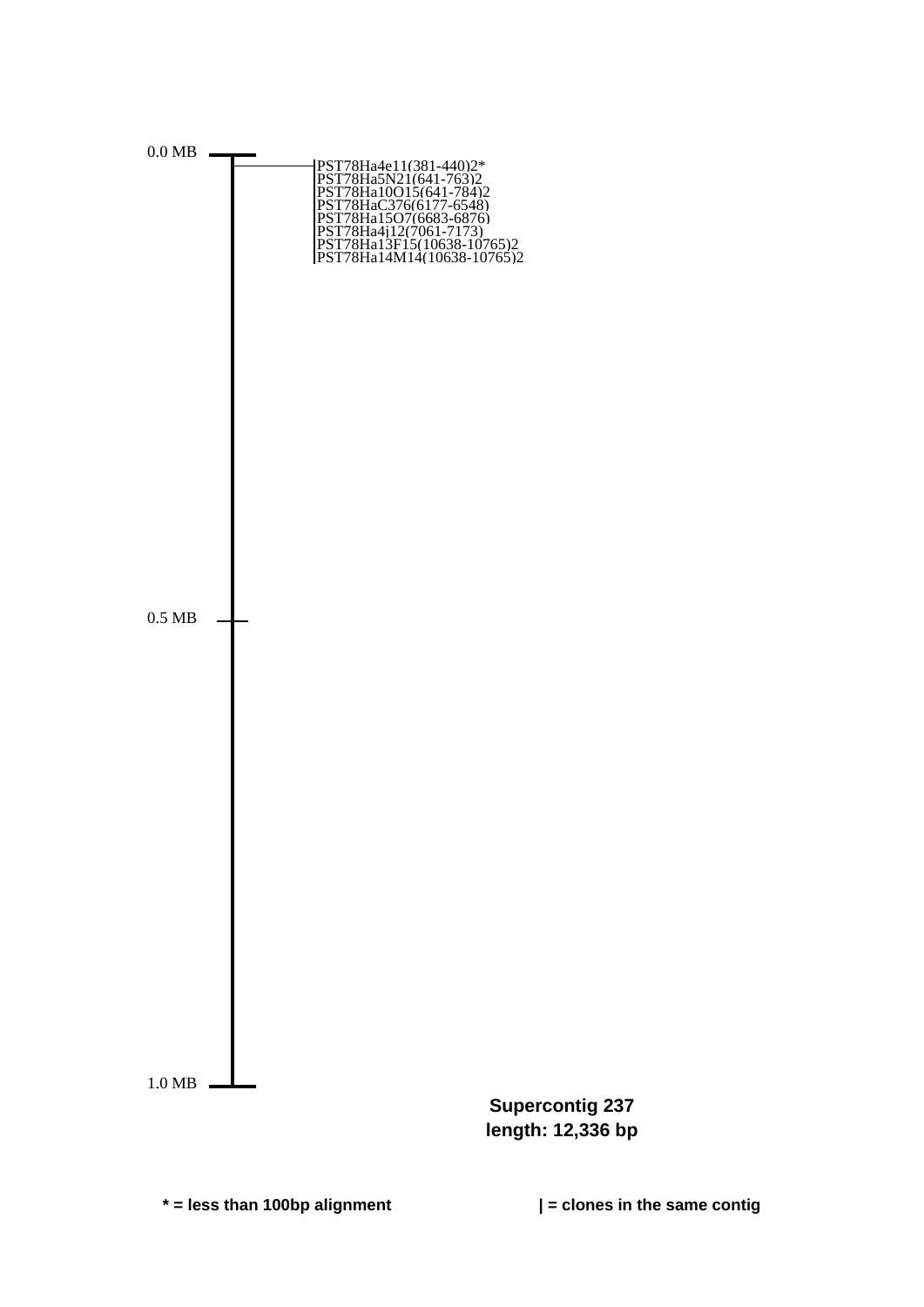0.0 MB

PST78Ha4e11(381-440)2*
PST78Ha5N21(641-763)2
PST78Ha10O15(641-784)2
PST78HaC376(6177-6548)
PST78Ha15O7(6683-6876)
PST78Ha4j12(7061-7173)
PST78Ha13F15(10638-10765)2
PST78Ha14M14(10638-10765)2

0.5 MB

1.0 MB

**Supercontig 237**
**length: 12,336 bp**

**\* = less than 100bp alignment**

**| = clones in the same contig**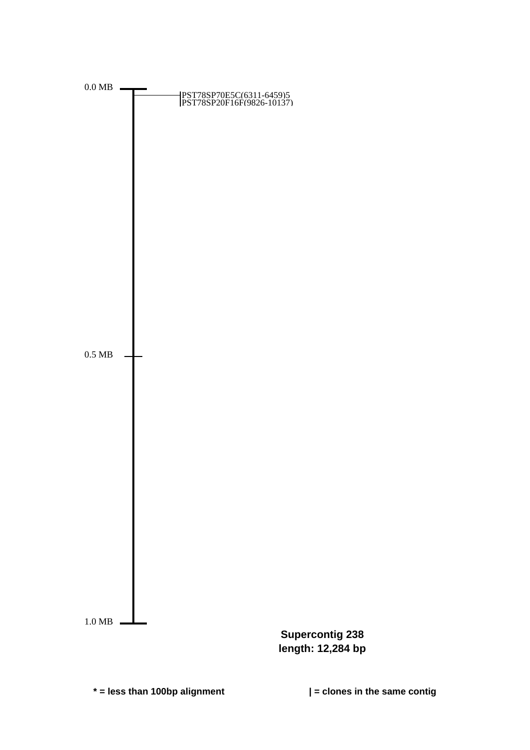0.0 MB

PST78SP70E5C(6311-6459)5
PST78SP20F16F(9826-10137)

0.5 MB

1.0 MB

**Supercontig 238**
**length: 12,284 bp**

**\* = less than 100bp alignment**

**| = clones in the same contig**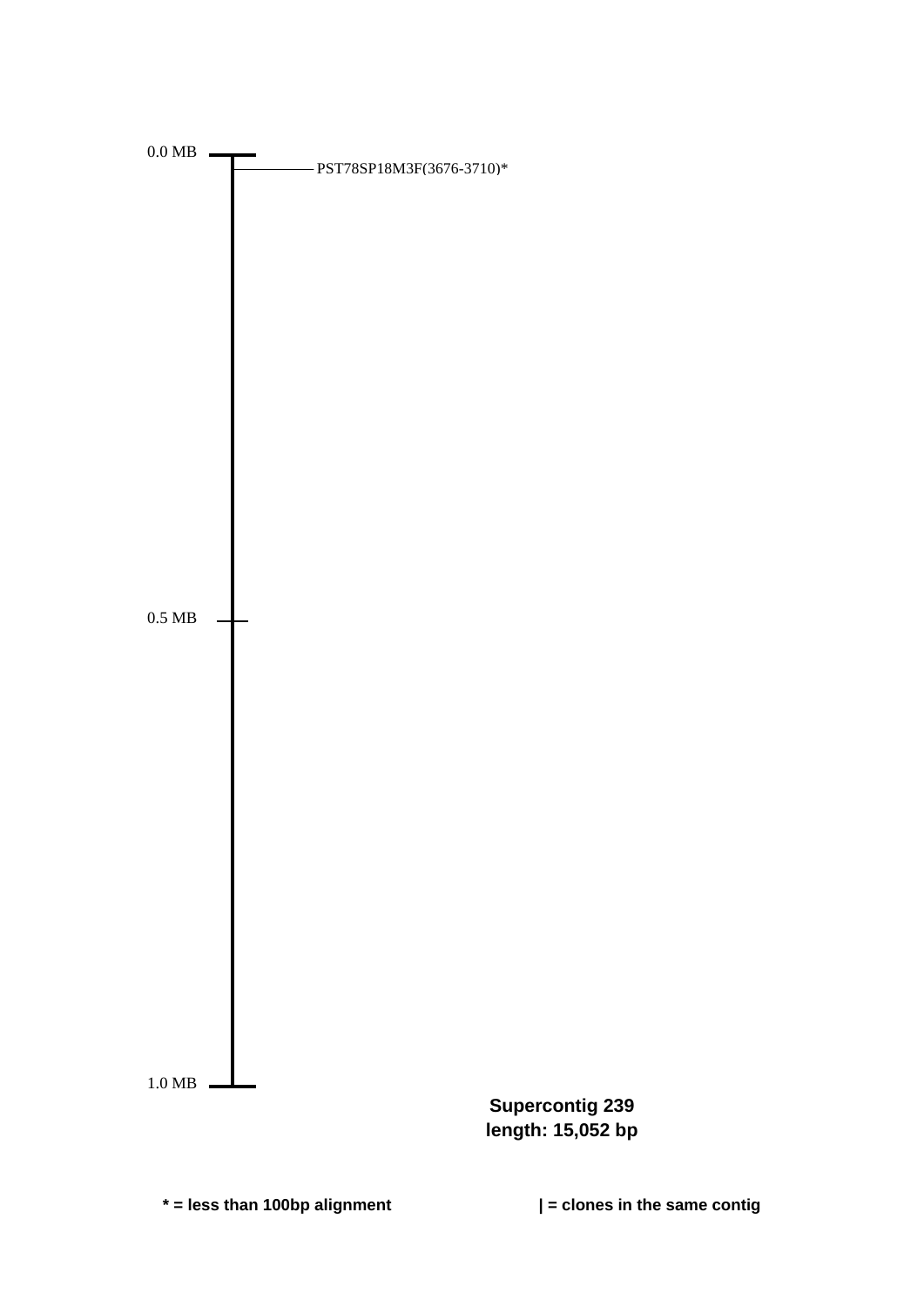0.0 MB

PST78SP18M3F(3676-3710)*

0.5 MB

1.0 MB

**Supercontig 239**
**length: 15,052 bp**

**\* = less than 100bp alignment**

**| = clones in the same contig**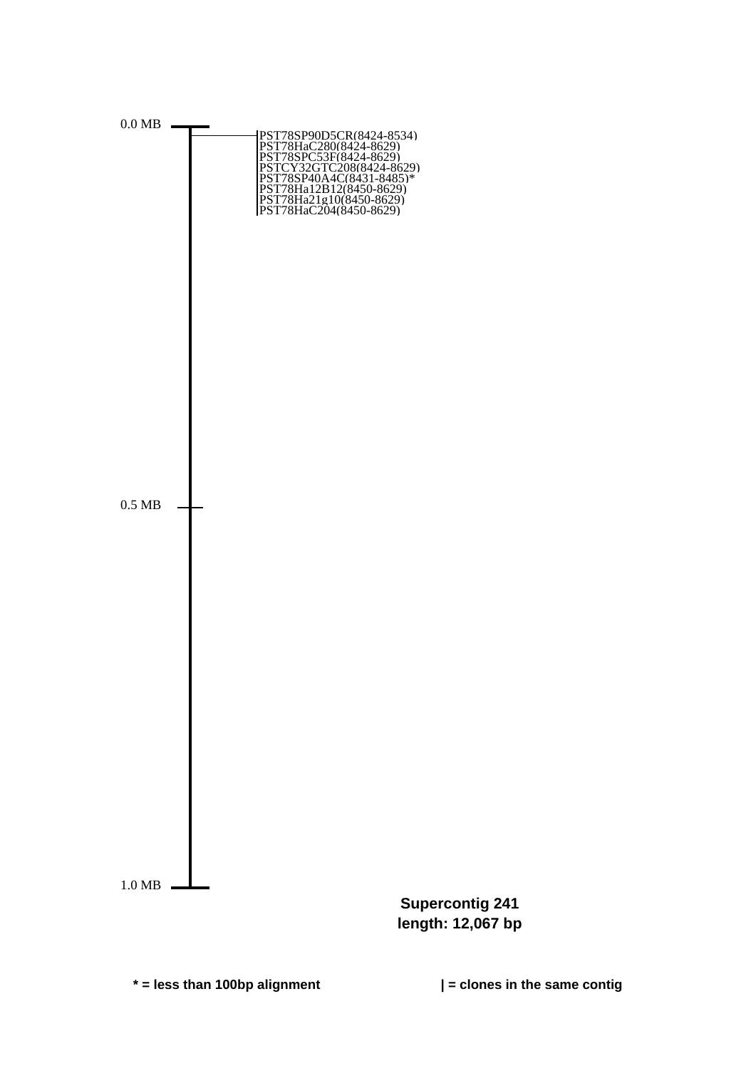0.0 MB

PST78SP90D5CR(8424-8534)
PST78HaC280(8424-8629)
PST78SPC53F(8424-8629)
PSTCY32GTC208(8424-8629)
PST78SP40A4C(8431-8485)*
PST78Ha12B12(8450-8629)
PST78Ha21g10(8450-8629)
PST78HaC204(8450-8629)

0.5 MB

1.0 MB

**Supercontig 241**
**length: 12,067 bp**

**\* = less than 100bp alignment**

**| = clones in the same contig**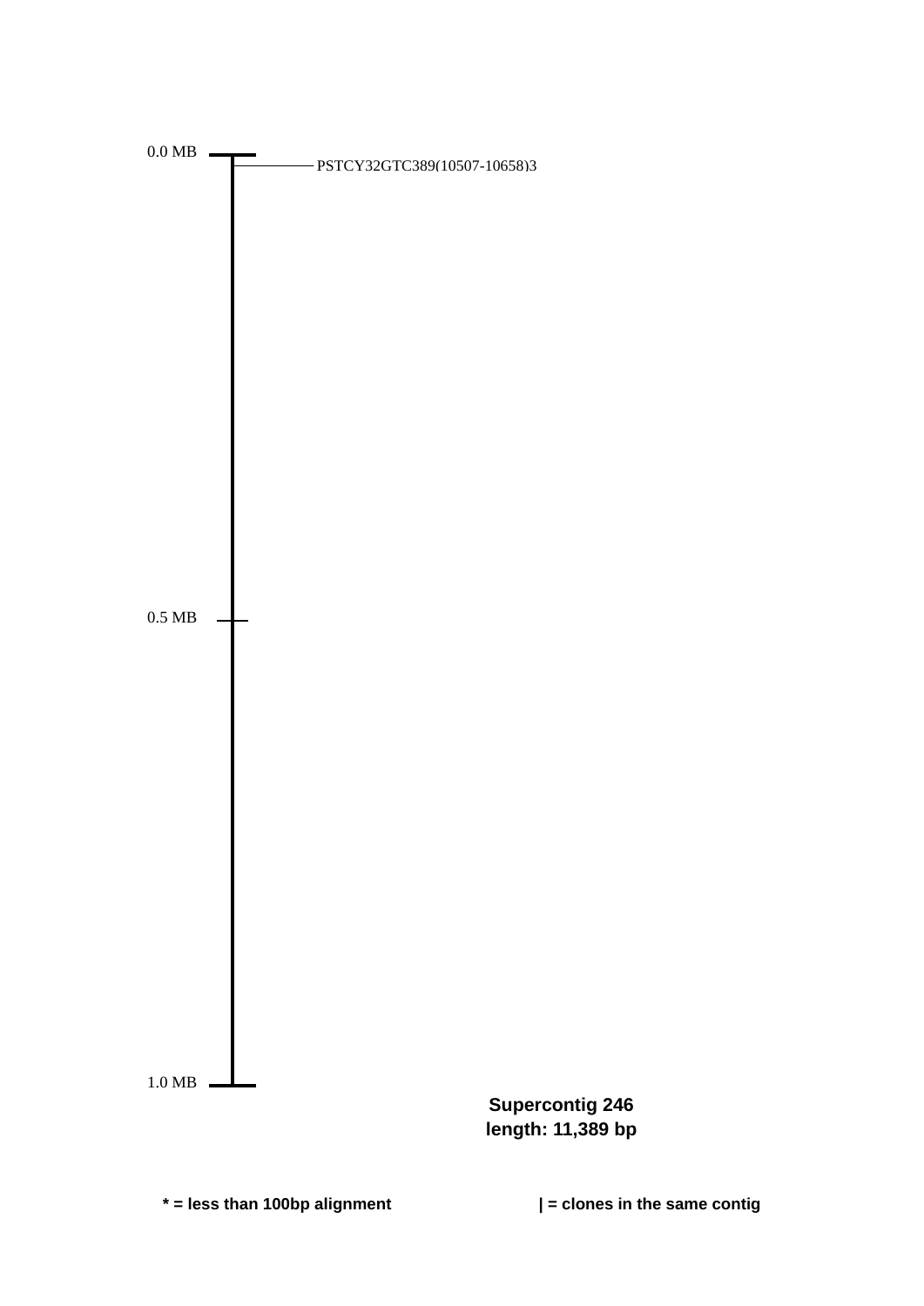0.0 MB

PSTCY32GTC389(10507-10658)3

0.5 MB

1.0 MB

**Supercontig 246**
**length: 11,389 bp**

**\* = less than 100bp alignment**

**| = clones in the same contig**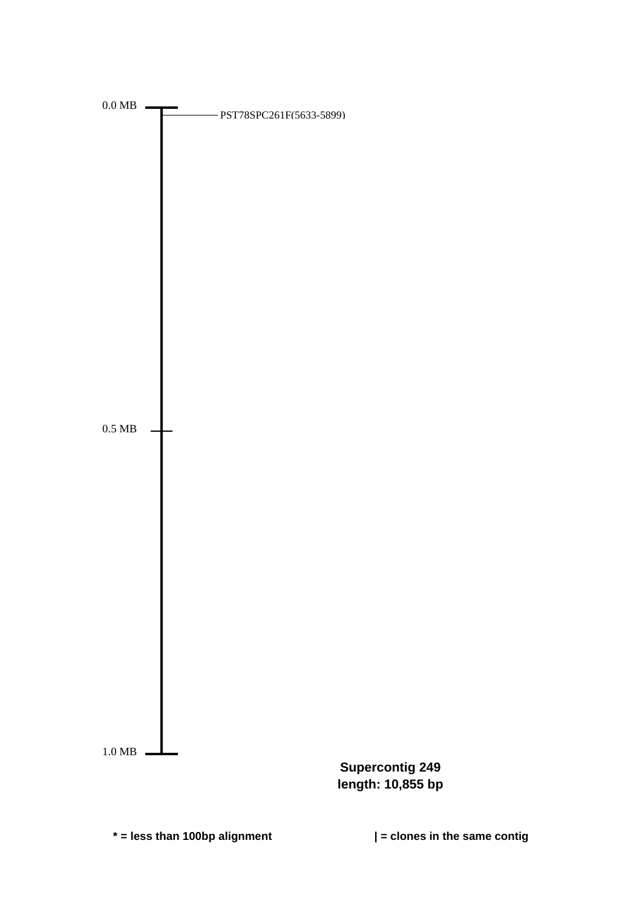0.0 MB

PST78SPC261F(5633-5899)

0.5 MB

1.0 MB

**Supercontig 249**
**length: 10,855 bp**

**\* = less than 100bp alignment**

**| = clones in the same contig**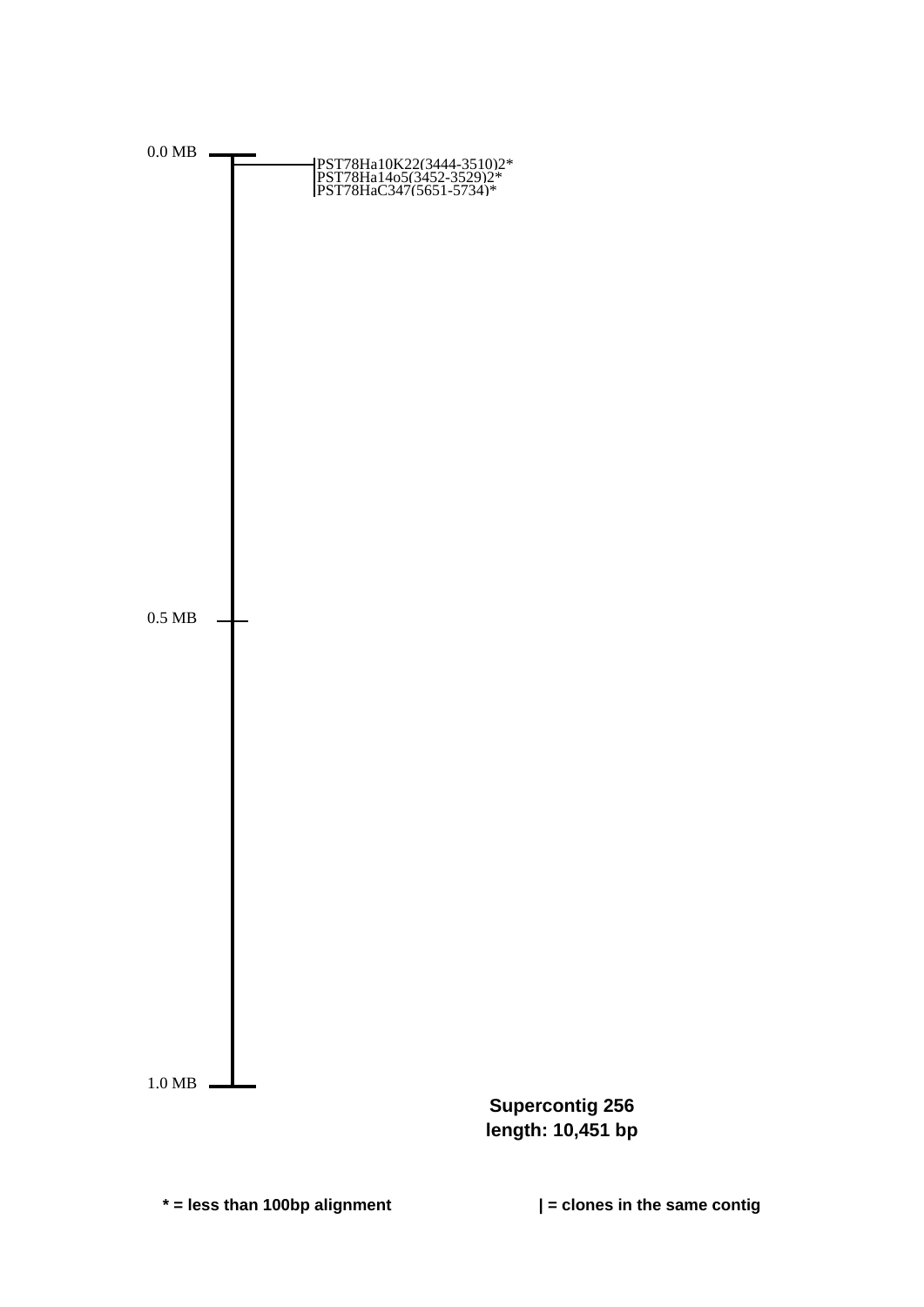0.0 MB

PST78Ha10K22(3444-3510)2*
PST78Ha14o5(3452-3529)2*
PST78HaC347(5651-5734)*

0.5 MB

1.0 MB

**Supercontig 256**
**length: 10,451 bp**

**\* = less than 100bp alignment**

**| = clones in the same contig**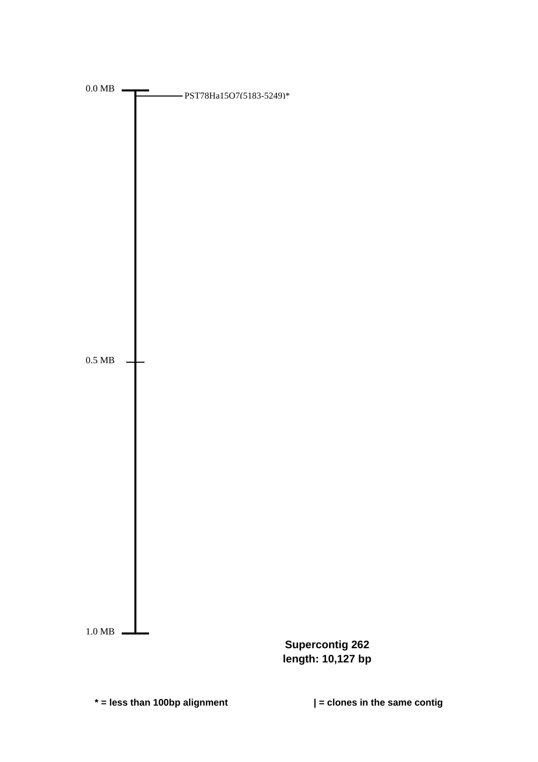0.0 MB

PST78Ha15O7(5183-5249)*

0.5 MB

1.0 MB

**Supercontig 262**
**length: 10,127 bp**

**\* = less than 100bp alignment**

**| = clones in the same contig**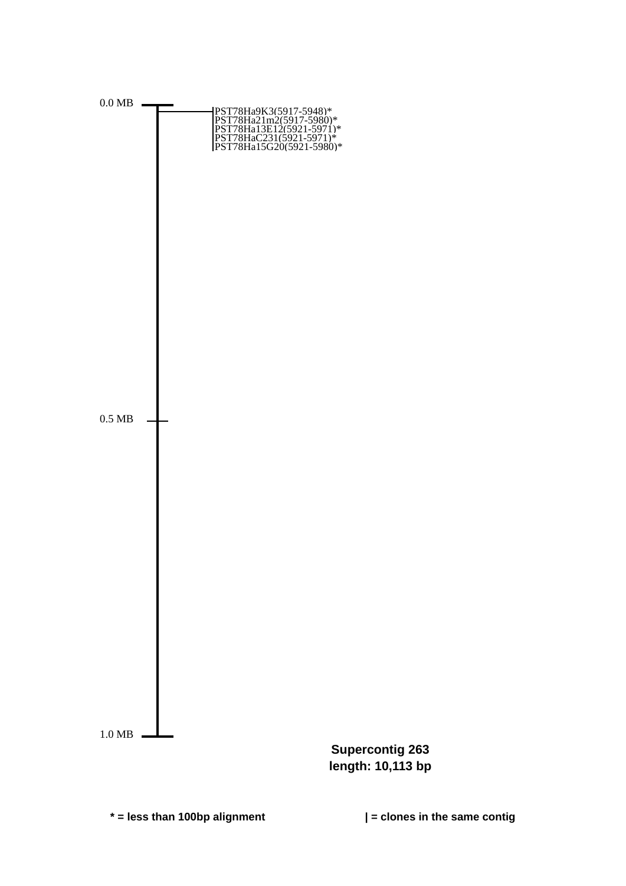0.0 MB

PST78Ha9K3(5917-5948)*
PST78Ha21m2(5917-5980)*
PST78Ha13E12(5921-5971)*
PST78HaC231(5921-5971)*
PST78Ha15G20(5921-5980)*

0.5 MB

1.0 MB

**Supercontig 263**
**length: 10,113 bp**

**\* = less than 100bp alignment**

**| = clones in the same contig**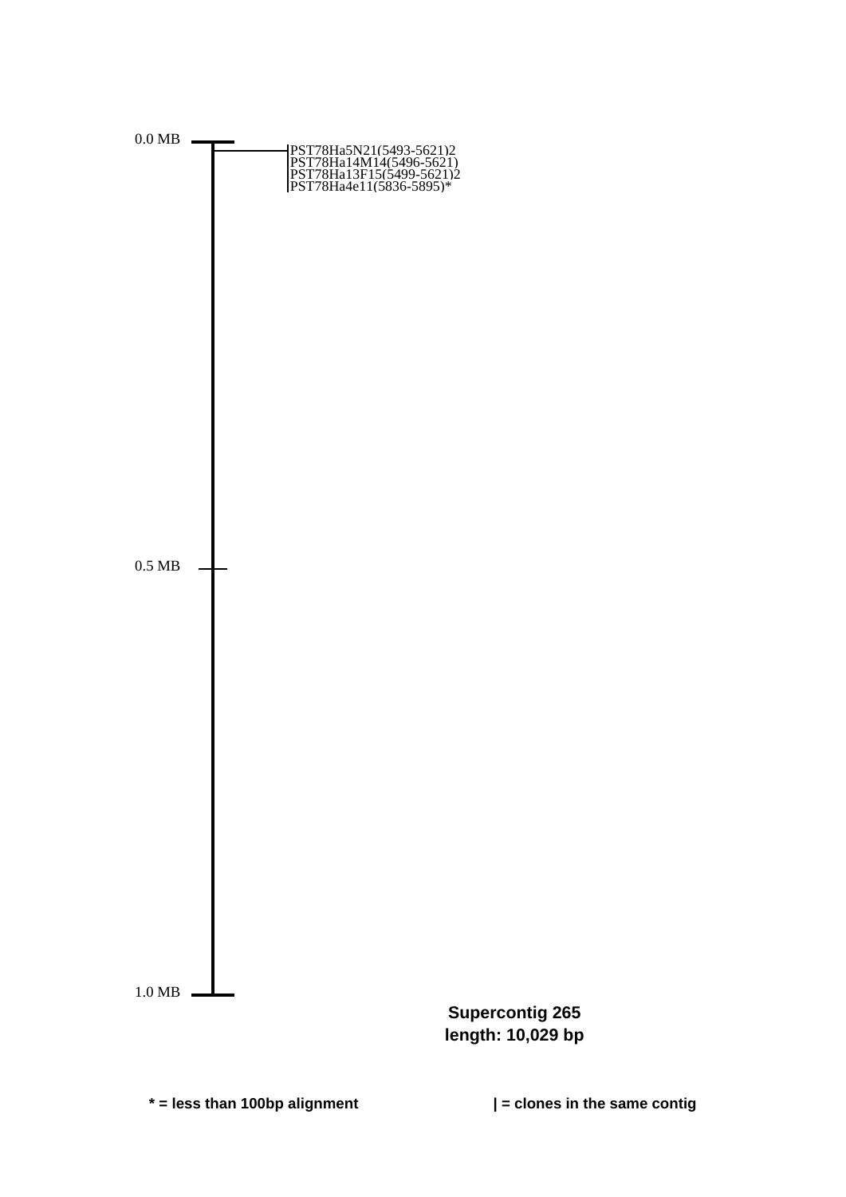0.0 MB

PST78Ha5N21(5493-5621)2
PST78Ha14M14(5496-5621)
PST78Ha13F15(5499-5621)2
PST78Ha4e11(5836-5895)*

0.5 MB

1.0 MB

**Supercontig 265**
**length: 10,029 bp**

**\* = less than 100bp alignment**

**| = clones in the same contig**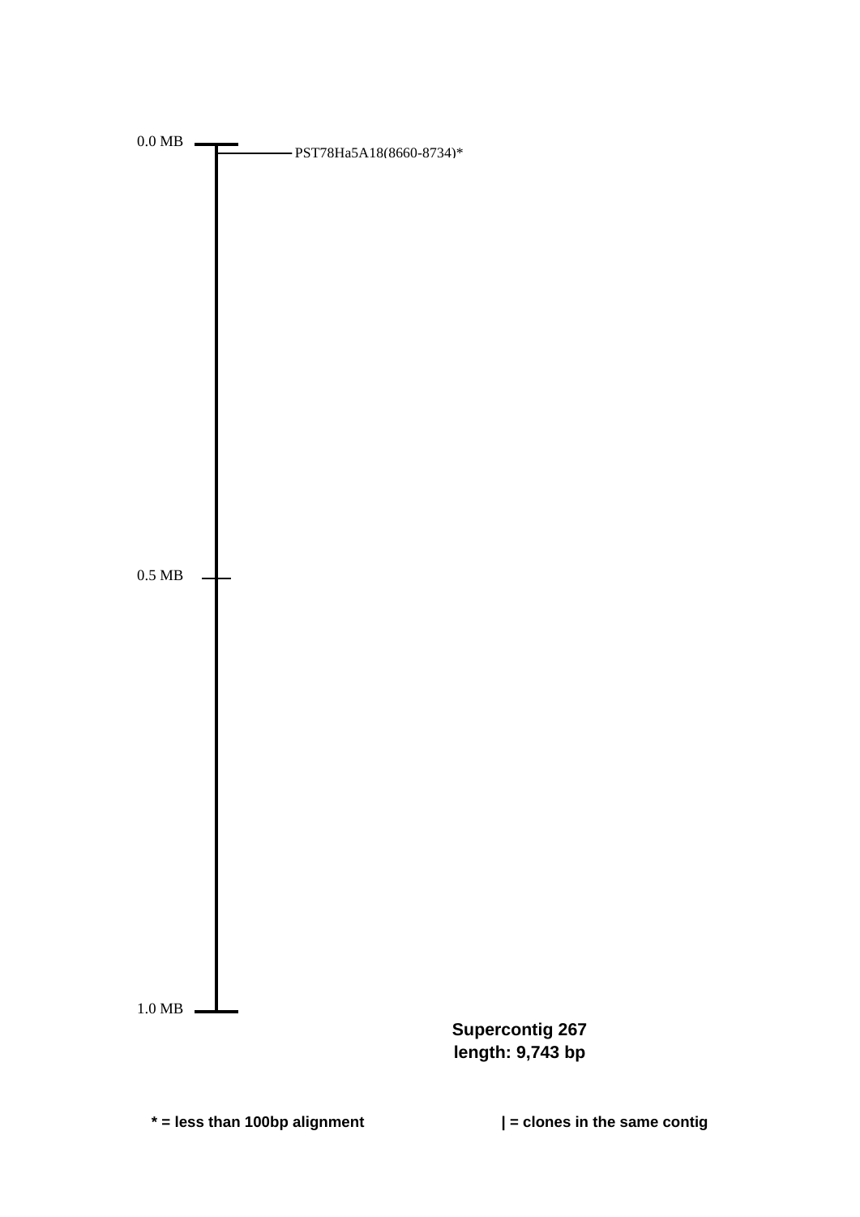0.0 MB

PST78Ha5A18(8660-8734)*

0.5 MB

1.0 MB

**Supercontig 267**
**length: 9,743 bp**

**\* = less than 100bp alignment**

**| = clones in the same contig**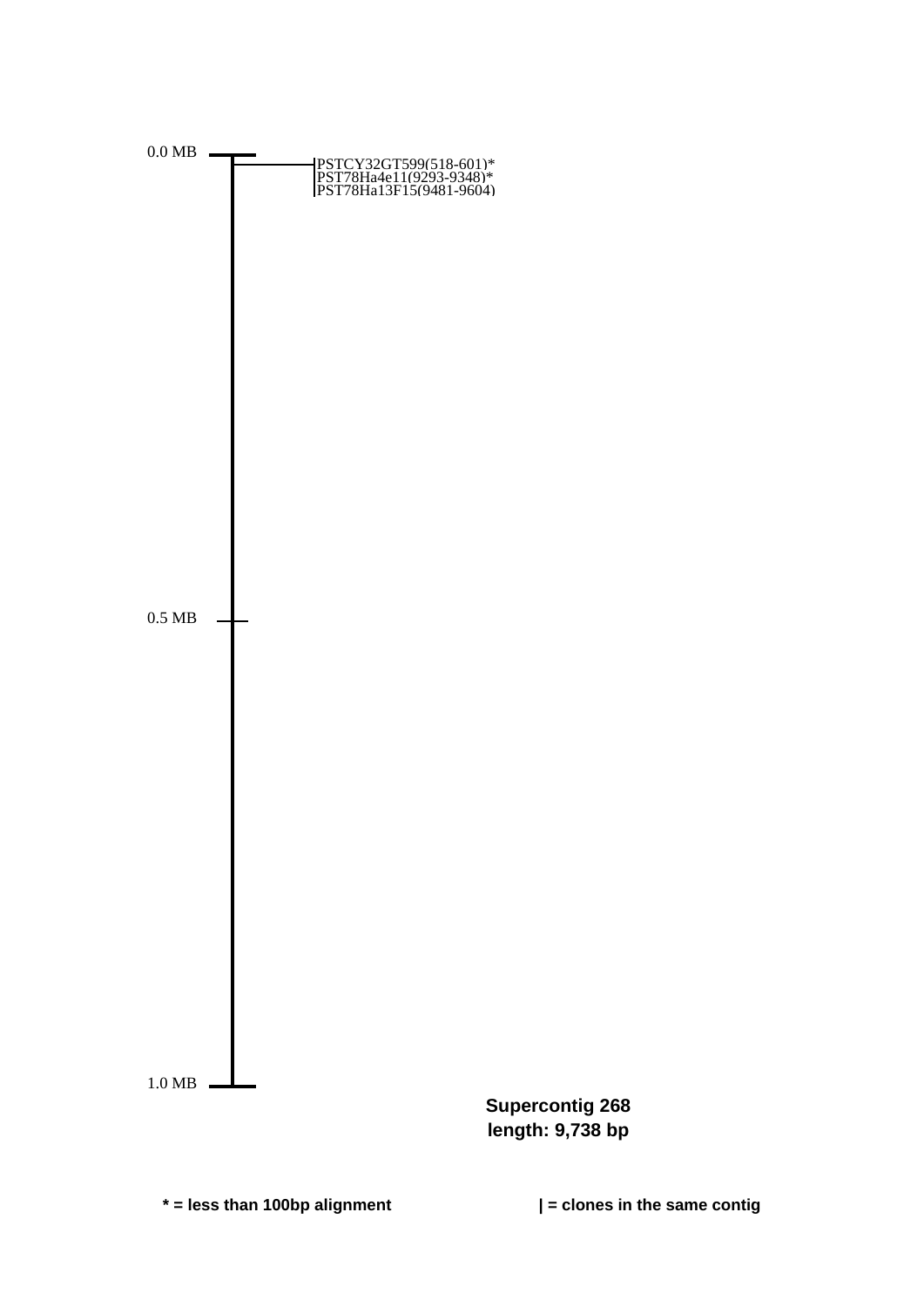0.0 MB

PSTCY32GT599(518-601)*
PST78Ha4e11(9293-9348)*
PST78Ha13F15(9481-9604)

0.5 MB

1.0 MB

**Supercontig 268**
**length: 9,738 bp**

**\* = less than 100bp alignment** **| = clones in the same contig**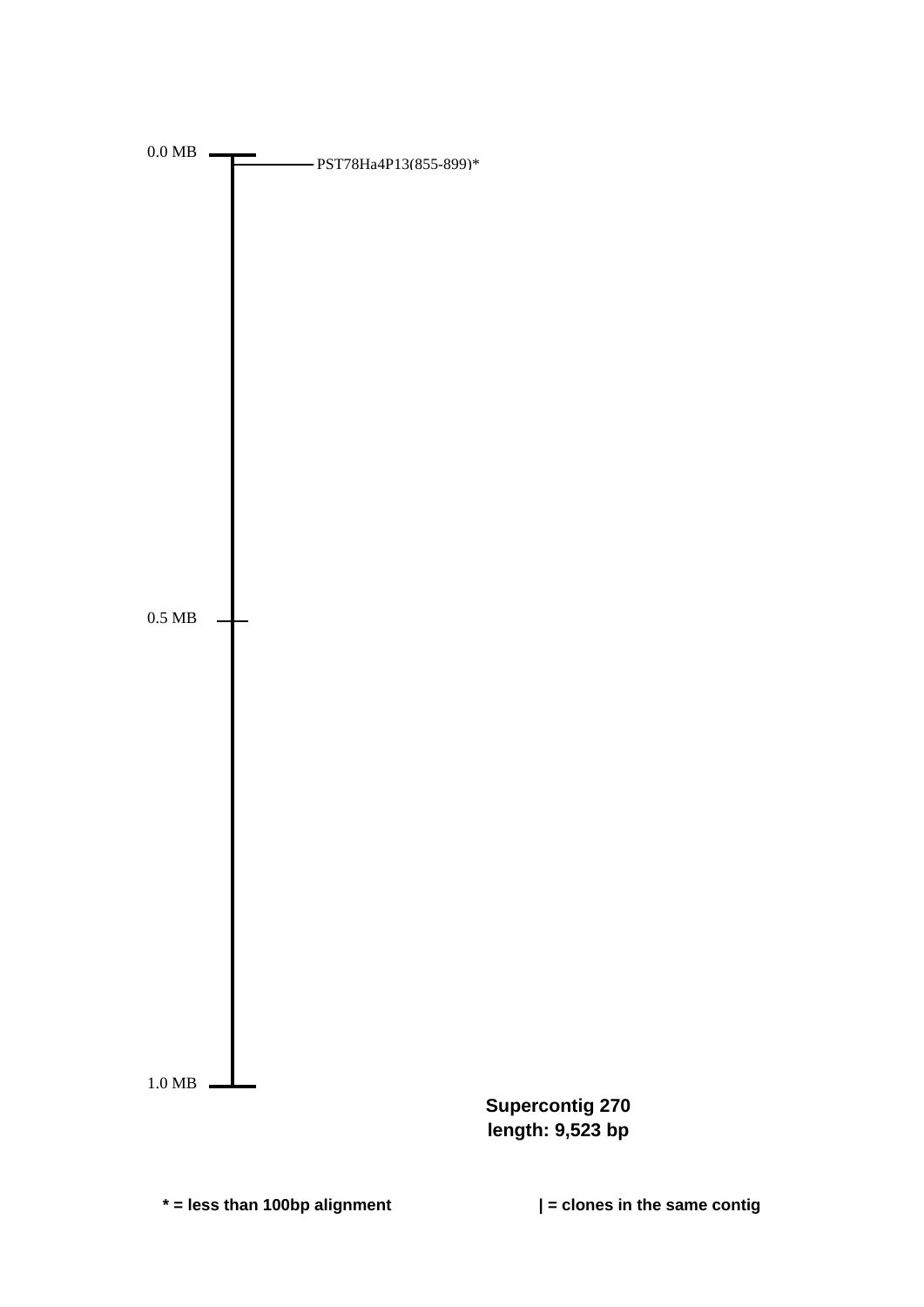0.0 MB

PST78Ha4P13(855-899)*

0.5 MB

1.0 MB

**Supercontig 270**
**length: 9,523 bp**

**\* = less than 100bp alignment**

**| = clones in the same contig**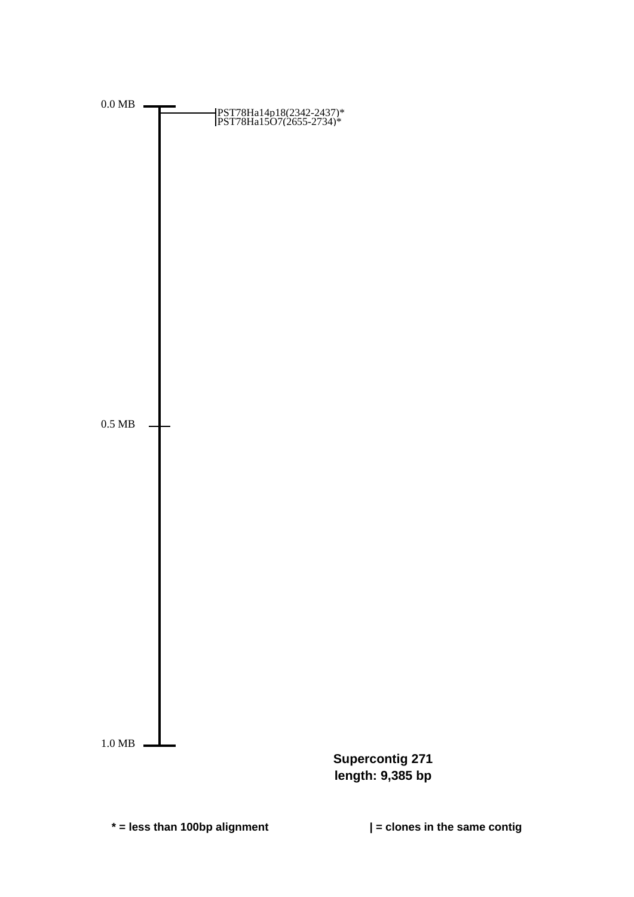0.0 MB

PST78Ha14p18(2342-2437)*
PST78Ha15O7(2655-2734)*

0.5 MB

1.0 MB

**Supercontig 271**
**length: 9,385 bp**

**\* = less than 100bp alignment**

**| = clones in the same contig**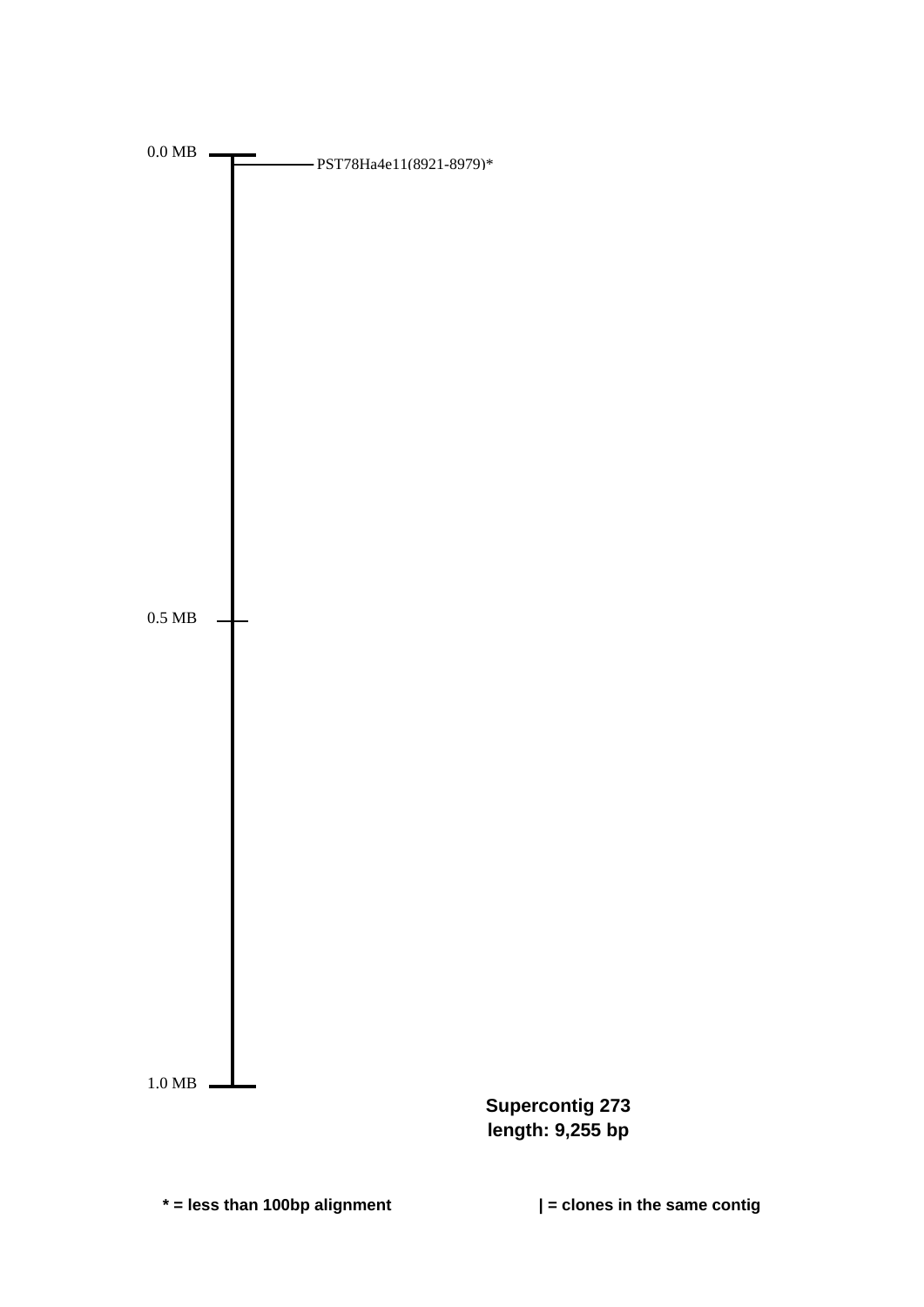0.0 MB

PST78Ha4e11(8921-8979)*

0.5 MB

1.0 MB

**Supercontig 273**
**length: 9,255 bp**

**\* = less than 100bp alignment**

**| = clones in the same contig**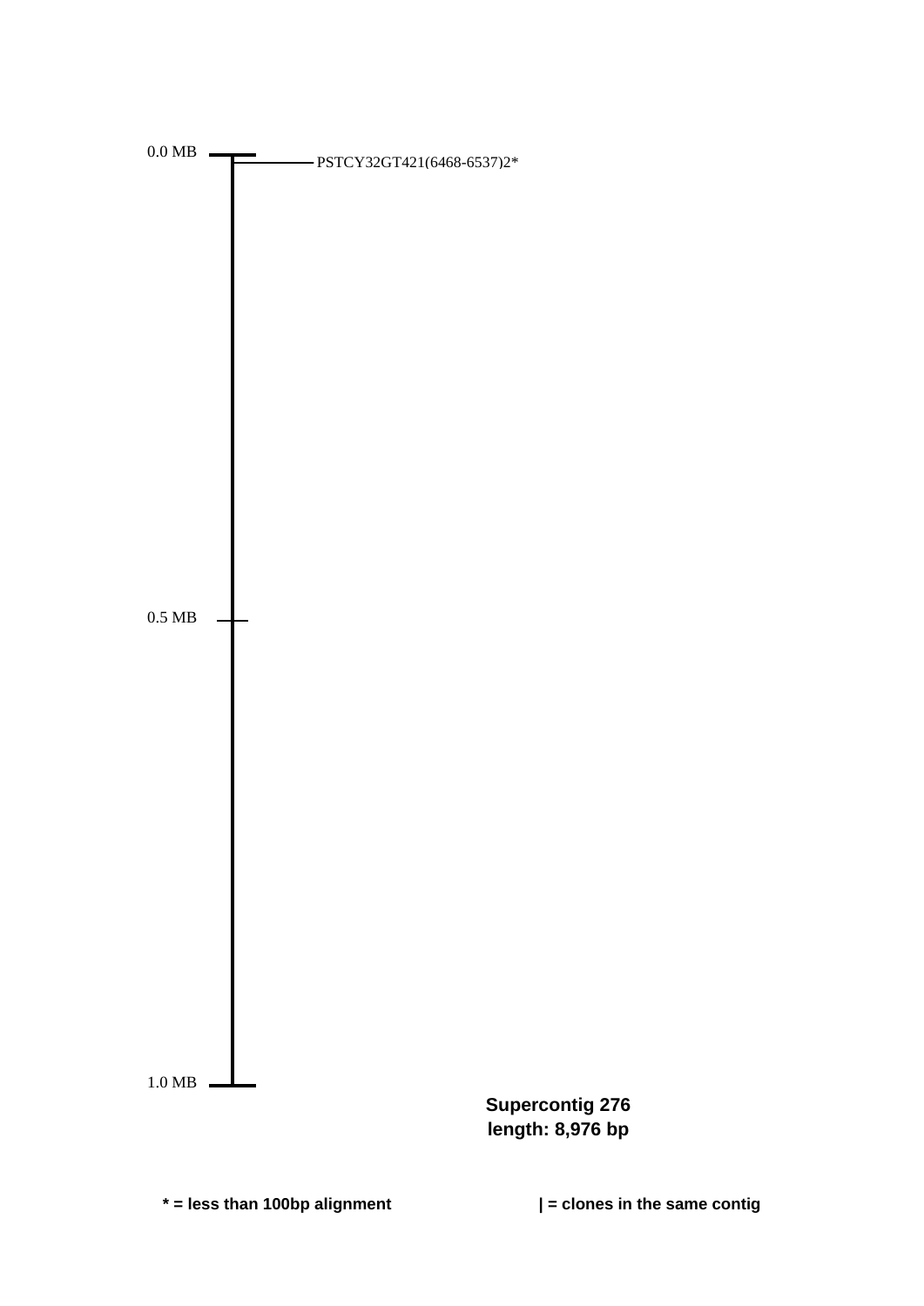0.0 MB

PSTCY32GT421(6468-6537)2*

0.5 MB

1.0 MB

**Supercontig 276**
**length: 8,976 bp**

**\* = less than 100bp alignment**

**| = clones in the same contig**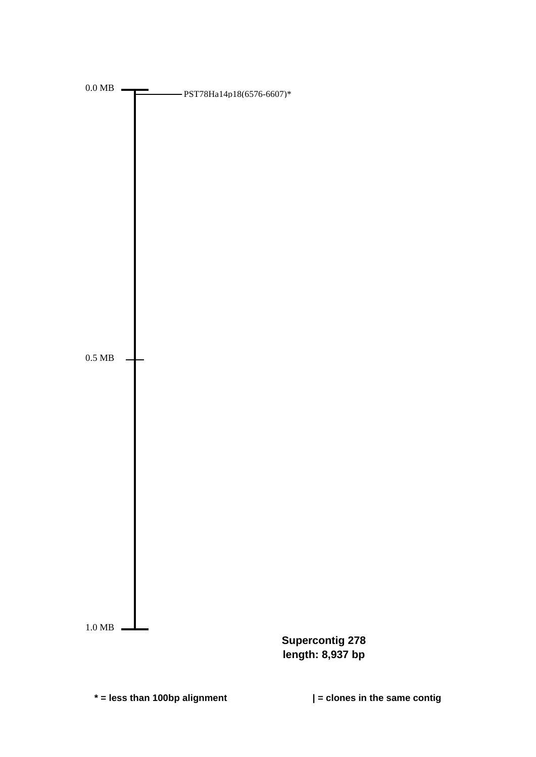0.0 MB

PST78Ha14p18(6576-6607)*

0.5 MB

1.0 MB

**Supercontig 278**
**length: 8,937 bp**

**\* = less than 100bp alignment**

**| = clones in the same contig**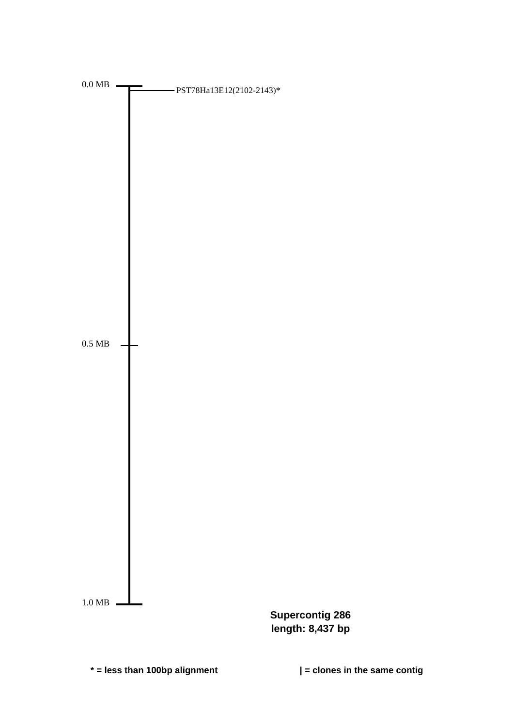0.0 MB

PST78Ha13E12(2102-2143)*

0.5 MB

1.0 MB

**Supercontig 286**
**length: 8,437 bp**

**\* = less than 100bp alignment**

**| = clones in the same contig**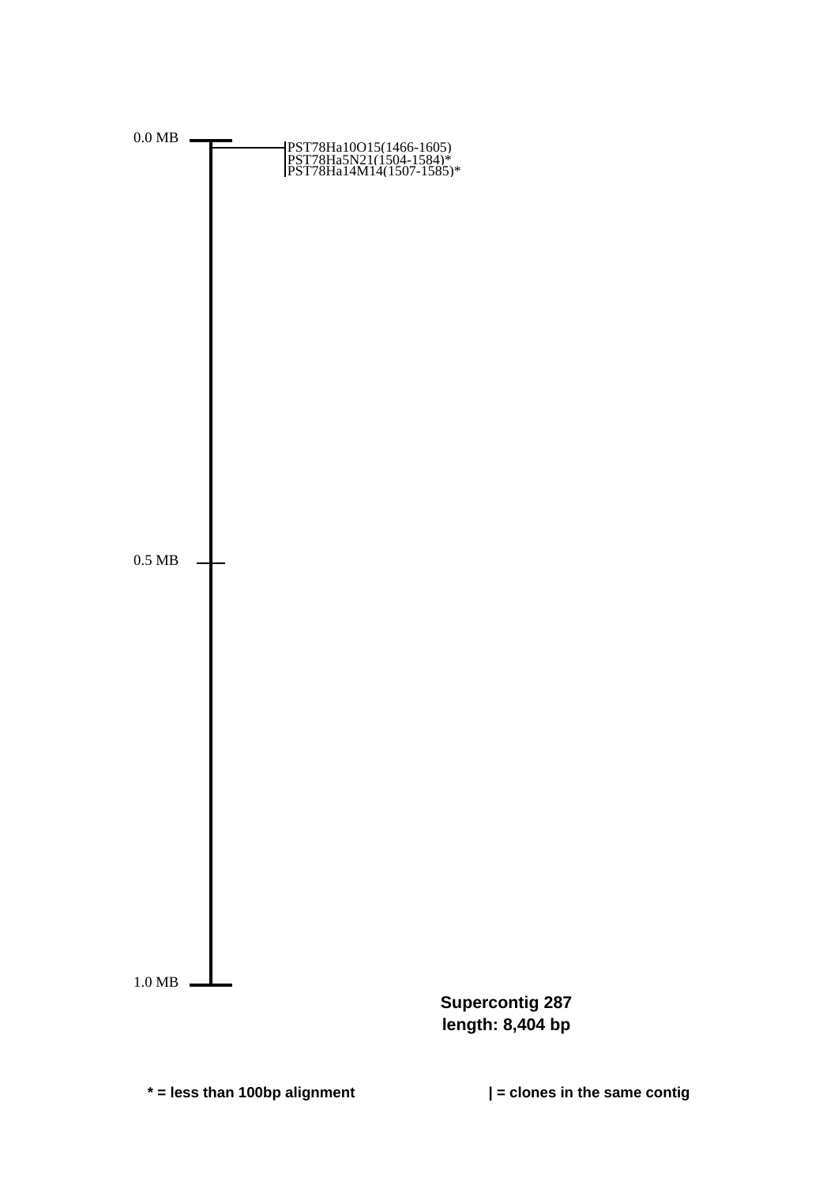0.0 MB

PST78Ha10O15(1466-1605)
PST78Ha5N21(1504-1584)*
PST78Ha14M14(1507-1585)*

0.5 MB

1.0 MB

**Supercontig 287**
**length: 8,404 bp**

**\* = less than 100bp alignment**

**| = clones in the same contig**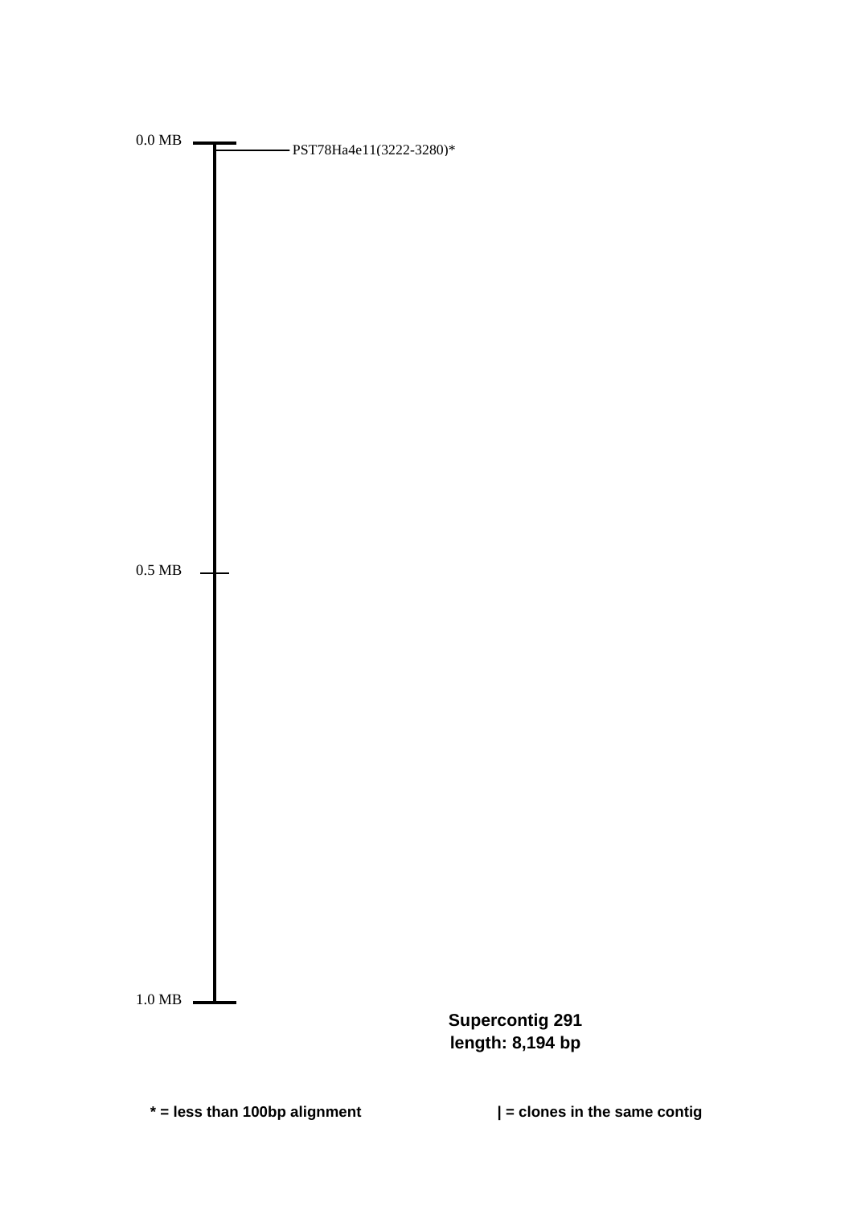0.0 MB

PST78Ha4e11(3222-3280)*

0.5 MB

1.0 MB

**Supercontig 291**
**length: 8,194 bp**

**\* = less than 100bp alignment**

**| = clones in the same contig**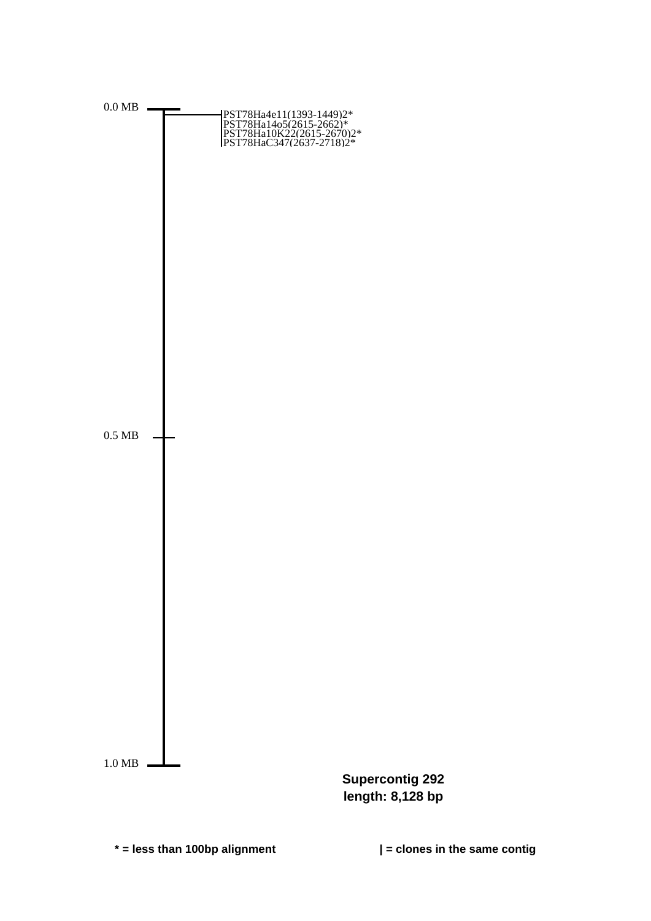0.0 MB

PST78Ha4e11(1393-1449)2*
PST78Ha14o5(2615-2662)*
PST78Ha10K22(2615-2670)2*
PST78HaC347(2637-2718)2*

0.5 MB

1.0 MB

**Supercontig 292**
**length: 8,128 bp**

**\* = less than 100bp alignment**

**| = clones in the same contig**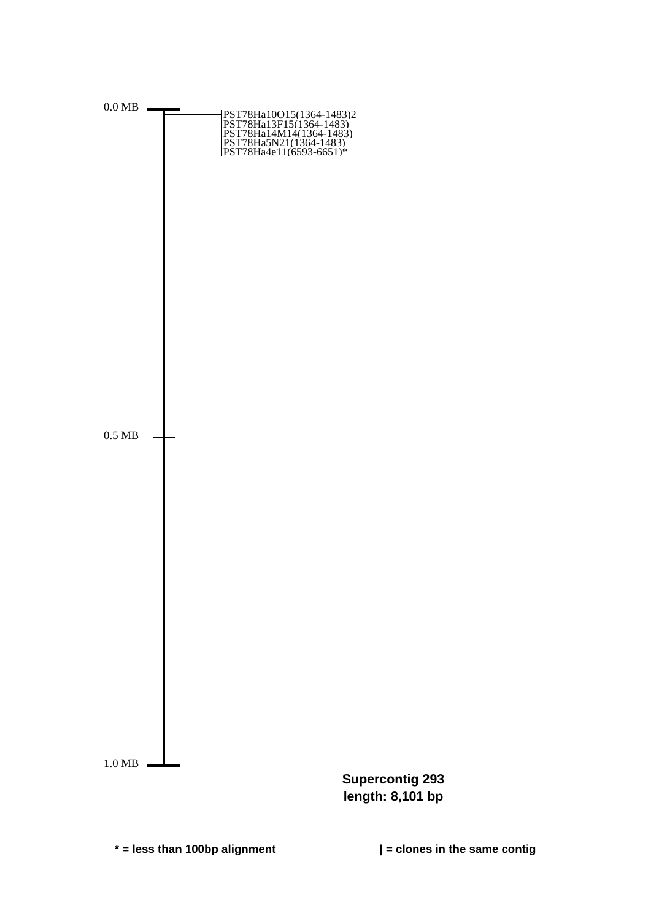0.0 MB

PST78Ha10O15(1364-1483)2
PST78Ha13F15(1364-1483)
PST78Ha14M14(1364-1483)
PST78Ha5N21(1364-1483)
PST78Ha4e11(6593-6651)*

0.5 MB

1.0 MB

**Supercontig 293**
**length: 8,101 bp**

**\* = less than 100bp alignment**

**| = clones in the same contig**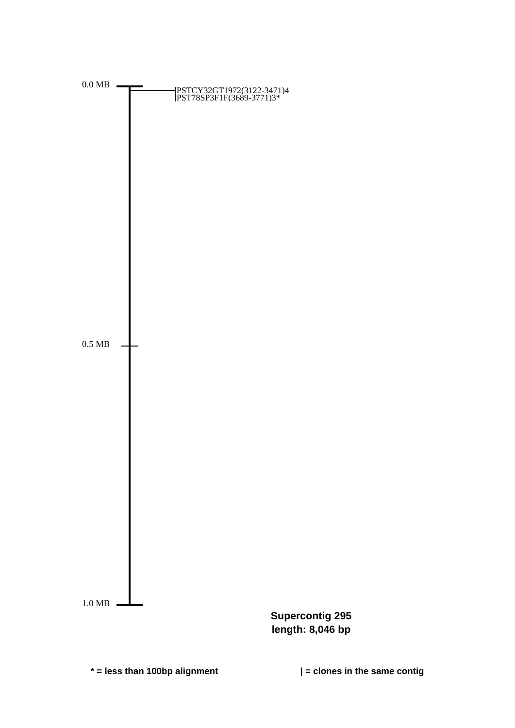0.0 MB

PSTCY32GT1972(3122-3471)4
PST78SP3F1F(3689-3771)3*

0.5 MB

1.0 MB

**Supercontig 295**
**length: 8,046 bp**

**\* = less than 100bp alignment**

**| = clones in the same contig**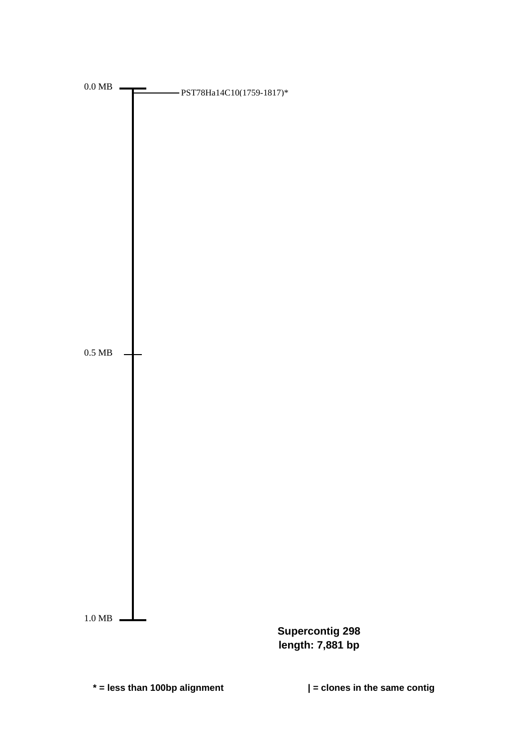0.0 MB

PST78Ha14C10(1759-1817)*

0.5 MB

1.0 MB

**Supercontig 298**
**length: 7,881 bp**

**\* = less than 100bp alignment**

**| = clones in the same contig**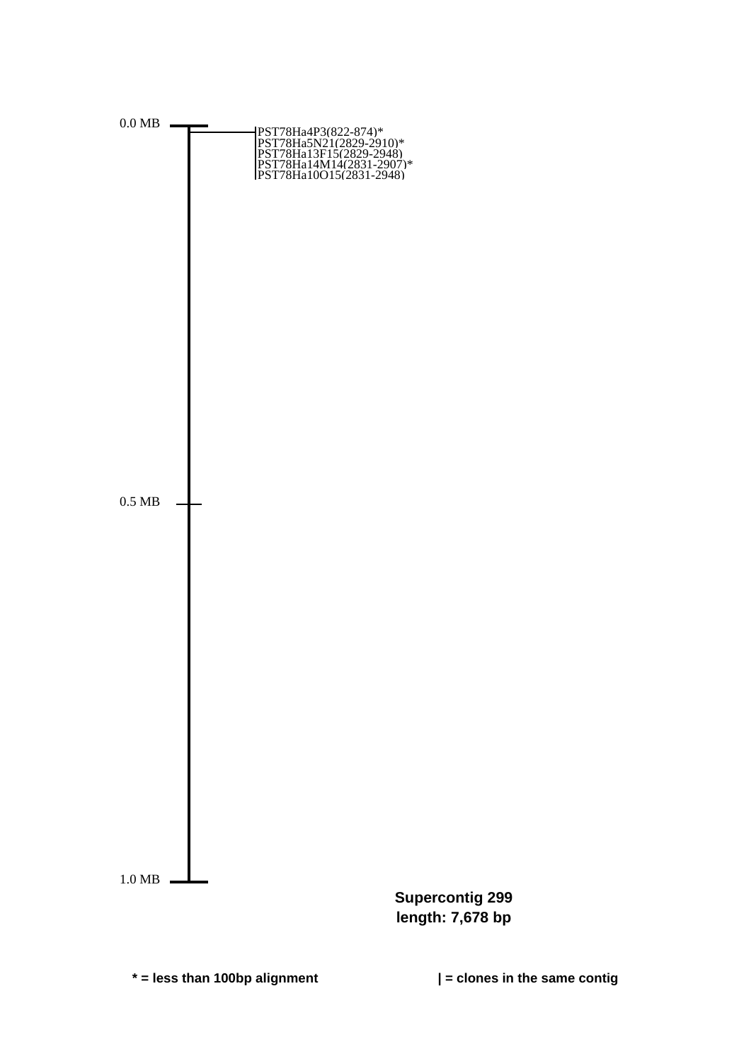0.0 MB

PST78Ha4P3(822-874)*
PST78Ha5N21(2829-2910)*
PST78Ha13F15(2829-2948)
PST78Ha14M14(2831-2907)*
PST78Ha10O15(2831-2948)

0.5 MB

1.0 MB

**Supercontig 299**
**length: 7,678 bp**

**\* = less than 100bp alignment**

**| = clones in the same contig**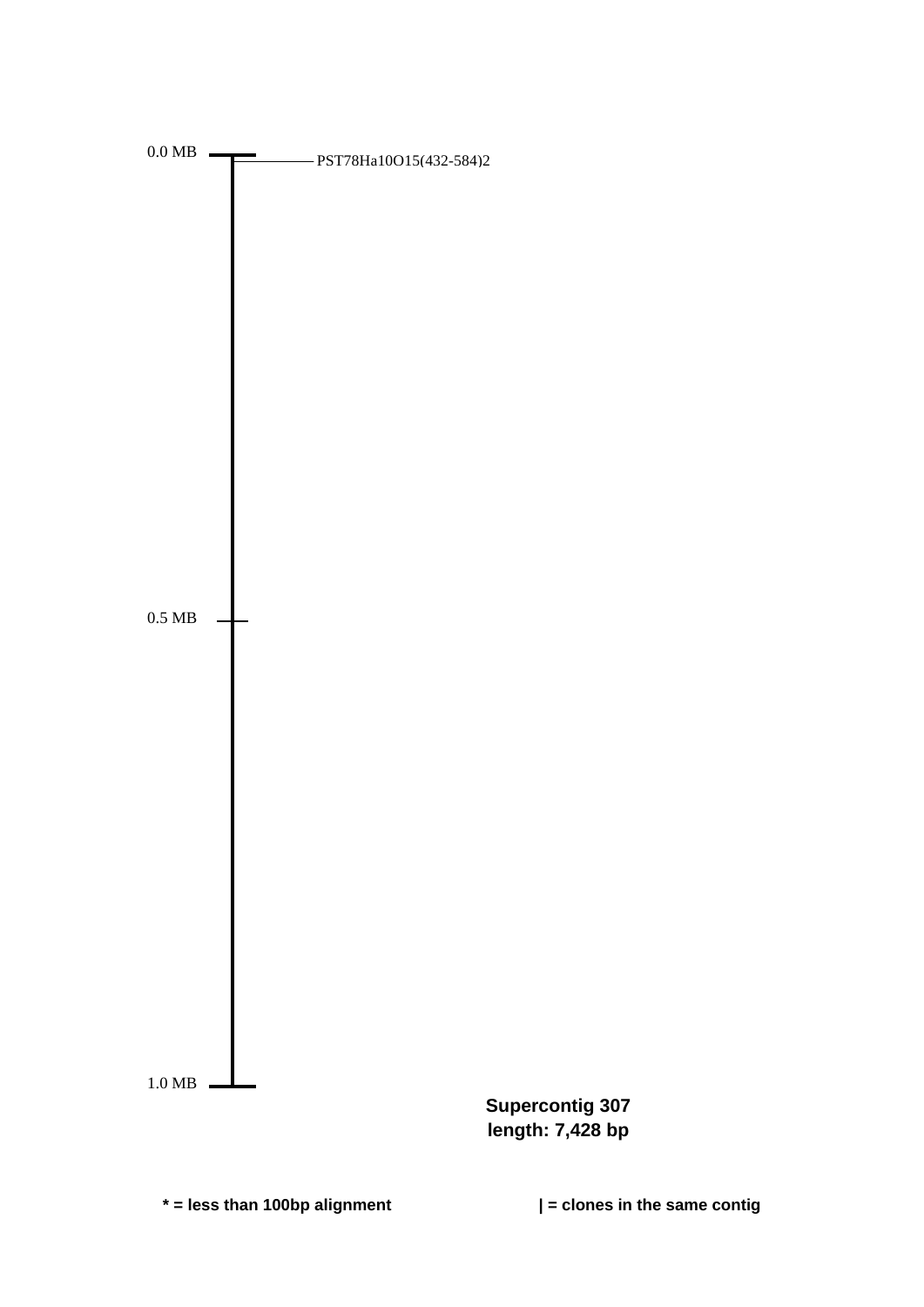0.0 MB

PST78Ha10O15(432-584)2

0.5 MB

1.0 MB

**Supercontig 307**
**length: 7,428 bp**

**\* = less than 100bp alignment**

**| = clones in the same contig**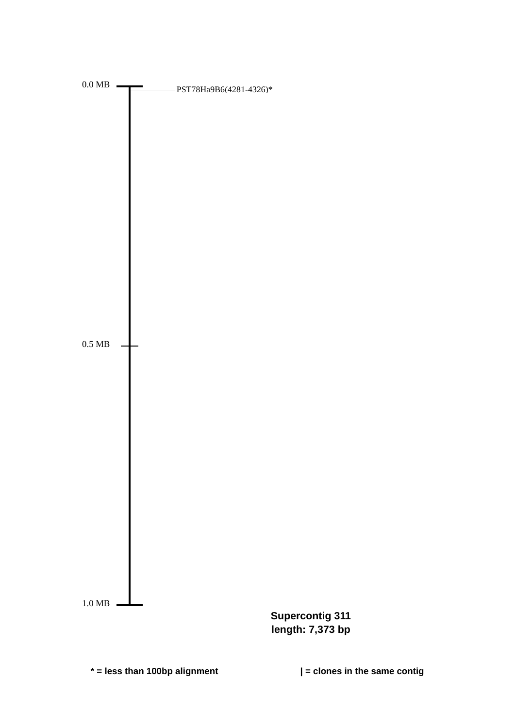0.0 MB

PST78Ha9B6(4281-4326)*

0.5 MB

1.0 MB

**Supercontig 311**
**length: 7,373 bp**

**\* = less than 100bp alignment**

**| = clones in the same contig**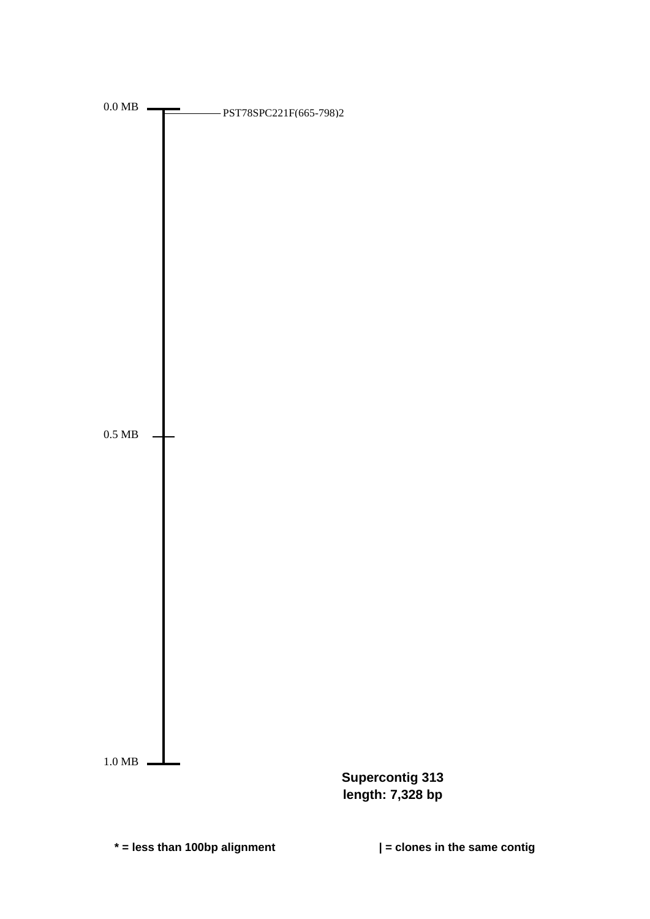0.0 MB

PST78SPC221F(665-798)2

0.5 MB

1.0 MB

**Supercontig 313**
**length: 7,328 bp**

**\* = less than 100bp alignment**

**| = clones in the same contig**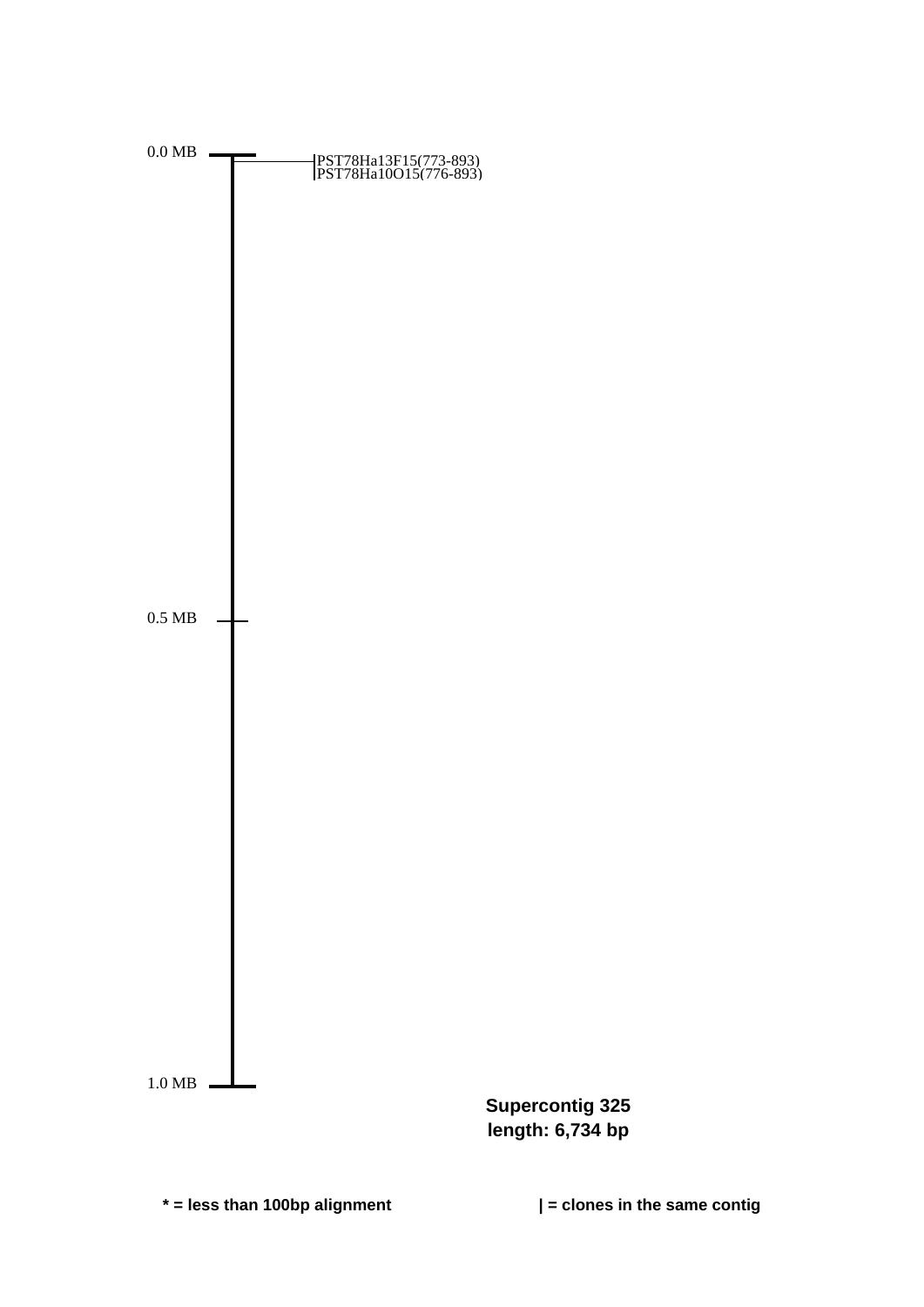0.0 MB

PST78Ha13F15(773-893)
PST78Ha10O15(776-893)

0.5 MB

1.0 MB

**Supercontig 325**
**length: 6,734 bp**

**\* = less than 100bp alignment**

**| = clones in the same contig**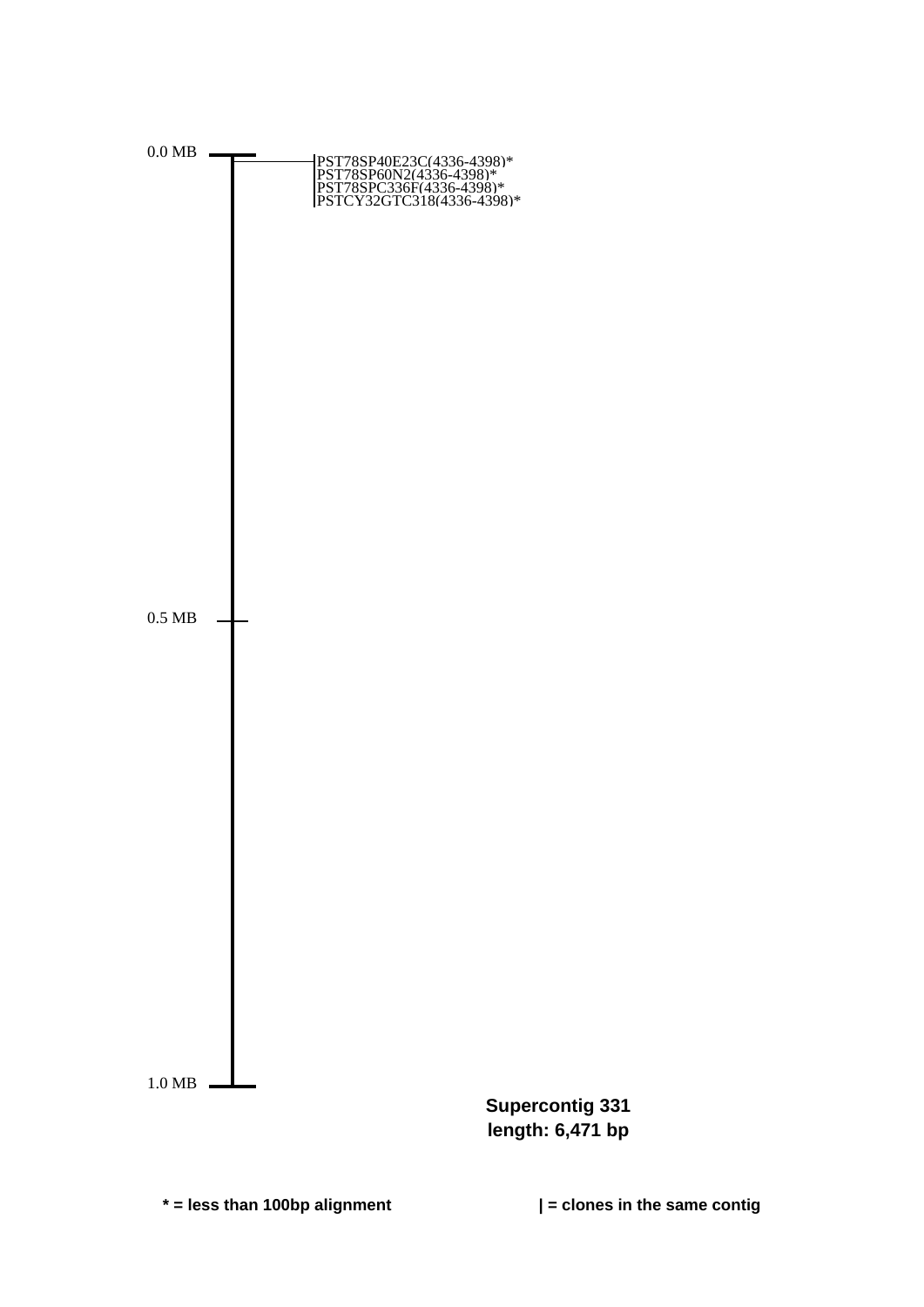0.0 MB

PST78SP40E23C(4336-4398)*
PST78SP60N2(4336-4398)*
PST78SPC336F(4336-4398)*
PSTCY32GTC318(4336-4398)*

0.5 MB

1.0 MB

**Supercontig 331**
**length: 6,471 bp**

**\* = less than 100bp alignment**

**| = clones in the same contig**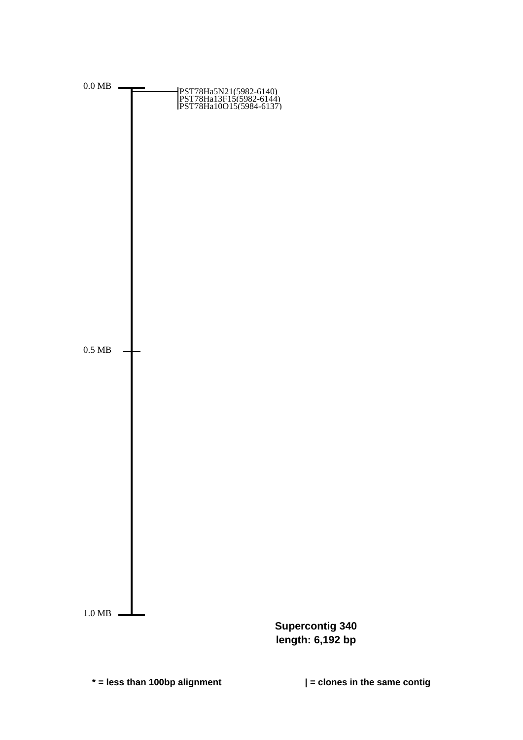0.0 MB

PST78Ha5N21(5982-6140)
PST78Ha13F15(5982-6144)
PST78Ha10O15(5984-6137)

0.5 MB

1.0 MB

**Supercontig 340**
**length: 6,192 bp**

**\* = less than 100bp alignment**

**| = clones in the same contig**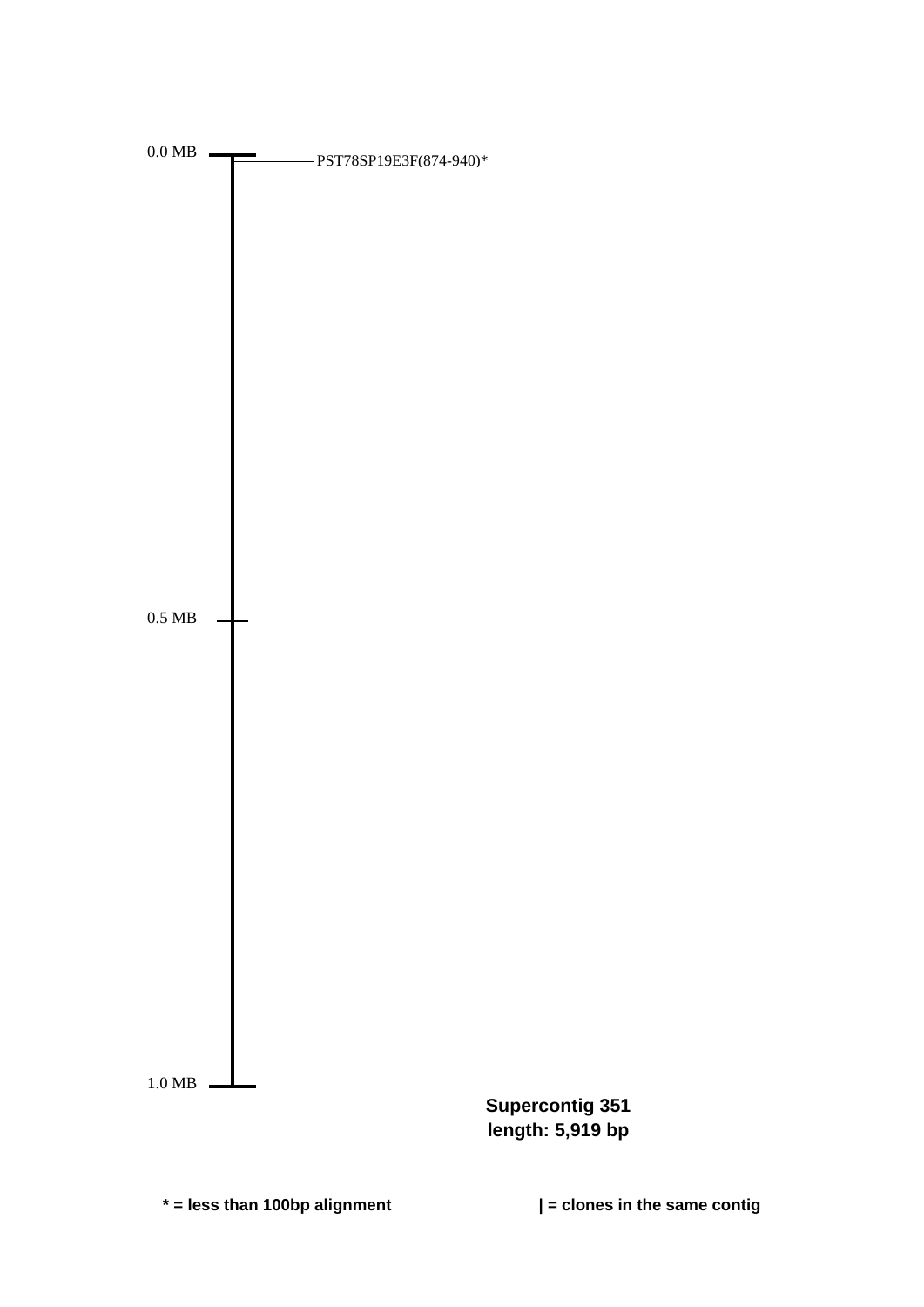0.0 MB

PST78SP19E3F(874-940)*

0.5 MB

1.0 MB

**Supercontig 351**
**length: 5,919 bp**

**\* = less than 100bp alignment**

**| = clones in the same contig**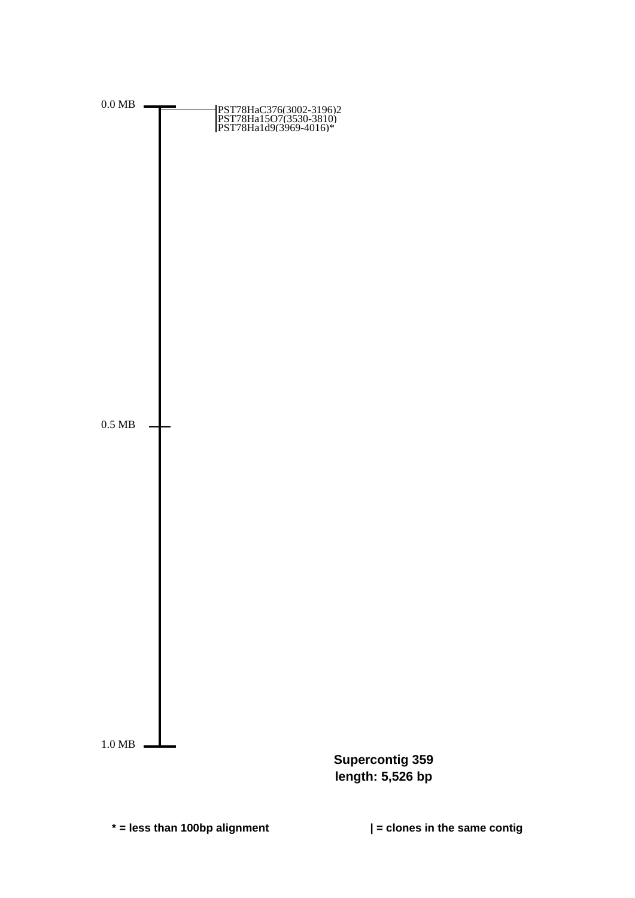0.0 MB

PST78HaC376(3002-3196)2
PST78Ha15O7(3530-3810)
PST78Ha1d9(3969-4016)*

0.5 MB

1.0 MB

**Supercontig 359**
**length: 5,526 bp**

**\* = less than 100bp alignment**

**| = clones in the same contig**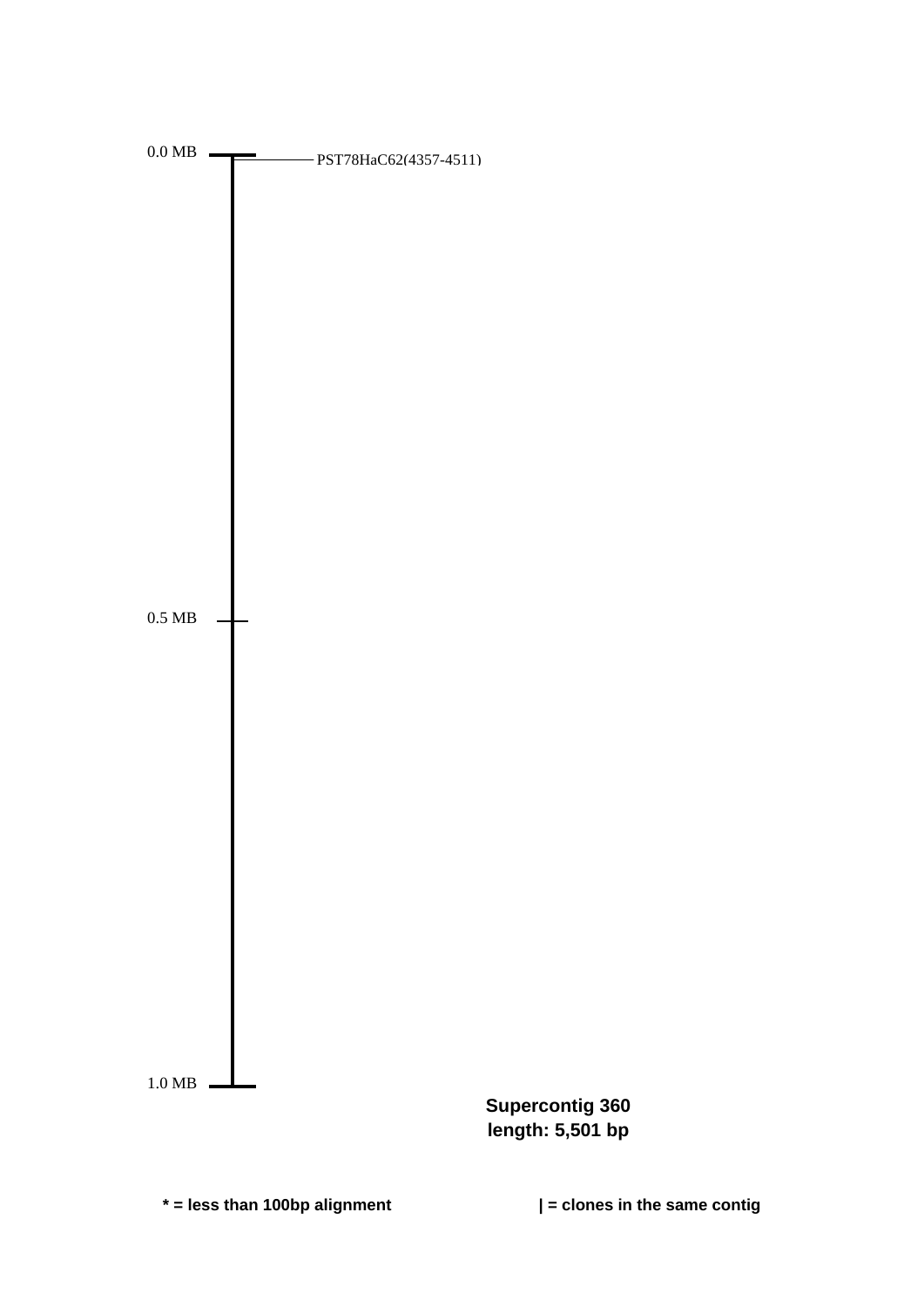0.0 MB

PST78HaC62(4357-4511)

0.5 MB

1.0 MB

**Supercontig 360**
**length: 5,501 bp**

**\* = less than 100bp alignment**

**| = clones in the same contig**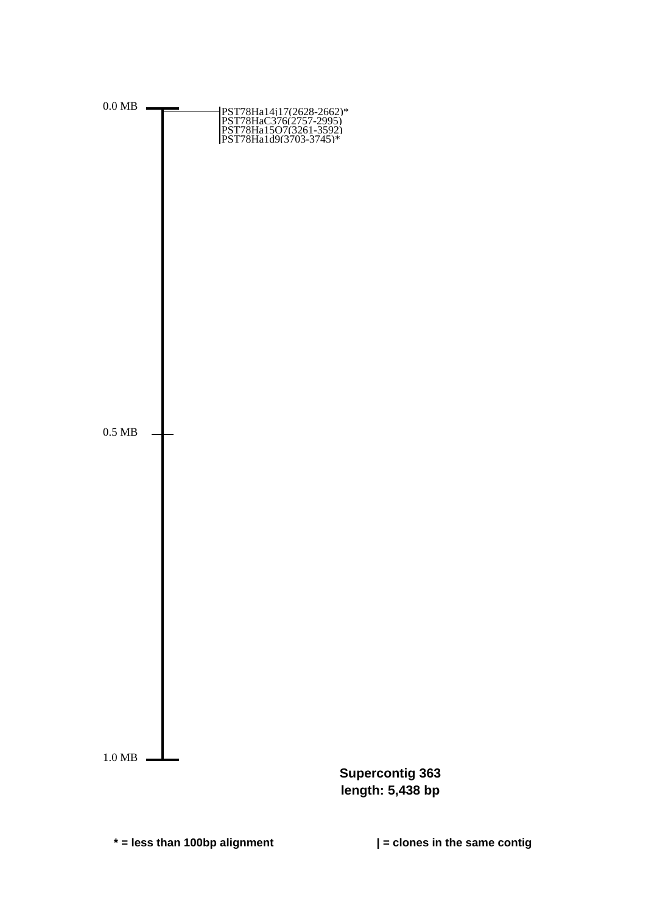0.0 MB

PST78Ha14i17(2628-2662)*
PST78HaC376(2757-2995)
PST78Ha15O7(3261-3592)
PST78Ha1d9(3703-3745)*

0.5 MB

1.0 MB

**Supercontig 363**
**length: 5,438 bp**

**\* = less than 100bp alignment**

**| = clones in the same contig**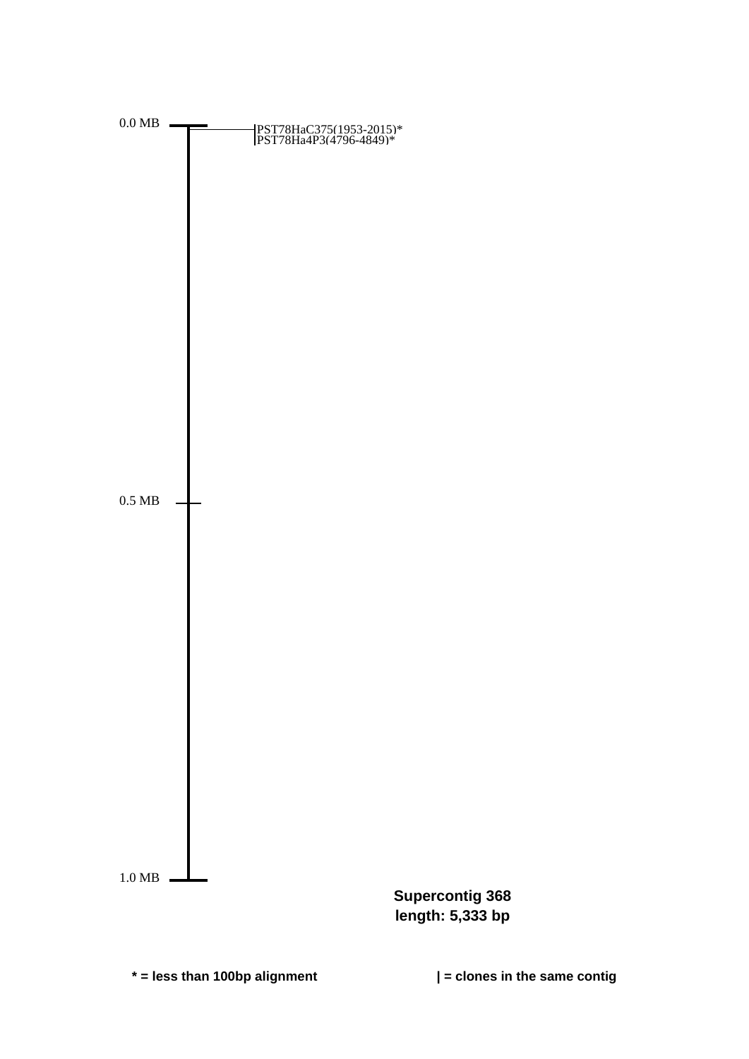0.0 MB

PST78HaC375(1953-2015)*
PST78Ha4P3(4796-4849)*

0.5 MB

1.0 MB

**Supercontig 368**
**length: 5,333 bp**

**\* = less than 100bp alignment**

**| = clones in the same contig**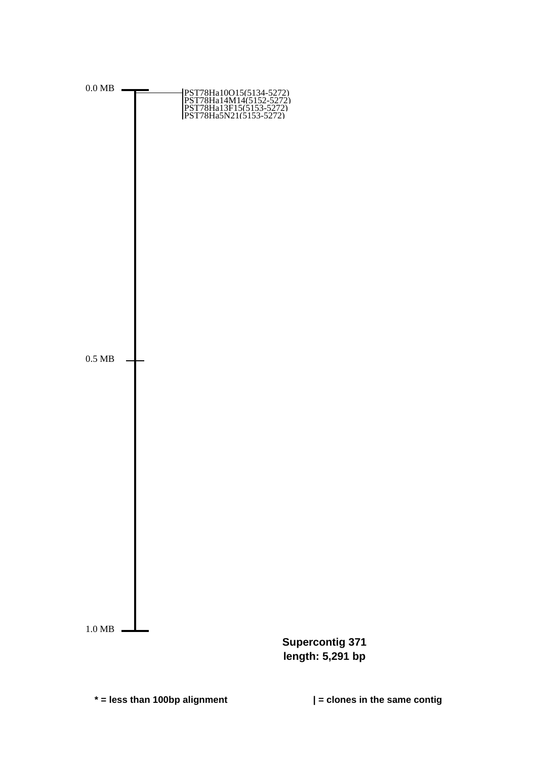0.0 MB

PST78Ha10O15(5134-5272)
PST78Ha14M14(5152-5272)
PST78Ha13F15(5153-5272)
PST78Ha5N21(5153-5272)

0.5 MB

1.0 MB

**Supercontig 371**
**length: 5,291 bp**

**\* = less than 100bp alignment**

**| = clones in the same contig**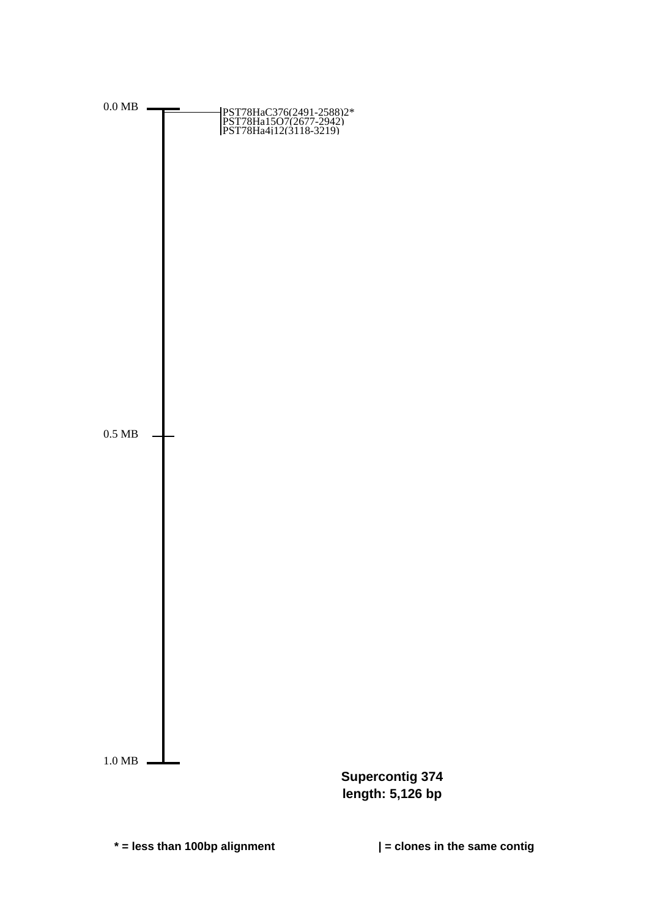0.0 MB

PST78HaC376(2491-2588)2*
PST78Ha15O7(2677-2942)
PST78Ha4j12(3118-3219)

0.5 MB

1.0 MB

**Supercontig 374**
**length: 5,126 bp**

**\* = less than 100bp alignment**

**| = clones in the same contig**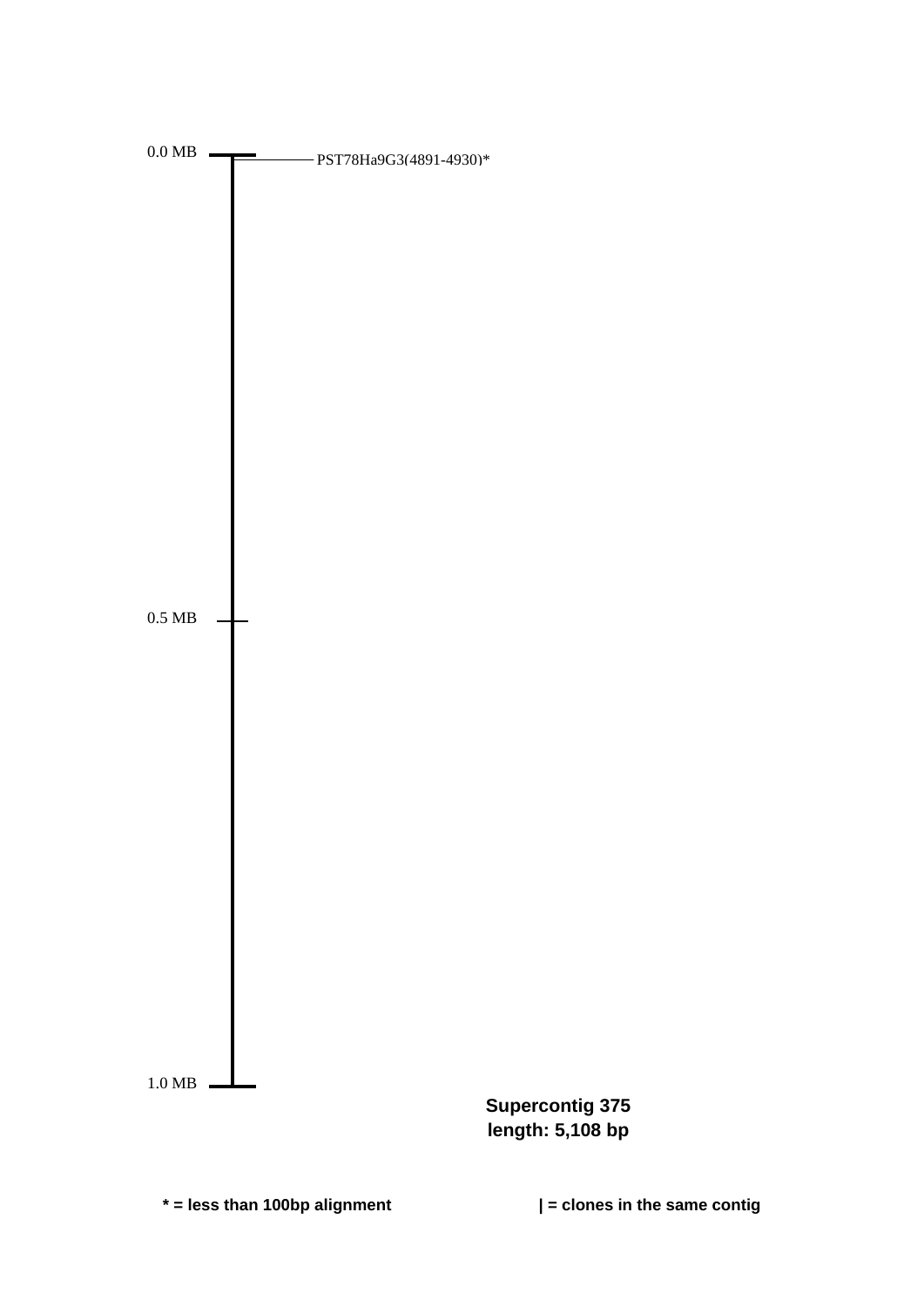0.0 MB

PST78Ha9G3(4891-4930)*

0.5 MB

1.0 MB

**Supercontig 375**
**length: 5,108 bp**

**\* = less than 100bp alignment**

**| = clones in the same contig**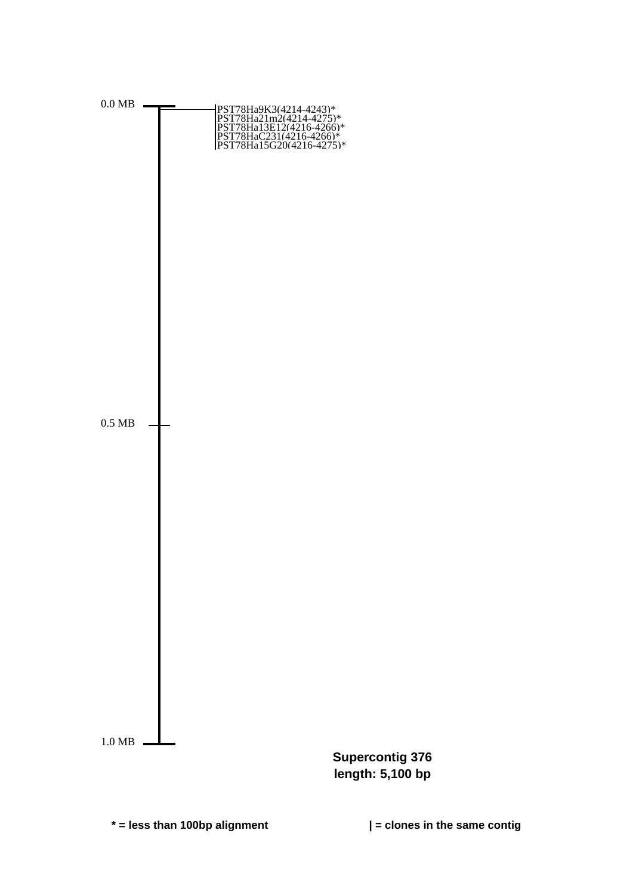0.0 MB

PST78Ha9K3(4214-4243)*
PST78Ha21m2(4214-4275)*
PST78Ha13E12(4216-4266)*
PST78HaC231(4216-4266)*
PST78Ha15G20(4216-4275)*

0.5 MB

1.0 MB

**Supercontig 376**
**length: 5,100 bp**

**\* = less than 100bp alignment**

**| = clones in the same contig**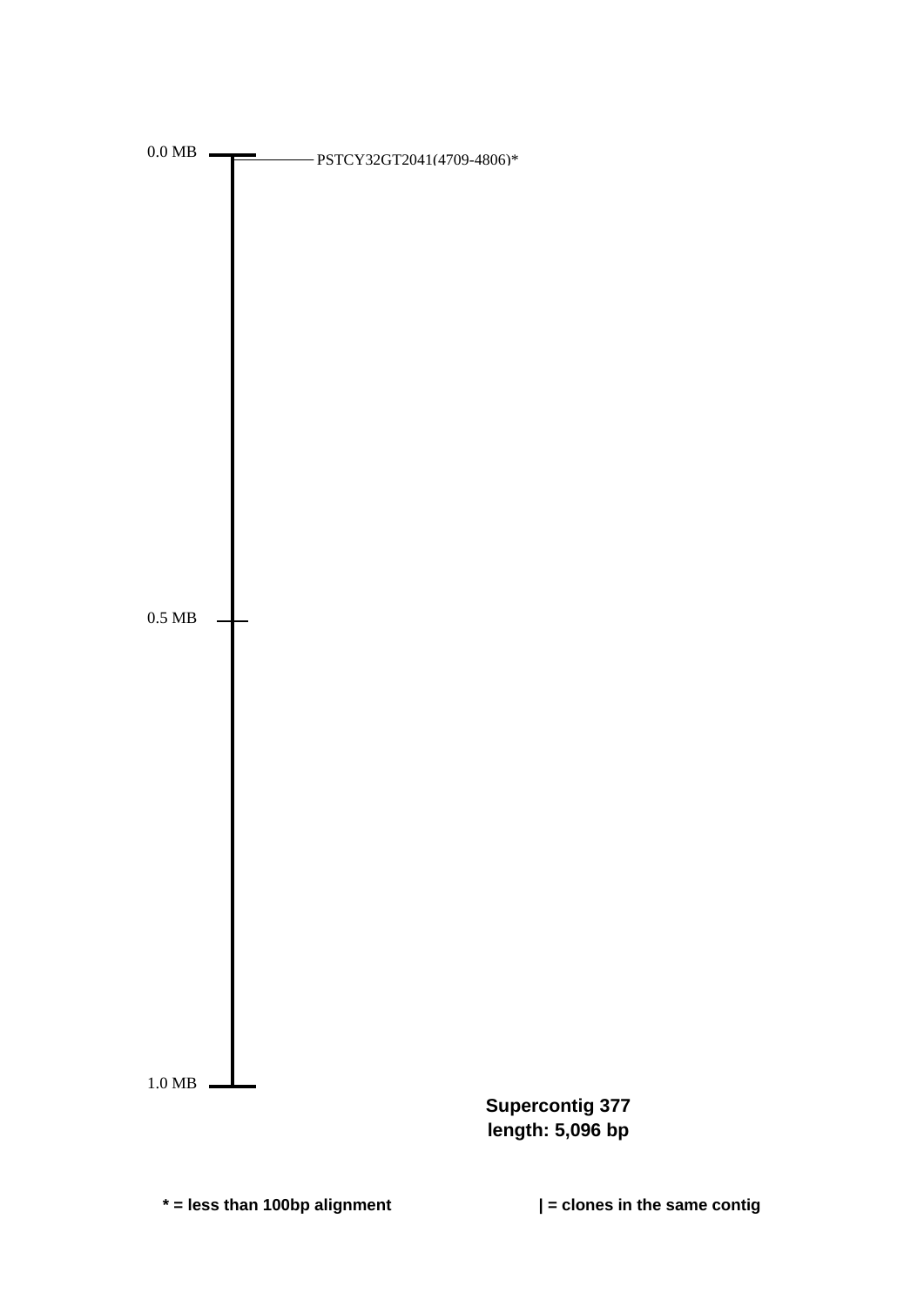0.0 MB

PSTCY32GT2041(4709-4806)*

0.5 MB

1.0 MB

**Supercontig 377**
**length: 5,096 bp**

**\* = less than 100bp alignment**

**| = clones in the same contig**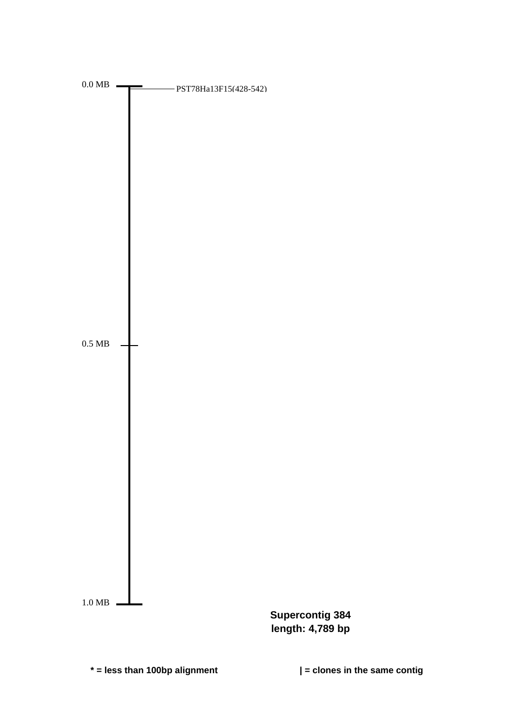0.0 MB

PST78Ha13F15(428-542)

0.5 MB

1.0 MB

**Supercontig 384**
**length: 4,789 bp**

**\* = less than 100bp alignment**

**| = clones in the same contig**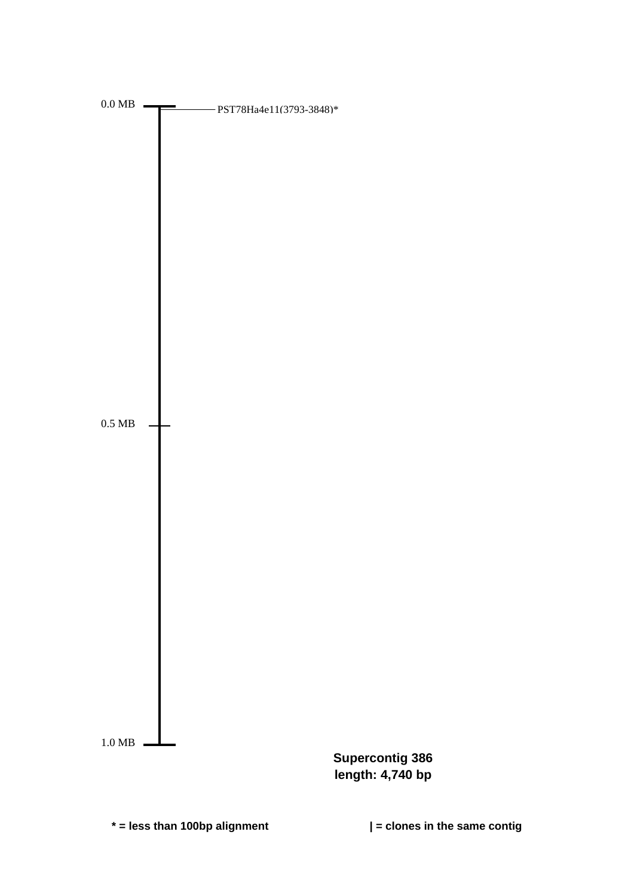0.0 MB

PST78Ha4e11(3793-3848)*

0.5 MB

1.0 MB

**Supercontig 386**
**length: 4,740 bp**

**\* = less than 100bp alignment**

**| = clones in the same contig**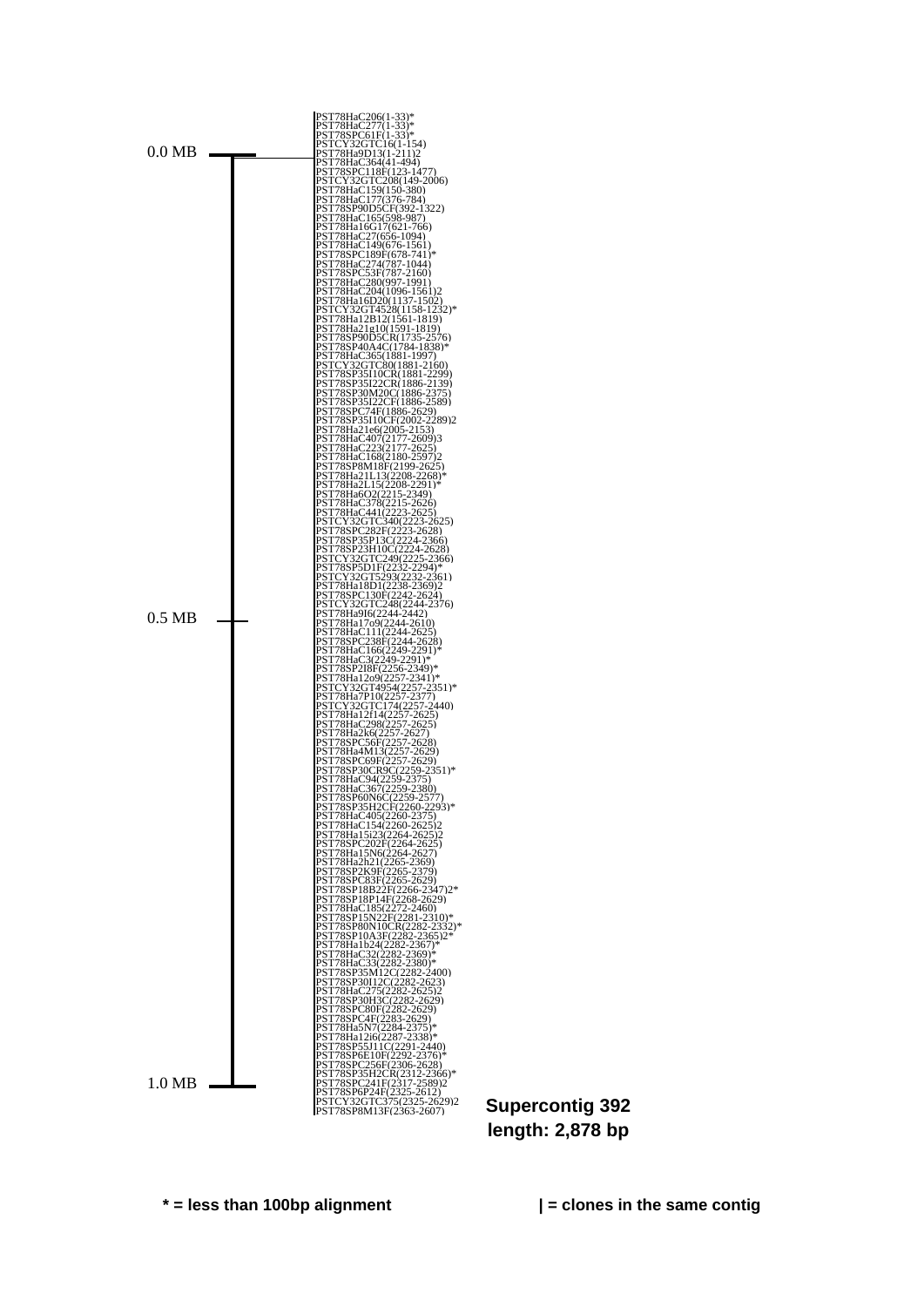0.0 MB

0.5 MB

1.0 MB

PST78HaC206(1-33)*
PST78HaC277(1-33)*
PST78SPC61F(1-33)*
PSTCY32GTC16(1-154)
PST78Ha9D13(1-211)2
PST78HaC364(41-494)
PST78SPC118F(123-1477)
PSTCY32GTC208(149-2006)
PST78HaC159(150-380)
PST78HaC177(376-784)
PST78SP90D5CF(392-1322)
PST78HaC165(598-987)
PST78Ha16G17(621-766)
PST78HaC27(656-1094)
PST78HaC149(676-1561)
PST78SPC189F(678-741)*
PST78HaC274(787-1044)
PST78SPC53F(787-2160)
PST78HaC280(997-1991)
PST78HaC204(1096-1561)2
PST78Ha16D20(1137-1502)
PSTCY32GT4528(1158-1232)*
PST78Ha12B12(1561-1819)
PST78Ha21g10(1591-1819)
PST78SP90D5CR(1735-2576)
PST78SP40A4C(1784-1838)*
PST78HaC365(1881-1997)
PSTCY32GTC80(1881-2160)
PST78SP35I10CR(1881-2299)
PST78SP35I22CR(1886-2139)
PST78SP30M20C(1886-2375)
PST78SP35I22CF(1886-2589)
PST78SPC74F(1886-2629)
PST78SP35I10CF(2002-2289)2
PST78Ha21e6(2005-2153)
PST78HaC407(2177-2609)3
PST78HaC223(2177-2625)
PST78HaC168(2180-2597)2
PST78SP8M18F(2199-2625)
PST78Ha21L13(2208-2268)*
PST78Ha2L15(2208-2291)*
PST78Ha6O2(2215-2349)
PST78HaC378(2215-2626)
PST78HaC441(2223-2625)
PSTCY32GTC340(2223-2625)
PST78SPC282F(2223-2628)
PST78SP35P13C(2224-2366)
PST78SP23H10C(2224-2628)
PSTCY32GTC249(2225-2366)
PST78SP5D1F(2232-2294)*
PSTCY32GT5293(2232-2361)
PST78Ha18D1(2238-2369)2
PST78SPC130F(2242-2624)
PSTCY32GTC248(2244-2376)
PST78Ha9I6(2244-2442)
PST78Ha17o9(2244-2610)
PST78HaC111(2244-2625)
PST78SPC238F(2244-2628)
PST78HaC166(2249-2291)*
PST78HaC3(2249-2291)*
PST78SP2I8F(2256-2349)*
PST78Ha12o9(2257-2341)*
PSTCY32GT4954(2257-2351)*
PST78Ha7P10(2257-2377)
PSTCY32GTC174(2257-2440)
PST78Ha12f14(2257-2625)
PST78HaC298(2257-2625)
PST78Ha2k6(2257-2627)
PST78SPC56F(2257-2628)
PST78Ha4M13(2257-2629)
PST78SPC69F(2257-2629)
PST78SP30CR9C(2259-2351)*
PST78HaC94(2259-2375)
PST78HaC367(2259-2380)
PST78SP60N6C(2259-2577)
PST78SP35H2CF(2260-2293)*
PST78HaC405(2260-2375)
PST78HaC154(2260-2625)2
PST78Ha15i23(2264-2625)2
PST78SPC202F(2264-2625)
PST78Ha15N6(2264-2627)
PST78Ha2h21(2265-2369)
PST78SP2K9F(2265-2379)
PST78SPC83F(2265-2629)
PST78SP18B22F(2266-2347)2*
PST78SP18P14F(2268-2629)
PST78HaC185(2272-2460)
PST78SP15N22F(2281-2310)*
PST78SP80N10CR(2282-2332)*
PST78SP10A3F(2282-2365)2*
PST78Ha1b24(2282-2367)*
PST78HaC32(2282-2369)*
PST78HaC33(2282-2380)*
PST78SP35M12C(2282-2400)
PST78SP30I12C(2282-2623)
PST78HaC275(2282-2625)2
PST78SP30H3C(2282-2629)
PST78SPC80F(2282-2629)
PST78SPC4F(2283-2629)
PST78Ha5N7(2284-2375)*
PST78Ha12i6(2287-2338)*
PST78SP55J11C(2291-2440)
PST78SP6E10F(2292-2376)*
PST78SPC256F(2306-2628)
PST78SP35H2CR(2312-2366)*
PST78SPC241F(2317-2589)2
PST78SP6P24F(2325-2612)
PSTCY32GTC375(2325-2629)2
PST78SP8M13F(2363-2607)

**Supercontig 392**
**length: 2,878 bp**

**\* = less than 100bp alignment** | **| = clones in the same contig**